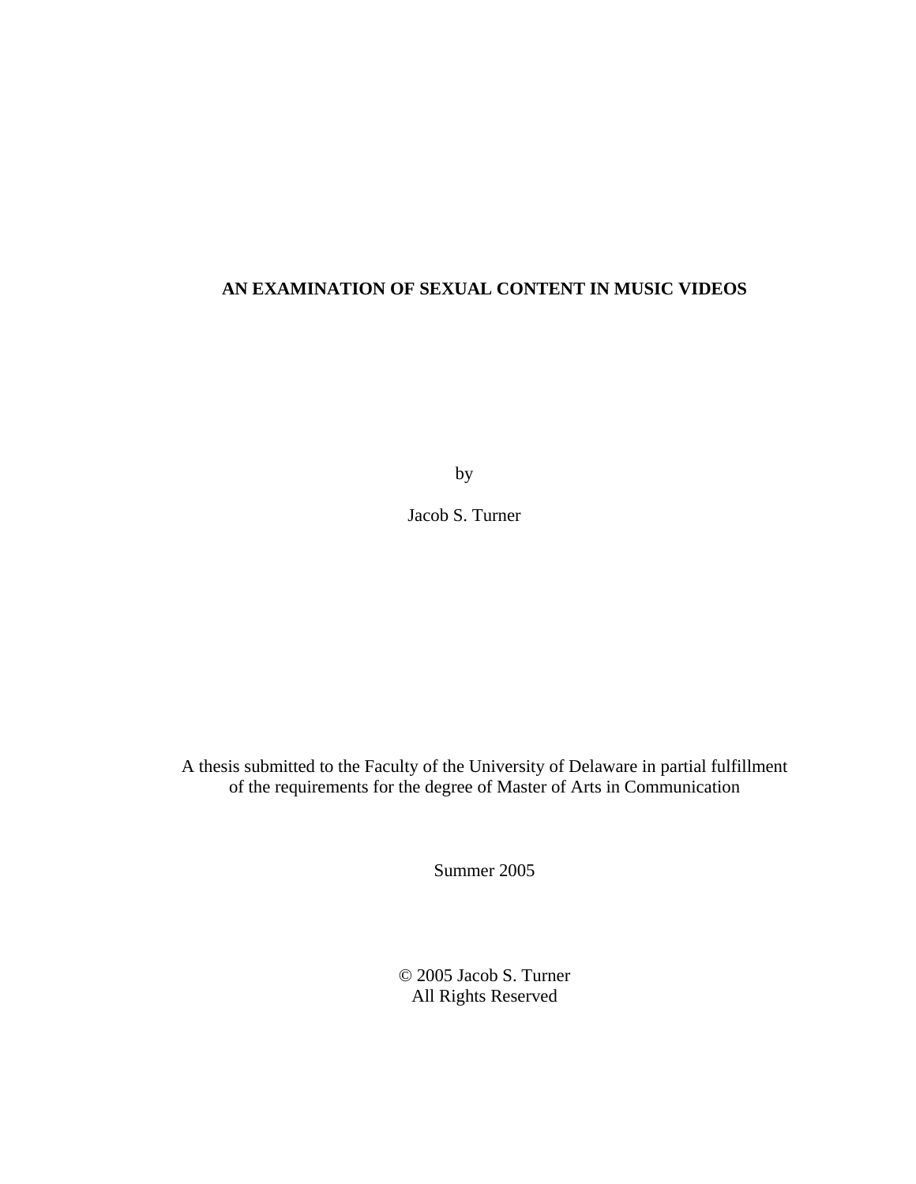# AN EXAMINATION OF SEXUAL CONTENT IN MUSIC VIDEOS

by

Jacob S. Turner

A thesis submitted to the Faculty of the University of Delaware in partial fulfillment of the requirements for the degree of Master of Arts in Communication

Summer 2005

© 2005 Jacob S. Turner
All Rights Reserved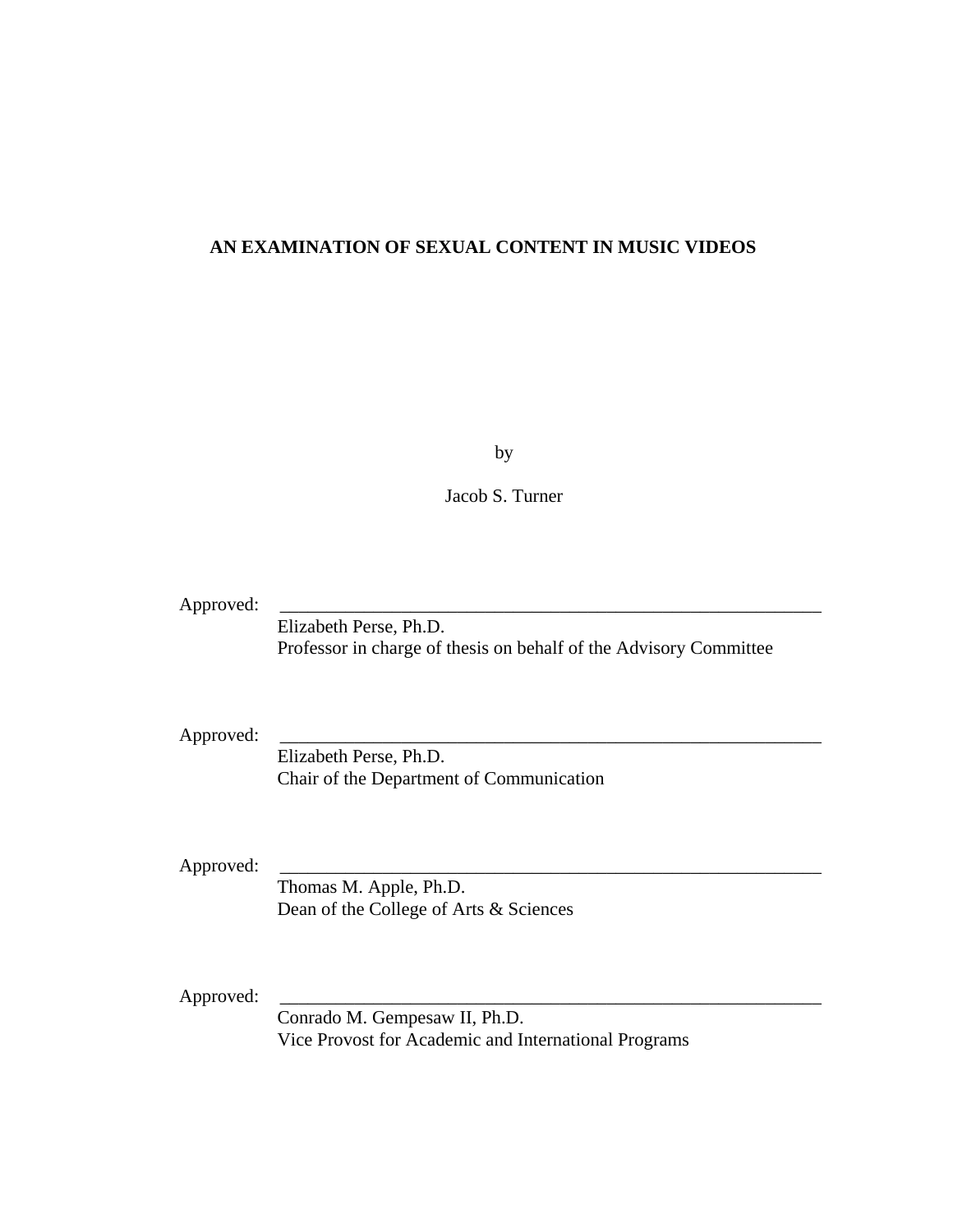**AN EXAMINATION OF SEXUAL CONTENT IN MUSIC VIDEOS**

by

Jacob S. Turner

Approved: \_\_\_\_\_\_\_\_\_\_\_\_\_\_\_\_\_\_\_\_\_\_\_\_\_\_\_\_\_\_\_\_\_\_\_\_\_\_\_\_\_\_\_\_\_\_\_\_\_\_\_\_\_\_\_\_\_\_
Elizabeth Perse, Ph.D.
Professor in charge of thesis on behalf of the Advisory Committee

Approved: \_\_\_\_\_\_\_\_\_\_\_\_\_\_\_\_\_\_\_\_\_\_\_\_\_\_\_\_\_\_\_\_\_\_\_\_\_\_\_\_\_\_\_\_\_\_\_\_\_\_\_\_\_\_\_\_\_\_
Elizabeth Perse, Ph.D.
Chair of the Department of Communication

Approved: \_\_\_\_\_\_\_\_\_\_\_\_\_\_\_\_\_\_\_\_\_\_\_\_\_\_\_\_\_\_\_\_\_\_\_\_\_\_\_\_\_\_\_\_\_\_\_\_\_\_\_\_\_\_\_\_\_\_
Thomas M. Apple, Ph.D.
Dean of the College of Arts & Sciences

Approved: \_\_\_\_\_\_\_\_\_\_\_\_\_\_\_\_\_\_\_\_\_\_\_\_\_\_\_\_\_\_\_\_\_\_\_\_\_\_\_\_\_\_\_\_\_\_\_\_\_\_\_\_\_\_\_\_\_\_
Conrado M. Gempesaw II, Ph.D.
Vice Provost for Academic and International Programs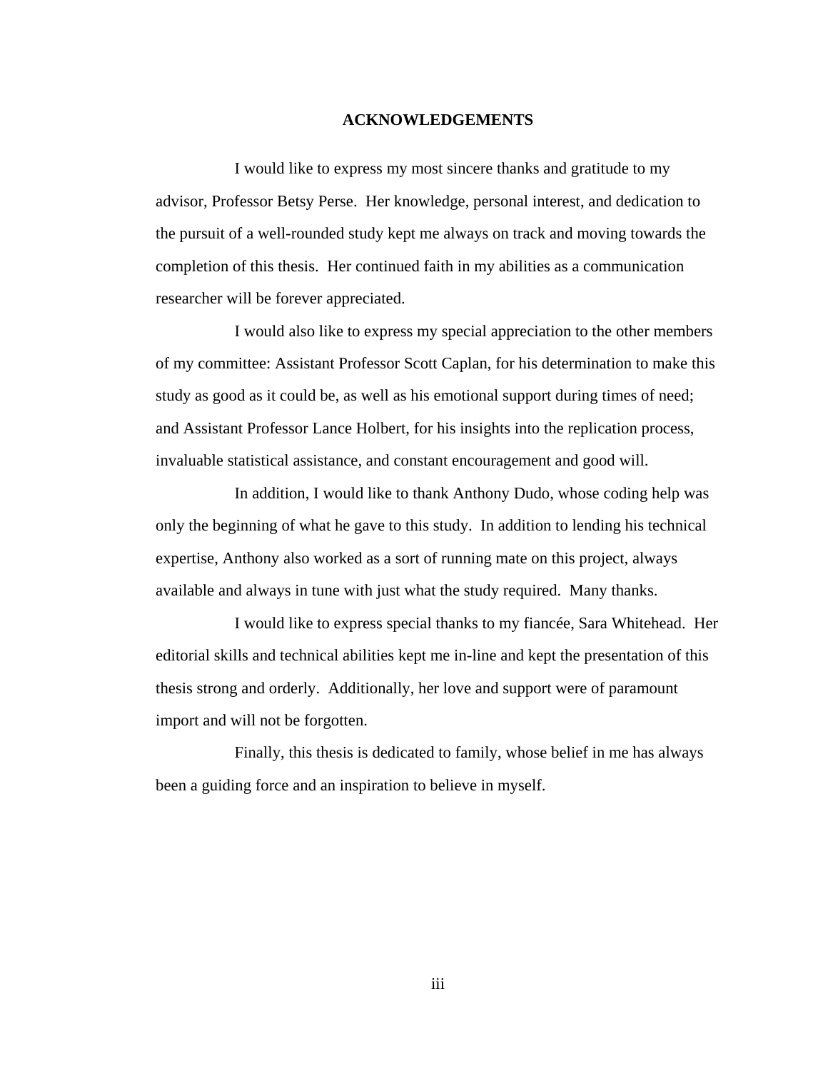# ACKNOWLEDGEMENTS

I would like to express my most sincere thanks and gratitude to my advisor, Professor Betsy Perse. Her knowledge, personal interest, and dedication to the pursuit of a well-rounded study kept me always on track and moving towards the completion of this thesis. Her continued faith in my abilities as a communication researcher will be forever appreciated.

I would also like to express my special appreciation to the other members of my committee: Assistant Professor Scott Caplan, for his determination to make this study as good as it could be, as well as his emotional support during times of need; and Assistant Professor Lance Holbert, for his insights into the replication process, invaluable statistical assistance, and constant encouragement and good will.

In addition, I would like to thank Anthony Dudo, whose coding help was only the beginning of what he gave to this study. In addition to lending his technical expertise, Anthony also worked as a sort of running mate on this project, always available and always in tune with just what the study required. Many thanks.

I would like to express special thanks to my fiancée, Sara Whitehead. Her editorial skills and technical abilities kept me in-line and kept the presentation of this thesis strong and orderly. Additionally, her love and support were of paramount import and will not be forgotten.

Finally, this thesis is dedicated to family, whose belief in me has always been a guiding force and an inspiration to believe in myself.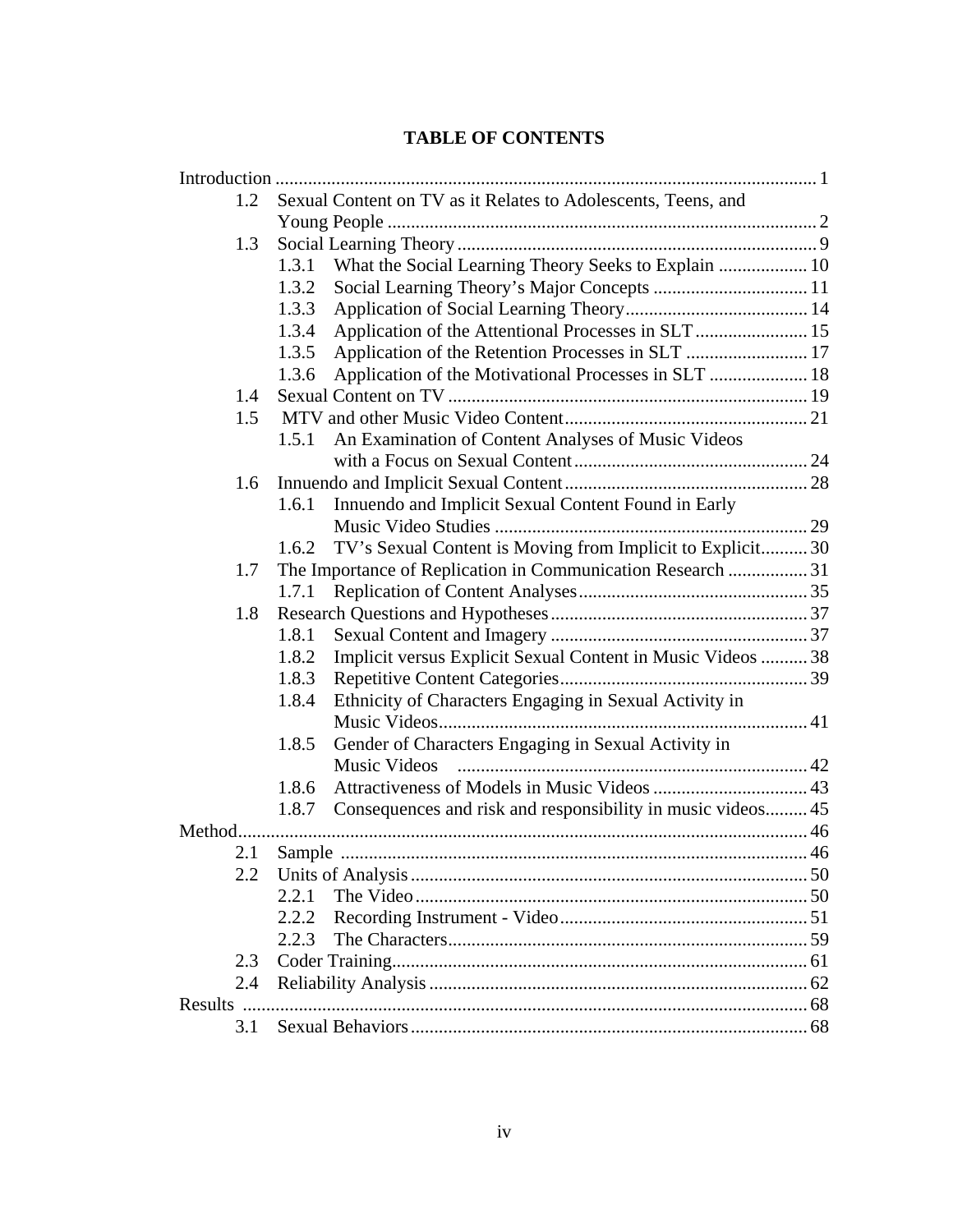# TABLE OF CONTENTS

Introduction ... 1

- 1.2 Sexual Content on TV as it Relates to Adolescents, Teens, and Young People ... 2
- 1.3 Social Learning Theory ... 9
  - 1.3.1 What the Social Learning Theory Seeks to Explain ... 10
  - 1.3.2 Social Learning Theory's Major Concepts ... 11
  - 1.3.3 Application of Social Learning Theory ... 14
  - 1.3.4 Application of the Attentional Processes in SLT ... 15
  - 1.3.5 Application of the Retention Processes in SLT ... 17
  - 1.3.6 Application of the Motivational Processes in SLT ... 18
- 1.4 Sexual Content on TV ... 19
- 1.5 MTV and other Music Video Content ... 21
  - 1.5.1 An Examination of Content Analyses of Music Videos with a Focus on Sexual Content ... 24
- 1.6 Innuendo and Implicit Sexual Content ... 28
  - 1.6.1 Innuendo and Implicit Sexual Content Found in Early Music Video Studies ... 29
  - 1.6.2 TV's Sexual Content is Moving from Implicit to Explicit ... 30
- 1.7 The Importance of Replication in Communication Research ... 31
  - 1.7.1 Replication of Content Analyses ... 35
- 1.8 Research Questions and Hypotheses ... 37
  - 1.8.1 Sexual Content and Imagery ... 37
  - 1.8.2 Implicit versus Explicit Sexual Content in Music Videos ... 38
  - 1.8.3 Repetitive Content Categories ... 39
  - 1.8.4 Ethnicity of Characters Engaging in Sexual Activity in Music Videos ... 41
  - 1.8.5 Gender of Characters Engaging in Sexual Activity in Music Videos ... 42
  - 1.8.6 Attractiveness of Models in Music Videos ... 43
  - 1.8.7 Consequences and risk and responsibility in music videos ... 45

Method ... 46

- 2.1 Sample ... 46
- 2.2 Units of Analysis ... 50
  - 2.2.1 The Video ... 50
  - 2.2.2 Recording Instrument - Video ... 51
  - 2.2.3 The Characters ... 59
- 2.3 Coder Training ... 61
- 2.4 Reliability Analysis ... 62

Results ... 68

- 3.1 Sexual Behaviors ... 68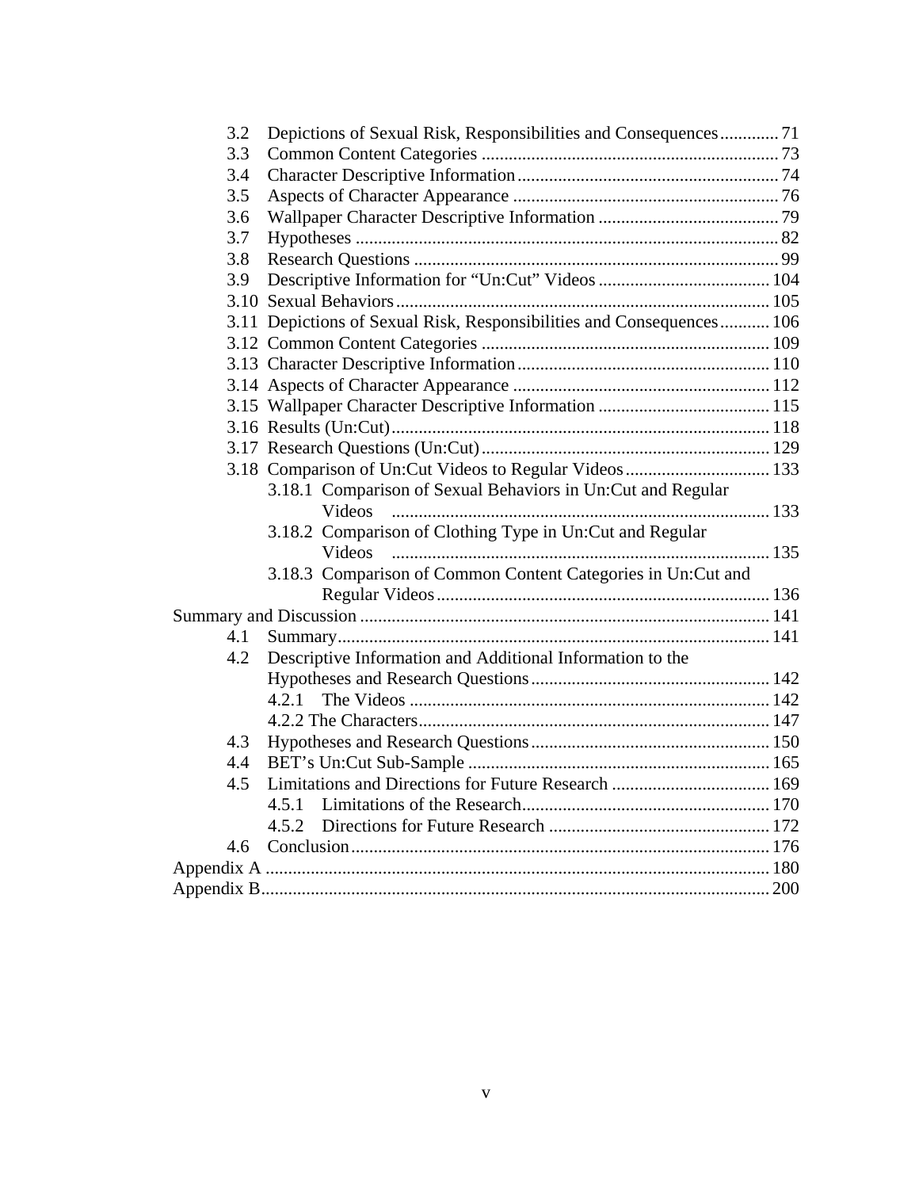3.2 Depictions of Sexual Risk, Responsibilities and Consequences ............. 71
3.3 Common Content Categories .................................................................. 73
3.4 Character Descriptive Information .......................................................... 74
3.5 Aspects of Character Appearance ........................................................... 76
3.6 Wallpaper Character Descriptive Information ......................................... 79
3.7 Hypotheses .............................................................................................. 82
3.8 Research Questions ................................................................................. 99
3.9 Descriptive Information for "Un:Cut" Videos ...................................... 104
3.10 Sexual Behaviors .................................................................................. 105
3.11 Depictions of Sexual Risk, Responsibilities and Consequences ........... 106
3.12 Common Content Categories ................................................................ 109
3.13 Character Descriptive Information ........................................................ 110
3.14 Aspects of Character Appearance ......................................................... 112
3.15 Wallpaper Character Descriptive Information ...................................... 115
3.16 Results (Un:Cut) .................................................................................... 118
3.17 Research Questions (Un:Cut) ................................................................ 129
3.18 Comparison of Un:Cut Videos to Regular Videos ................................ 133
3.18.1 Comparison of Sexual Behaviors in Un:Cut and Regular Videos ..... 133
3.18.2 Comparison of Clothing Type in Un:Cut and Regular Videos ..... 135
3.18.3 Comparison of Common Content Categories in Un:Cut and Regular Videos ..... 136

Summary and Discussion ........................................................................................... 141
4.1 Summary ................................................................................................ 141
4.2 Descriptive Information and Additional Information to the Hypotheses and Research Questions ..... 142
4.2.1 The Videos ................................................................................ 142
4.2.2 The Characters ............................................................................ 147
4.3 Hypotheses and Research Questions ..................................................... 150
4.4 BET's Un:Cut Sub-Sample ................................................................... 165
4.5 Limitations and Directions for Future Research ................................... 169
4.5.1 Limitations of the Research ....................................................... 170
4.5.2 Directions for Future Research ................................................. 172
4.6 Conclusion ............................................................................................. 176

Appendix A ............................................................................................................... 180
Appendix B ............................................................................................................... 200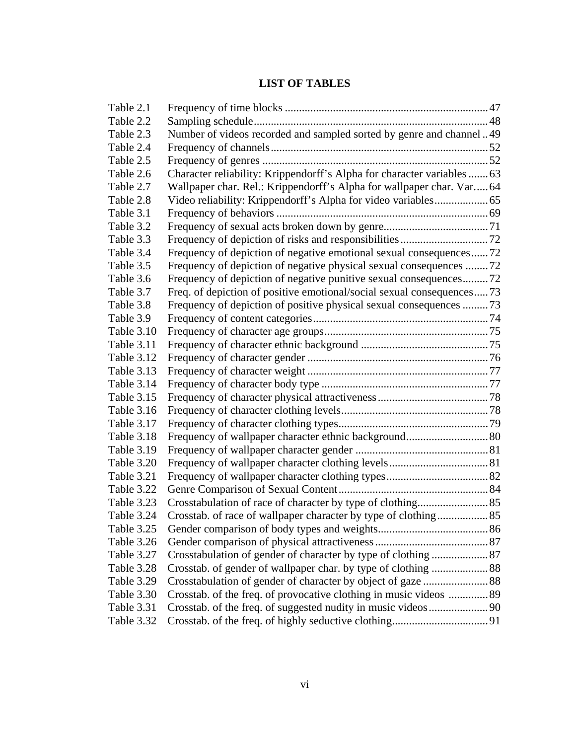# LIST OF TABLES

| | | |
|---|---|---|
| Table 2.1 | Frequency of time blocks | 47 |
| Table 2.2 | Sampling schedule | 48 |
| Table 2.3 | Number of videos recorded and sampled sorted by genre and channel | 49 |
| Table 2.4 | Frequency of channels | 52 |
| Table 2.5 | Frequency of genres | 52 |
| Table 2.6 | Character reliability: Krippendorff's Alpha for character variables | 63 |
| Table 2.7 | Wallpaper char. Rel.: Krippendorff's Alpha for wallpaper char. Var. | 64 |
| Table 2.8 | Video reliability: Krippendorff's Alpha for video variables | 65 |
| Table 3.1 | Frequency of behaviors | 69 |
| Table 3.2 | Frequency of sexual acts broken down by genre | 71 |
| Table 3.3 | Frequency of depiction of risks and responsibilities | 72 |
| Table 3.4 | Frequency of depiction of negative emotional sexual consequences | 72 |
| Table 3.5 | Frequency of depiction of negative physical sexual consequences | 72 |
| Table 3.6 | Frequency of depiction of negative punitive sexual consequences | 72 |
| Table 3.7 | Freq. of depiction of positive emotional/social sexual consequences | 73 |
| Table 3.8 | Frequency of depiction of positive physical sexual consequences | 73 |
| Table 3.9 | Frequency of content categories | 74 |
| Table 3.10 | Frequency of character age groups | 75 |
| Table 3.11 | Frequency of character ethnic background | 75 |
| Table 3.12 | Frequency of character gender | 76 |
| Table 3.13 | Frequency of character weight | 77 |
| Table 3.14 | Frequency of character body type | 77 |
| Table 3.15 | Frequency of character physical attractiveness | 78 |
| Table 3.16 | Frequency of character clothing levels | 78 |
| Table 3.17 | Frequency of character clothing types | 79 |
| Table 3.18 | Frequency of wallpaper character ethnic background | 80 |
| Table 3.19 | Frequency of wallpaper character gender | 81 |
| Table 3.20 | Frequency of wallpaper character clothing levels | 81 |
| Table 3.21 | Frequency of wallpaper character clothing types | 82 |
| Table 3.22 | Genre Comparison of Sexual Content | 84 |
| Table 3.23 | Crosstabulation of race of character by type of clothing | 85 |
| Table 3.24 | Crosstab. of race of wallpaper character by type of clothing | 85 |
| Table 3.25 | Gender comparison of body types and weights | 86 |
| Table 3.26 | Gender comparison of physical attractiveness | 87 |
| Table 3.27 | Crosstabulation of gender of character by type of clothing | 87 |
| Table 3.28 | Crosstab. of gender of wallpaper char. by type of clothing | 88 |
| Table 3.29 | Crosstabulation of gender of character by object of gaze | 88 |
| Table 3.30 | Crosstab. of the freq. of provocative clothing in music videos | 89 |
| Table 3.31 | Crosstab. of the freq. of suggested nudity in music videos | 90 |
| Table 3.32 | Crosstab. of the freq. of highly seductive clothing | 91 |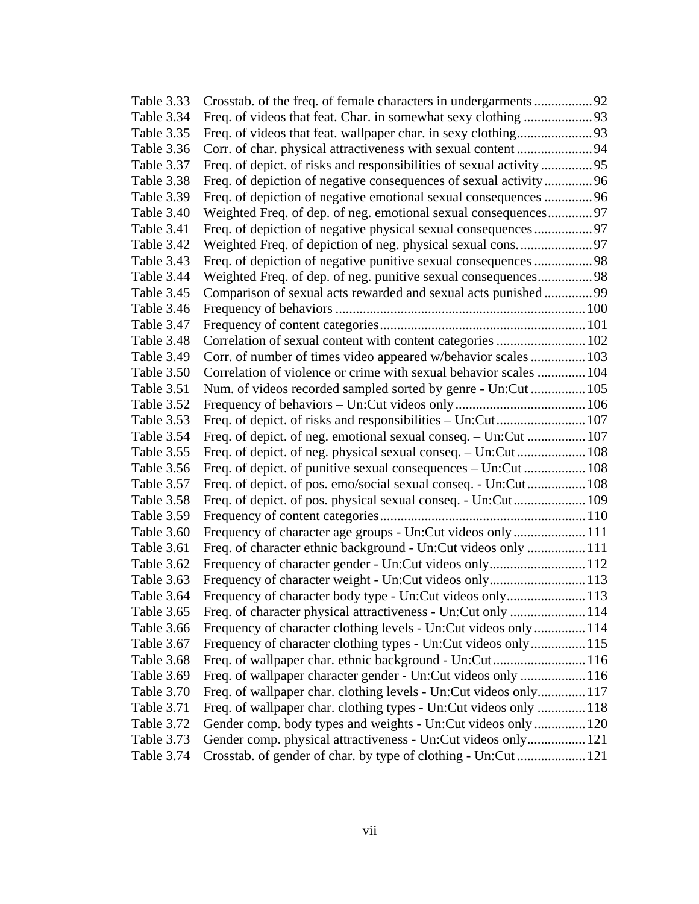| | | |
|---|---|---|
| Table 3.33 | Crosstab. of the freq. of female characters in undergarments | 92 |
| Table 3.34 | Freq. of videos that feat. Char. in somewhat sexy clothing | 93 |
| Table 3.35 | Freq. of videos that feat. wallpaper char. in sexy clothing | 93 |
| Table 3.36 | Corr. of char. physical attractiveness with sexual content | 94 |
| Table 3.37 | Freq. of depict. of risks and responsibilities of sexual activity | 95 |
| Table 3.38 | Freq. of depiction of negative consequences of sexual activity | 96 |
| Table 3.39 | Freq. of depiction of negative emotional sexual consequences | 96 |
| Table 3.40 | Weighted Freq. of dep. of neg. emotional sexual consequences | 97 |
| Table 3.41 | Freq. of depiction of negative physical sexual consequences | 97 |
| Table 3.42 | Weighted Freq. of depiction of neg. physical sexual cons. | 97 |
| Table 3.43 | Freq. of depiction of negative punitive sexual consequences | 98 |
| Table 3.44 | Weighted Freq. of dep. of neg. punitive sexual consequences | 98 |
| Table 3.45 | Comparison of sexual acts rewarded and sexual acts punished | 99 |
| Table 3.46 | Frequency of behaviors | 100 |
| Table 3.47 | Frequency of content categories | 101 |
| Table 3.48 | Correlation of sexual content with content categories | 102 |
| Table 3.49 | Corr. of number of times video appeared w/behavior scales | 103 |
| Table 3.50 | Correlation of violence or crime with sexual behavior scales | 104 |
| Table 3.51 | Num. of videos recorded sampled sorted by genre - Un:Cut | 105 |
| Table 3.52 | Frequency of behaviors – Un:Cut videos only | 106 |
| Table 3.53 | Freq. of depict. of risks and responsibilities – Un:Cut | 107 |
| Table 3.54 | Freq. of depict. of neg. emotional sexual conseq. – Un:Cut | 107 |
| Table 3.55 | Freq. of depict. of neg. physical sexual conseq. – Un:Cut | 108 |
| Table 3.56 | Freq. of depict. of punitive sexual consequences – Un:Cut | 108 |
| Table 3.57 | Freq. of depict. of pos. emo/social sexual conseq. - Un:Cut | 108 |
| Table 3.58 | Freq. of depict. of pos. physical sexual conseq. - Un:Cut | 109 |
| Table 3.59 | Frequency of content categories | 110 |
| Table 3.60 | Frequency of character age groups - Un:Cut videos only | 111 |
| Table 3.61 | Freq. of character ethnic background - Un:Cut videos only | 111 |
| Table 3.62 | Frequency of character gender - Un:Cut videos only | 112 |
| Table 3.63 | Frequency of character weight - Un:Cut videos only | 113 |
| Table 3.64 | Frequency of character body type - Un:Cut videos only | 113 |
| Table 3.65 | Freq. of character physical attractiveness - Un:Cut only | 114 |
| Table 3.66 | Frequency of character clothing levels - Un:Cut videos only | 114 |
| Table 3.67 | Frequency of character clothing types - Un:Cut videos only | 115 |
| Table 3.68 | Freq. of wallpaper char. ethnic background - Un:Cut | 116 |
| Table 3.69 | Freq. of wallpaper character gender - Un:Cut videos only | 116 |
| Table 3.70 | Freq. of wallpaper char. clothing levels - Un:Cut videos only | 117 |
| Table 3.71 | Freq. of wallpaper char. clothing types - Un:Cut videos only | 118 |
| Table 3.72 | Gender comp. body types and weights - Un:Cut videos only | 120 |
| Table 3.73 | Gender comp. physical attractiveness - Un:Cut videos only | 121 |
| Table 3.74 | Crosstab. of gender of char. by type of clothing - Un:Cut | 121 |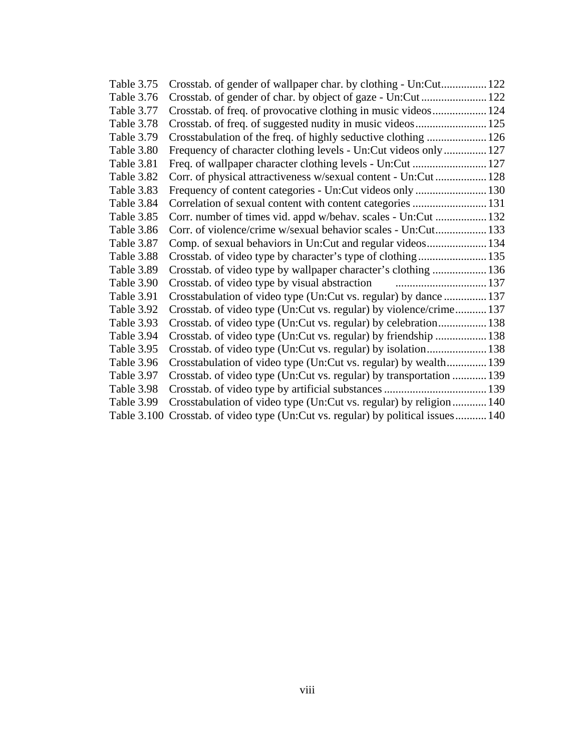| | | |
|---|---|---|
| Table 3.75 | Crosstab. of gender of wallpaper char. by clothing - Un:Cut | 122 |
| Table 3.76 | Crosstab. of gender of char. by object of gaze - Un:Cut | 122 |
| Table 3.77 | Crosstab. of freq. of provocative clothing in music videos | 124 |
| Table 3.78 | Crosstab. of freq. of suggested nudity in music videos | 125 |
| Table 3.79 | Crosstabulation of the freq. of highly seductive clothing | 126 |
| Table 3.80 | Frequency of character clothing levels - Un:Cut videos only | 127 |
| Table 3.81 | Freq. of wallpaper character clothing levels - Un:Cut | 127 |
| Table 3.82 | Corr. of physical attractiveness w/sexual content - Un:Cut | 128 |
| Table 3.83 | Frequency of content categories - Un:Cut videos only | 130 |
| Table 3.84 | Correlation of sexual content with content categories | 131 |
| Table 3.85 | Corr. number of times vid. appd w/behav. scales - Un:Cut | 132 |
| Table 3.86 | Corr. of violence/crime w/sexual behavior scales - Un:Cut | 133 |
| Table 3.87 | Comp. of sexual behaviors in Un:Cut and regular videos | 134 |
| Table 3.88 | Crosstab. of video type by character's type of clothing | 135 |
| Table 3.89 | Crosstab. of video type by wallpaper character's clothing | 136 |
| Table 3.90 | Crosstab. of video type by visual abstraction | 137 |
| Table 3.91 | Crosstabulation of video type (Un:Cut vs. regular) by dance | 137 |
| Table 3.92 | Crosstab. of video type (Un:Cut vs. regular) by violence/crime | 137 |
| Table 3.93 | Crosstab. of video type (Un:Cut vs. regular) by celebration | 138 |
| Table 3.94 | Crosstab. of video type (Un:Cut vs. regular) by friendship | 138 |
| Table 3.95 | Crosstab. of video type (Un:Cut vs. regular) by isolation | 138 |
| Table 3.96 | Crosstabulation of video type (Un:Cut vs. regular) by wealth | 139 |
| Table 3.97 | Crosstab. of video type (Un:Cut vs. regular) by transportation | 139 |
| Table 3.98 | Crosstab. of video type by artificial substances | 139 |
| Table 3.99 | Crosstabulation of video type (Un:Cut vs. regular) by religion | 140 |
| Table 3.100 | Crosstab. of video type (Un:Cut vs. regular) by political issues | 140 |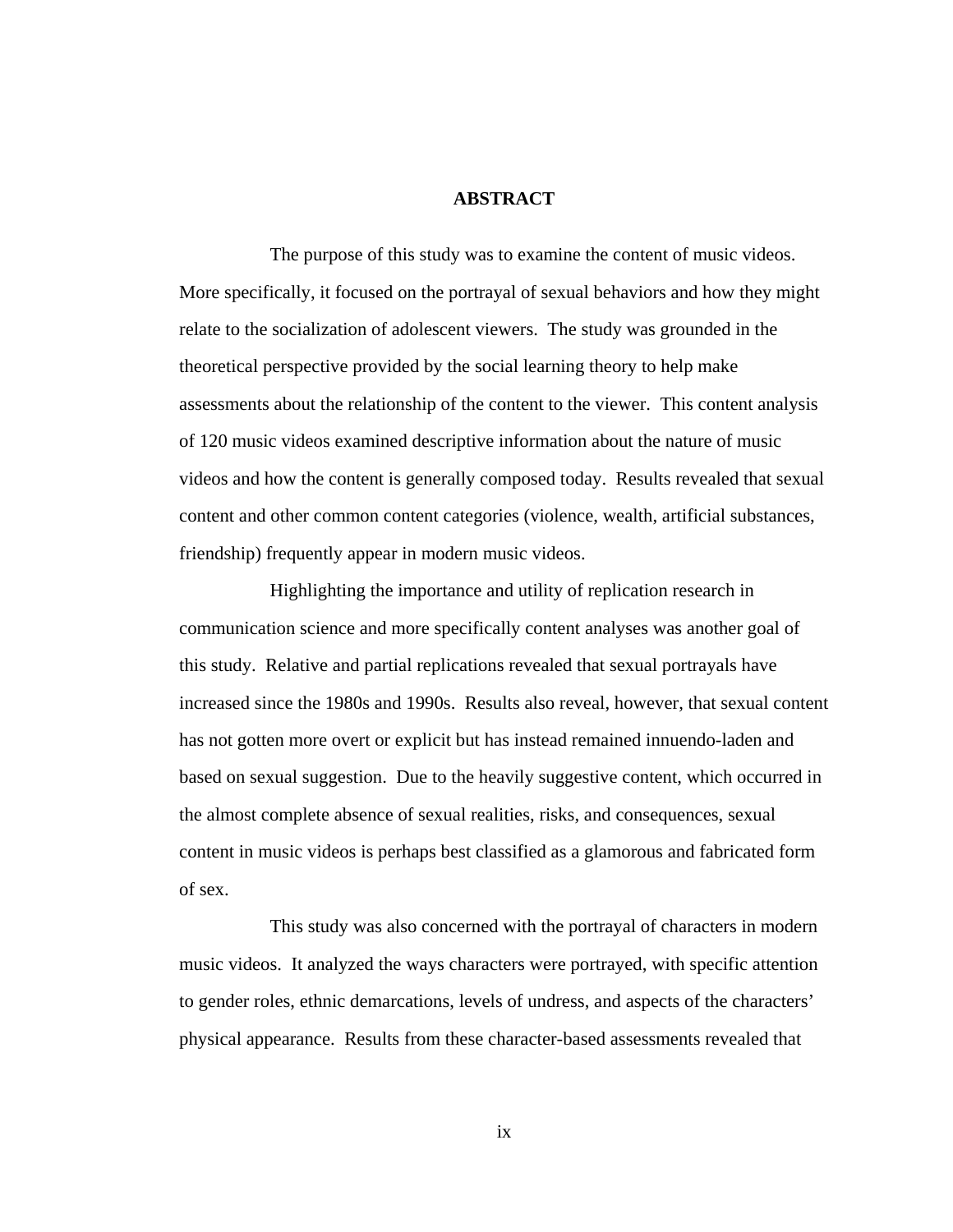# ABSTRACT

The purpose of this study was to examine the content of music videos. More specifically, it focused on the portrayal of sexual behaviors and how they might relate to the socialization of adolescent viewers. The study was grounded in the theoretical perspective provided by the social learning theory to help make assessments about the relationship of the content to the viewer. This content analysis of 120 music videos examined descriptive information about the nature of music videos and how the content is generally composed today. Results revealed that sexual content and other common content categories (violence, wealth, artificial substances, friendship) frequently appear in modern music videos.

Highlighting the importance and utility of replication research in communication science and more specifically content analyses was another goal of this study. Relative and partial replications revealed that sexual portrayals have increased since the 1980s and 1990s. Results also reveal, however, that sexual content has not gotten more overt or explicit but has instead remained innuendo-laden and based on sexual suggestion. Due to the heavily suggestive content, which occurred in the almost complete absence of sexual realities, risks, and consequences, sexual content in music videos is perhaps best classified as a glamorous and fabricated form of sex.

This study was also concerned with the portrayal of characters in modern music videos. It analyzed the ways characters were portrayed, with specific attention to gender roles, ethnic demarcations, levels of undress, and aspects of the characters' physical appearance. Results from these character-based assessments revealed that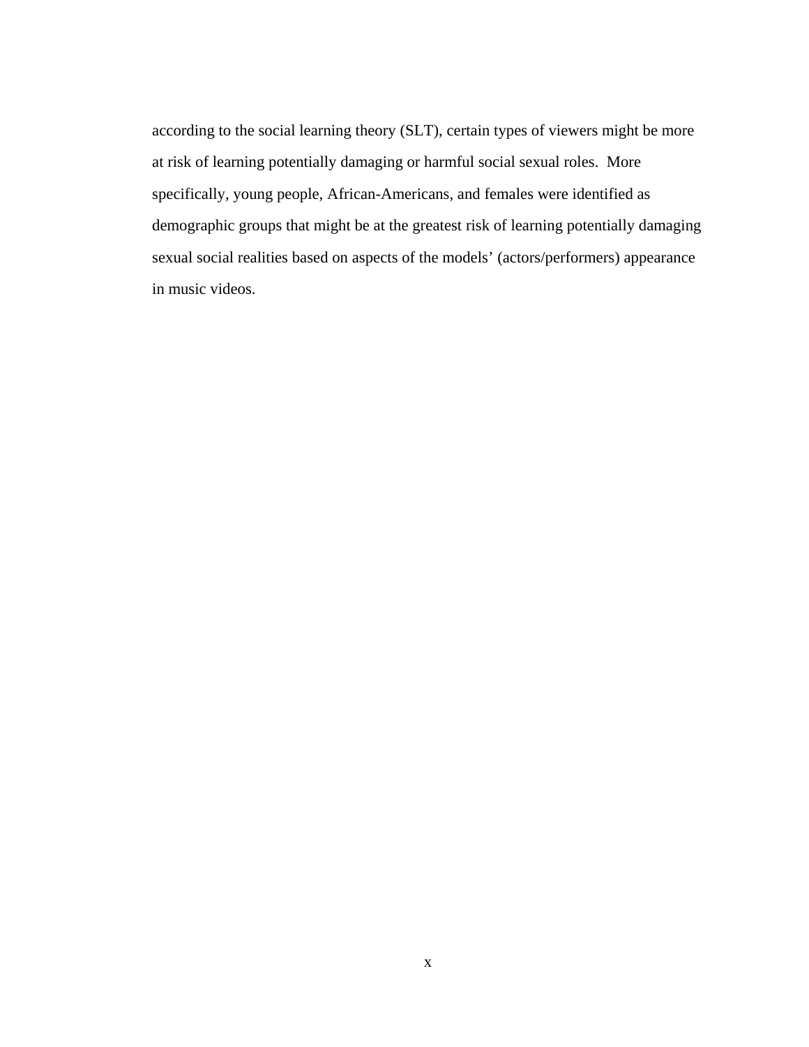according to the social learning theory (SLT), certain types of viewers might be more at risk of learning potentially damaging or harmful social sexual roles.  More specifically, young people, African-Americans, and females were identified as demographic groups that might be at the greatest risk of learning potentially damaging sexual social realities based on aspects of the models' (actors/performers) appearance in music videos.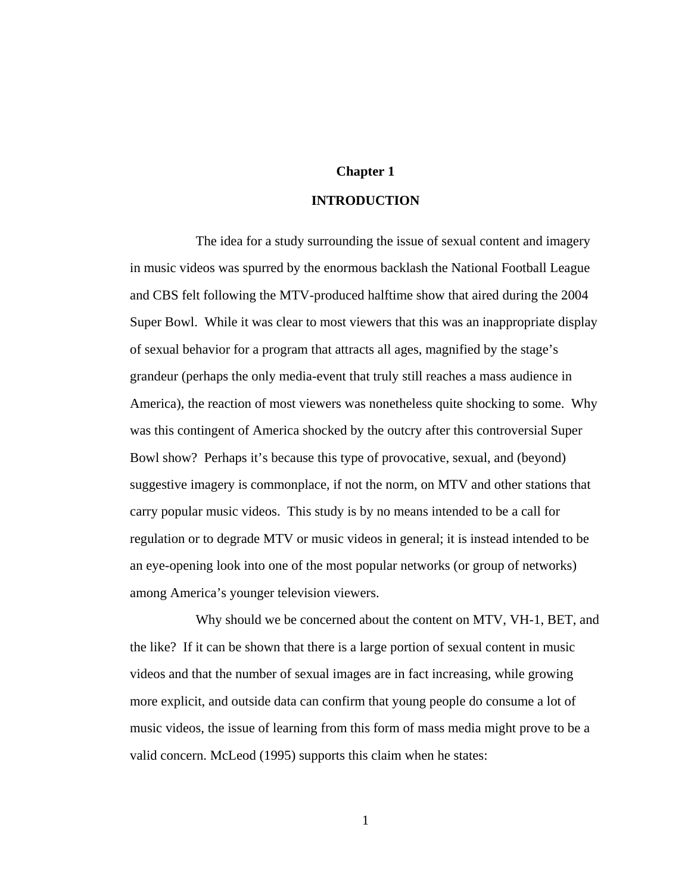# Chapter 1

# INTRODUCTION

The idea for a study surrounding the issue of sexual content and imagery in music videos was spurred by the enormous backlash the National Football League and CBS felt following the MTV-produced halftime show that aired during the 2004 Super Bowl. While it was clear to most viewers that this was an inappropriate display of sexual behavior for a program that attracts all ages, magnified by the stage's grandeur (perhaps the only media-event that truly still reaches a mass audience in America), the reaction of most viewers was nonetheless quite shocking to some. Why was this contingent of America shocked by the outcry after this controversial Super Bowl show? Perhaps it's because this type of provocative, sexual, and (beyond) suggestive imagery is commonplace, if not the norm, on MTV and other stations that carry popular music videos. This study is by no means intended to be a call for regulation or to degrade MTV or music videos in general; it is instead intended to be an eye-opening look into one of the most popular networks (or group of networks) among America's younger television viewers.

Why should we be concerned about the content on MTV, VH-1, BET, and the like? If it can be shown that there is a large portion of sexual content in music videos and that the number of sexual images are in fact increasing, while growing more explicit, and outside data can confirm that young people do consume a lot of music videos, the issue of learning from this form of mass media might prove to be a valid concern. McLeod (1995) supports this claim when he states: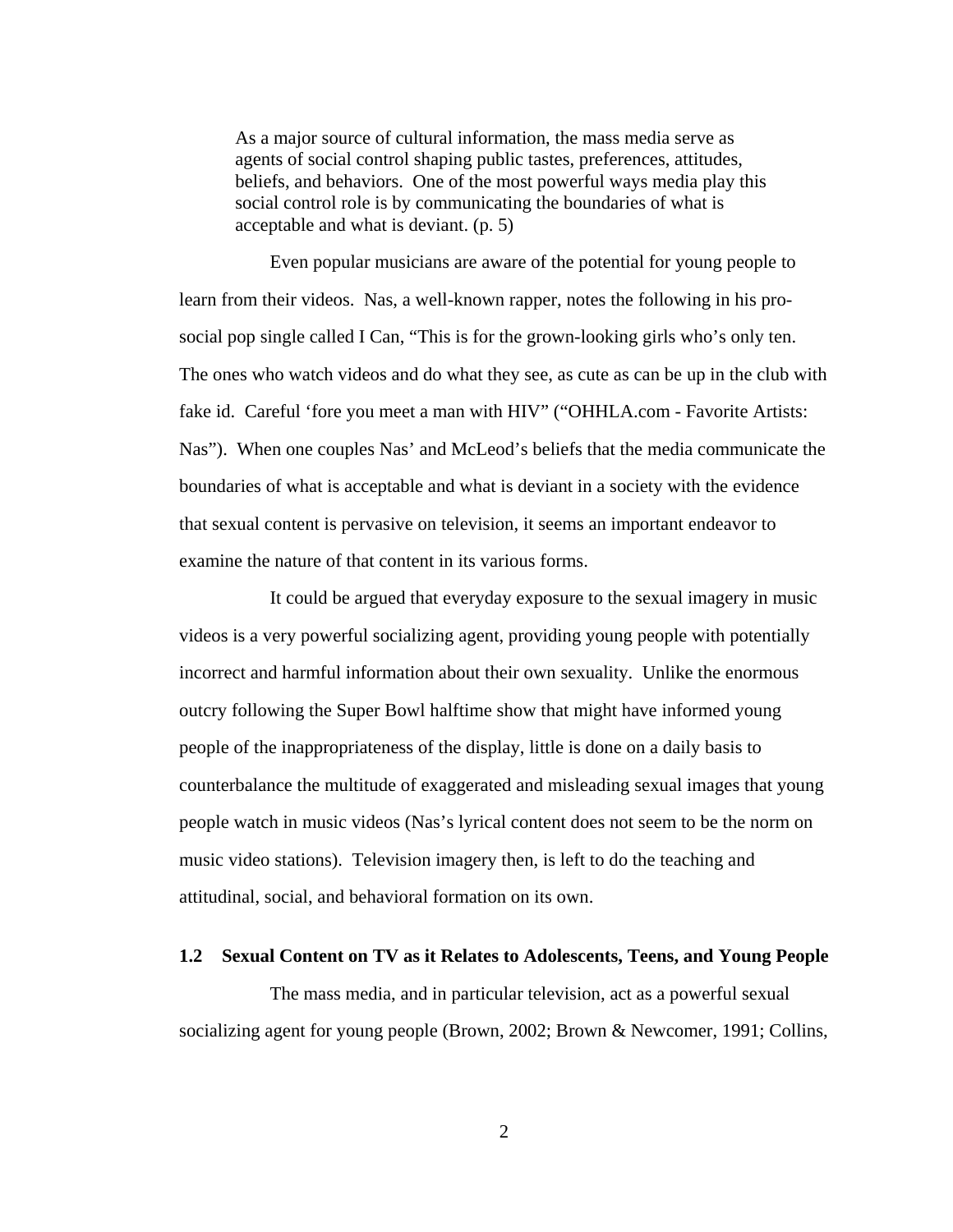> As a major source of cultural information, the mass media serve as agents of social control shaping public tastes, preferences, attitudes, beliefs, and behaviors. One of the most powerful ways media play this social control role is by communicating the boundaries of what is acceptable and what is deviant. (p. 5)

Even popular musicians are aware of the potential for young people to learn from their videos. Nas, a well-known rapper, notes the following in his pro-social pop single called I Can, “This is for the grown-looking girls who’s only ten. The ones who watch videos and do what they see, as cute as can be up in the club with fake id. Careful ‘fore you meet a man with HIV” (“OHHLA.com - Favorite Artists: Nas”). When one couples Nas’ and McLeod’s beliefs that the media communicate the boundaries of what is acceptable and what is deviant in a society with the evidence that sexual content is pervasive on television, it seems an important endeavor to examine the nature of that content in its various forms.

It could be argued that everyday exposure to the sexual imagery in music videos is a very powerful socializing agent, providing young people with potentially incorrect and harmful information about their own sexuality. Unlike the enormous outcry following the Super Bowl halftime show that might have informed young people of the inappropriateness of the display, little is done on a daily basis to counterbalance the multitude of exaggerated and misleading sexual images that young people watch in music videos (Nas’s lyrical content does not seem to be the norm on music video stations). Television imagery then, is left to do the teaching and attitudinal, social, and behavioral formation on its own.

### 1.2 Sexual Content on TV as it Relates to Adolescents, Teens, and Young People

The mass media, and in particular television, act as a powerful sexual socializing agent for young people (Brown, 2002; Brown & Newcomer, 1991; Collins,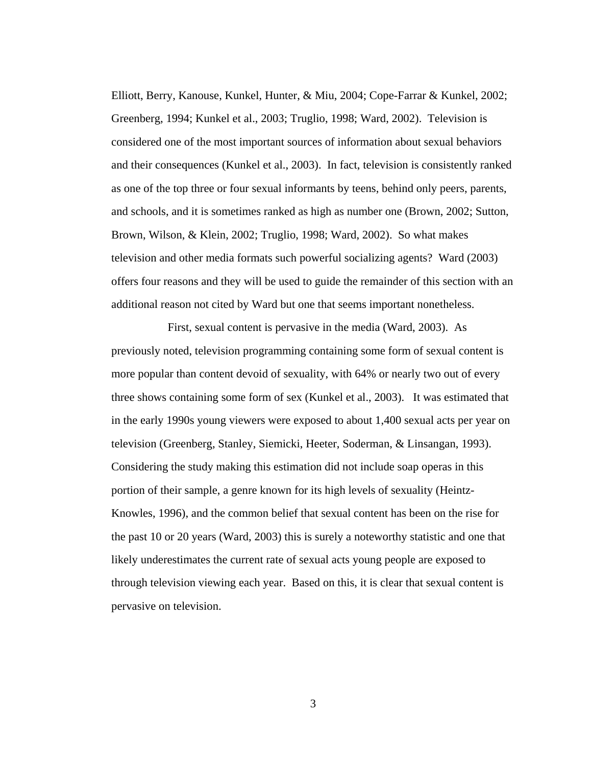Elliott, Berry, Kanouse, Kunkel, Hunter, & Miu, 2004; Cope-Farrar & Kunkel, 2002; Greenberg, 1994; Kunkel et al., 2003; Truglio, 1998; Ward, 2002). Television is considered one of the most important sources of information about sexual behaviors and their consequences (Kunkel et al., 2003). In fact, television is consistently ranked as one of the top three or four sexual informants by teens, behind only peers, parents, and schools, and it is sometimes ranked as high as number one (Brown, 2002; Sutton, Brown, Wilson, & Klein, 2002; Truglio, 1998; Ward, 2002). So what makes television and other media formats such powerful socializing agents? Ward (2003) offers four reasons and they will be used to guide the remainder of this section with an additional reason not cited by Ward but one that seems important nonetheless.

First, sexual content is pervasive in the media (Ward, 2003). As previously noted, television programming containing some form of sexual content is more popular than content devoid of sexuality, with 64% or nearly two out of every three shows containing some form of sex (Kunkel et al., 2003). It was estimated that in the early 1990s young viewers were exposed to about 1,400 sexual acts per year on television (Greenberg, Stanley, Siemicki, Heeter, Soderman, & Linsangan, 1993). Considering the study making this estimation did not include soap operas in this portion of their sample, a genre known for its high levels of sexuality (Heintz-Knowles, 1996), and the common belief that sexual content has been on the rise for the past 10 or 20 years (Ward, 2003) this is surely a noteworthy statistic and one that likely underestimates the current rate of sexual acts young people are exposed to through television viewing each year. Based on this, it is clear that sexual content is pervasive on television.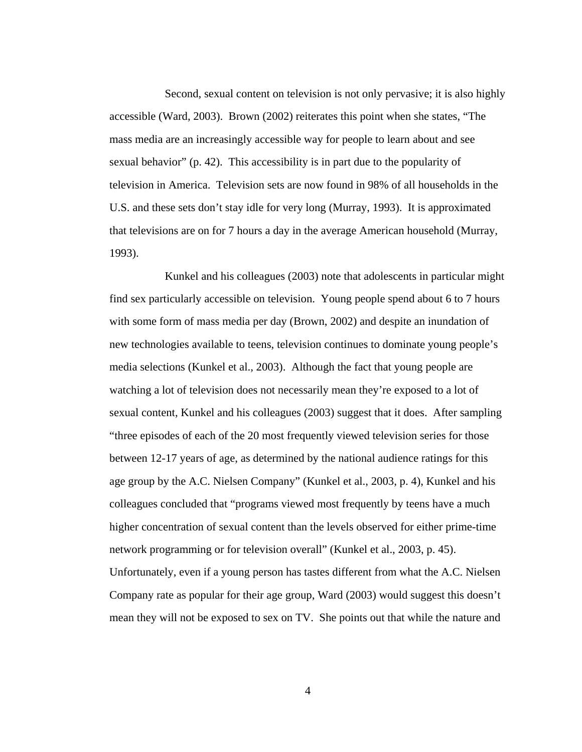Second, sexual content on television is not only pervasive; it is also highly accessible (Ward, 2003). Brown (2002) reiterates this point when she states, "The mass media are an increasingly accessible way for people to learn about and see sexual behavior" (p. 42). This accessibility is in part due to the popularity of television in America. Television sets are now found in 98% of all households in the U.S. and these sets don't stay idle for very long (Murray, 1993). It is approximated that televisions are on for 7 hours a day in the average American household (Murray, 1993).

Kunkel and his colleagues (2003) note that adolescents in particular might find sex particularly accessible on television. Young people spend about 6 to 7 hours with some form of mass media per day (Brown, 2002) and despite an inundation of new technologies available to teens, television continues to dominate young people's media selections (Kunkel et al., 2003). Although the fact that young people are watching a lot of television does not necessarily mean they're exposed to a lot of sexual content, Kunkel and his colleagues (2003) suggest that it does. After sampling "three episodes of each of the 20 most frequently viewed television series for those between 12-17 years of age, as determined by the national audience ratings for this age group by the A.C. Nielsen Company" (Kunkel et al., 2003, p. 4), Kunkel and his colleagues concluded that "programs viewed most frequently by teens have a much higher concentration of sexual content than the levels observed for either prime-time network programming or for television overall" (Kunkel et al., 2003, p. 45). Unfortunately, even if a young person has tastes different from what the A.C. Nielsen Company rate as popular for their age group, Ward (2003) would suggest this doesn't mean they will not be exposed to sex on TV. She points out that while the nature and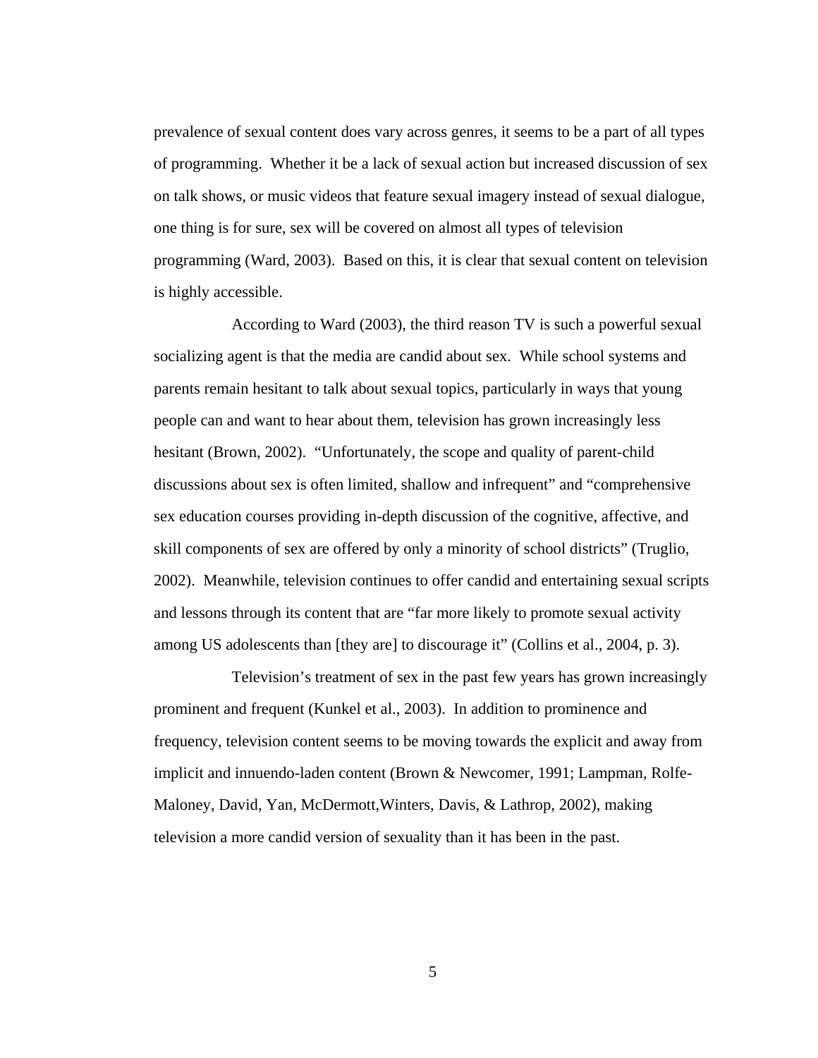prevalence of sexual content does vary across genres, it seems to be a part of all types of programming. Whether it be a lack of sexual action but increased discussion of sex on talk shows, or music videos that feature sexual imagery instead of sexual dialogue, one thing is for sure, sex will be covered on almost all types of television programming (Ward, 2003). Based on this, it is clear that sexual content on television is highly accessible.

According to Ward (2003), the third reason TV is such a powerful sexual socializing agent is that the media are candid about sex. While school systems and parents remain hesitant to talk about sexual topics, particularly in ways that young people can and want to hear about them, television has grown increasingly less hesitant (Brown, 2002). "Unfortunately, the scope and quality of parent-child discussions about sex is often limited, shallow and infrequent" and "comprehensive sex education courses providing in-depth discussion of the cognitive, affective, and skill components of sex are offered by only a minority of school districts" (Truglio, 2002). Meanwhile, television continues to offer candid and entertaining sexual scripts and lessons through its content that are "far more likely to promote sexual activity among US adolescents than [they are] to discourage it" (Collins et al., 2004, p. 3).

Television's treatment of sex in the past few years has grown increasingly prominent and frequent (Kunkel et al., 2003). In addition to prominence and frequency, television content seems to be moving towards the explicit and away from implicit and innuendo-laden content (Brown & Newcomer, 1991; Lampman, Rolfe-Maloney, David, Yan, McDermott,Winters, Davis, & Lathrop, 2002), making television a more candid version of sexuality than it has been in the past.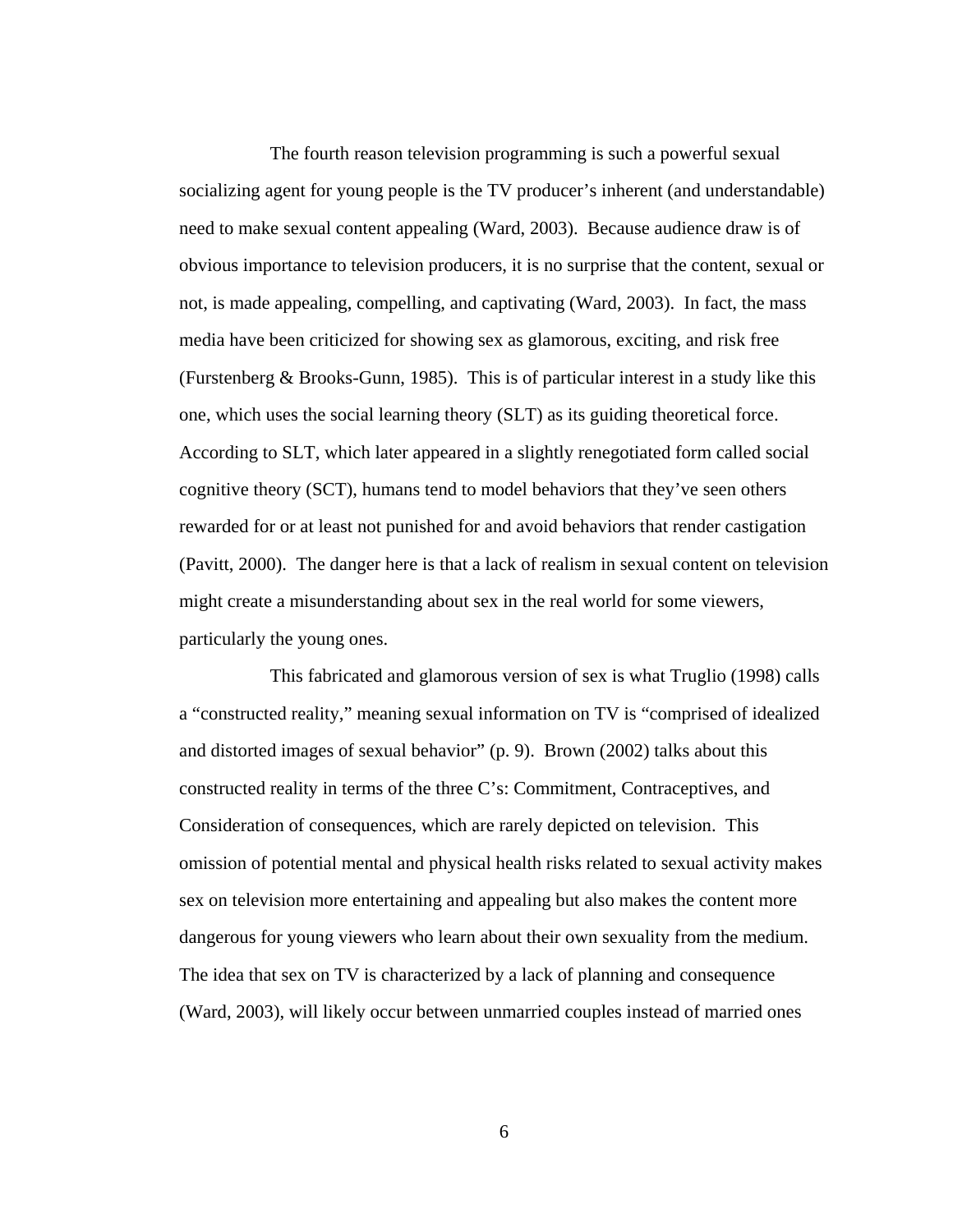The fourth reason television programming is such a powerful sexual socializing agent for young people is the TV producer's inherent (and understandable) need to make sexual content appealing (Ward, 2003). Because audience draw is of obvious importance to television producers, it is no surprise that the content, sexual or not, is made appealing, compelling, and captivating (Ward, 2003). In fact, the mass media have been criticized for showing sex as glamorous, exciting, and risk free (Furstenberg & Brooks-Gunn, 1985). This is of particular interest in a study like this one, which uses the social learning theory (SLT) as its guiding theoretical force. According to SLT, which later appeared in a slightly renegotiated form called social cognitive theory (SCT), humans tend to model behaviors that they've seen others rewarded for or at least not punished for and avoid behaviors that render castigation (Pavitt, 2000). The danger here is that a lack of realism in sexual content on television might create a misunderstanding about sex in the real world for some viewers, particularly the young ones.

This fabricated and glamorous version of sex is what Truglio (1998) calls a "constructed reality," meaning sexual information on TV is "comprised of idealized and distorted images of sexual behavior" (p. 9). Brown (2002) talks about this constructed reality in terms of the three C's: Commitment, Contraceptives, and Consideration of consequences, which are rarely depicted on television. This omission of potential mental and physical health risks related to sexual activity makes sex on television more entertaining and appealing but also makes the content more dangerous for young viewers who learn about their own sexuality from the medium. The idea that sex on TV is characterized by a lack of planning and consequence (Ward, 2003), will likely occur between unmarried couples instead of married ones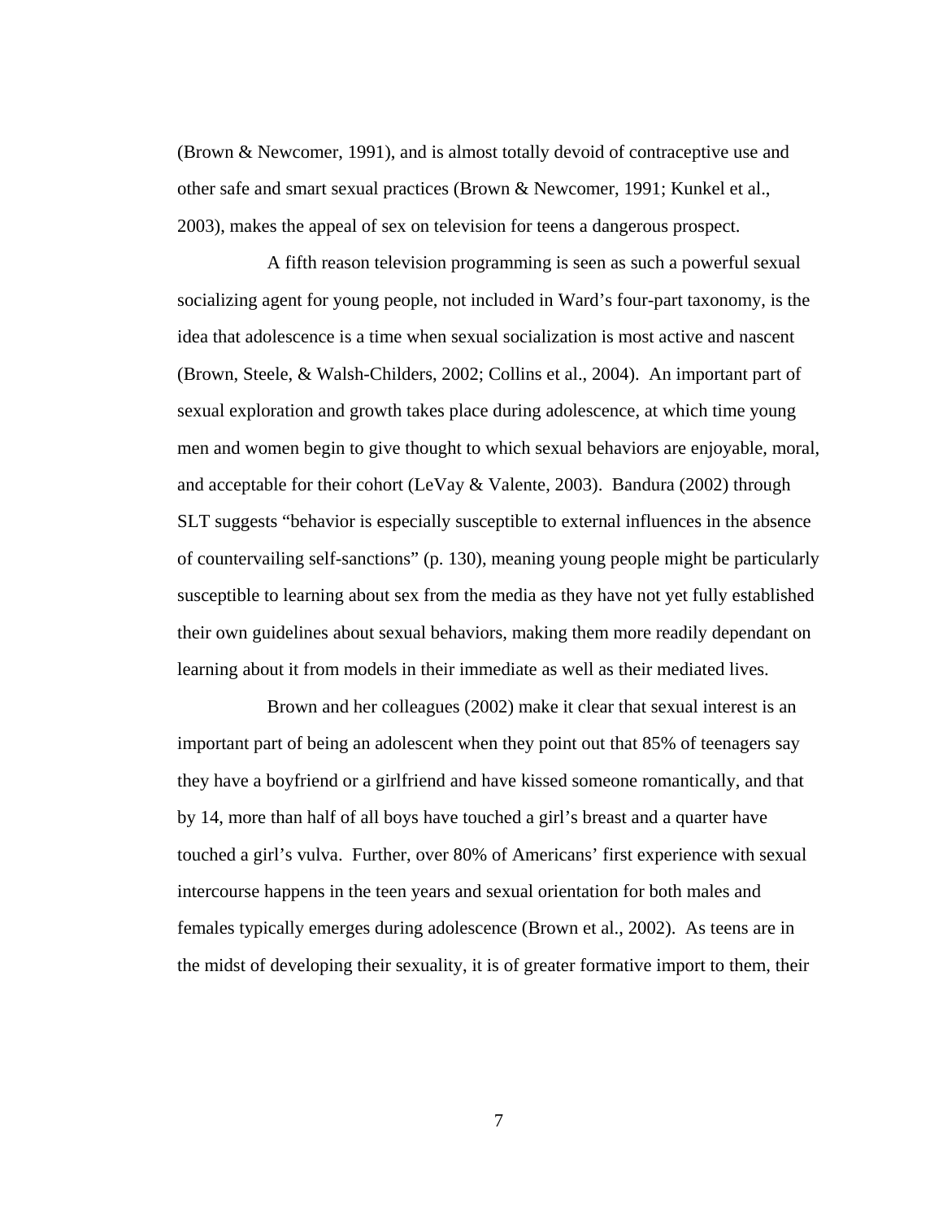(Brown & Newcomer, 1991), and is almost totally devoid of contraceptive use and other safe and smart sexual practices (Brown & Newcomer, 1991; Kunkel et al., 2003), makes the appeal of sex on television for teens a dangerous prospect.

A fifth reason television programming is seen as such a powerful sexual socializing agent for young people, not included in Ward's four-part taxonomy, is the idea that adolescence is a time when sexual socialization is most active and nascent (Brown, Steele, & Walsh-Childers, 2002; Collins et al., 2004). An important part of sexual exploration and growth takes place during adolescence, at which time young men and women begin to give thought to which sexual behaviors are enjoyable, moral, and acceptable for their cohort (LeVay & Valente, 2003). Bandura (2002) through SLT suggests "behavior is especially susceptible to external influences in the absence of countervailing self-sanctions" (p. 130), meaning young people might be particularly susceptible to learning about sex from the media as they have not yet fully established their own guidelines about sexual behaviors, making them more readily dependant on learning about it from models in their immediate as well as their mediated lives.

Brown and her colleagues (2002) make it clear that sexual interest is an important part of being an adolescent when they point out that 85% of teenagers say they have a boyfriend or a girlfriend and have kissed someone romantically, and that by 14, more than half of all boys have touched a girl's breast and a quarter have touched a girl's vulva. Further, over 80% of Americans' first experience with sexual intercourse happens in the teen years and sexual orientation for both males and females typically emerges during adolescence (Brown et al., 2002). As teens are in the midst of developing their sexuality, it is of greater formative import to them, their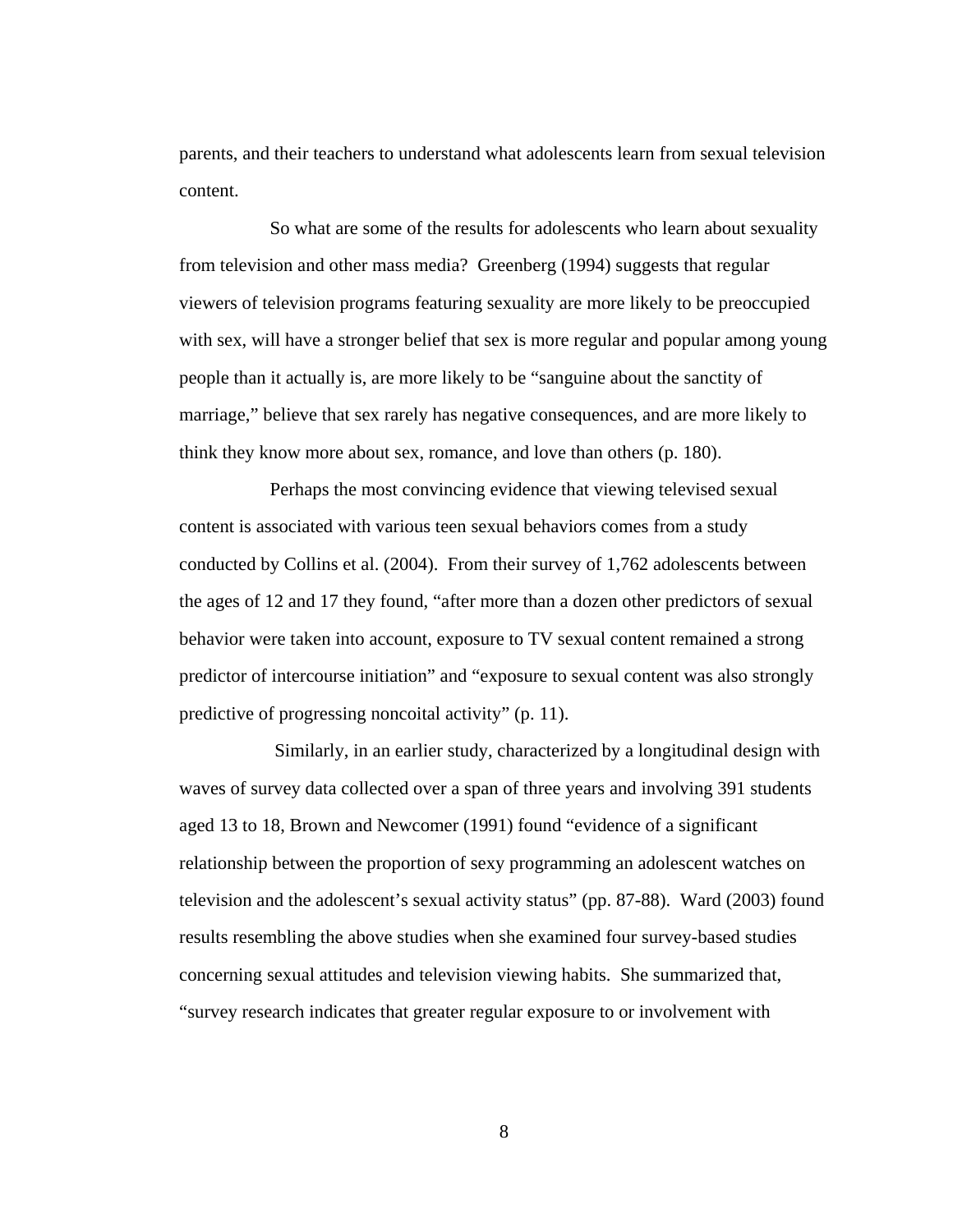parents, and their teachers to understand what adolescents learn from sexual television content.

So what are some of the results for adolescents who learn about sexuality from television and other mass media? Greenberg (1994) suggests that regular viewers of television programs featuring sexuality are more likely to be preoccupied with sex, will have a stronger belief that sex is more regular and popular among young people than it actually is, are more likely to be "sanguine about the sanctity of marriage," believe that sex rarely has negative consequences, and are more likely to think they know more about sex, romance, and love than others (p. 180).

Perhaps the most convincing evidence that viewing televised sexual content is associated with various teen sexual behaviors comes from a study conducted by Collins et al. (2004). From their survey of 1,762 adolescents between the ages of 12 and 17 they found, "after more than a dozen other predictors of sexual behavior were taken into account, exposure to TV sexual content remained a strong predictor of intercourse initiation" and "exposure to sexual content was also strongly predictive of progressing noncoital activity" (p. 11).

Similarly, in an earlier study, characterized by a longitudinal design with waves of survey data collected over a span of three years and involving 391 students aged 13 to 18, Brown and Newcomer (1991) found "evidence of a significant relationship between the proportion of sexy programming an adolescent watches on television and the adolescent's sexual activity status" (pp. 87-88). Ward (2003) found results resembling the above studies when she examined four survey-based studies concerning sexual attitudes and television viewing habits. She summarized that, "survey research indicates that greater regular exposure to or involvement with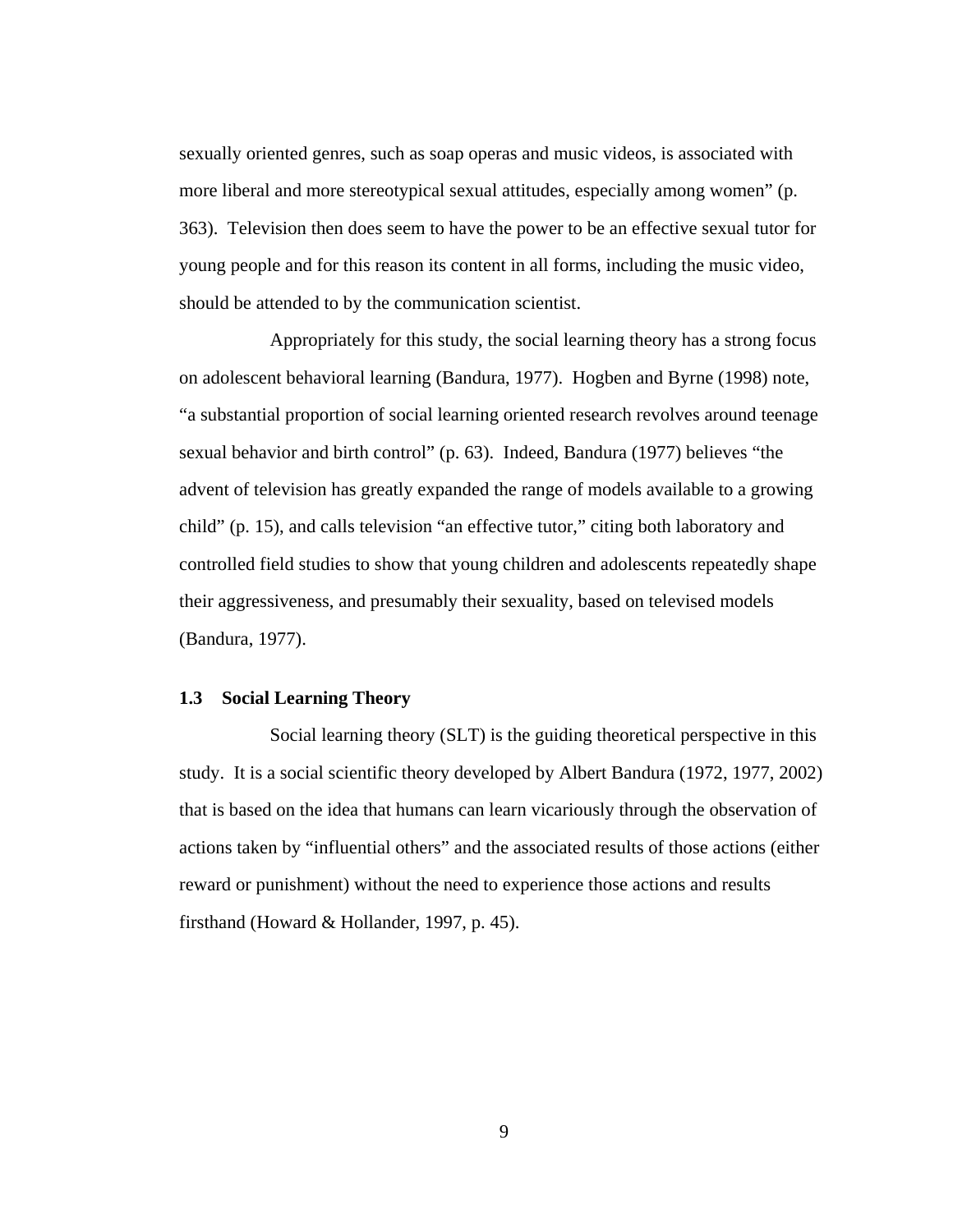sexually oriented genres, such as soap operas and music videos, is associated with more liberal and more stereotypical sexual attitudes, especially among women" (p. 363). Television then does seem to have the power to be an effective sexual tutor for young people and for this reason its content in all forms, including the music video, should be attended to by the communication scientist.

Appropriately for this study, the social learning theory has a strong focus on adolescent behavioral learning (Bandura, 1977). Hogben and Byrne (1998) note, "a substantial proportion of social learning oriented research revolves around teenage sexual behavior and birth control" (p. 63). Indeed, Bandura (1977) believes "the advent of television has greatly expanded the range of models available to a growing child" (p. 15), and calls television "an effective tutor," citing both laboratory and controlled field studies to show that young children and adolescents repeatedly shape their aggressiveness, and presumably their sexuality, based on televised models (Bandura, 1977).

### 1.3 Social Learning Theory

Social learning theory (SLT) is the guiding theoretical perspective in this study. It is a social scientific theory developed by Albert Bandura (1972, 1977, 2002) that is based on the idea that humans can learn vicariously through the observation of actions taken by "influential others" and the associated results of those actions (either reward or punishment) without the need to experience those actions and results firsthand (Howard & Hollander, 1997, p. 45).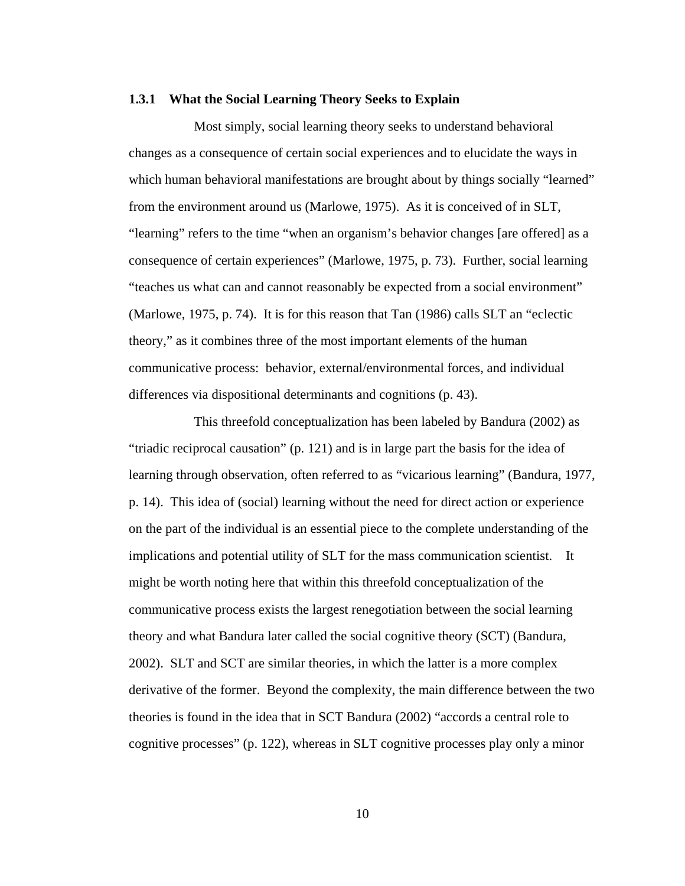### 1.3.1 What the Social Learning Theory Seeks to Explain

Most simply, social learning theory seeks to understand behavioral changes as a consequence of certain social experiences and to elucidate the ways in which human behavioral manifestations are brought about by things socially "learned" from the environment around us (Marlowe, 1975). As it is conceived of in SLT, "learning" refers to the time "when an organism's behavior changes [are offered] as a consequence of certain experiences" (Marlowe, 1975, p. 73). Further, social learning "teaches us what can and cannot reasonably be expected from a social environment" (Marlowe, 1975, p. 74). It is for this reason that Tan (1986) calls SLT an "eclectic theory," as it combines three of the most important elements of the human communicative process: behavior, external/environmental forces, and individual differences via dispositional determinants and cognitions (p. 43).

This threefold conceptualization has been labeled by Bandura (2002) as "triadic reciprocal causation" (p. 121) and is in large part the basis for the idea of learning through observation, often referred to as "vicarious learning" (Bandura, 1977, p. 14). This idea of (social) learning without the need for direct action or experience on the part of the individual is an essential piece to the complete understanding of the implications and potential utility of SLT for the mass communication scientist. It might be worth noting here that within this threefold conceptualization of the communicative process exists the largest renegotiation between the social learning theory and what Bandura later called the social cognitive theory (SCT) (Bandura, 2002). SLT and SCT are similar theories, in which the latter is a more complex derivative of the former. Beyond the complexity, the main difference between the two theories is found in the idea that in SCT Bandura (2002) "accords a central role to cognitive processes" (p. 122), whereas in SLT cognitive processes play only a minor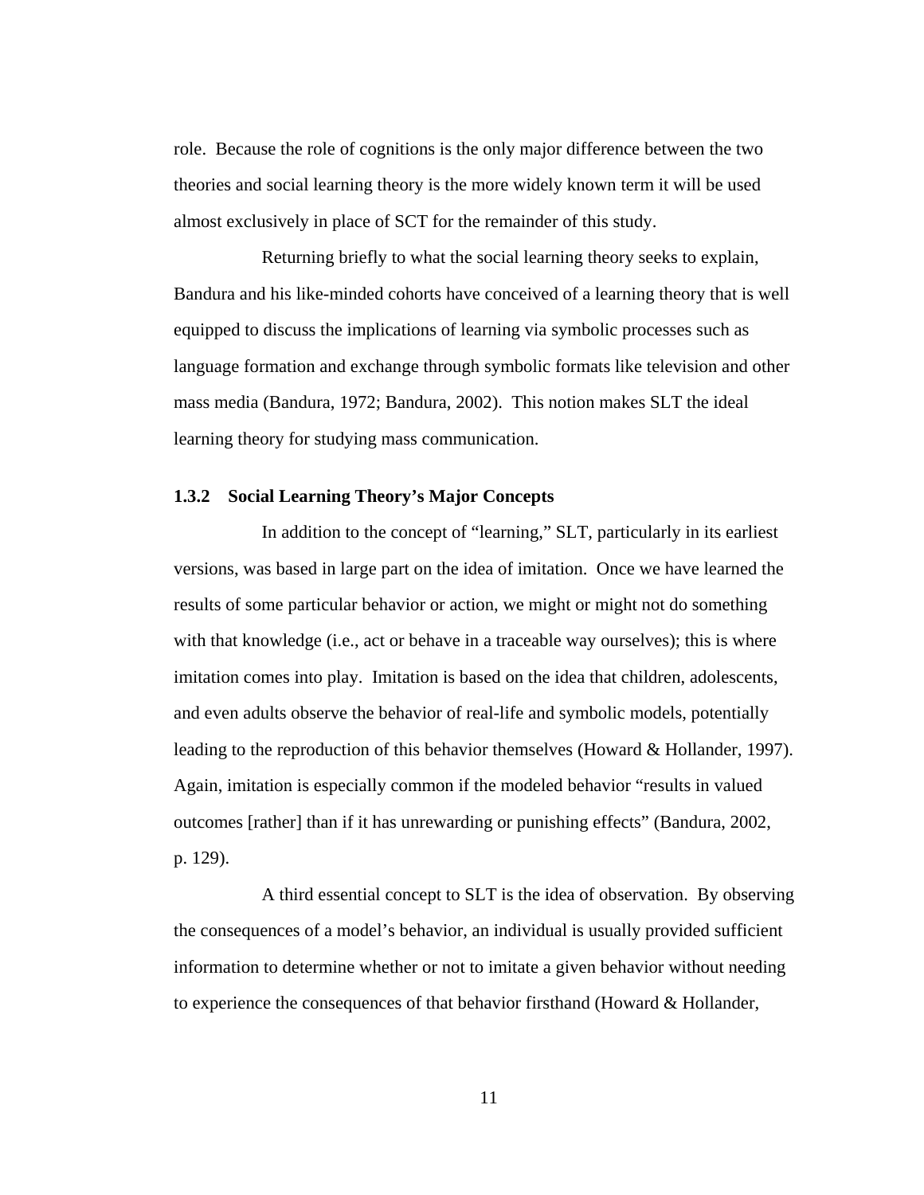role. Because the role of cognitions is the only major difference between the two theories and social learning theory is the more widely known term it will be used almost exclusively in place of SCT for the remainder of this study.

Returning briefly to what the social learning theory seeks to explain, Bandura and his like-minded cohorts have conceived of a learning theory that is well equipped to discuss the implications of learning via symbolic processes such as language formation and exchange through symbolic formats like television and other mass media (Bandura, 1972; Bandura, 2002). This notion makes SLT the ideal learning theory for studying mass communication.

### 1.3.2 Social Learning Theory's Major Concepts

In addition to the concept of "learning," SLT, particularly in its earliest versions, was based in large part on the idea of imitation. Once we have learned the results of some particular behavior or action, we might or might not do something with that knowledge (i.e., act or behave in a traceable way ourselves); this is where imitation comes into play. Imitation is based on the idea that children, adolescents, and even adults observe the behavior of real-life and symbolic models, potentially leading to the reproduction of this behavior themselves (Howard & Hollander, 1997). Again, imitation is especially common if the modeled behavior "results in valued outcomes [rather] than if it has unrewarding or punishing effects" (Bandura, 2002, p. 129).

A third essential concept to SLT is the idea of observation. By observing the consequences of a model's behavior, an individual is usually provided sufficient information to determine whether or not to imitate a given behavior without needing to experience the consequences of that behavior firsthand (Howard & Hollander,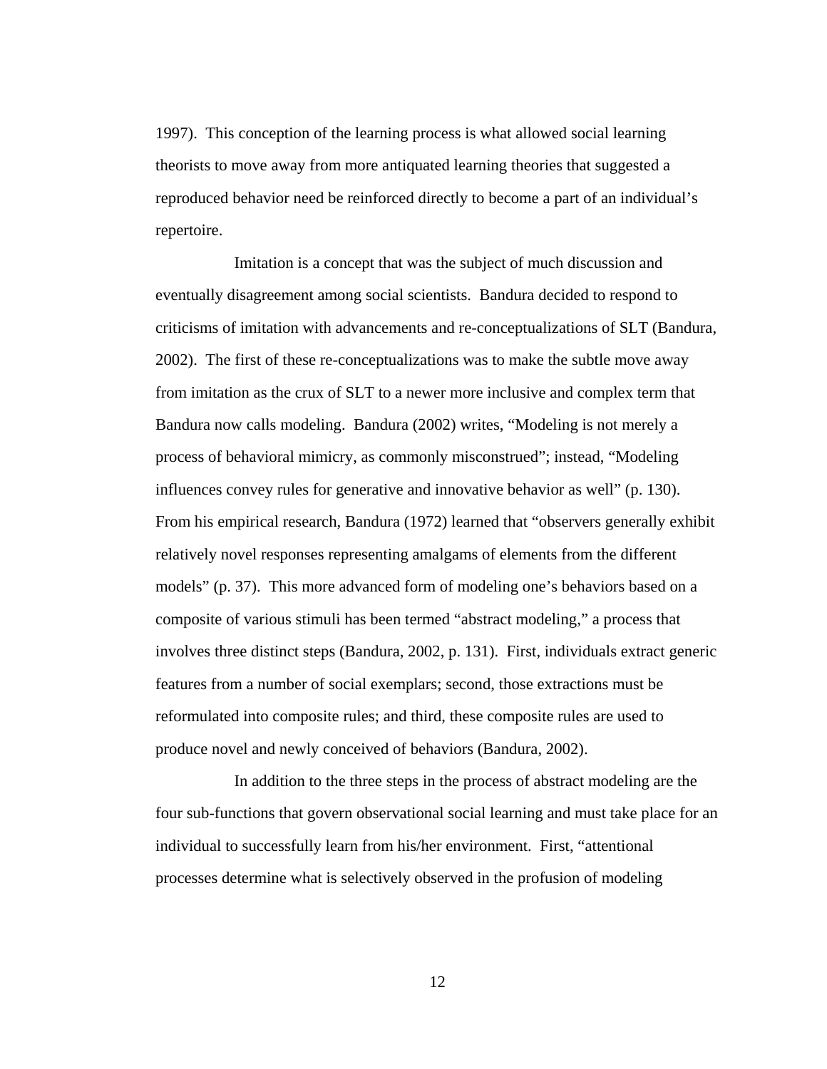1997). This conception of the learning process is what allowed social learning theorists to move away from more antiquated learning theories that suggested a reproduced behavior need be reinforced directly to become a part of an individual's repertoire.

Imitation is a concept that was the subject of much discussion and eventually disagreement among social scientists. Bandura decided to respond to criticisms of imitation with advancements and re-conceptualizations of SLT (Bandura, 2002). The first of these re-conceptualizations was to make the subtle move away from imitation as the crux of SLT to a newer more inclusive and complex term that Bandura now calls modeling. Bandura (2002) writes, "Modeling is not merely a process of behavioral mimicry, as commonly misconstrued"; instead, "Modeling influences convey rules for generative and innovative behavior as well" (p. 130). From his empirical research, Bandura (1972) learned that "observers generally exhibit relatively novel responses representing amalgams of elements from the different models" (p. 37). This more advanced form of modeling one's behaviors based on a composite of various stimuli has been termed "abstract modeling," a process that involves three distinct steps (Bandura, 2002, p. 131). First, individuals extract generic features from a number of social exemplars; second, those extractions must be reformulated into composite rules; and third, these composite rules are used to produce novel and newly conceived of behaviors (Bandura, 2002).

In addition to the three steps in the process of abstract modeling are the four sub-functions that govern observational social learning and must take place for an individual to successfully learn from his/her environment. First, "attentional processes determine what is selectively observed in the profusion of modeling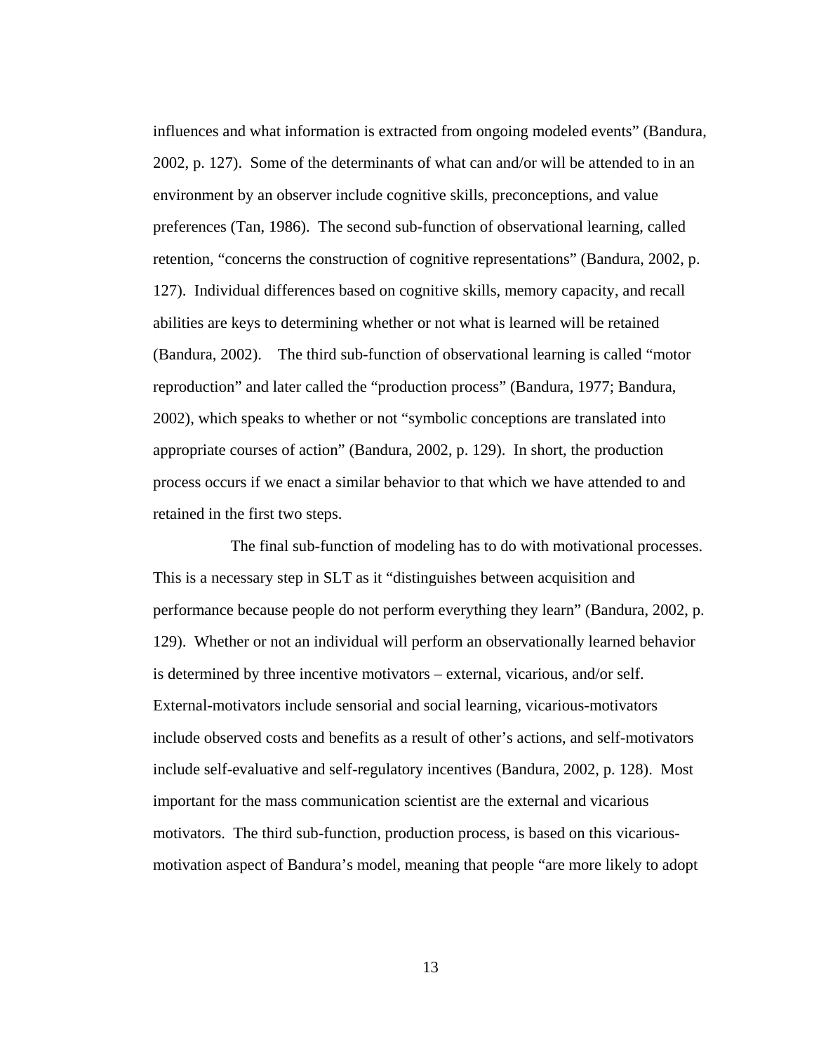influences and what information is extracted from ongoing modeled events" (Bandura, 2002, p. 127). Some of the determinants of what can and/or will be attended to in an environment by an observer include cognitive skills, preconceptions, and value preferences (Tan, 1986). The second sub-function of observational learning, called retention, "concerns the construction of cognitive representations" (Bandura, 2002, p. 127). Individual differences based on cognitive skills, memory capacity, and recall abilities are keys to determining whether or not what is learned will be retained (Bandura, 2002). The third sub-function of observational learning is called "motor reproduction" and later called the "production process" (Bandura, 1977; Bandura, 2002), which speaks to whether or not "symbolic conceptions are translated into appropriate courses of action" (Bandura, 2002, p. 129). In short, the production process occurs if we enact a similar behavior to that which we have attended to and retained in the first two steps.

The final sub-function of modeling has to do with motivational processes. This is a necessary step in SLT as it "distinguishes between acquisition and performance because people do not perform everything they learn" (Bandura, 2002, p. 129). Whether or not an individual will perform an observationally learned behavior is determined by three incentive motivators – external, vicarious, and/or self. External-motivators include sensorial and social learning, vicarious-motivators include observed costs and benefits as a result of other's actions, and self-motivators include self-evaluative and self-regulatory incentives (Bandura, 2002, p. 128). Most important for the mass communication scientist are the external and vicarious motivators. The third sub-function, production process, is based on this vicarious-motivation aspect of Bandura's model, meaning that people "are more likely to adopt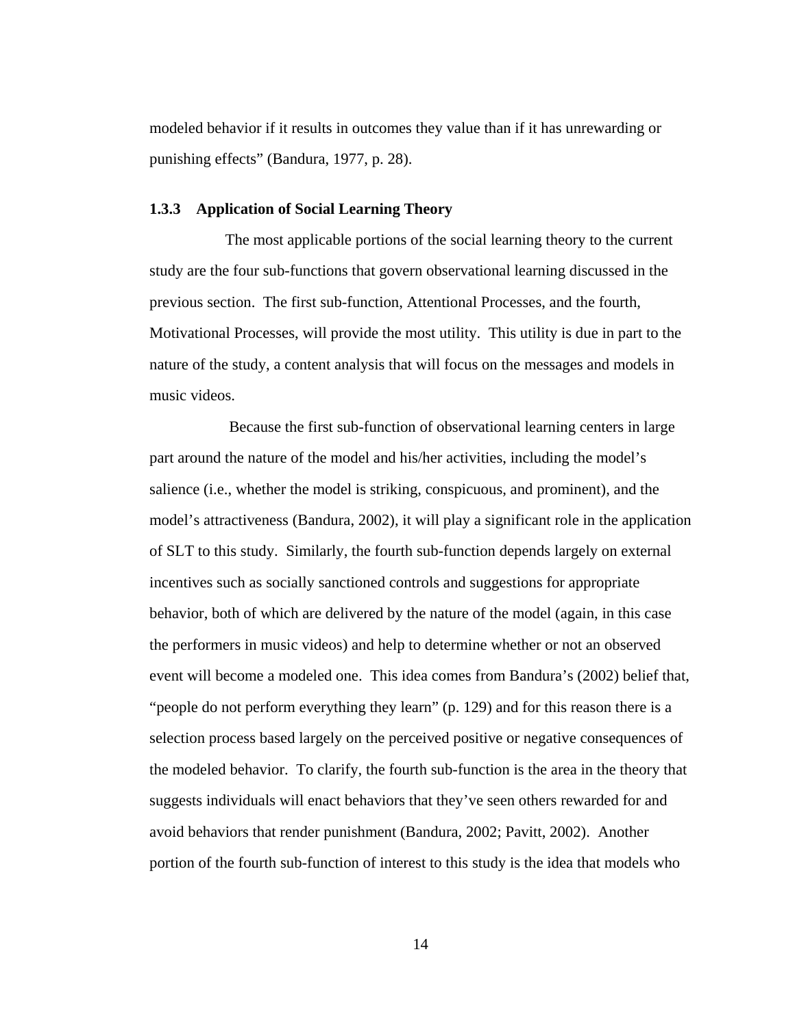modeled behavior if it results in outcomes they value than if it has unrewarding or punishing effects" (Bandura, 1977, p. 28).

### 1.3.3 Application of Social Learning Theory

The most applicable portions of the social learning theory to the current study are the four sub-functions that govern observational learning discussed in the previous section. The first sub-function, Attentional Processes, and the fourth, Motivational Processes, will provide the most utility. This utility is due in part to the nature of the study, a content analysis that will focus on the messages and models in music videos.

Because the first sub-function of observational learning centers in large part around the nature of the model and his/her activities, including the model's salience (i.e., whether the model is striking, conspicuous, and prominent), and the model's attractiveness (Bandura, 2002), it will play a significant role in the application of SLT to this study. Similarly, the fourth sub-function depends largely on external incentives such as socially sanctioned controls and suggestions for appropriate behavior, both of which are delivered by the nature of the model (again, in this case the performers in music videos) and help to determine whether or not an observed event will become a modeled one. This idea comes from Bandura's (2002) belief that, "people do not perform everything they learn" (p. 129) and for this reason there is a selection process based largely on the perceived positive or negative consequences of the modeled behavior. To clarify, the fourth sub-function is the area in the theory that suggests individuals will enact behaviors that they've seen others rewarded for and avoid behaviors that render punishment (Bandura, 2002; Pavitt, 2002). Another portion of the fourth sub-function of interest to this study is the idea that models who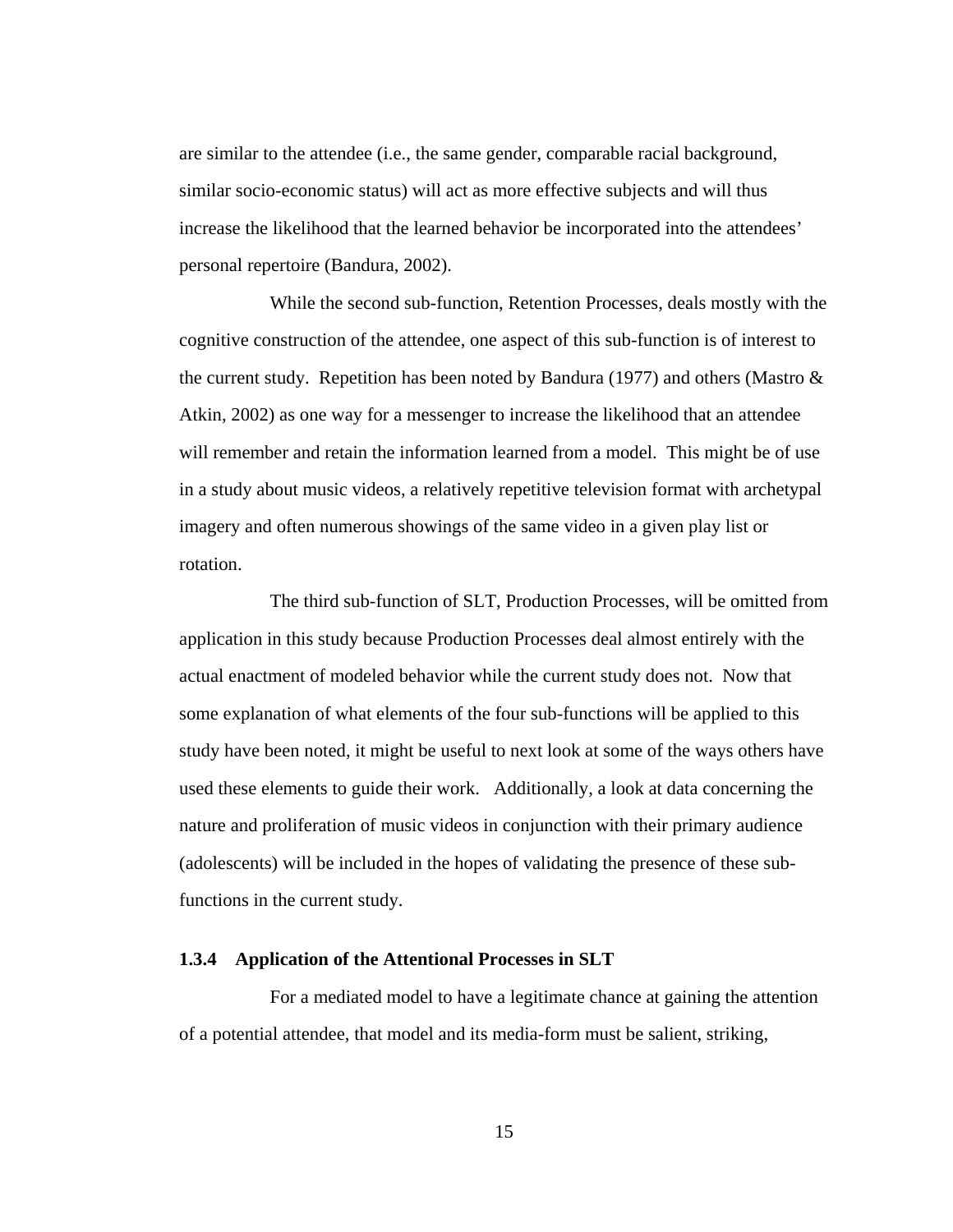are similar to the attendee (i.e., the same gender, comparable racial background, similar socio-economic status) will act as more effective subjects and will thus increase the likelihood that the learned behavior be incorporated into the attendees' personal repertoire (Bandura, 2002).

While the second sub-function, Retention Processes, deals mostly with the cognitive construction of the attendee, one aspect of this sub-function is of interest to the current study. Repetition has been noted by Bandura (1977) and others (Mastro & Atkin, 2002) as one way for a messenger to increase the likelihood that an attendee will remember and retain the information learned from a model. This might be of use in a study about music videos, a relatively repetitive television format with archetypal imagery and often numerous showings of the same video in a given play list or rotation.

The third sub-function of SLT, Production Processes, will be omitted from application in this study because Production Processes deal almost entirely with the actual enactment of modeled behavior while the current study does not. Now that some explanation of what elements of the four sub-functions will be applied to this study have been noted, it might be useful to next look at some of the ways others have used these elements to guide their work. Additionally, a look at data concerning the nature and proliferation of music videos in conjunction with their primary audience (adolescents) will be included in the hopes of validating the presence of these sub-functions in the current study.

### 1.3.4 Application of the Attentional Processes in SLT

For a mediated model to have a legitimate chance at gaining the attention of a potential attendee, that model and its media-form must be salient, striking,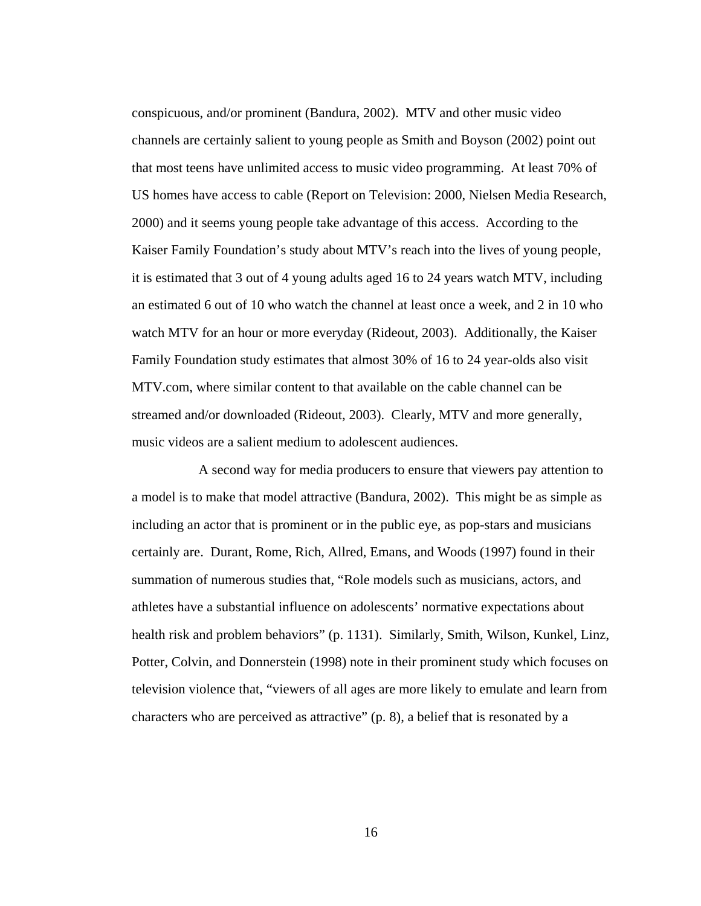conspicuous, and/or prominent (Bandura, 2002). MTV and other music video channels are certainly salient to young people as Smith and Boyson (2002) point out that most teens have unlimited access to music video programming. At least 70% of US homes have access to cable (Report on Television: 2000, Nielsen Media Research, 2000) and it seems young people take advantage of this access. According to the Kaiser Family Foundation's study about MTV's reach into the lives of young people, it is estimated that 3 out of 4 young adults aged 16 to 24 years watch MTV, including an estimated 6 out of 10 who watch the channel at least once a week, and 2 in 10 who watch MTV for an hour or more everyday (Rideout, 2003). Additionally, the Kaiser Family Foundation study estimates that almost 30% of 16 to 24 year-olds also visit MTV.com, where similar content to that available on the cable channel can be streamed and/or downloaded (Rideout, 2003). Clearly, MTV and more generally, music videos are a salient medium to adolescent audiences.

A second way for media producers to ensure that viewers pay attention to a model is to make that model attractive (Bandura, 2002). This might be as simple as including an actor that is prominent or in the public eye, as pop-stars and musicians certainly are. Durant, Rome, Rich, Allred, Emans, and Woods (1997) found in their summation of numerous studies that, "Role models such as musicians, actors, and athletes have a substantial influence on adolescents' normative expectations about health risk and problem behaviors" (p. 1131). Similarly, Smith, Wilson, Kunkel, Linz, Potter, Colvin, and Donnerstein (1998) note in their prominent study which focuses on television violence that, "viewers of all ages are more likely to emulate and learn from characters who are perceived as attractive" (p. 8), a belief that is resonated by a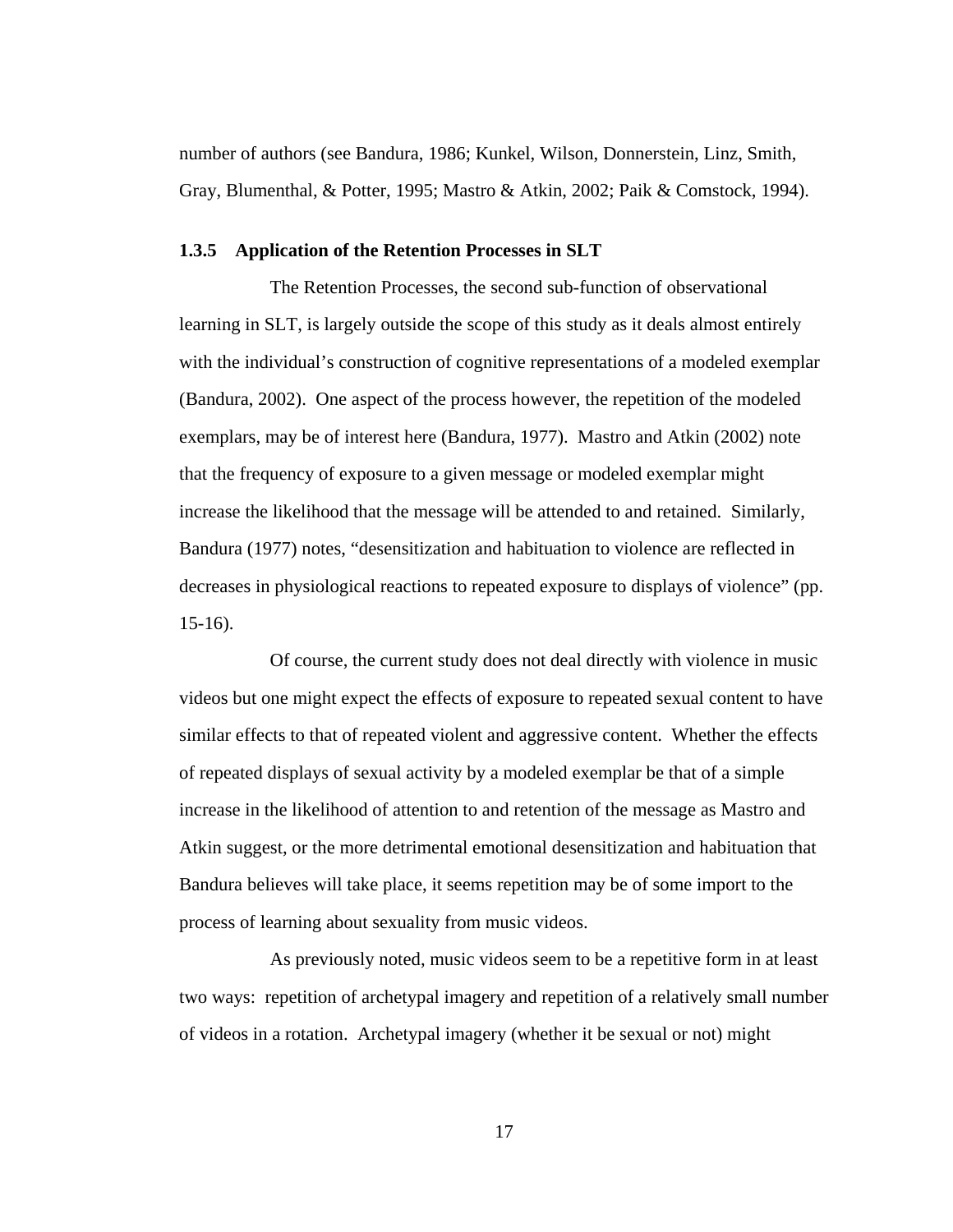number of authors (see Bandura, 1986; Kunkel, Wilson, Donnerstein, Linz, Smith, Gray, Blumenthal, & Potter, 1995; Mastro & Atkin, 2002; Paik & Comstock, 1994).

### 1.3.5 Application of the Retention Processes in SLT

The Retention Processes, the second sub-function of observational learning in SLT, is largely outside the scope of this study as it deals almost entirely with the individual's construction of cognitive representations of a modeled exemplar (Bandura, 2002). One aspect of the process however, the repetition of the modeled exemplars, may be of interest here (Bandura, 1977). Mastro and Atkin (2002) note that the frequency of exposure to a given message or modeled exemplar might increase the likelihood that the message will be attended to and retained. Similarly, Bandura (1977) notes, "desensitization and habituation to violence are reflected in decreases in physiological reactions to repeated exposure to displays of violence" (pp. 15-16).

Of course, the current study does not deal directly with violence in music videos but one might expect the effects of exposure to repeated sexual content to have similar effects to that of repeated violent and aggressive content. Whether the effects of repeated displays of sexual activity by a modeled exemplar be that of a simple increase in the likelihood of attention to and retention of the message as Mastro and Atkin suggest, or the more detrimental emotional desensitization and habituation that Bandura believes will take place, it seems repetition may be of some import to the process of learning about sexuality from music videos.

As previously noted, music videos seem to be a repetitive form in at least two ways: repetition of archetypal imagery and repetition of a relatively small number of videos in a rotation. Archetypal imagery (whether it be sexual or not) might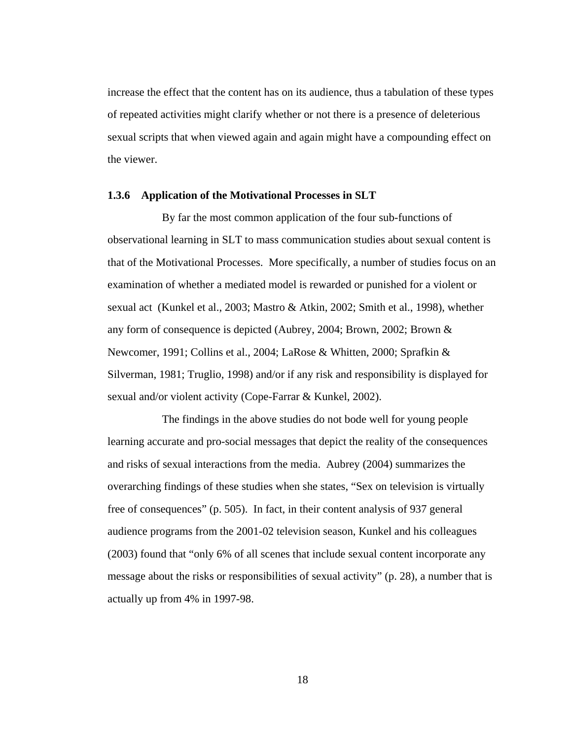increase the effect that the content has on its audience, thus a tabulation of these types of repeated activities might clarify whether or not there is a presence of deleterious sexual scripts that when viewed again and again might have a compounding effect on the viewer.

### 1.3.6 Application of the Motivational Processes in SLT

By far the most common application of the four sub-functions of observational learning in SLT to mass communication studies about sexual content is that of the Motivational Processes. More specifically, a number of studies focus on an examination of whether a mediated model is rewarded or punished for a violent or sexual act (Kunkel et al., 2003; Mastro & Atkin, 2002; Smith et al., 1998), whether any form of consequence is depicted (Aubrey, 2004; Brown, 2002; Brown & Newcomer, 1991; Collins et al., 2004; LaRose & Whitten, 2000; Sprafkin & Silverman, 1981; Truglio, 1998) and/or if any risk and responsibility is displayed for sexual and/or violent activity (Cope-Farrar & Kunkel, 2002).

The findings in the above studies do not bode well for young people learning accurate and pro-social messages that depict the reality of the consequences and risks of sexual interactions from the media. Aubrey (2004) summarizes the overarching findings of these studies when she states, "Sex on television is virtually free of consequences" (p. 505). In fact, in their content analysis of 937 general audience programs from the 2001-02 television season, Kunkel and his colleagues (2003) found that "only 6% of all scenes that include sexual content incorporate any message about the risks or responsibilities of sexual activity" (p. 28), a number that is actually up from 4% in 1997-98.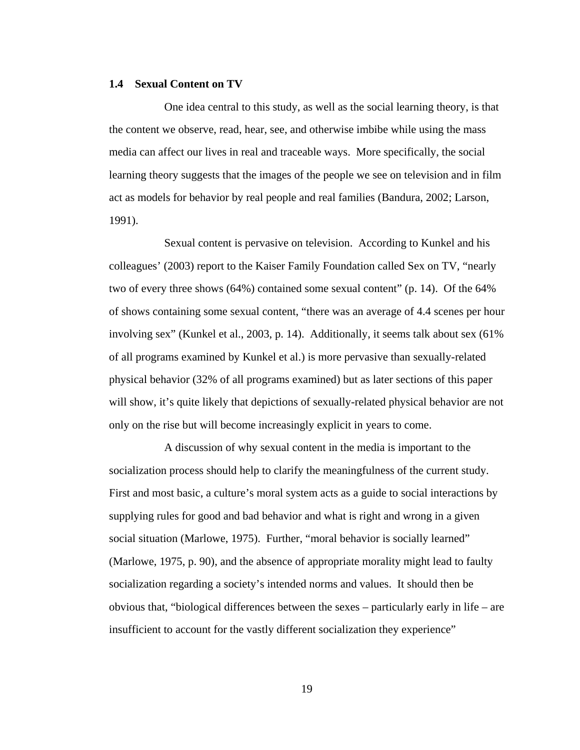## 1.4 Sexual Content on TV

One idea central to this study, as well as the social learning theory, is that the content we observe, read, hear, see, and otherwise imbibe while using the mass media can affect our lives in real and traceable ways. More specifically, the social learning theory suggests that the images of the people we see on television and in film act as models for behavior by real people and real families (Bandura, 2002; Larson, 1991).

Sexual content is pervasive on television. According to Kunkel and his colleagues' (2003) report to the Kaiser Family Foundation called Sex on TV, "nearly two of every three shows (64%) contained some sexual content" (p. 14). Of the 64% of shows containing some sexual content, "there was an average of 4.4 scenes per hour involving sex" (Kunkel et al., 2003, p. 14). Additionally, it seems talk about sex (61% of all programs examined by Kunkel et al.) is more pervasive than sexually-related physical behavior (32% of all programs examined) but as later sections of this paper will show, it's quite likely that depictions of sexually-related physical behavior are not only on the rise but will become increasingly explicit in years to come.

A discussion of why sexual content in the media is important to the socialization process should help to clarify the meaningfulness of the current study. First and most basic, a culture's moral system acts as a guide to social interactions by supplying rules for good and bad behavior and what is right and wrong in a given social situation (Marlowe, 1975). Further, "moral behavior is socially learned" (Marlowe, 1975, p. 90), and the absence of appropriate morality might lead to faulty socialization regarding a society's intended norms and values. It should then be obvious that, "biological differences between the sexes – particularly early in life – are insufficient to account for the vastly different socialization they experience"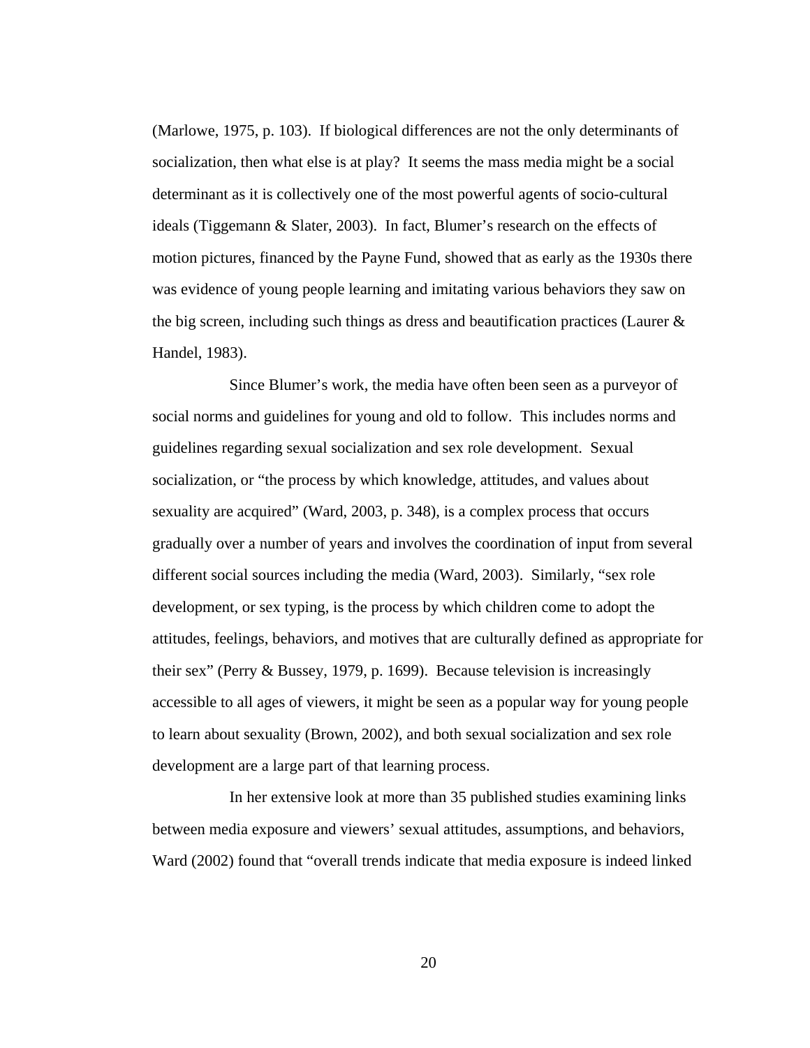(Marlowe, 1975, p. 103). If biological differences are not the only determinants of socialization, then what else is at play? It seems the mass media might be a social determinant as it is collectively one of the most powerful agents of socio-cultural ideals (Tiggemann & Slater, 2003). In fact, Blumer's research on the effects of motion pictures, financed by the Payne Fund, showed that as early as the 1930s there was evidence of young people learning and imitating various behaviors they saw on the big screen, including such things as dress and beautification practices (Laurer & Handel, 1983).

Since Blumer's work, the media have often been seen as a purveyor of social norms and guidelines for young and old to follow. This includes norms and guidelines regarding sexual socialization and sex role development. Sexual socialization, or "the process by which knowledge, attitudes, and values about sexuality are acquired" (Ward, 2003, p. 348), is a complex process that occurs gradually over a number of years and involves the coordination of input from several different social sources including the media (Ward, 2003). Similarly, "sex role development, or sex typing, is the process by which children come to adopt the attitudes, feelings, behaviors, and motives that are culturally defined as appropriate for their sex" (Perry & Bussey, 1979, p. 1699). Because television is increasingly accessible to all ages of viewers, it might be seen as a popular way for young people to learn about sexuality (Brown, 2002), and both sexual socialization and sex role development are a large part of that learning process.

In her extensive look at more than 35 published studies examining links between media exposure and viewers' sexual attitudes, assumptions, and behaviors, Ward (2002) found that "overall trends indicate that media exposure is indeed linked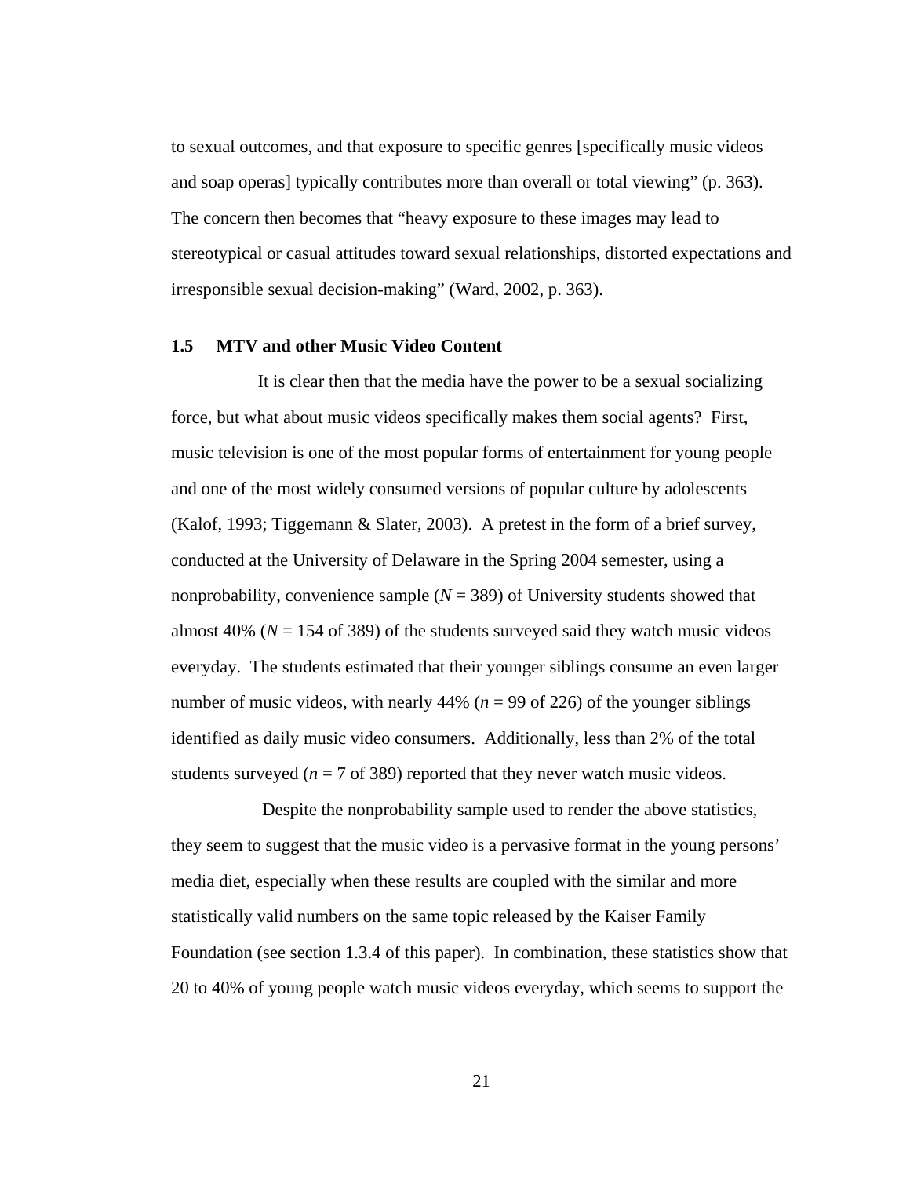to sexual outcomes, and that exposure to specific genres [specifically music videos and soap operas] typically contributes more than overall or total viewing" (p. 363). The concern then becomes that "heavy exposure to these images may lead to stereotypical or casual attitudes toward sexual relationships, distorted expectations and irresponsible sexual decision-making" (Ward, 2002, p. 363).

### 1.5 MTV and other Music Video Content

It is clear then that the media have the power to be a sexual socializing force, but what about music videos specifically makes them social agents? First, music television is one of the most popular forms of entertainment for young people and one of the most widely consumed versions of popular culture by adolescents (Kalof, 1993; Tiggemann & Slater, 2003). A pretest in the form of a brief survey, conducted at the University of Delaware in the Spring 2004 semester, using a nonprobability, convenience sample ($N$ = 389) of University students showed that almost 40% ($N$ = 154 of 389) of the students surveyed said they watch music videos everyday. The students estimated that their younger siblings consume an even larger number of music videos, with nearly 44% ($n$ = 99 of 226) of the younger siblings identified as daily music video consumers. Additionally, less than 2% of the total students surveyed ($n$ = 7 of 389) reported that they never watch music videos.

Despite the nonprobability sample used to render the above statistics, they seem to suggest that the music video is a pervasive format in the young persons' media diet, especially when these results are coupled with the similar and more statistically valid numbers on the same topic released by the Kaiser Family Foundation (see section 1.3.4 of this paper). In combination, these statistics show that 20 to 40% of young people watch music videos everyday, which seems to support the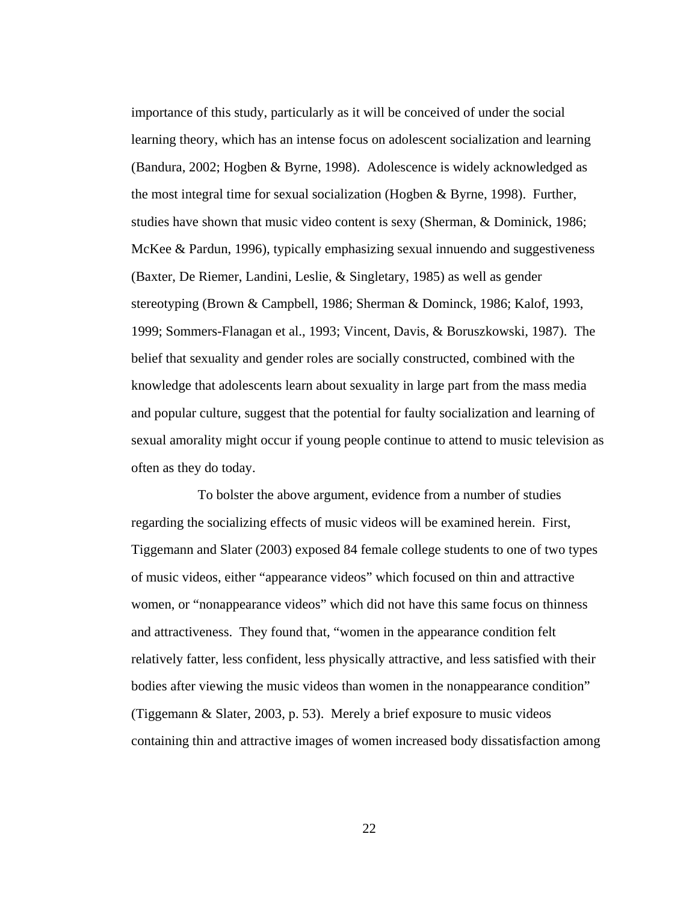importance of this study, particularly as it will be conceived of under the social learning theory, which has an intense focus on adolescent socialization and learning (Bandura, 2002; Hogben & Byrne, 1998). Adolescence is widely acknowledged as the most integral time for sexual socialization (Hogben & Byrne, 1998). Further, studies have shown that music video content is sexy (Sherman, & Dominick, 1986; McKee & Pardun, 1996), typically emphasizing sexual innuendo and suggestiveness (Baxter, De Riemer, Landini, Leslie, & Singletary, 1985) as well as gender stereotyping (Brown & Campbell, 1986; Sherman & Dominck, 1986; Kalof, 1993, 1999; Sommers-Flanagan et al., 1993; Vincent, Davis, & Boruszkowski, 1987). The belief that sexuality and gender roles are socially constructed, combined with the knowledge that adolescents learn about sexuality in large part from the mass media and popular culture, suggest that the potential for faulty socialization and learning of sexual amorality might occur if young people continue to attend to music television as often as they do today.

To bolster the above argument, evidence from a number of studies regarding the socializing effects of music videos will be examined herein. First, Tiggemann and Slater (2003) exposed 84 female college students to one of two types of music videos, either "appearance videos" which focused on thin and attractive women, or "nonappearance videos" which did not have this same focus on thinness and attractiveness. They found that, "women in the appearance condition felt relatively fatter, less confident, less physically attractive, and less satisfied with their bodies after viewing the music videos than women in the nonappearance condition" (Tiggemann & Slater, 2003, p. 53). Merely a brief exposure to music videos containing thin and attractive images of women increased body dissatisfaction among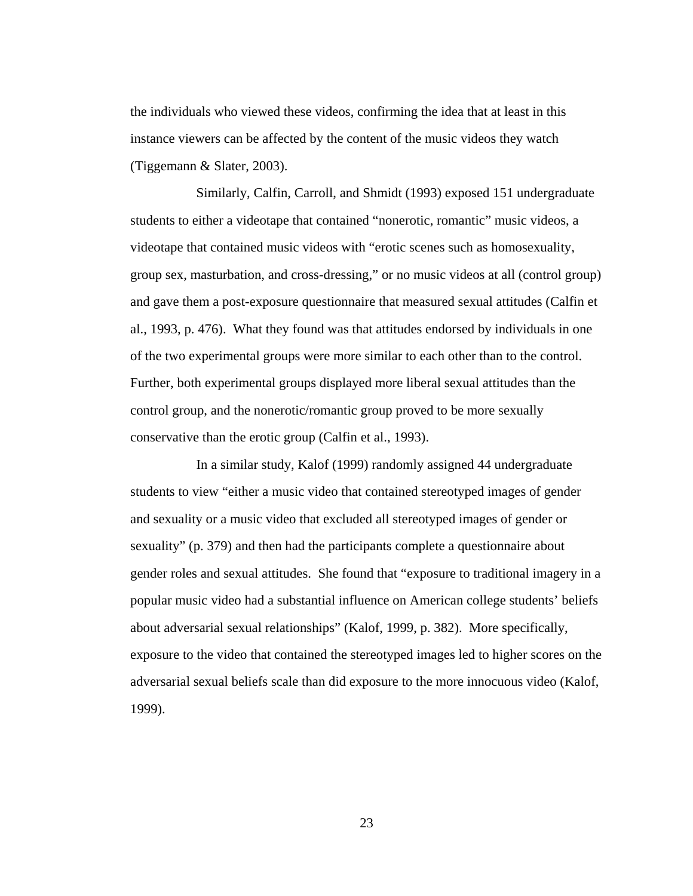the individuals who viewed these videos, confirming the idea that at least in this instance viewers can be affected by the content of the music videos they watch (Tiggemann & Slater, 2003).

Similarly, Calfin, Carroll, and Shmidt (1993) exposed 151 undergraduate students to either a videotape that contained "nonerotic, romantic" music videos, a videotape that contained music videos with "erotic scenes such as homosexuality, group sex, masturbation, and cross-dressing," or no music videos at all (control group) and gave them a post-exposure questionnaire that measured sexual attitudes (Calfin et al., 1993, p. 476). What they found was that attitudes endorsed by individuals in one of the two experimental groups were more similar to each other than to the control. Further, both experimental groups displayed more liberal sexual attitudes than the control group, and the nonerotic/romantic group proved to be more sexually conservative than the erotic group (Calfin et al., 1993).

In a similar study, Kalof (1999) randomly assigned 44 undergraduate students to view "either a music video that contained stereotyped images of gender and sexuality or a music video that excluded all stereotyped images of gender or sexuality" (p. 379) and then had the participants complete a questionnaire about gender roles and sexual attitudes. She found that "exposure to traditional imagery in a popular music video had a substantial influence on American college students' beliefs about adversarial sexual relationships" (Kalof, 1999, p. 382). More specifically, exposure to the video that contained the stereotyped images led to higher scores on the adversarial sexual beliefs scale than did exposure to the more innocuous video (Kalof, 1999).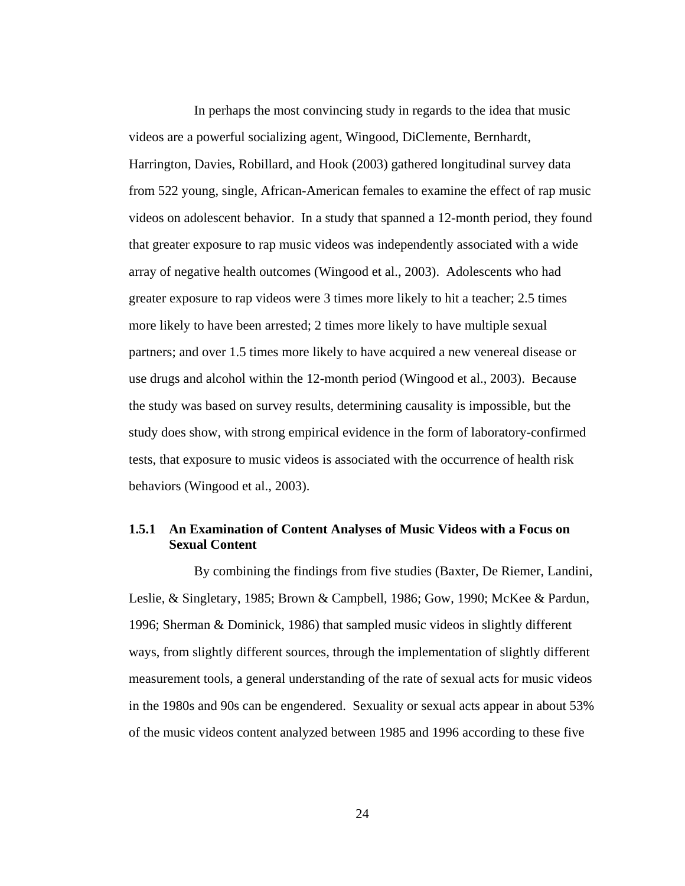In perhaps the most convincing study in regards to the idea that music videos are a powerful socializing agent, Wingood, DiClemente, Bernhardt, Harrington, Davies, Robillard, and Hook (2003) gathered longitudinal survey data from 522 young, single, African-American females to examine the effect of rap music videos on adolescent behavior. In a study that spanned a 12-month period, they found that greater exposure to rap music videos was independently associated with a wide array of negative health outcomes (Wingood et al., 2003). Adolescents who had greater exposure to rap videos were 3 times more likely to hit a teacher; 2.5 times more likely to have been arrested; 2 times more likely to have multiple sexual partners; and over 1.5 times more likely to have acquired a new venereal disease or use drugs and alcohol within the 12-month period (Wingood et al., 2003). Because the study was based on survey results, determining causality is impossible, but the study does show, with strong empirical evidence in the form of laboratory-confirmed tests, that exposure to music videos is associated with the occurrence of health risk behaviors (Wingood et al., 2003).

### 1.5.1 An Examination of Content Analyses of Music Videos with a Focus on Sexual Content

By combining the findings from five studies (Baxter, De Riemer, Landini, Leslie, & Singletary, 1985; Brown & Campbell, 1986; Gow, 1990; McKee & Pardun, 1996; Sherman & Dominick, 1986) that sampled music videos in slightly different ways, from slightly different sources, through the implementation of slightly different measurement tools, a general understanding of the rate of sexual acts for music videos in the 1980s and 90s can be engendered. Sexuality or sexual acts appear in about 53% of the music videos content analyzed between 1985 and 1996 according to these five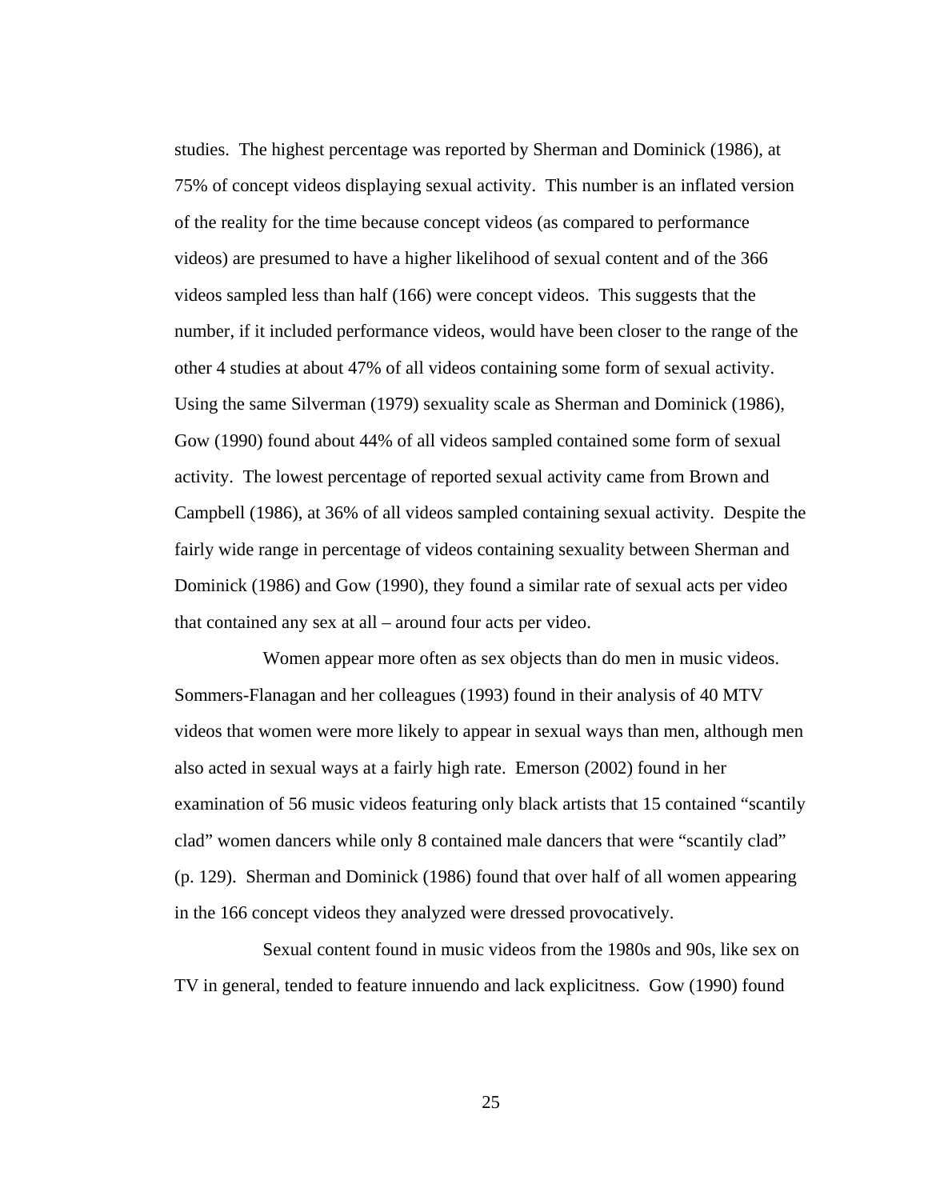studies. The highest percentage was reported by Sherman and Dominick (1986), at 75% of concept videos displaying sexual activity. This number is an inflated version of the reality for the time because concept videos (as compared to performance videos) are presumed to have a higher likelihood of sexual content and of the 366 videos sampled less than half (166) were concept videos. This suggests that the number, if it included performance videos, would have been closer to the range of the other 4 studies at about 47% of all videos containing some form of sexual activity. Using the same Silverman (1979) sexuality scale as Sherman and Dominick (1986), Gow (1990) found about 44% of all videos sampled contained some form of sexual activity. The lowest percentage of reported sexual activity came from Brown and Campbell (1986), at 36% of all videos sampled containing sexual activity. Despite the fairly wide range in percentage of videos containing sexuality between Sherman and Dominick (1986) and Gow (1990), they found a similar rate of sexual acts per video that contained any sex at all – around four acts per video.

Women appear more often as sex objects than do men in music videos. Sommers-Flanagan and her colleagues (1993) found in their analysis of 40 MTV videos that women were more likely to appear in sexual ways than men, although men also acted in sexual ways at a fairly high rate. Emerson (2002) found in her examination of 56 music videos featuring only black artists that 15 contained "scantily clad" women dancers while only 8 contained male dancers that were "scantily clad" (p. 129). Sherman and Dominick (1986) found that over half of all women appearing in the 166 concept videos they analyzed were dressed provocatively.

Sexual content found in music videos from the 1980s and 90s, like sex on TV in general, tended to feature innuendo and lack explicitness. Gow (1990) found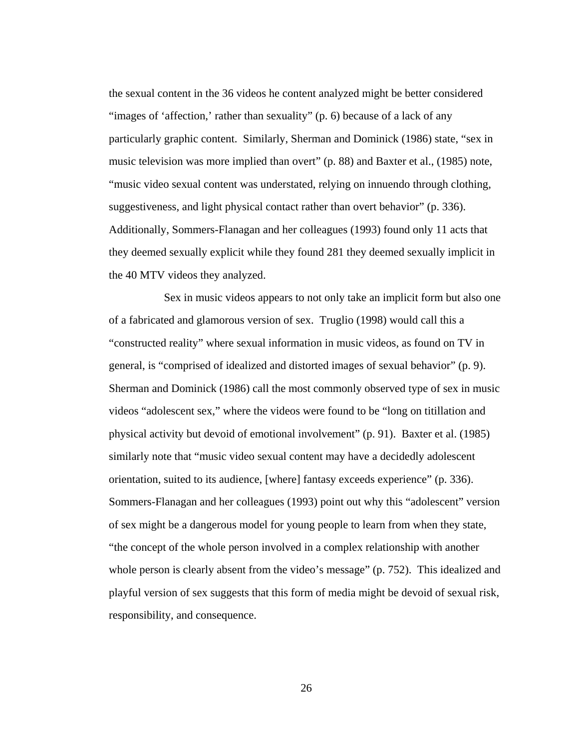the sexual content in the 36 videos he content analyzed might be better considered "images of 'affection,' rather than sexuality" (p. 6) because of a lack of any particularly graphic content. Similarly, Sherman and Dominick (1986) state, "sex in music television was more implied than overt" (p. 88) and Baxter et al., (1985) note, "music video sexual content was understated, relying on innuendo through clothing, suggestiveness, and light physical contact rather than overt behavior" (p. 336). Additionally, Sommers-Flanagan and her colleagues (1993) found only 11 acts that they deemed sexually explicit while they found 281 they deemed sexually implicit in the 40 MTV videos they analyzed.

Sex in music videos appears to not only take an implicit form but also one of a fabricated and glamorous version of sex. Truglio (1998) would call this a "constructed reality" where sexual information in music videos, as found on TV in general, is "comprised of idealized and distorted images of sexual behavior" (p. 9). Sherman and Dominick (1986) call the most commonly observed type of sex in music videos "adolescent sex," where the videos were found to be "long on titillation and physical activity but devoid of emotional involvement" (p. 91). Baxter et al. (1985) similarly note that "music video sexual content may have a decidedly adolescent orientation, suited to its audience, [where] fantasy exceeds experience" (p. 336). Sommers-Flanagan and her colleagues (1993) point out why this "adolescent" version of sex might be a dangerous model for young people to learn from when they state, "the concept of the whole person involved in a complex relationship with another whole person is clearly absent from the video's message" (p. 752). This idealized and playful version of sex suggests that this form of media might be devoid of sexual risk, responsibility, and consequence.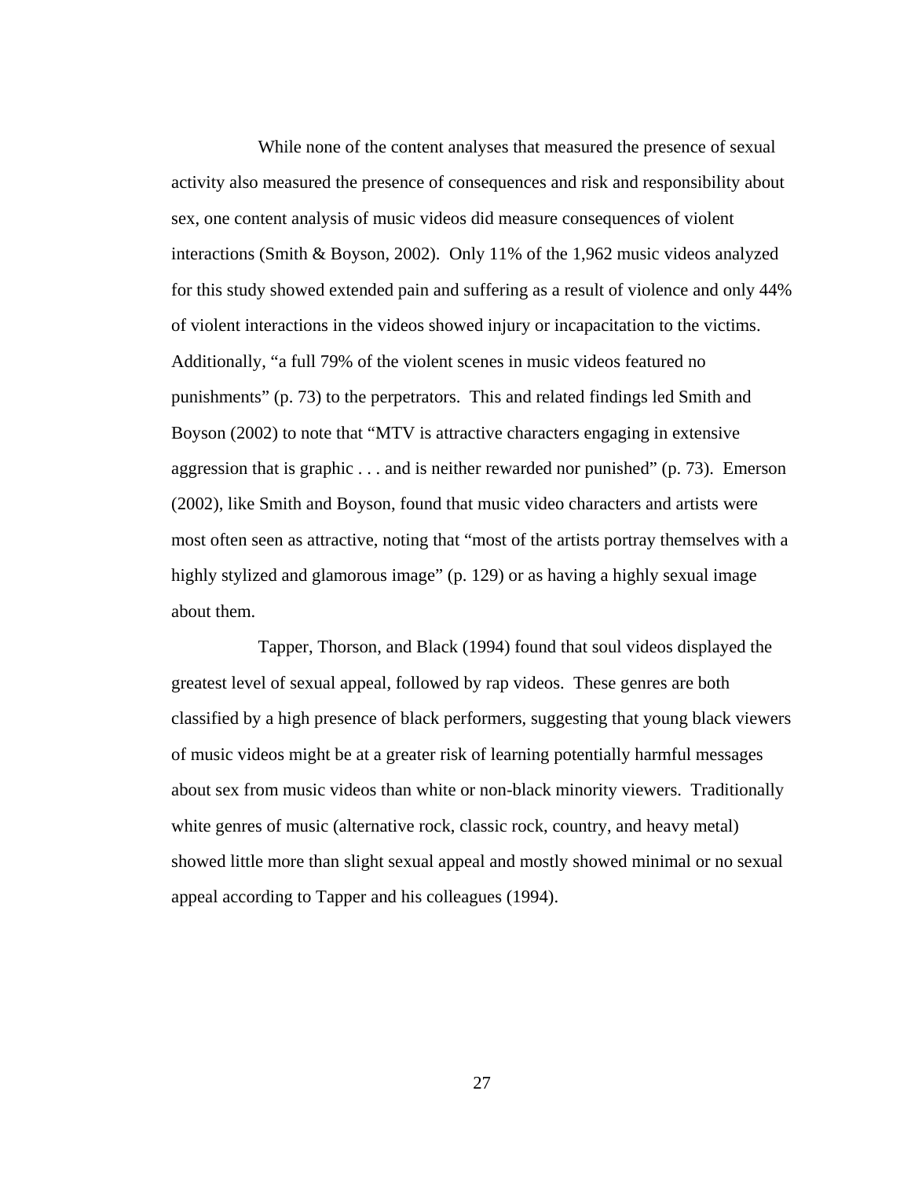While none of the content analyses that measured the presence of sexual activity also measured the presence of consequences and risk and responsibility about sex, one content analysis of music videos did measure consequences of violent interactions (Smith & Boyson, 2002). Only 11% of the 1,962 music videos analyzed for this study showed extended pain and suffering as a result of violence and only 44% of violent interactions in the videos showed injury or incapacitation to the victims. Additionally, "a full 79% of the violent scenes in music videos featured no punishments" (p. 73) to the perpetrators. This and related findings led Smith and Boyson (2002) to note that "MTV is attractive characters engaging in extensive aggression that is graphic . . . and is neither rewarded nor punished" (p. 73). Emerson (2002), like Smith and Boyson, found that music video characters and artists were most often seen as attractive, noting that "most of the artists portray themselves with a highly stylized and glamorous image" (p. 129) or as having a highly sexual image about them.

Tapper, Thorson, and Black (1994) found that soul videos displayed the greatest level of sexual appeal, followed by rap videos. These genres are both classified by a high presence of black performers, suggesting that young black viewers of music videos might be at a greater risk of learning potentially harmful messages about sex from music videos than white or non-black minority viewers. Traditionally white genres of music (alternative rock, classic rock, country, and heavy metal) showed little more than slight sexual appeal and mostly showed minimal or no sexual appeal according to Tapper and his colleagues (1994).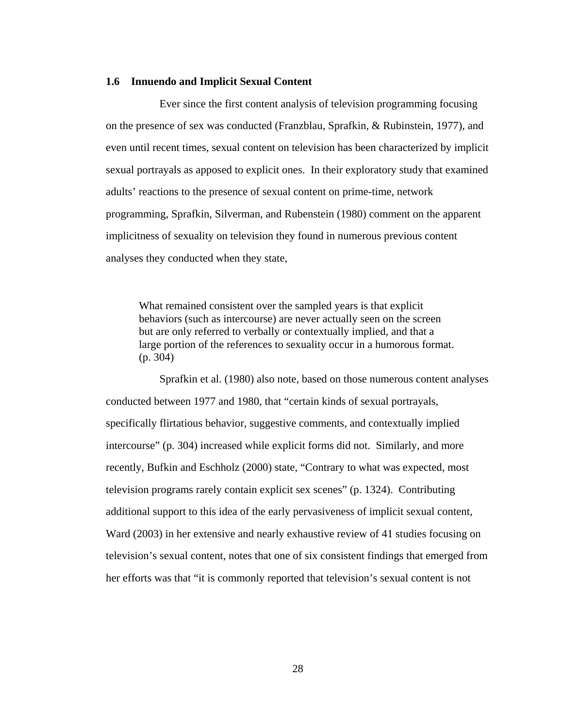### 1.6 Innuendo and Implicit Sexual Content

Ever since the first content analysis of television programming focusing on the presence of sex was conducted (Franzblau, Sprafkin, & Rubinstein, 1977), and even until recent times, sexual content on television has been characterized by implicit sexual portrayals as apposed to explicit ones. In their exploratory study that examined adults' reactions to the presence of sexual content on prime-time, network programming, Sprafkin, Silverman, and Rubenstein (1980) comment on the apparent implicitness of sexuality on television they found in numerous previous content analyses they conducted when they state,

> What remained consistent over the sampled years is that explicit behaviors (such as intercourse) are never actually seen on the screen but are only referred to verbally or contextually implied, and that a large portion of the references to sexuality occur in a humorous format. (p. 304)

Sprafkin et al. (1980) also note, based on those numerous content analyses conducted between 1977 and 1980, that "certain kinds of sexual portrayals, specifically flirtatious behavior, suggestive comments, and contextually implied intercourse" (p. 304) increased while explicit forms did not. Similarly, and more recently, Bufkin and Eschholz (2000) state, "Contrary to what was expected, most television programs rarely contain explicit sex scenes" (p. 1324). Contributing additional support to this idea of the early pervasiveness of implicit sexual content, Ward (2003) in her extensive and nearly exhaustive review of 41 studies focusing on television's sexual content, notes that one of six consistent findings that emerged from her efforts was that "it is commonly reported that television's sexual content is not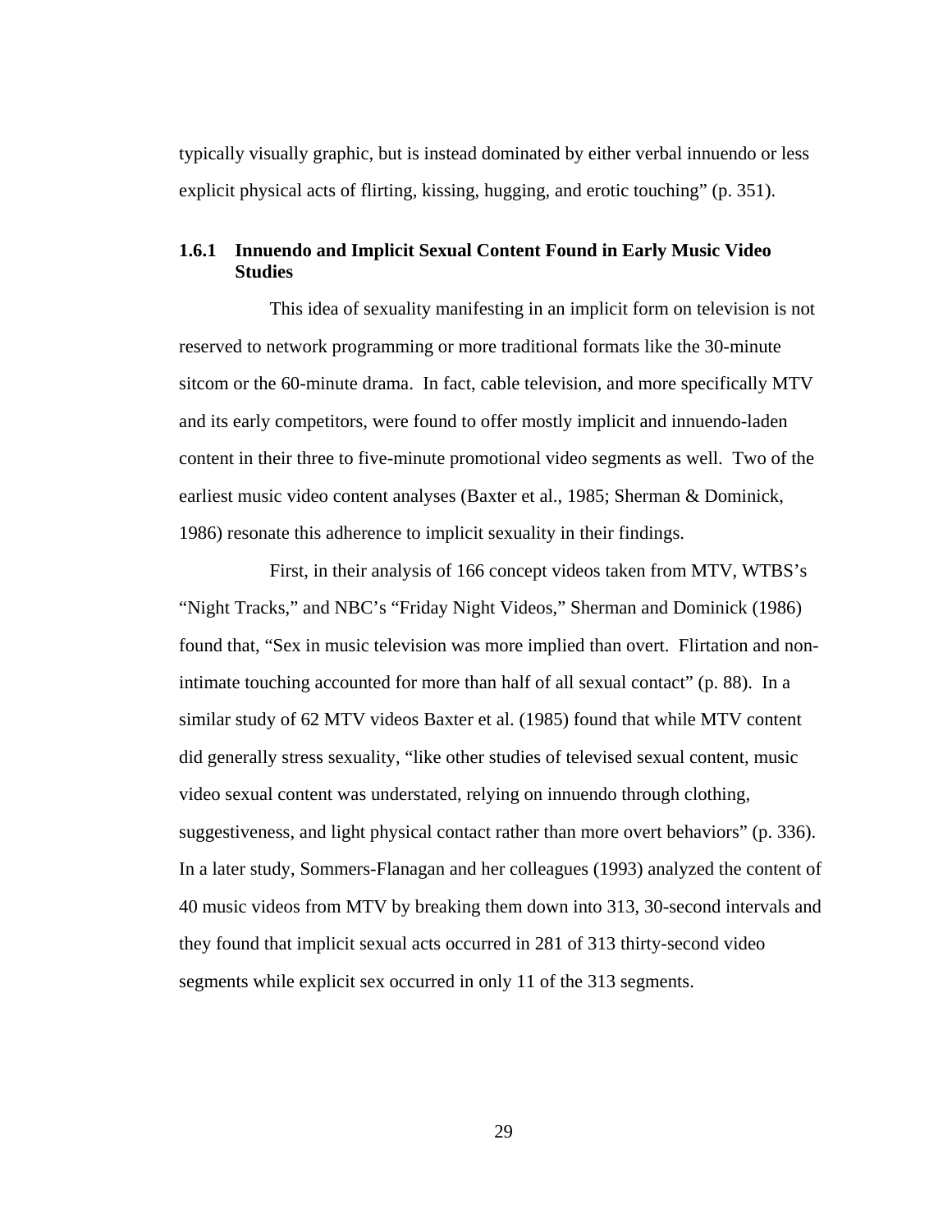typically visually graphic, but is instead dominated by either verbal innuendo or less explicit physical acts of flirting, kissing, hugging, and erotic touching" (p. 351).

### 1.6.1 Innuendo and Implicit Sexual Content Found in Early Music Video Studies

This idea of sexuality manifesting in an implicit form on television is not reserved to network programming or more traditional formats like the 30-minute sitcom or the 60-minute drama. In fact, cable television, and more specifically MTV and its early competitors, were found to offer mostly implicit and innuendo-laden content in their three to five-minute promotional video segments as well. Two of the earliest music video content analyses (Baxter et al., 1985; Sherman & Dominick, 1986) resonate this adherence to implicit sexuality in their findings.

First, in their analysis of 166 concept videos taken from MTV, WTBS's "Night Tracks," and NBC's "Friday Night Videos," Sherman and Dominick (1986) found that, "Sex in music television was more implied than overt. Flirtation and non-intimate touching accounted for more than half of all sexual contact" (p. 88). In a similar study of 62 MTV videos Baxter et al. (1985) found that while MTV content did generally stress sexuality, "like other studies of televised sexual content, music video sexual content was understated, relying on innuendo through clothing, suggestiveness, and light physical contact rather than more overt behaviors" (p. 336). In a later study, Sommers-Flanagan and her colleagues (1993) analyzed the content of 40 music videos from MTV by breaking them down into 313, 30-second intervals and they found that implicit sexual acts occurred in 281 of 313 thirty-second video segments while explicit sex occurred in only 11 of the 313 segments.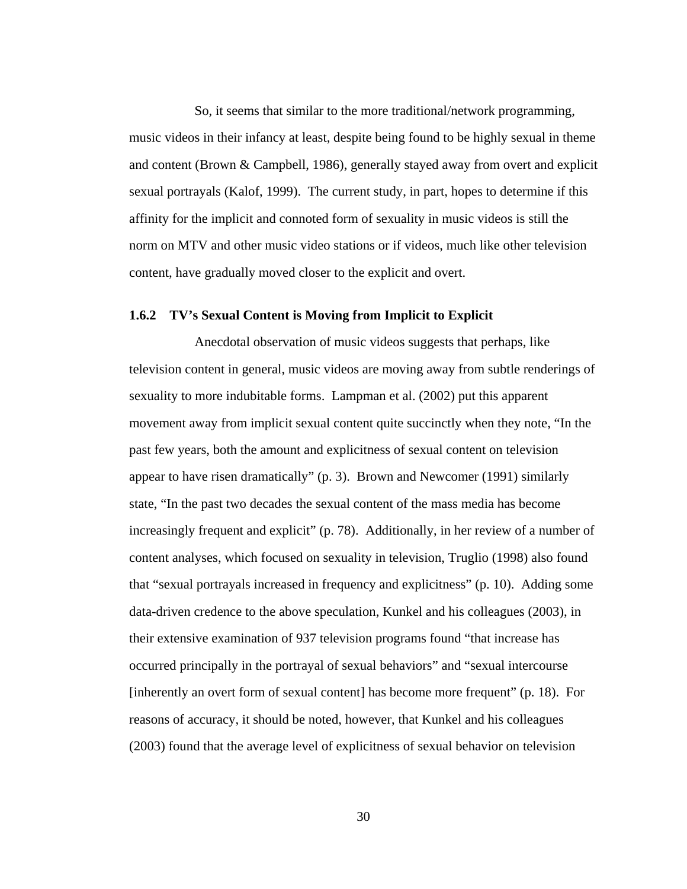So, it seems that similar to the more traditional/network programming, music videos in their infancy at least, despite being found to be highly sexual in theme and content (Brown & Campbell, 1986), generally stayed away from overt and explicit sexual portrayals (Kalof, 1999). The current study, in part, hopes to determine if this affinity for the implicit and connoted form of sexuality in music videos is still the norm on MTV and other music video stations or if videos, much like other television content, have gradually moved closer to the explicit and overt.

### 1.6.2 TV's Sexual Content is Moving from Implicit to Explicit

Anecdotal observation of music videos suggests that perhaps, like television content in general, music videos are moving away from subtle renderings of sexuality to more indubitable forms. Lampman et al. (2002) put this apparent movement away from implicit sexual content quite succinctly when they note, "In the past few years, both the amount and explicitness of sexual content on television appear to have risen dramatically" (p. 3). Brown and Newcomer (1991) similarly state, "In the past two decades the sexual content of the mass media has become increasingly frequent and explicit" (p. 78). Additionally, in her review of a number of content analyses, which focused on sexuality in television, Truglio (1998) also found that "sexual portrayals increased in frequency and explicitness" (p. 10). Adding some data-driven credence to the above speculation, Kunkel and his colleagues (2003), in their extensive examination of 937 television programs found "that increase has occurred principally in the portrayal of sexual behaviors" and "sexual intercourse [inherently an overt form of sexual content] has become more frequent" (p. 18). For reasons of accuracy, it should be noted, however, that Kunkel and his colleagues (2003) found that the average level of explicitness of sexual behavior on television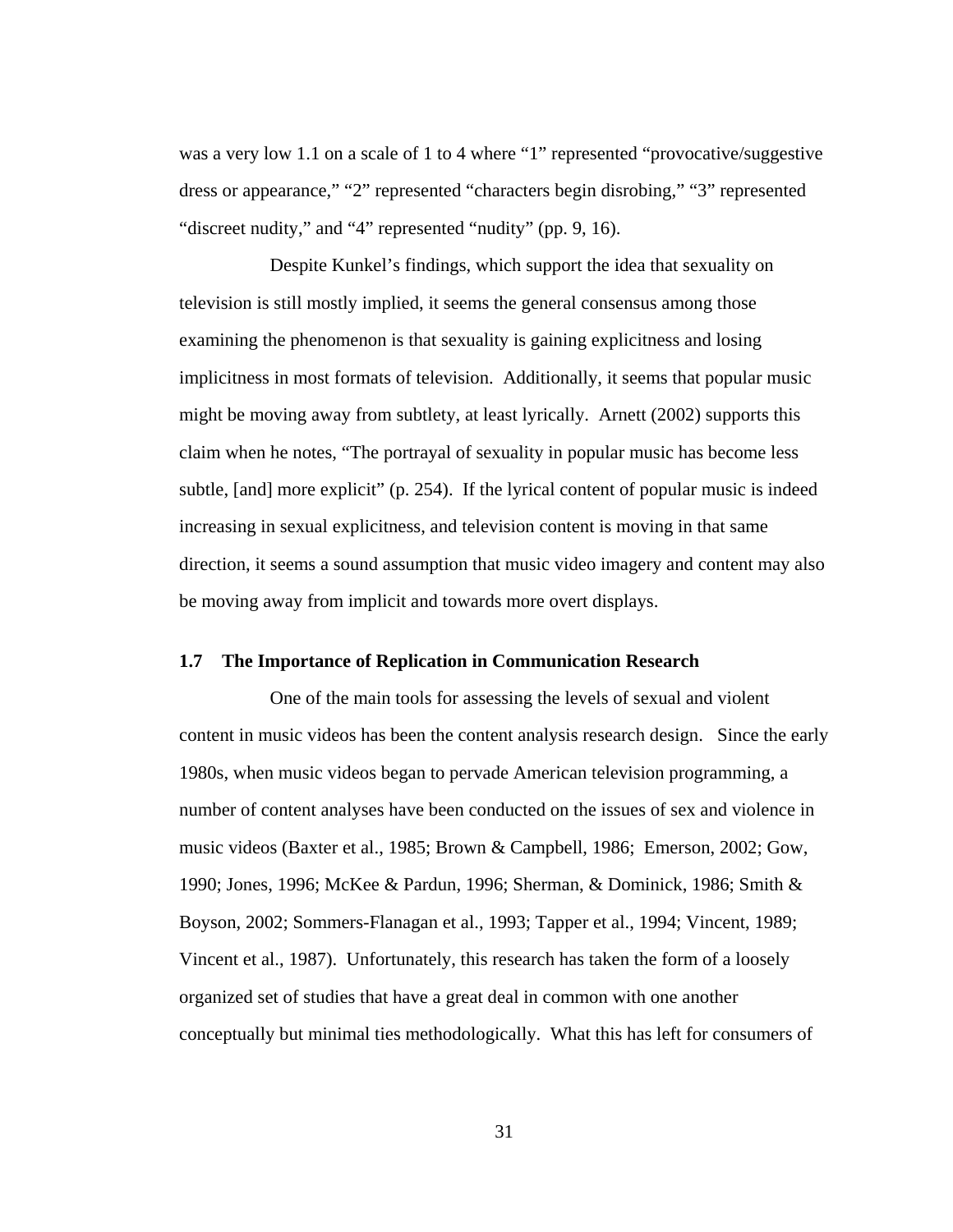was a very low 1.1 on a scale of 1 to 4 where “1” represented “provocative/suggestive dress or appearance,” “2” represented “characters begin disrobing,” “3” represented “discreet nudity,” and “4” represented “nudity” (pp. 9, 16).

Despite Kunkel’s findings, which support the idea that sexuality on television is still mostly implied, it seems the general consensus among those examining the phenomenon is that sexuality is gaining explicitness and losing implicitness in most formats of television. Additionally, it seems that popular music might be moving away from subtlety, at least lyrically. Arnett (2002) supports this claim when he notes, “The portrayal of sexuality in popular music has become less subtle, [and] more explicit” (p. 254). If the lyrical content of popular music is indeed increasing in sexual explicitness, and television content is moving in that same direction, it seems a sound assumption that music video imagery and content may also be moving away from implicit and towards more overt displays.

### 1.7 The Importance of Replication in Communication Research

One of the main tools for assessing the levels of sexual and violent content in music videos has been the content analysis research design. Since the early 1980s, when music videos began to pervade American television programming, a number of content analyses have been conducted on the issues of sex and violence in music videos (Baxter et al., 1985; Brown & Campbell, 1986; Emerson, 2002; Gow, 1990; Jones, 1996; McKee & Pardun, 1996; Sherman, & Dominick, 1986; Smith & Boyson, 2002; Sommers-Flanagan et al., 1993; Tapper et al., 1994; Vincent, 1989; Vincent et al., 1987). Unfortunately, this research has taken the form of a loosely organized set of studies that have a great deal in common with one another conceptually but minimal ties methodologically. What this has left for consumers of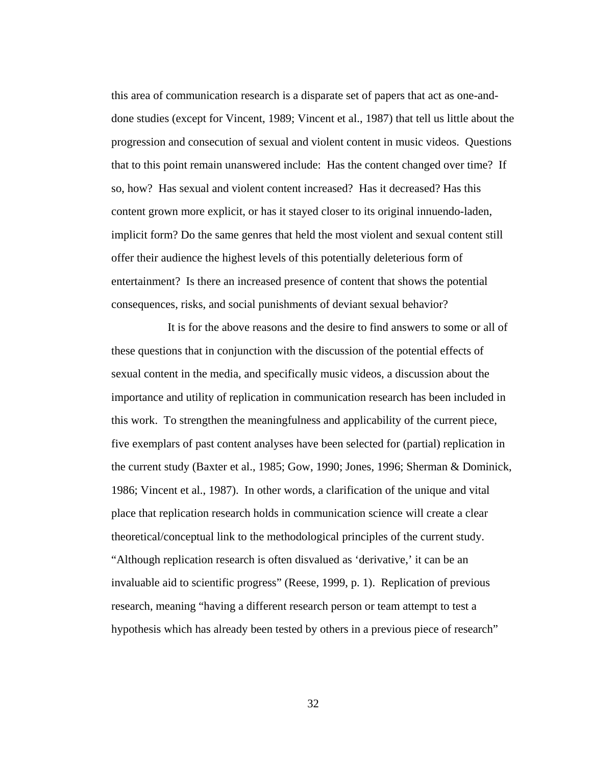this area of communication research is a disparate set of papers that act as one-and-done studies (except for Vincent, 1989; Vincent et al., 1987) that tell us little about the progression and consecution of sexual and violent content in music videos. Questions that to this point remain unanswered include: Has the content changed over time? If so, how? Has sexual and violent content increased? Has it decreased? Has this content grown more explicit, or has it stayed closer to its original innuendo-laden, implicit form? Do the same genres that held the most violent and sexual content still offer their audience the highest levels of this potentially deleterious form of entertainment? Is there an increased presence of content that shows the potential consequences, risks, and social punishments of deviant sexual behavior?

It is for the above reasons and the desire to find answers to some or all of these questions that in conjunction with the discussion of the potential effects of sexual content in the media, and specifically music videos, a discussion about the importance and utility of replication in communication research has been included in this work. To strengthen the meaningfulness and applicability of the current piece, five exemplars of past content analyses have been selected for (partial) replication in the current study (Baxter et al., 1985; Gow, 1990; Jones, 1996; Sherman & Dominick, 1986; Vincent et al., 1987). In other words, a clarification of the unique and vital place that replication research holds in communication science will create a clear theoretical/conceptual link to the methodological principles of the current study. "Although replication research is often disvalued as 'derivative,' it can be an invaluable aid to scientific progress" (Reese, 1999, p. 1). Replication of previous research, meaning "having a different research person or team attempt to test a hypothesis which has already been tested by others in a previous piece of research"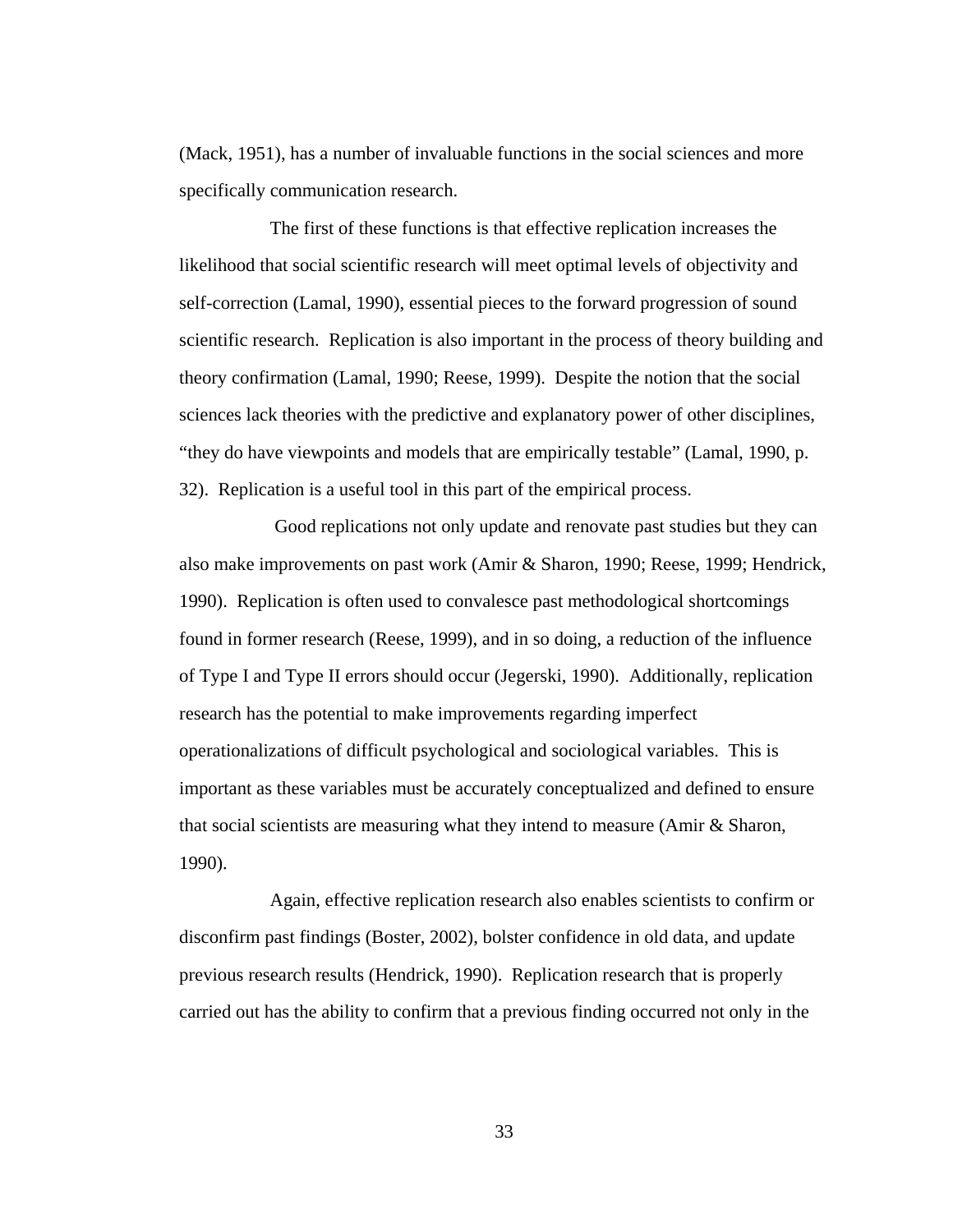(Mack, 1951), has a number of invaluable functions in the social sciences and more specifically communication research.

The first of these functions is that effective replication increases the likelihood that social scientific research will meet optimal levels of objectivity and self-correction (Lamal, 1990), essential pieces to the forward progression of sound scientific research. Replication is also important in the process of theory building and theory confirmation (Lamal, 1990; Reese, 1999). Despite the notion that the social sciences lack theories with the predictive and explanatory power of other disciplines, "they do have viewpoints and models that are empirically testable" (Lamal, 1990, p. 32). Replication is a useful tool in this part of the empirical process.

Good replications not only update and renovate past studies but they can also make improvements on past work (Amir & Sharon, 1990; Reese, 1999; Hendrick, 1990). Replication is often used to convalesce past methodological shortcomings found in former research (Reese, 1999), and in so doing, a reduction of the influence of Type I and Type II errors should occur (Jegerski, 1990). Additionally, replication research has the potential to make improvements regarding imperfect operationalizations of difficult psychological and sociological variables. This is important as these variables must be accurately conceptualized and defined to ensure that social scientists are measuring what they intend to measure (Amir & Sharon, 1990).

Again, effective replication research also enables scientists to confirm or disconfirm past findings (Boster, 2002), bolster confidence in old data, and update previous research results (Hendrick, 1990). Replication research that is properly carried out has the ability to confirm that a previous finding occurred not only in the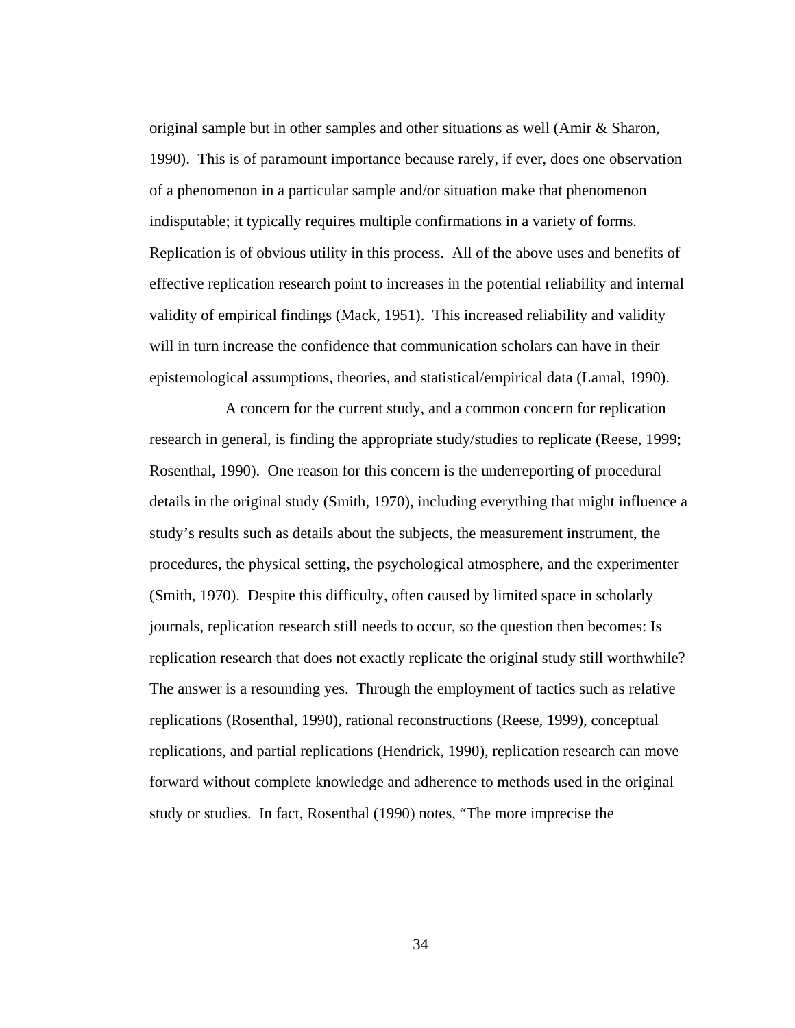original sample but in other samples and other situations as well (Amir & Sharon, 1990). This is of paramount importance because rarely, if ever, does one observation of a phenomenon in a particular sample and/or situation make that phenomenon indisputable; it typically requires multiple confirmations in a variety of forms. Replication is of obvious utility in this process. All of the above uses and benefits of effective replication research point to increases in the potential reliability and internal validity of empirical findings (Mack, 1951). This increased reliability and validity will in turn increase the confidence that communication scholars can have in their epistemological assumptions, theories, and statistical/empirical data (Lamal, 1990).

A concern for the current study, and a common concern for replication research in general, is finding the appropriate study/studies to replicate (Reese, 1999; Rosenthal, 1990). One reason for this concern is the underreporting of procedural details in the original study (Smith, 1970), including everything that might influence a study's results such as details about the subjects, the measurement instrument, the procedures, the physical setting, the psychological atmosphere, and the experimenter (Smith, 1970). Despite this difficulty, often caused by limited space in scholarly journals, replication research still needs to occur, so the question then becomes: Is replication research that does not exactly replicate the original study still worthwhile? The answer is a resounding yes. Through the employment of tactics such as relative replications (Rosenthal, 1990), rational reconstructions (Reese, 1999), conceptual replications, and partial replications (Hendrick, 1990), replication research can move forward without complete knowledge and adherence to methods used in the original study or studies. In fact, Rosenthal (1990) notes, "The more imprecise the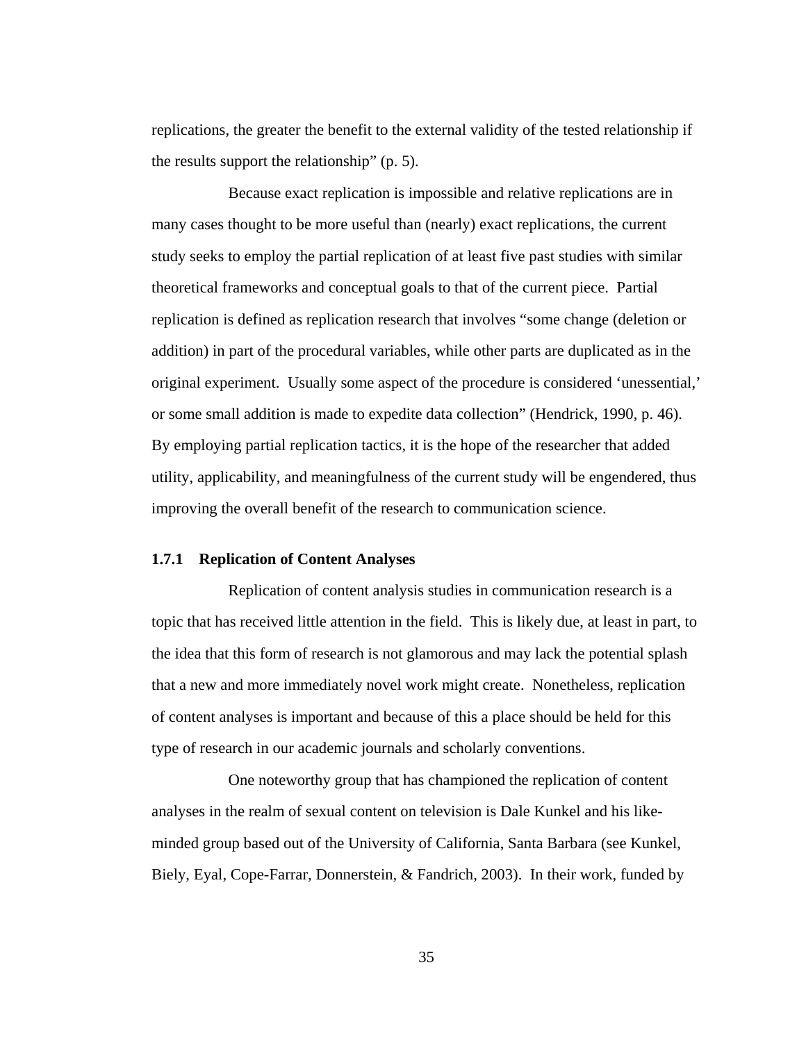replications, the greater the benefit to the external validity of the tested relationship if the results support the relationship" (p. 5).

Because exact replication is impossible and relative replications are in many cases thought to be more useful than (nearly) exact replications, the current study seeks to employ the partial replication of at least five past studies with similar theoretical frameworks and conceptual goals to that of the current piece. Partial replication is defined as replication research that involves "some change (deletion or addition) in part of the procedural variables, while other parts are duplicated as in the original experiment. Usually some aspect of the procedure is considered 'unessential,' or some small addition is made to expedite data collection" (Hendrick, 1990, p. 46). By employing partial replication tactics, it is the hope of the researcher that added utility, applicability, and meaningfulness of the current study will be engendered, thus improving the overall benefit of the research to communication science.

### 1.7.1 Replication of Content Analyses

Replication of content analysis studies in communication research is a topic that has received little attention in the field. This is likely due, at least in part, to the idea that this form of research is not glamorous and may lack the potential splash that a new and more immediately novel work might create. Nonetheless, replication of content analyses is important and because of this a place should be held for this type of research in our academic journals and scholarly conventions.

One noteworthy group that has championed the replication of content analyses in the realm of sexual content on television is Dale Kunkel and his like-minded group based out of the University of California, Santa Barbara (see Kunkel, Biely, Eyal, Cope-Farrar, Donnerstein, & Fandrich, 2003). In their work, funded by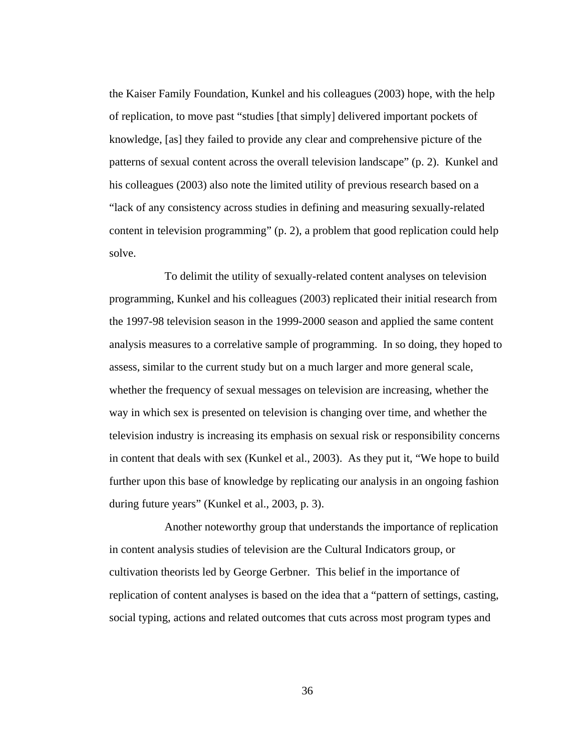the Kaiser Family Foundation, Kunkel and his colleagues (2003) hope, with the help of replication, to move past "studies [that simply] delivered important pockets of knowledge, [as] they failed to provide any clear and comprehensive picture of the patterns of sexual content across the overall television landscape" (p. 2). Kunkel and his colleagues (2003) also note the limited utility of previous research based on a "lack of any consistency across studies in defining and measuring sexually-related content in television programming" (p. 2), a problem that good replication could help solve.

To delimit the utility of sexually-related content analyses on television programming, Kunkel and his colleagues (2003) replicated their initial research from the 1997-98 television season in the 1999-2000 season and applied the same content analysis measures to a correlative sample of programming. In so doing, they hoped to assess, similar to the current study but on a much larger and more general scale, whether the frequency of sexual messages on television are increasing, whether the way in which sex is presented on television is changing over time, and whether the television industry is increasing its emphasis on sexual risk or responsibility concerns in content that deals with sex (Kunkel et al., 2003). As they put it, "We hope to build further upon this base of knowledge by replicating our analysis in an ongoing fashion during future years" (Kunkel et al., 2003, p. 3).

Another noteworthy group that understands the importance of replication in content analysis studies of television are the Cultural Indicators group, or cultivation theorists led by George Gerbner. This belief in the importance of replication of content analyses is based on the idea that a "pattern of settings, casting, social typing, actions and related outcomes that cuts across most program types and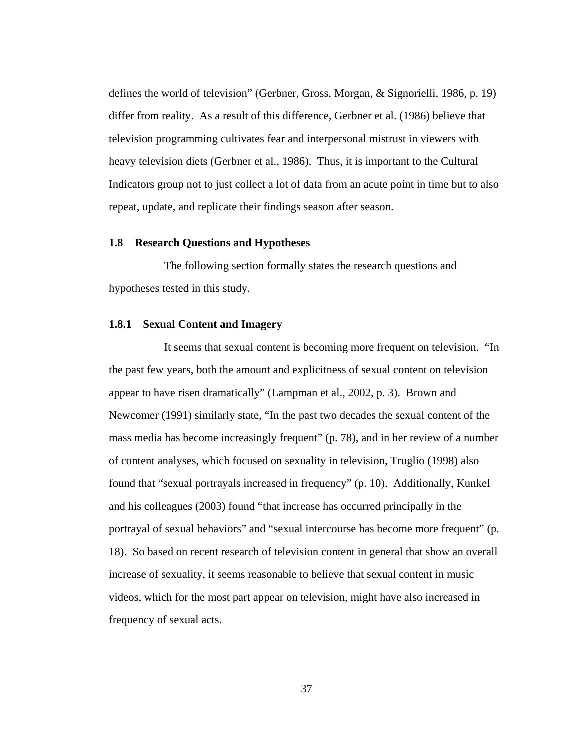defines the world of television" (Gerbner, Gross, Morgan, & Signorielli, 1986, p. 19) differ from reality. As a result of this difference, Gerbner et al. (1986) believe that television programming cultivates fear and interpersonal mistrust in viewers with heavy television diets (Gerbner et al., 1986). Thus, it is important to the Cultural Indicators group not to just collect a lot of data from an acute point in time but to also repeat, update, and replicate their findings season after season.

## 1.8 Research Questions and Hypotheses

The following section formally states the research questions and hypotheses tested in this study.

### 1.8.1 Sexual Content and Imagery

It seems that sexual content is becoming more frequent on television. "In the past few years, both the amount and explicitness of sexual content on television appear to have risen dramatically" (Lampman et al., 2002, p. 3). Brown and Newcomer (1991) similarly state, "In the past two decades the sexual content of the mass media has become increasingly frequent" (p. 78), and in her review of a number of content analyses, which focused on sexuality in television, Truglio (1998) also found that "sexual portrayals increased in frequency" (p. 10). Additionally, Kunkel and his colleagues (2003) found "that increase has occurred principally in the portrayal of sexual behaviors" and "sexual intercourse has become more frequent" (p. 18). So based on recent research of television content in general that show an overall increase of sexuality, it seems reasonable to believe that sexual content in music videos, which for the most part appear on television, might have also increased in frequency of sexual acts.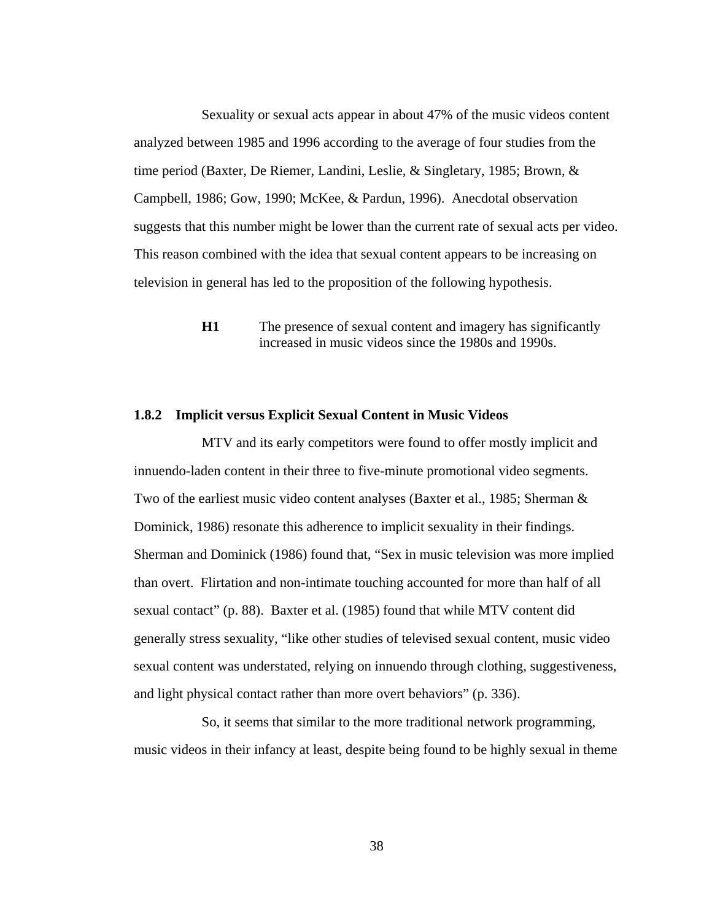Sexuality or sexual acts appear in about 47% of the music videos content analyzed between 1985 and 1996 according to the average of four studies from the time period (Baxter, De Riemer, Landini, Leslie, & Singletary, 1985; Brown, & Campbell, 1986; Gow, 1990; McKee, & Pardun, 1996). Anecdotal observation suggests that this number might be lower than the current rate of sexual acts per video. This reason combined with the idea that sexual content appears to be increasing on television in general has led to the proposition of the following hypothesis.

> **H1** The presence of sexual content and imagery has significantly increased in music videos since the 1980s and 1990s.

### 1.8.2 Implicit versus Explicit Sexual Content in Music Videos

MTV and its early competitors were found to offer mostly implicit and innuendo-laden content in their three to five-minute promotional video segments. Two of the earliest music video content analyses (Baxter et al., 1985; Sherman & Dominick, 1986) resonate this adherence to implicit sexuality in their findings. Sherman and Dominick (1986) found that, "Sex in music television was more implied than overt. Flirtation and non-intimate touching accounted for more than half of all sexual contact" (p. 88). Baxter et al. (1985) found that while MTV content did generally stress sexuality, "like other studies of televised sexual content, music video sexual content was understated, relying on innuendo through clothing, suggestiveness, and light physical contact rather than more overt behaviors" (p. 336).

So, it seems that similar to the more traditional network programming, music videos in their infancy at least, despite being found to be highly sexual in theme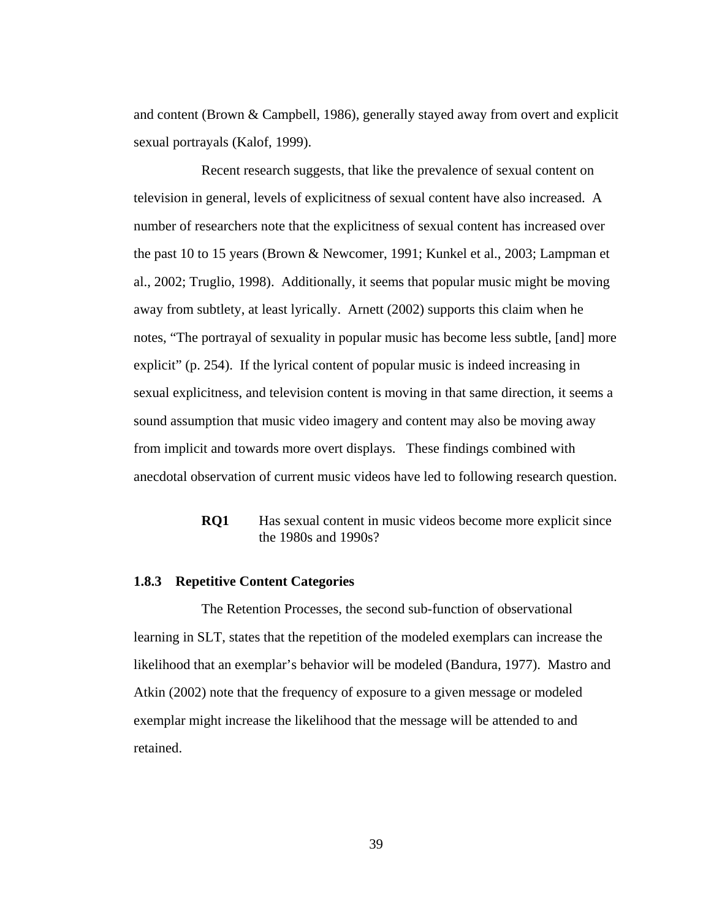and content (Brown & Campbell, 1986), generally stayed away from overt and explicit sexual portrayals (Kalof, 1999).

Recent research suggests, that like the prevalence of sexual content on television in general, levels of explicitness of sexual content have also increased. A number of researchers note that the explicitness of sexual content has increased over the past 10 to 15 years (Brown & Newcomer, 1991; Kunkel et al., 2003; Lampman et al., 2002; Truglio, 1998). Additionally, it seems that popular music might be moving away from subtlety, at least lyrically. Arnett (2002) supports this claim when he notes, "The portrayal of sexuality in popular music has become less subtle, [and] more explicit" (p. 254). If the lyrical content of popular music is indeed increasing in sexual explicitness, and television content is moving in that same direction, it seems a sound assumption that music video imagery and content may also be moving away from implicit and towards more overt displays. These findings combined with anecdotal observation of current music videos have led to following research question.

> **RQ1** Has sexual content in music videos become more explicit since the 1980s and 1990s?

### 1.8.3 Repetitive Content Categories

The Retention Processes, the second sub-function of observational learning in SLT, states that the repetition of the modeled exemplars can increase the likelihood that an exemplar's behavior will be modeled (Bandura, 1977). Mastro and Atkin (2002) note that the frequency of exposure to a given message or modeled exemplar might increase the likelihood that the message will be attended to and retained.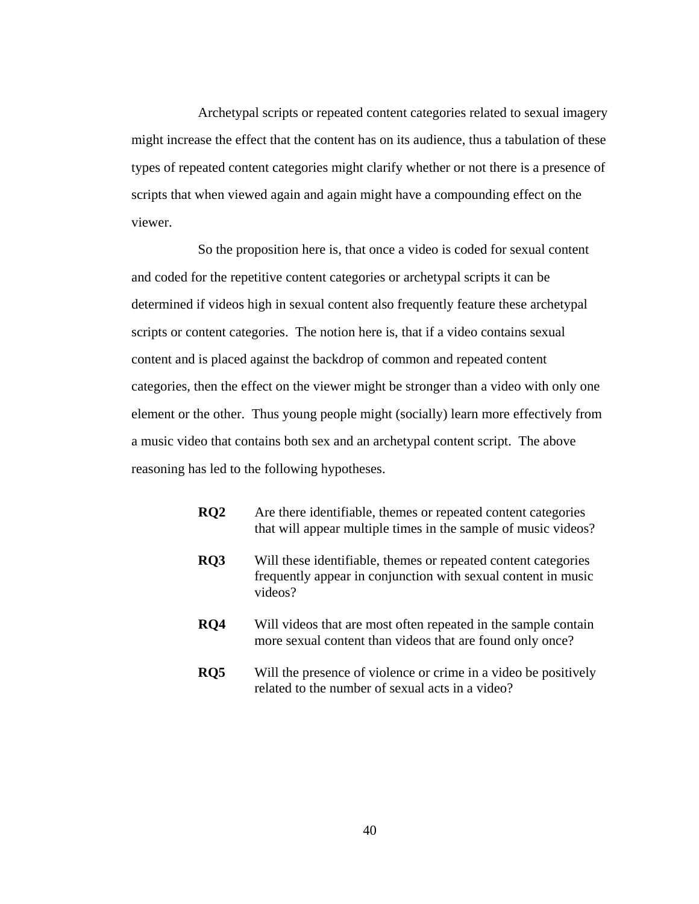Archetypal scripts or repeated content categories related to sexual imagery might increase the effect that the content has on its audience, thus a tabulation of these types of repeated content categories might clarify whether or not there is a presence of scripts that when viewed again and again might have a compounding effect on the viewer.

So the proposition here is, that once a video is coded for sexual content and coded for the repetitive content categories or archetypal scripts it can be determined if videos high in sexual content also frequently feature these archetypal scripts or content categories. The notion here is, that if a video contains sexual content and is placed against the backdrop of common and repeated content categories, then the effect on the viewer might be stronger than a video with only one element or the other. Thus young people might (socially) learn more effectively from a music video that contains both sex and an archetypal content script. The above reasoning has led to the following hypotheses.

**RQ2** Are there identifiable, themes or repeated content categories that will appear multiple times in the sample of music videos?

**RQ3** Will these identifiable, themes or repeated content categories frequently appear in conjunction with sexual content in music videos?

**RQ4** Will videos that are most often repeated in the sample contain more sexual content than videos that are found only once?

**RQ5** Will the presence of violence or crime in a video be positively related to the number of sexual acts in a video?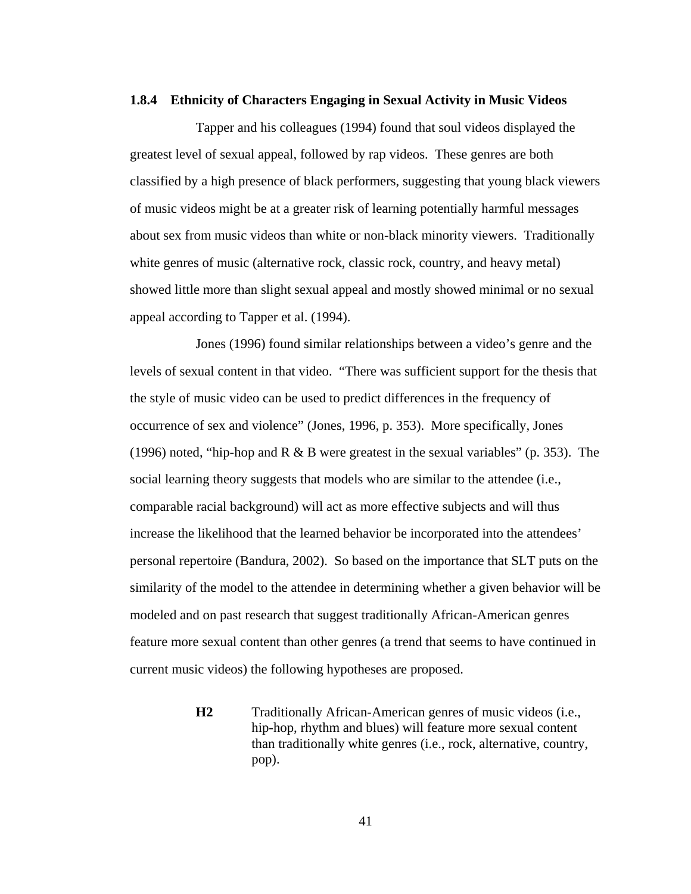### 1.8.4 Ethnicity of Characters Engaging in Sexual Activity in Music Videos

Tapper and his colleagues (1994) found that soul videos displayed the greatest level of sexual appeal, followed by rap videos. These genres are both classified by a high presence of black performers, suggesting that young black viewers of music videos might be at a greater risk of learning potentially harmful messages about sex from music videos than white or non-black minority viewers. Traditionally white genres of music (alternative rock, classic rock, country, and heavy metal) showed little more than slight sexual appeal and mostly showed minimal or no sexual appeal according to Tapper et al. (1994).

Jones (1996) found similar relationships between a video's genre and the levels of sexual content in that video. "There was sufficient support for the thesis that the style of music video can be used to predict differences in the frequency of occurrence of sex and violence" (Jones, 1996, p. 353). More specifically, Jones (1996) noted, "hip-hop and R & B were greatest in the sexual variables" (p. 353). The social learning theory suggests that models who are similar to the attendee (i.e., comparable racial background) will act as more effective subjects and will thus increase the likelihood that the learned behavior be incorporated into the attendees' personal repertoire (Bandura, 2002). So based on the importance that SLT puts on the similarity of the model to the attendee in determining whether a given behavior will be modeled and on past research that suggest traditionally African-American genres feature more sexual content than other genres (a trend that seems to have continued in current music videos) the following hypotheses are proposed.

> **H2** Traditionally African-American genres of music videos (i.e., hip-hop, rhythm and blues) will feature more sexual content than traditionally white genres (i.e., rock, alternative, country, pop).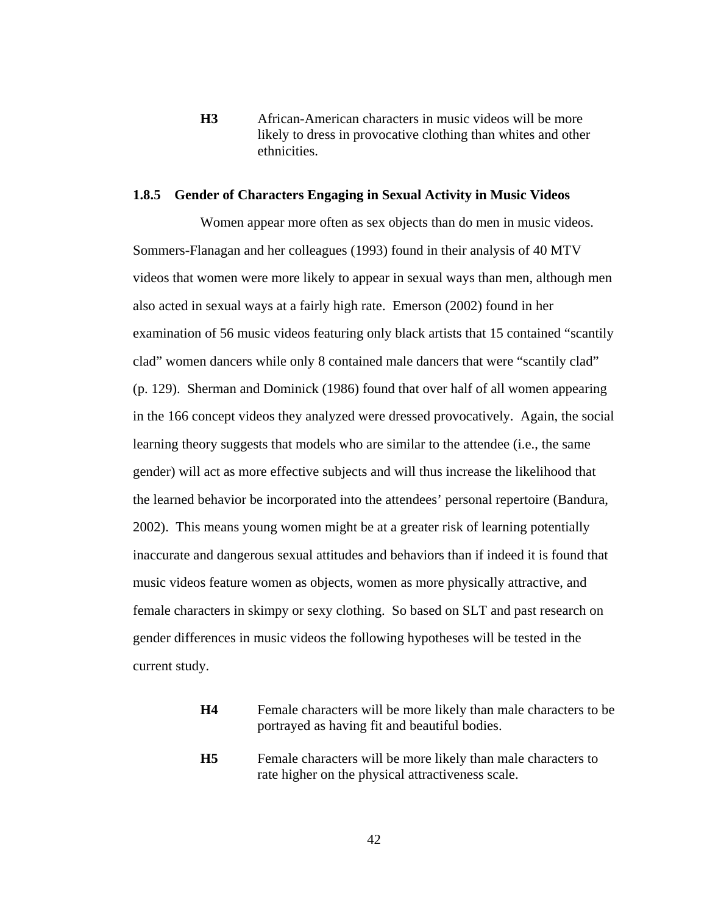**H3** African-American characters in music videos will be more likely to dress in provocative clothing than whites and other ethnicities.

### 1.8.5 Gender of Characters Engaging in Sexual Activity in Music Videos

Women appear more often as sex objects than do men in music videos. Sommers-Flanagan and her colleagues (1993) found in their analysis of 40 MTV videos that women were more likely to appear in sexual ways than men, although men also acted in sexual ways at a fairly high rate. Emerson (2002) found in her examination of 56 music videos featuring only black artists that 15 contained "scantily clad" women dancers while only 8 contained male dancers that were "scantily clad" (p. 129). Sherman and Dominick (1986) found that over half of all women appearing in the 166 concept videos they analyzed were dressed provocatively. Again, the social learning theory suggests that models who are similar to the attendee (i.e., the same gender) will act as more effective subjects and will thus increase the likelihood that the learned behavior be incorporated into the attendees' personal repertoire (Bandura, 2002). This means young women might be at a greater risk of learning potentially inaccurate and dangerous sexual attitudes and behaviors than if indeed it is found that music videos feature women as objects, women as more physically attractive, and female characters in skimpy or sexy clothing. So based on SLT and past research on gender differences in music videos the following hypotheses will be tested in the current study.

**H4** Female characters will be more likely than male characters to be portrayed as having fit and beautiful bodies.

**H5** Female characters will be more likely than male characters to rate higher on the physical attractiveness scale.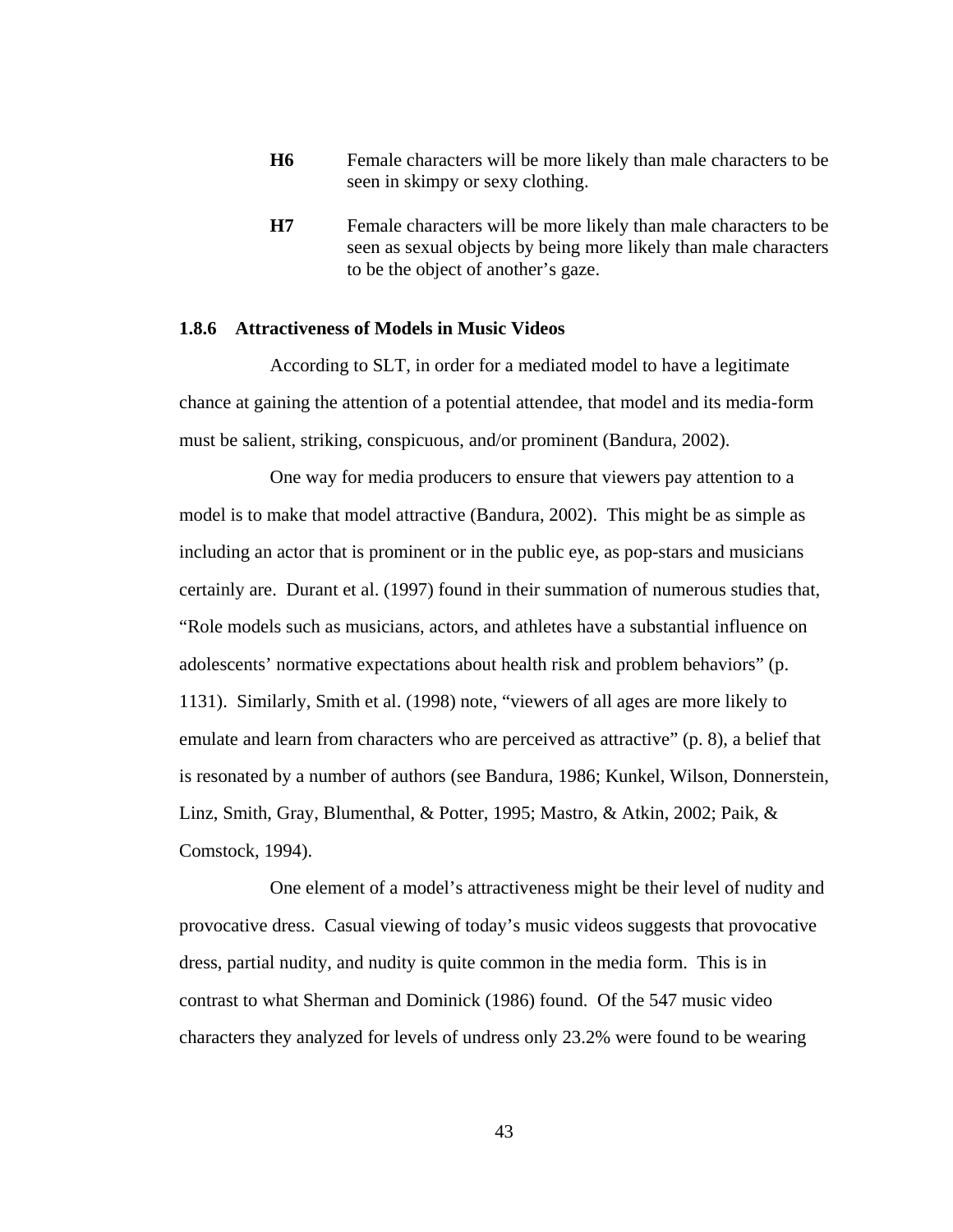**H6** Female characters will be more likely than male characters to be seen in skimpy or sexy clothing.

**H7** Female characters will be more likely than male characters to be seen as sexual objects by being more likely than male characters to be the object of another's gaze.

### 1.8.6 Attractiveness of Models in Music Videos

According to SLT, in order for a mediated model to have a legitimate chance at gaining the attention of a potential attendee, that model and its media-form must be salient, striking, conspicuous, and/or prominent (Bandura, 2002).

One way for media producers to ensure that viewers pay attention to a model is to make that model attractive (Bandura, 2002). This might be as simple as including an actor that is prominent or in the public eye, as pop-stars and musicians certainly are. Durant et al. (1997) found in their summation of numerous studies that, "Role models such as musicians, actors, and athletes have a substantial influence on adolescents' normative expectations about health risk and problem behaviors" (p. 1131). Similarly, Smith et al. (1998) note, "viewers of all ages are more likely to emulate and learn from characters who are perceived as attractive" (p. 8), a belief that is resonated by a number of authors (see Bandura, 1986; Kunkel, Wilson, Donnerstein, Linz, Smith, Gray, Blumenthal, & Potter, 1995; Mastro, & Atkin, 2002; Paik, & Comstock, 1994).

One element of a model's attractiveness might be their level of nudity and provocative dress. Casual viewing of today's music videos suggests that provocative dress, partial nudity, and nudity is quite common in the media form. This is in contrast to what Sherman and Dominick (1986) found. Of the 547 music video characters they analyzed for levels of undress only 23.2% were found to be wearing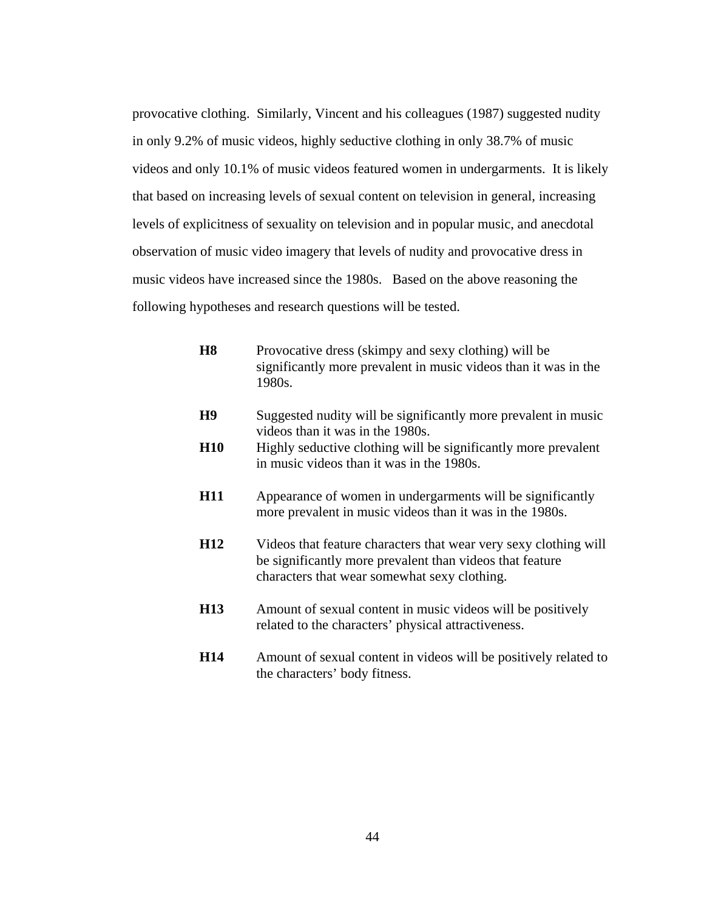provocative clothing. Similarly, Vincent and his colleagues (1987) suggested nudity in only 9.2% of music videos, highly seductive clothing in only 38.7% of music videos and only 10.1% of music videos featured women in undergarments. It is likely that based on increasing levels of sexual content on television in general, increasing levels of explicitness of sexuality on television and in popular music, and anecdotal observation of music video imagery that levels of nudity and provocative dress in music videos have increased since the 1980s. Based on the above reasoning the following hypotheses and research questions will be tested.

**H8** Provocative dress (skimpy and sexy clothing) will be significantly more prevalent in music videos than it was in the 1980s.

**H9** Suggested nudity will be significantly more prevalent in music videos than it was in the 1980s.

**H10** Highly seductive clothing will be significantly more prevalent in music videos than it was in the 1980s.

**H11** Appearance of women in undergarments will be significantly more prevalent in music videos than it was in the 1980s.

**H12** Videos that feature characters that wear very sexy clothing will be significantly more prevalent than videos that feature characters that wear somewhat sexy clothing.

**H13** Amount of sexual content in music videos will be positively related to the characters' physical attractiveness.

**H14** Amount of sexual content in videos will be positively related to the characters' body fitness.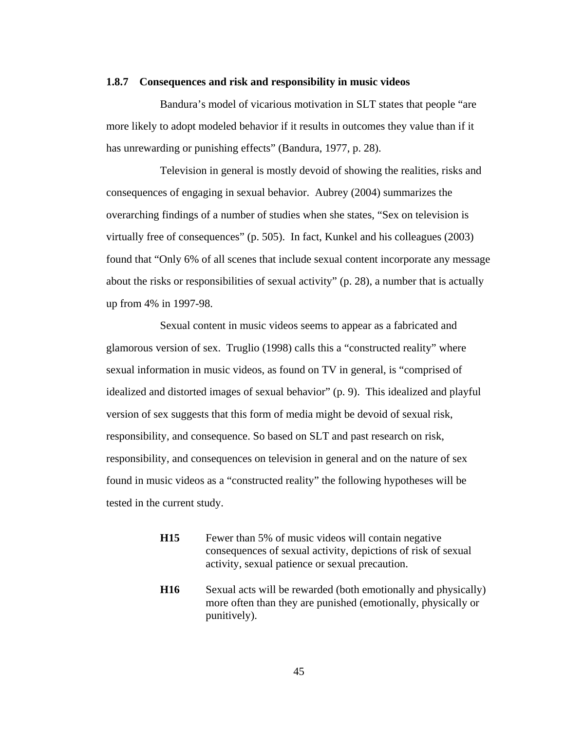### 1.8.7 Consequences and risk and responsibility in music videos

Bandura's model of vicarious motivation in SLT states that people "are more likely to adopt modeled behavior if it results in outcomes they value than if it has unrewarding or punishing effects" (Bandura, 1977, p. 28).

Television in general is mostly devoid of showing the realities, risks and consequences of engaging in sexual behavior. Aubrey (2004) summarizes the overarching findings of a number of studies when she states, "Sex on television is virtually free of consequences" (p. 505). In fact, Kunkel and his colleagues (2003) found that "Only 6% of all scenes that include sexual content incorporate any message about the risks or responsibilities of sexual activity" (p. 28), a number that is actually up from 4% in 1997-98.

Sexual content in music videos seems to appear as a fabricated and glamorous version of sex. Truglio (1998) calls this a "constructed reality" where sexual information in music videos, as found on TV in general, is "comprised of idealized and distorted images of sexual behavior" (p. 9). This idealized and playful version of sex suggests that this form of media might be devoid of sexual risk, responsibility, and consequence. So based on SLT and past research on risk, responsibility, and consequences on television in general and on the nature of sex found in music videos as a "constructed reality" the following hypotheses will be tested in the current study.

**H15** Fewer than 5% of music videos will contain negative consequences of sexual activity, depictions of risk of sexual activity, sexual patience or sexual precaution.

**H16** Sexual acts will be rewarded (both emotionally and physically) more often than they are punished (emotionally, physically or punitively).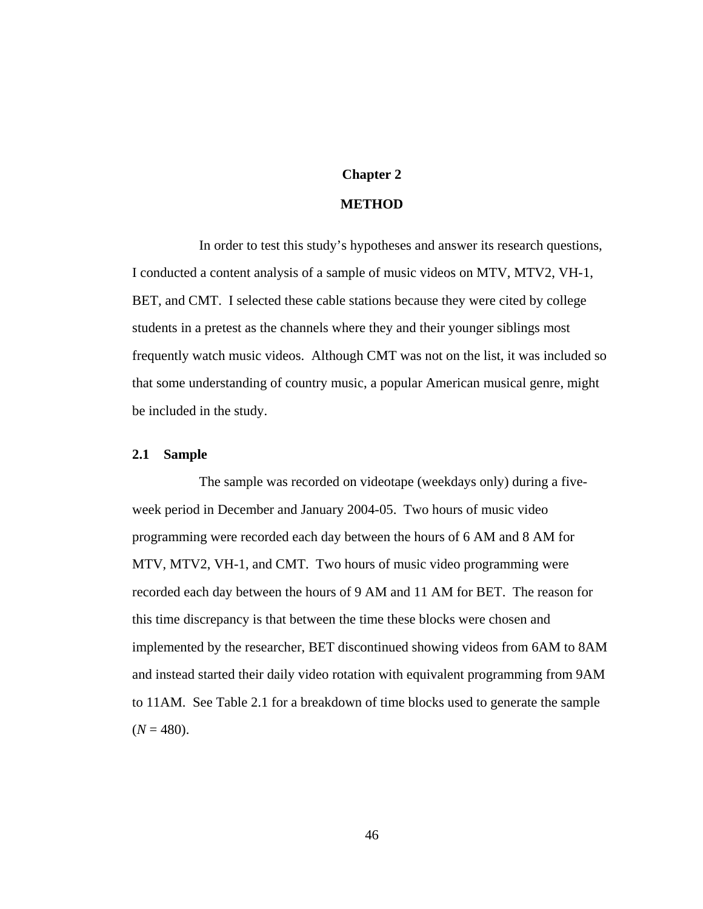# Chapter 2

# METHOD

In order to test this study's hypotheses and answer its research questions, I conducted a content analysis of a sample of music videos on MTV, MTV2, VH-1, BET, and CMT. I selected these cable stations because they were cited by college students in a pretest as the channels where they and their younger siblings most frequently watch music videos. Although CMT was not on the list, it was included so that some understanding of country music, a popular American musical genre, might be included in the study.

## 2.1 Sample

The sample was recorded on videotape (weekdays only) during a five-week period in December and January 2004-05. Two hours of music video programming were recorded each day between the hours of 6 AM and 8 AM for MTV, MTV2, VH-1, and CMT. Two hours of music video programming were recorded each day between the hours of 9 AM and 11 AM for BET. The reason for this time discrepancy is that between the time these blocks were chosen and implemented by the researcher, BET discontinued showing videos from 6AM to 8AM and instead started their daily video rotation with equivalent programming from 9AM to 11AM. See Table 2.1 for a breakdown of time blocks used to generate the sample ($N$ = 480).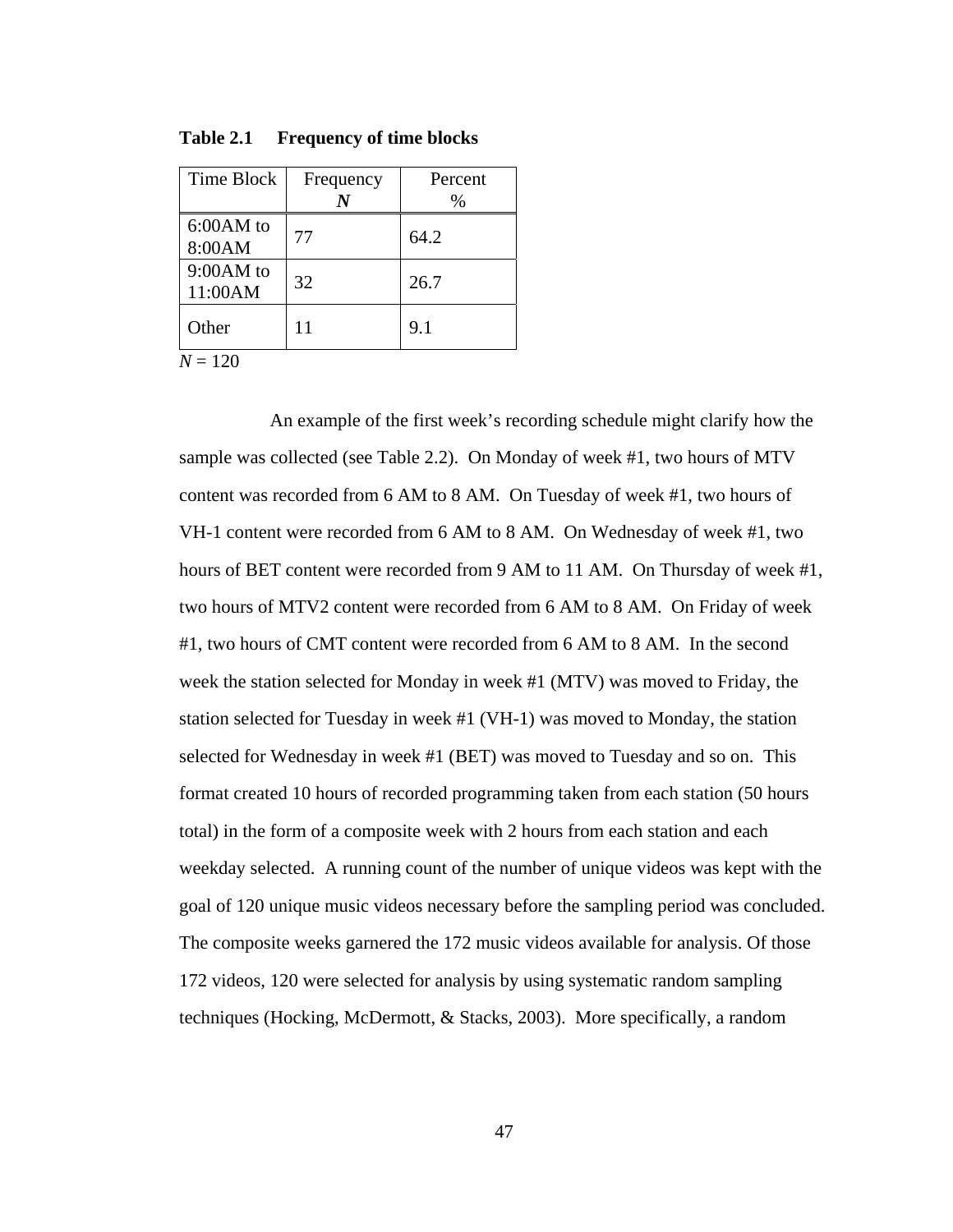**Table 2.1 Frequency of time blocks**

| Time Block | Frequency ***N*** | Percent % |
|---|---|---|
| 6:00AM to 8:00AM | 77 | 64.2 |
| 9:00AM to 11:00AM | 32 | 26.7 |
| Other | 11 | 9.1 |

*N* = 120

An example of the first week's recording schedule might clarify how the sample was collected (see Table 2.2). On Monday of week #1, two hours of MTV content was recorded from 6 AM to 8 AM. On Tuesday of week #1, two hours of VH-1 content were recorded from 6 AM to 8 AM. On Wednesday of week #1, two hours of BET content were recorded from 9 AM to 11 AM. On Thursday of week #1, two hours of MTV2 content were recorded from 6 AM to 8 AM. On Friday of week #1, two hours of CMT content were recorded from 6 AM to 8 AM. In the second week the station selected for Monday in week #1 (MTV) was moved to Friday, the station selected for Tuesday in week #1 (VH-1) was moved to Monday, the station selected for Wednesday in week #1 (BET) was moved to Tuesday and so on. This format created 10 hours of recorded programming taken from each station (50 hours total) in the form of a composite week with 2 hours from each station and each weekday selected. A running count of the number of unique videos was kept with the goal of 120 unique music videos necessary before the sampling period was concluded. The composite weeks garnered the 172 music videos available for analysis. Of those 172 videos, 120 were selected for analysis by using systematic random sampling techniques (Hocking, McDermott, & Stacks, 2003). More specifically, a random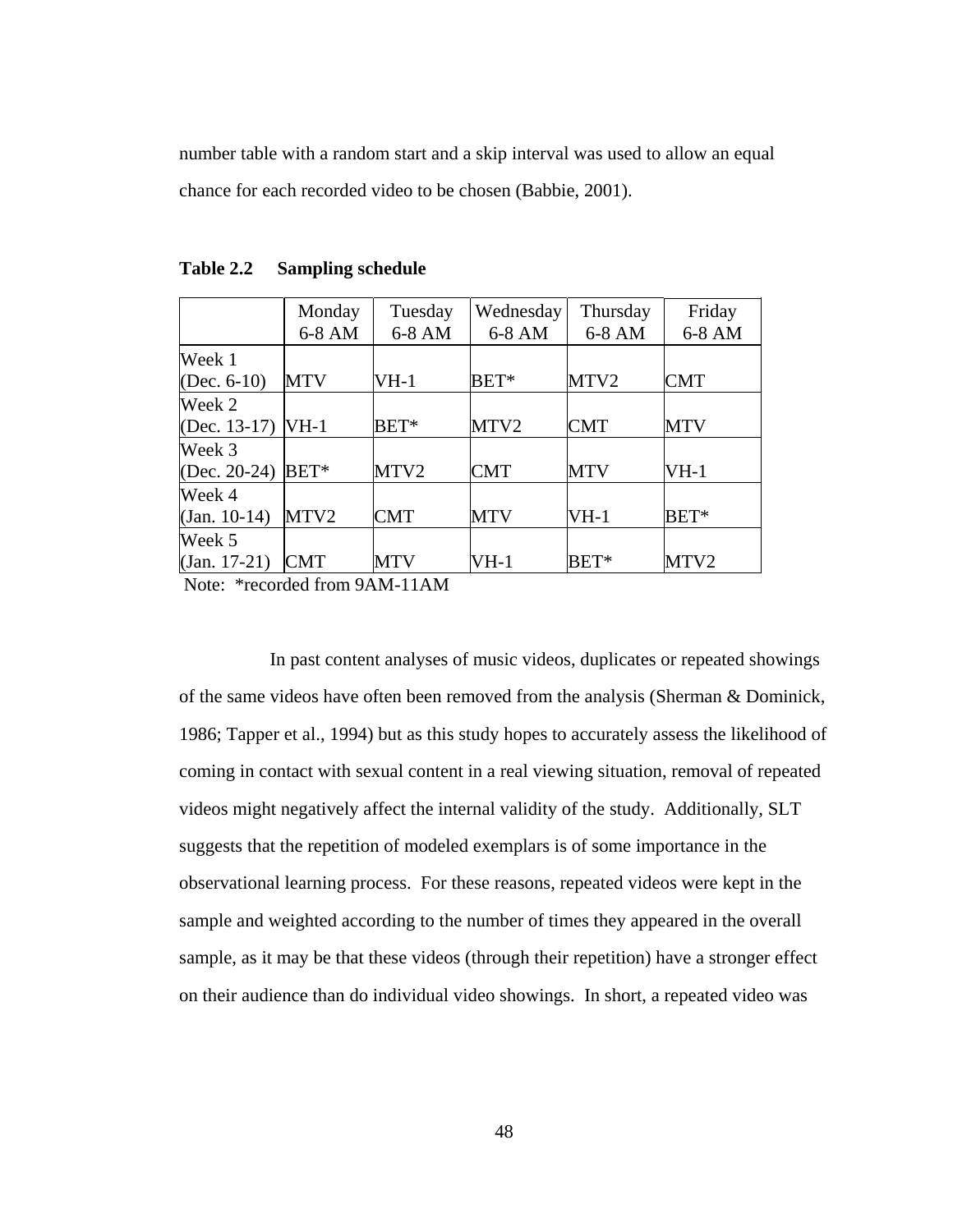number table with a random start and a skip interval was used to allow an equal chance for each recorded video to be chosen (Babbie, 2001).

**Table 2.2 Sampling schedule**

| | Monday 6-8 AM | Tuesday 6-8 AM | Wednesday 6-8 AM | Thursday 6-8 AM | Friday 6-8 AM |
|---|---|---|---|---|---|
| Week 1 (Dec. 6-10) | MTV | VH-1 | BET* | MTV2 | CMT |
| Week 2 (Dec. 13-17) | VH-1 | BET* | MTV2 | CMT | MTV |
| Week 3 (Dec. 20-24) | BET* | MTV2 | CMT | MTV | VH-1 |
| Week 4 (Jan. 10-14) | MTV2 | CMT | MTV | VH-1 | BET* |
| Week 5 (Jan. 17-21) | CMT | MTV | VH-1 | BET* | MTV2 |

Note: *recorded from 9AM-11AM

In past content analyses of music videos, duplicates or repeated showings of the same videos have often been removed from the analysis (Sherman & Dominick, 1986; Tapper et al., 1994) but as this study hopes to accurately assess the likelihood of coming in contact with sexual content in a real viewing situation, removal of repeated videos might negatively affect the internal validity of the study. Additionally, SLT suggests that the repetition of modeled exemplars is of some importance in the observational learning process. For these reasons, repeated videos were kept in the sample and weighted according to the number of times they appeared in the overall sample, as it may be that these videos (through their repetition) have a stronger effect on their audience than do individual video showings. In short, a repeated video was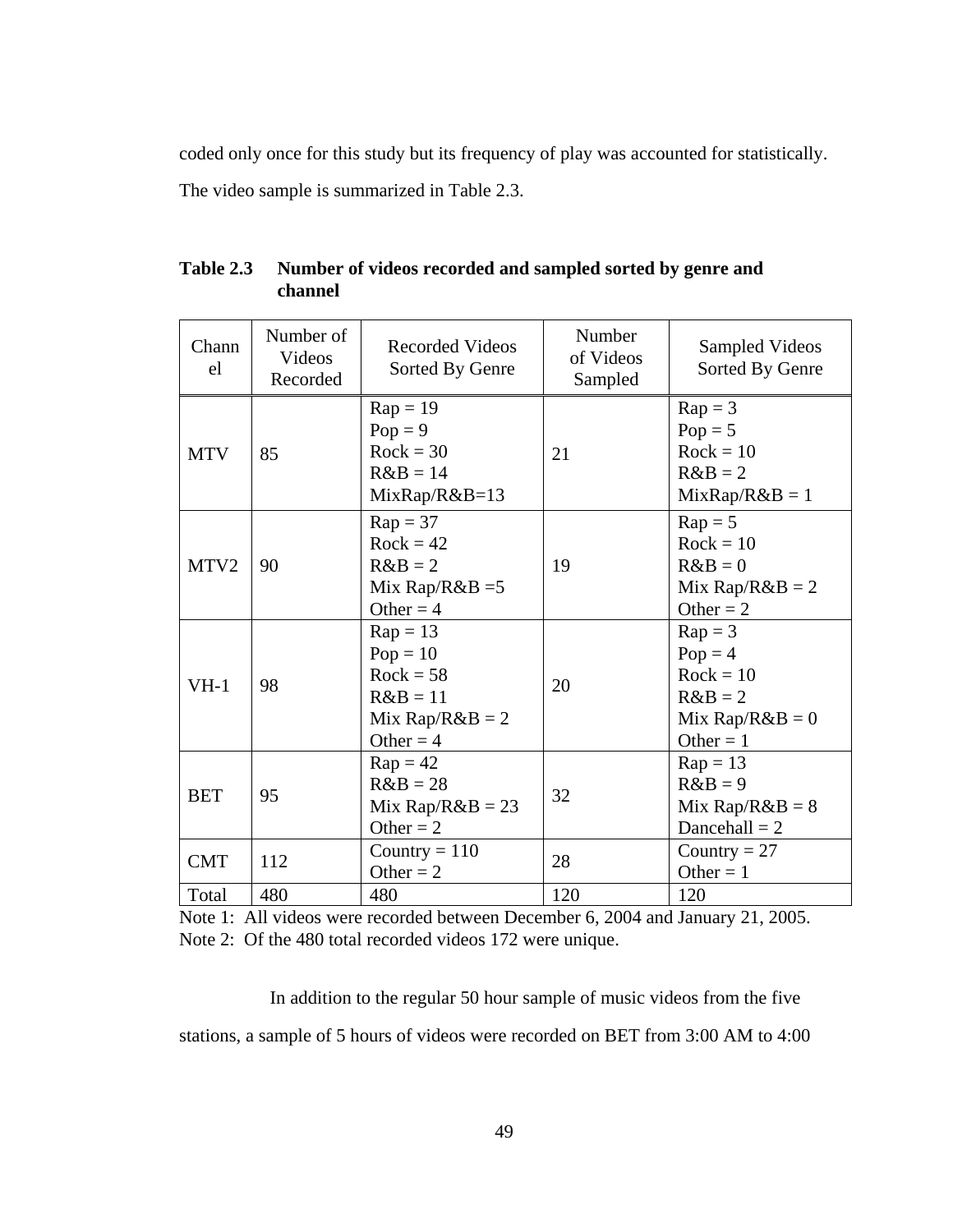coded only once for this study but its frequency of play was accounted for statistically. The video sample is summarized in Table 2.3.

**Table 2.3 Number of videos recorded and sampled sorted by genre and channel**

| Channel | Number of Videos Recorded | Recorded Videos Sorted By Genre | Number of Videos Sampled | Sampled Videos Sorted By Genre |
|---|---|---|---|---|
| MTV | 85 | Rap = 19<br>Pop = 9<br>Rock = 30<br>R&B = 14<br>MixRap/R&B=13 | 21 | Rap = 3<br>Pop = 5<br>Rock = 10<br>R&B = 2<br>MixRap/R&B = 1 |
| MTV2 | 90 | Rap = 37<br>Rock = 42<br>R&B = 2<br>Mix Rap/R&B =5<br>Other = 4 | 19 | Rap = 5<br>Rock = 10<br>R&B = 0<br>Mix Rap/R&B = 2<br>Other = 2 |
| VH-1 | 98 | Rap = 13<br>Pop = 10<br>Rock = 58<br>R&B = 11<br>Mix Rap/R&B = 2<br>Other = 4 | 20 | Rap = 3<br>Pop = 4<br>Rock = 10<br>R&B = 2<br>Mix Rap/R&B = 0<br>Other = 1 |
| BET | 95 | Rap = 42<br>R&B = 28<br>Mix Rap/R&B = 23<br>Other = 2 | 32 | Rap = 13<br>R&B = 9<br>Mix Rap/R&B = 8<br>Dancehall = 2 |
| CMT | 112 | Country = 110<br>Other = 2 | 28 | Country = 27<br>Other = 1 |
| Total | 480 | 480 | 120 | 120 |

Note 1: All videos were recorded between December 6, 2004 and January 21, 2005.
Note 2: Of the 480 total recorded videos 172 were unique.

In addition to the regular 50 hour sample of music videos from the five stations, a sample of 5 hours of videos were recorded on BET from 3:00 AM to 4:00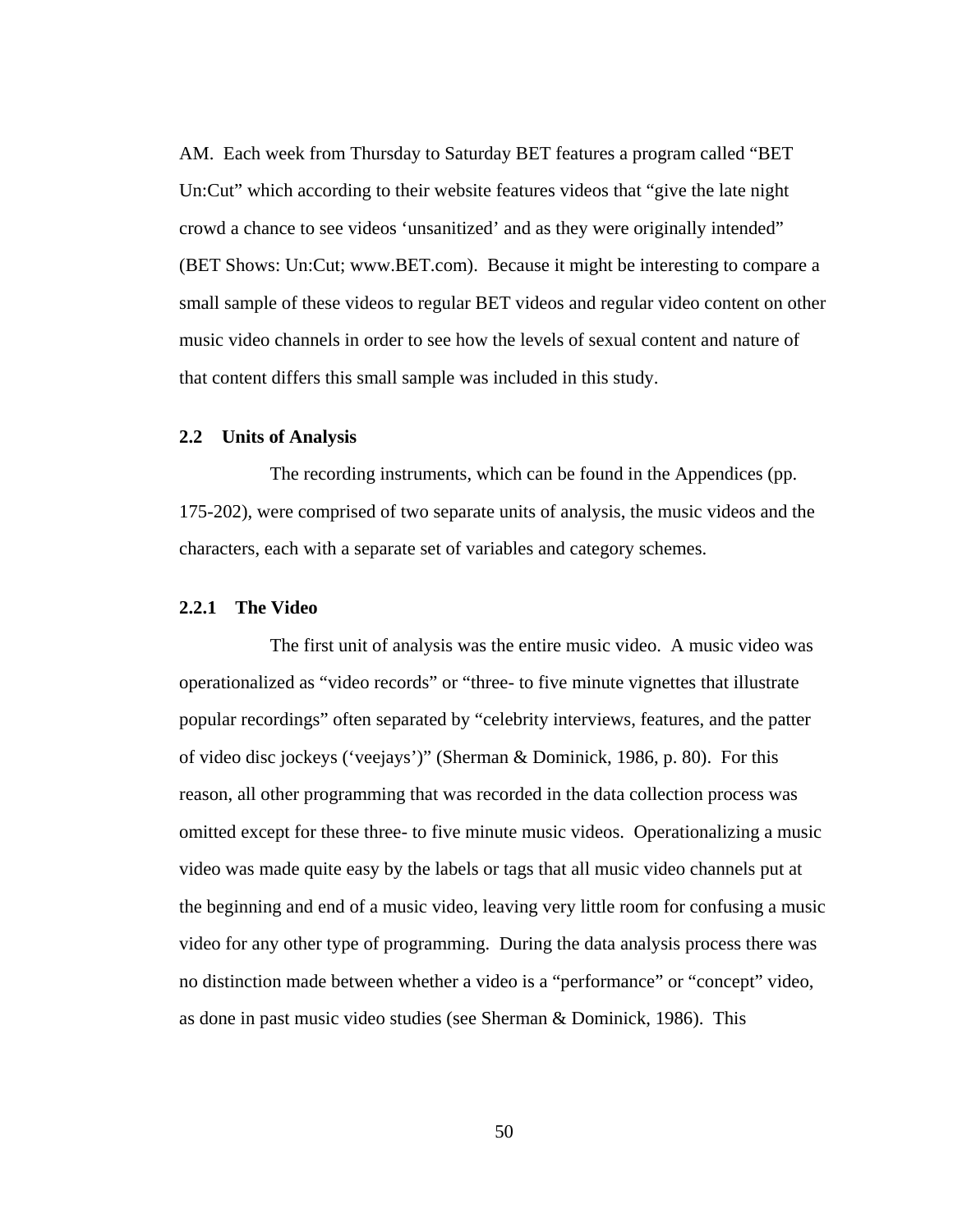AM. Each week from Thursday to Saturday BET features a program called "BET Un:Cut" which according to their website features videos that "give the late night crowd a chance to see videos 'unsanitized' and as they were originally intended" (BET Shows: Un:Cut; www.BET.com). Because it might be interesting to compare a small sample of these videos to regular BET videos and regular video content on other music video channels in order to see how the levels of sexual content and nature of that content differs this small sample was included in this study.

### 2.2 Units of Analysis

The recording instruments, which can be found in the Appendices (pp. 175-202), were comprised of two separate units of analysis, the music videos and the characters, each with a separate set of variables and category schemes.

#### 2.2.1 The Video

The first unit of analysis was the entire music video. A music video was operationalized as "video records" or "three- to five minute vignettes that illustrate popular recordings" often separated by "celebrity interviews, features, and the patter of video disc jockeys ('veejays')" (Sherman & Dominick, 1986, p. 80). For this reason, all other programming that was recorded in the data collection process was omitted except for these three- to five minute music videos. Operationalizing a music video was made quite easy by the labels or tags that all music video channels put at the beginning and end of a music video, leaving very little room for confusing a music video for any other type of programming. During the data analysis process there was no distinction made between whether a video is a "performance" or "concept" video, as done in past music video studies (see Sherman & Dominick, 1986). This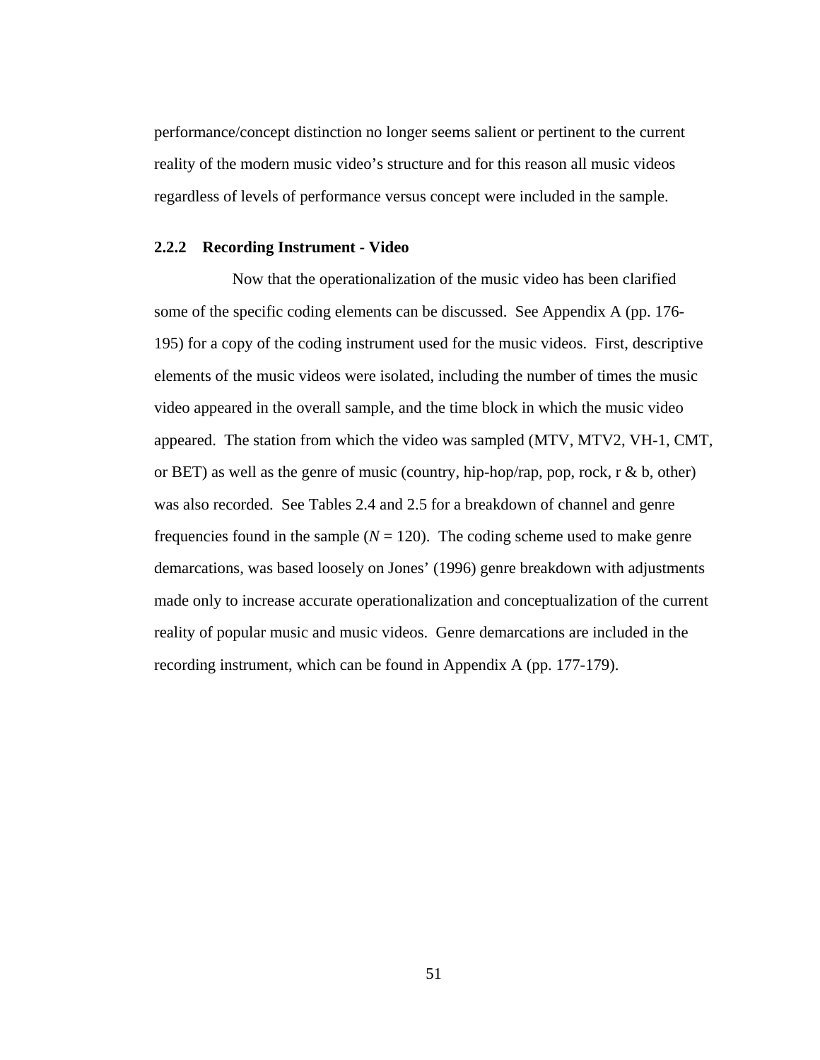performance/concept distinction no longer seems salient or pertinent to the current reality of the modern music video's structure and for this reason all music videos regardless of levels of performance versus concept were included in the sample.

### 2.2.2 Recording Instrument - Video

Now that the operationalization of the music video has been clarified some of the specific coding elements can be discussed. See Appendix A (pp. 176-195) for a copy of the coding instrument used for the music videos. First, descriptive elements of the music videos were isolated, including the number of times the music video appeared in the overall sample, and the time block in which the music video appeared. The station from which the video was sampled (MTV, MTV2, VH-1, CMT, or BET) as well as the genre of music (country, hip-hop/rap, pop, rock, r & b, other) was also recorded. See Tables 2.4 and 2.5 for a breakdown of channel and genre frequencies found in the sample ($N$ = 120). The coding scheme used to make genre demarcations, was based loosely on Jones' (1996) genre breakdown with adjustments made only to increase accurate operationalization and conceptualization of the current reality of popular music and music videos. Genre demarcations are included in the recording instrument, which can be found in Appendix A (pp. 177-179).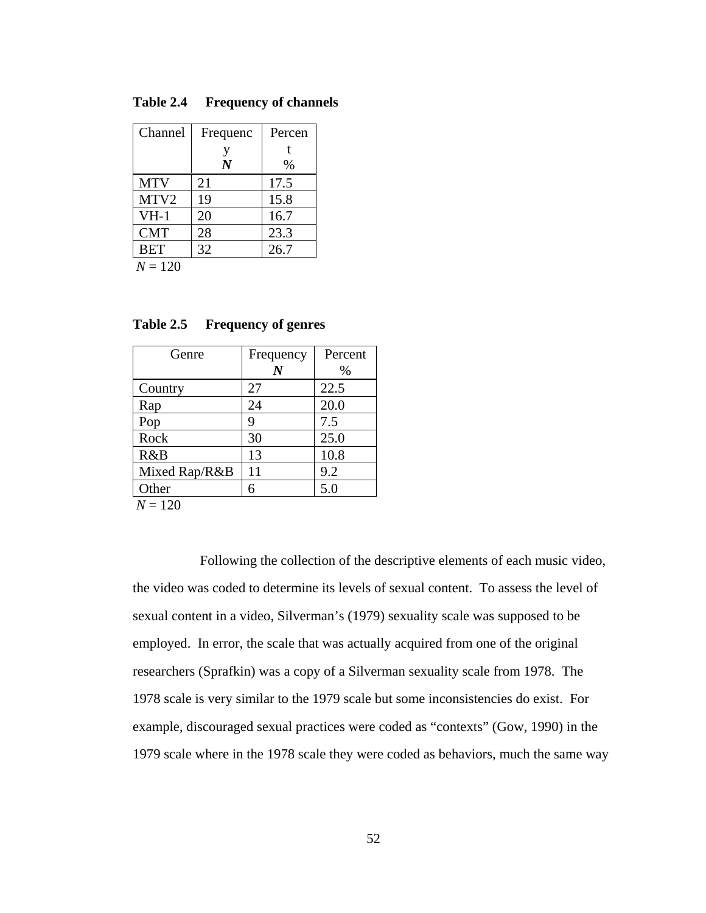**Table 2.4 Frequency of channels**

| Channel | Frequency *N* | Percent % |
|---|---|---|
| MTV | 21 | 17.5 |
| MTV2 | 19 | 15.8 |
| VH-1 | 20 | 16.7 |
| CMT | 28 | 23.3 |
| BET | 32 | 26.7 |

*N* = 120

**Table 2.5 Frequency of genres**

| Genre | Frequency *N* | Percent % |
|---|---|---|
| Country | 27 | 22.5 |
| Rap | 24 | 20.0 |
| Pop | 9 | 7.5 |
| Rock | 30 | 25.0 |
| R&B | 13 | 10.8 |
| Mixed Rap/R&B | 11 | 9.2 |
| Other | 6 | 5.0 |

*N* = 120

Following the collection of the descriptive elements of each music video, the video was coded to determine its levels of sexual content. To assess the level of sexual content in a video, Silverman's (1979) sexuality scale was supposed to be employed. In error, the scale that was actually acquired from one of the original researchers (Sprafkin) was a copy of a Silverman sexuality scale from 1978. The 1978 scale is very similar to the 1979 scale but some inconsistencies do exist. For example, discouraged sexual practices were coded as "contexts" (Gow, 1990) in the 1979 scale where in the 1978 scale they were coded as behaviors, much the same way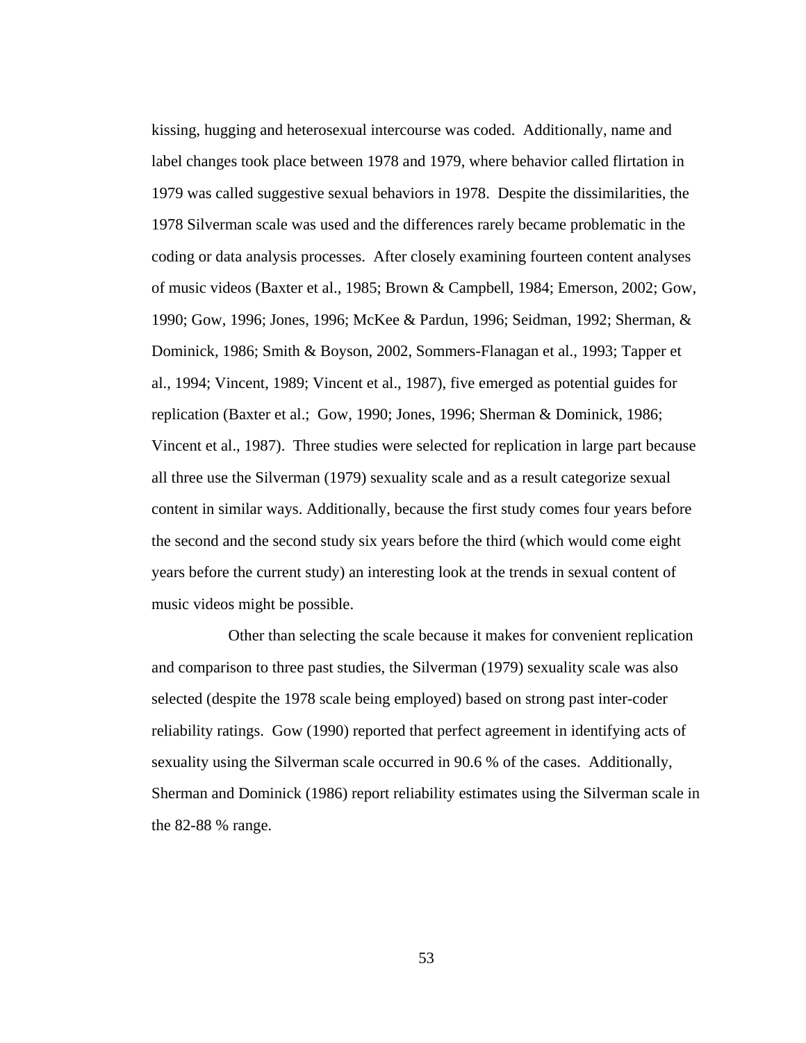kissing, hugging and heterosexual intercourse was coded. Additionally, name and label changes took place between 1978 and 1979, where behavior called flirtation in 1979 was called suggestive sexual behaviors in 1978. Despite the dissimilarities, the 1978 Silverman scale was used and the differences rarely became problematic in the coding or data analysis processes. After closely examining fourteen content analyses of music videos (Baxter et al., 1985; Brown & Campbell, 1984; Emerson, 2002; Gow, 1990; Gow, 1996; Jones, 1996; McKee & Pardun, 1996; Seidman, 1992; Sherman, & Dominick, 1986; Smith & Boyson, 2002, Sommers-Flanagan et al., 1993; Tapper et al., 1994; Vincent, 1989; Vincent et al., 1987), five emerged as potential guides for replication (Baxter et al.; Gow, 1990; Jones, 1996; Sherman & Dominick, 1986; Vincent et al., 1987). Three studies were selected for replication in large part because all three use the Silverman (1979) sexuality scale and as a result categorize sexual content in similar ways. Additionally, because the first study comes four years before the second and the second study six years before the third (which would come eight years before the current study) an interesting look at the trends in sexual content of music videos might be possible.

Other than selecting the scale because it makes for convenient replication and comparison to three past studies, the Silverman (1979) sexuality scale was also selected (despite the 1978 scale being employed) based on strong past inter-coder reliability ratings. Gow (1990) reported that perfect agreement in identifying acts of sexuality using the Silverman scale occurred in 90.6 % of the cases. Additionally, Sherman and Dominick (1986) report reliability estimates using the Silverman scale in the 82-88 % range.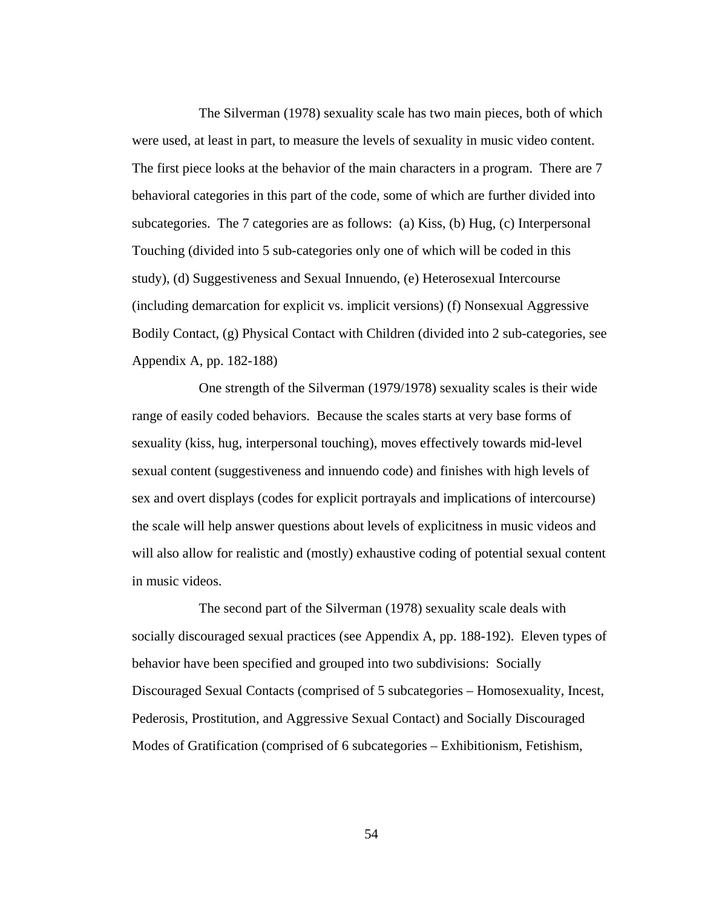The Silverman (1978) sexuality scale has two main pieces, both of which were used, at least in part, to measure the levels of sexuality in music video content. The first piece looks at the behavior of the main characters in a program. There are 7 behavioral categories in this part of the code, some of which are further divided into subcategories. The 7 categories are as follows: (a) Kiss, (b) Hug, (c) Interpersonal Touching (divided into 5 sub-categories only one of which will be coded in this study), (d) Suggestiveness and Sexual Innuendo, (e) Heterosexual Intercourse (including demarcation for explicit vs. implicit versions) (f) Nonsexual Aggressive Bodily Contact, (g) Physical Contact with Children (divided into 2 sub-categories, see Appendix A, pp. 182-188)

One strength of the Silverman (1979/1978) sexuality scales is their wide range of easily coded behaviors. Because the scales starts at very base forms of sexuality (kiss, hug, interpersonal touching), moves effectively towards mid-level sexual content (suggestiveness and innuendo code) and finishes with high levels of sex and overt displays (codes for explicit portrayals and implications of intercourse) the scale will help answer questions about levels of explicitness in music videos and will also allow for realistic and (mostly) exhaustive coding of potential sexual content in music videos.

The second part of the Silverman (1978) sexuality scale deals with socially discouraged sexual practices (see Appendix A, pp. 188-192). Eleven types of behavior have been specified and grouped into two subdivisions: Socially Discouraged Sexual Contacts (comprised of 5 subcategories – Homosexuality, Incest, Pederosis, Prostitution, and Aggressive Sexual Contact) and Socially Discouraged Modes of Gratification (comprised of 6 subcategories – Exhibitionism, Fetishism,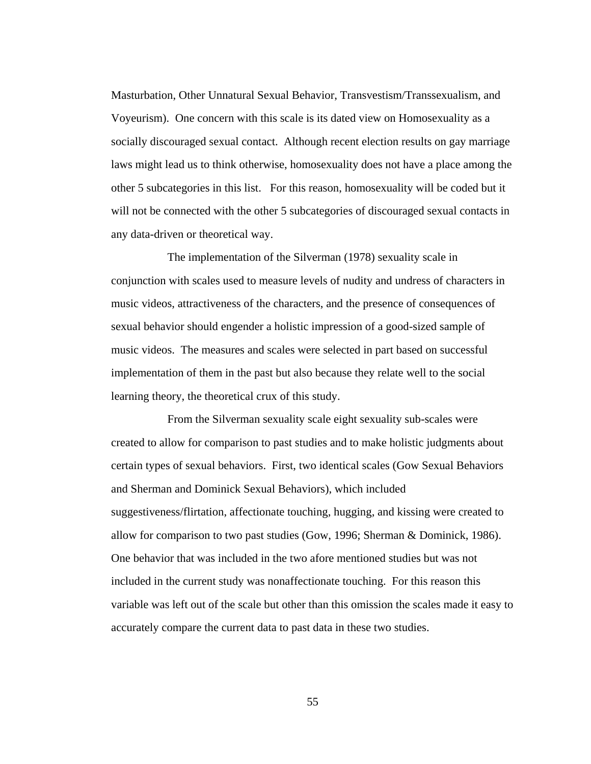Masturbation, Other Unnatural Sexual Behavior, Transvestism/Transsexualism, and Voyeurism). One concern with this scale is its dated view on Homosexuality as a socially discouraged sexual contact. Although recent election results on gay marriage laws might lead us to think otherwise, homosexuality does not have a place among the other 5 subcategories in this list. For this reason, homosexuality will be coded but it will not be connected with the other 5 subcategories of discouraged sexual contacts in any data-driven or theoretical way.

The implementation of the Silverman (1978) sexuality scale in conjunction with scales used to measure levels of nudity and undress of characters in music videos, attractiveness of the characters, and the presence of consequences of sexual behavior should engender a holistic impression of a good-sized sample of music videos. The measures and scales were selected in part based on successful implementation of them in the past but also because they relate well to the social learning theory, the theoretical crux of this study.

From the Silverman sexuality scale eight sexuality sub-scales were created to allow for comparison to past studies and to make holistic judgments about certain types of sexual behaviors. First, two identical scales (Gow Sexual Behaviors and Sherman and Dominick Sexual Behaviors), which included suggestiveness/flirtation, affectionate touching, hugging, and kissing were created to allow for comparison to two past studies (Gow, 1996; Sherman & Dominick, 1986). One behavior that was included in the two afore mentioned studies but was not included in the current study was nonaffectionate touching. For this reason this variable was left out of the scale but other than this omission the scales made it easy to accurately compare the current data to past data in these two studies.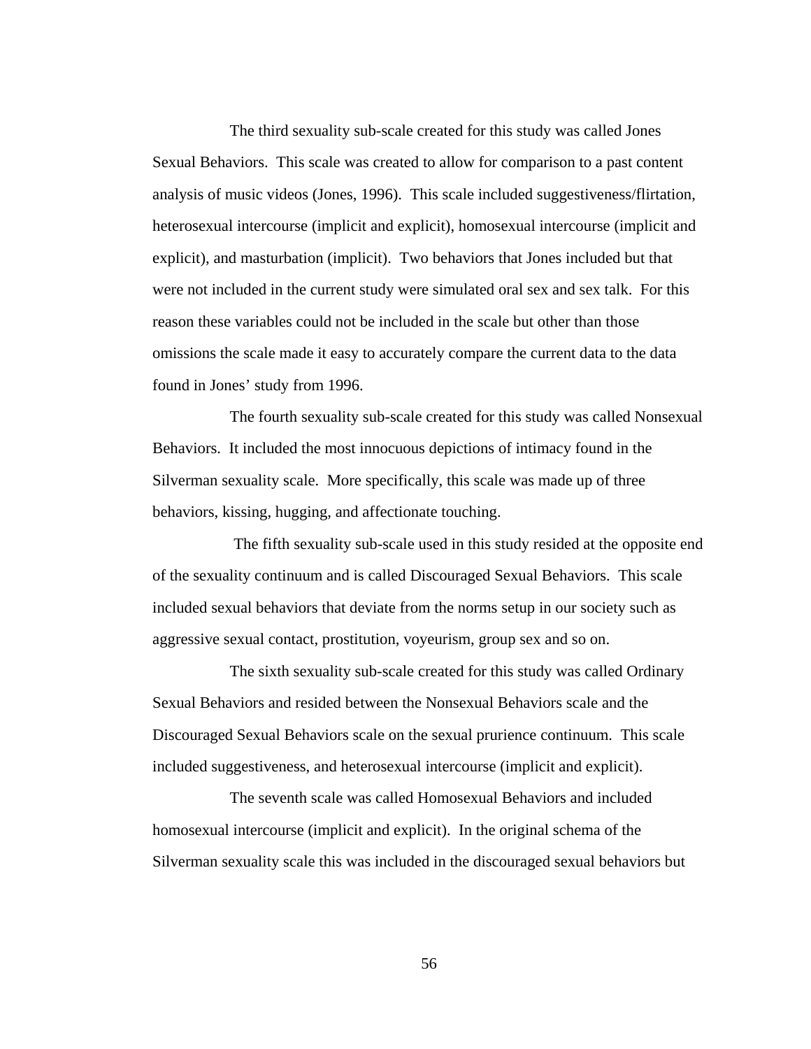The third sexuality sub-scale created for this study was called Jones Sexual Behaviors. This scale was created to allow for comparison to a past content analysis of music videos (Jones, 1996). This scale included suggestiveness/flirtation, heterosexual intercourse (implicit and explicit), homosexual intercourse (implicit and explicit), and masturbation (implicit). Two behaviors that Jones included but that were not included in the current study were simulated oral sex and sex talk. For this reason these variables could not be included in the scale but other than those omissions the scale made it easy to accurately compare the current data to the data found in Jones' study from 1996.

The fourth sexuality sub-scale created for this study was called Nonsexual Behaviors. It included the most innocuous depictions of intimacy found in the Silverman sexuality scale. More specifically, this scale was made up of three behaviors, kissing, hugging, and affectionate touching.

The fifth sexuality sub-scale used in this study resided at the opposite end of the sexuality continuum and is called Discouraged Sexual Behaviors. This scale included sexual behaviors that deviate from the norms setup in our society such as aggressive sexual contact, prostitution, voyeurism, group sex and so on.

The sixth sexuality sub-scale created for this study was called Ordinary Sexual Behaviors and resided between the Nonsexual Behaviors scale and the Discouraged Sexual Behaviors scale on the sexual prurience continuum. This scale included suggestiveness, and heterosexual intercourse (implicit and explicit).

The seventh scale was called Homosexual Behaviors and included homosexual intercourse (implicit and explicit). In the original schema of the Silverman sexuality scale this was included in the discouraged sexual behaviors but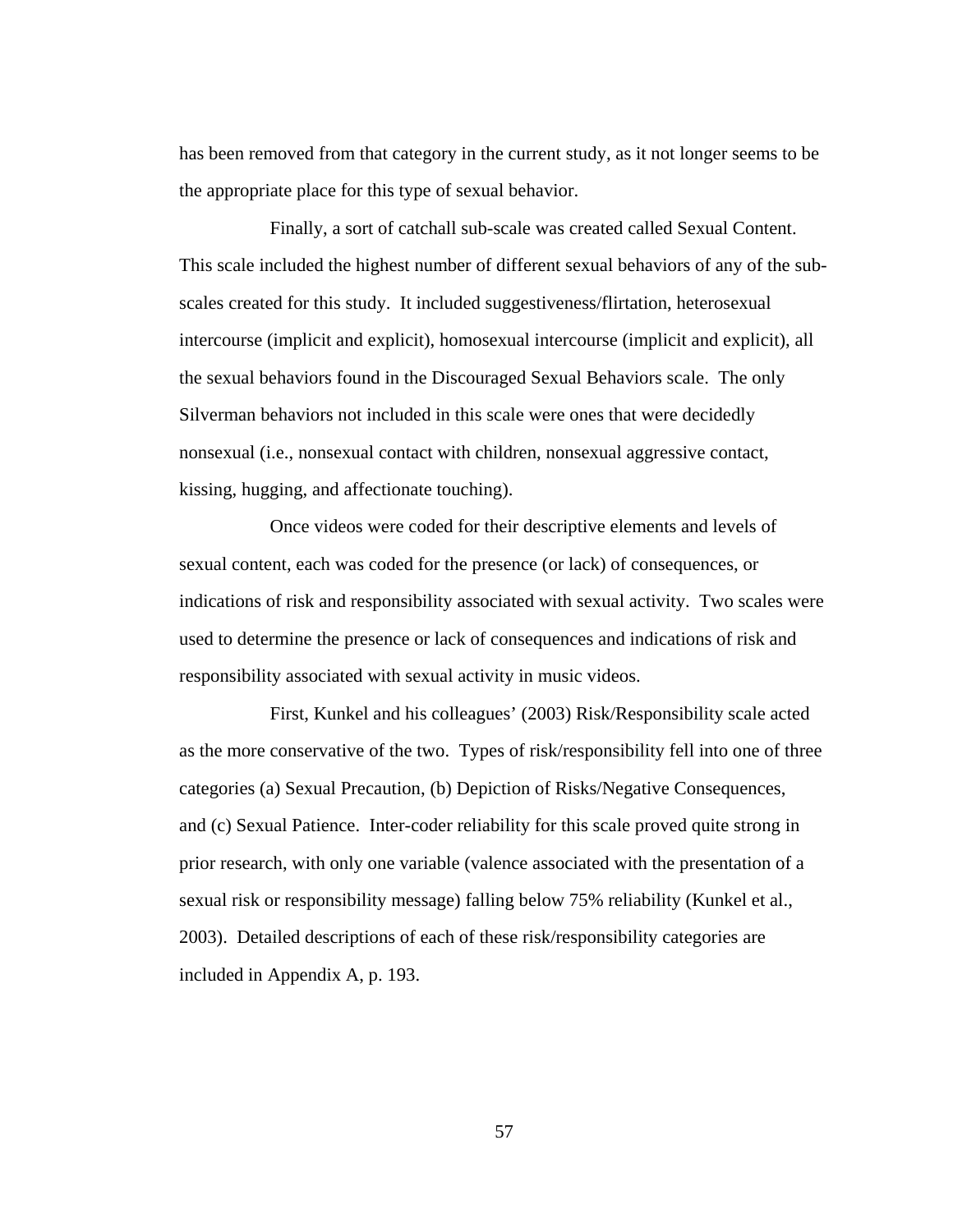has been removed from that category in the current study, as it not longer seems to be the appropriate place for this type of sexual behavior.

Finally, a sort of catchall sub-scale was created called Sexual Content. This scale included the highest number of different sexual behaviors of any of the sub-scales created for this study. It included suggestiveness/flirtation, heterosexual intercourse (implicit and explicit), homosexual intercourse (implicit and explicit), all the sexual behaviors found in the Discouraged Sexual Behaviors scale. The only Silverman behaviors not included in this scale were ones that were decidedly nonsexual (i.e., nonsexual contact with children, nonsexual aggressive contact, kissing, hugging, and affectionate touching).

Once videos were coded for their descriptive elements and levels of sexual content, each was coded for the presence (or lack) of consequences, or indications of risk and responsibility associated with sexual activity. Two scales were used to determine the presence or lack of consequences and indications of risk and responsibility associated with sexual activity in music videos.

First, Kunkel and his colleagues' (2003) Risk/Responsibility scale acted as the more conservative of the two. Types of risk/responsibility fell into one of three categories (a) Sexual Precaution, (b) Depiction of Risks/Negative Consequences, and (c) Sexual Patience. Inter-coder reliability for this scale proved quite strong in prior research, with only one variable (valence associated with the presentation of a sexual risk or responsibility message) falling below 75% reliability (Kunkel et al., 2003). Detailed descriptions of each of these risk/responsibility categories are included in Appendix A, p. 193.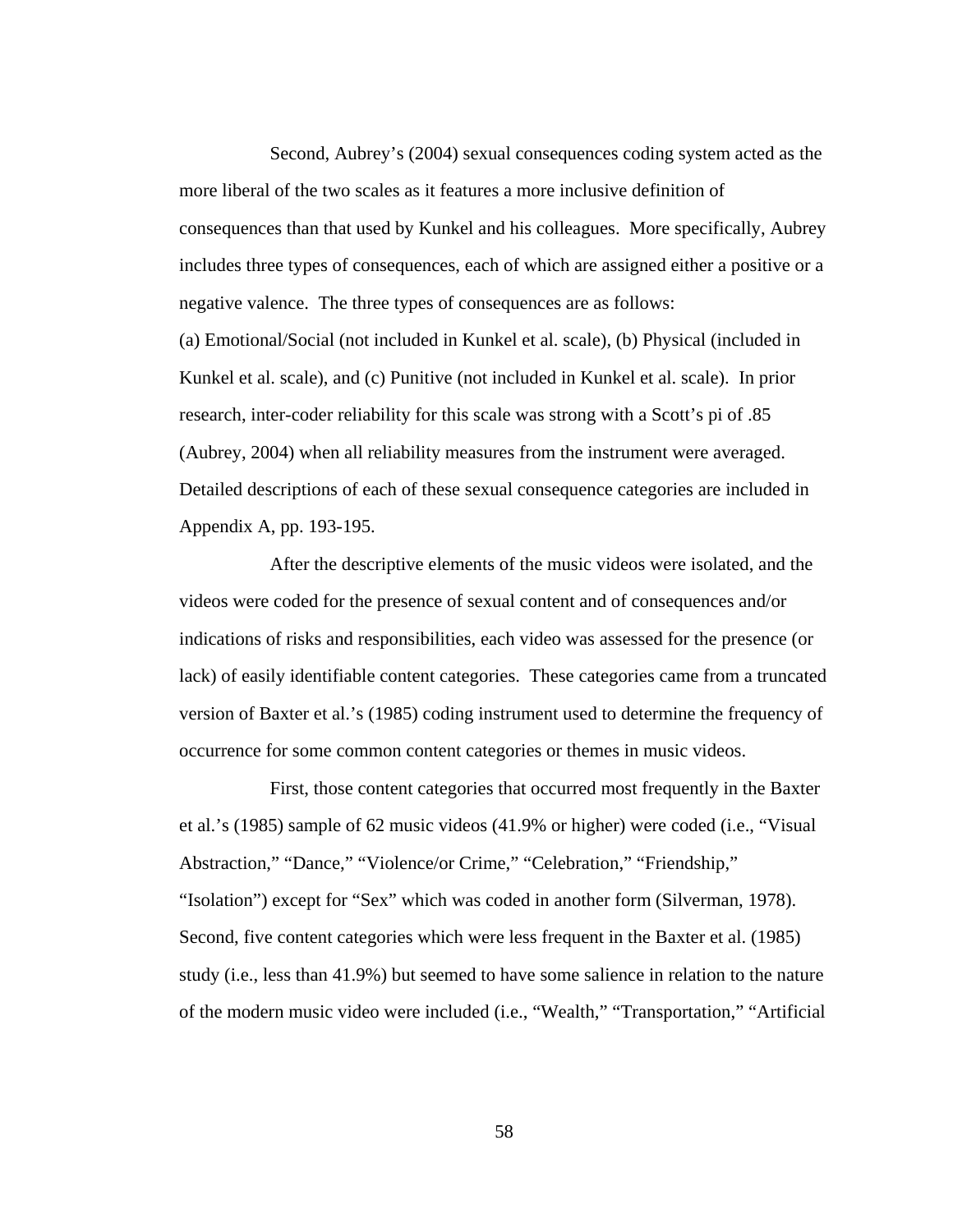Second, Aubrey's (2004) sexual consequences coding system acted as the more liberal of the two scales as it features a more inclusive definition of consequences than that used by Kunkel and his colleagues. More specifically, Aubrey includes three types of consequences, each of which are assigned either a positive or a negative valence. The three types of consequences are as follows:
(a) Emotional/Social (not included in Kunkel et al. scale), (b) Physical (included in Kunkel et al. scale), and (c) Punitive (not included in Kunkel et al. scale). In prior research, inter-coder reliability for this scale was strong with a Scott's pi of .85 (Aubrey, 2004) when all reliability measures from the instrument were averaged. Detailed descriptions of each of these sexual consequence categories are included in Appendix A, pp. 193-195.

After the descriptive elements of the music videos were isolated, and the videos were coded for the presence of sexual content and of consequences and/or indications of risks and responsibilities, each video was assessed for the presence (or lack) of easily identifiable content categories. These categories came from a truncated version of Baxter et al.'s (1985) coding instrument used to determine the frequency of occurrence for some common content categories or themes in music videos.

First, those content categories that occurred most frequently in the Baxter et al.'s (1985) sample of 62 music videos (41.9% or higher) were coded (i.e., "Visual Abstraction," "Dance," "Violence/or Crime," "Celebration," "Friendship," "Isolation") except for "Sex" which was coded in another form (Silverman, 1978). Second, five content categories which were less frequent in the Baxter et al. (1985) study (i.e., less than 41.9%) but seemed to have some salience in relation to the nature of the modern music video were included (i.e., "Wealth," "Transportation," "Artificial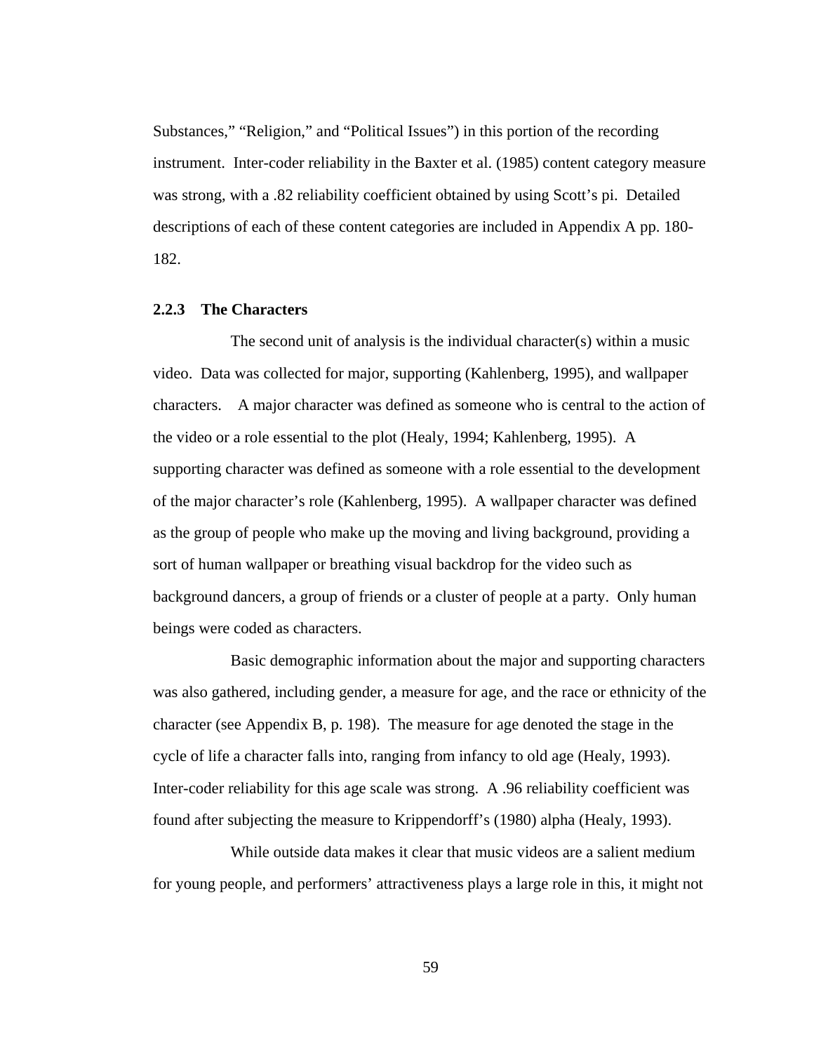Substances," "Religion," and "Political Issues") in this portion of the recording instrument. Inter-coder reliability in the Baxter et al. (1985) content category measure was strong, with a .82 reliability coefficient obtained by using Scott's pi. Detailed descriptions of each of these content categories are included in Appendix A pp. 180-182.

### 2.2.3 The Characters

The second unit of analysis is the individual character(s) within a music video. Data was collected for major, supporting (Kahlenberg, 1995), and wallpaper characters. A major character was defined as someone who is central to the action of the video or a role essential to the plot (Healy, 1994; Kahlenberg, 1995). A supporting character was defined as someone with a role essential to the development of the major character's role (Kahlenberg, 1995). A wallpaper character was defined as the group of people who make up the moving and living background, providing a sort of human wallpaper or breathing visual backdrop for the video such as background dancers, a group of friends or a cluster of people at a party. Only human beings were coded as characters.

Basic demographic information about the major and supporting characters was also gathered, including gender, a measure for age, and the race or ethnicity of the character (see Appendix B, p. 198). The measure for age denoted the stage in the cycle of life a character falls into, ranging from infancy to old age (Healy, 1993). Inter-coder reliability for this age scale was strong. A .96 reliability coefficient was found after subjecting the measure to Krippendorff's (1980) alpha (Healy, 1993).

While outside data makes it clear that music videos are a salient medium for young people, and performers' attractiveness plays a large role in this, it might not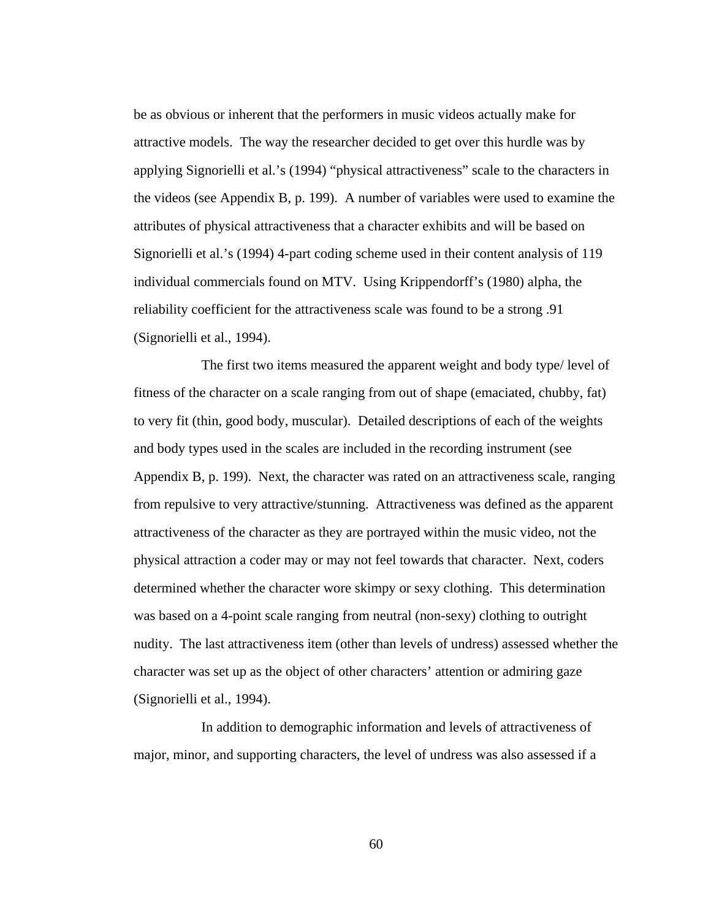be as obvious or inherent that the performers in music videos actually make for attractive models. The way the researcher decided to get over this hurdle was by applying Signorielli et al.'s (1994) "physical attractiveness" scale to the characters in the videos (see Appendix B, p. 199). A number of variables were used to examine the attributes of physical attractiveness that a character exhibits and will be based on Signorielli et al.'s (1994) 4-part coding scheme used in their content analysis of 119 individual commercials found on MTV. Using Krippendorff's (1980) alpha, the reliability coefficient for the attractiveness scale was found to be a strong .91 (Signorielli et al., 1994).

The first two items measured the apparent weight and body type/ level of fitness of the character on a scale ranging from out of shape (emaciated, chubby, fat) to very fit (thin, good body, muscular). Detailed descriptions of each of the weights and body types used in the scales are included in the recording instrument (see Appendix B, p. 199). Next, the character was rated on an attractiveness scale, ranging from repulsive to very attractive/stunning. Attractiveness was defined as the apparent attractiveness of the character as they are portrayed within the music video, not the physical attraction a coder may or may not feel towards that character. Next, coders determined whether the character wore skimpy or sexy clothing. This determination was based on a 4-point scale ranging from neutral (non-sexy) clothing to outright nudity. The last attractiveness item (other than levels of undress) assessed whether the character was set up as the object of other characters' attention or admiring gaze (Signorielli et al., 1994).

In addition to demographic information and levels of attractiveness of major, minor, and supporting characters, the level of undress was also assessed if a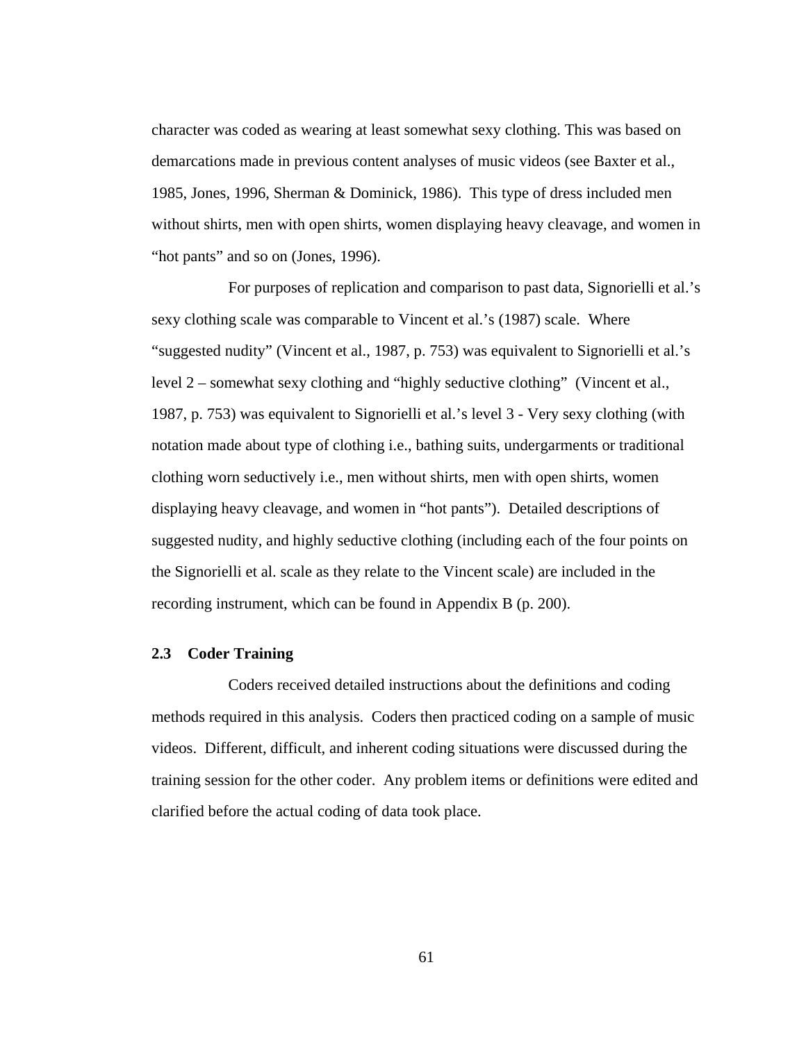character was coded as wearing at least somewhat sexy clothing. This was based on demarcations made in previous content analyses of music videos (see Baxter et al., 1985, Jones, 1996, Sherman & Dominick, 1986). This type of dress included men without shirts, men with open shirts, women displaying heavy cleavage, and women in "hot pants" and so on (Jones, 1996).

For purposes of replication and comparison to past data, Signorielli et al.'s sexy clothing scale was comparable to Vincent et al.'s (1987) scale. Where "suggested nudity" (Vincent et al., 1987, p. 753) was equivalent to Signorielli et al.'s level 2 – somewhat sexy clothing and "highly seductive clothing" (Vincent et al., 1987, p. 753) was equivalent to Signorielli et al.'s level 3 - Very sexy clothing (with notation made about type of clothing i.e., bathing suits, undergarments or traditional clothing worn seductively i.e., men without shirts, men with open shirts, women displaying heavy cleavage, and women in "hot pants"). Detailed descriptions of suggested nudity, and highly seductive clothing (including each of the four points on the Signorielli et al. scale as they relate to the Vincent scale) are included in the recording instrument, which can be found in Appendix B (p. 200).

### 2.3 Coder Training

Coders received detailed instructions about the definitions and coding methods required in this analysis. Coders then practiced coding on a sample of music videos. Different, difficult, and inherent coding situations were discussed during the training session for the other coder. Any problem items or definitions were edited and clarified before the actual coding of data took place.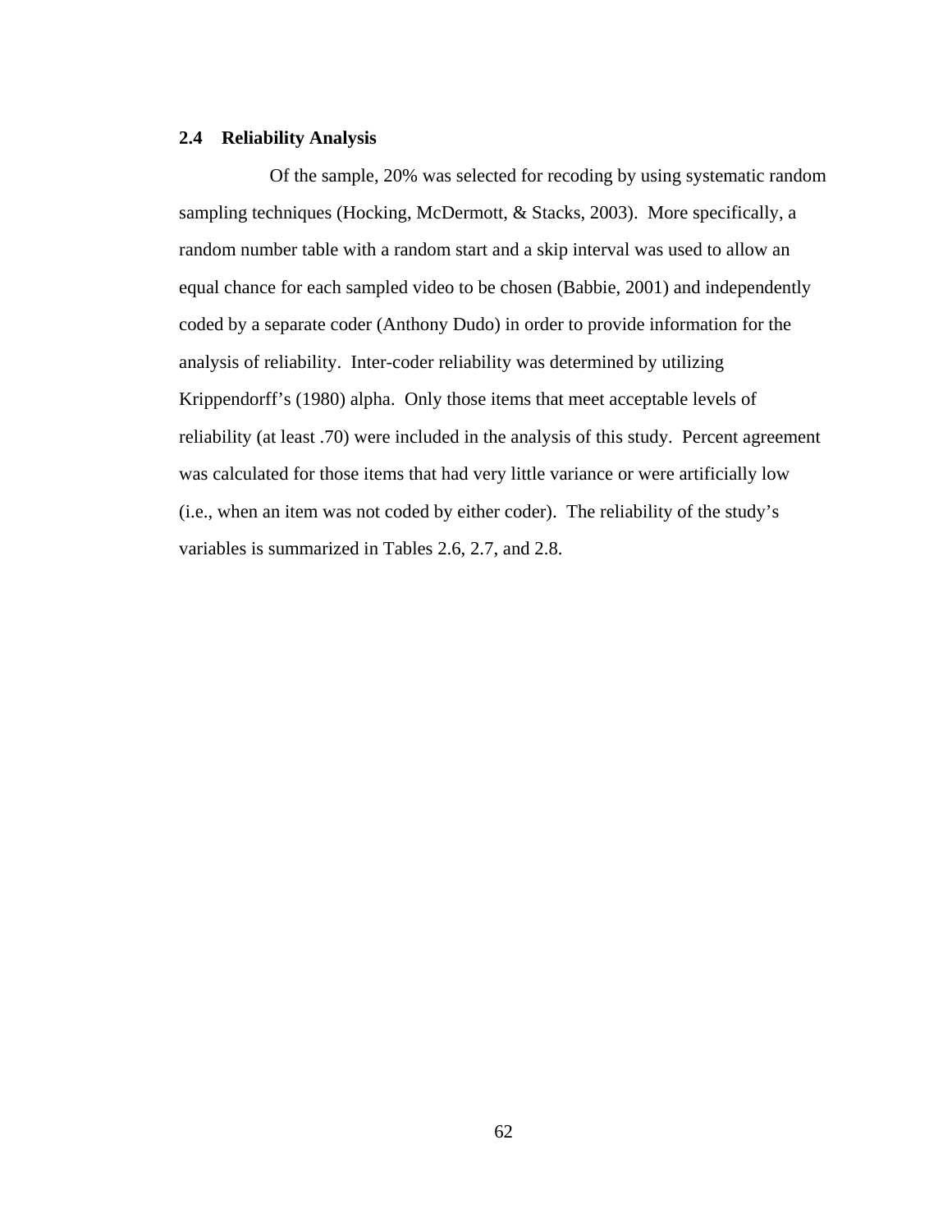## 2.4 Reliability Analysis

Of the sample, 20% was selected for recoding by using systematic random sampling techniques (Hocking, McDermott, & Stacks, 2003). More specifically, a random number table with a random start and a skip interval was used to allow an equal chance for each sampled video to be chosen (Babbie, 2001) and independently coded by a separate coder (Anthony Dudo) in order to provide information for the analysis of reliability. Inter-coder reliability was determined by utilizing Krippendorff's (1980) alpha. Only those items that meet acceptable levels of reliability (at least .70) were included in the analysis of this study. Percent agreement was calculated for those items that had very little variance or were artificially low (i.e., when an item was not coded by either coder). The reliability of the study's variables is summarized in Tables 2.6, 2.7, and 2.8.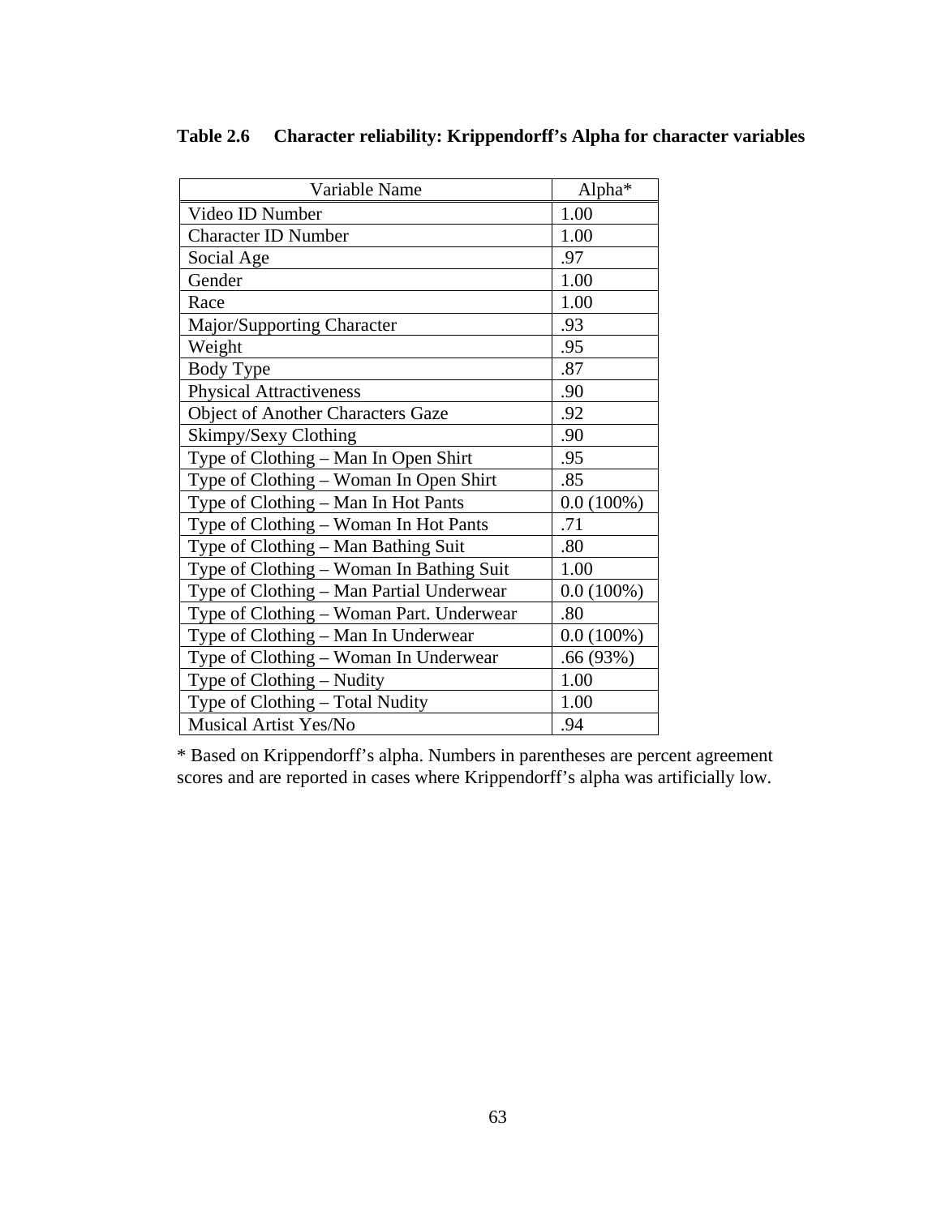**Table 2.6 Character reliability: Krippendorff's Alpha for character variables**

| Variable Name | Alpha* |
| --- | --- |
| Video ID Number | 1.00 |
| Character ID Number | 1.00 |
| Social Age | .97 |
| Gender | 1.00 |
| Race | 1.00 |
| Major/Supporting Character | .93 |
| Weight | .95 |
| Body Type | .87 |
| Physical Attractiveness | .90 |
| Object of Another Characters Gaze | .92 |
| Skimpy/Sexy Clothing | .90 |
| Type of Clothing – Man In Open Shirt | .95 |
| Type of Clothing – Woman In Open Shirt | .85 |
| Type of Clothing – Man In Hot Pants | 0.0 (100%) |
| Type of Clothing – Woman In Hot Pants | .71 |
| Type of Clothing – Man Bathing Suit | .80 |
| Type of Clothing – Woman In Bathing Suit | 1.00 |
| Type of Clothing – Man Partial Underwear | 0.0 (100%) |
| Type of Clothing – Woman Part. Underwear | .80 |
| Type of Clothing – Man In Underwear | 0.0 (100%) |
| Type of Clothing – Woman In Underwear | .66 (93%) |
| Type of Clothing – Nudity | 1.00 |
| Type of Clothing – Total Nudity | 1.00 |
| Musical Artist Yes/No | .94 |

* Based on Krippendorff's alpha. Numbers in parentheses are percent agreement scores and are reported in cases where Krippendorff's alpha was artificially low.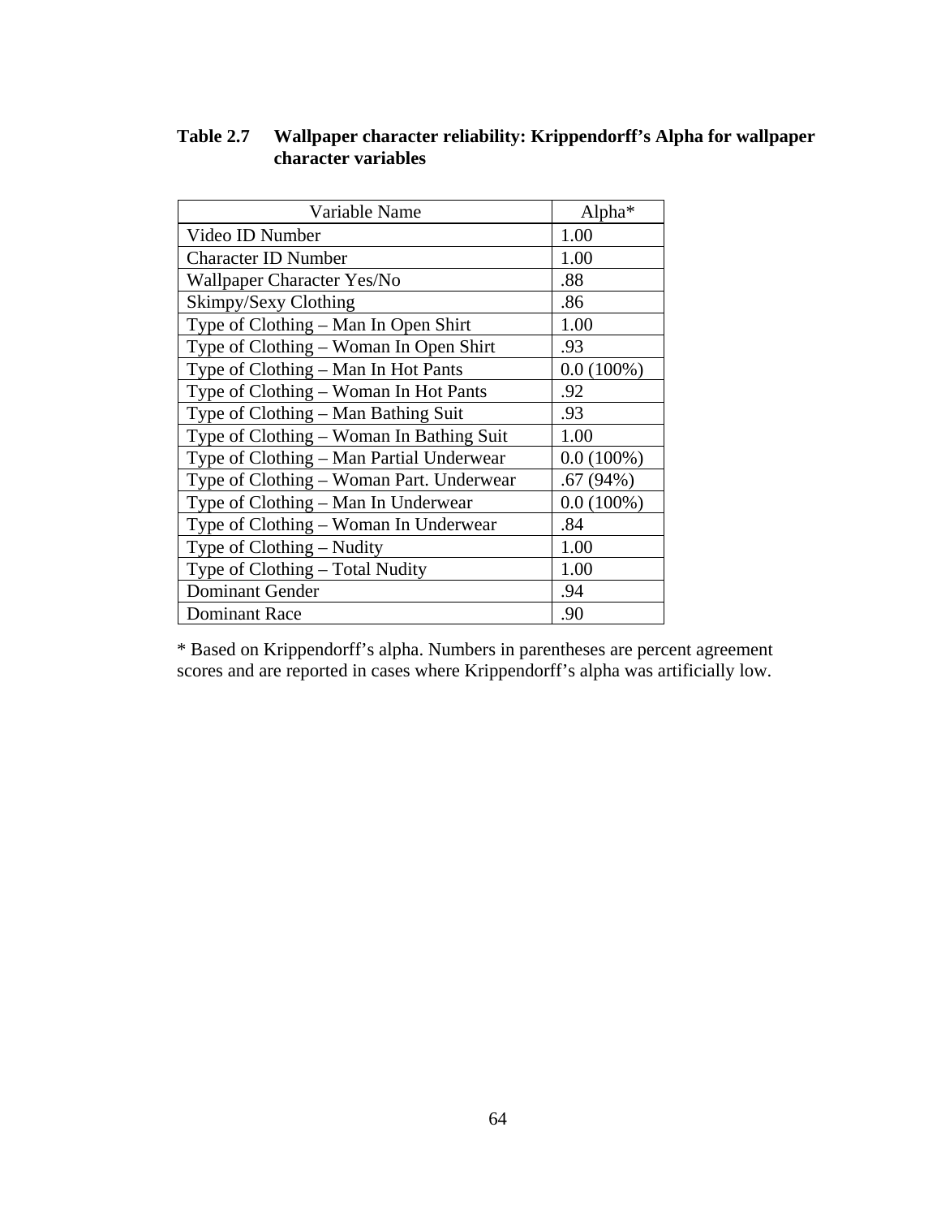**Table 2.7 Wallpaper character reliability: Krippendorff's Alpha for wallpaper character variables**

| Variable Name | Alpha* |
|---|---|
| Video ID Number | 1.00 |
| Character ID Number | 1.00 |
| Wallpaper Character Yes/No | .88 |
| Skimpy/Sexy Clothing | .86 |
| Type of Clothing – Man In Open Shirt | 1.00 |
| Type of Clothing – Woman In Open Shirt | .93 |
| Type of Clothing – Man In Hot Pants | 0.0 (100%) |
| Type of Clothing – Woman In Hot Pants | .92 |
| Type of Clothing – Man Bathing Suit | .93 |
| Type of Clothing – Woman In Bathing Suit | 1.00 |
| Type of Clothing – Man Partial Underwear | 0.0 (100%) |
| Type of Clothing – Woman Part. Underwear | .67 (94%) |
| Type of Clothing – Man In Underwear | 0.0 (100%) |
| Type of Clothing – Woman In Underwear | .84 |
| Type of Clothing – Nudity | 1.00 |
| Type of Clothing – Total Nudity | 1.00 |
| Dominant Gender | .94 |
| Dominant Race | .90 |

* Based on Krippendorff's alpha. Numbers in parentheses are percent agreement scores and are reported in cases where Krippendorff's alpha was artificially low.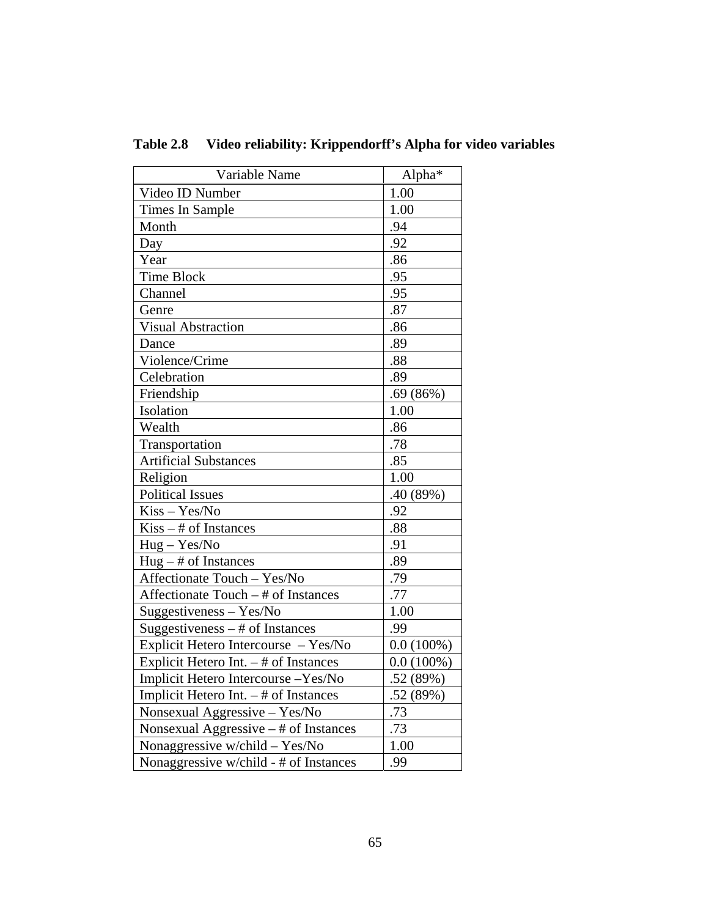**Table 2.8 Video reliability: Krippendorff's Alpha for video variables**

| Variable Name | Alpha* |
|---|---|
| Video ID Number | 1.00 |
| Times In Sample | 1.00 |
| Month | .94 |
| Day | .92 |
| Year | .86 |
| Time Block | .95 |
| Channel | .95 |
| Genre | .87 |
| Visual Abstraction | .86 |
| Dance | .89 |
| Violence/Crime | .88 |
| Celebration | .89 |
| Friendship | .69 (86%) |
| Isolation | 1.00 |
| Wealth | .86 |
| Transportation | .78 |
| Artificial Substances | .85 |
| Religion | 1.00 |
| Political Issues | .40 (89%) |
| Kiss – Yes/No | .92 |
| Kiss – # of Instances | .88 |
| Hug – Yes/No | .91 |
| Hug – # of Instances | .89 |
| Affectionate Touch – Yes/No | .79 |
| Affectionate Touch – # of Instances | .77 |
| Suggestiveness – Yes/No | 1.00 |
| Suggestiveness – # of Instances | .99 |
| Explicit Hetero Intercourse – Yes/No | 0.0 (100%) |
| Explicit Hetero Int. – # of Instances | 0.0 (100%) |
| Implicit Hetero Intercourse –Yes/No | .52 (89%) |
| Implicit Hetero Int. – # of Instances | .52 (89%) |
| Nonsexual Aggressive – Yes/No | .73 |
| Nonsexual Aggressive – # of Instances | .73 |
| Nonaggressive w/child – Yes/No | 1.00 |
| Nonaggressive w/child - # of Instances | .99 |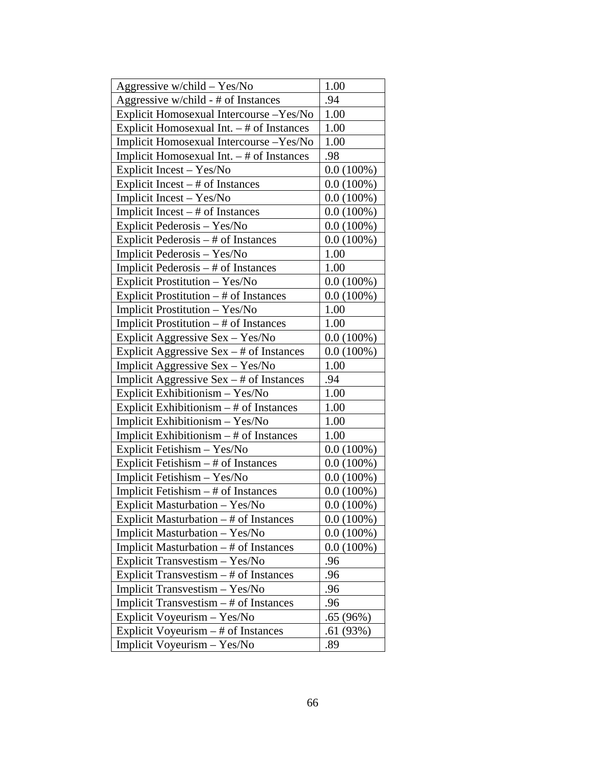| Aggressive w/child – Yes/No | 1.00 |
|---|---|
| Aggressive w/child - # of Instances | .94 |
| Explicit Homosexual Intercourse –Yes/No | 1.00 |
| Explicit Homosexual Int. – # of Instances | 1.00 |
| Implicit Homosexual Intercourse –Yes/No | 1.00 |
| Implicit Homosexual Int. – # of Instances | .98 |
| Explicit Incest – Yes/No | 0.0 (100%) |
| Explicit Incest – # of Instances | 0.0 (100%) |
| Implicit Incest – Yes/No | 0.0 (100%) |
| Implicit Incest – # of Instances | 0.0 (100%) |
| Explicit Pederosis – Yes/No | 0.0 (100%) |
| Explicit Pederosis – # of Instances | 0.0 (100%) |
| Implicit Pederosis – Yes/No | 1.00 |
| Implicit Pederosis – # of Instances | 1.00 |
| Explicit Prostitution – Yes/No | 0.0 (100%) |
| Explicit Prostitution – # of Instances | 0.0 (100%) |
| Implicit Prostitution – Yes/No | 1.00 |
| Implicit Prostitution – # of Instances | 1.00 |
| Explicit Aggressive Sex – Yes/No | 0.0 (100%) |
| Explicit Aggressive Sex – # of Instances | 0.0 (100%) |
| Implicit Aggressive Sex – Yes/No | 1.00 |
| Implicit Aggressive Sex – # of Instances | .94 |
| Explicit Exhibitionism – Yes/No | 1.00 |
| Explicit Exhibitionism – # of Instances | 1.00 |
| Implicit Exhibitionism – Yes/No | 1.00 |
| Implicit Exhibitionism – # of Instances | 1.00 |
| Explicit Fetishism – Yes/No | 0.0 (100%) |
| Explicit Fetishism – # of Instances | 0.0 (100%) |
| Implicit Fetishism – Yes/No | 0.0 (100%) |
| Implicit Fetishism – # of Instances | 0.0 (100%) |
| Explicit Masturbation – Yes/No | 0.0 (100%) |
| Explicit Masturbation – # of Instances | 0.0 (100%) |
| Implicit Masturbation – Yes/No | 0.0 (100%) |
| Implicit Masturbation – # of Instances | 0.0 (100%) |
| Explicit Transvestism – Yes/No | .96 |
| Explicit Transvestism – # of Instances | .96 |
| Implicit Transvestism – Yes/No | .96 |
| Implicit Transvestism – # of Instances | .96 |
| Explicit Voyeurism – Yes/No | .65 (96%) |
| Explicit Voyeurism – # of Instances | .61 (93%) |
| Implicit Voyeurism – Yes/No | .89 |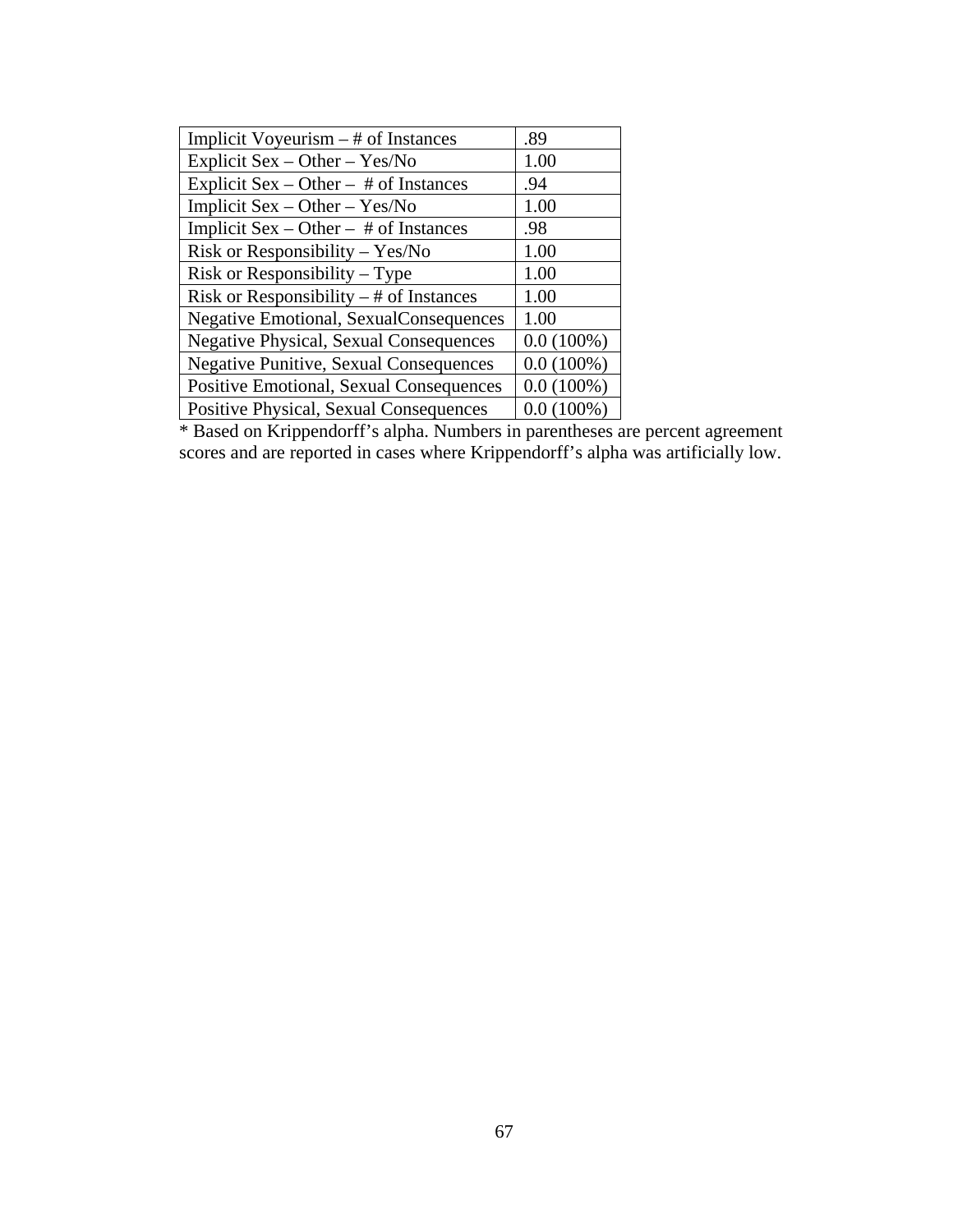| | |
|---|---|
| Implicit Voyeurism – # of Instances | .89 |
| Explicit Sex – Other – Yes/No | 1.00 |
| Explicit Sex – Other – # of Instances | .94 |
| Implicit Sex – Other – Yes/No | 1.00 |
| Implicit Sex – Other – # of Instances | .98 |
| Risk or Responsibility – Yes/No | 1.00 |
| Risk or Responsibility – Type | 1.00 |
| Risk or Responsibility – # of Instances | 1.00 |
| Negative Emotional, SexualConsequences | 1.00 |
| Negative Physical, Sexual Consequences | 0.0 (100%) |
| Negative Punitive, Sexual Consequences | 0.0 (100%) |
| Positive Emotional, Sexual Consequences | 0.0 (100%) |
| Positive Physical, Sexual Consequences | 0.0 (100%) |

* Based on Krippendorff's alpha. Numbers in parentheses are percent agreement scores and are reported in cases where Krippendorff's alpha was artificially low.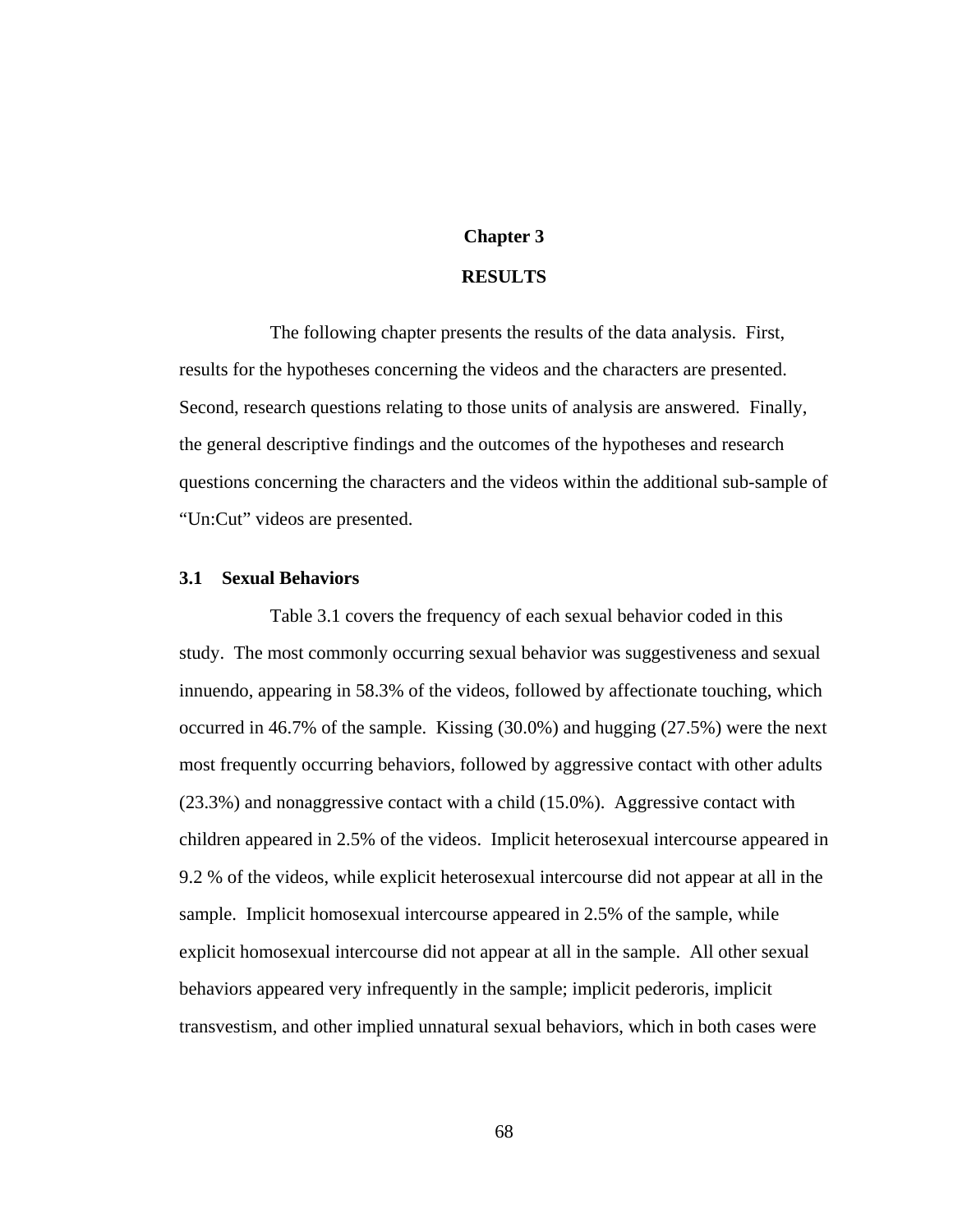# Chapter 3

# RESULTS

The following chapter presents the results of the data analysis. First, results for the hypotheses concerning the videos and the characters are presented. Second, research questions relating to those units of analysis are answered. Finally, the general descriptive findings and the outcomes of the hypotheses and research questions concerning the characters and the videos within the additional sub-sample of "Un:Cut" videos are presented.

## 3.1 Sexual Behaviors

Table 3.1 covers the frequency of each sexual behavior coded in this study. The most commonly occurring sexual behavior was suggestiveness and sexual innuendo, appearing in 58.3% of the videos, followed by affectionate touching, which occurred in 46.7% of the sample. Kissing (30.0%) and hugging (27.5%) were the next most frequently occurring behaviors, followed by aggressive contact with other adults (23.3%) and nonaggressive contact with a child (15.0%). Aggressive contact with children appeared in 2.5% of the videos. Implicit heterosexual intercourse appeared in 9.2 % of the videos, while explicit heterosexual intercourse did not appear at all in the sample. Implicit homosexual intercourse appeared in 2.5% of the sample, while explicit homosexual intercourse did not appear at all in the sample. All other sexual behaviors appeared very infrequently in the sample; implicit pederoris, implicit transvestism, and other implied unnatural sexual behaviors, which in both cases were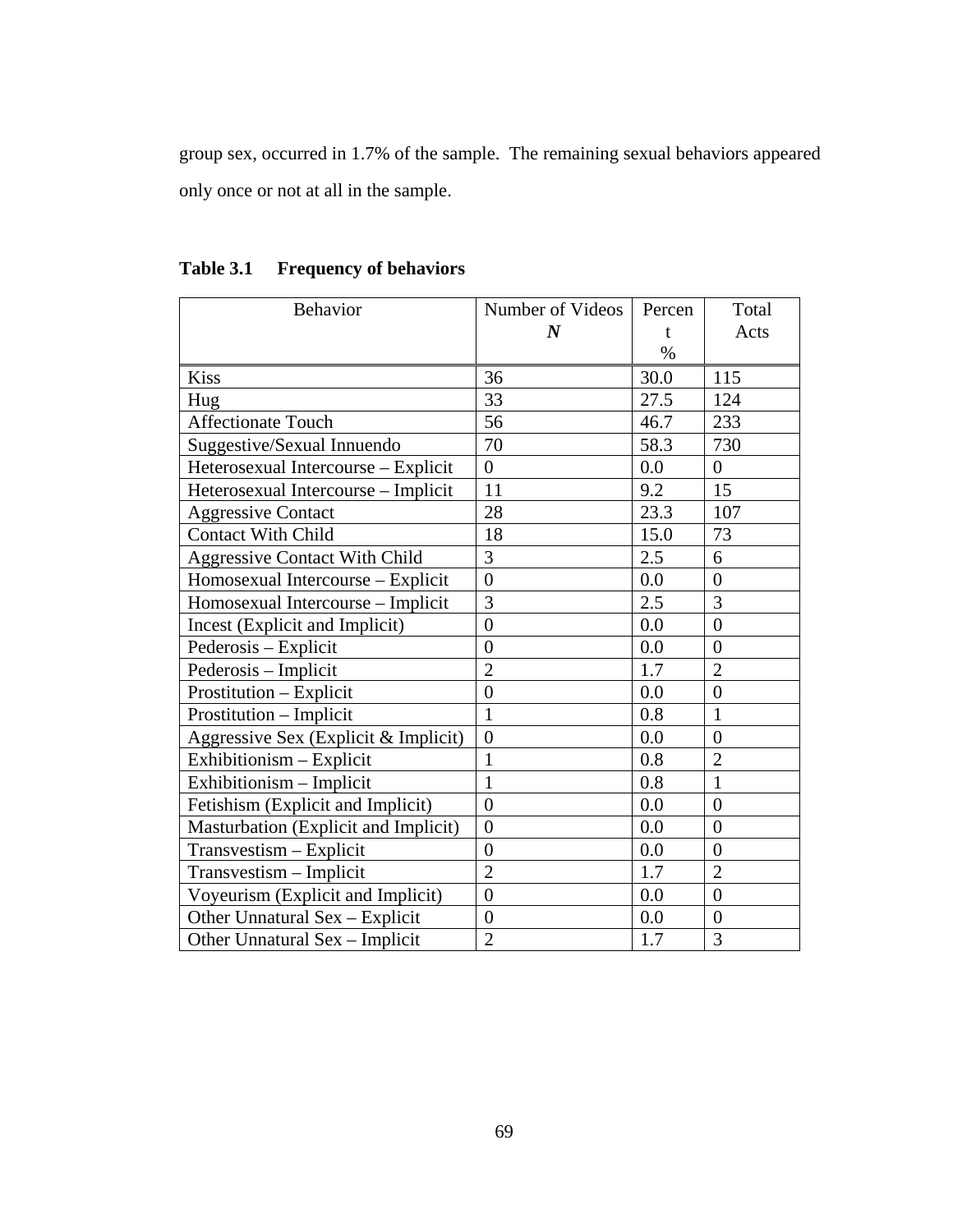group sex, occurred in 1.7% of the sample. The remaining sexual behaviors appeared only once or not at all in the sample.

**Table 3.1 Frequency of behaviors**

| Behavior | Number of Videos ***N*** | Percent % | Total Acts |
|---|---|---|---|
| Kiss | 36 | 30.0 | 115 |
| Hug | 33 | 27.5 | 124 |
| Affectionate Touch | 56 | 46.7 | 233 |
| Suggestive/Sexual Innuendo | 70 | 58.3 | 730 |
| Heterosexual Intercourse – Explicit | 0 | 0.0 | 0 |
| Heterosexual Intercourse – Implicit | 11 | 9.2 | 15 |
| Aggressive Contact | 28 | 23.3 | 107 |
| Contact With Child | 18 | 15.0 | 73 |
| Aggressive Contact With Child | 3 | 2.5 | 6 |
| Homosexual Intercourse – Explicit | 0 | 0.0 | 0 |
| Homosexual Intercourse – Implicit | 3 | 2.5 | 3 |
| Incest (Explicit and Implicit) | 0 | 0.0 | 0 |
| Pederosis – Explicit | 0 | 0.0 | 0 |
| Pederosis – Implicit | 2 | 1.7 | 2 |
| Prostitution – Explicit | 0 | 0.0 | 0 |
| Prostitution – Implicit | 1 | 0.8 | 1 |
| Aggressive Sex (Explicit & Implicit) | 0 | 0.0 | 0 |
| Exhibitionism – Explicit | 1 | 0.8 | 2 |
| Exhibitionism – Implicit | 1 | 0.8 | 1 |
| Fetishism (Explicit and Implicit) | 0 | 0.0 | 0 |
| Masturbation (Explicit and Implicit) | 0 | 0.0 | 0 |
| Transvestism – Explicit | 0 | 0.0 | 0 |
| Transvestism – Implicit | 2 | 1.7 | 2 |
| Voyeurism (Explicit and Implicit) | 0 | 0.0 | 0 |
| Other Unnatural Sex – Explicit | 0 | 0.0 | 0 |
| Other Unnatural Sex – Implicit | 2 | 1.7 | 3 |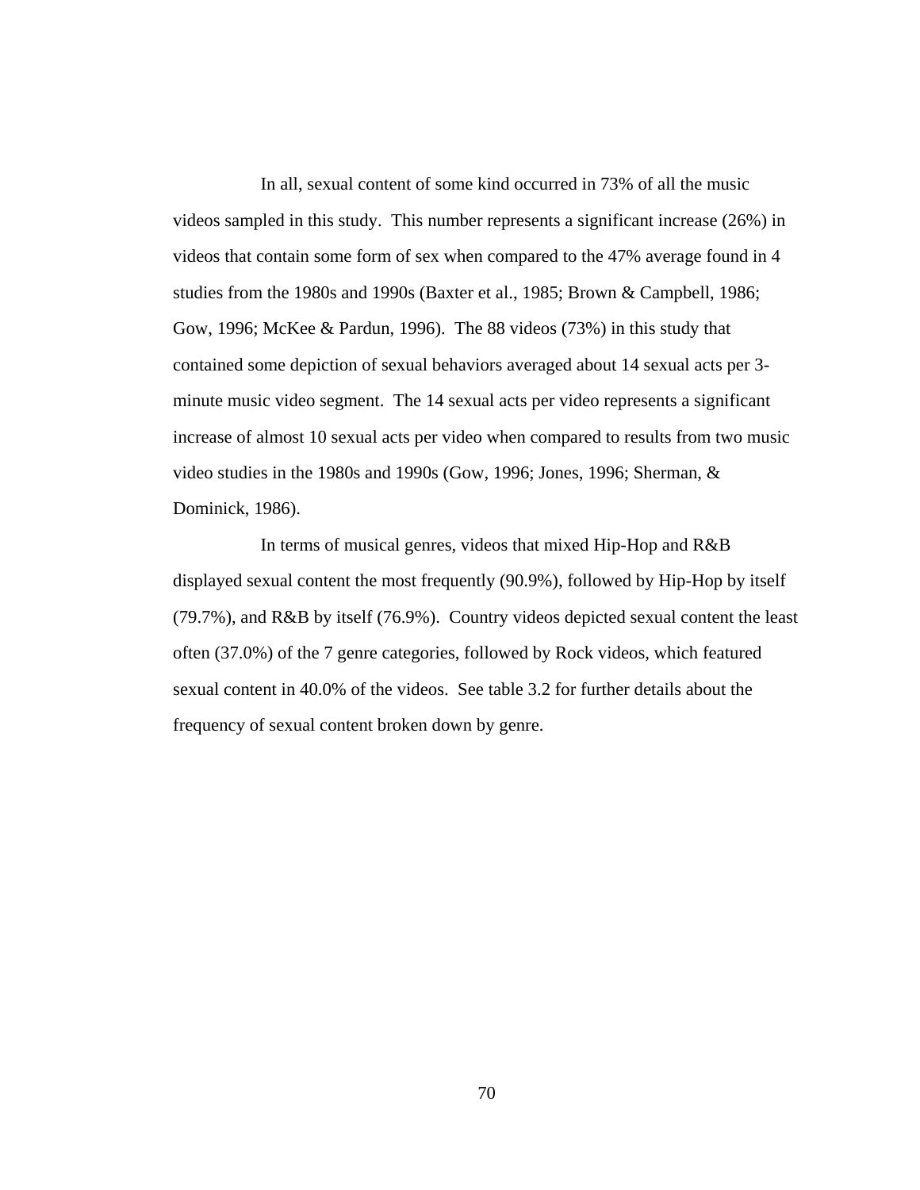In all, sexual content of some kind occurred in 73% of all the music videos sampled in this study. This number represents a significant increase (26%) in videos that contain some form of sex when compared to the 47% average found in 4 studies from the 1980s and 1990s (Baxter et al., 1985; Brown & Campbell, 1986; Gow, 1996; McKee & Pardun, 1996). The 88 videos (73%) in this study that contained some depiction of sexual behaviors averaged about 14 sexual acts per 3-minute music video segment. The 14 sexual acts per video represents a significant increase of almost 10 sexual acts per video when compared to results from two music video studies in the 1980s and 1990s (Gow, 1996; Jones, 1996; Sherman, & Dominick, 1986).

In terms of musical genres, videos that mixed Hip-Hop and R&B displayed sexual content the most frequently (90.9%), followed by Hip-Hop by itself (79.7%), and R&B by itself (76.9%). Country videos depicted sexual content the least often (37.0%) of the 7 genre categories, followed by Rock videos, which featured sexual content in 40.0% of the videos. See table 3.2 for further details about the frequency of sexual content broken down by genre.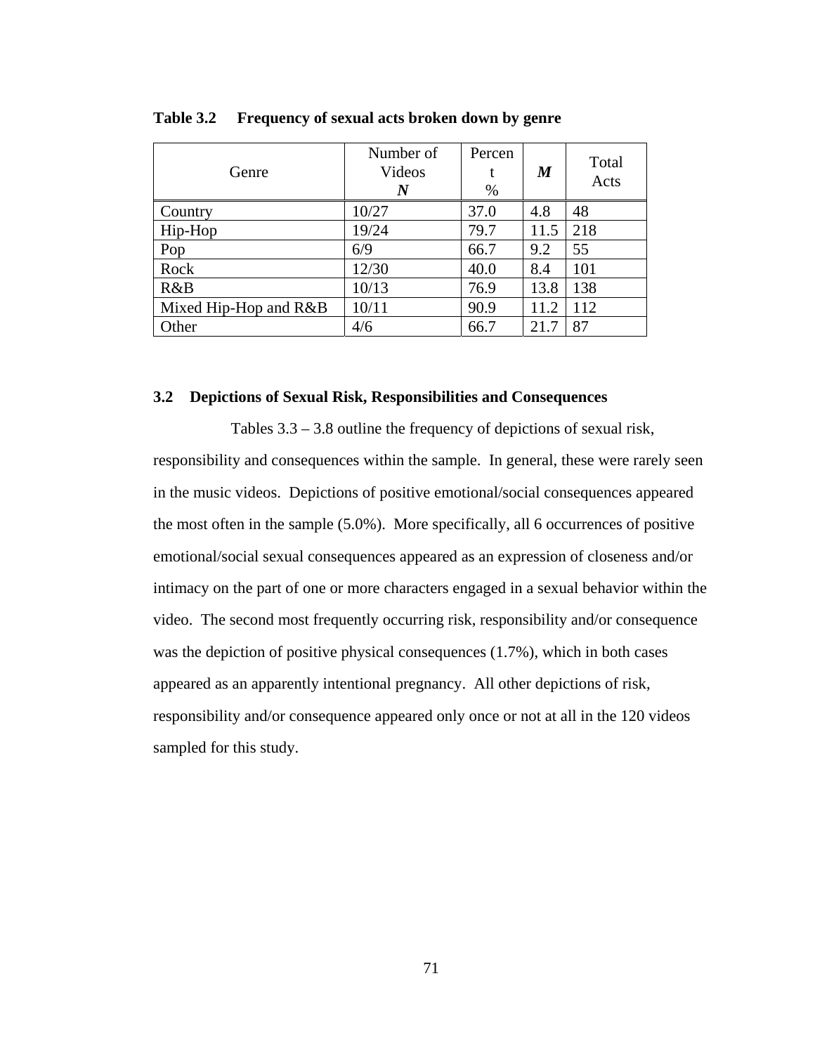**Table 3.2 Frequency of sexual acts broken down by genre**

| Genre | Number of Videos ***N*** | Percent % | ***M*** | Total Acts |
|---|---|---|---|---|
| Country | 10/27 | 37.0 | 4.8 | 48 |
| Hip-Hop | 19/24 | 79.7 | 11.5 | 218 |
| Pop | 6/9 | 66.7 | 9.2 | 55 |
| Rock | 12/30 | 40.0 | 8.4 | 101 |
| R&B | 10/13 | 76.9 | 13.8 | 138 |
| Mixed Hip-Hop and R&B | 10/11 | 90.9 | 11.2 | 112 |
| Other | 4/6 | 66.7 | 21.7 | 87 |

### 3.2 Depictions of Sexual Risk, Responsibilities and Consequences

Tables 3.3 – 3.8 outline the frequency of depictions of sexual risk, responsibility and consequences within the sample. In general, these were rarely seen in the music videos. Depictions of positive emotional/social consequences appeared the most often in the sample (5.0%). More specifically, all 6 occurrences of positive emotional/social sexual consequences appeared as an expression of closeness and/or intimacy on the part of one or more characters engaged in a sexual behavior within the video. The second most frequently occurring risk, responsibility and/or consequence was the depiction of positive physical consequences (1.7%), which in both cases appeared as an apparently intentional pregnancy. All other depictions of risk, responsibility and/or consequence appeared only once or not at all in the 120 videos sampled for this study.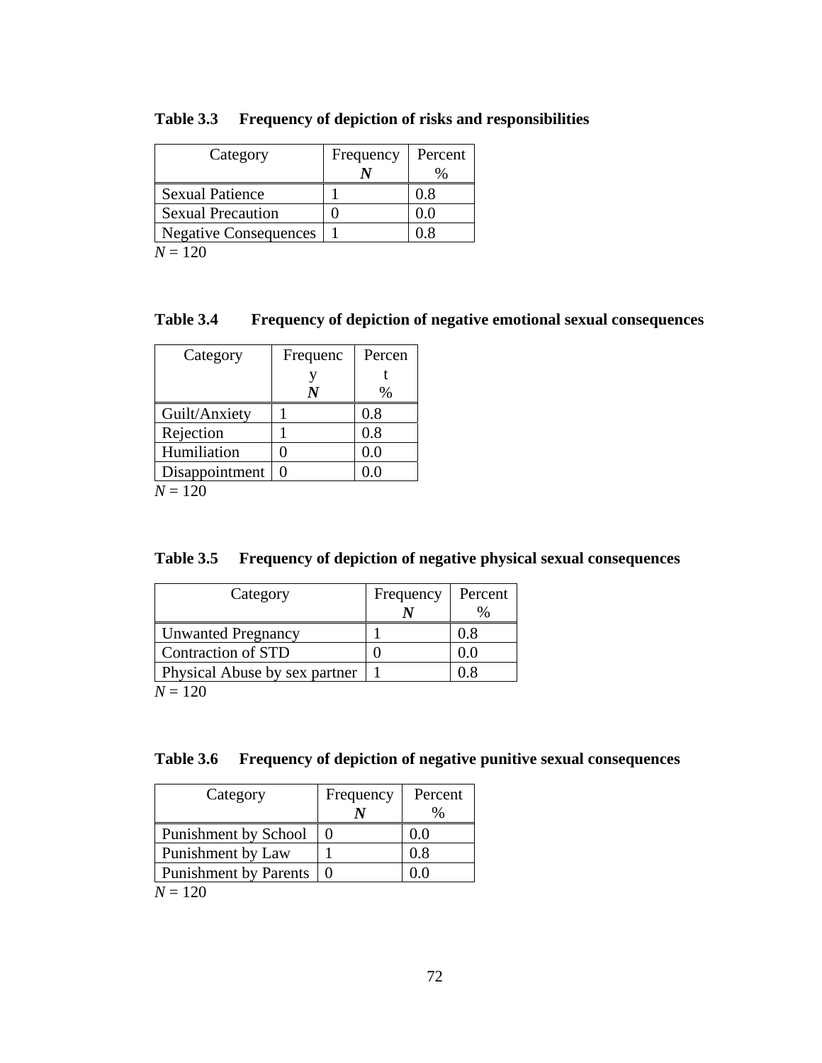**Table 3.3 Frequency of depiction of risks and responsibilities**

| Category | Frequency ***N*** | Percent % |
|---|---|---|
| Sexual Patience | 1 | 0.8 |
| Sexual Precaution | 0 | 0.0 |
| Negative Consequences | 1 | 0.8 |

*N* = 120

**Table 3.4 Frequency of depiction of negative emotional sexual consequences**

| Category | Frequency ***N*** | Percent % |
|---|---|---|
| Guilt/Anxiety | 1 | 0.8 |
| Rejection | 1 | 0.8 |
| Humiliation | 0 | 0.0 |
| Disappointment | 0 | 0.0 |

*N* = 120

**Table 3.5 Frequency of depiction of negative physical sexual consequences**

| Category | Frequency ***N*** | Percent % |
|---|---|---|
| Unwanted Pregnancy | 1 | 0.8 |
| Contraction of STD | 0 | 0.0 |
| Physical Abuse by sex partner | 1 | 0.8 |

*N* = 120

**Table 3.6 Frequency of depiction of negative punitive sexual consequences**

| Category | Frequency ***N*** | Percent % |
|---|---|---|
| Punishment by School | 0 | 0.0 |
| Punishment by Law | 1 | 0.8 |
| Punishment by Parents | 0 | 0.0 |

*N* = 120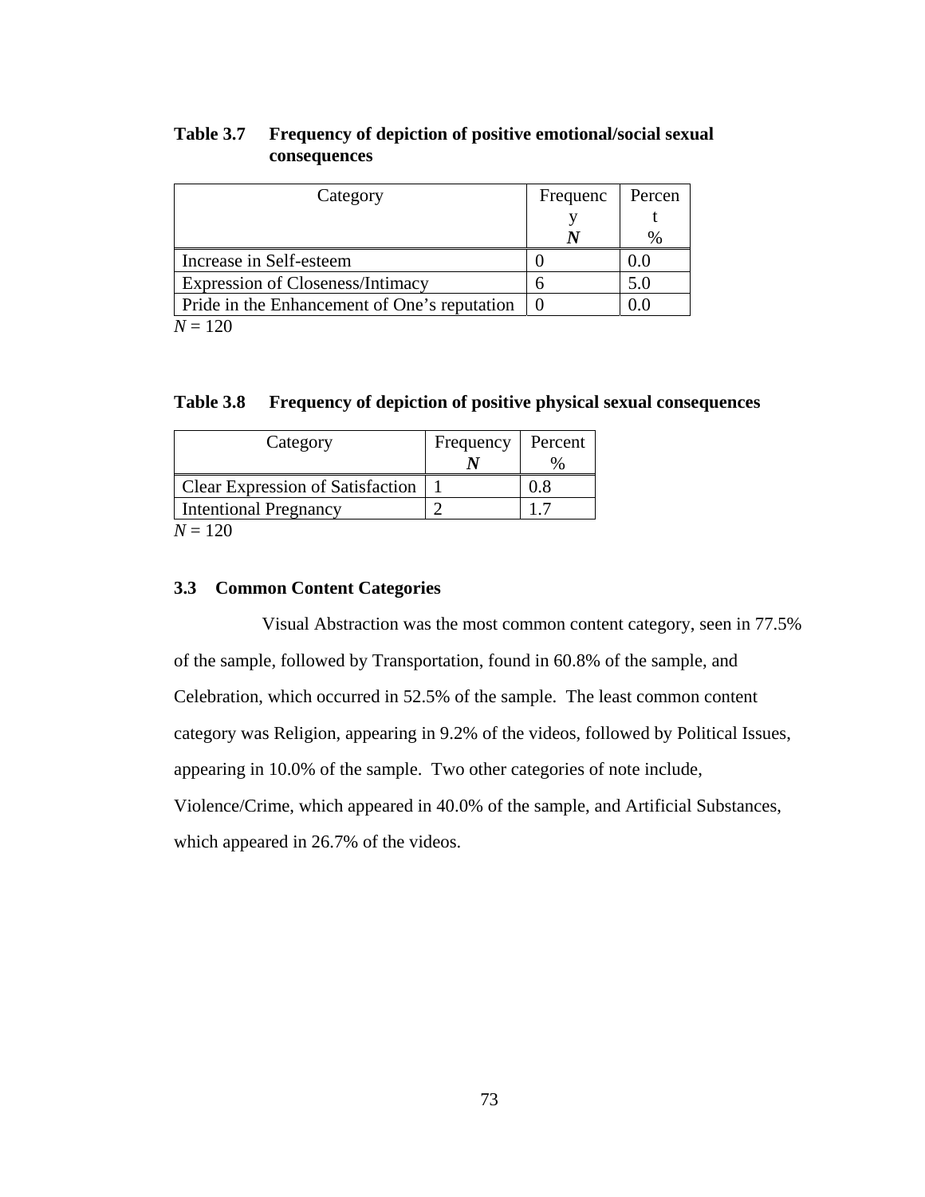**Table 3.7 Frequency of depiction of positive emotional/social sexual consequences**

| Category | Frequency *N* | Percent % |
|---|---|---|
| Increase in Self-esteem | 0 | 0.0 |
| Expression of Closeness/Intimacy | 6 | 5.0 |
| Pride in the Enhancement of One's reputation | 0 | 0.0 |

*N* = 120

**Table 3.8 Frequency of depiction of positive physical sexual consequences**

| Category | Frequency *N* | Percent % |
|---|---|---|
| Clear Expression of Satisfaction | 1 | 0.8 |
| Intentional Pregnancy | 2 | 1.7 |

*N* = 120

### 3.3 Common Content Categories

Visual Abstraction was the most common content category, seen in 77.5% of the sample, followed by Transportation, found in 60.8% of the sample, and Celebration, which occurred in 52.5% of the sample. The least common content category was Religion, appearing in 9.2% of the videos, followed by Political Issues, appearing in 10.0% of the sample. Two other categories of note include, Violence/Crime, which appeared in 40.0% of the sample, and Artificial Substances, which appeared in 26.7% of the videos.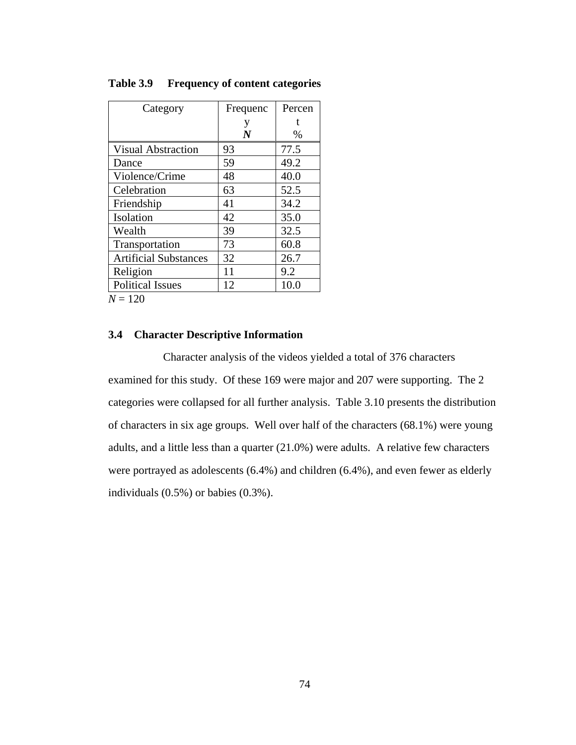**Table 3.9 Frequency of content categories**

| Category | Frequency *N* | Percent % |
|---|---|---|
| Visual Abstraction | 93 | 77.5 |
| Dance | 59 | 49.2 |
| Violence/Crime | 48 | 40.0 |
| Celebration | 63 | 52.5 |
| Friendship | 41 | 34.2 |
| Isolation | 42 | 35.0 |
| Wealth | 39 | 32.5 |
| Transportation | 73 | 60.8 |
| Artificial Substances | 32 | 26.7 |
| Religion | 11 | 9.2 |
| Political Issues | 12 | 10.0 |

*N* = 120

## 3.4 Character Descriptive Information

Character analysis of the videos yielded a total of 376 characters examined for this study. Of these 169 were major and 207 were supporting. The 2 categories were collapsed for all further analysis. Table 3.10 presents the distribution of characters in six age groups. Well over half of the characters (68.1%) were young adults, and a little less than a quarter (21.0%) were adults. A relative few characters were portrayed as adolescents (6.4%) and children (6.4%), and even fewer as elderly individuals (0.5%) or babies (0.3%).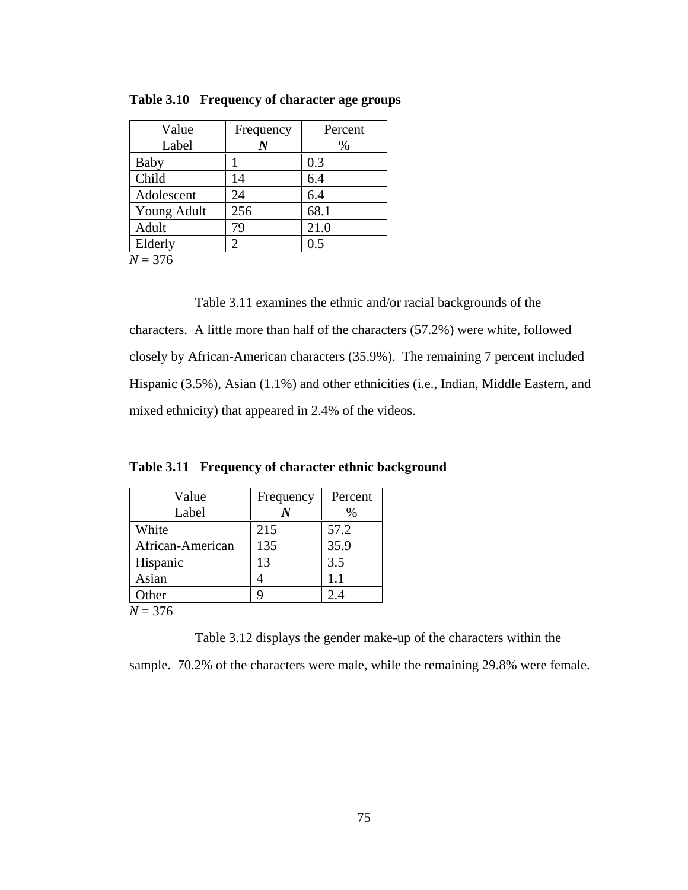**Table 3.10 Frequency of character age groups**

| Value Label | Frequency ***N*** | Percent % |
|---|---|---|
| Baby | 1 | 0.3 |
| Child | 14 | 6.4 |
| Adolescent | 24 | 6.4 |
| Young Adult | 256 | 68.1 |
| Adult | 79 | 21.0 |
| Elderly | 2 | 0.5 |

*N* = 376

Table 3.11 examines the ethnic and/or racial backgrounds of the characters. A little more than half of the characters (57.2%) were white, followed closely by African-American characters (35.9%). The remaining 7 percent included Hispanic (3.5%), Asian (1.1%) and other ethnicities (i.e., Indian, Middle Eastern, and mixed ethnicity) that appeared in 2.4% of the videos.

**Table 3.11 Frequency of character ethnic background**

| Value Label | Frequency ***N*** | Percent % |
|---|---|---|
| White | 215 | 57.2 |
| African-American | 135 | 35.9 |
| Hispanic | 13 | 3.5 |
| Asian | 4 | 1.1 |
| Other | 9 | 2.4 |

*N* = 376

Table 3.12 displays the gender make-up of the characters within the sample. 70.2% of the characters were male, while the remaining 29.8% were female.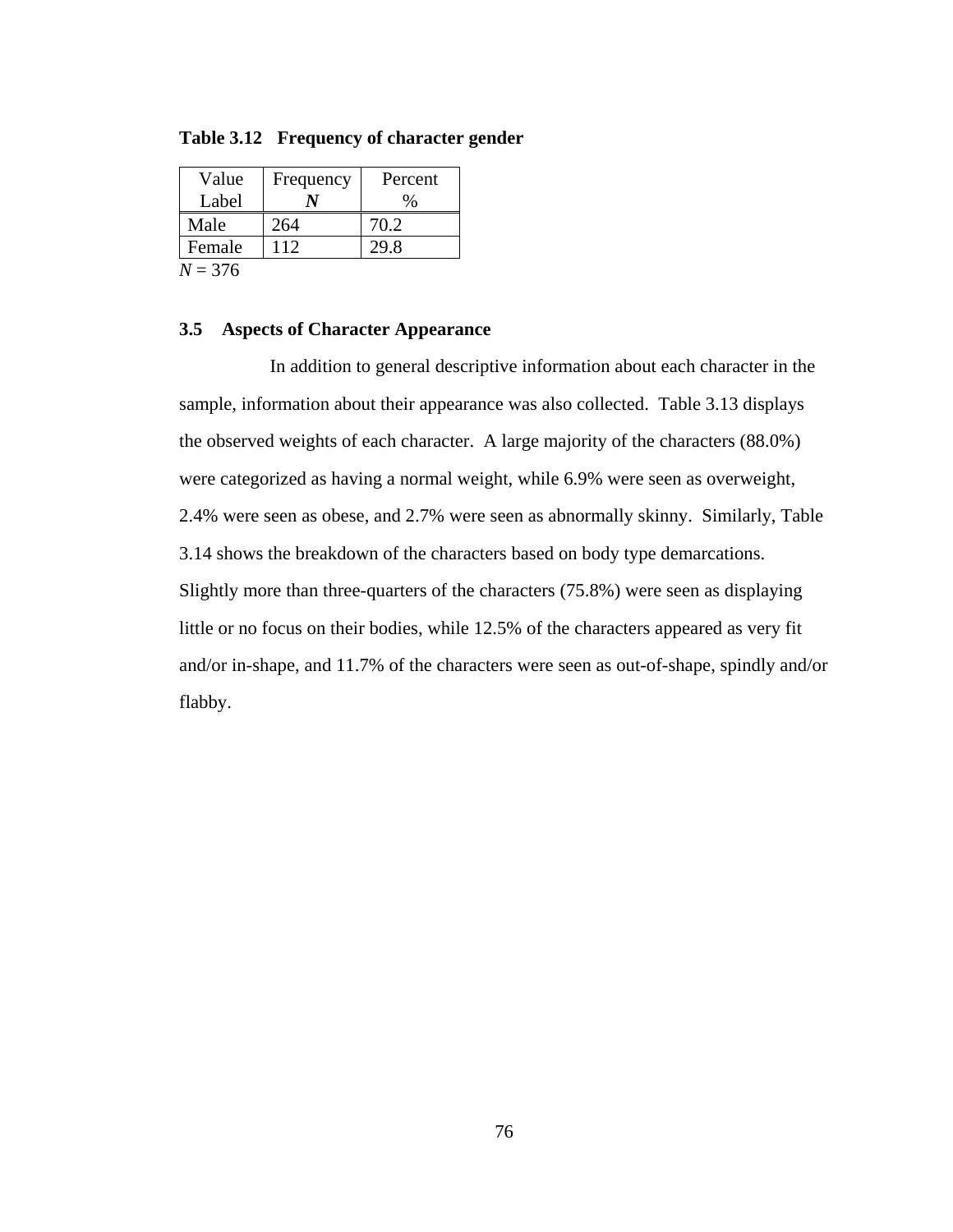**Table 3.12 Frequency of character gender**

| Value Label | Frequency *N* | Percent % |
|---|---|---|
| Male | 264 | 70.2 |
| Female | 112 | 29.8 |

*N* = 376

### 3.5 Aspects of Character Appearance

In addition to general descriptive information about each character in the sample, information about their appearance was also collected. Table 3.13 displays the observed weights of each character. A large majority of the characters (88.0%) were categorized as having a normal weight, while 6.9% were seen as overweight, 2.4% were seen as obese, and 2.7% were seen as abnormally skinny. Similarly, Table 3.14 shows the breakdown of the characters based on body type demarcations. Slightly more than three-quarters of the characters (75.8%) were seen as displaying little or no focus on their bodies, while 12.5% of the characters appeared as very fit and/or in-shape, and 11.7% of the characters were seen as out-of-shape, spindly and/or flabby.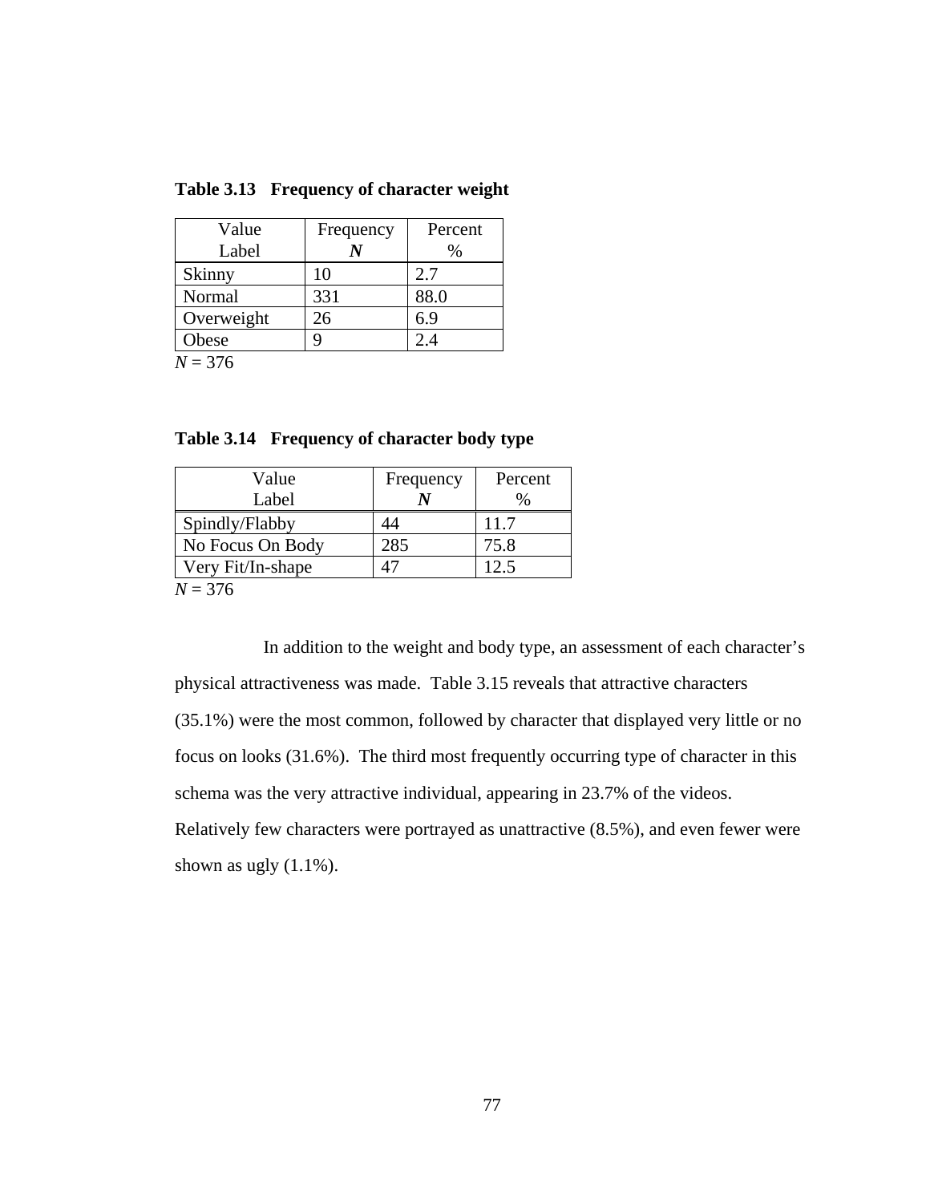**Table 3.13 Frequency of character weight**

| Value Label | Frequency *N* | Percent % |
|---|---|---|
| Skinny | 10 | 2.7 |
| Normal | 331 | 88.0 |
| Overweight | 26 | 6.9 |
| Obese | 9 | 2.4 |

*N* = 376

**Table 3.14 Frequency of character body type**

| Value Label | Frequency *N* | Percent % |
|---|---|---|
| Spindly/Flabby | 44 | 11.7 |
| No Focus On Body | 285 | 75.8 |
| Very Fit/In-shape | 47 | 12.5 |

*N* = 376

In addition to the weight and body type, an assessment of each character's physical attractiveness was made. Table 3.15 reveals that attractive characters (35.1%) were the most common, followed by character that displayed very little or no focus on looks (31.6%). The third most frequently occurring type of character in this schema was the very attractive individual, appearing in 23.7% of the videos. Relatively few characters were portrayed as unattractive (8.5%), and even fewer were shown as ugly (1.1%).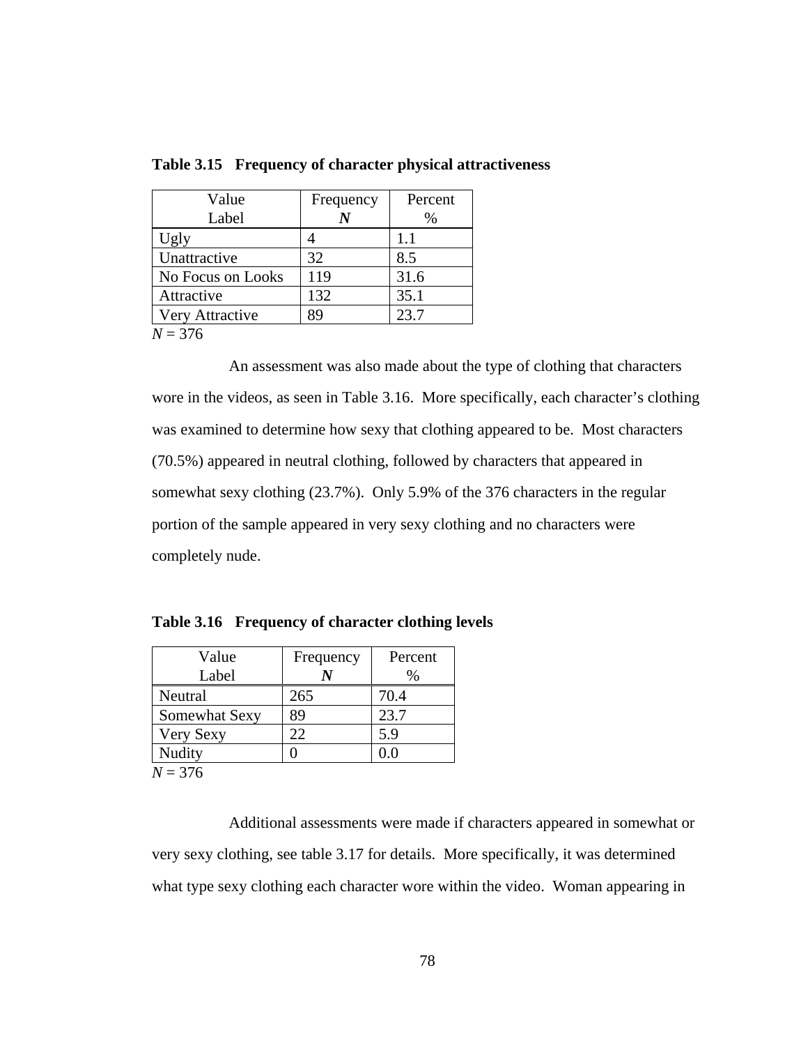**Table 3.15 Frequency of character physical attractiveness**

| Value Label | Frequency ***N*** | Percent % |
|---|---|---|
| Ugly | 4 | 1.1 |
| Unattractive | 32 | 8.5 |
| No Focus on Looks | 119 | 31.6 |
| Attractive | 132 | 35.1 |
| Very Attractive | 89 | 23.7 |

*N* = 376

An assessment was also made about the type of clothing that characters wore in the videos, as seen in Table 3.16. More specifically, each character's clothing was examined to determine how sexy that clothing appeared to be. Most characters (70.5%) appeared in neutral clothing, followed by characters that appeared in somewhat sexy clothing (23.7%). Only 5.9% of the 376 characters in the regular portion of the sample appeared in very sexy clothing and no characters were completely nude.

**Table 3.16 Frequency of character clothing levels**

| Value Label | Frequency ***N*** | Percent % |
|---|---|---|
| Neutral | 265 | 70.4 |
| Somewhat Sexy | 89 | 23.7 |
| Very Sexy | 22 | 5.9 |
| Nudity | 0 | 0.0 |

*N* = 376

Additional assessments were made if characters appeared in somewhat or very sexy clothing, see table 3.17 for details. More specifically, it was determined what type sexy clothing each character wore within the video. Woman appearing in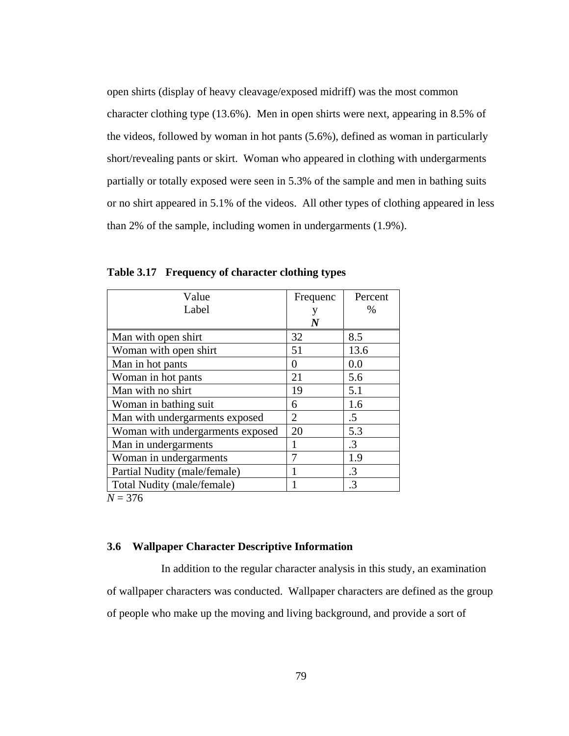open shirts (display of heavy cleavage/exposed midriff) was the most common character clothing type (13.6%). Men in open shirts were next, appearing in 8.5% of the videos, followed by woman in hot pants (5.6%), defined as woman in particularly short/revealing pants or skirt. Woman who appeared in clothing with undergarments partially or totally exposed were seen in 5.3% of the sample and men in bathing suits or no shirt appeared in 5.1% of the videos. All other types of clothing appeared in less than 2% of the sample, including women in undergarments (1.9%).

**Table 3.17 Frequency of character clothing types**

| Value Label | Frequency *N* | Percent % |
|---|---|---|
| Man with open shirt | 32 | 8.5 |
| Woman with open shirt | 51 | 13.6 |
| Man in hot pants | 0 | 0.0 |
| Woman in hot pants | 21 | 5.6 |
| Man with no shirt | 19 | 5.1 |
| Woman in bathing suit | 6 | 1.6 |
| Man with undergarments exposed | 2 | .5 |
| Woman with undergarments exposed | 20 | 5.3 |
| Man in undergarments | 1 | .3 |
| Woman in undergarments | 7 | 1.9 |
| Partial Nudity (male/female) | 1 | .3 |
| Total Nudity (male/female) | 1 | .3 |

*N* = 376

### 3.6 Wallpaper Character Descriptive Information

In addition to the regular character analysis in this study, an examination of wallpaper characters was conducted. Wallpaper characters are defined as the group of people who make up the moving and living background, and provide a sort of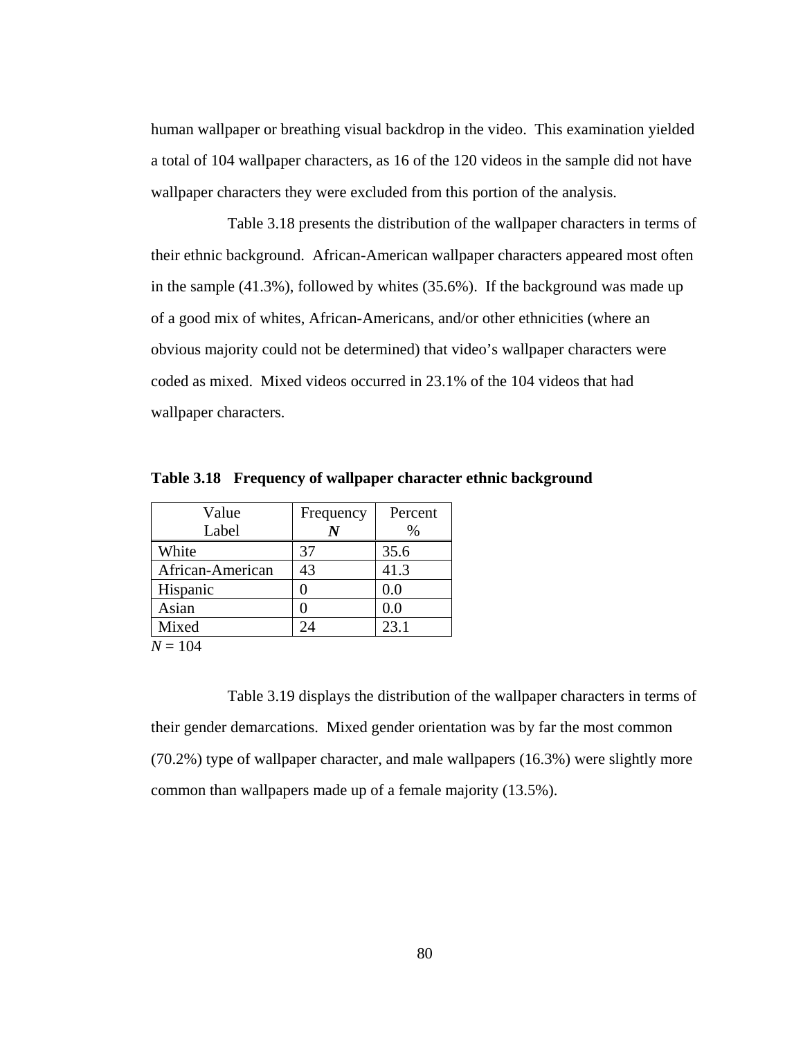human wallpaper or breathing visual backdrop in the video. This examination yielded a total of 104 wallpaper characters, as 16 of the 120 videos in the sample did not have wallpaper characters they were excluded from this portion of the analysis.

Table 3.18 presents the distribution of the wallpaper characters in terms of their ethnic background. African-American wallpaper characters appeared most often in the sample (41.3%), followed by whites (35.6%). If the background was made up of a good mix of whites, African-Americans, and/or other ethnicities (where an obvious majority could not be determined) that video's wallpaper characters were coded as mixed. Mixed videos occurred in 23.1% of the 104 videos that had wallpaper characters.

**Table 3.18 Frequency of wallpaper character ethnic background**

| Value Label | Frequency ***N*** | Percent % |
|---|---|---|
| White | 37 | 35.6 |
| African-American | 43 | 41.3 |
| Hispanic | 0 | 0.0 |
| Asian | 0 | 0.0 |
| Mixed | 24 | 23.1 |

*N* = 104

Table 3.19 displays the distribution of the wallpaper characters in terms of their gender demarcations. Mixed gender orientation was by far the most common (70.2%) type of wallpaper character, and male wallpapers (16.3%) were slightly more common than wallpapers made up of a female majority (13.5%).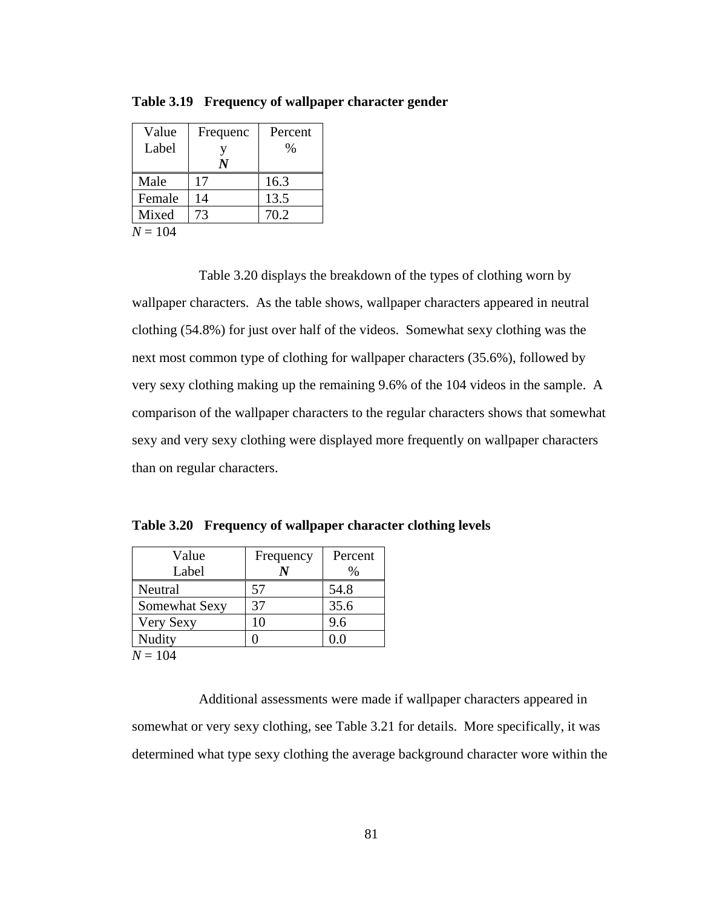**Table 3.19 Frequency of wallpaper character gender**

| Value Label | Frequency *N* | Percent % |
|---|---|---|
| Male | 17 | 16.3 |
| Female | 14 | 13.5 |
| Mixed | 73 | 70.2 |

*N* = 104

Table 3.20 displays the breakdown of the types of clothing worn by wallpaper characters. As the table shows, wallpaper characters appeared in neutral clothing (54.8%) for just over half of the videos. Somewhat sexy clothing was the next most common type of clothing for wallpaper characters (35.6%), followed by very sexy clothing making up the remaining 9.6% of the 104 videos in the sample. A comparison of the wallpaper characters to the regular characters shows that somewhat sexy and very sexy clothing were displayed more frequently on wallpaper characters than on regular characters.

**Table 3.20 Frequency of wallpaper character clothing levels**

| Value Label | Frequency *N* | Percent % |
|---|---|---|
| Neutral | 57 | 54.8 |
| Somewhat Sexy | 37 | 35.6 |
| Very Sexy | 10 | 9.6 |
| Nudity | 0 | 0.0 |

*N* = 104

Additional assessments were made if wallpaper characters appeared in somewhat or very sexy clothing, see Table 3.21 for details. More specifically, it was determined what type sexy clothing the average background character wore within the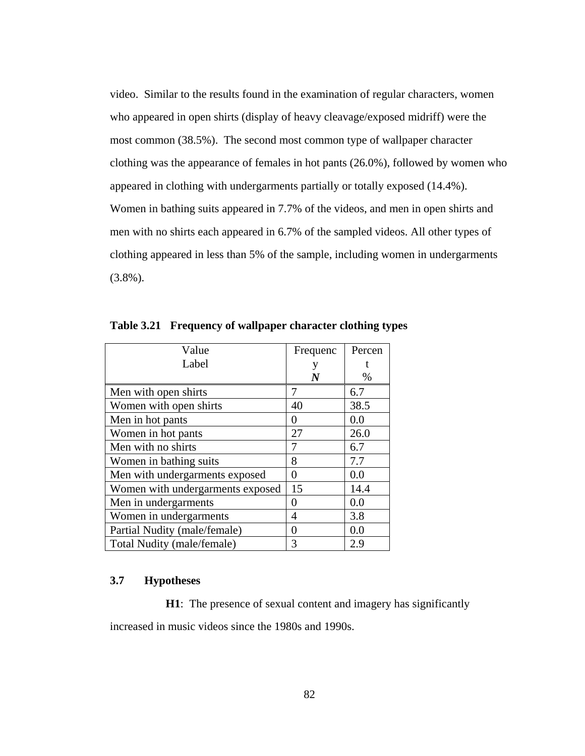video. Similar to the results found in the examination of regular characters, women who appeared in open shirts (display of heavy cleavage/exposed midriff) were the most common (38.5%). The second most common type of wallpaper character clothing was the appearance of females in hot pants (26.0%), followed by women who appeared in clothing with undergarments partially or totally exposed (14.4%). Women in bathing suits appeared in 7.7% of the videos, and men in open shirts and men with no shirts each appeared in 6.7% of the sampled videos. All other types of clothing appeared in less than 5% of the sample, including women in undergarments (3.8%).

**Table 3.21 Frequency of wallpaper character clothing types**

| Value Label | Frequency ***N*** | Percent % |
|---|---|---|
| Men with open shirts | 7 | 6.7 |
| Women with open shirts | 40 | 38.5 |
| Men in hot pants | 0 | 0.0 |
| Women in hot pants | 27 | 26.0 |
| Men with no shirts | 7 | 6.7 |
| Women in bathing suits | 8 | 7.7 |
| Men with undergarments exposed | 0 | 0.0 |
| Women with undergarments exposed | 15 | 14.4 |
| Men in undergarments | 0 | 0.0 |
| Women in undergarments | 4 | 3.8 |
| Partial Nudity (male/female) | 0 | 0.0 |
| Total Nudity (male/female) | 3 | 2.9 |

## 3.7 Hypotheses

**H1**: The presence of sexual content and imagery has significantly increased in music videos since the 1980s and 1990s.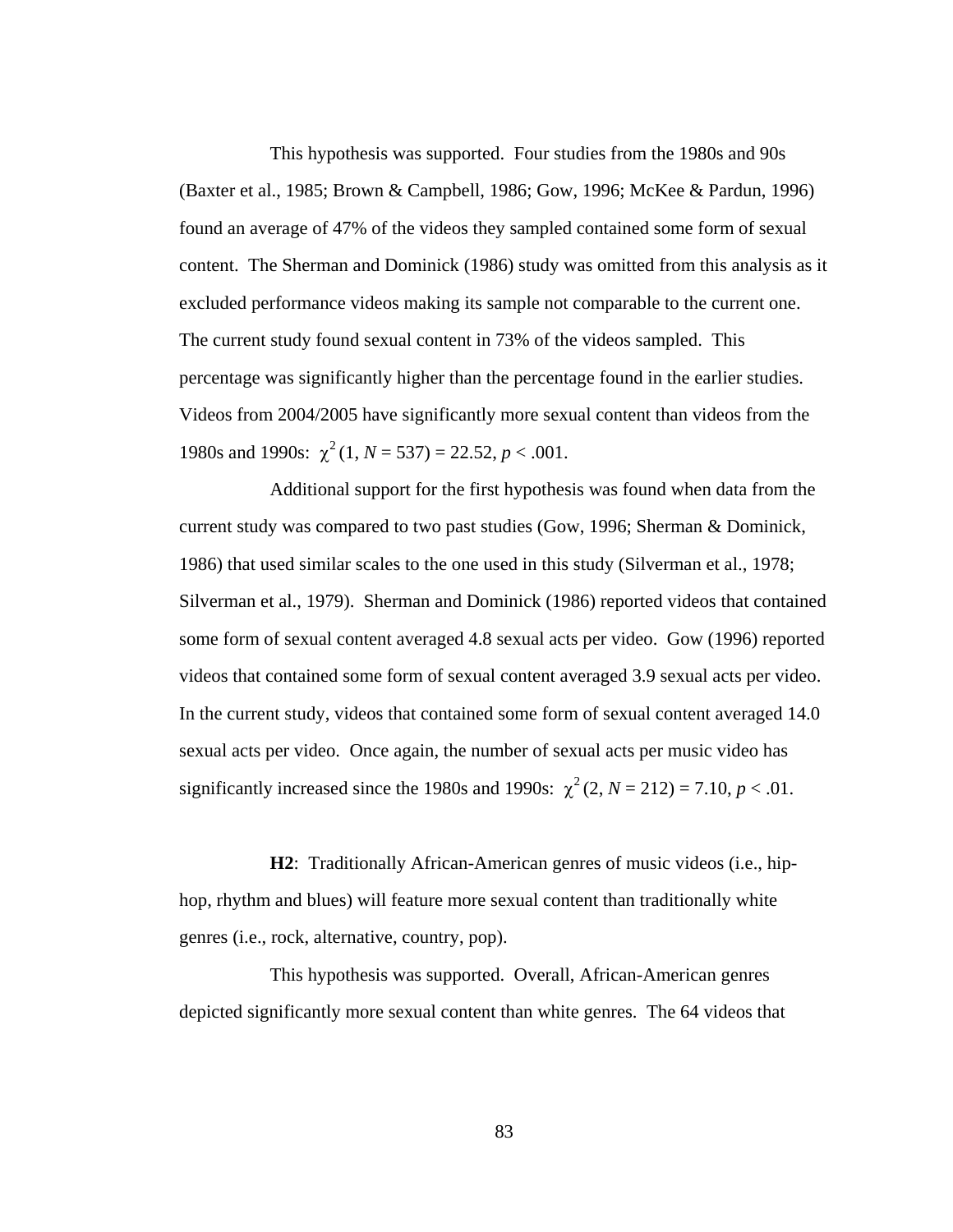This hypothesis was supported. Four studies from the 1980s and 90s (Baxter et al., 1985; Brown & Campbell, 1986; Gow, 1996; McKee & Pardun, 1996) found an average of 47% of the videos they sampled contained some form of sexual content. The Sherman and Dominick (1986) study was omitted from this analysis as it excluded performance videos making its sample not comparable to the current one. The current study found sexual content in 73% of the videos sampled. This percentage was significantly higher than the percentage found in the earlier studies. Videos from 2004/2005 have significantly more sexual content than videos from the 1980s and 1990s: $\chi^2\,(1, N = 537) = 22.52, p < .001$.

Additional support for the first hypothesis was found when data from the current study was compared to two past studies (Gow, 1996; Sherman & Dominick, 1986) that used similar scales to the one used in this study (Silverman et al., 1978; Silverman et al., 1979). Sherman and Dominick (1986) reported videos that contained some form of sexual content averaged 4.8 sexual acts per video. Gow (1996) reported videos that contained some form of sexual content averaged 3.9 sexual acts per video. In the current study, videos that contained some form of sexual content averaged 14.0 sexual acts per video. Once again, the number of sexual acts per music video has significantly increased since the 1980s and 1990s: $\chi^2\,(2, N = 212) = 7.10, p < .01$.

**H2**: Traditionally African-American genres of music videos (i.e., hip-hop, rhythm and blues) will feature more sexual content than traditionally white genres (i.e., rock, alternative, country, pop).

This hypothesis was supported. Overall, African-American genres depicted significantly more sexual content than white genres. The 64 videos that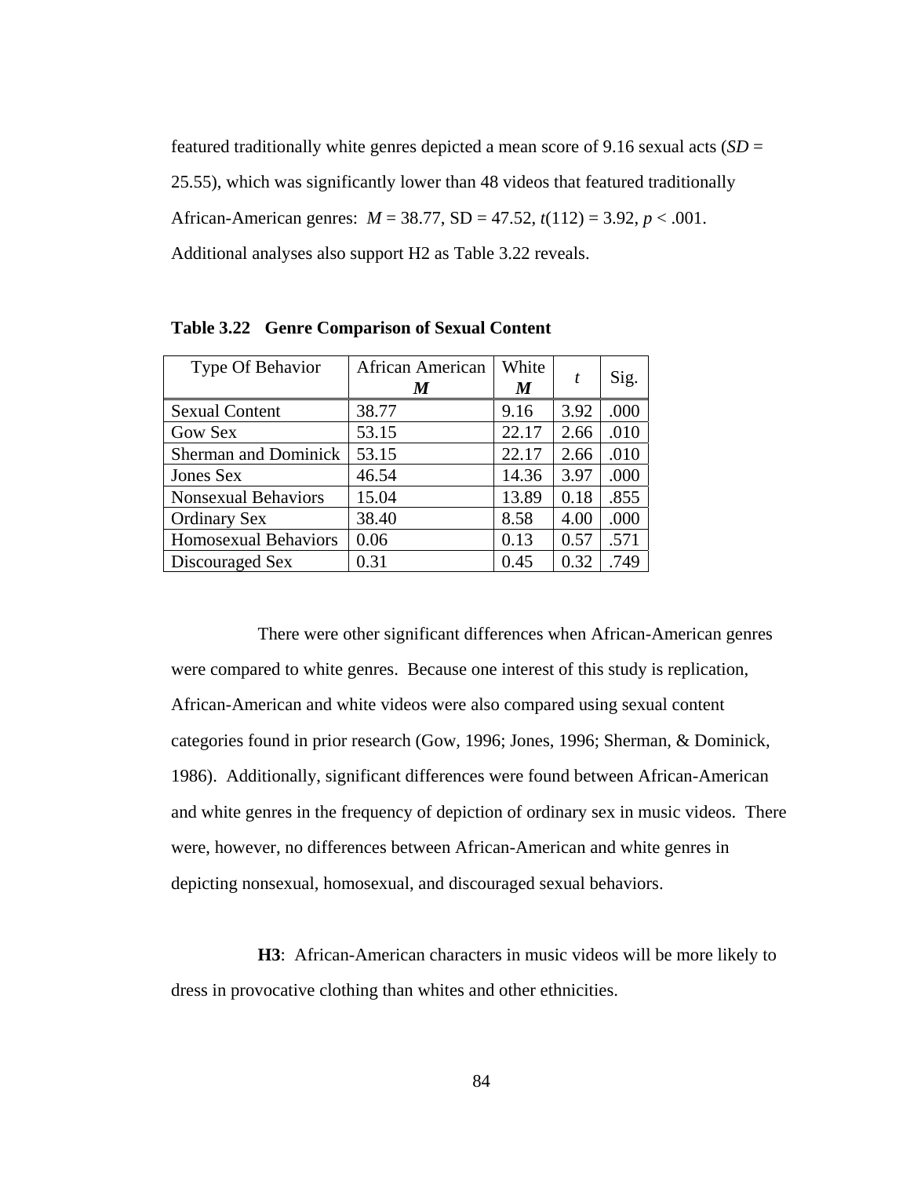featured traditionally white genres depicted a mean score of 9.16 sexual acts (*SD* = 25.55), which was significantly lower than 48 videos that featured traditionally African-American genres: $M = 38.77$, SD = 47.52, $t(112) = 3.92$, $p < .001$. Additional analyses also support H2 as Table 3.22 reveals.

**Table 3.22 Genre Comparison of Sexual Content**

| Type Of Behavior | African American ***M*** | White ***M*** | *t* | Sig. |
|---|---|---|---|---|
| Sexual Content | 38.77 | 9.16 | 3.92 | .000 |
| Gow Sex | 53.15 | 22.17 | 2.66 | .010 |
| Sherman and Dominick | 53.15 | 22.17 | 2.66 | .010 |
| Jones Sex | 46.54 | 14.36 | 3.97 | .000 |
| Nonsexual Behaviors | 15.04 | 13.89 | 0.18 | .855 |
| Ordinary Sex | 38.40 | 8.58 | 4.00 | .000 |
| Homosexual Behaviors | 0.06 | 0.13 | 0.57 | .571 |
| Discouraged Sex | 0.31 | 0.45 | 0.32 | .749 |

There were other significant differences when African-American genres were compared to white genres. Because one interest of this study is replication, African-American and white videos were also compared using sexual content categories found in prior research (Gow, 1996; Jones, 1996; Sherman, & Dominick, 1986). Additionally, significant differences were found between African-American and white genres in the frequency of depiction of ordinary sex in music videos. There were, however, no differences between African-American and white genres in depicting nonsexual, homosexual, and discouraged sexual behaviors.

**H3**: African-American characters in music videos will be more likely to dress in provocative clothing than whites and other ethnicities.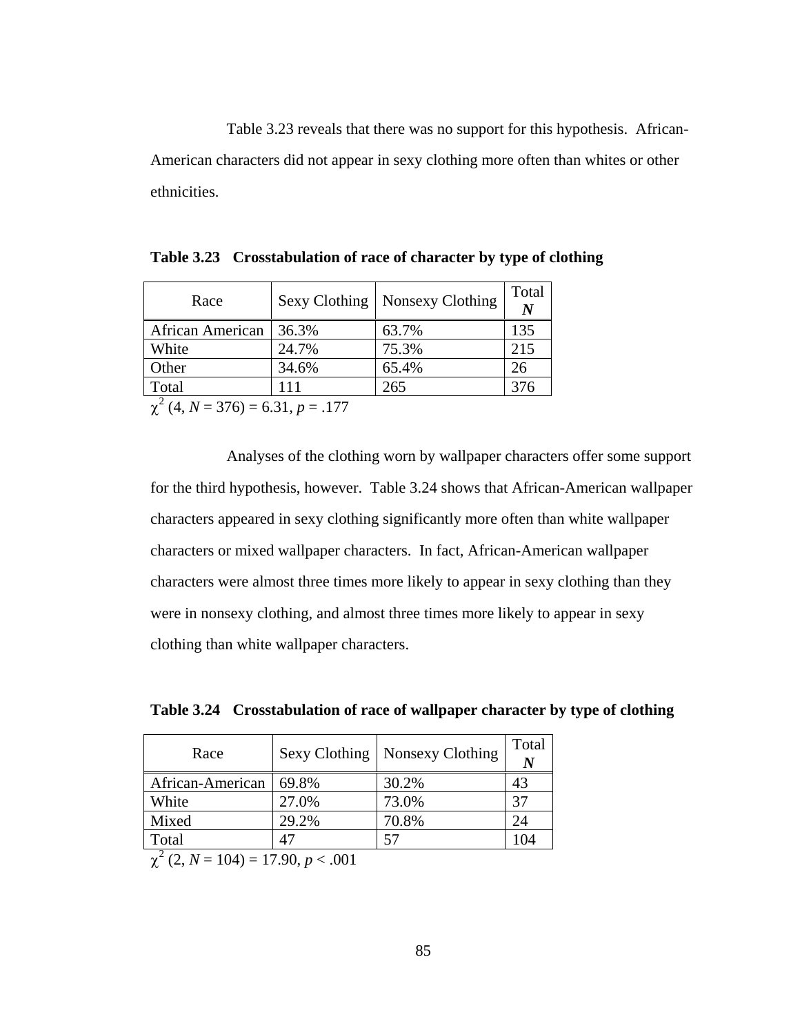Table 3.23 reveals that there was no support for this hypothesis. African-American characters did not appear in sexy clothing more often than whites or other ethnicities.

**Table 3.23   Crosstabulation of race of character by type of clothing**

| Race | Sexy Clothing | Nonsexy Clothing | Total ***N*** |
|---|---|---|---|
| African American | 36.3% | 63.7% | 135 |
| White | 24.7% | 75.3% | 215 |
| Other | 34.6% | 65.4% | 26 |
| Total | 111 | 265 | 376 |

$\chi^2$ (4, $N$ = 376) = 6.31, $p$ = .177

Analyses of the clothing worn by wallpaper characters offer some support for the third hypothesis, however. Table 3.24 shows that African-American wallpaper characters appeared in sexy clothing significantly more often than white wallpaper characters or mixed wallpaper characters. In fact, African-American wallpaper characters were almost three times more likely to appear in sexy clothing than they were in nonsexy clothing, and almost three times more likely to appear in sexy clothing than white wallpaper characters.

**Table 3.24   Crosstabulation of race of wallpaper character by type of clothing**

| Race | Sexy Clothing | Nonsexy Clothing | Total ***N*** |
|---|---|---|---|
| African-American | 69.8% | 30.2% | 43 |
| White | 27.0% | 73.0% | 37 |
| Mixed | 29.2% | 70.8% | 24 |
| Total | 47 | 57 | 104 |

$\chi^2$ (2, $N$ = 104) = 17.90, $p$ < .001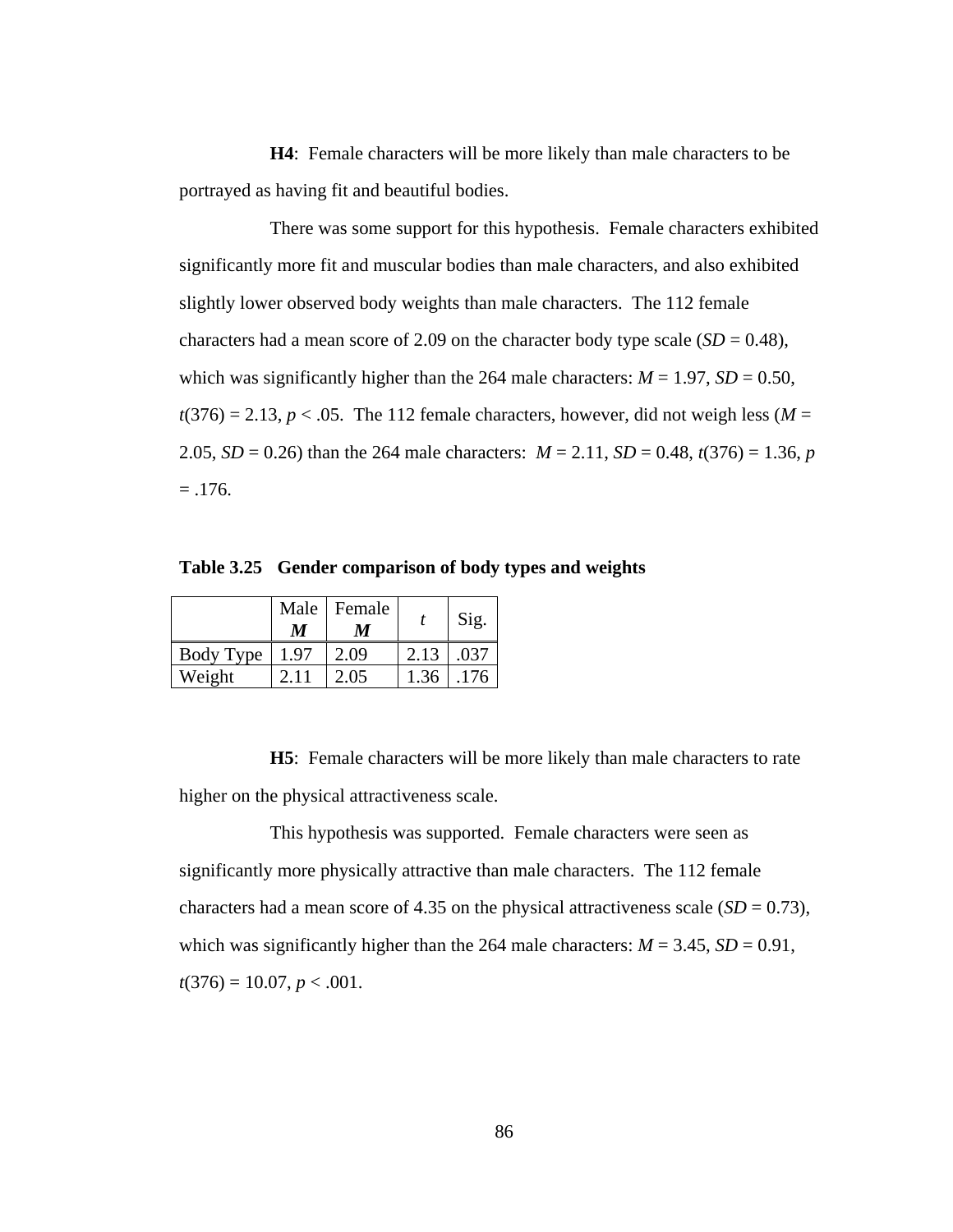**H4**: Female characters will be more likely than male characters to be portrayed as having fit and beautiful bodies.

There was some support for this hypothesis. Female characters exhibited significantly more fit and muscular bodies than male characters, and also exhibited slightly lower observed body weights than male characters. The 112 female characters had a mean score of 2.09 on the character body type scale (*SD* = 0.48), which was significantly higher than the 264 male characters: *M* = 1.97, *SD* = 0.50, $t(376) = 2.13$, $p < .05$. The 112 female characters, however, did not weigh less (*M* = 2.05, *SD* = 0.26) than the 264 male characters: *M* = 2.11, *SD* = 0.48, $t(376) = 1.36$, $p = .176$.

**Table 3.25 Gender comparison of body types and weights**

| | Male ***M*** | Female ***M*** | *t* | Sig. |
|---|---|---|---|---|
| Body Type | 1.97 | 2.09 | 2.13 | .037 |
| Weight | 2.11 | 2.05 | 1.36 | .176 |

**H5**: Female characters will be more likely than male characters to rate higher on the physical attractiveness scale.

This hypothesis was supported. Female characters were seen as significantly more physically attractive than male characters. The 112 female characters had a mean score of 4.35 on the physical attractiveness scale (*SD* = 0.73), which was significantly higher than the 264 male characters: *M* = 3.45, *SD* = 0.91, $t(376) = 10.07$, $p < .001$.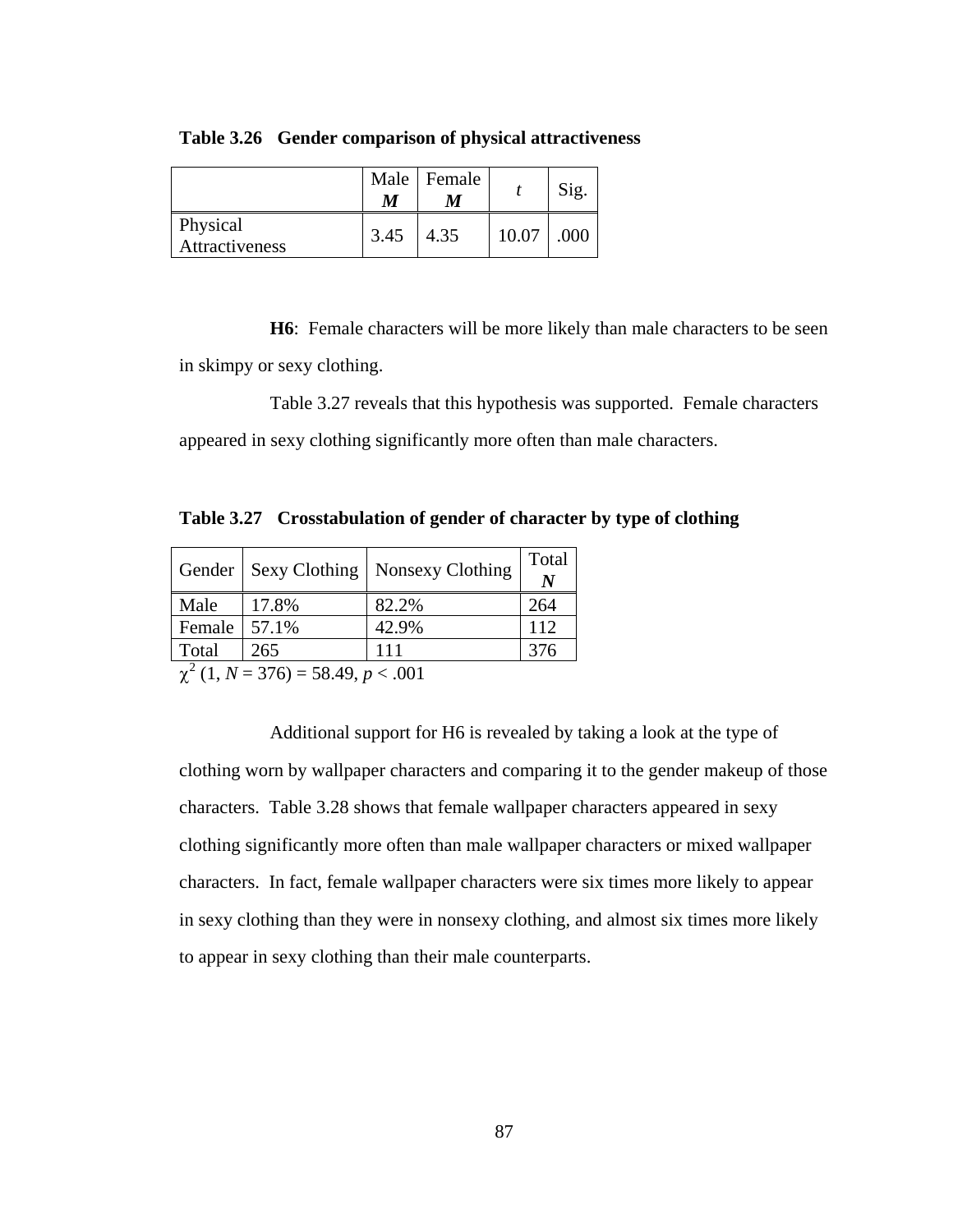**Table 3.26 Gender comparison of physical attractiveness**

| | Male *M* | Female *M* | *t* | Sig. |
|---|---|---|---|---|
| Physical Attractiveness | 3.45 | 4.35 | 10.07 | .000 |

**H6**: Female characters will be more likely than male characters to be seen in skimpy or sexy clothing.

Table 3.27 reveals that this hypothesis was supported. Female characters appeared in sexy clothing significantly more often than male characters.

**Table 3.27 Crosstabulation of gender of character by type of clothing**

| Gender | Sexy Clothing | Nonsexy Clothing | Total *N* |
|---|---|---|---|
| Male | 17.8% | 82.2% | 264 |
| Female | 57.1% | 42.9% | 112 |
| Total | 265 | 111 | 376 |

$\chi^2$ (1, $N$ = 376) = 58.49, $p < .001$

Additional support for H6 is revealed by taking a look at the type of clothing worn by wallpaper characters and comparing it to the gender makeup of those characters. Table 3.28 shows that female wallpaper characters appeared in sexy clothing significantly more often than male wallpaper characters or mixed wallpaper characters. In fact, female wallpaper characters were six times more likely to appear in sexy clothing than they were in nonsexy clothing, and almost six times more likely to appear in sexy clothing than their male counterparts.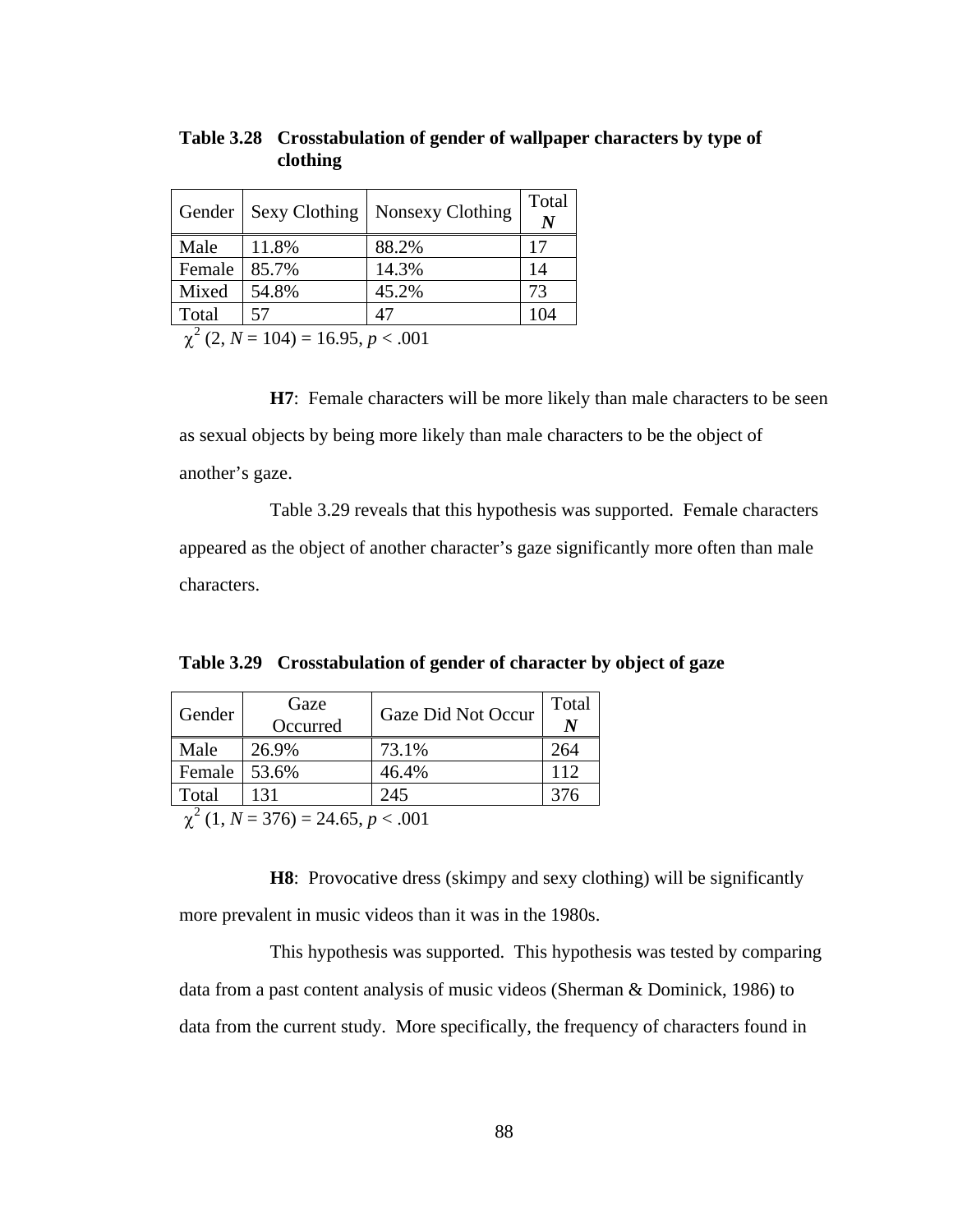**Table 3.28 Crosstabulation of gender of wallpaper characters by type of clothing**

| Gender | Sexy Clothing | Nonsexy Clothing | Total ***N*** |
|---|---|---|---|
| Male | 11.8% | 88.2% | 17 |
| Female | 85.7% | 14.3% | 14 |
| Mixed | 54.8% | 45.2% | 73 |
| Total | 57 | 47 | 104 |

$\chi^2$ (2, $N$ = 104) = 16.95, $p$ < .001

**H7**: Female characters will be more likely than male characters to be seen as sexual objects by being more likely than male characters to be the object of another's gaze.

Table 3.29 reveals that this hypothesis was supported. Female characters appeared as the object of another character's gaze significantly more often than male characters.

**Table 3.29 Crosstabulation of gender of character by object of gaze**

| Gender | Gaze Occurred | Gaze Did Not Occur | Total ***N*** |
|---|---|---|---|
| Male | 26.9% | 73.1% | 264 |
| Female | 53.6% | 46.4% | 112 |
| Total | 131 | 245 | 376 |

$\chi^2$ (1, $N$ = 376) = 24.65, $p$ < .001

**H8**: Provocative dress (skimpy and sexy clothing) will be significantly more prevalent in music videos than it was in the 1980s.

This hypothesis was supported. This hypothesis was tested by comparing data from a past content analysis of music videos (Sherman & Dominick, 1986) to data from the current study. More specifically, the frequency of characters found in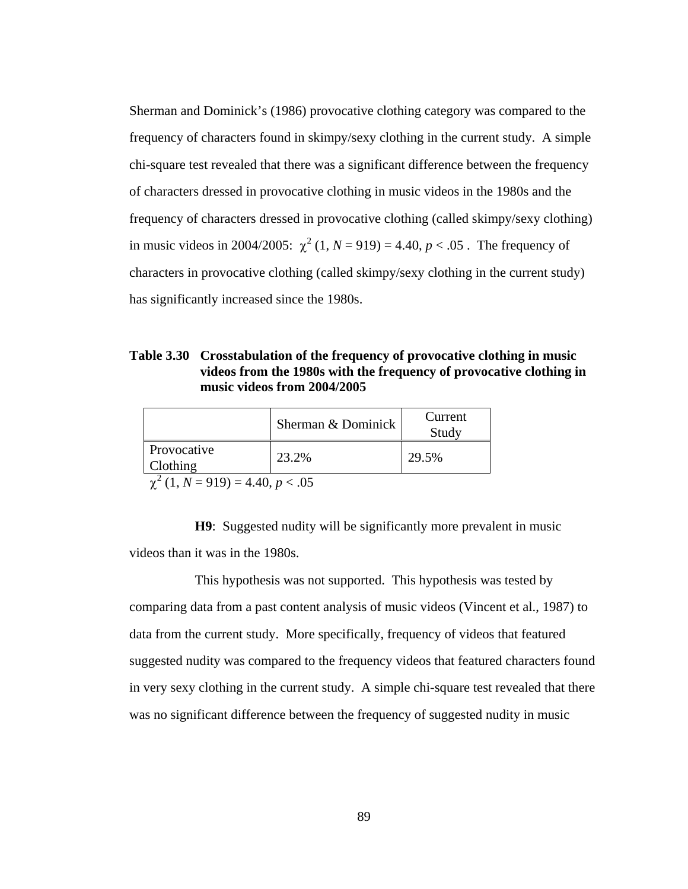Sherman and Dominick's (1986) provocative clothing category was compared to the frequency of characters found in skimpy/sexy clothing in the current study. A simple chi-square test revealed that there was a significant difference between the frequency of characters dressed in provocative clothing in music videos in the 1980s and the frequency of characters dressed in provocative clothing (called skimpy/sexy clothing) in music videos in 2004/2005: $\chi^2$ (1, $N$ = 919) = 4.40, $p < .05$ . The frequency of characters in provocative clothing (called skimpy/sexy clothing in the current study) has significantly increased since the 1980s.

**Table 3.30 Crosstabulation of the frequency of provocative clothing in music videos from the 1980s with the frequency of provocative clothing in music videos from 2004/2005**

| | Sherman & Dominick | Current Study |
|---|---|---|
| Provocative Clothing | 23.2% | 29.5% |

$\chi^2$ (1, $N$ = 919) = 4.40, $p < .05$

**H9**: Suggested nudity will be significantly more prevalent in music videos than it was in the 1980s.

This hypothesis was not supported. This hypothesis was tested by comparing data from a past content analysis of music videos (Vincent et al., 1987) to data from the current study. More specifically, frequency of videos that featured suggested nudity was compared to the frequency videos that featured characters found in very sexy clothing in the current study. A simple chi-square test revealed that there was no significant difference between the frequency of suggested nudity in music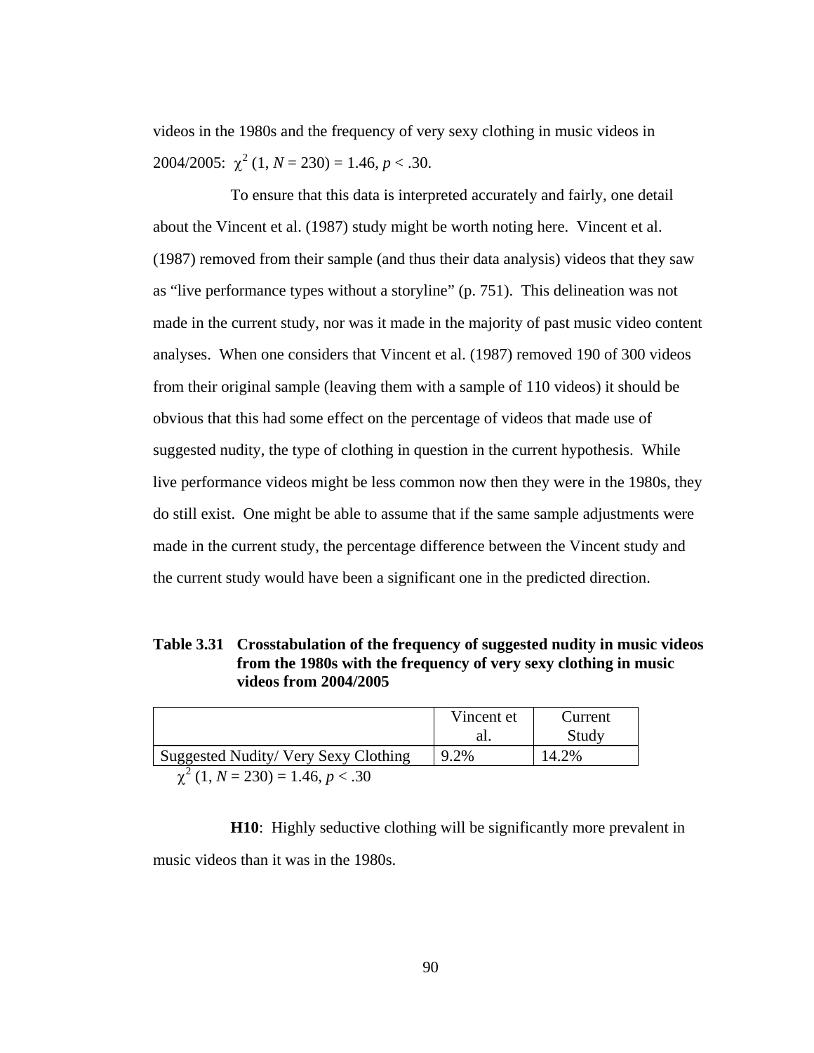videos in the 1980s and the frequency of very sexy clothing in music videos in 2004/2005: $\chi^2$ (1, $N$ = 230) = 1.46, $p$ < .30.

To ensure that this data is interpreted accurately and fairly, one detail about the Vincent et al. (1987) study might be worth noting here. Vincent et al. (1987) removed from their sample (and thus their data analysis) videos that they saw as "live performance types without a storyline" (p. 751). This delineation was not made in the current study, nor was it made in the majority of past music video content analyses. When one considers that Vincent et al. (1987) removed 190 of 300 videos from their original sample (leaving them with a sample of 110 videos) it should be obvious that this had some effect on the percentage of videos that made use of suggested nudity, the type of clothing in question in the current hypothesis. While live performance videos might be less common now then they were in the 1980s, they do still exist. One might be able to assume that if the same sample adjustments were made in the current study, the percentage difference between the Vincent study and the current study would have been a significant one in the predicted direction.

**Table 3.31 Crosstabulation of the frequency of suggested nudity in music videos from the 1980s with the frequency of very sexy clothing in music videos from 2004/2005**

| | Vincent et al. | Current Study |
|---|---|---|
| Suggested Nudity/ Very Sexy Clothing | 9.2% | 14.2% |

$\chi^2$ (1, $N$ = 230) = 1.46, $p$ < .30

**H10**: Highly seductive clothing will be significantly more prevalent in music videos than it was in the 1980s.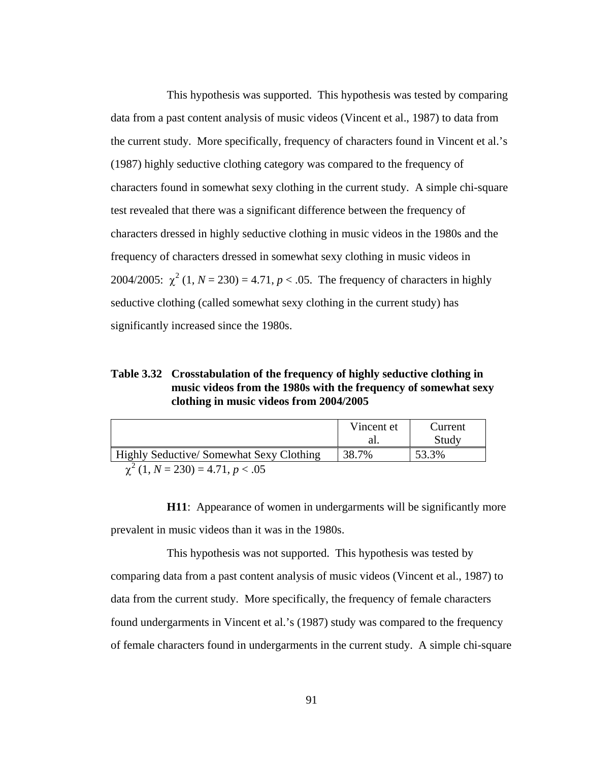This hypothesis was supported. This hypothesis was tested by comparing data from a past content analysis of music videos (Vincent et al., 1987) to data from the current study. More specifically, frequency of characters found in Vincent et al.'s (1987) highly seductive clothing category was compared to the frequency of characters found in somewhat sexy clothing in the current study. A simple chi-square test revealed that there was a significant difference between the frequency of characters dressed in highly seductive clothing in music videos in the 1980s and the frequency of characters dressed in somewhat sexy clothing in music videos in 2004/2005: $\chi^2$ (1, $N$ = 230) = 4.71, $p$ < .05. The frequency of characters in highly seductive clothing (called somewhat sexy clothing in the current study) has significantly increased since the 1980s.

**Table 3.32 Crosstabulation of the frequency of highly seductive clothing in music videos from the 1980s with the frequency of somewhat sexy clothing in music videos from 2004/2005**

| | Vincent et al. | Current Study |
|---|---|---|
| Highly Seductive/ Somewhat Sexy Clothing | 38.7% | 53.3% |

$\chi^2$ (1, $N$ = 230) = 4.71, $p$ < .05

**H11**: Appearance of women in undergarments will be significantly more prevalent in music videos than it was in the 1980s.

This hypothesis was not supported. This hypothesis was tested by comparing data from a past content analysis of music videos (Vincent et al., 1987) to data from the current study. More specifically, the frequency of female characters found undergarments in Vincent et al.'s (1987) study was compared to the frequency of female characters found in undergarments in the current study. A simple chi-square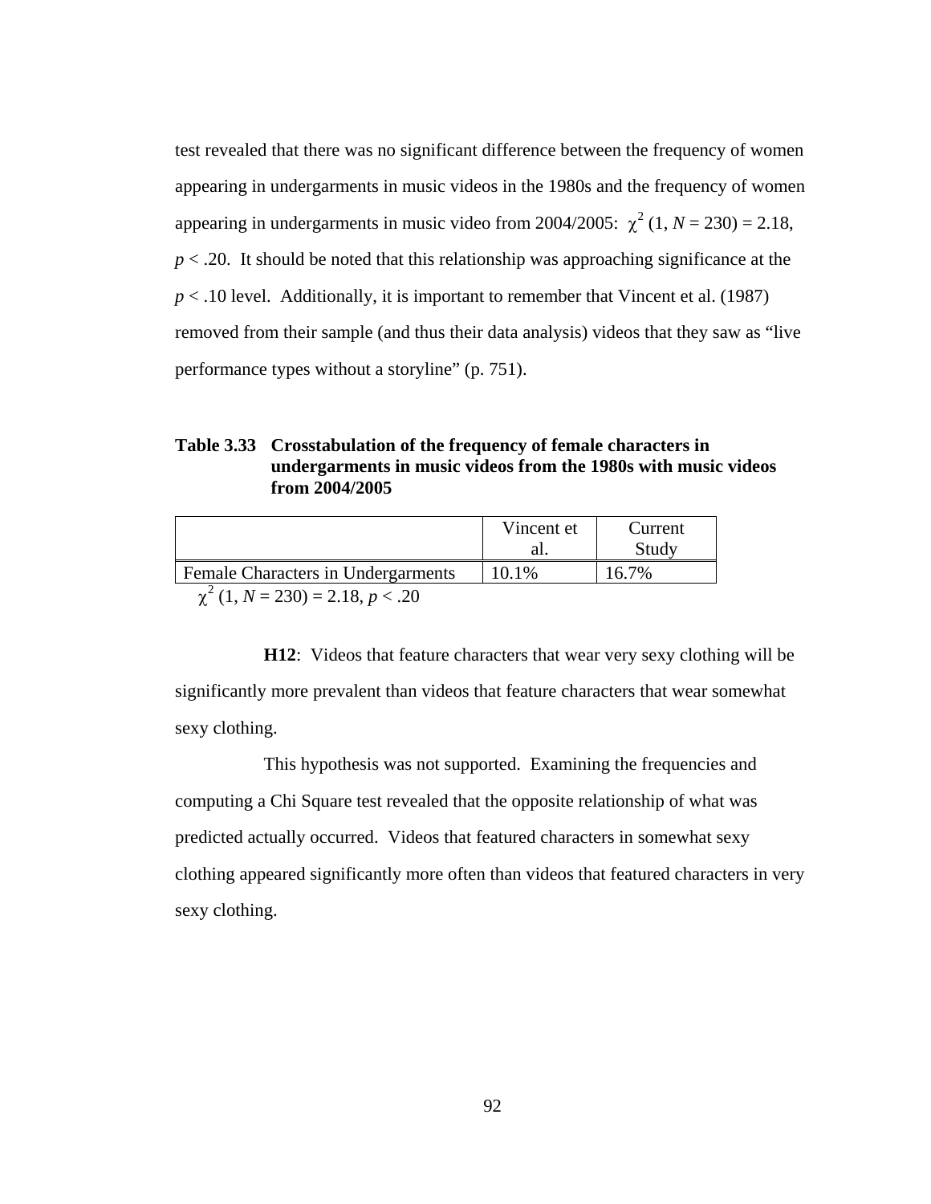test revealed that there was no significant difference between the frequency of women appearing in undergarments in music videos in the 1980s and the frequency of women appearing in undergarments in music video from 2004/2005: $\chi^2$ (1, $N$ = 230) = 2.18, $p$ < .20. It should be noted that this relationship was approaching significance at the $p$ < .10 level. Additionally, it is important to remember that Vincent et al. (1987) removed from their sample (and thus their data analysis) videos that they saw as "live performance types without a storyline" (p. 751).

**Table 3.33 Crosstabulation of the frequency of female characters in undergarments in music videos from the 1980s with music videos from 2004/2005**

| | Vincent et al. | Current Study |
|---|---|---|
| Female Characters in Undergarments | 10.1% | 16.7% |

$\chi^2$ (1, $N$ = 230) = 2.18, $p$ < .20

**H12**: Videos that feature characters that wear very sexy clothing will be significantly more prevalent than videos that feature characters that wear somewhat sexy clothing.

This hypothesis was not supported. Examining the frequencies and computing a Chi Square test revealed that the opposite relationship of what was predicted actually occurred. Videos that featured characters in somewhat sexy clothing appeared significantly more often than videos that featured characters in very sexy clothing.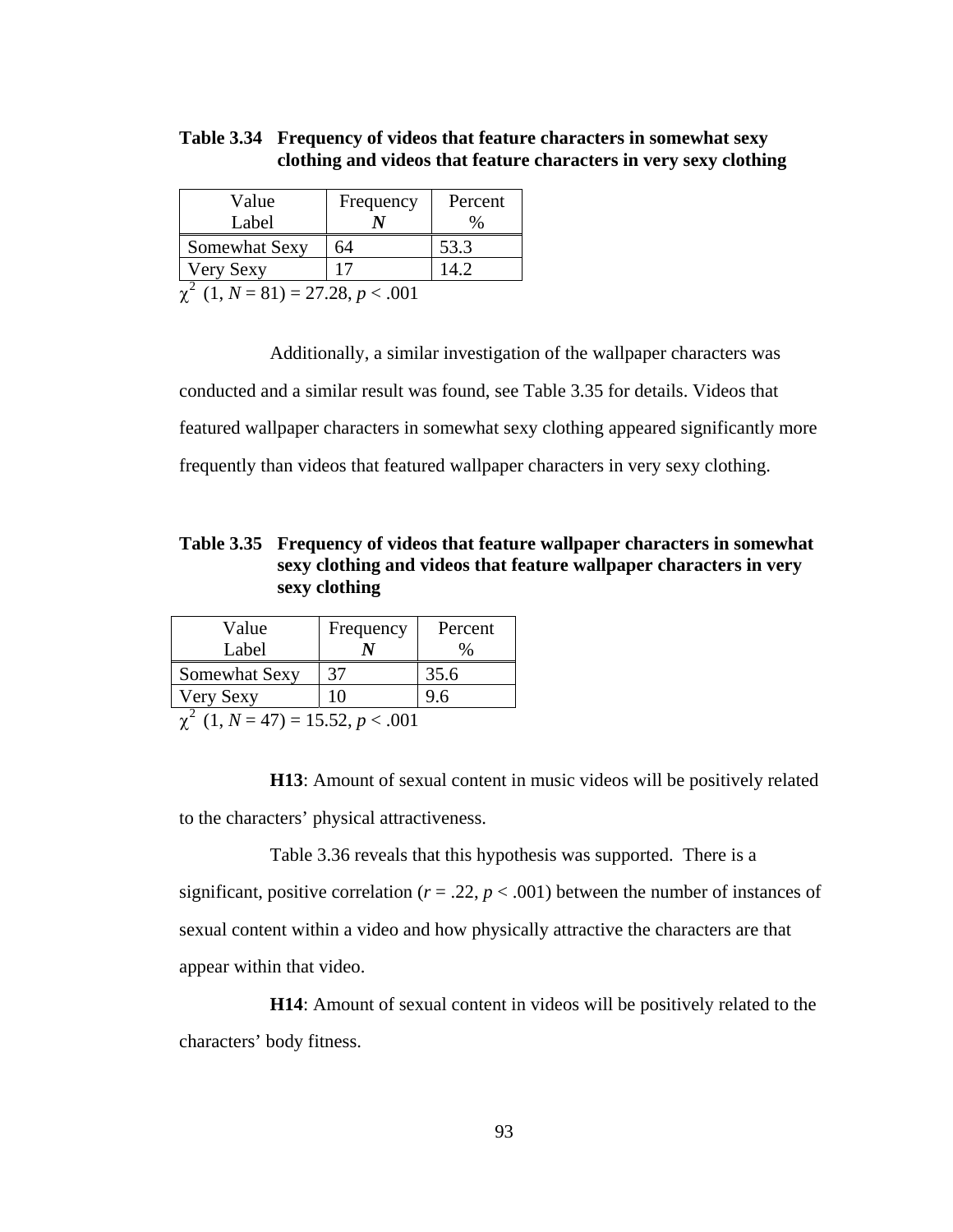**Table 3.34 Frequency of videos that feature characters in somewhat sexy clothing and videos that feature characters in very sexy clothing**

| Value Label | Frequency ***N*** | Percent % |
|---|---|---|
| Somewhat Sexy | 64 | 53.3 |
| Very Sexy | 17 | 14.2 |

$\chi^2$ (1, $N$ = 81) = 27.28, $p < .001$

Additionally, a similar investigation of the wallpaper characters was conducted and a similar result was found, see Table 3.35 for details. Videos that featured wallpaper characters in somewhat sexy clothing appeared significantly more frequently than videos that featured wallpaper characters in very sexy clothing.

**Table 3.35 Frequency of videos that feature wallpaper characters in somewhat sexy clothing and videos that feature wallpaper characters in very sexy clothing**

| Value Label | Frequency ***N*** | Percent % |
|---|---|---|
| Somewhat Sexy | 37 | 35.6 |
| Very Sexy | 10 | 9.6 |

$\chi^2$ (1, $N$ = 47) = 15.52, $p < .001$

**H13**: Amount of sexual content in music videos will be positively related to the characters' physical attractiveness.

Table 3.36 reveals that this hypothesis was supported. There is a significant, positive correlation ($r = .22$, $p < .001$) between the number of instances of sexual content within a video and how physically attractive the characters are that appear within that video.

**H14**: Amount of sexual content in videos will be positively related to the characters' body fitness.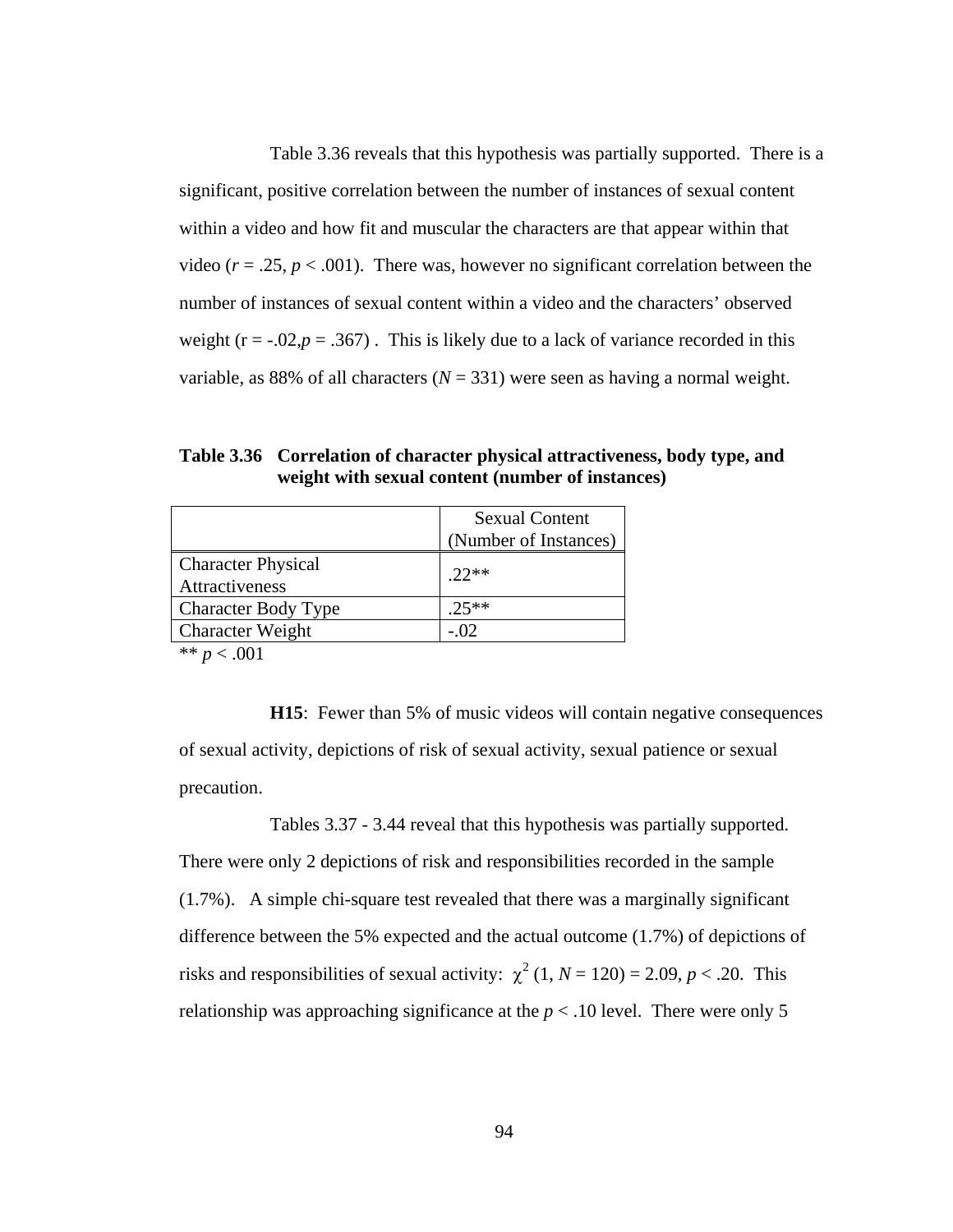Table 3.36 reveals that this hypothesis was partially supported. There is a significant, positive correlation between the number of instances of sexual content within a video and how fit and muscular the characters are that appear within that video ($r = .25$, $p < .001$). There was, however no significant correlation between the number of instances of sexual content within a video and the characters' observed weight ($r = -.02$, $p = .367$) . This is likely due to a lack of variance recorded in this variable, as 88% of all characters ($N = 331$) were seen as having a normal weight.

**Table 3.36 Correlation of character physical attractiveness, body type, and weight with sexual content (number of instances)**

| | Sexual Content (Number of Instances) |
|---|---|
| Character Physical Attractiveness | .22** |
| Character Body Type | .25** |
| Character Weight | -.02 |

** $p < .001$

**H15**: Fewer than 5% of music videos will contain negative consequences of sexual activity, depictions of risk of sexual activity, sexual patience or sexual precaution.

Tables 3.37 - 3.44 reveal that this hypothesis was partially supported. There were only 2 depictions of risk and responsibilities recorded in the sample (1.7%). A simple chi-square test revealed that there was a marginally significant difference between the 5% expected and the actual outcome (1.7%) of depictions of risks and responsibilities of sexual activity: $\chi^2$ (1, $N = 120$) = 2.09, $p < .20$. This relationship was approaching significance at the $p < .10$ level. There were only 5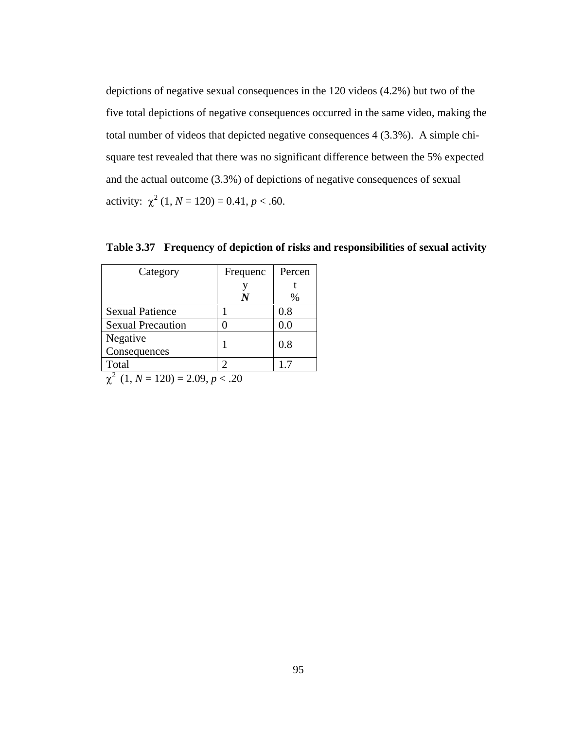depictions of negative sexual consequences in the 120 videos (4.2%) but two of the five total depictions of negative consequences occurred in the same video, making the total number of videos that depicted negative consequences 4 (3.3%). A simple chi-square test revealed that there was no significant difference between the 5% expected and the actual outcome (3.3%) of depictions of negative consequences of sexual activity: $\chi^2$ (1, $N$ = 120) = 0.41, $p < .60$.

**Table 3.37 Frequency of depiction of risks and responsibilities of sexual activity**

| Category | Frequency ***N*** | Percent % |
| --- | --- | --- |
| Sexual Patience | 1 | 0.8 |
| Sexual Precaution | 0 | 0.0 |
| Negative Consequences | 1 | 0.8 |
| Total | 2 | 1.7 |

$\chi^2$ (1, $N$ = 120) = 2.09, $p < .20$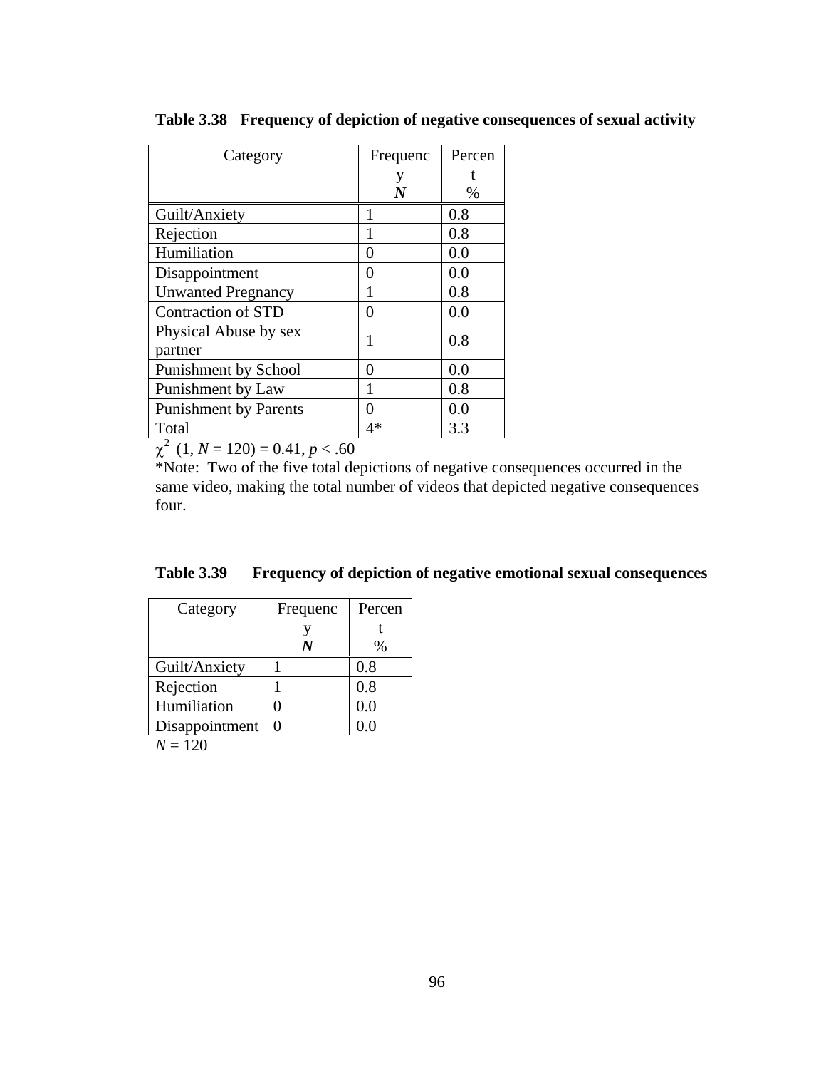**Table 3.38 Frequency of depiction of negative consequences of sexual activity**

| Category | Frequency *N* | Percent % |
|---|---|---|
| Guilt/Anxiety | 1 | 0.8 |
| Rejection | 1 | 0.8 |
| Humiliation | 0 | 0.0 |
| Disappointment | 0 | 0.0 |
| Unwanted Pregnancy | 1 | 0.8 |
| Contraction of STD | 0 | 0.0 |
| Physical Abuse by sex partner | 1 | 0.8 |
| Punishment by School | 0 | 0.0 |
| Punishment by Law | 1 | 0.8 |
| Punishment by Parents | 0 | 0.0 |
| Total | 4* | 3.3 |

$\chi^2$ (1, $N$ = 120) = 0.41, $p$ < .60

*Note: Two of the five total depictions of negative consequences occurred in the same video, making the total number of videos that depicted negative consequences four.

**Table 3.39 Frequency of depiction of negative emotional sexual consequences**

| Category | Frequency *N* | Percent % |
|---|---|---|
| Guilt/Anxiety | 1 | 0.8 |
| Rejection | 1 | 0.8 |
| Humiliation | 0 | 0.0 |
| Disappointment | 0 | 0.0 |

$N$ = 120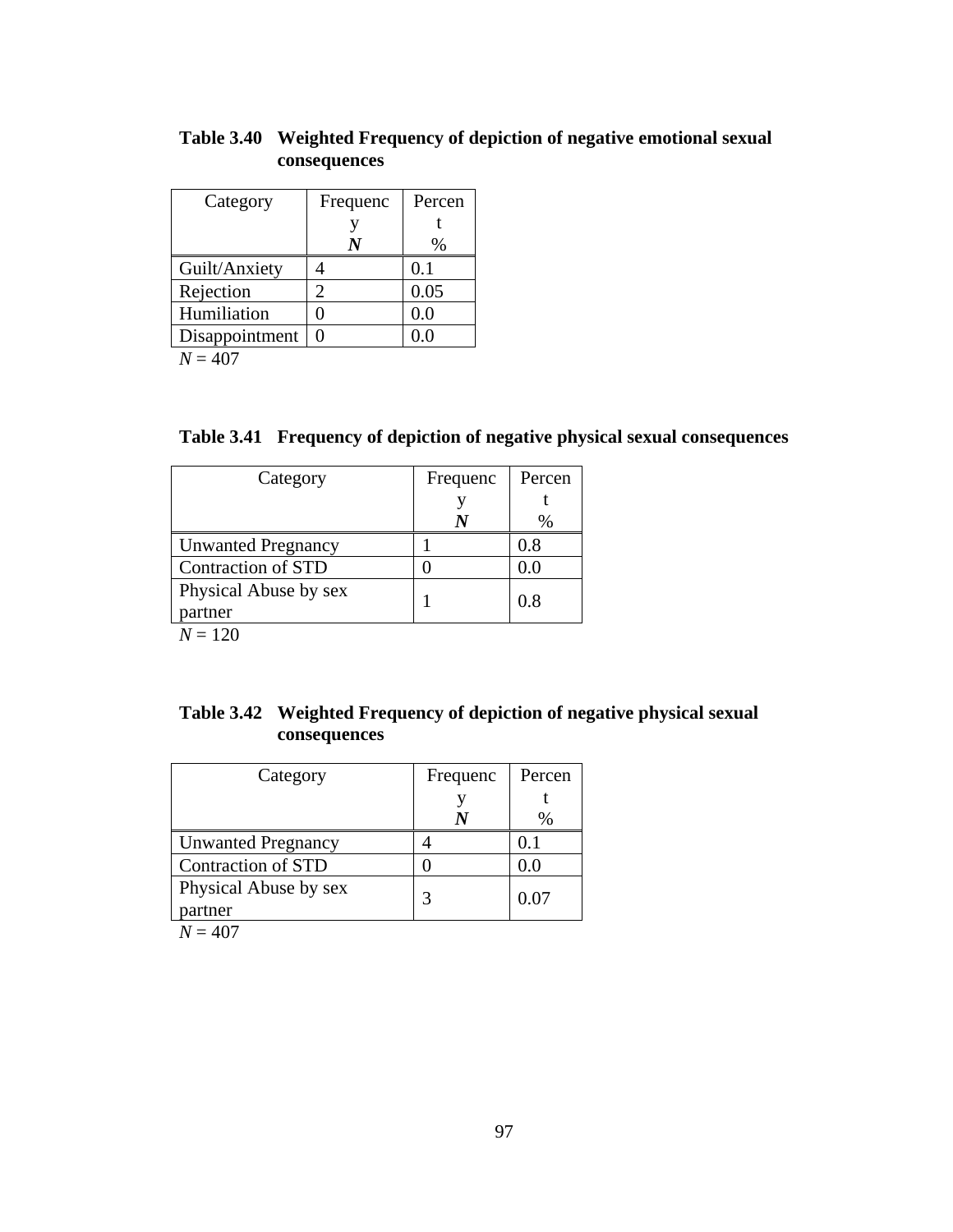**Table 3.40 Weighted Frequency of depiction of negative emotional sexual consequences**

| Category | Frequency *N* | Percent % |
|---|---|---|
| Guilt/Anxiety | 4 | 0.1 |
| Rejection | 2 | 0.05 |
| Humiliation | 0 | 0.0 |
| Disappointment | 0 | 0.0 |

*N* = 407

**Table 3.41 Frequency of depiction of negative physical sexual consequences**

| Category | Frequency *N* | Percent % |
|---|---|---|
| Unwanted Pregnancy | 1 | 0.8 |
| Contraction of STD | 0 | 0.0 |
| Physical Abuse by sex partner | 1 | 0.8 |

*N* = 120

**Table 3.42 Weighted Frequency of depiction of negative physical sexual consequences**

| Category | Frequency *N* | Percent % |
|---|---|---|
| Unwanted Pregnancy | 4 | 0.1 |
| Contraction of STD | 0 | 0.0 |
| Physical Abuse by sex partner | 3 | 0.07 |

*N* = 407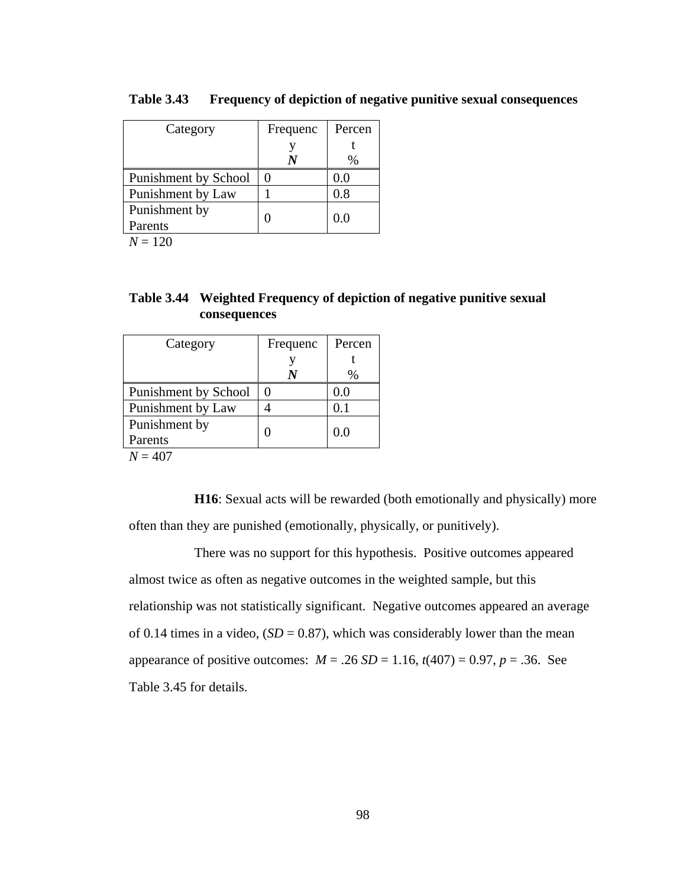**Table 3.43 Frequency of depiction of negative punitive sexual consequences**

| Category | Frequency ***N*** | Percent % |
|---|---|---|
| Punishment by School | 0 | 0.0 |
| Punishment by Law | 1 | 0.8 |
| Punishment by Parents | 0 | 0.0 |

*N* = 120

**Table 3.44 Weighted Frequency of depiction of negative punitive sexual consequences**

| Category | Frequency ***N*** | Percent % |
|---|---|---|
| Punishment by School | 0 | 0.0 |
| Punishment by Law | 4 | 0.1 |
| Punishment by Parents | 0 | 0.0 |

*N* = 407

**H16**: Sexual acts will be rewarded (both emotionally and physically) more often than they are punished (emotionally, physically, or punitively).

There was no support for this hypothesis. Positive outcomes appeared almost twice as often as negative outcomes in the weighted sample, but this relationship was not statistically significant. Negative outcomes appeared an average of 0.14 times in a video, ($SD$ = 0.87), which was considerably lower than the mean appearance of positive outcomes: $M$ = .26 $SD$ = 1.16, $t(407) = 0.97$, $p = .36$. See Table 3.45 for details.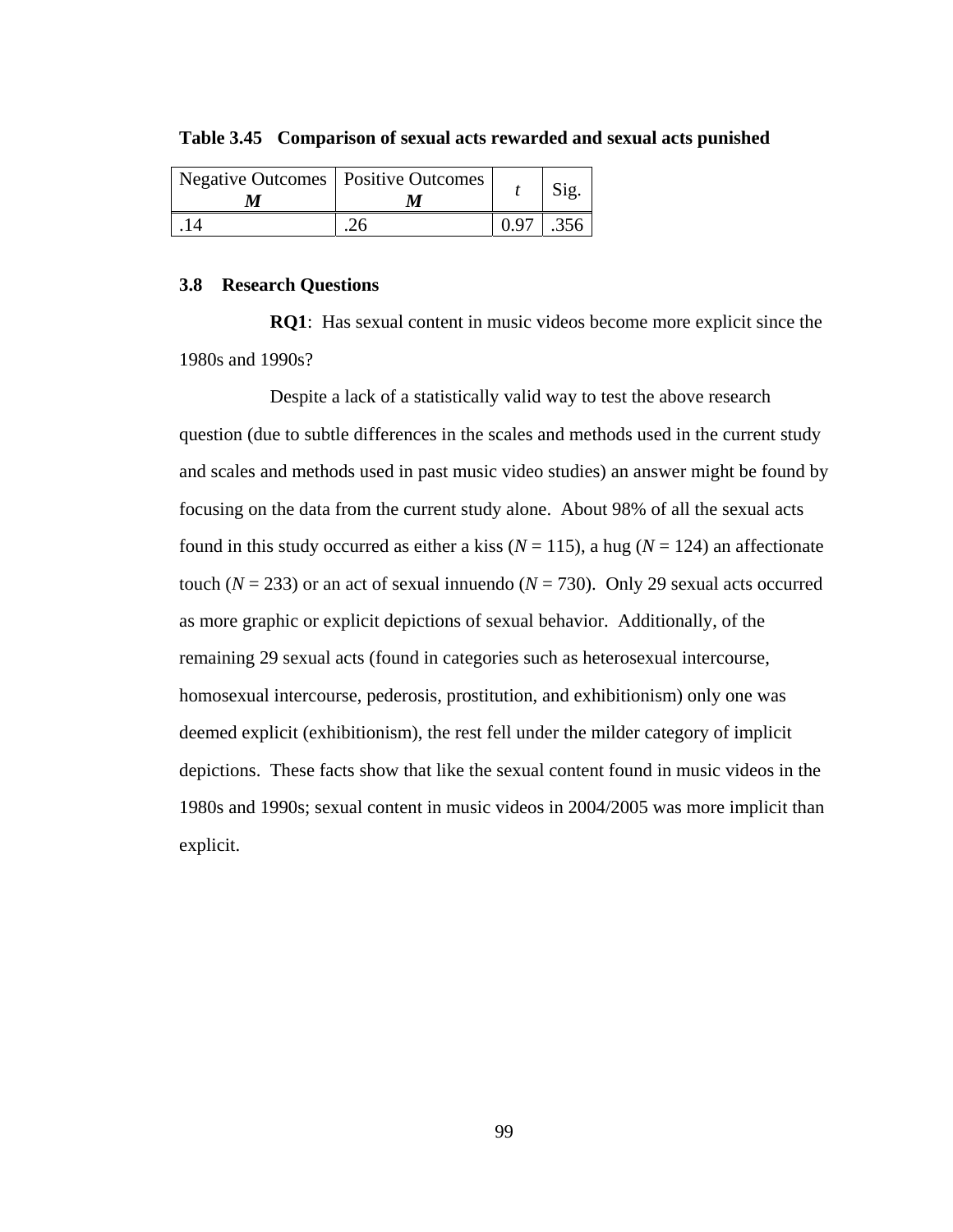**Table 3.45 Comparison of sexual acts rewarded and sexual acts punished**

| Negative Outcomes ***M*** | Positive Outcomes ***M*** | *t* | Sig. |
|---|---|---|---|
| .14 | .26 | 0.97 | .356 |

### 3.8 Research Questions

**RQ1**: Has sexual content in music videos become more explicit since the 1980s and 1990s?

Despite a lack of a statistically valid way to test the above research question (due to subtle differences in the scales and methods used in the current study and scales and methods used in past music video studies) an answer might be found by focusing on the data from the current study alone. About 98% of all the sexual acts found in this study occurred as either a kiss ($N$ = 115), a hug ($N$ = 124) an affectionate touch ($N$ = 233) or an act of sexual innuendo ($N$ = 730). Only 29 sexual acts occurred as more graphic or explicit depictions of sexual behavior. Additionally, of the remaining 29 sexual acts (found in categories such as heterosexual intercourse, homosexual intercourse, pederosis, prostitution, and exhibitionism) only one was deemed explicit (exhibitionism), the rest fell under the milder category of implicit depictions. These facts show that like the sexual content found in music videos in the 1980s and 1990s; sexual content in music videos in 2004/2005 was more implicit than explicit.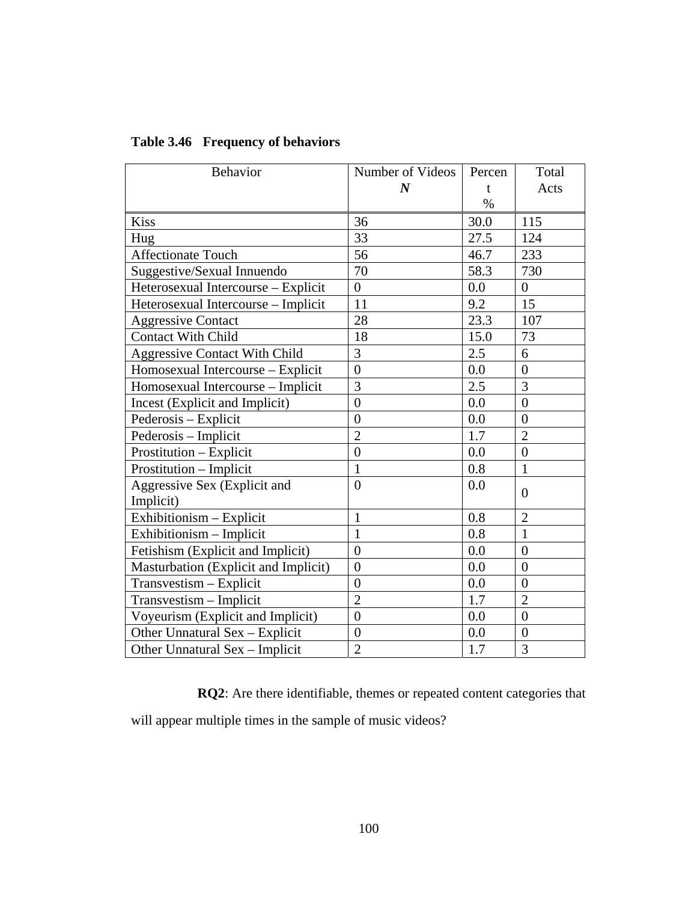**Table 3.46   Frequency of behaviors**

| Behavior | Number of Videos ***N*** | Percent % | Total Acts |
|---|---|---|---|
| Kiss | 36 | 30.0 | 115 |
| Hug | 33 | 27.5 | 124 |
| Affectionate Touch | 56 | 46.7 | 233 |
| Suggestive/Sexual Innuendo | 70 | 58.3 | 730 |
| Heterosexual Intercourse – Explicit | 0 | 0.0 | 0 |
| Heterosexual Intercourse – Implicit | 11 | 9.2 | 15 |
| Aggressive Contact | 28 | 23.3 | 107 |
| Contact With Child | 18 | 15.0 | 73 |
| Aggressive Contact With Child | 3 | 2.5 | 6 |
| Homosexual Intercourse – Explicit | 0 | 0.0 | 0 |
| Homosexual Intercourse – Implicit | 3 | 2.5 | 3 |
| Incest (Explicit and Implicit) | 0 | 0.0 | 0 |
| Pederosis – Explicit | 0 | 0.0 | 0 |
| Pederosis – Implicit | 2 | 1.7 | 2 |
| Prostitution – Explicit | 0 | 0.0 | 0 |
| Prostitution – Implicit | 1 | 0.8 | 1 |
| Aggressive Sex (Explicit and Implicit) | 0 | 0.0 | 0 |
| Exhibitionism – Explicit | 1 | 0.8 | 2 |
| Exhibitionism – Implicit | 1 | 0.8 | 1 |
| Fetishism (Explicit and Implicit) | 0 | 0.0 | 0 |
| Masturbation (Explicit and Implicit) | 0 | 0.0 | 0 |
| Transvestism – Explicit | 0 | 0.0 | 0 |
| Transvestism – Implicit | 2 | 1.7 | 2 |
| Voyeurism (Explicit and Implicit) | 0 | 0.0 | 0 |
| Other Unnatural Sex – Explicit | 0 | 0.0 | 0 |
| Other Unnatural Sex – Implicit | 2 | 1.7 | 3 |

**RQ2**: Are there identifiable, themes or repeated content categories that will appear multiple times in the sample of music videos?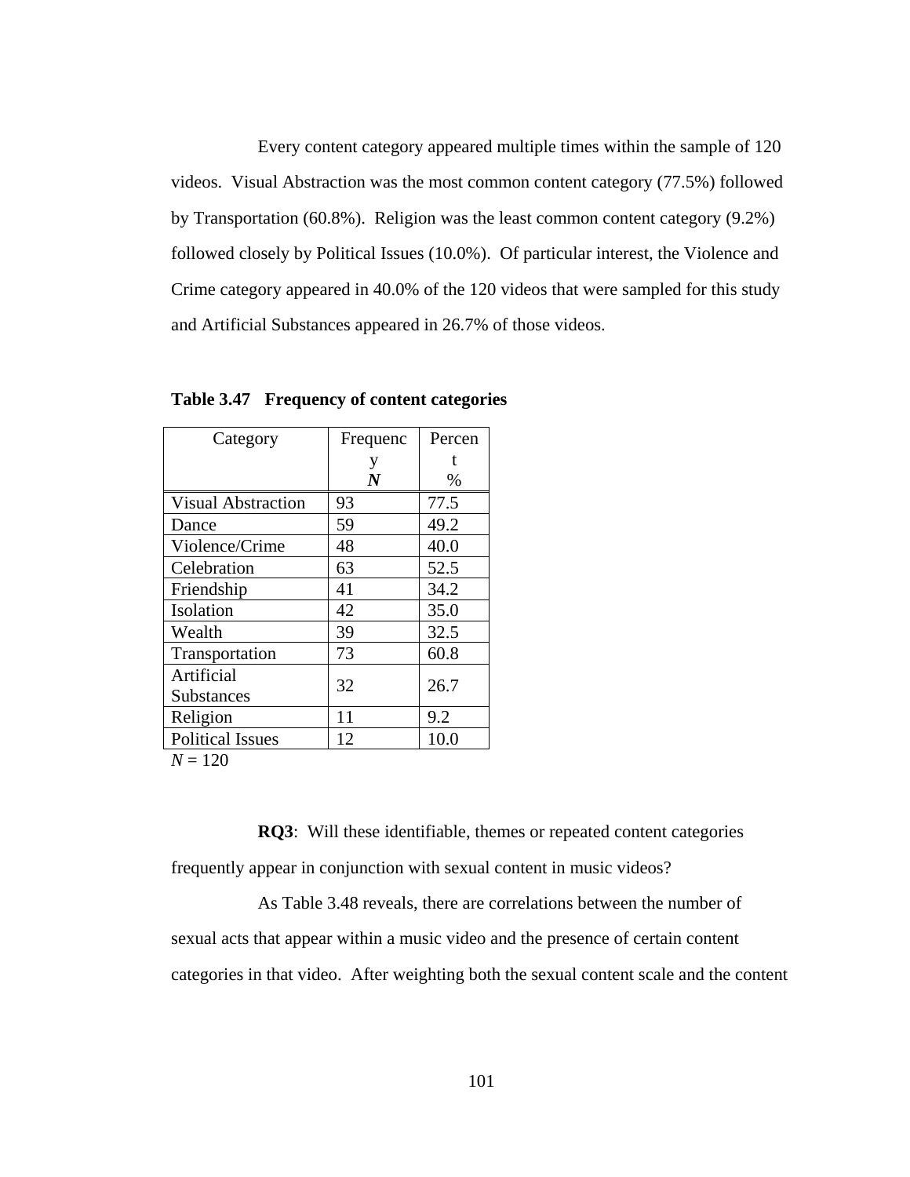Every content category appeared multiple times within the sample of 120 videos. Visual Abstraction was the most common content category (77.5%) followed by Transportation (60.8%). Religion was the least common content category (9.2%) followed closely by Political Issues (10.0%). Of particular interest, the Violence and Crime category appeared in 40.0% of the 120 videos that were sampled for this study and Artificial Substances appeared in 26.7% of those videos.

**Table 3.47 Frequency of content categories**

| Category | Frequency *N* | Percent % |
|---|---|---|
| Visual Abstraction | 93 | 77.5 |
| Dance | 59 | 49.2 |
| Violence/Crime | 48 | 40.0 |
| Celebration | 63 | 52.5 |
| Friendship | 41 | 34.2 |
| Isolation | 42 | 35.0 |
| Wealth | 39 | 32.5 |
| Transportation | 73 | 60.8 |
| Artificial Substances | 32 | 26.7 |
| Religion | 11 | 9.2 |
| Political Issues | 12 | 10.0 |

*N* = 120

**RQ3**: Will these identifiable, themes or repeated content categories frequently appear in conjunction with sexual content in music videos?

As Table 3.48 reveals, there are correlations between the number of sexual acts that appear within a music video and the presence of certain content categories in that video. After weighting both the sexual content scale and the content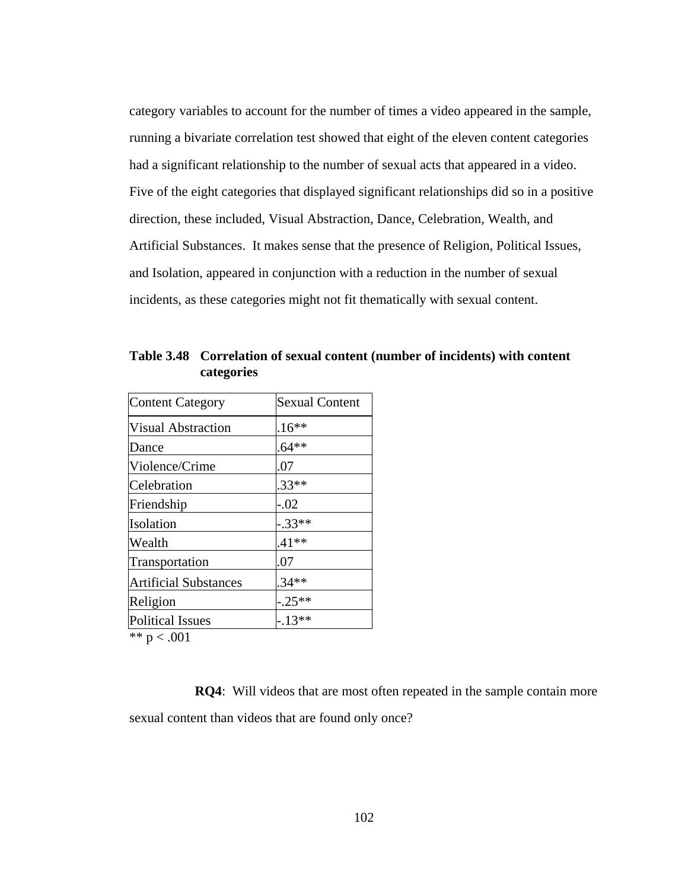category variables to account for the number of times a video appeared in the sample, running a bivariate correlation test showed that eight of the eleven content categories had a significant relationship to the number of sexual acts that appeared in a video. Five of the eight categories that displayed significant relationships did so in a positive direction, these included, Visual Abstraction, Dance, Celebration, Wealth, and Artificial Substances. It makes sense that the presence of Religion, Political Issues, and Isolation, appeared in conjunction with a reduction in the number of sexual incidents, as these categories might not fit thematically with sexual content.

**Table 3.48 Correlation of sexual content (number of incidents) with content categories**

| Content Category | Sexual Content |
|---|---|
| Visual Abstraction | .16** |
| Dance | .64** |
| Violence/Crime | .07 |
| Celebration | .33** |
| Friendship | -.02 |
| Isolation | -.33** |
| Wealth | .41** |
| Transportation | .07 |
| Artificial Substances | .34** |
| Religion | -.25** |
| Political Issues | -.13** |

** $p < .001$

**RQ4**: Will videos that are most often repeated in the sample contain more sexual content than videos that are found only once?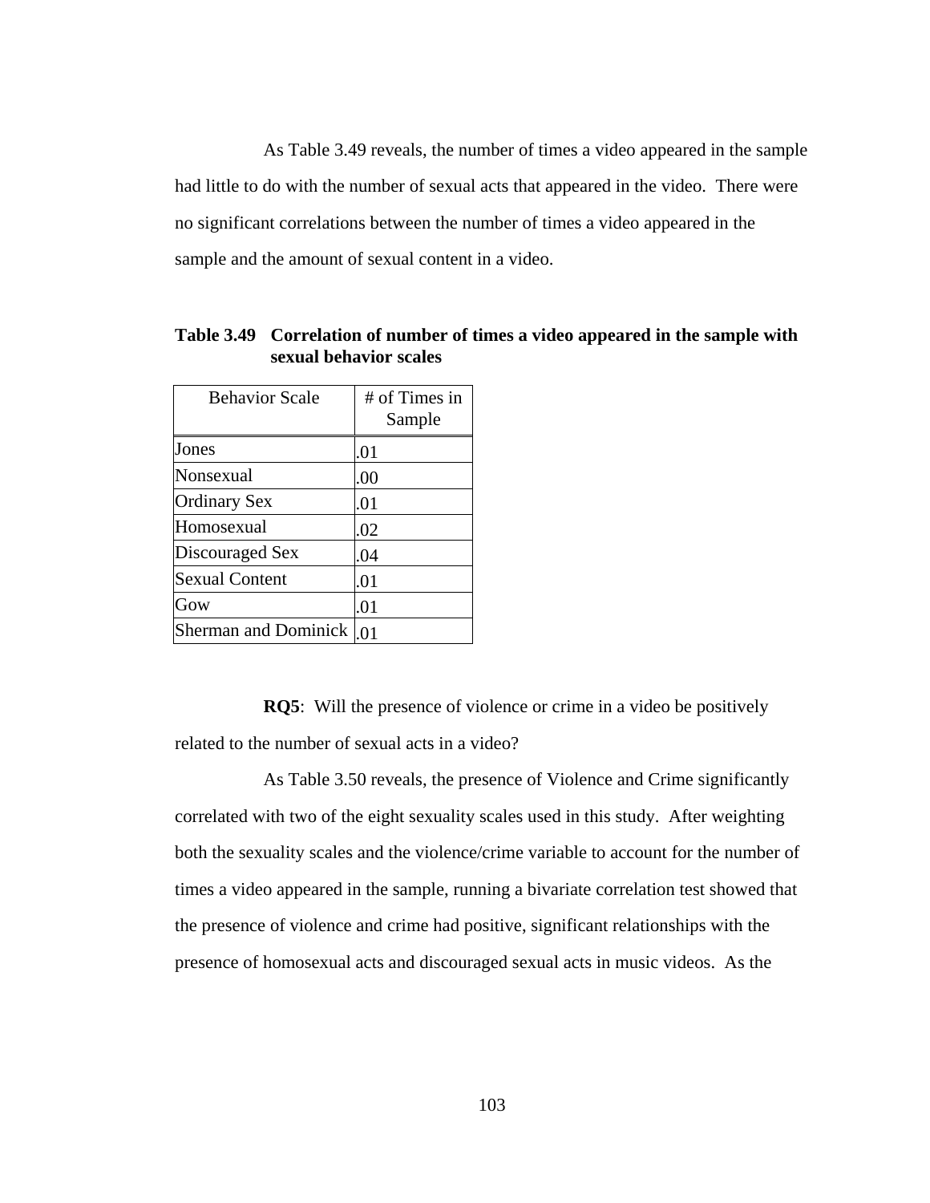As Table 3.49 reveals, the number of times a video appeared in the sample had little to do with the number of sexual acts that appeared in the video. There were no significant correlations between the number of times a video appeared in the sample and the amount of sexual content in a video.

**Table 3.49 Correlation of number of times a video appeared in the sample with sexual behavior scales**

| Behavior Scale | # of Times in Sample |
|---|---|
| Jones | .01 |
| Nonsexual | .00 |
| Ordinary Sex | .01 |
| Homosexual | .02 |
| Discouraged Sex | .04 |
| Sexual Content | .01 |
| Gow | .01 |
| Sherman and Dominick | .01 |

**RQ5**: Will the presence of violence or crime in a video be positively related to the number of sexual acts in a video?

As Table 3.50 reveals, the presence of Violence and Crime significantly correlated with two of the eight sexuality scales used in this study. After weighting both the sexuality scales and the violence/crime variable to account for the number of times a video appeared in the sample, running a bivariate correlation test showed that the presence of violence and crime had positive, significant relationships with the presence of homosexual acts and discouraged sexual acts in music videos. As the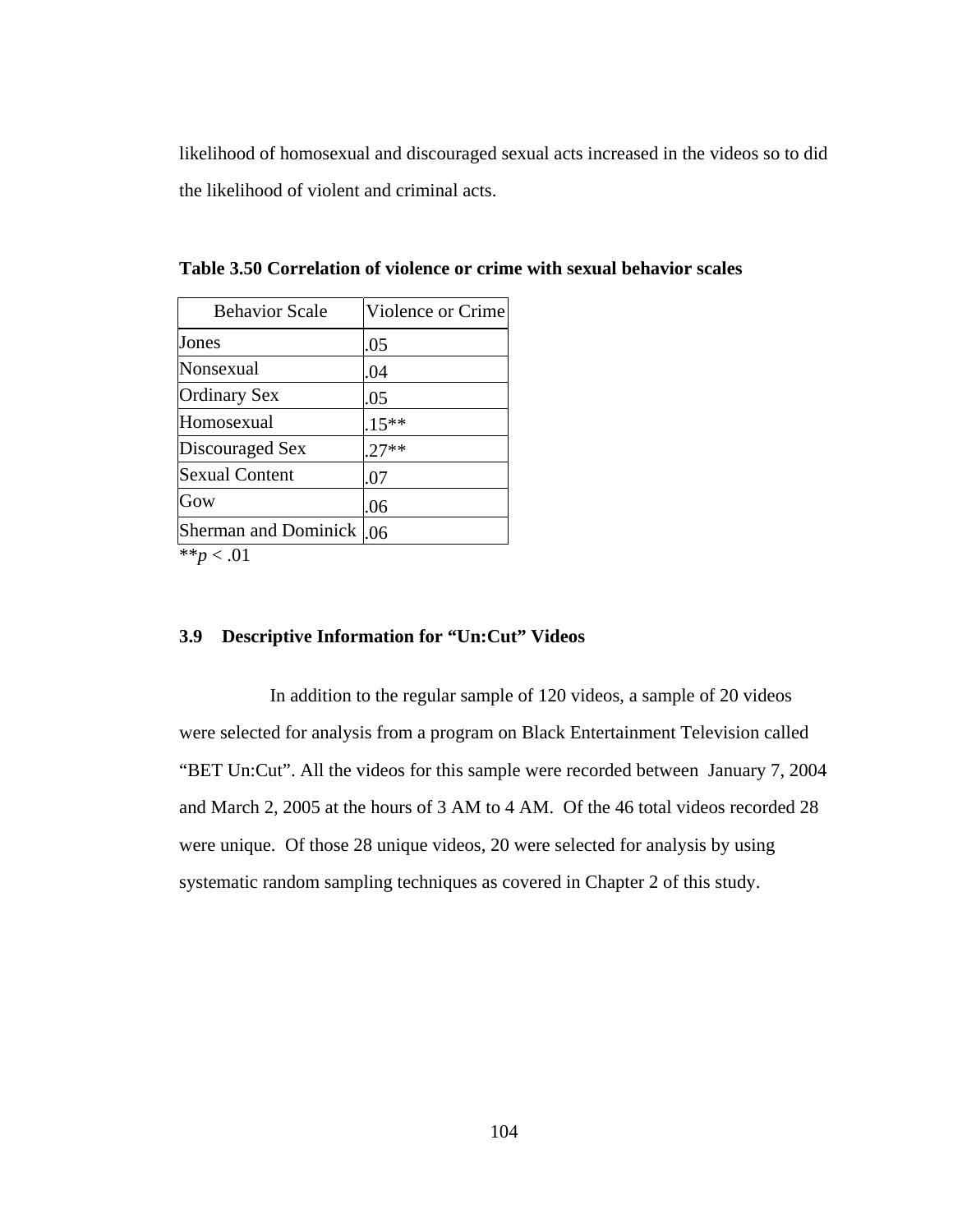likelihood of homosexual and discouraged sexual acts increased in the videos so to did the likelihood of violent and criminal acts.

**Table 3.50 Correlation of violence or crime with sexual behavior scales**

| Behavior Scale | Violence or Crime |
|---|---|
| Jones | .05 |
| Nonsexual | .04 |
| Ordinary Sex | .05 |
| Homosexual | .15** |
| Discouraged Sex | .27** |
| Sexual Content | .07 |
| Gow | .06 |
| Sherman and Dominick | .06 |

** $p < .01$

### 3.9 Descriptive Information for "Un:Cut" Videos

In addition to the regular sample of 120 videos, a sample of 20 videos were selected for analysis from a program on Black Entertainment Television called "BET Un:Cut". All the videos for this sample were recorded between January 7, 2004 and March 2, 2005 at the hours of 3 AM to 4 AM. Of the 46 total videos recorded 28 were unique. Of those 28 unique videos, 20 were selected for analysis by using systematic random sampling techniques as covered in Chapter 2 of this study.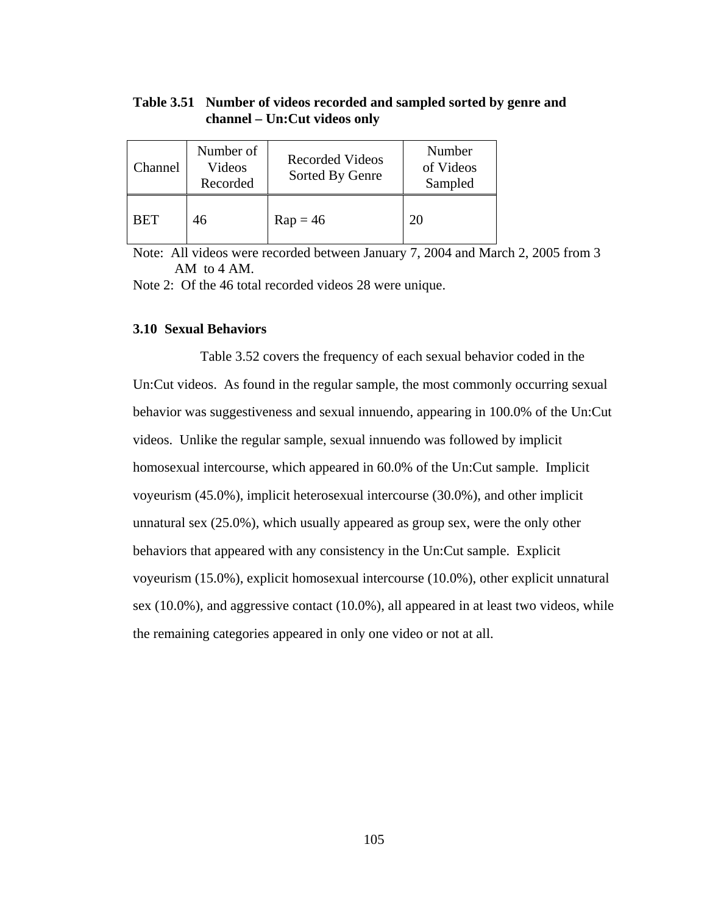**Table 3.51 Number of videos recorded and sampled sorted by genre and channel – Un:Cut videos only**

| Channel | Number of Videos Recorded | Recorded Videos Sorted By Genre | Number of Videos Sampled |
|---|---|---|---|
| BET | 46 | Rap = 46 | 20 |

Note: All videos were recorded between January 7, 2004 and March 2, 2005 from 3 AM to 4 AM.

Note 2: Of the 46 total recorded videos 28 were unique.

### 3.10 Sexual Behaviors

Table 3.52 covers the frequency of each sexual behavior coded in the Un:Cut videos. As found in the regular sample, the most commonly occurring sexual behavior was suggestiveness and sexual innuendo, appearing in 100.0% of the Un:Cut videos. Unlike the regular sample, sexual innuendo was followed by implicit homosexual intercourse, which appeared in 60.0% of the Un:Cut sample. Implicit voyeurism (45.0%), implicit heterosexual intercourse (30.0%), and other implicit unnatural sex (25.0%), which usually appeared as group sex, were the only other behaviors that appeared with any consistency in the Un:Cut sample. Explicit voyeurism (15.0%), explicit homosexual intercourse (10.0%), other explicit unnatural sex (10.0%), and aggressive contact (10.0%), all appeared in at least two videos, while the remaining categories appeared in only one video or not at all.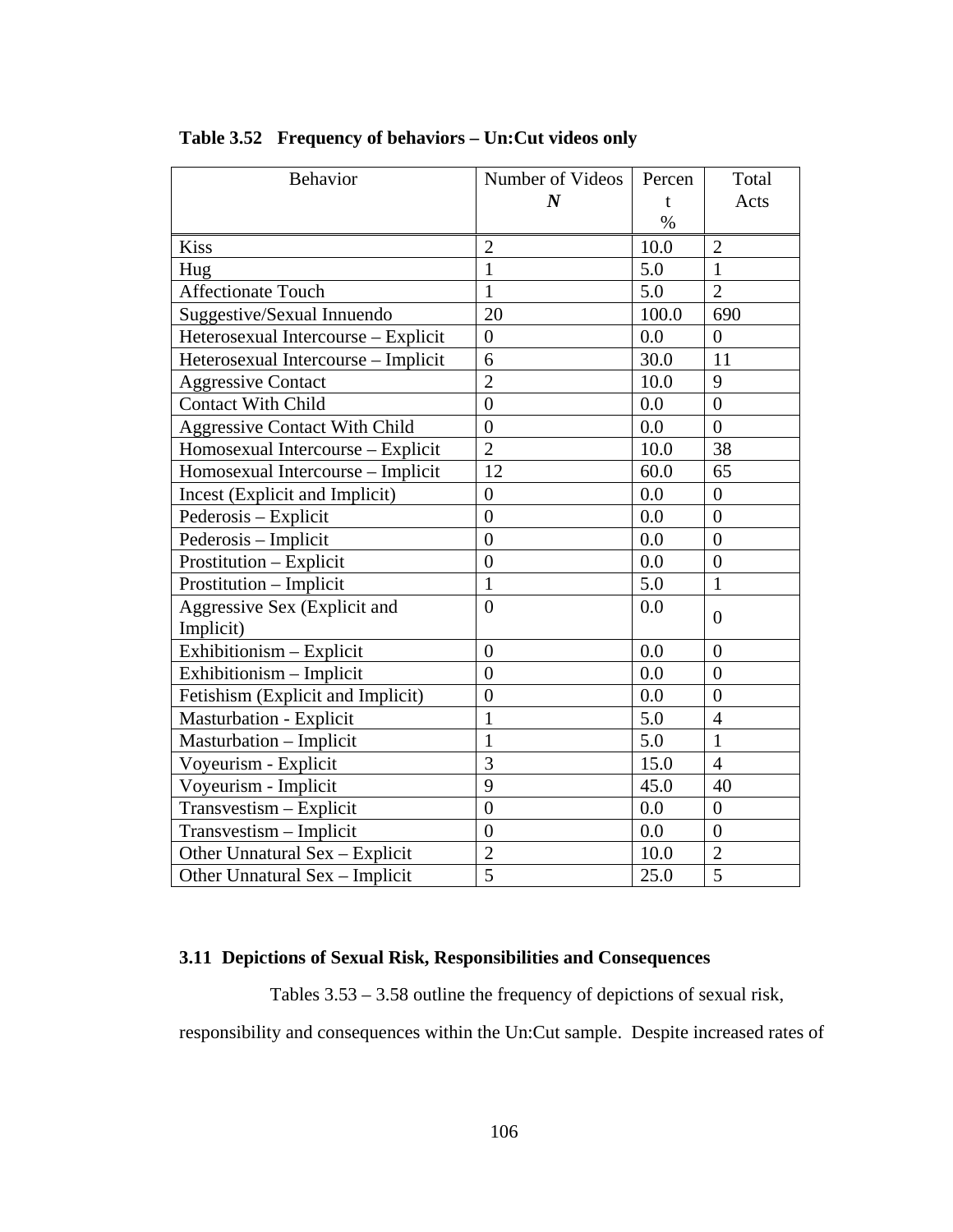**Table 3.52 Frequency of behaviors – Un:Cut videos only**

| Behavior | Number of Videos ***N*** | Percent % | Total Acts |
|---|---|---|---|
| Kiss | 2 | 10.0 | 2 |
| Hug | 1 | 5.0 | 1 |
| Affectionate Touch | 1 | 5.0 | 2 |
| Suggestive/Sexual Innuendo | 20 | 100.0 | 690 |
| Heterosexual Intercourse – Explicit | 0 | 0.0 | 0 |
| Heterosexual Intercourse – Implicit | 6 | 30.0 | 11 |
| Aggressive Contact | 2 | 10.0 | 9 |
| Contact With Child | 0 | 0.0 | 0 |
| Aggressive Contact With Child | 0 | 0.0 | 0 |
| Homosexual Intercourse – Explicit | 2 | 10.0 | 38 |
| Homosexual Intercourse – Implicit | 12 | 60.0 | 65 |
| Incest (Explicit and Implicit) | 0 | 0.0 | 0 |
| Pederosis – Explicit | 0 | 0.0 | 0 |
| Pederosis – Implicit | 0 | 0.0 | 0 |
| Prostitution – Explicit | 0 | 0.0 | 0 |
| Prostitution – Implicit | 1 | 5.0 | 1 |
| Aggressive Sex (Explicit and Implicit) | 0 | 0.0 | 0 |
| Exhibitionism – Explicit | 0 | 0.0 | 0 |
| Exhibitionism – Implicit | 0 | 0.0 | 0 |
| Fetishism (Explicit and Implicit) | 0 | 0.0 | 0 |
| Masturbation - Explicit | 1 | 5.0 | 4 |
| Masturbation – Implicit | 1 | 5.0 | 1 |
| Voyeurism - Explicit | 3 | 15.0 | 4 |
| Voyeurism - Implicit | 9 | 45.0 | 40 |
| Transvestism – Explicit | 0 | 0.0 | 0 |
| Transvestism – Implicit | 0 | 0.0 | 0 |
| Other Unnatural Sex – Explicit | 2 | 10.0 | 2 |
| Other Unnatural Sex – Implicit | 5 | 25.0 | 5 |

## 3.11 Depictions of Sexual Risk, Responsibilities and Consequences

Tables 3.53 – 3.58 outline the frequency of depictions of sexual risk, responsibility and consequences within the Un:Cut sample. Despite increased rates of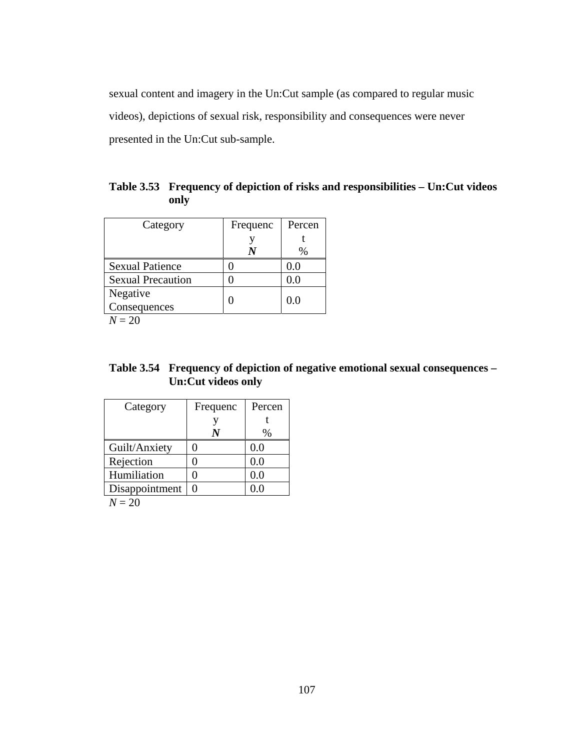sexual content and imagery in the Un:Cut sample (as compared to regular music videos), depictions of sexual risk, responsibility and consequences were never presented in the Un:Cut sub-sample.

**Table 3.53 Frequency of depiction of risks and responsibilities – Un:Cut videos only**

| Category | Frequency *N* | Percent % |
| --- | --- | --- |
| Sexual Patience | 0 | 0.0 |
| Sexual Precaution | 0 | 0.0 |
| Negative Consequences | 0 | 0.0 |

*N* = 20

**Table 3.54 Frequency of depiction of negative emotional sexual consequences – Un:Cut videos only**

| Category | Frequency *N* | Percent % |
| --- | --- | --- |
| Guilt/Anxiety | 0 | 0.0 |
| Rejection | 0 | 0.0 |
| Humiliation | 0 | 0.0 |
| Disappointment | 0 | 0.0 |

*N* = 20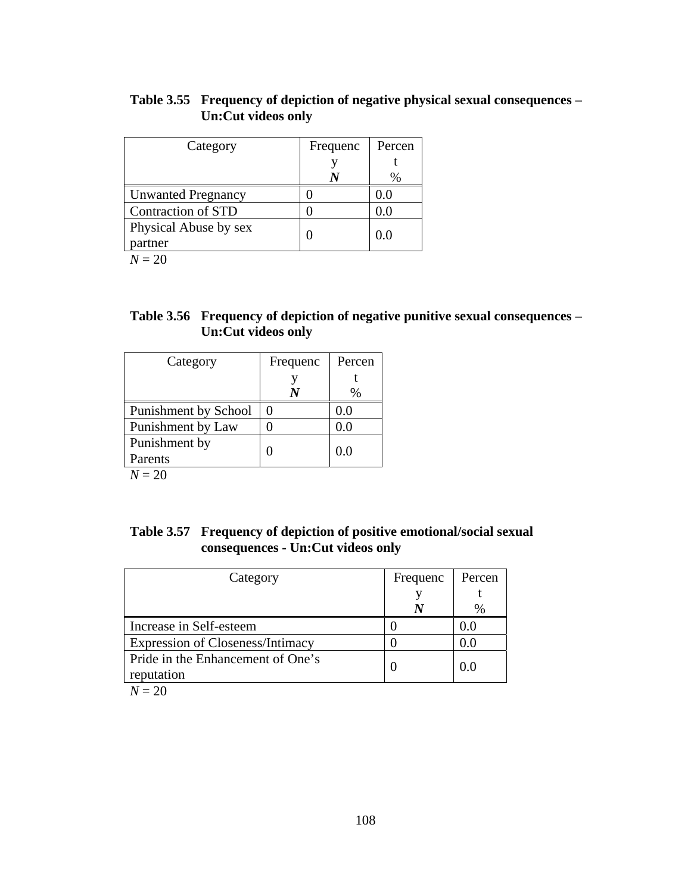**Table 3.55 Frequency of depiction of negative physical sexual consequences – Un:Cut videos only**

| Category | Frequency *N* | Percent % |
|---|---|---|
| Unwanted Pregnancy | 0 | 0.0 |
| Contraction of STD | 0 | 0.0 |
| Physical Abuse by sex partner | 0 | 0.0 |

*N* = 20

**Table 3.56 Frequency of depiction of negative punitive sexual consequences – Un:Cut videos only**

| Category | Frequency *N* | Percent % |
|---|---|---|
| Punishment by School | 0 | 0.0 |
| Punishment by Law | 0 | 0.0 |
| Punishment by Parents | 0 | 0.0 |

*N* = 20

**Table 3.57 Frequency of depiction of positive emotional/social sexual consequences - Un:Cut videos only**

| Category | Frequency *N* | Percent % |
|---|---|---|
| Increase in Self-esteem | 0 | 0.0 |
| Expression of Closeness/Intimacy | 0 | 0.0 |
| Pride in the Enhancement of One's reputation | 0 | 0.0 |

*N* = 20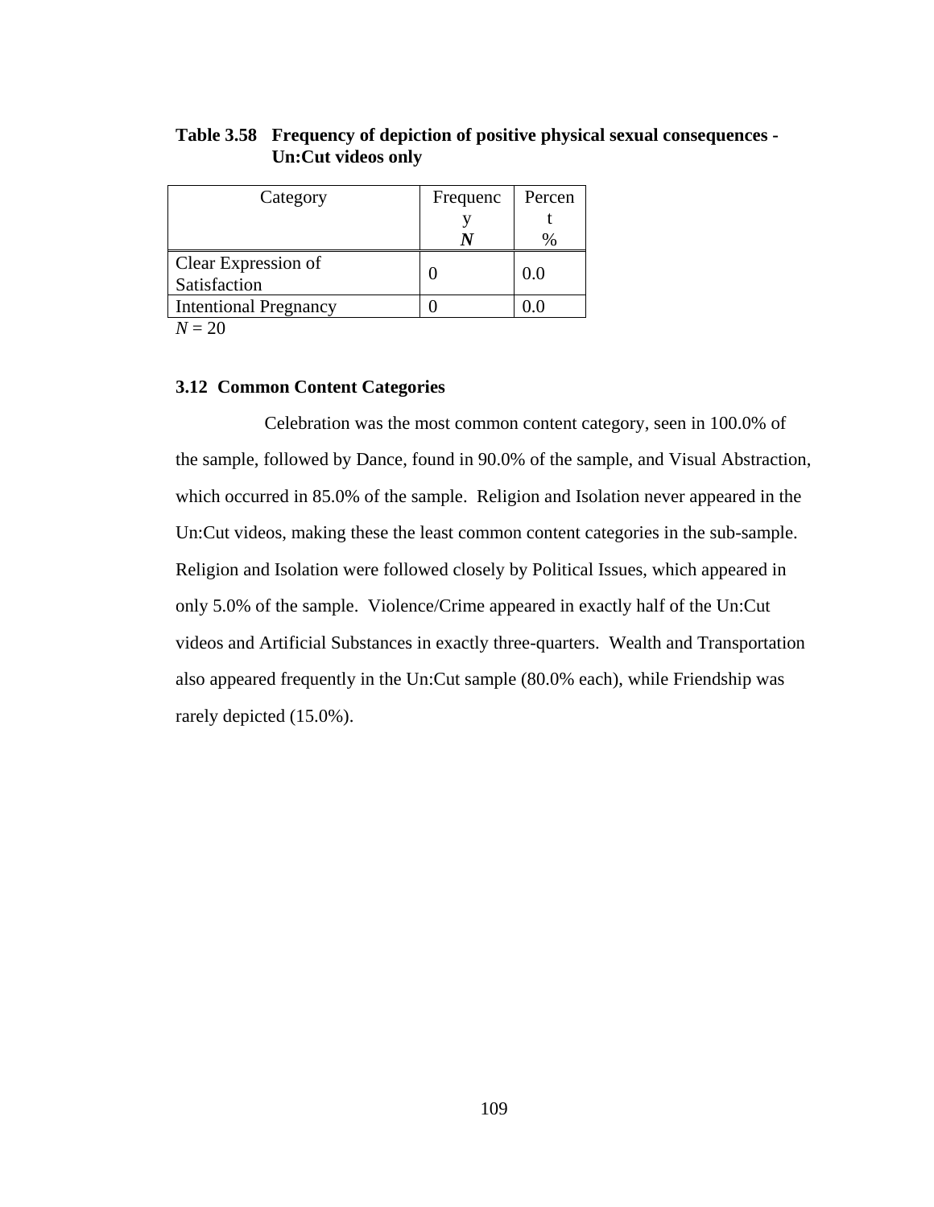**Table 3.58 Frequency of depiction of positive physical sexual consequences - Un:Cut videos only**

| Category | Frequency *N* | Percent % |
|---|---|---|
| Clear Expression of Satisfaction | 0 | 0.0 |
| Intentional Pregnancy | 0 | 0.0 |

*N* = 20

### 3.12 Common Content Categories

Celebration was the most common content category, seen in 100.0% of the sample, followed by Dance, found in 90.0% of the sample, and Visual Abstraction, which occurred in 85.0% of the sample. Religion and Isolation never appeared in the Un:Cut videos, making these the least common content categories in the sub-sample. Religion and Isolation were followed closely by Political Issues, which appeared in only 5.0% of the sample. Violence/Crime appeared in exactly half of the Un:Cut videos and Artificial Substances in exactly three-quarters. Wealth and Transportation also appeared frequently in the Un:Cut sample (80.0% each), while Friendship was rarely depicted (15.0%).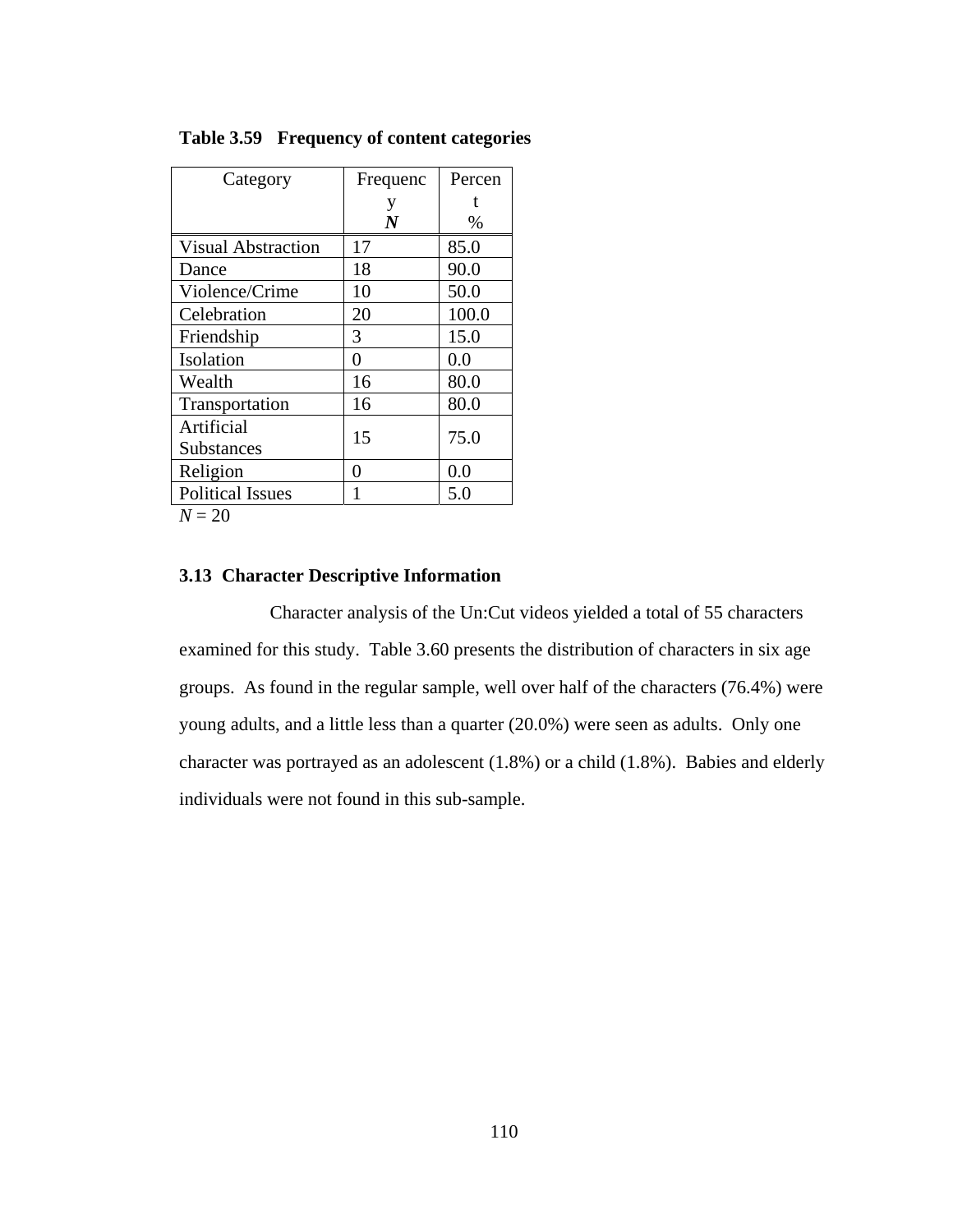**Table 3.59 Frequency of content categories**

| Category | Frequency *N* | Percent % |
|---|---|---|
| Visual Abstraction | 17 | 85.0 |
| Dance | 18 | 90.0 |
| Violence/Crime | 10 | 50.0 |
| Celebration | 20 | 100.0 |
| Friendship | 3 | 15.0 |
| Isolation | 0 | 0.0 |
| Wealth | 16 | 80.0 |
| Transportation | 16 | 80.0 |
| Artificial Substances | 15 | 75.0 |
| Religion | 0 | 0.0 |
| Political Issues | 1 | 5.0 |

*N* = 20

### 3.13 Character Descriptive Information

Character analysis of the Un:Cut videos yielded a total of 55 characters examined for this study. Table 3.60 presents the distribution of characters in six age groups. As found in the regular sample, well over half of the characters (76.4%) were young adults, and a little less than a quarter (20.0%) were seen as adults. Only one character was portrayed as an adolescent (1.8%) or a child (1.8%). Babies and elderly individuals were not found in this sub-sample.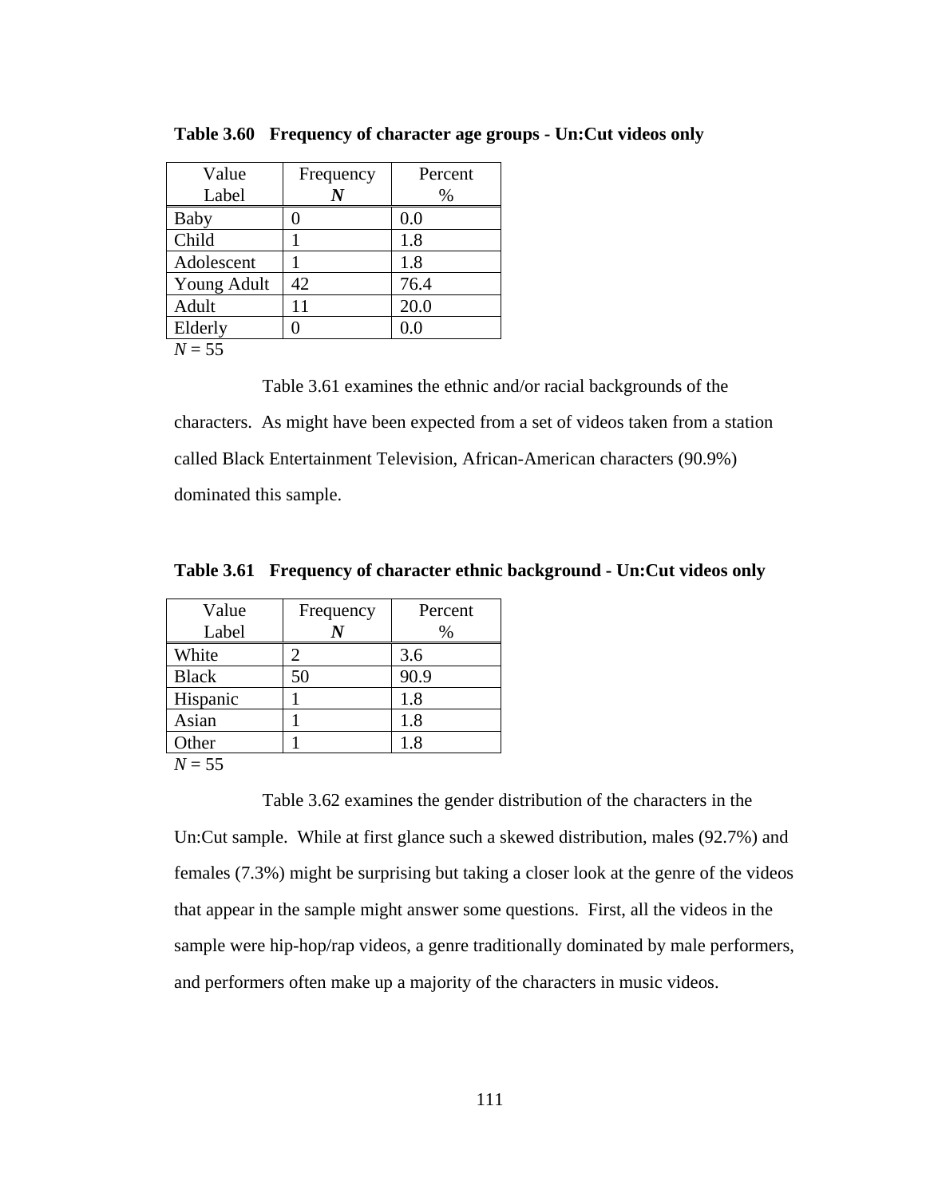**Table 3.60 Frequency of character age groups - Un:Cut videos only**

| Value Label | Frequency *N* | Percent % |
|---|---|---|
| Baby | 0 | 0.0 |
| Child | 1 | 1.8 |
| Adolescent | 1 | 1.8 |
| Young Adult | 42 | 76.4 |
| Adult | 11 | 20.0 |
| Elderly | 0 | 0.0 |

*N* = 55

Table 3.61 examines the ethnic and/or racial backgrounds of the characters. As might have been expected from a set of videos taken from a station called Black Entertainment Television, African-American characters (90.9%) dominated this sample.

**Table 3.61 Frequency of character ethnic background - Un:Cut videos only**

| Value Label | Frequency *N* | Percent % |
|---|---|---|
| White | 2 | 3.6 |
| Black | 50 | 90.9 |
| Hispanic | 1 | 1.8 |
| Asian | 1 | 1.8 |
| Other | 1 | 1.8 |

*N* = 55

Table 3.62 examines the gender distribution of the characters in the Un:Cut sample. While at first glance such a skewed distribution, males (92.7%) and females (7.3%) might be surprising but taking a closer look at the genre of the videos that appear in the sample might answer some questions. First, all the videos in the sample were hip-hop/rap videos, a genre traditionally dominated by male performers, and performers often make up a majority of the characters in music videos.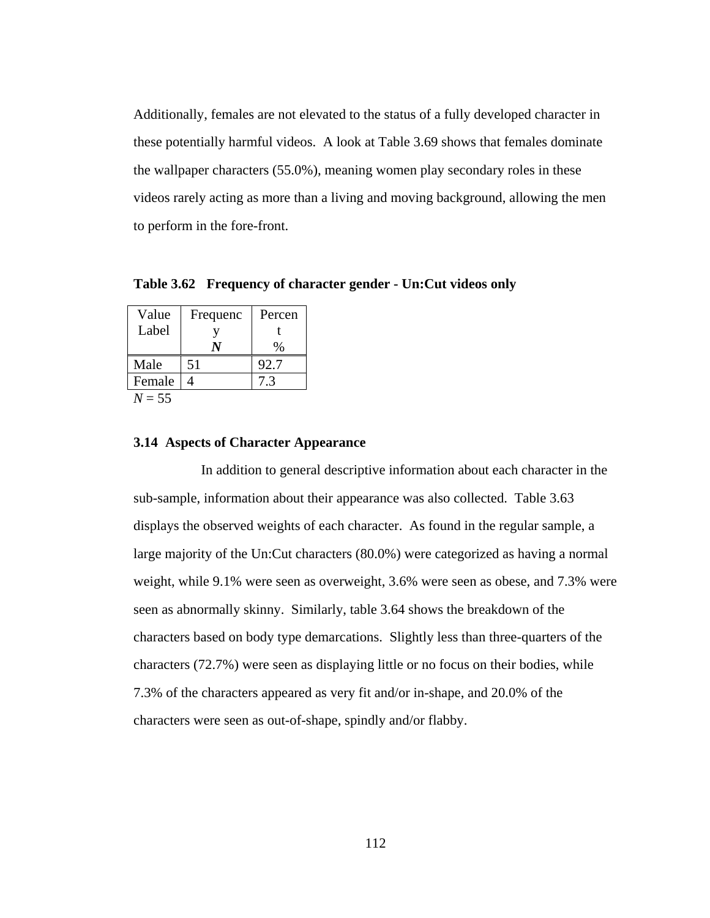Additionally, females are not elevated to the status of a fully developed character in these potentially harmful videos. A look at Table 3.69 shows that females dominate the wallpaper characters (55.0%), meaning women play secondary roles in these videos rarely acting as more than a living and moving background, allowing the men to perform in the fore-front.

**Table 3.62 Frequency of character gender - Un:Cut videos only**

| Value Label | Frequency ***N*** | Percent % |
|---|---|---|
| Male | 51 | 92.7 |
| Female | 4 | 7.3 |

*N* = 55

### 3.14 Aspects of Character Appearance

In addition to general descriptive information about each character in the sub-sample, information about their appearance was also collected. Table 3.63 displays the observed weights of each character. As found in the regular sample, a large majority of the Un:Cut characters (80.0%) were categorized as having a normal weight, while 9.1% were seen as overweight, 3.6% were seen as obese, and 7.3% were seen as abnormally skinny. Similarly, table 3.64 shows the breakdown of the characters based on body type demarcations. Slightly less than three-quarters of the characters (72.7%) were seen as displaying little or no focus on their bodies, while 7.3% of the characters appeared as very fit and/or in-shape, and 20.0% of the characters were seen as out-of-shape, spindly and/or flabby.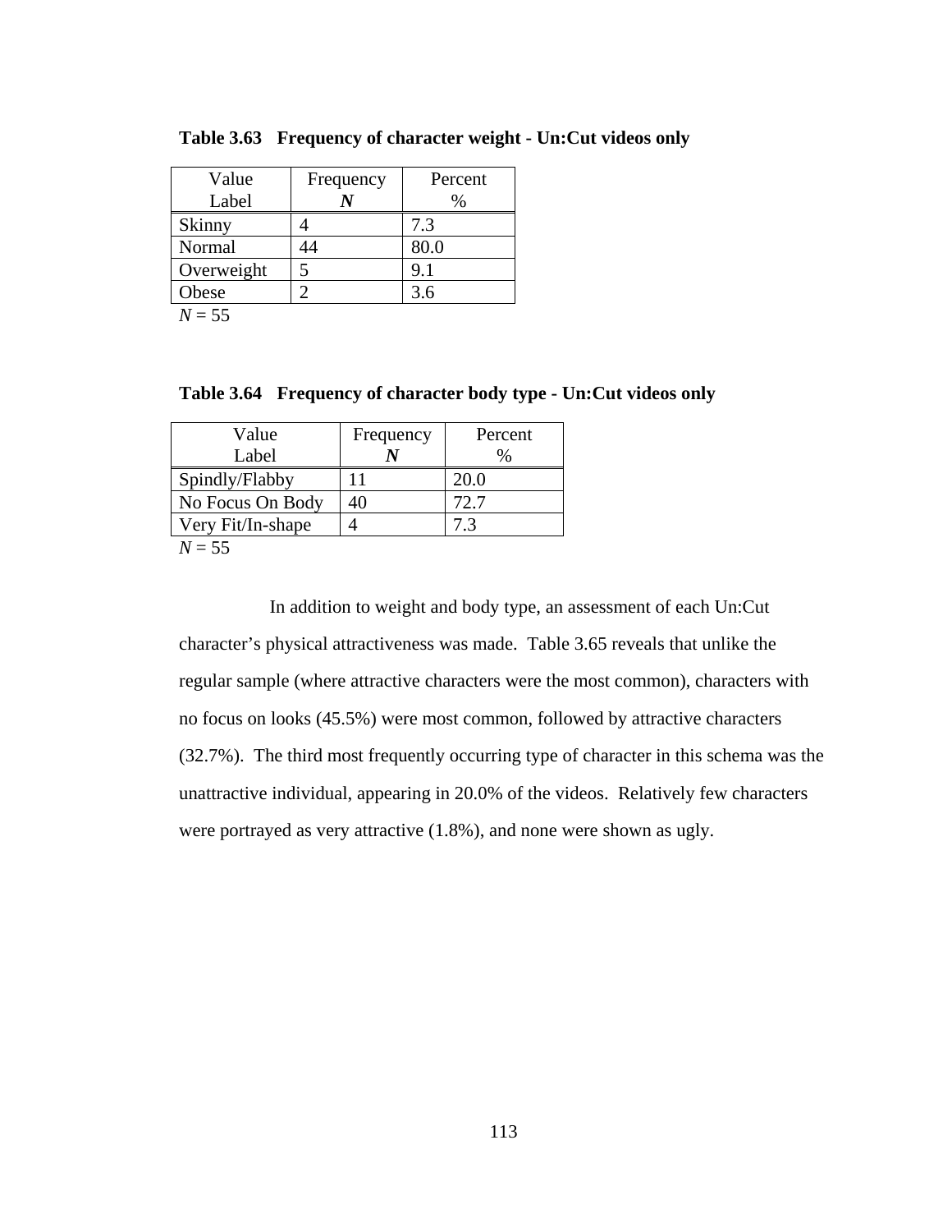**Table 3.63 Frequency of character weight - Un:Cut videos only**

| Value Label | Frequency ***N*** | Percent % |
|---|---|---|
| Skinny | 4 | 7.3 |
| Normal | 44 | 80.0 |
| Overweight | 5 | 9.1 |
| Obese | 2 | 3.6 |

*N* = 55

**Table 3.64 Frequency of character body type - Un:Cut videos only**

| Value Label | Frequency ***N*** | Percent % |
|---|---|---|
| Spindly/Flabby | 11 | 20.0 |
| No Focus On Body | 40 | 72.7 |
| Very Fit/In-shape | 4 | 7.3 |

*N* = 55

In addition to weight and body type, an assessment of each Un:Cut character's physical attractiveness was made. Table 3.65 reveals that unlike the regular sample (where attractive characters were the most common), characters with no focus on looks (45.5%) were most common, followed by attractive characters (32.7%). The third most frequently occurring type of character in this schema was the unattractive individual, appearing in 20.0% of the videos. Relatively few characters were portrayed as very attractive (1.8%), and none were shown as ugly.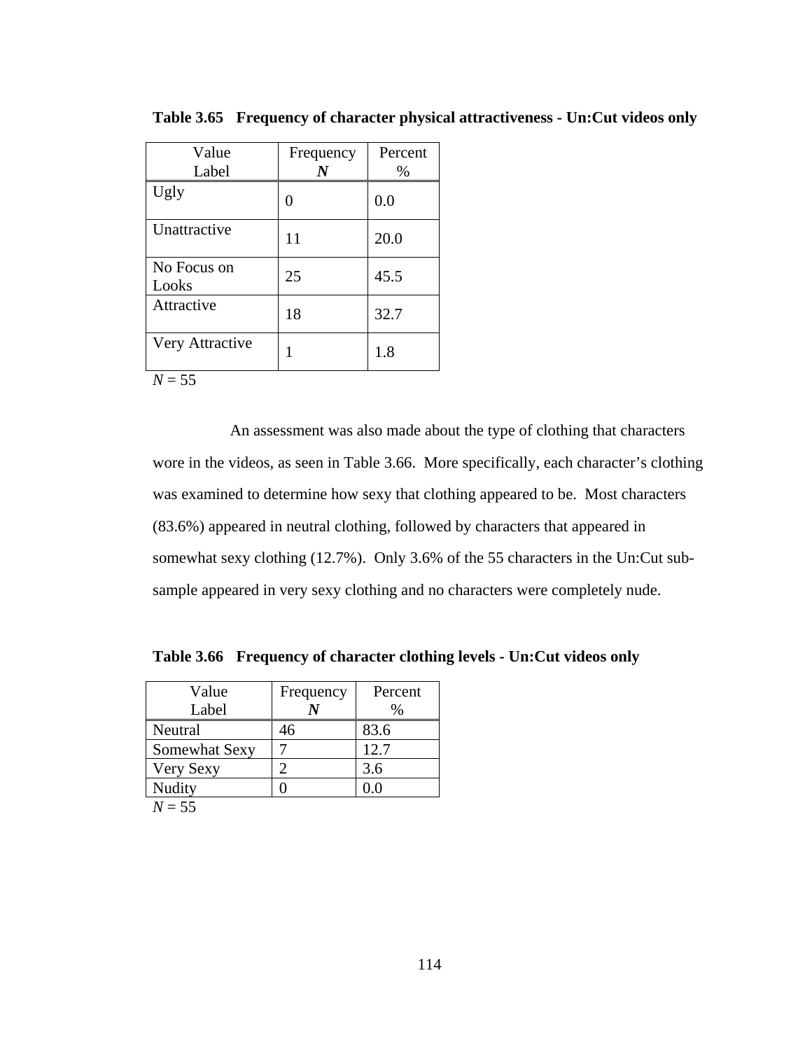**Table 3.65 Frequency of character physical attractiveness - Un:Cut videos only**

| Value Label | Frequency *N* | Percent % |
|---|---|---|
| Ugly | 0 | 0.0 |
| Unattractive | 11 | 20.0 |
| No Focus on Looks | 25 | 45.5 |
| Attractive | 18 | 32.7 |
| Very Attractive | 1 | 1.8 |

*N* = 55

An assessment was also made about the type of clothing that characters wore in the videos, as seen in Table 3.66. More specifically, each character's clothing was examined to determine how sexy that clothing appeared to be. Most characters (83.6%) appeared in neutral clothing, followed by characters that appeared in somewhat sexy clothing (12.7%). Only 3.6% of the 55 characters in the Un:Cut sub-sample appeared in very sexy clothing and no characters were completely nude.

**Table 3.66 Frequency of character clothing levels - Un:Cut videos only**

| Value Label | Frequency *N* | Percent % |
|---|---|---|
| Neutral | 46 | 83.6 |
| Somewhat Sexy | 7 | 12.7 |
| Very Sexy | 2 | 3.6 |
| Nudity | 0 | 0.0 |

*N* = 55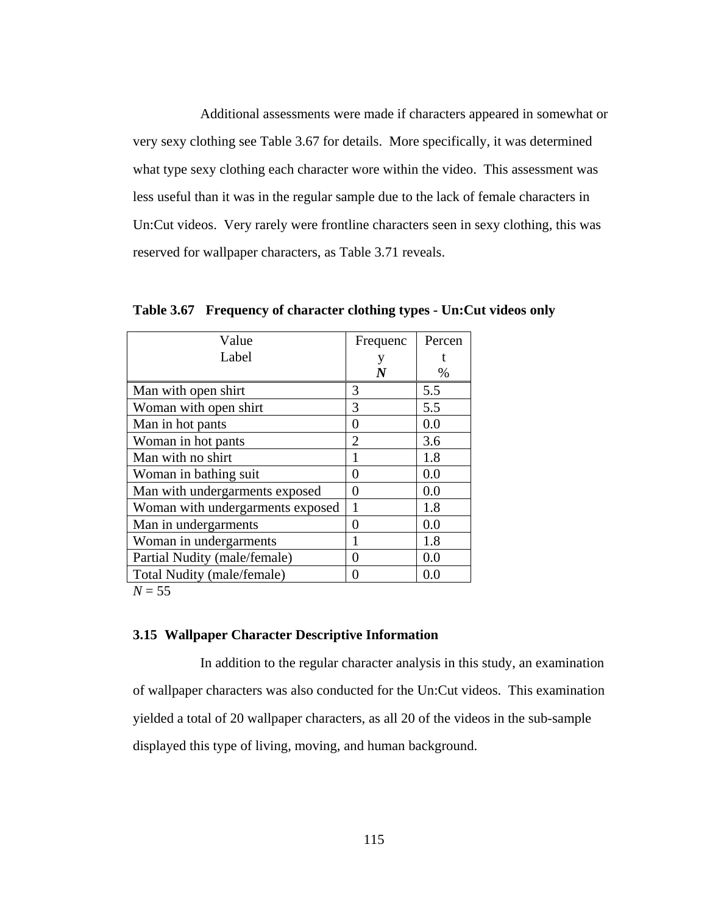Additional assessments were made if characters appeared in somewhat or very sexy clothing see Table 3.67 for details. More specifically, it was determined what type sexy clothing each character wore within the video. This assessment was less useful than it was in the regular sample due to the lack of female characters in Un:Cut videos. Very rarely were frontline characters seen in sexy clothing, this was reserved for wallpaper characters, as Table 3.71 reveals.

**Table 3.67 Frequency of character clothing types - Un:Cut videos only**

| Value Label | Frequency *N* | Percent % |
|---|---|---|
| Man with open shirt | 3 | 5.5 |
| Woman with open shirt | 3 | 5.5 |
| Man in hot pants | 0 | 0.0 |
| Woman in hot pants | 2 | 3.6 |
| Man with no shirt | 1 | 1.8 |
| Woman in bathing suit | 0 | 0.0 |
| Man with undergarments exposed | 0 | 0.0 |
| Woman with undergarments exposed | 1 | 1.8 |
| Man in undergarments | 0 | 0.0 |
| Woman in undergarments | 1 | 1.8 |
| Partial Nudity (male/female) | 0 | 0.0 |
| Total Nudity (male/female) | 0 | 0.0 |

*N* = 55

### 3.15 Wallpaper Character Descriptive Information

In addition to the regular character analysis in this study, an examination of wallpaper characters was also conducted for the Un:Cut videos. This examination yielded a total of 20 wallpaper characters, as all 20 of the videos in the sub-sample displayed this type of living, moving, and human background.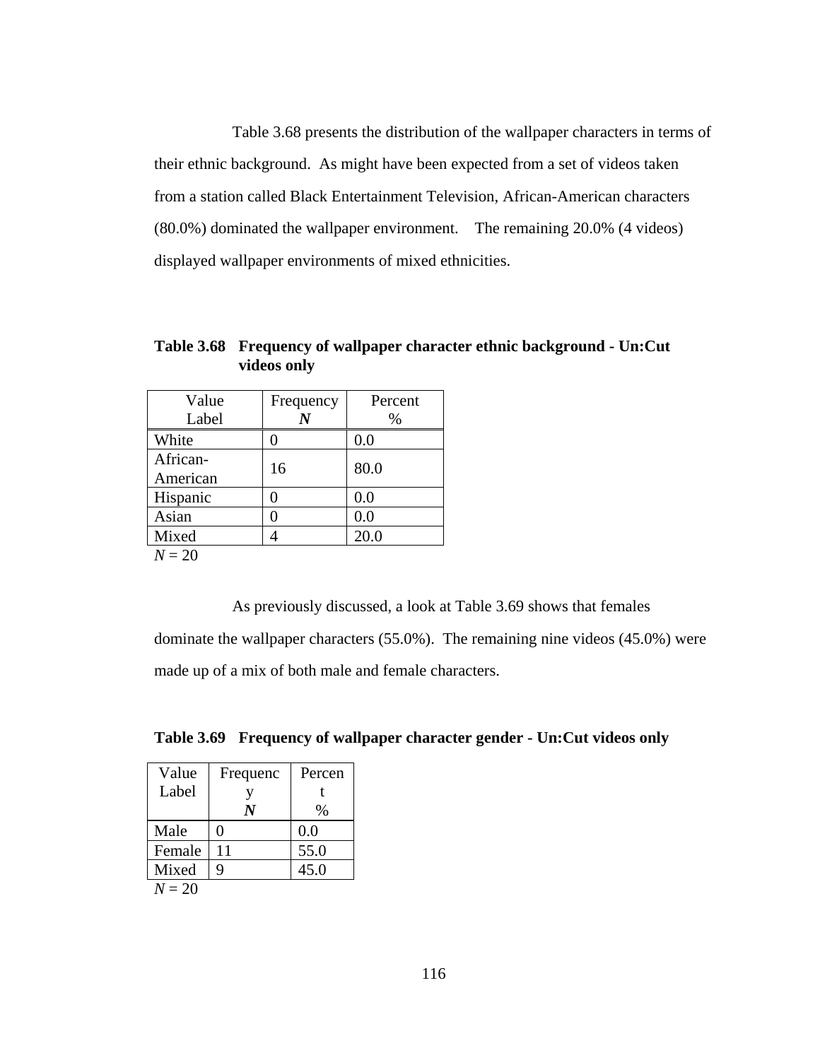Table 3.68 presents the distribution of the wallpaper characters in terms of their ethnic background. As might have been expected from a set of videos taken from a station called Black Entertainment Television, African-American characters (80.0%) dominated the wallpaper environment. The remaining 20.0% (4 videos) displayed wallpaper environments of mixed ethnicities.

**Table 3.68 Frequency of wallpaper character ethnic background - Un:Cut videos only**

| Value Label | Frequency ***N*** | Percent % |
|---|---|---|
| White | 0 | 0.0 |
| African-American | 16 | 80.0 |
| Hispanic | 0 | 0.0 |
| Asian | 0 | 0.0 |
| Mixed | 4 | 20.0 |

*N* = 20

As previously discussed, a look at Table 3.69 shows that females dominate the wallpaper characters (55.0%). The remaining nine videos (45.0%) were made up of a mix of both male and female characters.

**Table 3.69 Frequency of wallpaper character gender - Un:Cut videos only**

| Value Label | Frequency ***N*** | Percent % |
|---|---|---|
| Male | 0 | 0.0 |
| Female | 11 | 55.0 |
| Mixed | 9 | 45.0 |

*N* = 20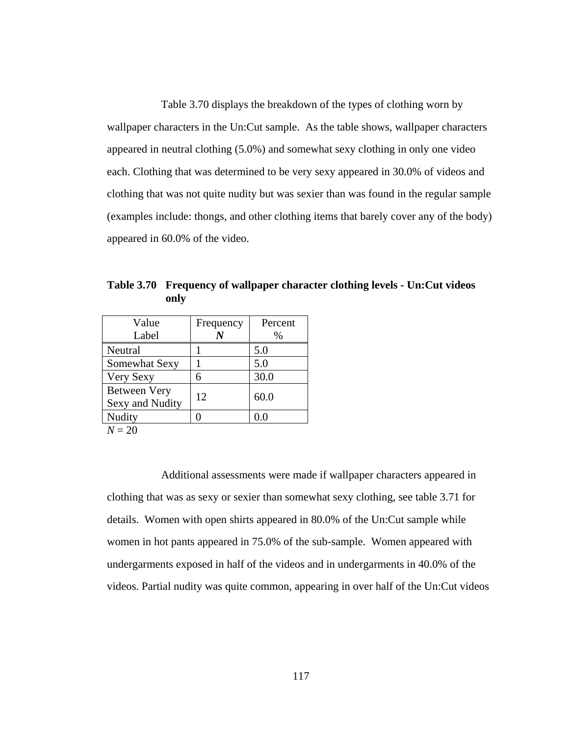Table 3.70 displays the breakdown of the types of clothing worn by wallpaper characters in the Un:Cut sample. As the table shows, wallpaper characters appeared in neutral clothing (5.0%) and somewhat sexy clothing in only one video each. Clothing that was determined to be very sexy appeared in 30.0% of videos and clothing that was not quite nudity but was sexier than was found in the regular sample (examples include: thongs, and other clothing items that barely cover any of the body) appeared in 60.0% of the video.

**Table 3.70 Frequency of wallpaper character clothing levels - Un:Cut videos only**

| Value Label | Frequency *N* | Percent % |
|---|---|---|
| Neutral | 1 | 5.0 |
| Somewhat Sexy | 1 | 5.0 |
| Very Sexy | 6 | 30.0 |
| Between Very Sexy and Nudity | 12 | 60.0 |
| Nudity | 0 | 0.0 |

*N* = 20

Additional assessments were made if wallpaper characters appeared in clothing that was as sexy or sexier than somewhat sexy clothing, see table 3.71 for details. Women with open shirts appeared in 80.0% of the Un:Cut sample while women in hot pants appeared in 75.0% of the sub-sample. Women appeared with undergarments exposed in half of the videos and in undergarments in 40.0% of the videos. Partial nudity was quite common, appearing in over half of the Un:Cut videos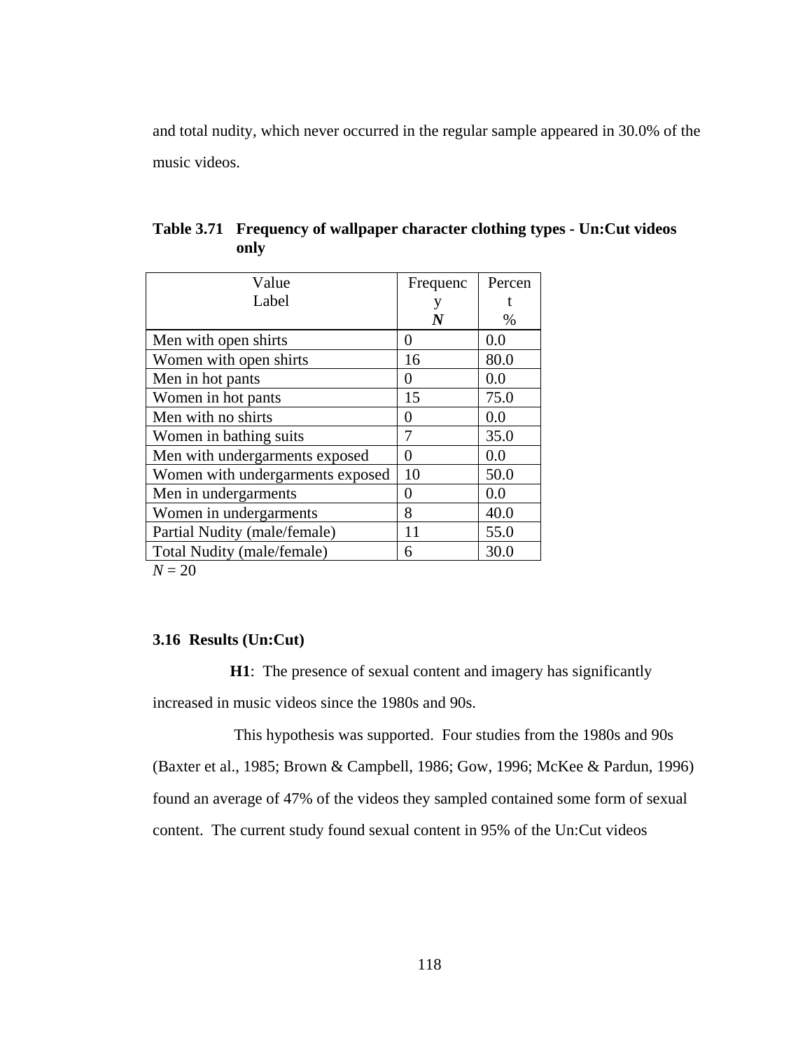and total nudity, which never occurred in the regular sample appeared in 30.0% of the music videos.

**Table 3.71 Frequency of wallpaper character clothing types - Un:Cut videos only**

| Value Label | Frequency *N* | Percent % |
|---|---|---|
| Men with open shirts | 0 | 0.0 |
| Women with open shirts | 16 | 80.0 |
| Men in hot pants | 0 | 0.0 |
| Women in hot pants | 15 | 75.0 |
| Men with no shirts | 0 | 0.0 |
| Women in bathing suits | 7 | 35.0 |
| Men with undergarments exposed | 0 | 0.0 |
| Women with undergarments exposed | 10 | 50.0 |
| Men in undergarments | 0 | 0.0 |
| Women in undergarments | 8 | 40.0 |
| Partial Nudity (male/female) | 11 | 55.0 |
| Total Nudity (male/female) | 6 | 30.0 |

*N* = 20

### 3.16 Results (Un:Cut)

**H1**: The presence of sexual content and imagery has significantly increased in music videos since the 1980s and 90s.

This hypothesis was supported. Four studies from the 1980s and 90s (Baxter et al., 1985; Brown & Campbell, 1986; Gow, 1996; McKee & Pardun, 1996) found an average of 47% of the videos they sampled contained some form of sexual content. The current study found sexual content in 95% of the Un:Cut videos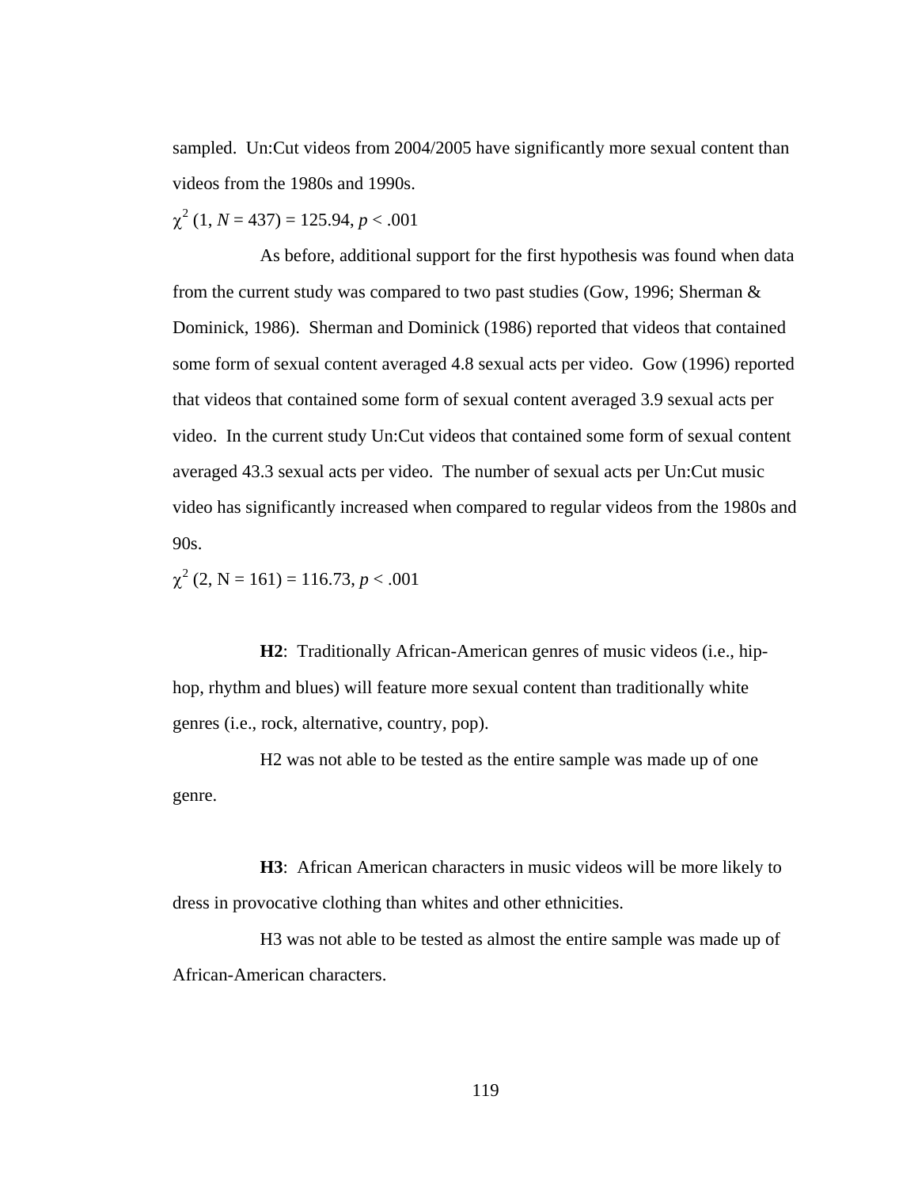sampled. Un:Cut videos from 2004/2005 have significantly more sexual content than videos from the 1980s and 1990s.

$\chi^2$ (1, *N* = 437) = 125.94, *p* < .001

As before, additional support for the first hypothesis was found when data from the current study was compared to two past studies (Gow, 1996; Sherman & Dominick, 1986). Sherman and Dominick (1986) reported that videos that contained some form of sexual content averaged 4.8 sexual acts per video. Gow (1996) reported that videos that contained some form of sexual content averaged 3.9 sexual acts per video. In the current study Un:Cut videos that contained some form of sexual content averaged 43.3 sexual acts per video. The number of sexual acts per Un:Cut music video has significantly increased when compared to regular videos from the 1980s and 90s.

$\chi^2$ (2, N = 161) = 116.73, *p* < .001

**H2**: Traditionally African-American genres of music videos (i.e., hip-hop, rhythm and blues) will feature more sexual content than traditionally white genres (i.e., rock, alternative, country, pop).

H2 was not able to be tested as the entire sample was made up of one genre.

**H3**: African American characters in music videos will be more likely to dress in provocative clothing than whites and other ethnicities.

H3 was not able to be tested as almost the entire sample was made up of African-American characters.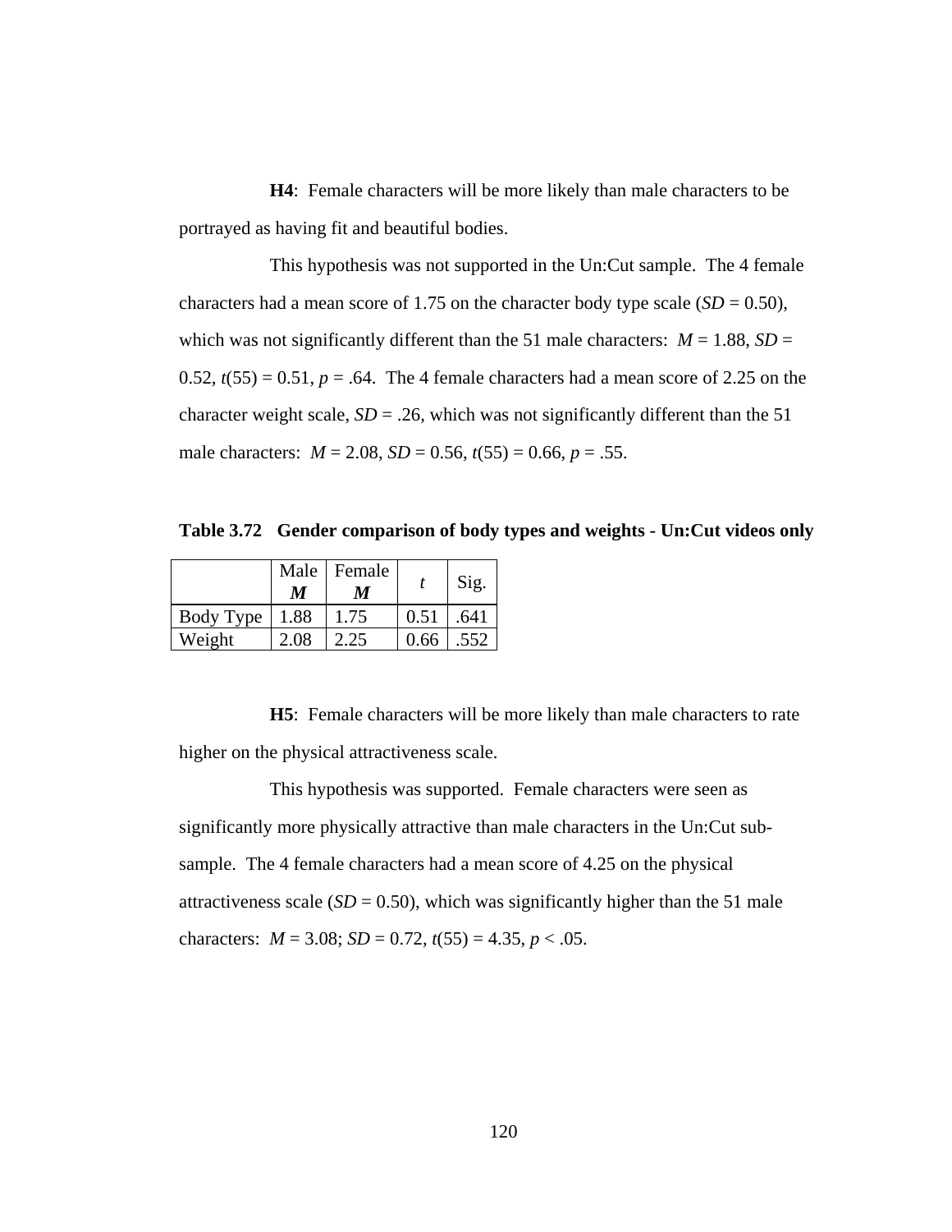**H4**: Female characters will be more likely than male characters to be portrayed as having fit and beautiful bodies.

This hypothesis was not supported in the Un:Cut sample. The 4 female characters had a mean score of 1.75 on the character body type scale (*SD* = 0.50), which was not significantly different than the 51 male characters: *M* = 1.88, *SD* = 0.52, $t(55) = 0.51$, $p = .64$. The 4 female characters had a mean score of 2.25 on the character weight scale, *SD* = .26, which was not significantly different than the 51 male characters: *M* = 2.08, *SD* = 0.56, $t(55) = 0.66$, $p = .55$.

**Table 3.72 Gender comparison of body types and weights - Un:Cut videos only**

| | Male ***M*** | Female ***M*** | *t* | Sig. |
|---|---|---|---|---|
| Body Type | 1.88 | 1.75 | 0.51 | .641 |
| Weight | 2.08 | 2.25 | 0.66 | .552 |

**H5**: Female characters will be more likely than male characters to rate higher on the physical attractiveness scale.

This hypothesis was supported. Female characters were seen as significantly more physically attractive than male characters in the Un:Cut sub-sample. The 4 female characters had a mean score of 4.25 on the physical attractiveness scale (*SD* = 0.50), which was significantly higher than the 51 male characters: *M* = 3.08; *SD* = 0.72, $t(55) = 4.35$, $p < .05$.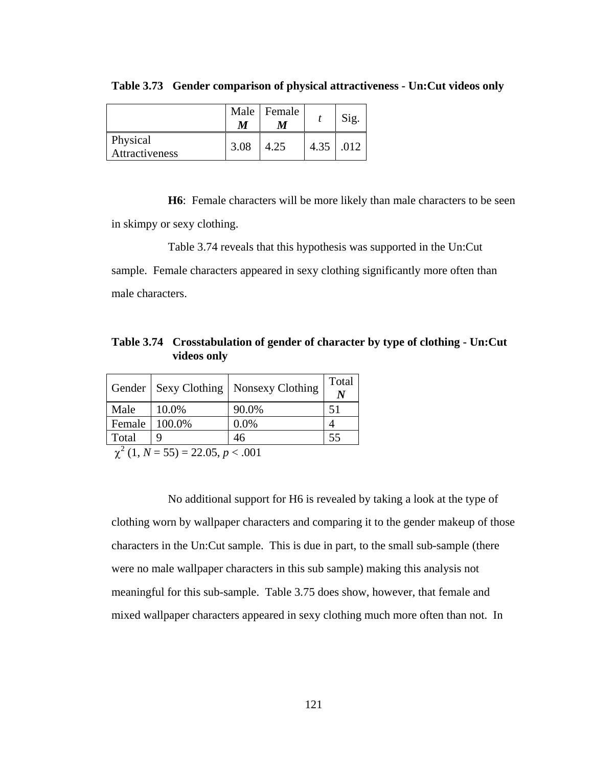**Table 3.73 Gender comparison of physical attractiveness - Un:Cut videos only**

| | Male ***M*** | Female ***M*** | *t* | Sig. |
|---|---|---|---|---|
| Physical Attractiveness | 3.08 | 4.25 | 4.35 | .012 |

**H6**: Female characters will be more likely than male characters to be seen in skimpy or sexy clothing.

Table 3.74 reveals that this hypothesis was supported in the Un:Cut sample. Female characters appeared in sexy clothing significantly more often than male characters.

**Table 3.74 Crosstabulation of gender of character by type of clothing - Un:Cut videos only**

| Gender | Sexy Clothing | Nonsexy Clothing | Total ***N*** |
|---|---|---|---|
| Male | 10.0% | 90.0% | 51 |
| Female | 100.0% | 0.0% | 4 |
| Total | 9 | 46 | 55 |

$\chi^2$ (1, $N$ = 55) = 22.05, $p < .001$

No additional support for H6 is revealed by taking a look at the type of clothing worn by wallpaper characters and comparing it to the gender makeup of those characters in the Un:Cut sample. This is due in part, to the small sub-sample (there were no male wallpaper characters in this sub sample) making this analysis not meaningful for this sub-sample. Table 3.75 does show, however, that female and mixed wallpaper characters appeared in sexy clothing much more often than not. In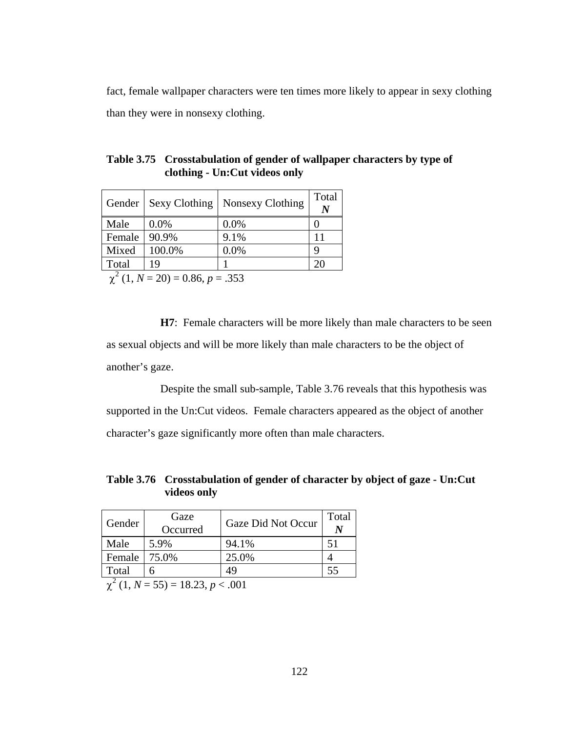fact, female wallpaper characters were ten times more likely to appear in sexy clothing than they were in nonsexy clothing.

**Table 3.75 Crosstabulation of gender of wallpaper characters by type of clothing - Un:Cut videos only**

| Gender | Sexy Clothing | Nonsexy Clothing | Total ***N*** |
|---|---|---|---|
| Male | 0.0% | 0.0% | 0 |
| Female | 90.9% | 9.1% | 11 |
| Mixed | 100.0% | 0.0% | 9 |
| Total | 19 | 1 | 20 |

$\chi^2$ (1, $N$ = 20) = 0.86, $p$ = .353

**H7**: Female characters will be more likely than male characters to be seen as sexual objects and will be more likely than male characters to be the object of another's gaze.

Despite the small sub-sample, Table 3.76 reveals that this hypothesis was supported in the Un:Cut videos. Female characters appeared as the object of another character's gaze significantly more often than male characters.

**Table 3.76 Crosstabulation of gender of character by object of gaze - Un:Cut videos only**

| Gender | Gaze Occurred | Gaze Did Not Occur | Total ***N*** |
|---|---|---|---|
| Male | 5.9% | 94.1% | 51 |
| Female | 75.0% | 25.0% | 4 |
| Total | 6 | 49 | 55 |

$\chi^2$ (1, $N$ = 55) = 18.23, $p$ < .001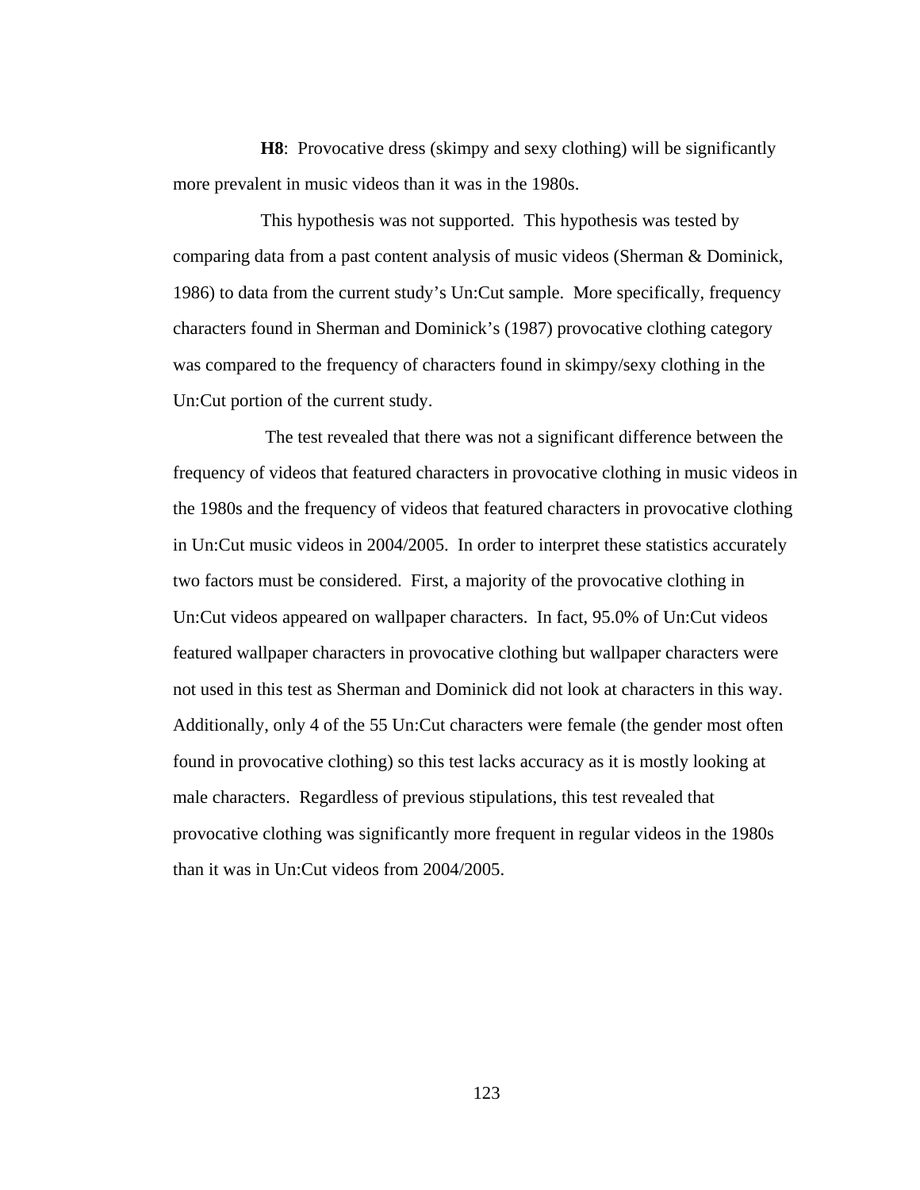**H8**: Provocative dress (skimpy and sexy clothing) will be significantly more prevalent in music videos than it was in the 1980s.

This hypothesis was not supported. This hypothesis was tested by comparing data from a past content analysis of music videos (Sherman & Dominick, 1986) to data from the current study's Un:Cut sample. More specifically, frequency characters found in Sherman and Dominick's (1987) provocative clothing category was compared to the frequency of characters found in skimpy/sexy clothing in the Un:Cut portion of the current study.

The test revealed that there was not a significant difference between the frequency of videos that featured characters in provocative clothing in music videos in the 1980s and the frequency of videos that featured characters in provocative clothing in Un:Cut music videos in 2004/2005. In order to interpret these statistics accurately two factors must be considered. First, a majority of the provocative clothing in Un:Cut videos appeared on wallpaper characters. In fact, 95.0% of Un:Cut videos featured wallpaper characters in provocative clothing but wallpaper characters were not used in this test as Sherman and Dominick did not look at characters in this way. Additionally, only 4 of the 55 Un:Cut characters were female (the gender most often found in provocative clothing) so this test lacks accuracy as it is mostly looking at male characters. Regardless of previous stipulations, this test revealed that provocative clothing was significantly more frequent in regular videos in the 1980s than it was in Un:Cut videos from 2004/2005.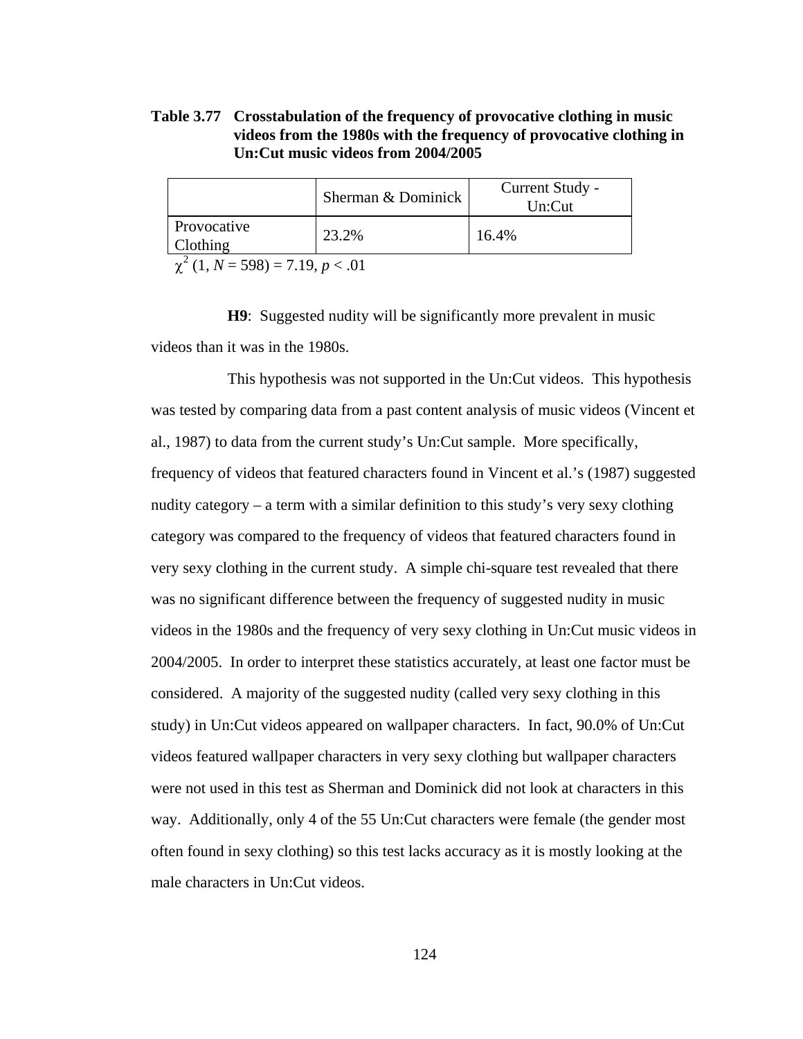**Table 3.77 Crosstabulation of the frequency of provocative clothing in music videos from the 1980s with the frequency of provocative clothing in Un:Cut music videos from 2004/2005**

| | Sherman & Dominick | Current Study - Un:Cut |
|---|---|---|
| Provocative Clothing | 23.2% | 16.4% |

$\chi^2$ (1, $N$ = 598) = 7.19, $p < .01$

**H9**: Suggested nudity will be significantly more prevalent in music videos than it was in the 1980s.

This hypothesis was not supported in the Un:Cut videos. This hypothesis was tested by comparing data from a past content analysis of music videos (Vincent et al., 1987) to data from the current study's Un:Cut sample. More specifically, frequency of videos that featured characters found in Vincent et al.'s (1987) suggested nudity category – a term with a similar definition to this study's very sexy clothing category was compared to the frequency of videos that featured characters found in very sexy clothing in the current study. A simple chi-square test revealed that there was no significant difference between the frequency of suggested nudity in music videos in the 1980s and the frequency of very sexy clothing in Un:Cut music videos in 2004/2005. In order to interpret these statistics accurately, at least one factor must be considered. A majority of the suggested nudity (called very sexy clothing in this study) in Un:Cut videos appeared on wallpaper characters. In fact, 90.0% of Un:Cut videos featured wallpaper characters in very sexy clothing but wallpaper characters were not used in this test as Sherman and Dominick did not look at characters in this way. Additionally, only 4 of the 55 Un:Cut characters were female (the gender most often found in sexy clothing) so this test lacks accuracy as it is mostly looking at the male characters in Un:Cut videos.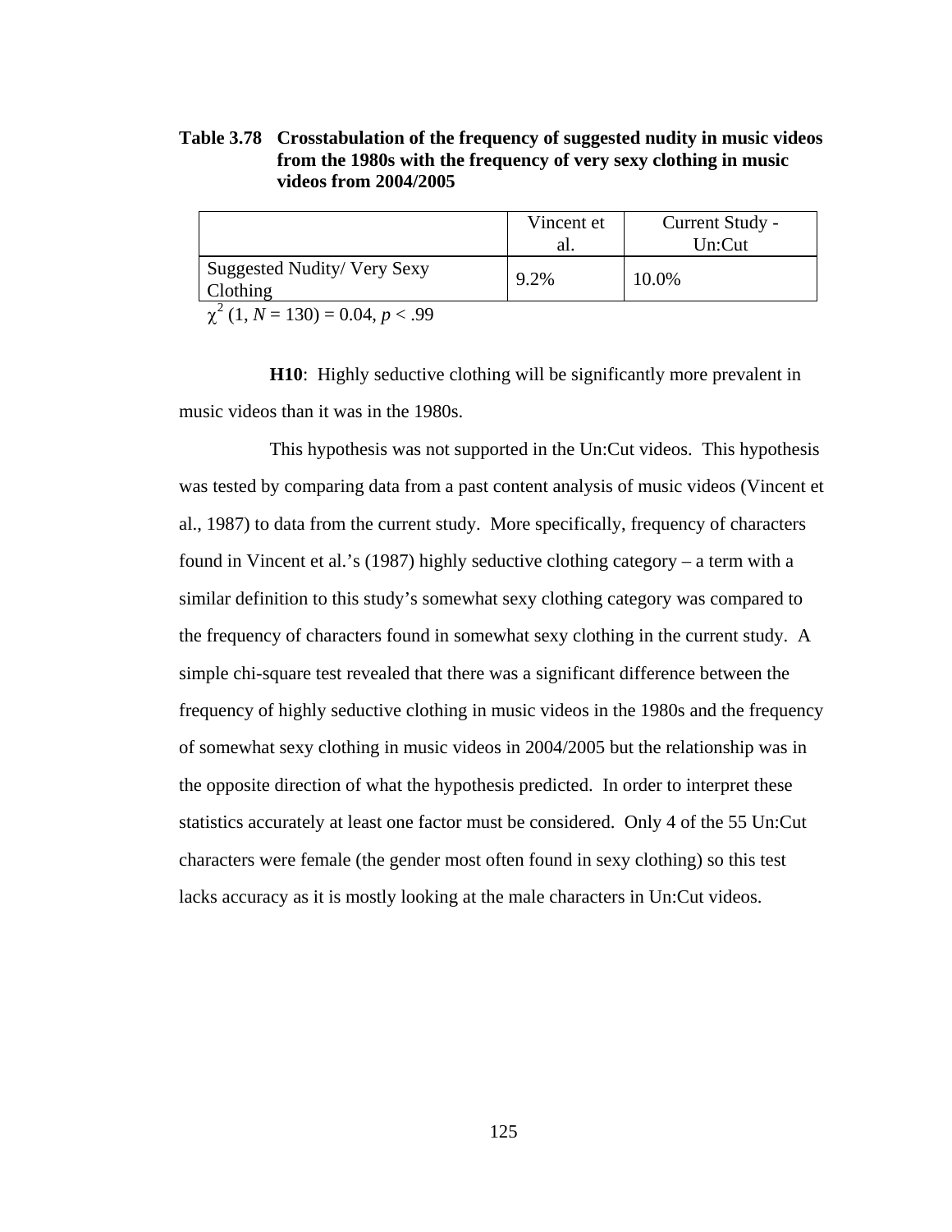**Table 3.78 Crosstabulation of the frequency of suggested nudity in music videos from the 1980s with the frequency of very sexy clothing in music videos from 2004/2005**

| | Vincent et al. | Current Study - Un:Cut |
|---|---|---|
| Suggested Nudity/ Very Sexy Clothing | 9.2% | 10.0% |

$\chi^2$ (1, $N$ = 130) = 0.04, $p$ < .99

**H10**: Highly seductive clothing will be significantly more prevalent in music videos than it was in the 1980s.

This hypothesis was not supported in the Un:Cut videos. This hypothesis was tested by comparing data from a past content analysis of music videos (Vincent et al., 1987) to data from the current study. More specifically, frequency of characters found in Vincent et al.'s (1987) highly seductive clothing category – a term with a similar definition to this study's somewhat sexy clothing category was compared to the frequency of characters found in somewhat sexy clothing in the current study. A simple chi-square test revealed that there was a significant difference between the frequency of highly seductive clothing in music videos in the 1980s and the frequency of somewhat sexy clothing in music videos in 2004/2005 but the relationship was in the opposite direction of what the hypothesis predicted. In order to interpret these statistics accurately at least one factor must be considered. Only 4 of the 55 Un:Cut characters were female (the gender most often found in sexy clothing) so this test lacks accuracy as it is mostly looking at the male characters in Un:Cut videos.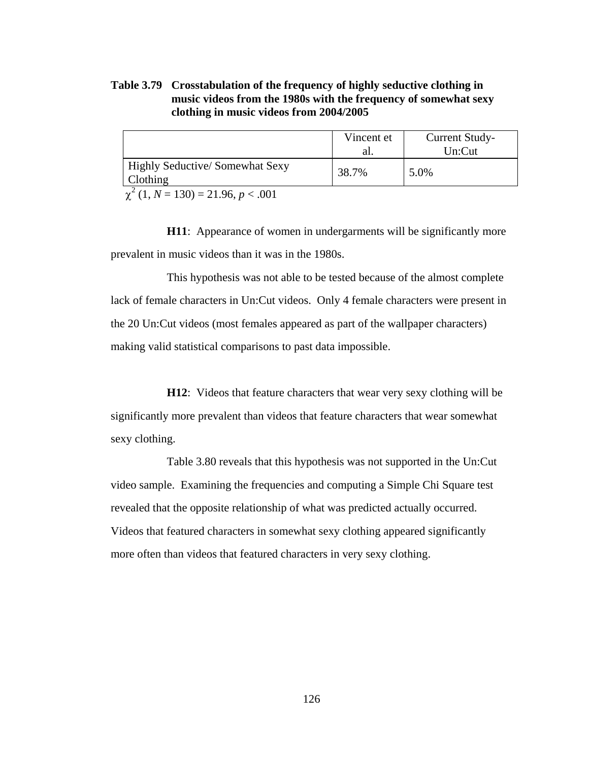**Table 3.79 Crosstabulation of the frequency of highly seductive clothing in music videos from the 1980s with the frequency of somewhat sexy clothing in music videos from 2004/2005**

| | Vincent et al. | Current Study- Un:Cut |
|---|---|---|
| Highly Seductive/ Somewhat Sexy Clothing | 38.7% | 5.0% |

$\chi^2$ (1, *N* = 130) = 21.96, *p* < .001

**H11**: Appearance of women in undergarments will be significantly more prevalent in music videos than it was in the 1980s.

This hypothesis was not able to be tested because of the almost complete lack of female characters in Un:Cut videos. Only 4 female characters were present in the 20 Un:Cut videos (most females appeared as part of the wallpaper characters) making valid statistical comparisons to past data impossible.

**H12**: Videos that feature characters that wear very sexy clothing will be significantly more prevalent than videos that feature characters that wear somewhat sexy clothing.

Table 3.80 reveals that this hypothesis was not supported in the Un:Cut video sample. Examining the frequencies and computing a Simple Chi Square test revealed that the opposite relationship of what was predicted actually occurred. Videos that featured characters in somewhat sexy clothing appeared significantly more often than videos that featured characters in very sexy clothing.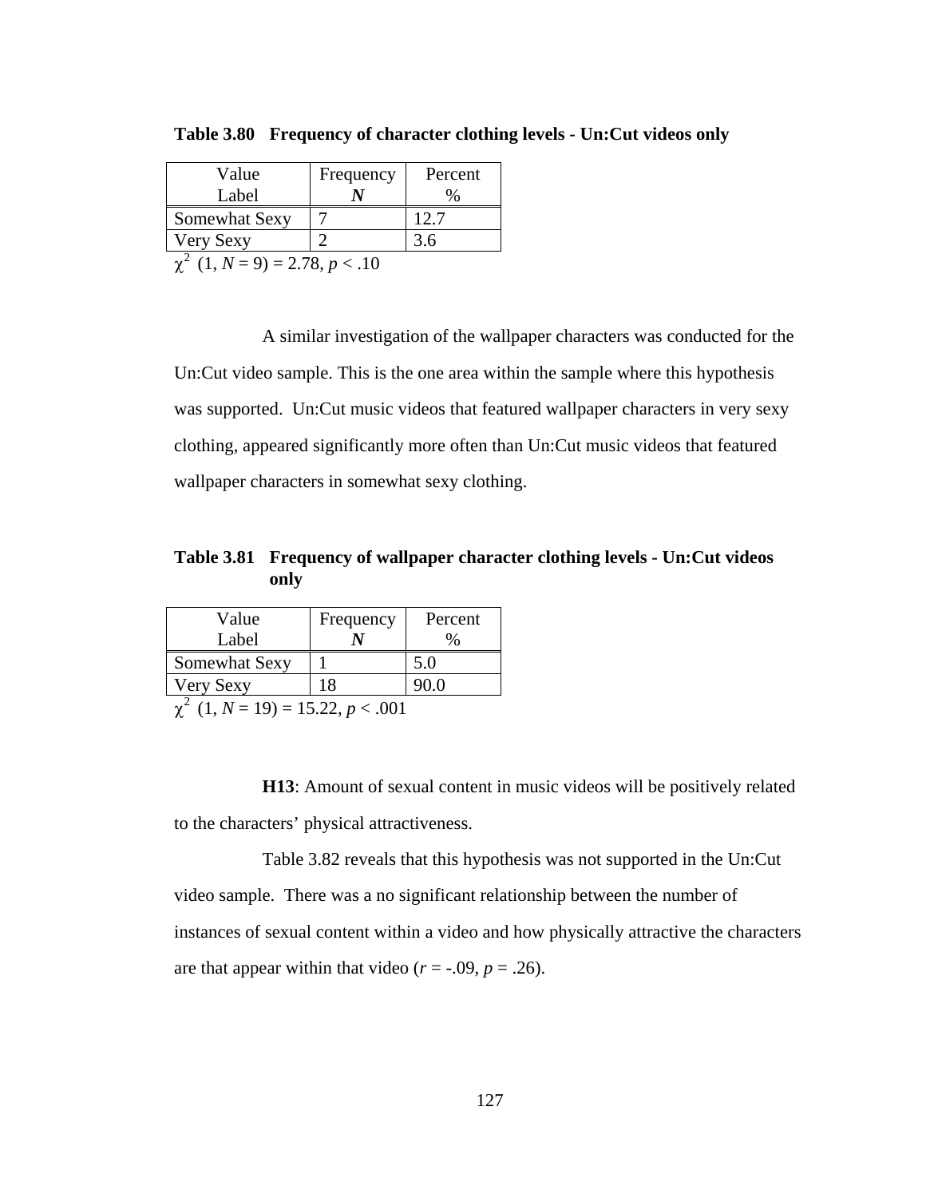**Table 3.80 Frequency of character clothing levels - Un:Cut videos only**

| Value Label | Frequency *N* | Percent % |
|---|---|---|
| Somewhat Sexy | 7 | 12.7 |
| Very Sexy | 2 | 3.6 |

$\chi^2$ (1, $N$ = 9) = 2.78, $p$ < .10

A similar investigation of the wallpaper characters was conducted for the Un:Cut video sample. This is the one area within the sample where this hypothesis was supported. Un:Cut music videos that featured wallpaper characters in very sexy clothing, appeared significantly more often than Un:Cut music videos that featured wallpaper characters in somewhat sexy clothing.

**Table 3.81 Frequency of wallpaper character clothing levels - Un:Cut videos only**

| Value Label | Frequency *N* | Percent % |
|---|---|---|
| Somewhat Sexy | 1 | 5.0 |
| Very Sexy | 18 | 90.0 |

$\chi^2$ (1, $N$ = 19) = 15.22, $p$ < .001

**H13**: Amount of sexual content in music videos will be positively related to the characters' physical attractiveness.

Table 3.82 reveals that this hypothesis was not supported in the Un:Cut video sample. There was a no significant relationship between the number of instances of sexual content within a video and how physically attractive the characters are that appear within that video ($r$ = -.09, $p$ = .26).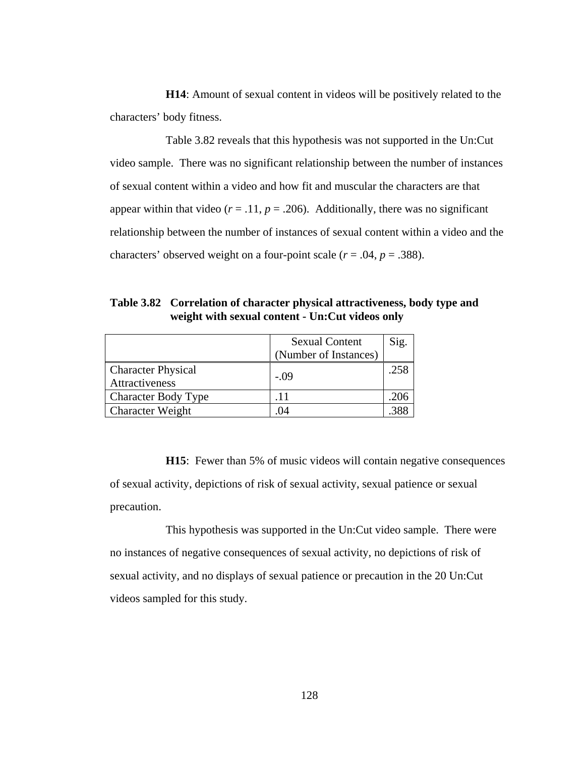**H14**: Amount of sexual content in videos will be positively related to the characters' body fitness.

Table 3.82 reveals that this hypothesis was not supported in the Un:Cut video sample. There was no significant relationship between the number of instances of sexual content within a video and how fit and muscular the characters are that appear within that video ($r$ = .11, $p$ = .206). Additionally, there was no significant relationship between the number of instances of sexual content within a video and the characters' observed weight on a four-point scale ($r$ = .04, $p$ = .388).

**Table 3.82 Correlation of character physical attractiveness, body type and weight with sexual content - Un:Cut videos only**

| | Sexual Content (Number of Instances) | Sig. |
|---|---|---|
| Character Physical Attractiveness | -.09 | .258 |
| Character Body Type | .11 | .206 |
| Character Weight | .04 | .388 |

**H15**: Fewer than 5% of music videos will contain negative consequences of sexual activity, depictions of risk of sexual activity, sexual patience or sexual precaution.

This hypothesis was supported in the Un:Cut video sample. There were no instances of negative consequences of sexual activity, no depictions of risk of sexual activity, and no displays of sexual patience or precaution in the 20 Un:Cut videos sampled for this study.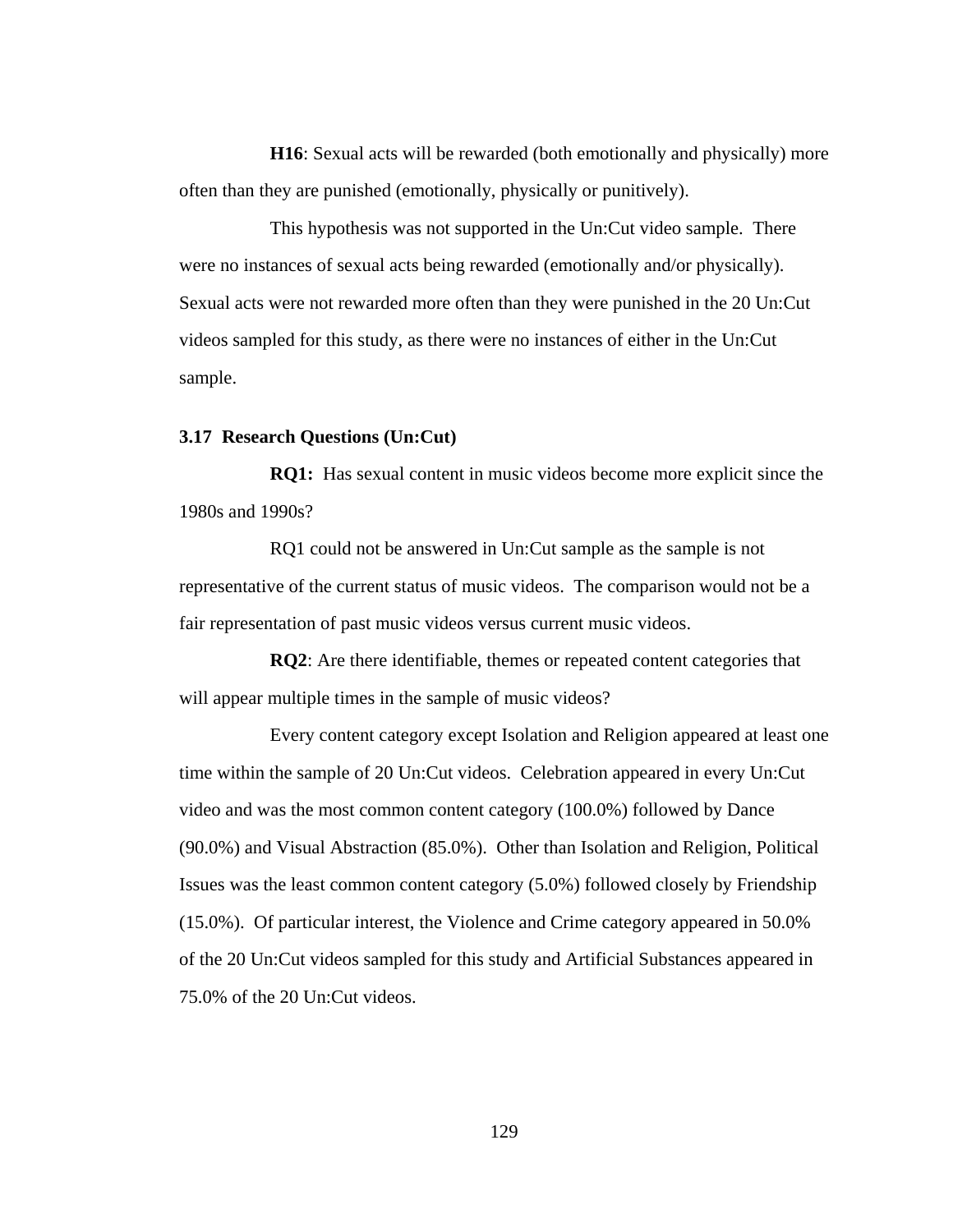**H16**: Sexual acts will be rewarded (both emotionally and physically) more often than they are punished (emotionally, physically or punitively).

This hypothesis was not supported in the Un:Cut video sample. There were no instances of sexual acts being rewarded (emotionally and/or physically). Sexual acts were not rewarded more often than they were punished in the 20 Un:Cut videos sampled for this study, as there were no instances of either in the Un:Cut sample.

### 3.17 Research Questions (Un:Cut)

**RQ1:** Has sexual content in music videos become more explicit since the 1980s and 1990s?

RQ1 could not be answered in Un:Cut sample as the sample is not representative of the current status of music videos. The comparison would not be a fair representation of past music videos versus current music videos.

**RQ2**: Are there identifiable, themes or repeated content categories that will appear multiple times in the sample of music videos?

Every content category except Isolation and Religion appeared at least one time within the sample of 20 Un:Cut videos. Celebration appeared in every Un:Cut video and was the most common content category (100.0%) followed by Dance (90.0%) and Visual Abstraction (85.0%). Other than Isolation and Religion, Political Issues was the least common content category (5.0%) followed closely by Friendship (15.0%). Of particular interest, the Violence and Crime category appeared in 50.0% of the 20 Un:Cut videos sampled for this study and Artificial Substances appeared in 75.0% of the 20 Un:Cut videos.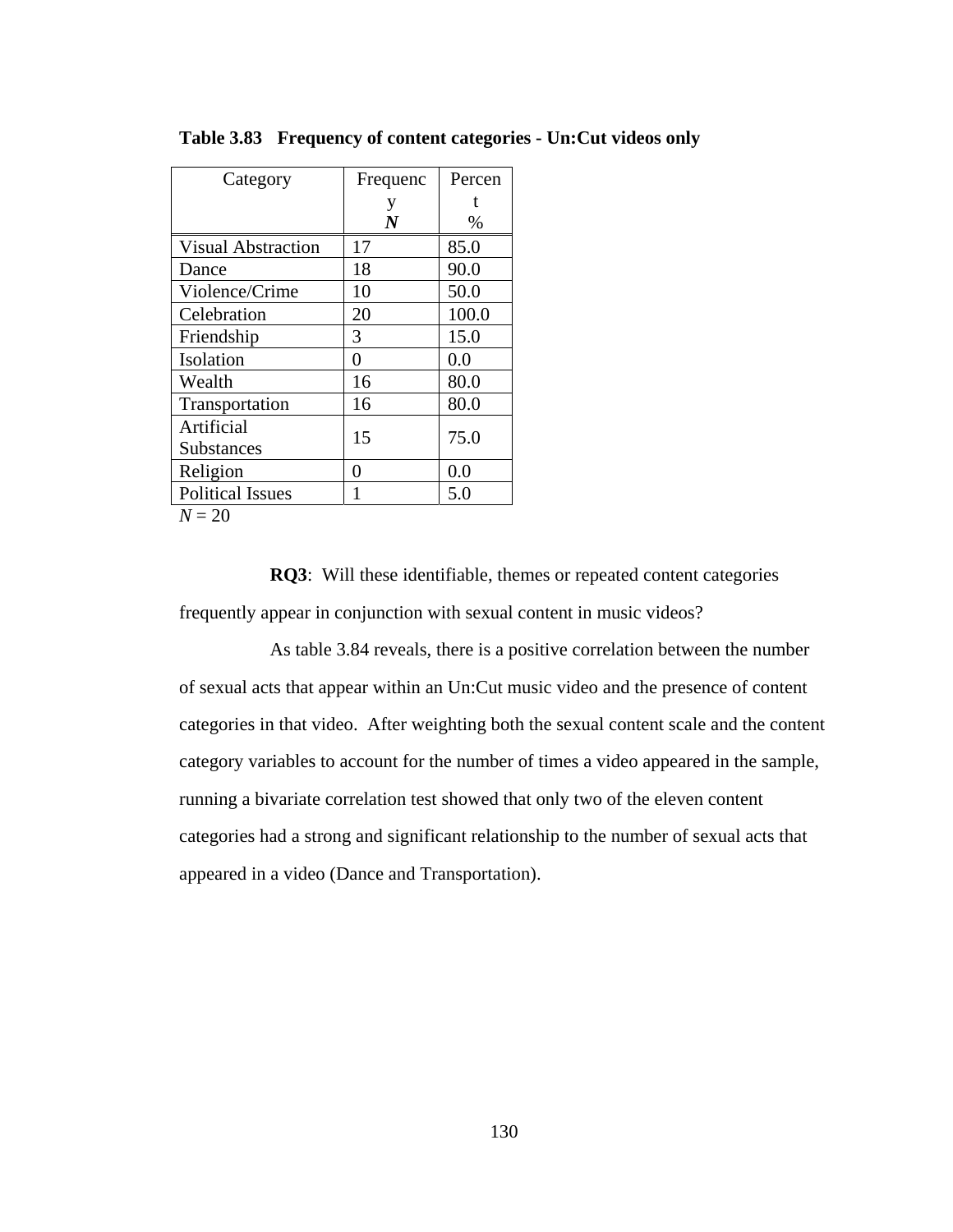**Table 3.83 Frequency of content categories - Un:Cut videos only**

| Category | Frequency ***N*** | Percent % |
|---|---|---|
| Visual Abstraction | 17 | 85.0 |
| Dance | 18 | 90.0 |
| Violence/Crime | 10 | 50.0 |
| Celebration | 20 | 100.0 |
| Friendship | 3 | 15.0 |
| Isolation | 0 | 0.0 |
| Wealth | 16 | 80.0 |
| Transportation | 16 | 80.0 |
| Artificial Substances | 15 | 75.0 |
| Religion | 0 | 0.0 |
| Political Issues | 1 | 5.0 |

*N* = 20

**RQ3**: Will these identifiable, themes or repeated content categories frequently appear in conjunction with sexual content in music videos?

As table 3.84 reveals, there is a positive correlation between the number of sexual acts that appear within an Un:Cut music video and the presence of content categories in that video. After weighting both the sexual content scale and the content category variables to account for the number of times a video appeared in the sample, running a bivariate correlation test showed that only two of the eleven content categories had a strong and significant relationship to the number of sexual acts that appeared in a video (Dance and Transportation).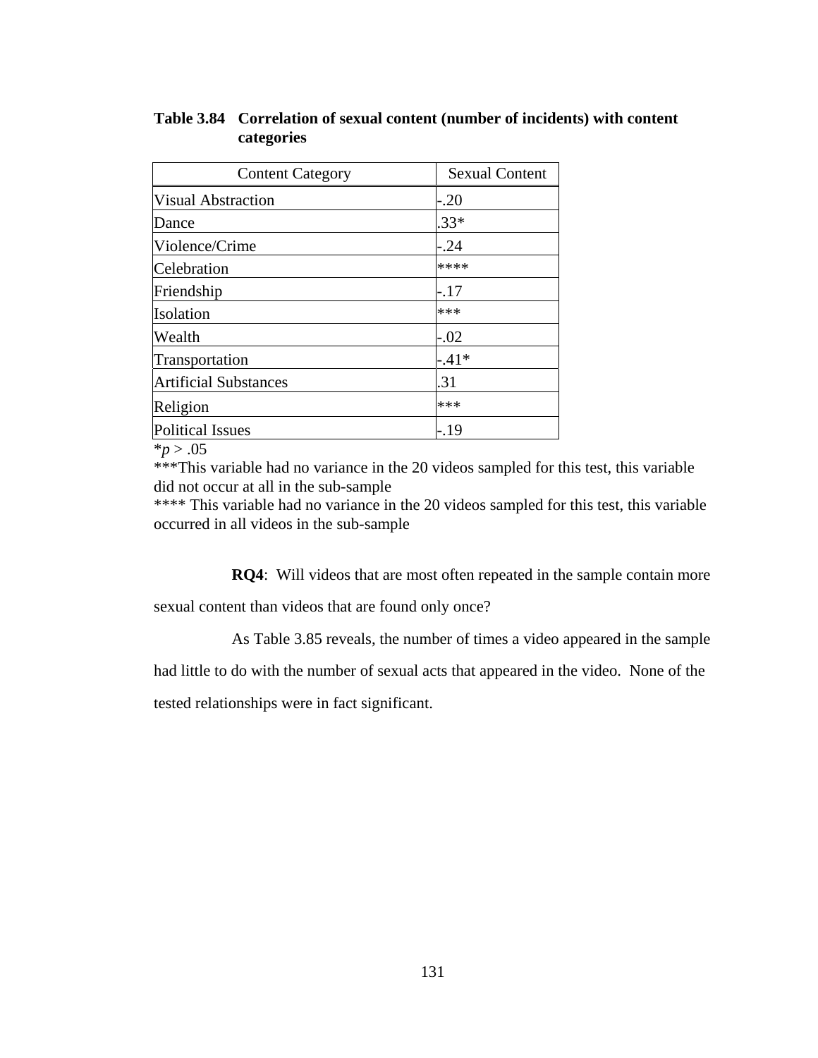**Table 3.84 Correlation of sexual content (number of incidents) with content categories**

| Content Category | Sexual Content |
|---|---|
| Visual Abstraction | -.20 |
| Dance | .33* |
| Violence/Crime | -.24 |
| Celebration | **** |
| Friendship | -.17 |
| Isolation | *** |
| Wealth | -.02 |
| Transportation | -.41* |
| Artificial Substances | .31 |
| Religion | *** |
| Political Issues | -.19 |

*$p > .05$

***This variable had no variance in the 20 videos sampled for this test, this variable did not occur at all in the sub-sample

**** This variable had no variance in the 20 videos sampled for this test, this variable occurred in all videos in the sub-sample

**RQ4**: Will videos that are most often repeated in the sample contain more sexual content than videos that are found only once?

As Table 3.85 reveals, the number of times a video appeared in the sample had little to do with the number of sexual acts that appeared in the video. None of the tested relationships were in fact significant.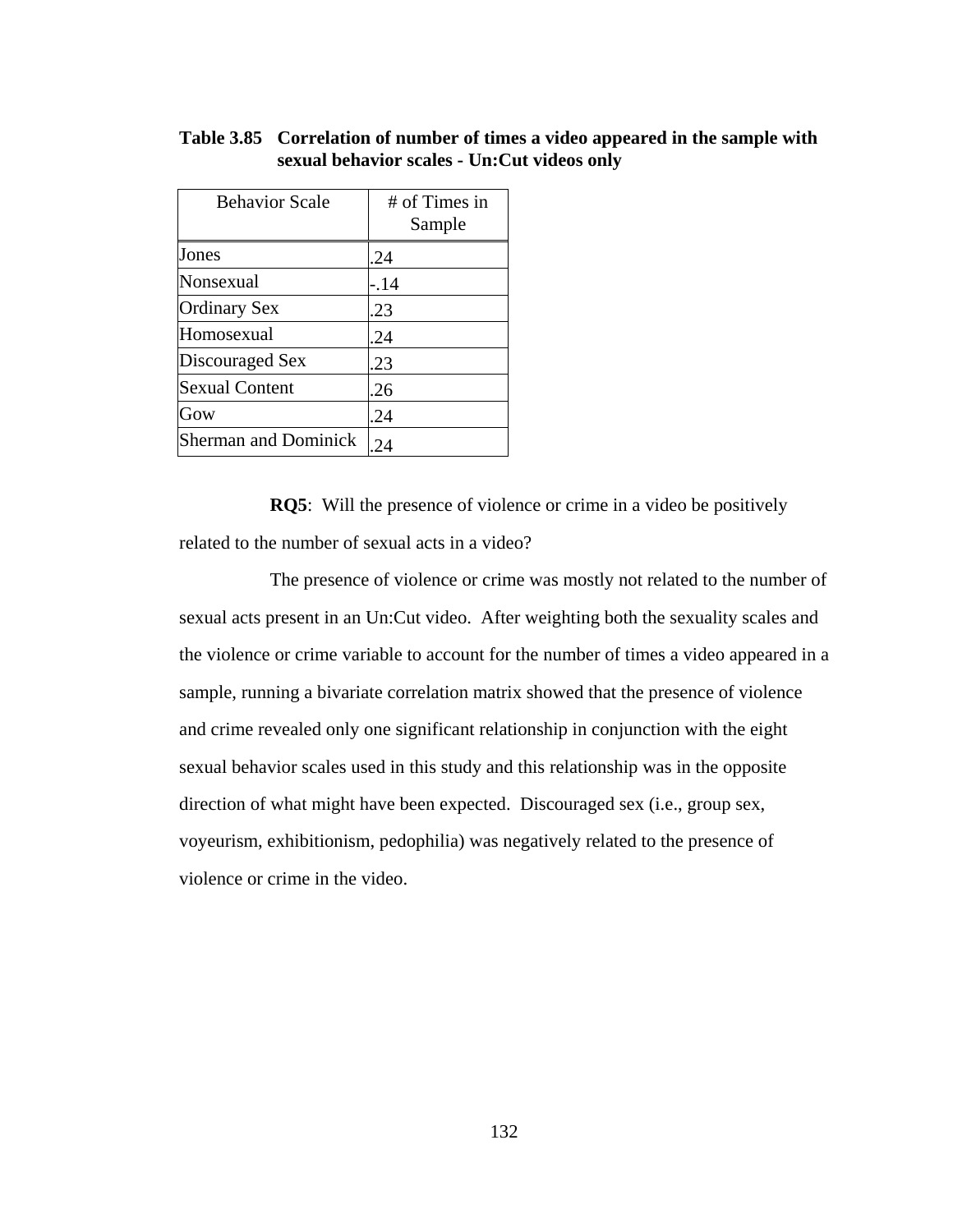**Table 3.85 Correlation of number of times a video appeared in the sample with sexual behavior scales - Un:Cut videos only**

| Behavior Scale | # of Times in Sample |
|---|---|
| Jones | .24 |
| Nonsexual | -.14 |
| Ordinary Sex | .23 |
| Homosexual | .24 |
| Discouraged Sex | .23 |
| Sexual Content | .26 |
| Gow | .24 |
| Sherman and Dominick | .24 |

**RQ5**: Will the presence of violence or crime in a video be positively related to the number of sexual acts in a video?

The presence of violence or crime was mostly not related to the number of sexual acts present in an Un:Cut video. After weighting both the sexuality scales and the violence or crime variable to account for the number of times a video appeared in a sample, running a bivariate correlation matrix showed that the presence of violence and crime revealed only one significant relationship in conjunction with the eight sexual behavior scales used in this study and this relationship was in the opposite direction of what might have been expected. Discouraged sex (i.e., group sex, voyeurism, exhibitionism, pedophilia) was negatively related to the presence of violence or crime in the video.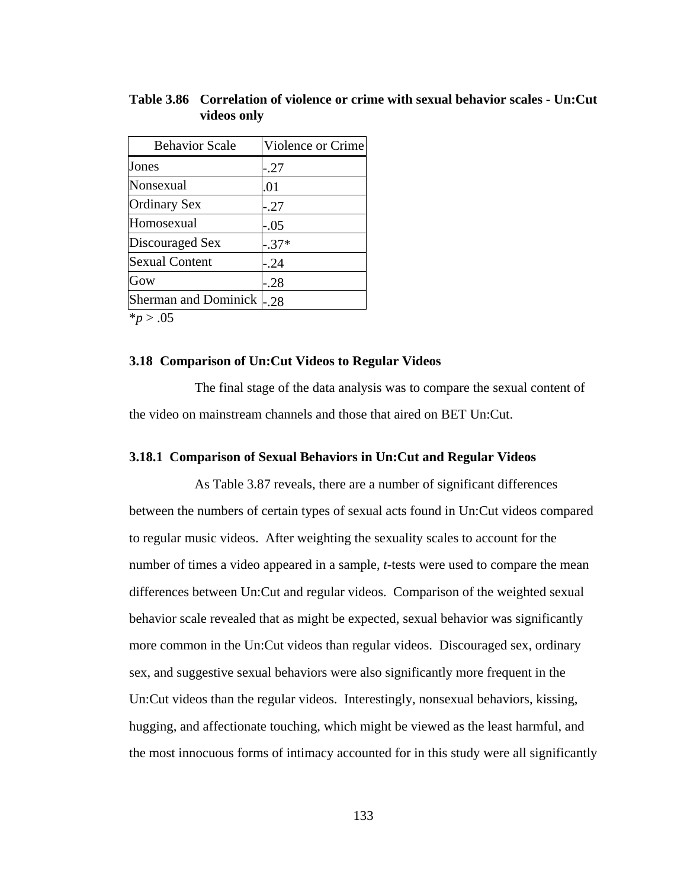**Table 3.86 Correlation of violence or crime with sexual behavior scales - Un:Cut videos only**

| Behavior Scale | Violence or Crime |
|---|---|
| Jones | -.27 |
| Nonsexual | .01 |
| Ordinary Sex | -.27 |
| Homosexual | -.05 |
| Discouraged Sex | -.37* |
| Sexual Content | -.24 |
| Gow | -.28 |
| Sherman and Dominick | -.28 |

*$p > .05$

### 3.18 Comparison of Un:Cut Videos to Regular Videos

The final stage of the data analysis was to compare the sexual content of the video on mainstream channels and those that aired on BET Un:Cut.

#### 3.18.1 Comparison of Sexual Behaviors in Un:Cut and Regular Videos

As Table 3.87 reveals, there are a number of significant differences between the numbers of certain types of sexual acts found in Un:Cut videos compared to regular music videos. After weighting the sexuality scales to account for the number of times a video appeared in a sample, *t*-tests were used to compare the mean differences between Un:Cut and regular videos. Comparison of the weighted sexual behavior scale revealed that as might be expected, sexual behavior was significantly more common in the Un:Cut videos than regular videos. Discouraged sex, ordinary sex, and suggestive sexual behaviors were also significantly more frequent in the Un:Cut videos than the regular videos. Interestingly, nonsexual behaviors, kissing, hugging, and affectionate touching, which might be viewed as the least harmful, and the most innocuous forms of intimacy accounted for in this study were all significantly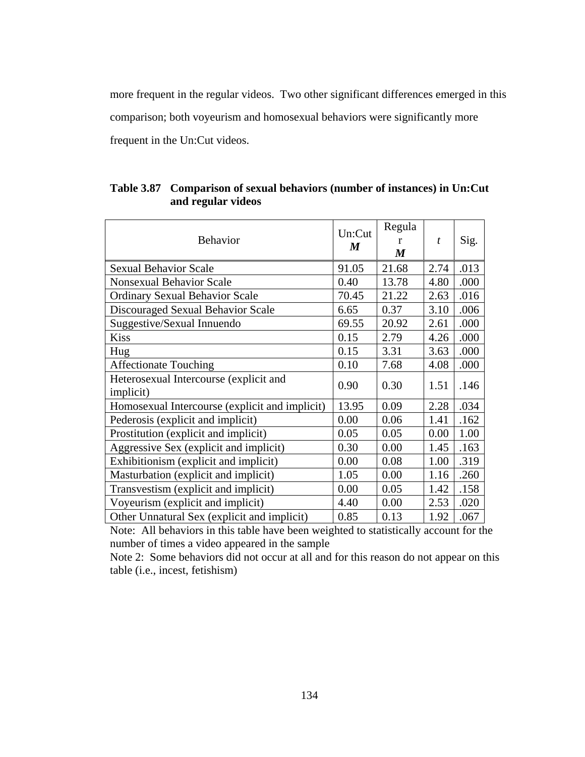more frequent in the regular videos. Two other significant differences emerged in this comparison; both voyeurism and homosexual behaviors were significantly more frequent in the Un:Cut videos.

**Table 3.87 Comparison of sexual behaviors (number of instances) in Un:Cut and regular videos**

| Behavior | Un:Cut ***M*** | Regular ***M*** | *t* | Sig. |
|---|---|---|---|---|
| Sexual Behavior Scale | 91.05 | 21.68 | 2.74 | .013 |
| Nonsexual Behavior Scale | 0.40 | 13.78 | 4.80 | .000 |
| Ordinary Sexual Behavior Scale | 70.45 | 21.22 | 2.63 | .016 |
| Discouraged Sexual Behavior Scale | 6.65 | 0.37 | 3.10 | .006 |
| Suggestive/Sexual Innuendo | 69.55 | 20.92 | 2.61 | .000 |
| Kiss | 0.15 | 2.79 | 4.26 | .000 |
| Hug | 0.15 | 3.31 | 3.63 | .000 |
| Affectionate Touching | 0.10 | 7.68 | 4.08 | .000 |
| Heterosexual Intercourse (explicit and implicit) | 0.90 | 0.30 | 1.51 | .146 |
| Homosexual Intercourse (explicit and implicit) | 13.95 | 0.09 | 2.28 | .034 |
| Pederosis (explicit and implicit) | 0.00 | 0.06 | 1.41 | .162 |
| Prostitution (explicit and implicit) | 0.05 | 0.05 | 0.00 | 1.00 |
| Aggressive Sex (explicit and implicit) | 0.30 | 0.00 | 1.45 | .163 |
| Exhibitionism (explicit and implicit) | 0.00 | 0.08 | 1.00 | .319 |
| Masturbation (explicit and implicit) | 1.05 | 0.00 | 1.16 | .260 |
| Transvestism (explicit and implicit) | 0.00 | 0.05 | 1.42 | .158 |
| Voyeurism (explicit and implicit) | 4.40 | 0.00 | 2.53 | .020 |
| Other Unnatural Sex (explicit and implicit) | 0.85 | 0.13 | 1.92 | .067 |

Note: All behaviors in this table have been weighted to statistically account for the number of times a video appeared in the sample

Note 2: Some behaviors did not occur at all and for this reason do not appear on this table (i.e., incest, fetishism)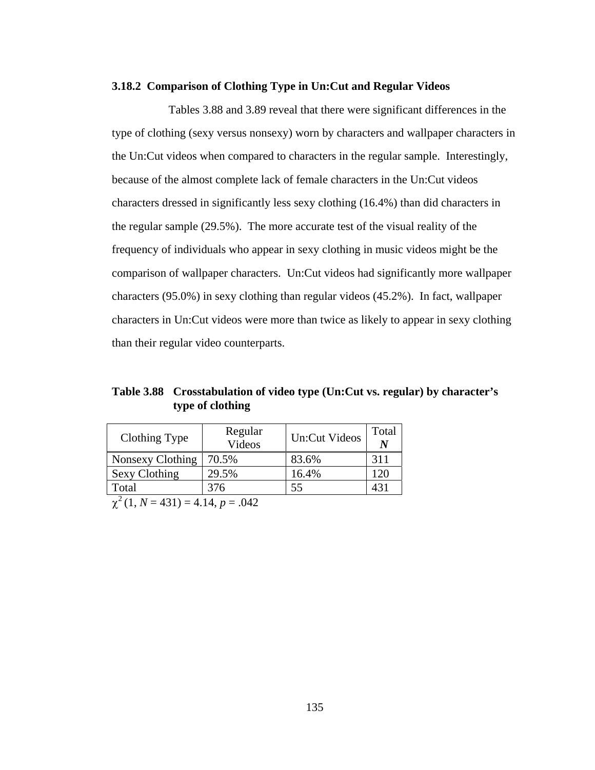### 3.18.2 Comparison of Clothing Type in Un:Cut and Regular Videos

Tables 3.88 and 3.89 reveal that there were significant differences in the type of clothing (sexy versus nonsexy) worn by characters and wallpaper characters in the Un:Cut videos when compared to characters in the regular sample. Interestingly, because of the almost complete lack of female characters in the Un:Cut videos characters dressed in significantly less sexy clothing (16.4%) than did characters in the regular sample (29.5%). The more accurate test of the visual reality of the frequency of individuals who appear in sexy clothing in music videos might be the comparison of wallpaper characters. Un:Cut videos had significantly more wallpaper characters (95.0%) in sexy clothing than regular videos (45.2%). In fact, wallpaper characters in Un:Cut videos were more than twice as likely to appear in sexy clothing than their regular video counterparts.

**Table 3.88 Crosstabulation of video type (Un:Cut vs. regular) by character's type of clothing**

| Clothing Type | Regular Videos | Un:Cut Videos | Total ***N*** |
|---|---|---|---|
| Nonsexy Clothing | 70.5% | 83.6% | 311 |
| Sexy Clothing | 29.5% | 16.4% | 120 |
| Total | 376 | 55 | 431 |

$\chi^2$ (1, $N$ = 431) = 4.14, $p$ = .042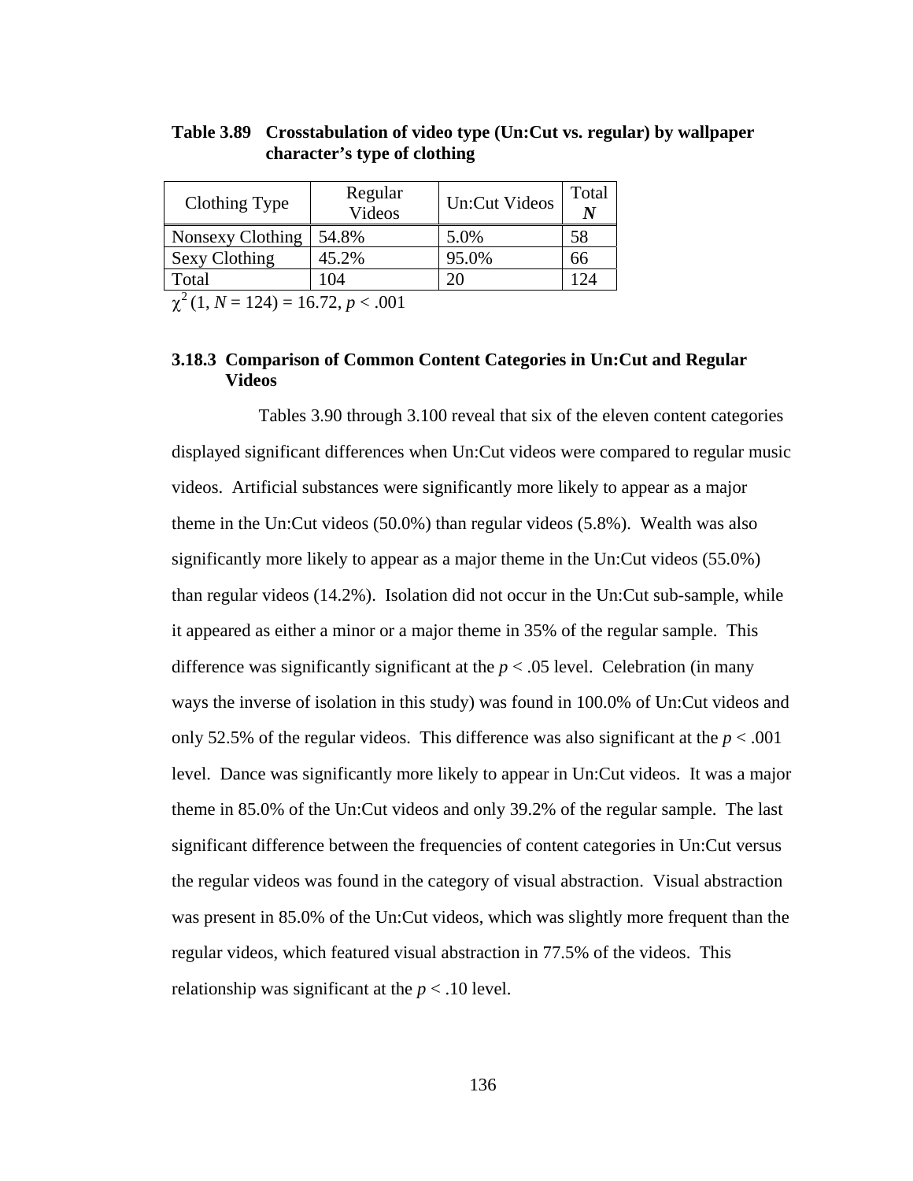**Table 3.89 Crosstabulation of video type (Un:Cut vs. regular) by wallpaper character's type of clothing**

| Clothing Type | Regular Videos | Un:Cut Videos | Total ***N*** |
|---|---|---|---|
| Nonsexy Clothing | 54.8% | 5.0% | 58 |
| Sexy Clothing | 45.2% | 95.0% | 66 |
| Total | 104 | 20 | 124 |

$\chi^2$ (1, $N$ = 124) = 16.72, $p < .001$

### 3.18.3 Comparison of Common Content Categories in Un:Cut and Regular Videos

Tables 3.90 through 3.100 reveal that six of the eleven content categories displayed significant differences when Un:Cut videos were compared to regular music videos. Artificial substances were significantly more likely to appear as a major theme in the Un:Cut videos (50.0%) than regular videos (5.8%). Wealth was also significantly more likely to appear as a major theme in the Un:Cut videos (55.0%) than regular videos (14.2%). Isolation did not occur in the Un:Cut sub-sample, while it appeared as either a minor or a major theme in 35% of the regular sample. This difference was significantly significant at the $p < .05$ level. Celebration (in many ways the inverse of isolation in this study) was found in 100.0% of Un:Cut videos and only 52.5% of the regular videos. This difference was also significant at the $p < .001$ level. Dance was significantly more likely to appear in Un:Cut videos. It was a major theme in 85.0% of the Un:Cut videos and only 39.2% of the regular sample. The last significant difference between the frequencies of content categories in Un:Cut versus the regular videos was found in the category of visual abstraction. Visual abstraction was present in 85.0% of the Un:Cut videos, which was slightly more frequent than the regular videos, which featured visual abstraction in 77.5% of the videos. This relationship was significant at the $p < .10$ level.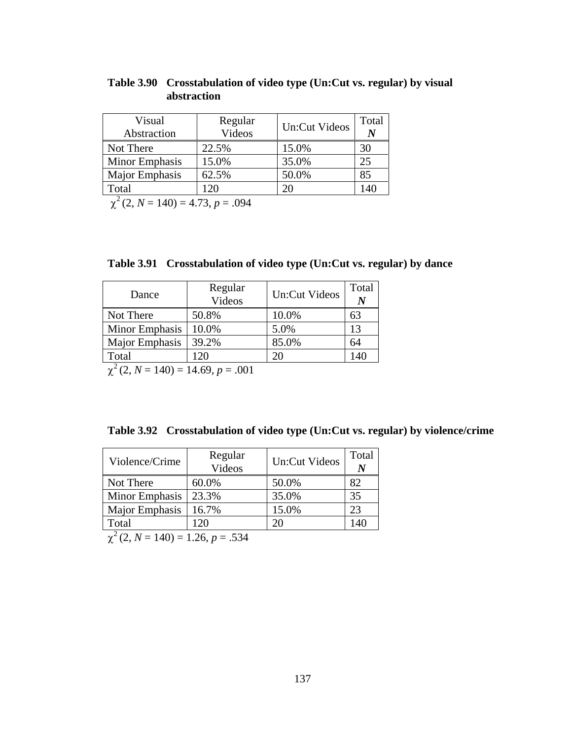**Table 3.90 Crosstabulation of video type (Un:Cut vs. regular) by visual abstraction**

| Visual Abstraction | Regular Videos | Un:Cut Videos | Total ***N*** |
|---|---|---|---|
| Not There | 22.5% | 15.0% | 30 |
| Minor Emphasis | 15.0% | 35.0% | 25 |
| Major Emphasis | 62.5% | 50.0% | 85 |
| Total | 120 | 20 | 140 |

$\chi^2$ (2, $N$ = 140) = 4.73, $p$ = .094

**Table 3.91 Crosstabulation of video type (Un:Cut vs. regular) by dance**

| Dance | Regular Videos | Un:Cut Videos | Total ***N*** |
|---|---|---|---|
| Not There | 50.8% | 10.0% | 63 |
| Minor Emphasis | 10.0% | 5.0% | 13 |
| Major Emphasis | 39.2% | 85.0% | 64 |
| Total | 120 | 20 | 140 |

$\chi^2$ (2, $N$ = 140) = 14.69, $p$ = .001

**Table 3.92 Crosstabulation of video type (Un:Cut vs. regular) by violence/crime**

| Violence/Crime | Regular Videos | Un:Cut Videos | Total ***N*** |
|---|---|---|---|
| Not There | 60.0% | 50.0% | 82 |
| Minor Emphasis | 23.3% | 35.0% | 35 |
| Major Emphasis | 16.7% | 15.0% | 23 |
| Total | 120 | 20 | 140 |

$\chi^2$ (2, $N$ = 140) = 1.26, $p$ = .534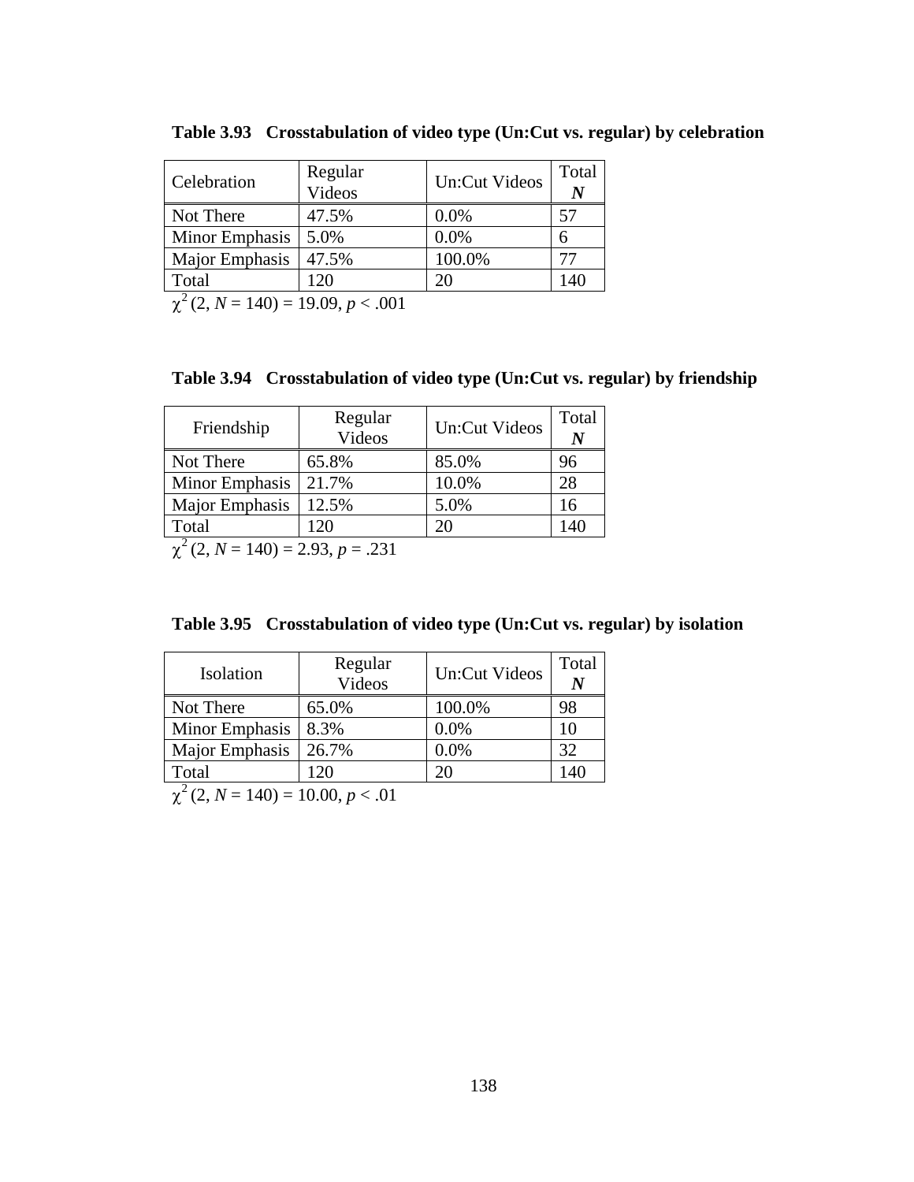**Table 3.93 Crosstabulation of video type (Un:Cut vs. regular) by celebration**

| Celebration | Regular Videos | Un:Cut Videos | Total ***N*** |
|---|---|---|---|
| Not There | 47.5% | 0.0% | 57 |
| Minor Emphasis | 5.0% | 0.0% | 6 |
| Major Emphasis | 47.5% | 100.0% | 77 |
| Total | 120 | 20 | 140 |

$\chi^2$ (2, $N$ = 140) = 19.09, $p$ < .001

**Table 3.94 Crosstabulation of video type (Un:Cut vs. regular) by friendship**

| Friendship | Regular Videos | Un:Cut Videos | Total ***N*** |
|---|---|---|---|
| Not There | 65.8% | 85.0% | 96 |
| Minor Emphasis | 21.7% | 10.0% | 28 |
| Major Emphasis | 12.5% | 5.0% | 16 |
| Total | 120 | 20 | 140 |

$\chi^2$ (2, $N$ = 140) = 2.93, $p$ = .231

**Table 3.95 Crosstabulation of video type (Un:Cut vs. regular) by isolation**

| Isolation | Regular Videos | Un:Cut Videos | Total ***N*** |
|---|---|---|---|
| Not There | 65.0% | 100.0% | 98 |
| Minor Emphasis | 8.3% | 0.0% | 10 |
| Major Emphasis | 26.7% | 0.0% | 32 |
| Total | 120 | 20 | 140 |

$\chi^2$ (2, $N$ = 140) = 10.00, $p$ < .01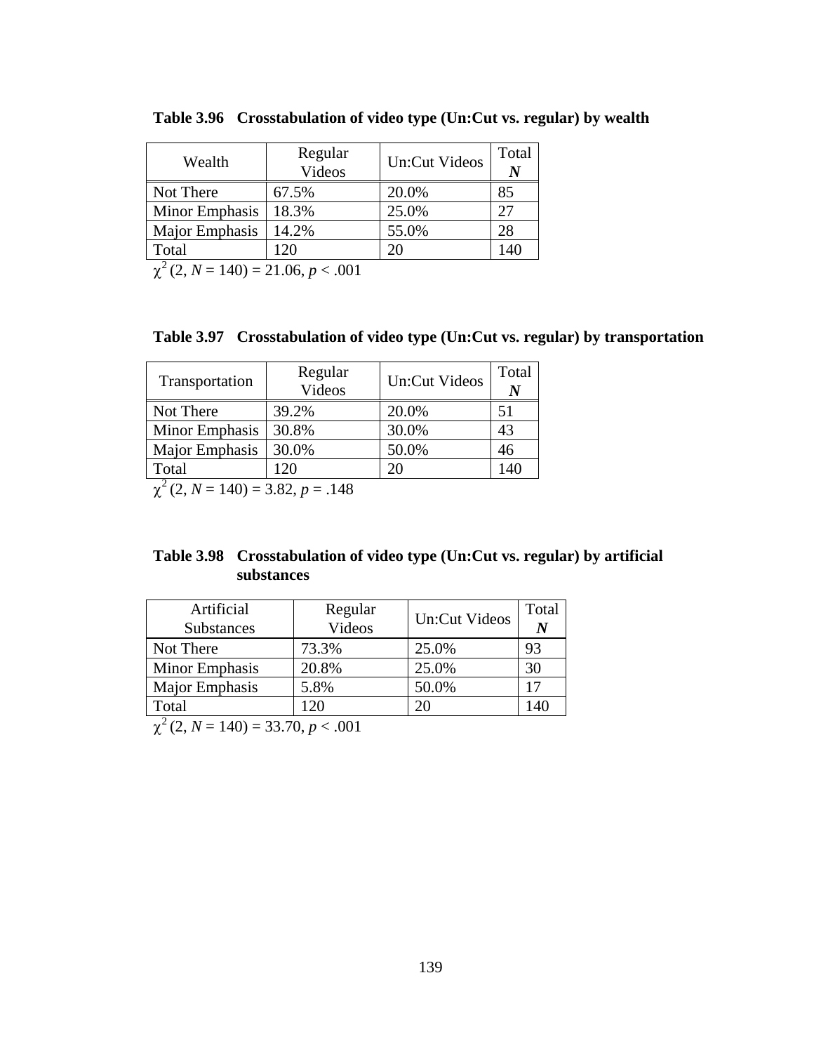**Table 3.96 Crosstabulation of video type (Un:Cut vs. regular) by wealth**

| Wealth | Regular Videos | Un:Cut Videos | Total ***N*** |
|---|---|---|---|
| Not There | 67.5% | 20.0% | 85 |
| Minor Emphasis | 18.3% | 25.0% | 27 |
| Major Emphasis | 14.2% | 55.0% | 28 |
| Total | 120 | 20 | 140 |

$\chi^2$ (2, $N$ = 140) = 21.06, $p$ < .001

**Table 3.97 Crosstabulation of video type (Un:Cut vs. regular) by transportation**

| Transportation | Regular Videos | Un:Cut Videos | Total ***N*** |
|---|---|---|---|
| Not There | 39.2% | 20.0% | 51 |
| Minor Emphasis | 30.8% | 30.0% | 43 |
| Major Emphasis | 30.0% | 50.0% | 46 |
| Total | 120 | 20 | 140 |

$\chi^2$ (2, $N$ = 140) = 3.82, $p$ = .148

**Table 3.98 Crosstabulation of video type (Un:Cut vs. regular) by artificial substances**

| Artificial Substances | Regular Videos | Un:Cut Videos | Total ***N*** |
|---|---|---|---|
| Not There | 73.3% | 25.0% | 93 |
| Minor Emphasis | 20.8% | 25.0% | 30 |
| Major Emphasis | 5.8% | 50.0% | 17 |
| Total | 120 | 20 | 140 |

$\chi^2$ (2, $N$ = 140) = 33.70, $p$ < .001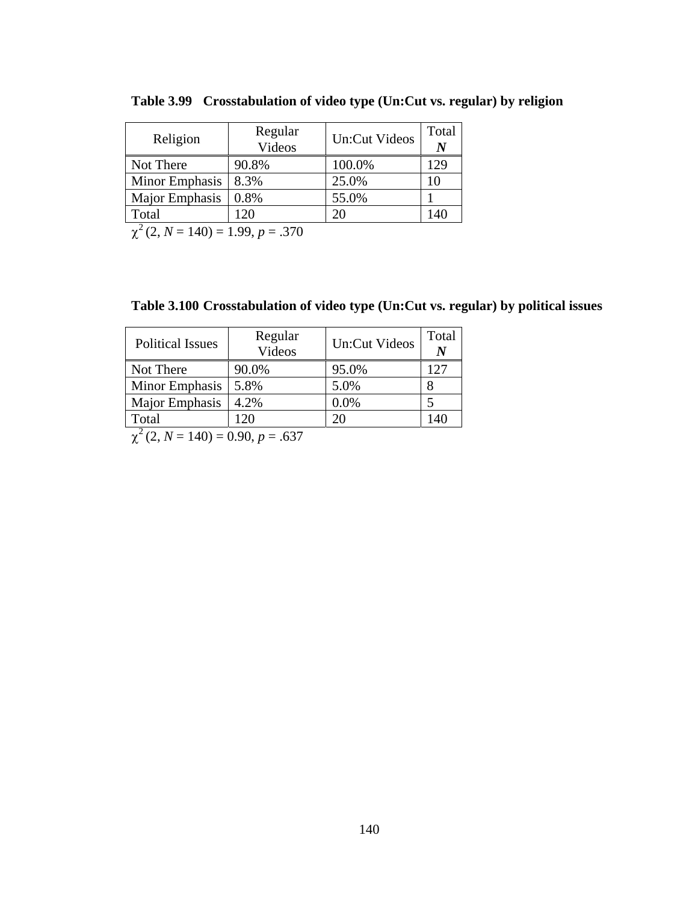**Table 3.99 Crosstabulation of video type (Un:Cut vs. regular) by religion**

| Religion | Regular Videos | Un:Cut Videos | Total ***N*** |
|---|---|---|---|
| Not There | 90.8% | 100.0% | 129 |
| Minor Emphasis | 8.3% | 25.0% | 10 |
| Major Emphasis | 0.8% | 55.0% | 1 |
| Total | 120 | 20 | 140 |

$\chi^2$ (2, $N$ = 140) = 1.99, $p$ = .370

**Table 3.100 Crosstabulation of video type (Un:Cut vs. regular) by political issues**

| Political Issues | Regular Videos | Un:Cut Videos | Total ***N*** |
|---|---|---|---|
| Not There | 90.0% | 95.0% | 127 |
| Minor Emphasis | 5.8% | 5.0% | 8 |
| Major Emphasis | 4.2% | 0.0% | 5 |
| Total | 120 | 20 | 140 |

$\chi^2$ (2, $N$ = 140) = 0.90, $p$ = .637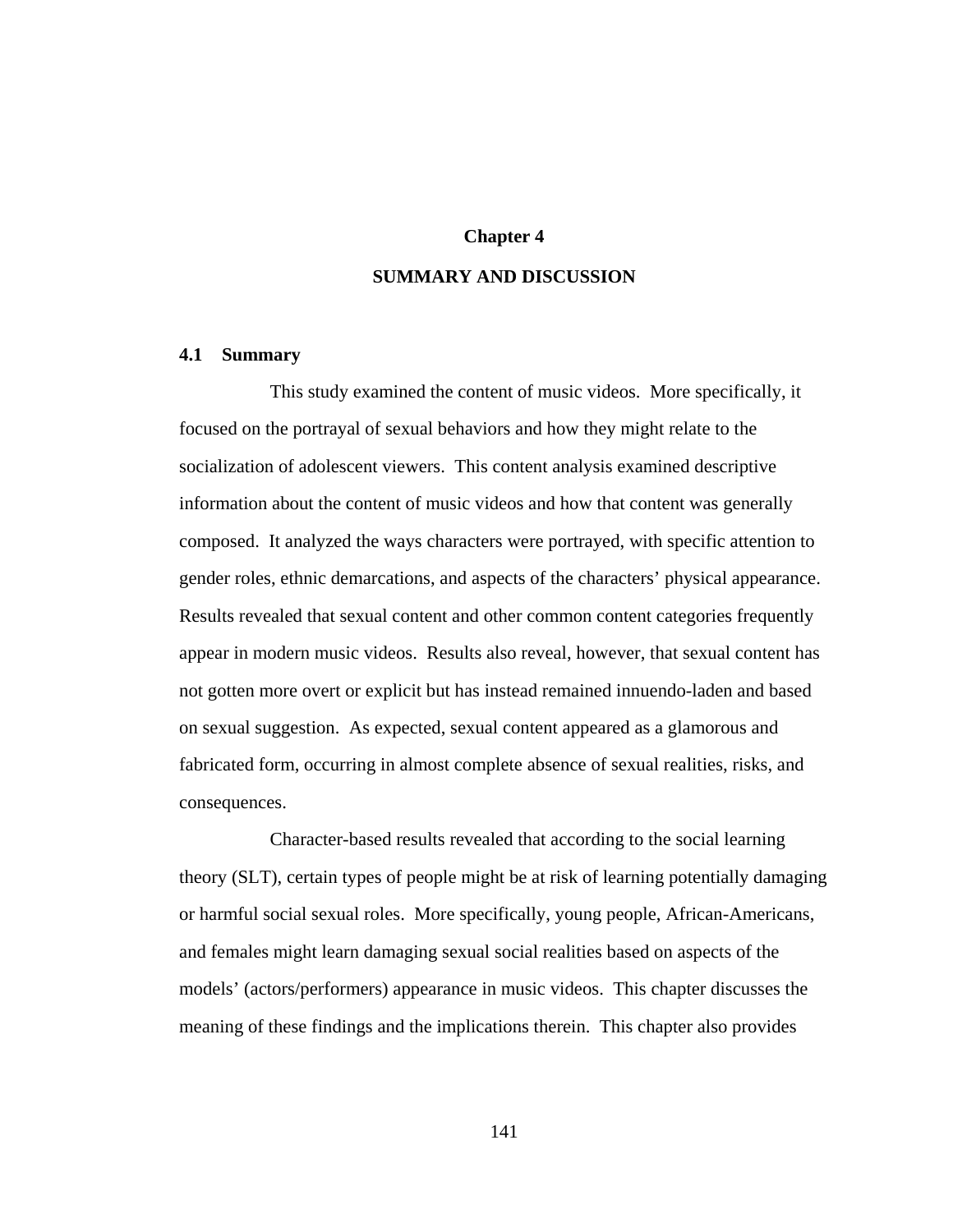# Chapter 4

# SUMMARY AND DISCUSSION

## 4.1 Summary

This study examined the content of music videos. More specifically, it focused on the portrayal of sexual behaviors and how they might relate to the socialization of adolescent viewers. This content analysis examined descriptive information about the content of music videos and how that content was generally composed. It analyzed the ways characters were portrayed, with specific attention to gender roles, ethnic demarcations, and aspects of the characters' physical appearance. Results revealed that sexual content and other common content categories frequently appear in modern music videos. Results also reveal, however, that sexual content has not gotten more overt or explicit but has instead remained innuendo-laden and based on sexual suggestion. As expected, sexual content appeared as a glamorous and fabricated form, occurring in almost complete absence of sexual realities, risks, and consequences.

Character-based results revealed that according to the social learning theory (SLT), certain types of people might be at risk of learning potentially damaging or harmful social sexual roles. More specifically, young people, African-Americans, and females might learn damaging sexual social realities based on aspects of the models' (actors/performers) appearance in music videos. This chapter discusses the meaning of these findings and the implications therein. This chapter also provides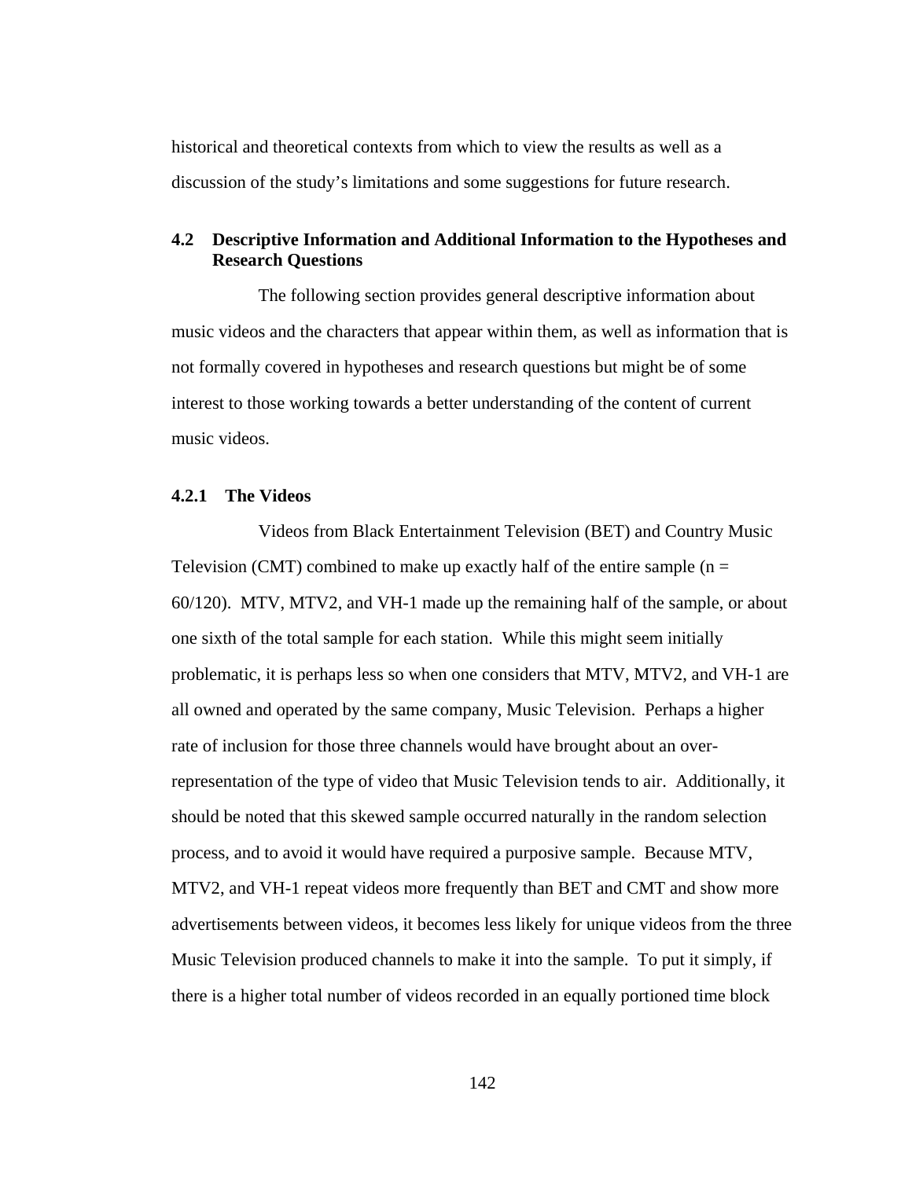historical and theoretical contexts from which to view the results as well as a discussion of the study's limitations and some suggestions for future research.

## 4.2 Descriptive Information and Additional Information to the Hypotheses and Research Questions

The following section provides general descriptive information about music videos and the characters that appear within them, as well as information that is not formally covered in hypotheses and research questions but might be of some interest to those working towards a better understanding of the content of current music videos.

### 4.2.1 The Videos

Videos from Black Entertainment Television (BET) and Country Music Television (CMT) combined to make up exactly half of the entire sample (n = 60/120). MTV, MTV2, and VH-1 made up the remaining half of the sample, or about one sixth of the total sample for each station. While this might seem initially problematic, it is perhaps less so when one considers that MTV, MTV2, and VH-1 are all owned and operated by the same company, Music Television. Perhaps a higher rate of inclusion for those three channels would have brought about an over-representation of the type of video that Music Television tends to air. Additionally, it should be noted that this skewed sample occurred naturally in the random selection process, and to avoid it would have required a purposive sample. Because MTV, MTV2, and VH-1 repeat videos more frequently than BET and CMT and show more advertisements between videos, it becomes less likely for unique videos from the three Music Television produced channels to make it into the sample. To put it simply, if there is a higher total number of videos recorded in an equally portioned time block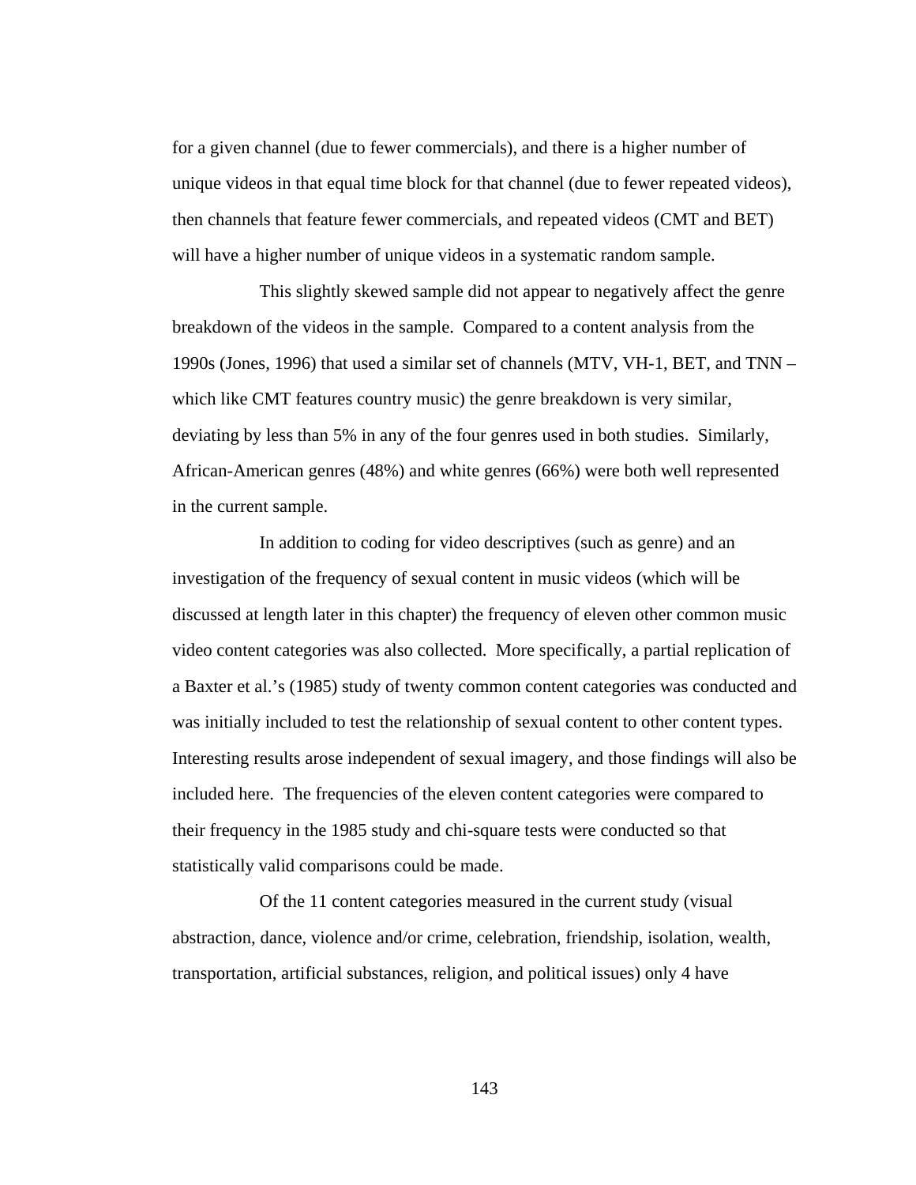for a given channel (due to fewer commercials), and there is a higher number of unique videos in that equal time block for that channel (due to fewer repeated videos), then channels that feature fewer commercials, and repeated videos (CMT and BET) will have a higher number of unique videos in a systematic random sample.

This slightly skewed sample did not appear to negatively affect the genre breakdown of the videos in the sample. Compared to a content analysis from the 1990s (Jones, 1996) that used a similar set of channels (MTV, VH-1, BET, and TNN – which like CMT features country music) the genre breakdown is very similar, deviating by less than 5% in any of the four genres used in both studies. Similarly, African-American genres (48%) and white genres (66%) were both well represented in the current sample.

In addition to coding for video descriptives (such as genre) and an investigation of the frequency of sexual content in music videos (which will be discussed at length later in this chapter) the frequency of eleven other common music video content categories was also collected. More specifically, a partial replication of a Baxter et al.'s (1985) study of twenty common content categories was conducted and was initially included to test the relationship of sexual content to other content types. Interesting results arose independent of sexual imagery, and those findings will also be included here. The frequencies of the eleven content categories were compared to their frequency in the 1985 study and chi-square tests were conducted so that statistically valid comparisons could be made.

Of the 11 content categories measured in the current study (visual abstraction, dance, violence and/or crime, celebration, friendship, isolation, wealth, transportation, artificial substances, religion, and political issues) only 4 have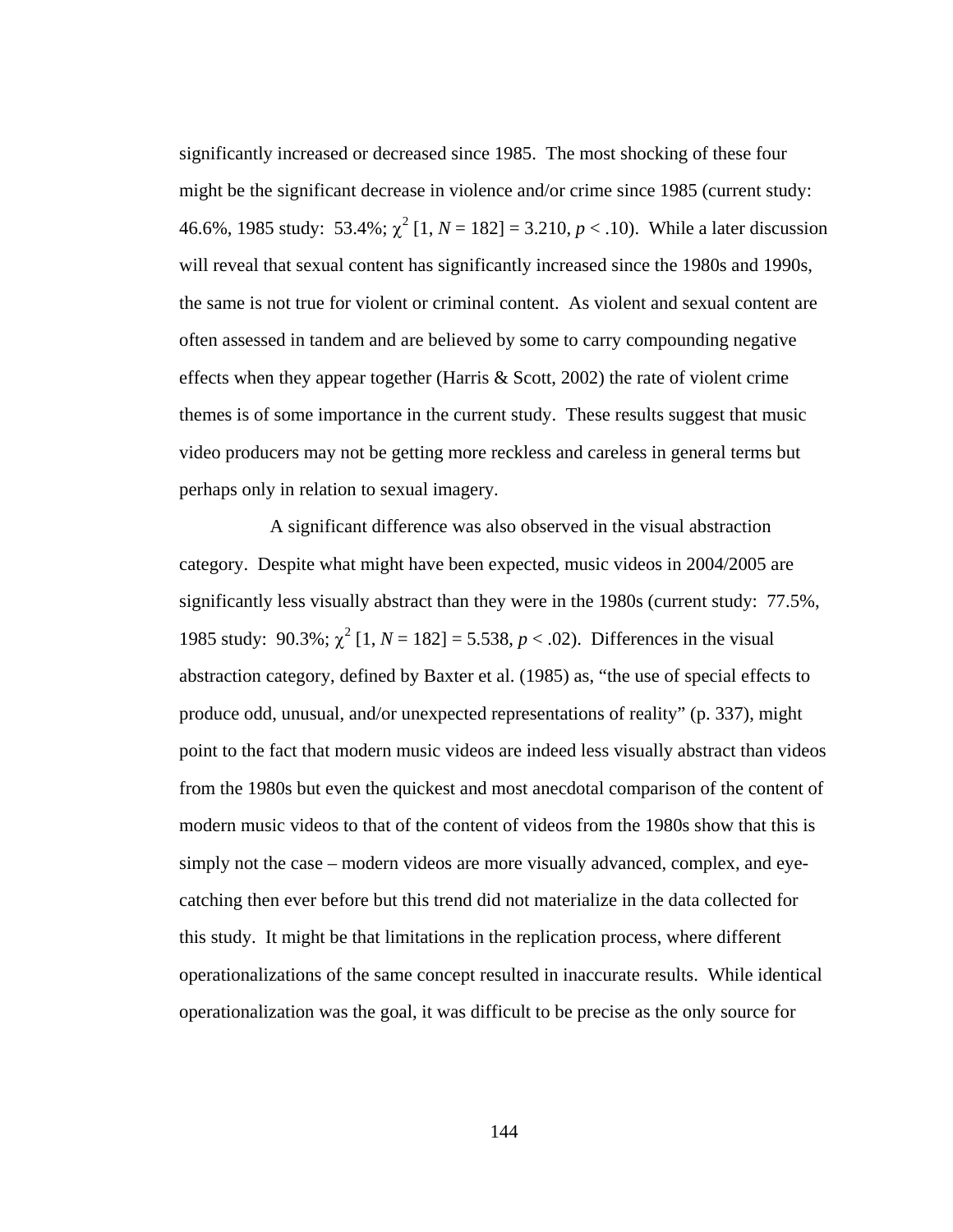significantly increased or decreased since 1985. The most shocking of these four might be the significant decrease in violence and/or crime since 1985 (current study: 46.6%, 1985 study: 53.4%; $\chi^2$ [1, $N$ = 182] = 3.210, $p < .10$). While a later discussion will reveal that sexual content has significantly increased since the 1980s and 1990s, the same is not true for violent or criminal content. As violent and sexual content are often assessed in tandem and are believed by some to carry compounding negative effects when they appear together (Harris & Scott, 2002) the rate of violent crime themes is of some importance in the current study. These results suggest that music video producers may not be getting more reckless and careless in general terms but perhaps only in relation to sexual imagery.

A significant difference was also observed in the visual abstraction category. Despite what might have been expected, music videos in 2004/2005 are significantly less visually abstract than they were in the 1980s (current study: 77.5%, 1985 study: 90.3%; $\chi^2$ [1, $N$ = 182] = 5.538, $p < .02$). Differences in the visual abstraction category, defined by Baxter et al. (1985) as, "the use of special effects to produce odd, unusual, and/or unexpected representations of reality" (p. 337), might point to the fact that modern music videos are indeed less visually abstract than videos from the 1980s but even the quickest and most anecdotal comparison of the content of modern music videos to that of the content of videos from the 1980s show that this is simply not the case – modern videos are more visually advanced, complex, and eye-catching then ever before but this trend did not materialize in the data collected for this study. It might be that limitations in the replication process, where different operationalizations of the same concept resulted in inaccurate results. While identical operationalization was the goal, it was difficult to be precise as the only source for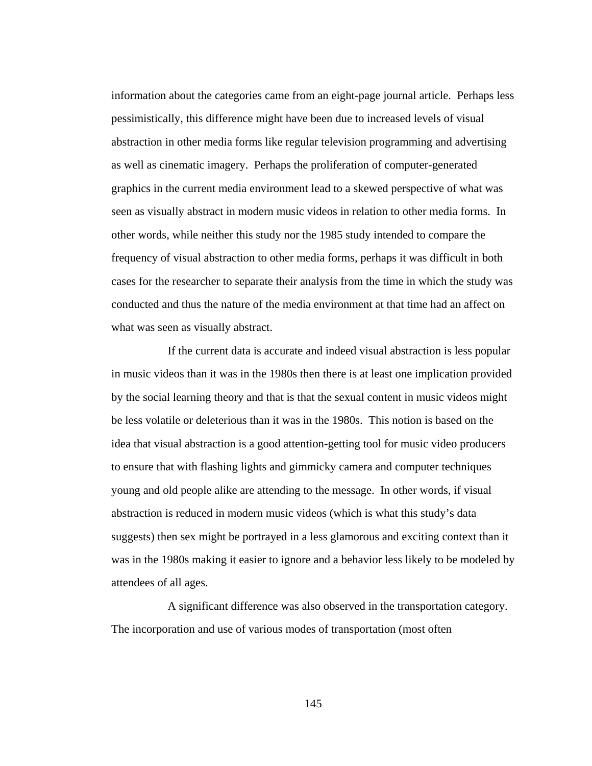information about the categories came from an eight-page journal article. Perhaps less pessimistically, this difference might have been due to increased levels of visual abstraction in other media forms like regular television programming and advertising as well as cinematic imagery. Perhaps the proliferation of computer-generated graphics in the current media environment lead to a skewed perspective of what was seen as visually abstract in modern music videos in relation to other media forms. In other words, while neither this study nor the 1985 study intended to compare the frequency of visual abstraction to other media forms, perhaps it was difficult in both cases for the researcher to separate their analysis from the time in which the study was conducted and thus the nature of the media environment at that time had an affect on what was seen as visually abstract.

If the current data is accurate and indeed visual abstraction is less popular in music videos than it was in the 1980s then there is at least one implication provided by the social learning theory and that is that the sexual content in music videos might be less volatile or deleterious than it was in the 1980s. This notion is based on the idea that visual abstraction is a good attention-getting tool for music video producers to ensure that with flashing lights and gimmicky camera and computer techniques young and old people alike are attending to the message. In other words, if visual abstraction is reduced in modern music videos (which is what this study's data suggests) then sex might be portrayed in a less glamorous and exciting context than it was in the 1980s making it easier to ignore and a behavior less likely to be modeled by attendees of all ages.

A significant difference was also observed in the transportation category. The incorporation and use of various modes of transportation (most often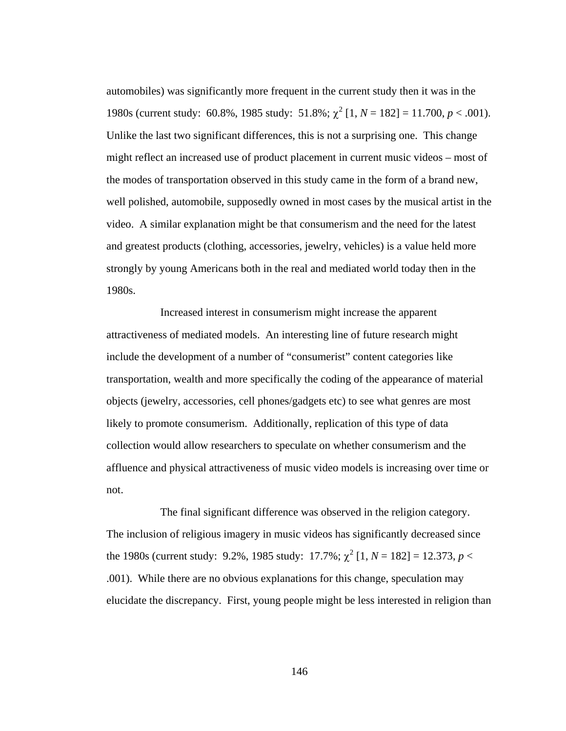automobiles) was significantly more frequent in the current study then it was in the 1980s (current study: 60.8%, 1985 study: 51.8%; $\chi^2$ [1, $N$ = 182] = 11.700, $p$ < .001). Unlike the last two significant differences, this is not a surprising one. This change might reflect an increased use of product placement in current music videos – most of the modes of transportation observed in this study came in the form of a brand new, well polished, automobile, supposedly owned in most cases by the musical artist in the video. A similar explanation might be that consumerism and the need for the latest and greatest products (clothing, accessories, jewelry, vehicles) is a value held more strongly by young Americans both in the real and mediated world today then in the 1980s.

Increased interest in consumerism might increase the apparent attractiveness of mediated models. An interesting line of future research might include the development of a number of "consumerist" content categories like transportation, wealth and more specifically the coding of the appearance of material objects (jewelry, accessories, cell phones/gadgets etc) to see what genres are most likely to promote consumerism. Additionally, replication of this type of data collection would allow researchers to speculate on whether consumerism and the affluence and physical attractiveness of music video models is increasing over time or not.

The final significant difference was observed in the religion category. The inclusion of religious imagery in music videos has significantly decreased since the 1980s (current study: 9.2%, 1985 study: 17.7%; $\chi^2$ [1, $N$ = 182] = 12.373, $p$ < .001). While there are no obvious explanations for this change, speculation may elucidate the discrepancy. First, young people might be less interested in religion than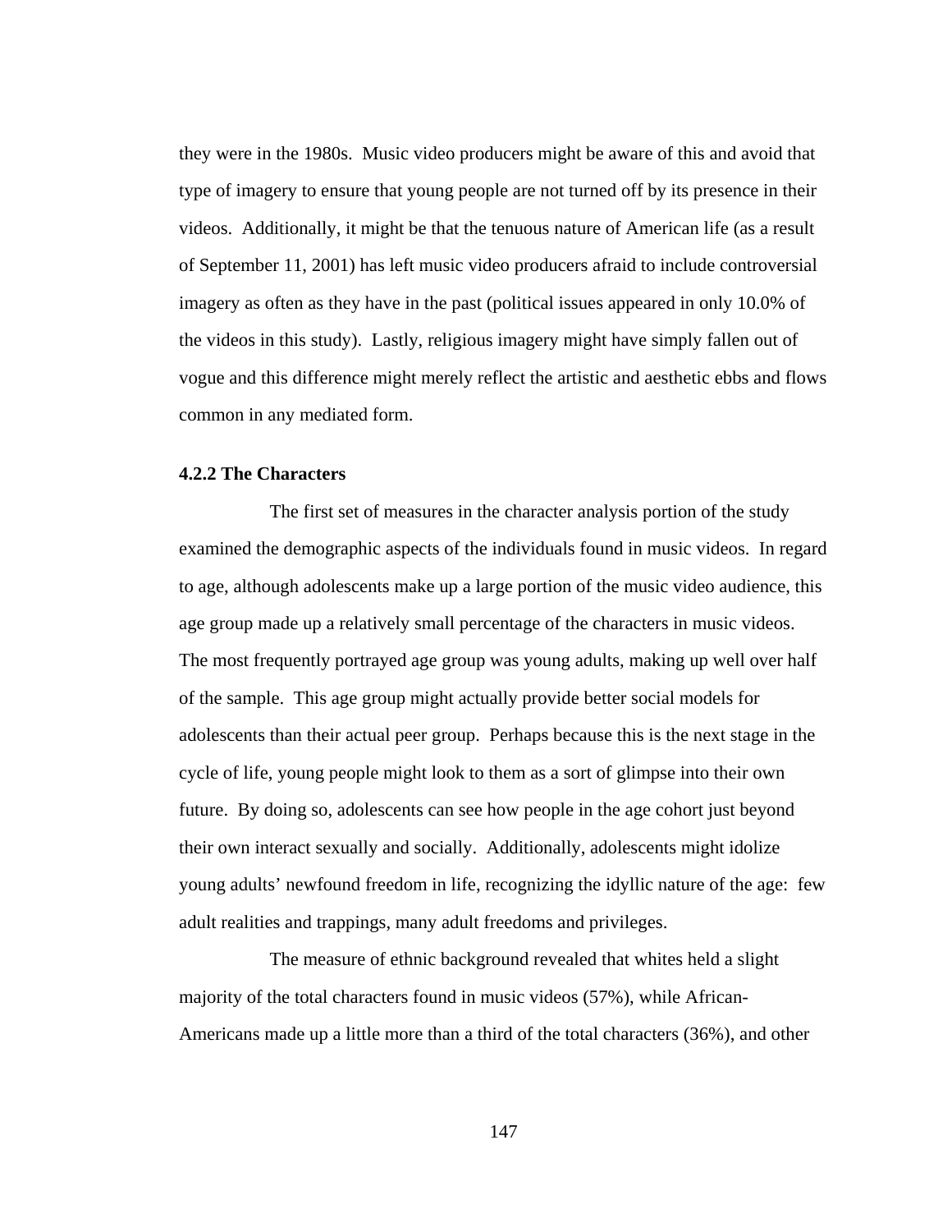they were in the 1980s. Music video producers might be aware of this and avoid that type of imagery to ensure that young people are not turned off by its presence in their videos. Additionally, it might be that the tenuous nature of American life (as a result of September 11, 2001) has left music video producers afraid to include controversial imagery as often as they have in the past (political issues appeared in only 10.0% of the videos in this study). Lastly, religious imagery might have simply fallen out of vogue and this difference might merely reflect the artistic and aesthetic ebbs and flows common in any mediated form.

### 4.2.2 The Characters

The first set of measures in the character analysis portion of the study examined the demographic aspects of the individuals found in music videos. In regard to age, although adolescents make up a large portion of the music video audience, this age group made up a relatively small percentage of the characters in music videos. The most frequently portrayed age group was young adults, making up well over half of the sample. This age group might actually provide better social models for adolescents than their actual peer group. Perhaps because this is the next stage in the cycle of life, young people might look to them as a sort of glimpse into their own future. By doing so, adolescents can see how people in the age cohort just beyond their own interact sexually and socially. Additionally, adolescents might idolize young adults' newfound freedom in life, recognizing the idyllic nature of the age: few adult realities and trappings, many adult freedoms and privileges.

The measure of ethnic background revealed that whites held a slight majority of the total characters found in music videos (57%), while African-Americans made up a little more than a third of the total characters (36%), and other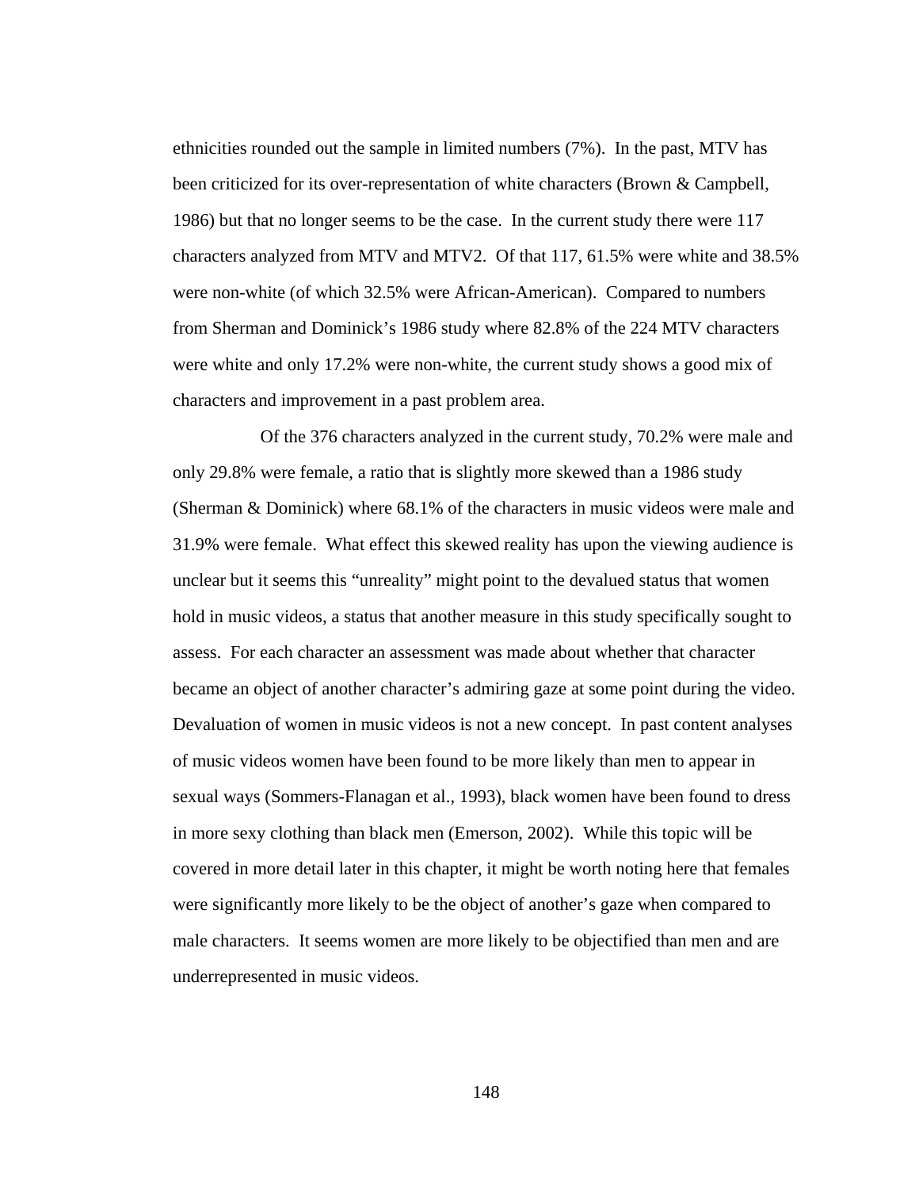ethnicities rounded out the sample in limited numbers (7%). In the past, MTV has been criticized for its over-representation of white characters (Brown & Campbell, 1986) but that no longer seems to be the case. In the current study there were 117 characters analyzed from MTV and MTV2. Of that 117, 61.5% were white and 38.5% were non-white (of which 32.5% were African-American). Compared to numbers from Sherman and Dominick's 1986 study where 82.8% of the 224 MTV characters were white and only 17.2% were non-white, the current study shows a good mix of characters and improvement in a past problem area.

Of the 376 characters analyzed in the current study, 70.2% were male and only 29.8% were female, a ratio that is slightly more skewed than a 1986 study (Sherman & Dominick) where 68.1% of the characters in music videos were male and 31.9% were female. What effect this skewed reality has upon the viewing audience is unclear but it seems this "unreality" might point to the devalued status that women hold in music videos, a status that another measure in this study specifically sought to assess. For each character an assessment was made about whether that character became an object of another character's admiring gaze at some point during the video. Devaluation of women in music videos is not a new concept. In past content analyses of music videos women have been found to be more likely than men to appear in sexual ways (Sommers-Flanagan et al., 1993), black women have been found to dress in more sexy clothing than black men (Emerson, 2002). While this topic will be covered in more detail later in this chapter, it might be worth noting here that females were significantly more likely to be the object of another's gaze when compared to male characters. It seems women are more likely to be objectified than men and are underrepresented in music videos.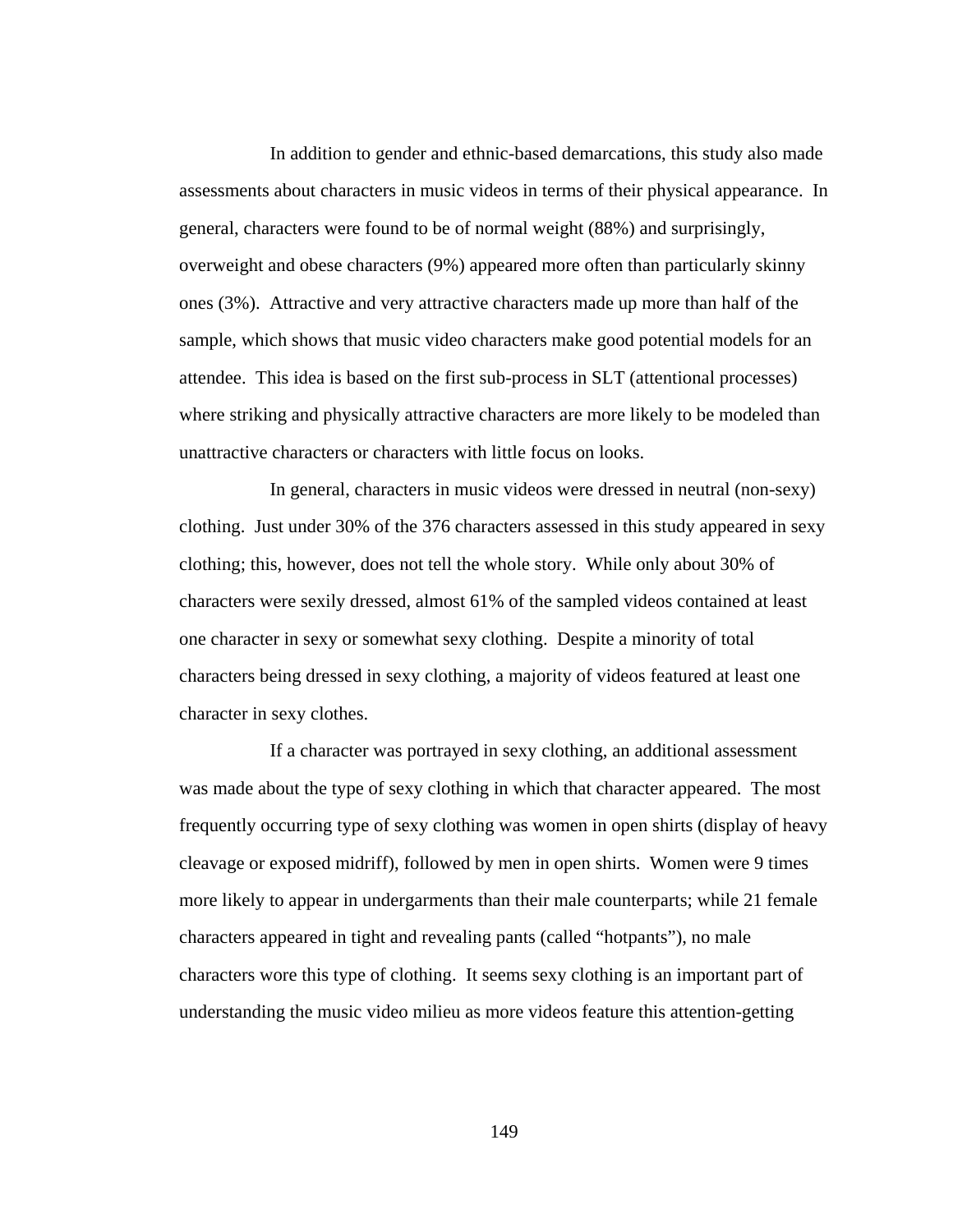In addition to gender and ethnic-based demarcations, this study also made assessments about characters in music videos in terms of their physical appearance. In general, characters were found to be of normal weight (88%) and surprisingly, overweight and obese characters (9%) appeared more often than particularly skinny ones (3%). Attractive and very attractive characters made up more than half of the sample, which shows that music video characters make good potential models for an attendee. This idea is based on the first sub-process in SLT (attentional processes) where striking and physically attractive characters are more likely to be modeled than unattractive characters or characters with little focus on looks.

In general, characters in music videos were dressed in neutral (non-sexy) clothing. Just under 30% of the 376 characters assessed in this study appeared in sexy clothing; this, however, does not tell the whole story. While only about 30% of characters were sexily dressed, almost 61% of the sampled videos contained at least one character in sexy or somewhat sexy clothing. Despite a minority of total characters being dressed in sexy clothing, a majority of videos featured at least one character in sexy clothes.

If a character was portrayed in sexy clothing, an additional assessment was made about the type of sexy clothing in which that character appeared. The most frequently occurring type of sexy clothing was women in open shirts (display of heavy cleavage or exposed midriff), followed by men in open shirts. Women were 9 times more likely to appear in undergarments than their male counterparts; while 21 female characters appeared in tight and revealing pants (called "hotpants"), no male characters wore this type of clothing. It seems sexy clothing is an important part of understanding the music video milieu as more videos feature this attention-getting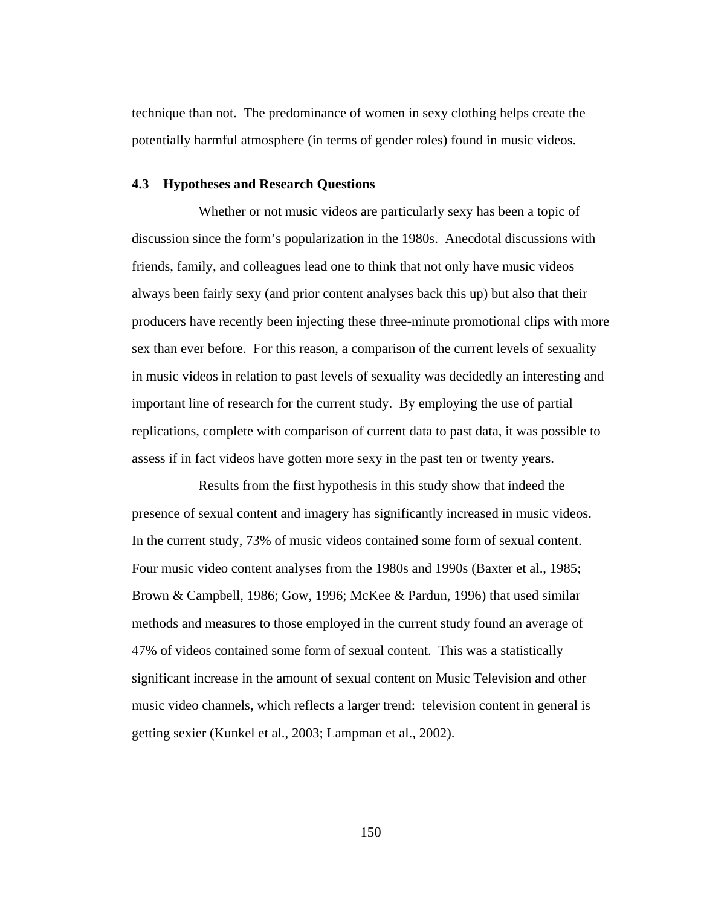technique than not. The predominance of women in sexy clothing helps create the potentially harmful atmosphere (in terms of gender roles) found in music videos.

### 4.3 Hypotheses and Research Questions

Whether or not music videos are particularly sexy has been a topic of discussion since the form's popularization in the 1980s. Anecdotal discussions with friends, family, and colleagues lead one to think that not only have music videos always been fairly sexy (and prior content analyses back this up) but also that their producers have recently been injecting these three-minute promotional clips with more sex than ever before. For this reason, a comparison of the current levels of sexuality in music videos in relation to past levels of sexuality was decidedly an interesting and important line of research for the current study. By employing the use of partial replications, complete with comparison of current data to past data, it was possible to assess if in fact videos have gotten more sexy in the past ten or twenty years.

Results from the first hypothesis in this study show that indeed the presence of sexual content and imagery has significantly increased in music videos. In the current study, 73% of music videos contained some form of sexual content. Four music video content analyses from the 1980s and 1990s (Baxter et al., 1985; Brown & Campbell, 1986; Gow, 1996; McKee & Pardun, 1996) that used similar methods and measures to those employed in the current study found an average of 47% of videos contained some form of sexual content. This was a statistically significant increase in the amount of sexual content on Music Television and other music video channels, which reflects a larger trend: television content in general is getting sexier (Kunkel et al., 2003; Lampman et al., 2002).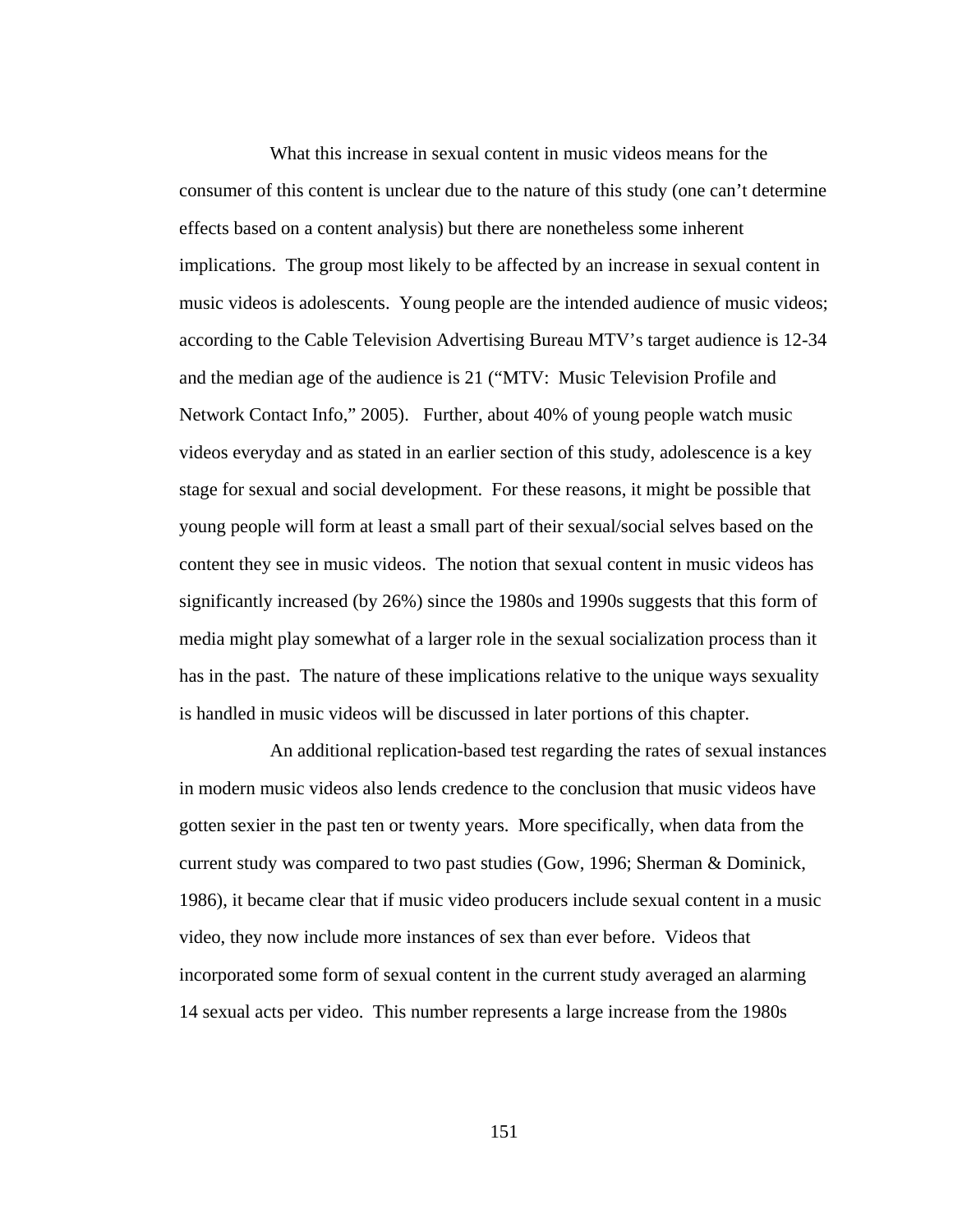What this increase in sexual content in music videos means for the consumer of this content is unclear due to the nature of this study (one can't determine effects based on a content analysis) but there are nonetheless some inherent implications. The group most likely to be affected by an increase in sexual content in music videos is adolescents. Young people are the intended audience of music videos; according to the Cable Television Advertising Bureau MTV's target audience is 12-34 and the median age of the audience is 21 ("MTV: Music Television Profile and Network Contact Info," 2005). Further, about 40% of young people watch music videos everyday and as stated in an earlier section of this study, adolescence is a key stage for sexual and social development. For these reasons, it might be possible that young people will form at least a small part of their sexual/social selves based on the content they see in music videos. The notion that sexual content in music videos has significantly increased (by 26%) since the 1980s and 1990s suggests that this form of media might play somewhat of a larger role in the sexual socialization process than it has in the past. The nature of these implications relative to the unique ways sexuality is handled in music videos will be discussed in later portions of this chapter.

An additional replication-based test regarding the rates of sexual instances in modern music videos also lends credence to the conclusion that music videos have gotten sexier in the past ten or twenty years. More specifically, when data from the current study was compared to two past studies (Gow, 1996; Sherman & Dominick, 1986), it became clear that if music video producers include sexual content in a music video, they now include more instances of sex than ever before. Videos that incorporated some form of sexual content in the current study averaged an alarming 14 sexual acts per video. This number represents a large increase from the 1980s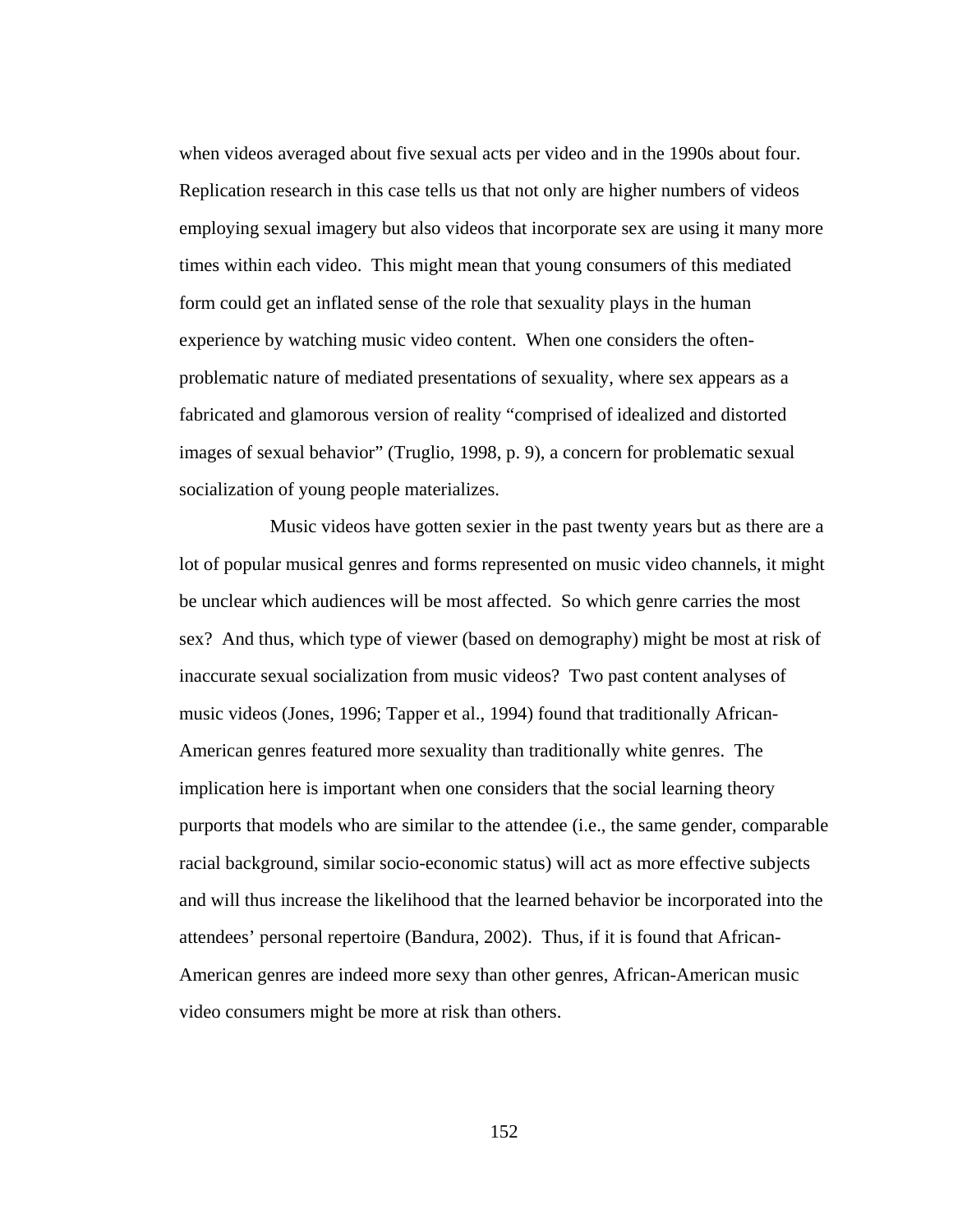when videos averaged about five sexual acts per video and in the 1990s about four. Replication research in this case tells us that not only are higher numbers of videos employing sexual imagery but also videos that incorporate sex are using it many more times within each video. This might mean that young consumers of this mediated form could get an inflated sense of the role that sexuality plays in the human experience by watching music video content. When one considers the often-problematic nature of mediated presentations of sexuality, where sex appears as a fabricated and glamorous version of reality "comprised of idealized and distorted images of sexual behavior" (Truglio, 1998, p. 9), a concern for problematic sexual socialization of young people materializes.

Music videos have gotten sexier in the past twenty years but as there are a lot of popular musical genres and forms represented on music video channels, it might be unclear which audiences will be most affected. So which genre carries the most sex? And thus, which type of viewer (based on demography) might be most at risk of inaccurate sexual socialization from music videos? Two past content analyses of music videos (Jones, 1996; Tapper et al., 1994) found that traditionally African-American genres featured more sexuality than traditionally white genres. The implication here is important when one considers that the social learning theory purports that models who are similar to the attendee (i.e., the same gender, comparable racial background, similar socio-economic status) will act as more effective subjects and will thus increase the likelihood that the learned behavior be incorporated into the attendees' personal repertoire (Bandura, 2002). Thus, if it is found that African-American genres are indeed more sexy than other genres, African-American music video consumers might be more at risk than others.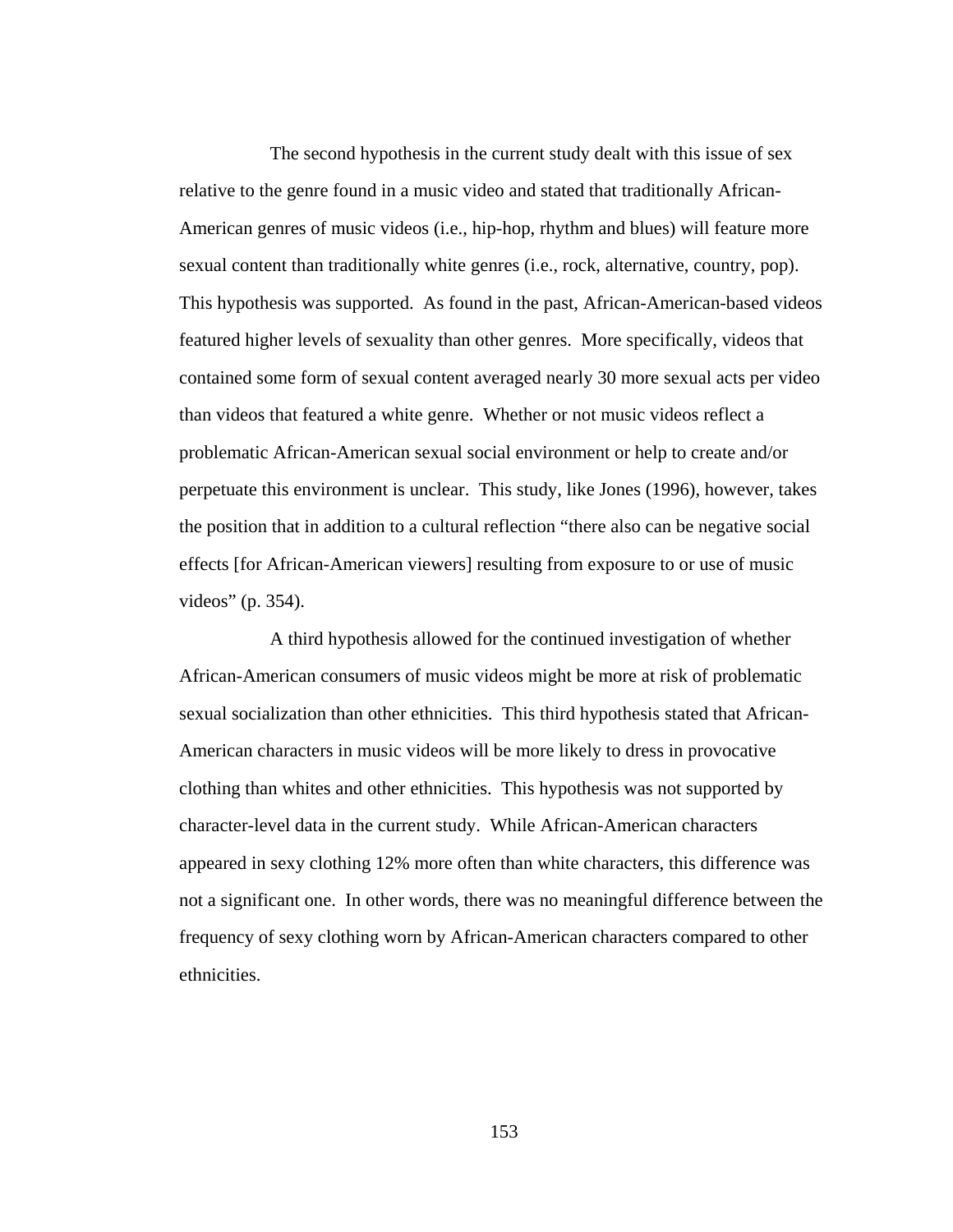The second hypothesis in the current study dealt with this issue of sex relative to the genre found in a music video and stated that traditionally African-American genres of music videos (i.e., hip-hop, rhythm and blues) will feature more sexual content than traditionally white genres (i.e., rock, alternative, country, pop). This hypothesis was supported. As found in the past, African-American-based videos featured higher levels of sexuality than other genres. More specifically, videos that contained some form of sexual content averaged nearly 30 more sexual acts per video than videos that featured a white genre. Whether or not music videos reflect a problematic African-American sexual social environment or help to create and/or perpetuate this environment is unclear. This study, like Jones (1996), however, takes the position that in addition to a cultural reflection "there also can be negative social effects [for African-American viewers] resulting from exposure to or use of music videos" (p. 354).

A third hypothesis allowed for the continued investigation of whether African-American consumers of music videos might be more at risk of problematic sexual socialization than other ethnicities. This third hypothesis stated that African-American characters in music videos will be more likely to dress in provocative clothing than whites and other ethnicities. This hypothesis was not supported by character-level data in the current study. While African-American characters appeared in sexy clothing 12% more often than white characters, this difference was not a significant one. In other words, there was no meaningful difference between the frequency of sexy clothing worn by African-American characters compared to other ethnicities.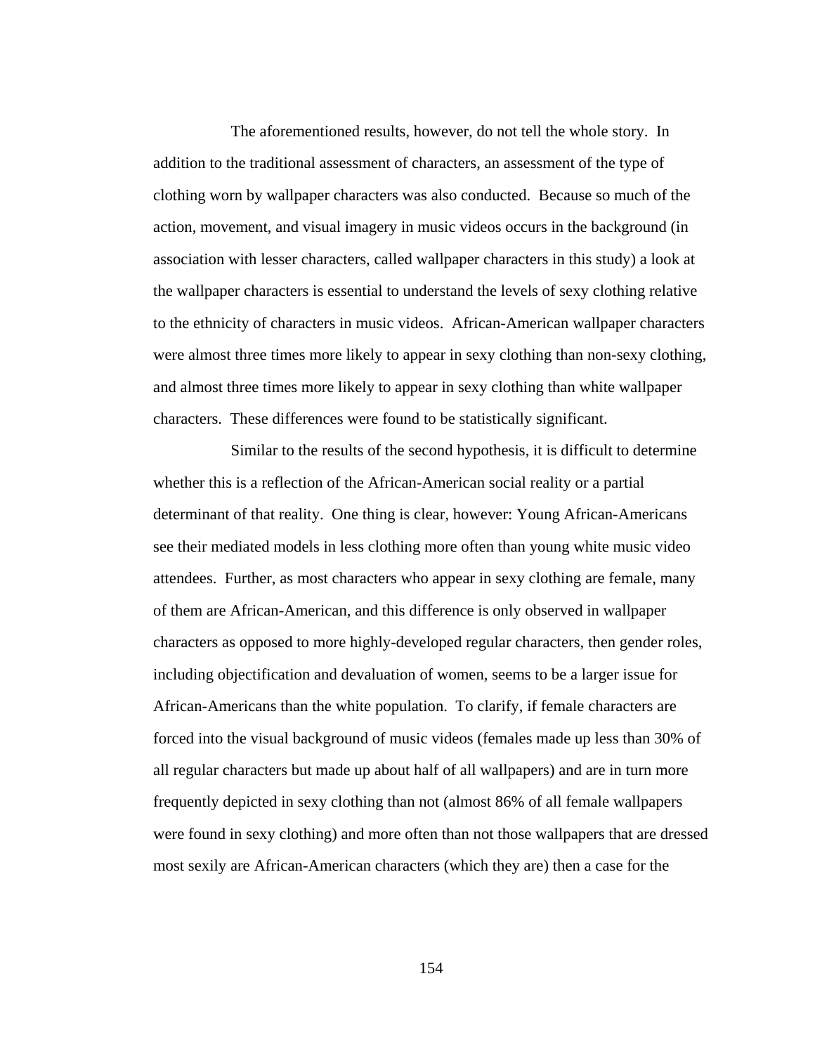The aforementioned results, however, do not tell the whole story. In addition to the traditional assessment of characters, an assessment of the type of clothing worn by wallpaper characters was also conducted. Because so much of the action, movement, and visual imagery in music videos occurs in the background (in association with lesser characters, called wallpaper characters in this study) a look at the wallpaper characters is essential to understand the levels of sexy clothing relative to the ethnicity of characters in music videos. African-American wallpaper characters were almost three times more likely to appear in sexy clothing than non-sexy clothing, and almost three times more likely to appear in sexy clothing than white wallpaper characters. These differences were found to be statistically significant.

Similar to the results of the second hypothesis, it is difficult to determine whether this is a reflection of the African-American social reality or a partial determinant of that reality. One thing is clear, however: Young African-Americans see their mediated models in less clothing more often than young white music video attendees. Further, as most characters who appear in sexy clothing are female, many of them are African-American, and this difference is only observed in wallpaper characters as opposed to more highly-developed regular characters, then gender roles, including objectification and devaluation of women, seems to be a larger issue for African-Americans than the white population. To clarify, if female characters are forced into the visual background of music videos (females made up less than 30% of all regular characters but made up about half of all wallpapers) and are in turn more frequently depicted in sexy clothing than not (almost 86% of all female wallpapers were found in sexy clothing) and more often than not those wallpapers that are dressed most sexily are African-American characters (which they are) then a case for the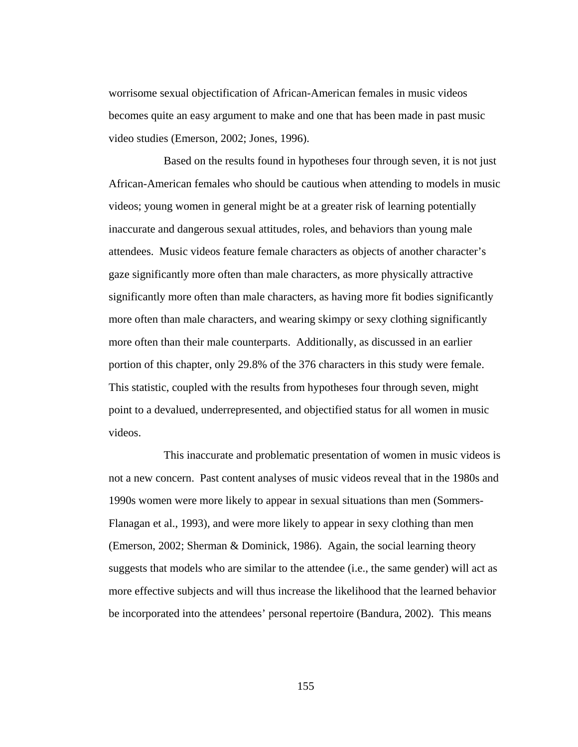worrisome sexual objectification of African-American females in music videos becomes quite an easy argument to make and one that has been made in past music video studies (Emerson, 2002; Jones, 1996).

Based on the results found in hypotheses four through seven, it is not just African-American females who should be cautious when attending to models in music videos; young women in general might be at a greater risk of learning potentially inaccurate and dangerous sexual attitudes, roles, and behaviors than young male attendees. Music videos feature female characters as objects of another character's gaze significantly more often than male characters, as more physically attractive significantly more often than male characters, as having more fit bodies significantly more often than male characters, and wearing skimpy or sexy clothing significantly more often than their male counterparts. Additionally, as discussed in an earlier portion of this chapter, only 29.8% of the 376 characters in this study were female. This statistic, coupled with the results from hypotheses four through seven, might point to a devalued, underrepresented, and objectified status for all women in music videos.

This inaccurate and problematic presentation of women in music videos is not a new concern. Past content analyses of music videos reveal that in the 1980s and 1990s women were more likely to appear in sexual situations than men (Sommers-Flanagan et al., 1993), and were more likely to appear in sexy clothing than men (Emerson, 2002; Sherman & Dominick, 1986). Again, the social learning theory suggests that models who are similar to the attendee (i.e., the same gender) will act as more effective subjects and will thus increase the likelihood that the learned behavior be incorporated into the attendees' personal repertoire (Bandura, 2002). This means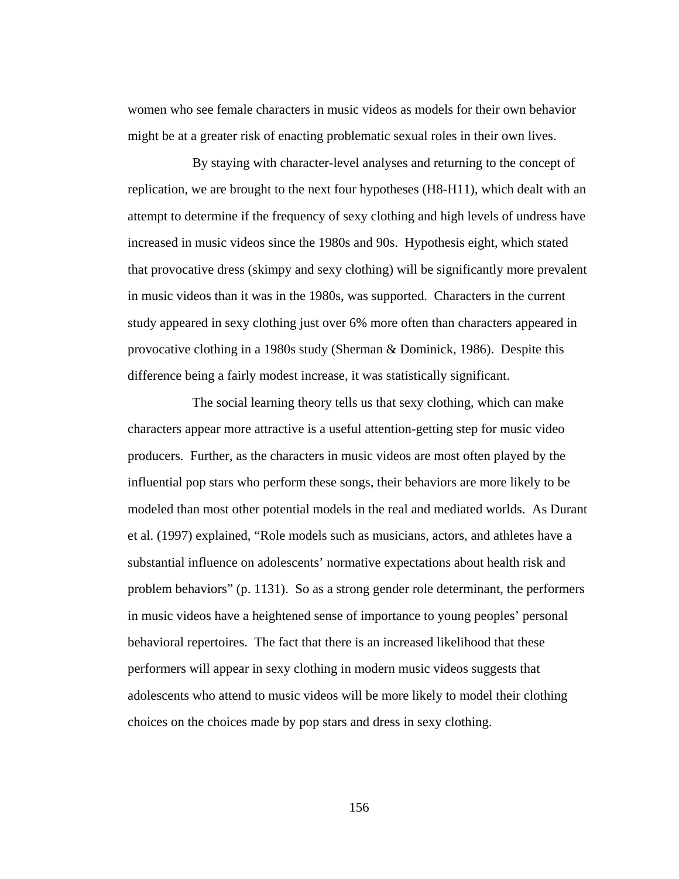women who see female characters in music videos as models for their own behavior might be at a greater risk of enacting problematic sexual roles in their own lives.

By staying with character-level analyses and returning to the concept of replication, we are brought to the next four hypotheses (H8-H11), which dealt with an attempt to determine if the frequency of sexy clothing and high levels of undress have increased in music videos since the 1980s and 90s. Hypothesis eight, which stated that provocative dress (skimpy and sexy clothing) will be significantly more prevalent in music videos than it was in the 1980s, was supported. Characters in the current study appeared in sexy clothing just over 6% more often than characters appeared in provocative clothing in a 1980s study (Sherman & Dominick, 1986). Despite this difference being a fairly modest increase, it was statistically significant.

The social learning theory tells us that sexy clothing, which can make characters appear more attractive is a useful attention-getting step for music video producers. Further, as the characters in music videos are most often played by the influential pop stars who perform these songs, their behaviors are more likely to be modeled than most other potential models in the real and mediated worlds. As Durant et al. (1997) explained, "Role models such as musicians, actors, and athletes have a substantial influence on adolescents' normative expectations about health risk and problem behaviors" (p. 1131). So as a strong gender role determinant, the performers in music videos have a heightened sense of importance to young peoples' personal behavioral repertoires. The fact that there is an increased likelihood that these performers will appear in sexy clothing in modern music videos suggests that adolescents who attend to music videos will be more likely to model their clothing choices on the choices made by pop stars and dress in sexy clothing.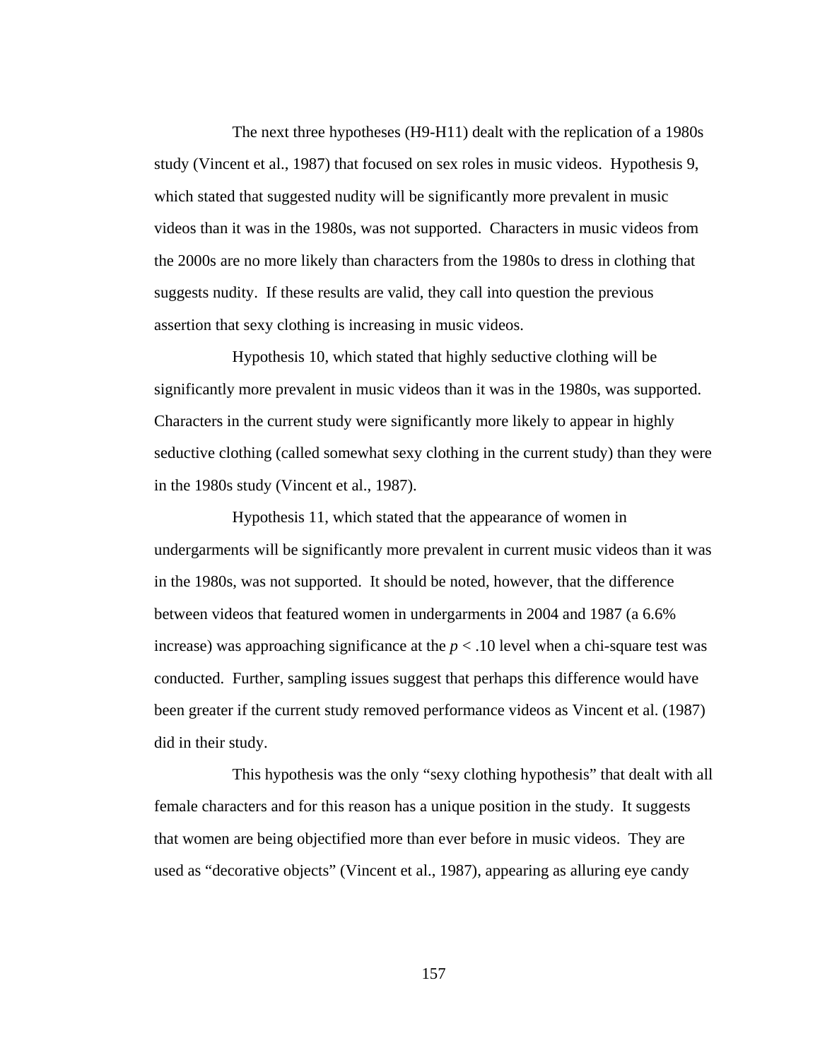The next three hypotheses (H9-H11) dealt with the replication of a 1980s study (Vincent et al., 1987) that focused on sex roles in music videos. Hypothesis 9, which stated that suggested nudity will be significantly more prevalent in music videos than it was in the 1980s, was not supported. Characters in music videos from the 2000s are no more likely than characters from the 1980s to dress in clothing that suggests nudity. If these results are valid, they call into question the previous assertion that sexy clothing is increasing in music videos.

Hypothesis 10, which stated that highly seductive clothing will be significantly more prevalent in music videos than it was in the 1980s, was supported. Characters in the current study were significantly more likely to appear in highly seductive clothing (called somewhat sexy clothing in the current study) than they were in the 1980s study (Vincent et al., 1987).

Hypothesis 11, which stated that the appearance of women in undergarments will be significantly more prevalent in current music videos than it was in the 1980s, was not supported. It should be noted, however, that the difference between videos that featured women in undergarments in 2004 and 1987 (a 6.6% increase) was approaching significance at the $p < .10$ level when a chi-square test was conducted. Further, sampling issues suggest that perhaps this difference would have been greater if the current study removed performance videos as Vincent et al. (1987) did in their study.

This hypothesis was the only "sexy clothing hypothesis" that dealt with all female characters and for this reason has a unique position in the study. It suggests that women are being objectified more than ever before in music videos. They are used as "decorative objects" (Vincent et al., 1987), appearing as alluring eye candy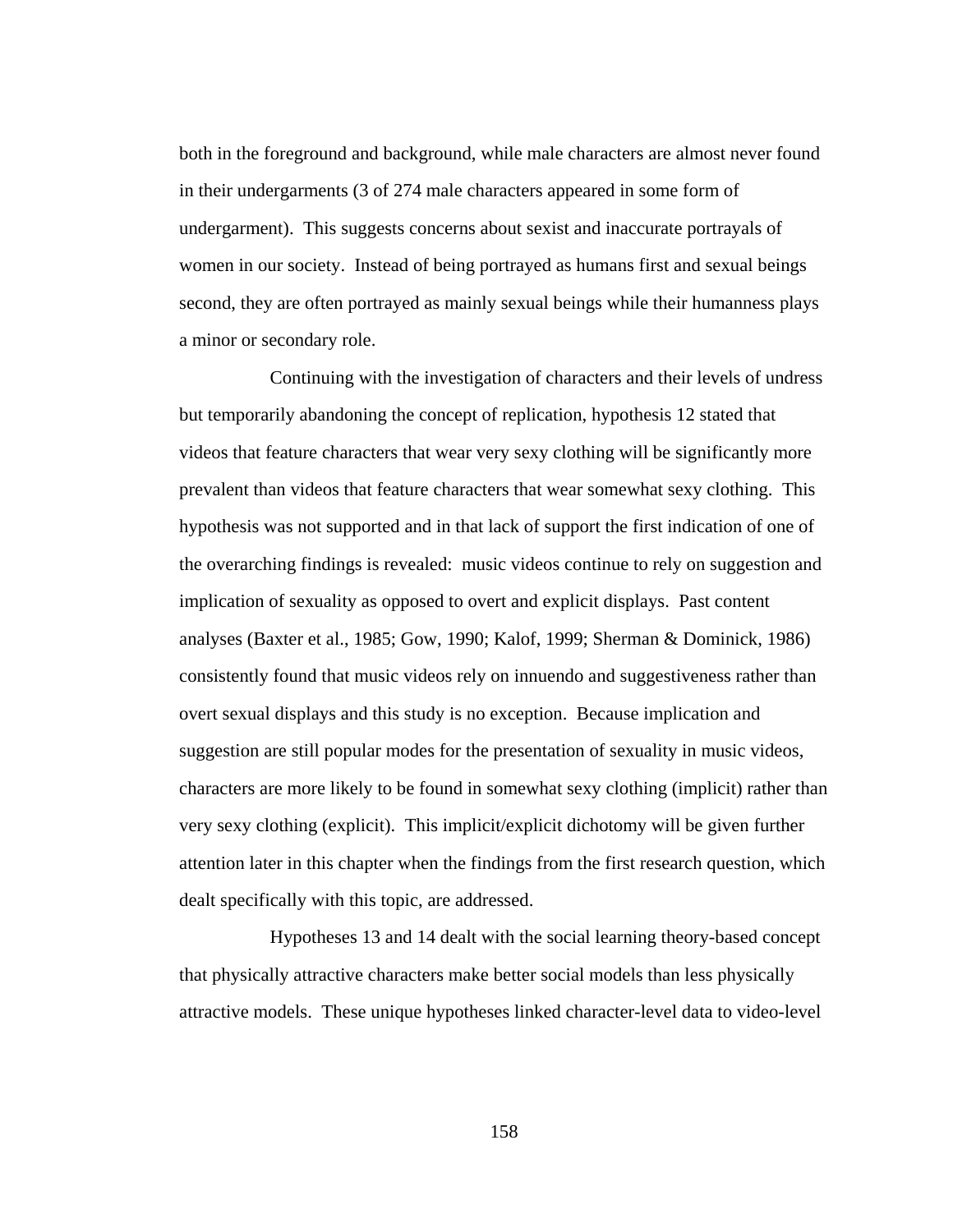both in the foreground and background, while male characters are almost never found in their undergarments (3 of 274 male characters appeared in some form of undergarment). This suggests concerns about sexist and inaccurate portrayals of women in our society. Instead of being portrayed as humans first and sexual beings second, they are often portrayed as mainly sexual beings while their humanness plays a minor or secondary role.

Continuing with the investigation of characters and their levels of undress but temporarily abandoning the concept of replication, hypothesis 12 stated that videos that feature characters that wear very sexy clothing will be significantly more prevalent than videos that feature characters that wear somewhat sexy clothing. This hypothesis was not supported and in that lack of support the first indication of one of the overarching findings is revealed: music videos continue to rely on suggestion and implication of sexuality as opposed to overt and explicit displays. Past content analyses (Baxter et al., 1985; Gow, 1990; Kalof, 1999; Sherman & Dominick, 1986) consistently found that music videos rely on innuendo and suggestiveness rather than overt sexual displays and this study is no exception. Because implication and suggestion are still popular modes for the presentation of sexuality in music videos, characters are more likely to be found in somewhat sexy clothing (implicit) rather than very sexy clothing (explicit). This implicit/explicit dichotomy will be given further attention later in this chapter when the findings from the first research question, which dealt specifically with this topic, are addressed.

Hypotheses 13 and 14 dealt with the social learning theory-based concept that physically attractive characters make better social models than less physically attractive models. These unique hypotheses linked character-level data to video-level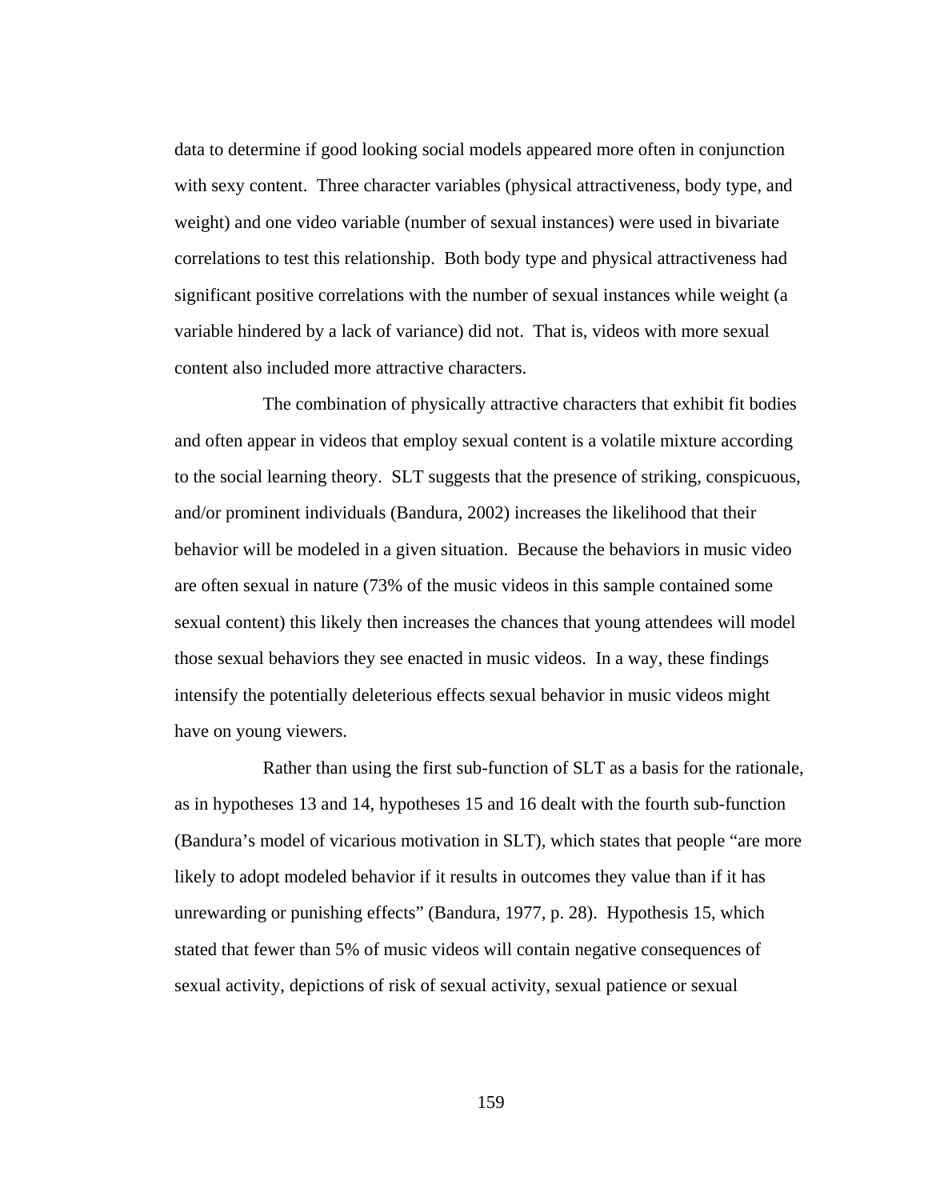data to determine if good looking social models appeared more often in conjunction with sexy content. Three character variables (physical attractiveness, body type, and weight) and one video variable (number of sexual instances) were used in bivariate correlations to test this relationship. Both body type and physical attractiveness had significant positive correlations with the number of sexual instances while weight (a variable hindered by a lack of variance) did not. That is, videos with more sexual content also included more attractive characters.

The combination of physically attractive characters that exhibit fit bodies and often appear in videos that employ sexual content is a volatile mixture according to the social learning theory. SLT suggests that the presence of striking, conspicuous, and/or prominent individuals (Bandura, 2002) increases the likelihood that their behavior will be modeled in a given situation. Because the behaviors in music video are often sexual in nature (73% of the music videos in this sample contained some sexual content) this likely then increases the chances that young attendees will model those sexual behaviors they see enacted in music videos. In a way, these findings intensify the potentially deleterious effects sexual behavior in music videos might have on young viewers.

Rather than using the first sub-function of SLT as a basis for the rationale, as in hypotheses 13 and 14, hypotheses 15 and 16 dealt with the fourth sub-function (Bandura's model of vicarious motivation in SLT), which states that people "are more likely to adopt modeled behavior if it results in outcomes they value than if it has unrewarding or punishing effects" (Bandura, 1977, p. 28). Hypothesis 15, which stated that fewer than 5% of music videos will contain negative consequences of sexual activity, depictions of risk of sexual activity, sexual patience or sexual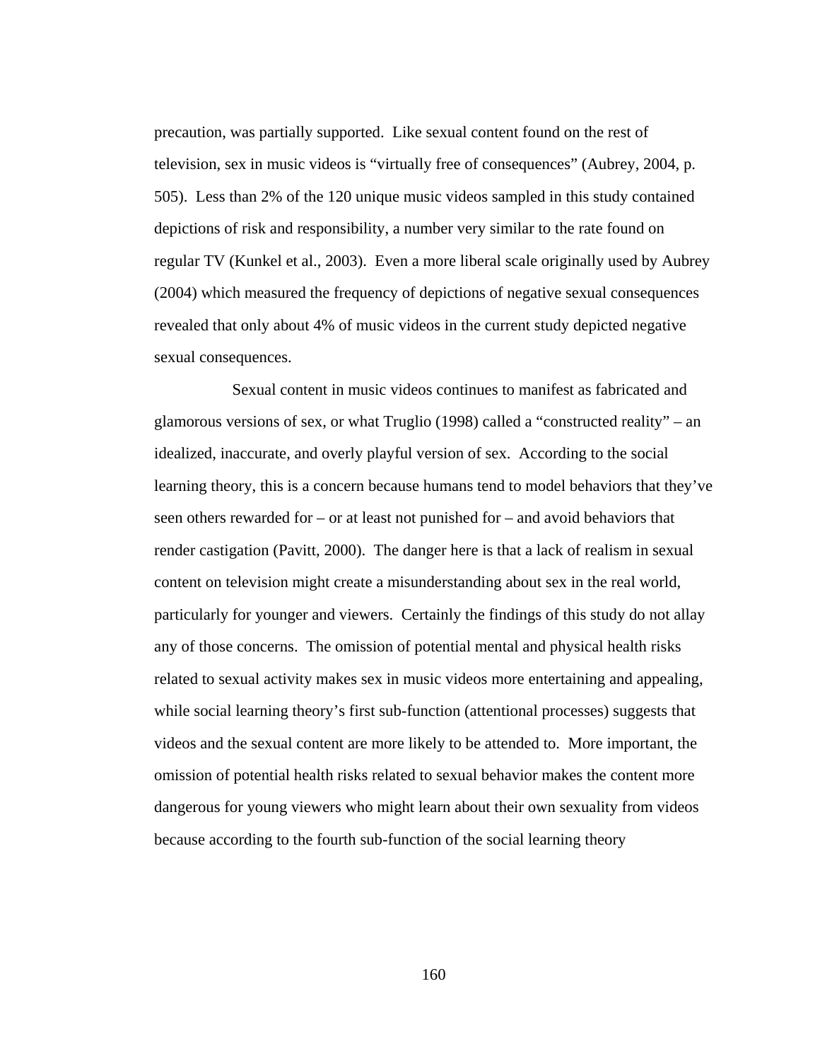precaution, was partially supported. Like sexual content found on the rest of television, sex in music videos is "virtually free of consequences" (Aubrey, 2004, p. 505). Less than 2% of the 120 unique music videos sampled in this study contained depictions of risk and responsibility, a number very similar to the rate found on regular TV (Kunkel et al., 2003). Even a more liberal scale originally used by Aubrey (2004) which measured the frequency of depictions of negative sexual consequences revealed that only about 4% of music videos in the current study depicted negative sexual consequences.

Sexual content in music videos continues to manifest as fabricated and glamorous versions of sex, or what Truglio (1998) called a "constructed reality" – an idealized, inaccurate, and overly playful version of sex. According to the social learning theory, this is a concern because humans tend to model behaviors that they've seen others rewarded for – or at least not punished for – and avoid behaviors that render castigation (Pavitt, 2000). The danger here is that a lack of realism in sexual content on television might create a misunderstanding about sex in the real world, particularly for younger and viewers. Certainly the findings of this study do not allay any of those concerns. The omission of potential mental and physical health risks related to sexual activity makes sex in music videos more entertaining and appealing, while social learning theory's first sub-function (attentional processes) suggests that videos and the sexual content are more likely to be attended to. More important, the omission of potential health risks related to sexual behavior makes the content more dangerous for young viewers who might learn about their own sexuality from videos because according to the fourth sub-function of the social learning theory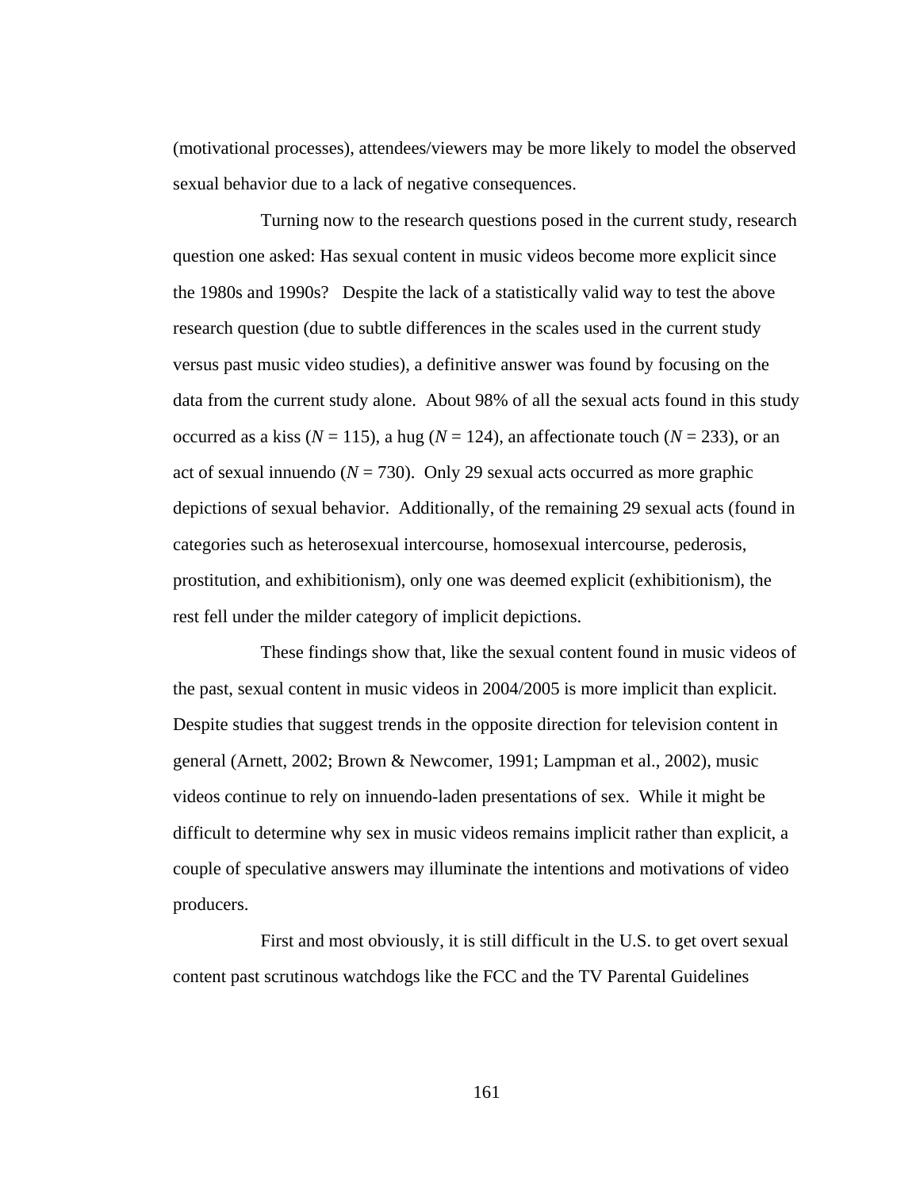(motivational processes), attendees/viewers may be more likely to model the observed sexual behavior due to a lack of negative consequences.

Turning now to the research questions posed in the current study, research question one asked: Has sexual content in music videos become more explicit since the 1980s and 1990s? Despite the lack of a statistically valid way to test the above research question (due to subtle differences in the scales used in the current study versus past music video studies), a definitive answer was found by focusing on the data from the current study alone. About 98% of all the sexual acts found in this study occurred as a kiss ($N$ = 115), a hug ($N$ = 124), an affectionate touch ($N$ = 233), or an act of sexual innuendo ($N$ = 730). Only 29 sexual acts occurred as more graphic depictions of sexual behavior. Additionally, of the remaining 29 sexual acts (found in categories such as heterosexual intercourse, homosexual intercourse, pederosis, prostitution, and exhibitionism), only one was deemed explicit (exhibitionism), the rest fell under the milder category of implicit depictions.

These findings show that, like the sexual content found in music videos of the past, sexual content in music videos in 2004/2005 is more implicit than explicit. Despite studies that suggest trends in the opposite direction for television content in general (Arnett, 2002; Brown & Newcomer, 1991; Lampman et al., 2002), music videos continue to rely on innuendo-laden presentations of sex. While it might be difficult to determine why sex in music videos remains implicit rather than explicit, a couple of speculative answers may illuminate the intentions and motivations of video producers.

First and most obviously, it is still difficult in the U.S. to get overt sexual content past scrutinous watchdogs like the FCC and the TV Parental Guidelines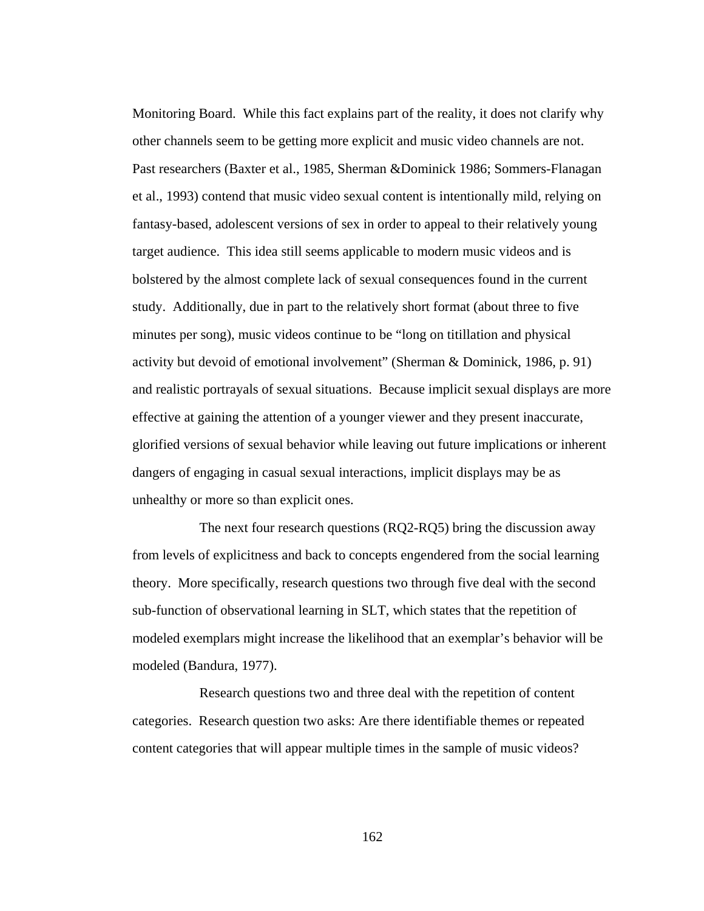Monitoring Board. While this fact explains part of the reality, it does not clarify why other channels seem to be getting more explicit and music video channels are not. Past researchers (Baxter et al., 1985, Sherman &Dominick 1986; Sommers-Flanagan et al., 1993) contend that music video sexual content is intentionally mild, relying on fantasy-based, adolescent versions of sex in order to appeal to their relatively young target audience. This idea still seems applicable to modern music videos and is bolstered by the almost complete lack of sexual consequences found in the current study. Additionally, due in part to the relatively short format (about three to five minutes per song), music videos continue to be "long on titillation and physical activity but devoid of emotional involvement" (Sherman & Dominick, 1986, p. 91) and realistic portrayals of sexual situations. Because implicit sexual displays are more effective at gaining the attention of a younger viewer and they present inaccurate, glorified versions of sexual behavior while leaving out future implications or inherent dangers of engaging in casual sexual interactions, implicit displays may be as unhealthy or more so than explicit ones.

The next four research questions (RQ2-RQ5) bring the discussion away from levels of explicitness and back to concepts engendered from the social learning theory. More specifically, research questions two through five deal with the second sub-function of observational learning in SLT, which states that the repetition of modeled exemplars might increase the likelihood that an exemplar's behavior will be modeled (Bandura, 1977).

Research questions two and three deal with the repetition of content categories. Research question two asks: Are there identifiable themes or repeated content categories that will appear multiple times in the sample of music videos?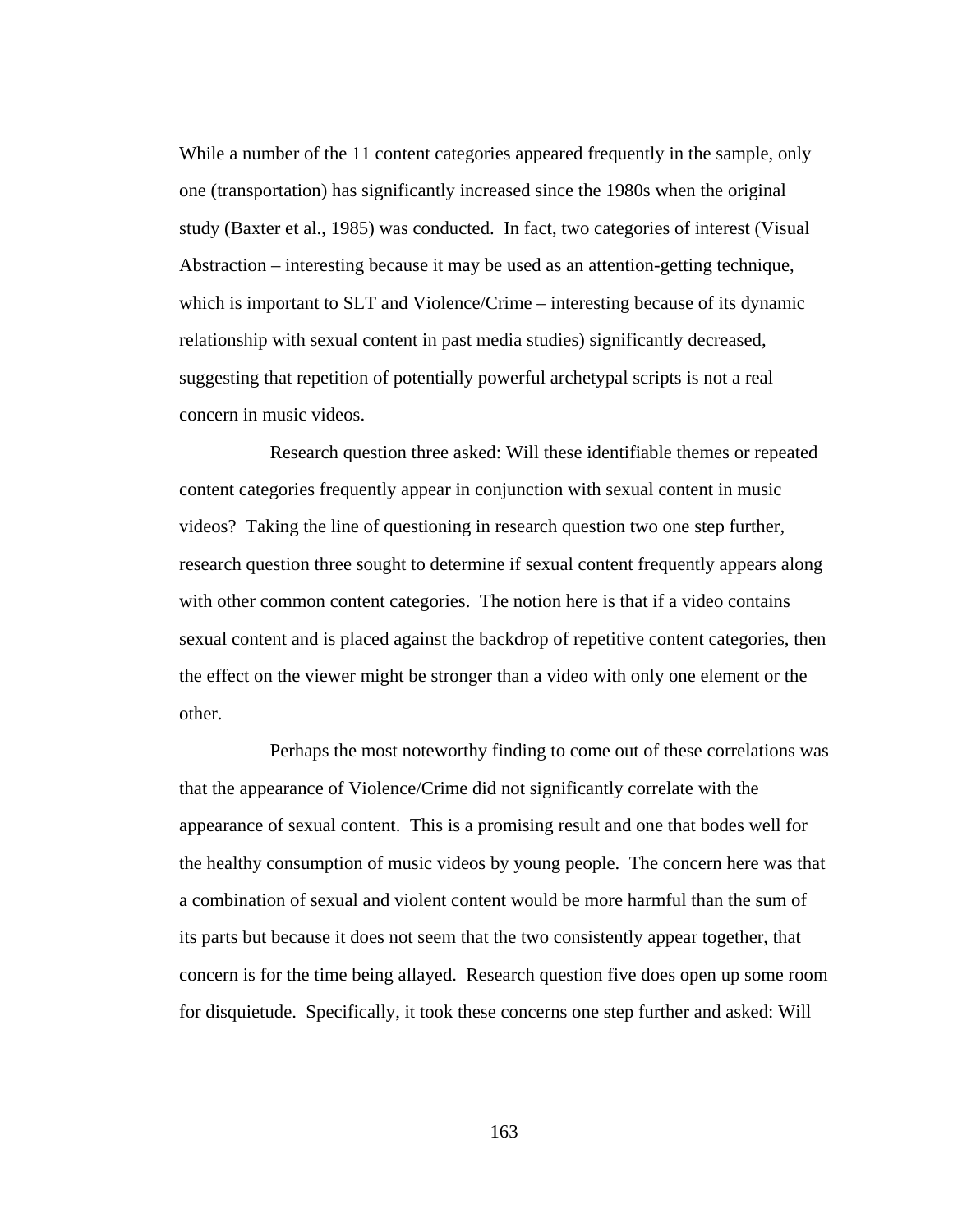While a number of the 11 content categories appeared frequently in the sample, only one (transportation) has significantly increased since the 1980s when the original study (Baxter et al., 1985) was conducted. In fact, two categories of interest (Visual Abstraction – interesting because it may be used as an attention-getting technique, which is important to SLT and Violence/Crime – interesting because of its dynamic relationship with sexual content in past media studies) significantly decreased, suggesting that repetition of potentially powerful archetypal scripts is not a real concern in music videos.

Research question three asked: Will these identifiable themes or repeated content categories frequently appear in conjunction with sexual content in music videos? Taking the line of questioning in research question two one step further, research question three sought to determine if sexual content frequently appears along with other common content categories. The notion here is that if a video contains sexual content and is placed against the backdrop of repetitive content categories, then the effect on the viewer might be stronger than a video with only one element or the other.

Perhaps the most noteworthy finding to come out of these correlations was that the appearance of Violence/Crime did not significantly correlate with the appearance of sexual content. This is a promising result and one that bodes well for the healthy consumption of music videos by young people. The concern here was that a combination of sexual and violent content would be more harmful than the sum of its parts but because it does not seem that the two consistently appear together, that concern is for the time being allayed. Research question five does open up some room for disquietude. Specifically, it took these concerns one step further and asked: Will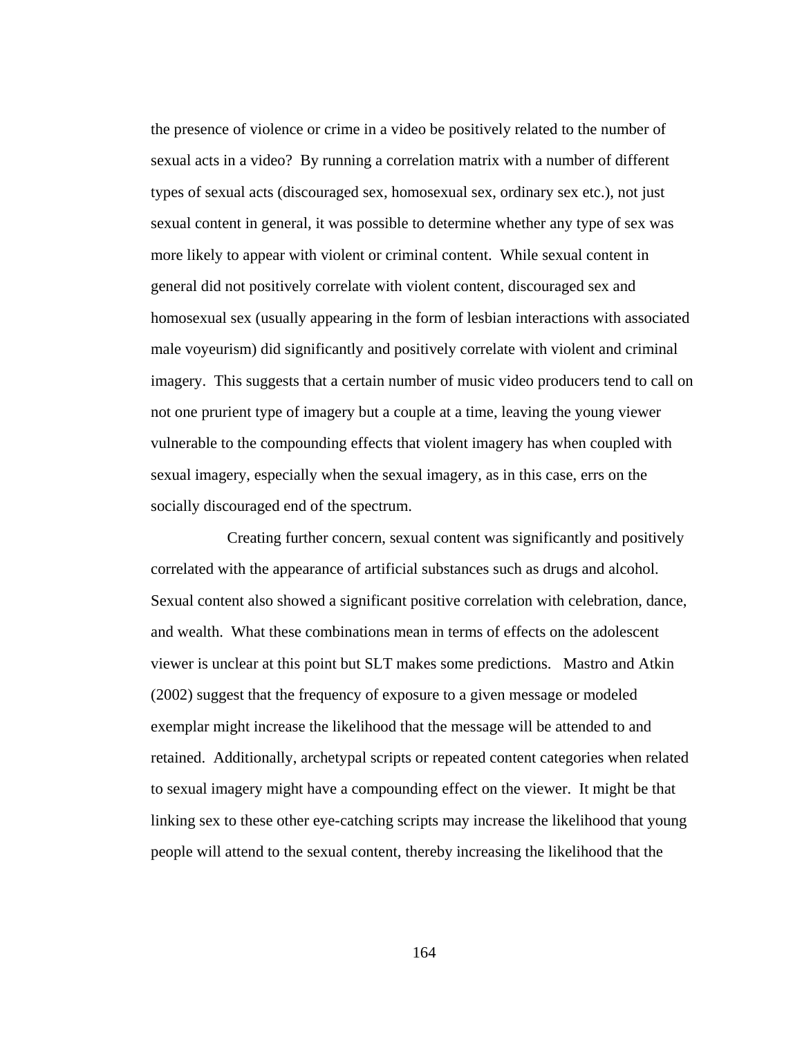the presence of violence or crime in a video be positively related to the number of sexual acts in a video? By running a correlation matrix with a number of different types of sexual acts (discouraged sex, homosexual sex, ordinary sex etc.), not just sexual content in general, it was possible to determine whether any type of sex was more likely to appear with violent or criminal content. While sexual content in general did not positively correlate with violent content, discouraged sex and homosexual sex (usually appearing in the form of lesbian interactions with associated male voyeurism) did significantly and positively correlate with violent and criminal imagery. This suggests that a certain number of music video producers tend to call on not one prurient type of imagery but a couple at a time, leaving the young viewer vulnerable to the compounding effects that violent imagery has when coupled with sexual imagery, especially when the sexual imagery, as in this case, errs on the socially discouraged end of the spectrum.

Creating further concern, sexual content was significantly and positively correlated with the appearance of artificial substances such as drugs and alcohol. Sexual content also showed a significant positive correlation with celebration, dance, and wealth. What these combinations mean in terms of effects on the adolescent viewer is unclear at this point but SLT makes some predictions. Mastro and Atkin (2002) suggest that the frequency of exposure to a given message or modeled exemplar might increase the likelihood that the message will be attended to and retained. Additionally, archetypal scripts or repeated content categories when related to sexual imagery might have a compounding effect on the viewer. It might be that linking sex to these other eye-catching scripts may increase the likelihood that young people will attend to the sexual content, thereby increasing the likelihood that the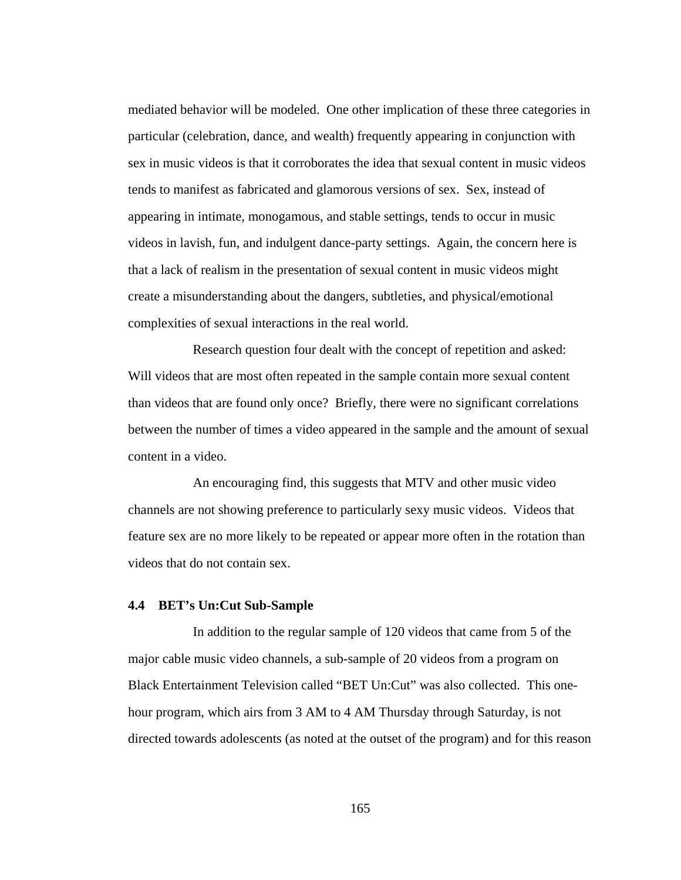mediated behavior will be modeled. One other implication of these three categories in particular (celebration, dance, and wealth) frequently appearing in conjunction with sex in music videos is that it corroborates the idea that sexual content in music videos tends to manifest as fabricated and glamorous versions of sex. Sex, instead of appearing in intimate, monogamous, and stable settings, tends to occur in music videos in lavish, fun, and indulgent dance-party settings. Again, the concern here is that a lack of realism in the presentation of sexual content in music videos might create a misunderstanding about the dangers, subtleties, and physical/emotional complexities of sexual interactions in the real world.

Research question four dealt with the concept of repetition and asked: Will videos that are most often repeated in the sample contain more sexual content than videos that are found only once? Briefly, there were no significant correlations between the number of times a video appeared in the sample and the amount of sexual content in a video.

An encouraging find, this suggests that MTV and other music video channels are not showing preference to particularly sexy music videos. Videos that feature sex are no more likely to be repeated or appear more often in the rotation than videos that do not contain sex.

### 4.4 BET's Un:Cut Sub-Sample

In addition to the regular sample of 120 videos that came from 5 of the major cable music video channels, a sub-sample of 20 videos from a program on Black Entertainment Television called "BET Un:Cut" was also collected. This one-hour program, which airs from 3 AM to 4 AM Thursday through Saturday, is not directed towards adolescents (as noted at the outset of the program) and for this reason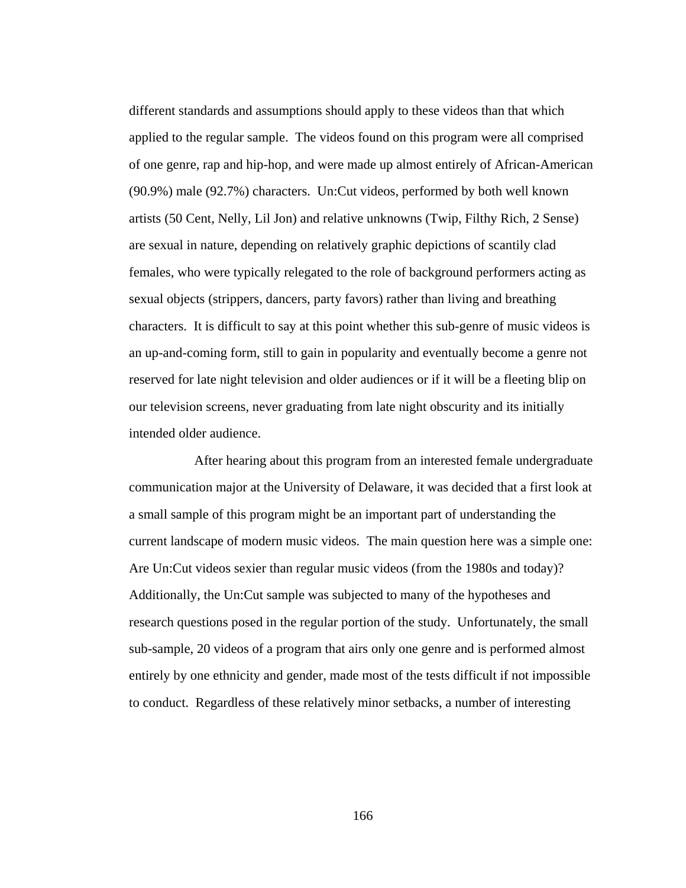different standards and assumptions should apply to these videos than that which applied to the regular sample. The videos found on this program were all comprised of one genre, rap and hip-hop, and were made up almost entirely of African-American (90.9%) male (92.7%) characters. Un:Cut videos, performed by both well known artists (50 Cent, Nelly, Lil Jon) and relative unknowns (Twip, Filthy Rich, 2 Sense) are sexual in nature, depending on relatively graphic depictions of scantily clad females, who were typically relegated to the role of background performers acting as sexual objects (strippers, dancers, party favors) rather than living and breathing characters. It is difficult to say at this point whether this sub-genre of music videos is an up-and-coming form, still to gain in popularity and eventually become a genre not reserved for late night television and older audiences or if it will be a fleeting blip on our television screens, never graduating from late night obscurity and its initially intended older audience.

After hearing about this program from an interested female undergraduate communication major at the University of Delaware, it was decided that a first look at a small sample of this program might be an important part of understanding the current landscape of modern music videos. The main question here was a simple one: Are Un:Cut videos sexier than regular music videos (from the 1980s and today)? Additionally, the Un:Cut sample was subjected to many of the hypotheses and research questions posed in the regular portion of the study. Unfortunately, the small sub-sample, 20 videos of a program that airs only one genre and is performed almost entirely by one ethnicity and gender, made most of the tests difficult if not impossible to conduct. Regardless of these relatively minor setbacks, a number of interesting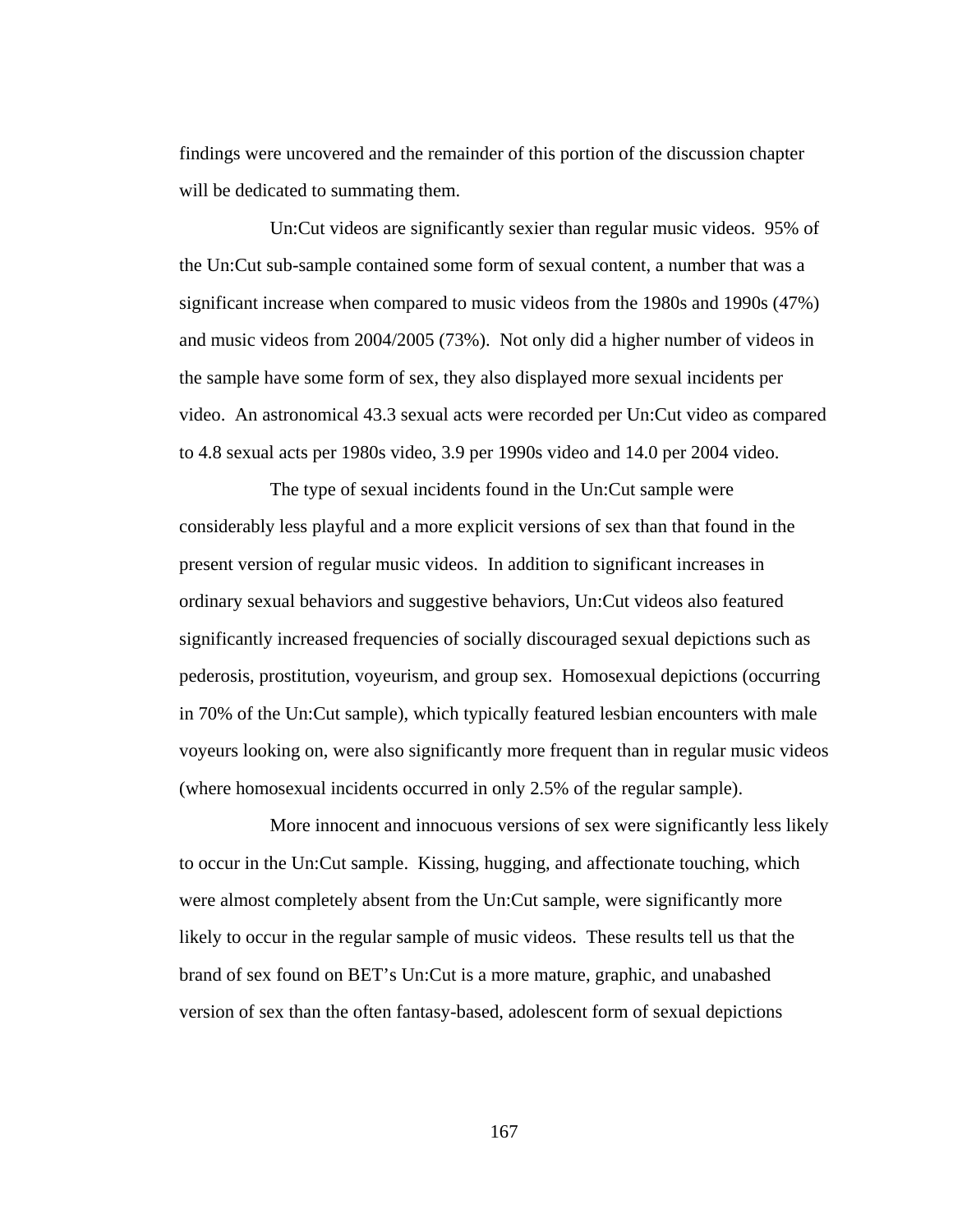findings were uncovered and the remainder of this portion of the discussion chapter will be dedicated to summating them.

Un:Cut videos are significantly sexier than regular music videos. 95% of the Un:Cut sub-sample contained some form of sexual content, a number that was a significant increase when compared to music videos from the 1980s and 1990s (47%) and music videos from 2004/2005 (73%). Not only did a higher number of videos in the sample have some form of sex, they also displayed more sexual incidents per video. An astronomical 43.3 sexual acts were recorded per Un:Cut video as compared to 4.8 sexual acts per 1980s video, 3.9 per 1990s video and 14.0 per 2004 video.

The type of sexual incidents found in the Un:Cut sample were considerably less playful and a more explicit versions of sex than that found in the present version of regular music videos. In addition to significant increases in ordinary sexual behaviors and suggestive behaviors, Un:Cut videos also featured significantly increased frequencies of socially discouraged sexual depictions such as pederosis, prostitution, voyeurism, and group sex. Homosexual depictions (occurring in 70% of the Un:Cut sample), which typically featured lesbian encounters with male voyeurs looking on, were also significantly more frequent than in regular music videos (where homosexual incidents occurred in only 2.5% of the regular sample).

More innocent and innocuous versions of sex were significantly less likely to occur in the Un:Cut sample. Kissing, hugging, and affectionate touching, which were almost completely absent from the Un:Cut sample, were significantly more likely to occur in the regular sample of music videos. These results tell us that the brand of sex found on BET's Un:Cut is a more mature, graphic, and unabashed version of sex than the often fantasy-based, adolescent form of sexual depictions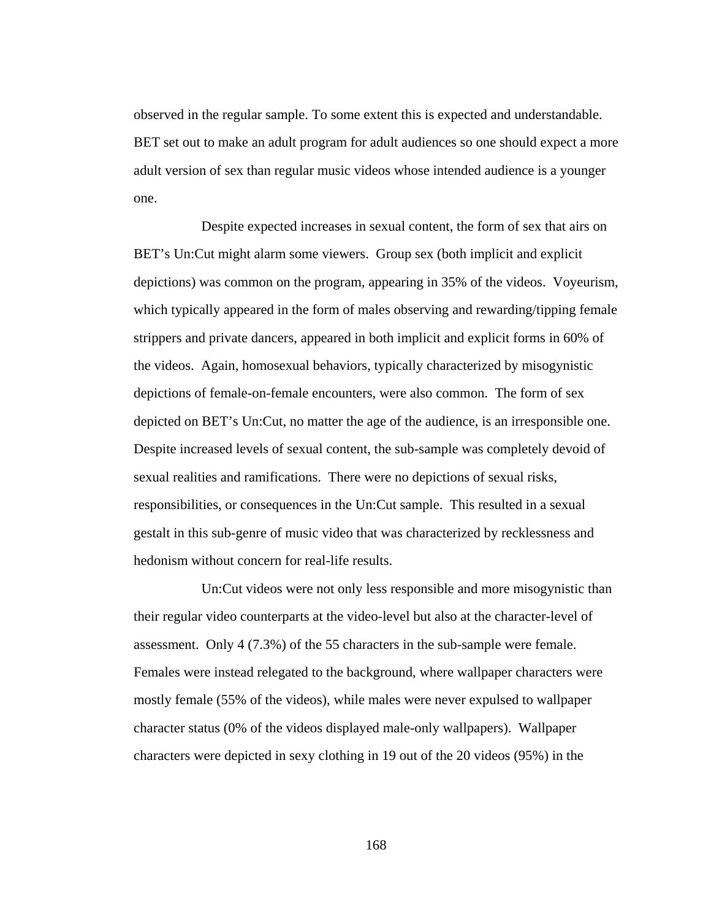observed in the regular sample. To some extent this is expected and understandable. BET set out to make an adult program for adult audiences so one should expect a more adult version of sex than regular music videos whose intended audience is a younger one.

Despite expected increases in sexual content, the form of sex that airs on BET's Un:Cut might alarm some viewers. Group sex (both implicit and explicit depictions) was common on the program, appearing in 35% of the videos. Voyeurism, which typically appeared in the form of males observing and rewarding/tipping female strippers and private dancers, appeared in both implicit and explicit forms in 60% of the videos. Again, homosexual behaviors, typically characterized by misogynistic depictions of female-on-female encounters, were also common. The form of sex depicted on BET's Un:Cut, no matter the age of the audience, is an irresponsible one. Despite increased levels of sexual content, the sub-sample was completely devoid of sexual realities and ramifications. There were no depictions of sexual risks, responsibilities, or consequences in the Un:Cut sample. This resulted in a sexual gestalt in this sub-genre of music video that was characterized by recklessness and hedonism without concern for real-life results.

Un:Cut videos were not only less responsible and more misogynistic than their regular video counterparts at the video-level but also at the character-level of assessment. Only 4 (7.3%) of the 55 characters in the sub-sample were female. Females were instead relegated to the background, where wallpaper characters were mostly female (55% of the videos), while males were never expulsed to wallpaper character status (0% of the videos displayed male-only wallpapers). Wallpaper characters were depicted in sexy clothing in 19 out of the 20 videos (95%) in the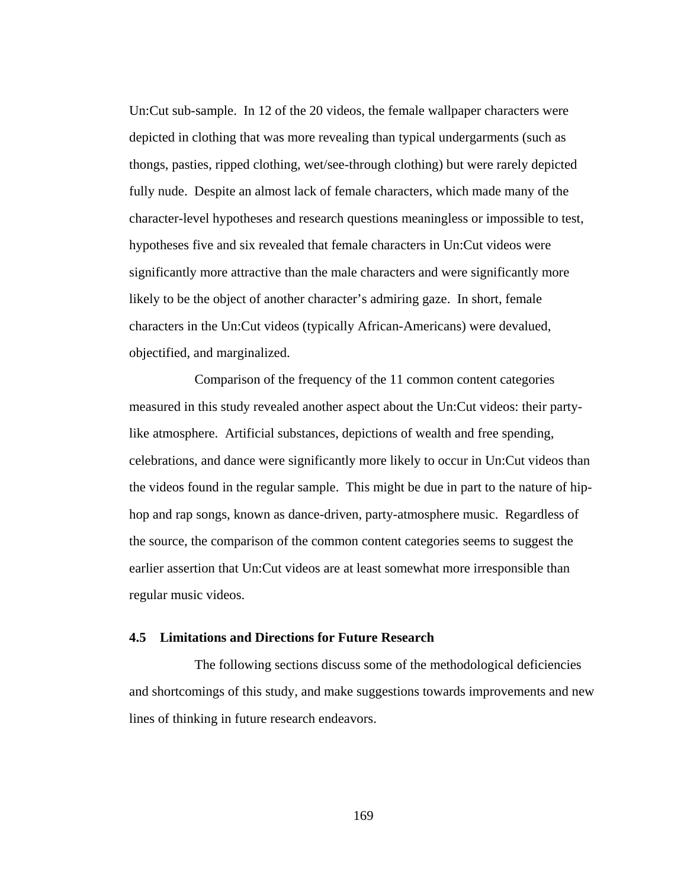Un:Cut sub-sample. In 12 of the 20 videos, the female wallpaper characters were depicted in clothing that was more revealing than typical undergarments (such as thongs, pasties, ripped clothing, wet/see-through clothing) but were rarely depicted fully nude. Despite an almost lack of female characters, which made many of the character-level hypotheses and research questions meaningless or impossible to test, hypotheses five and six revealed that female characters in Un:Cut videos were significantly more attractive than the male characters and were significantly more likely to be the object of another character's admiring gaze. In short, female characters in the Un:Cut videos (typically African-Americans) were devalued, objectified, and marginalized.

Comparison of the frequency of the 11 common content categories measured in this study revealed another aspect about the Un:Cut videos: their party-like atmosphere. Artificial substances, depictions of wealth and free spending, celebrations, and dance were significantly more likely to occur in Un:Cut videos than the videos found in the regular sample. This might be due in part to the nature of hip-hop and rap songs, known as dance-driven, party-atmosphere music. Regardless of the source, the comparison of the common content categories seems to suggest the earlier assertion that Un:Cut videos are at least somewhat more irresponsible than regular music videos.

### 4.5 Limitations and Directions for Future Research

The following sections discuss some of the methodological deficiencies and shortcomings of this study, and make suggestions towards improvements and new lines of thinking in future research endeavors.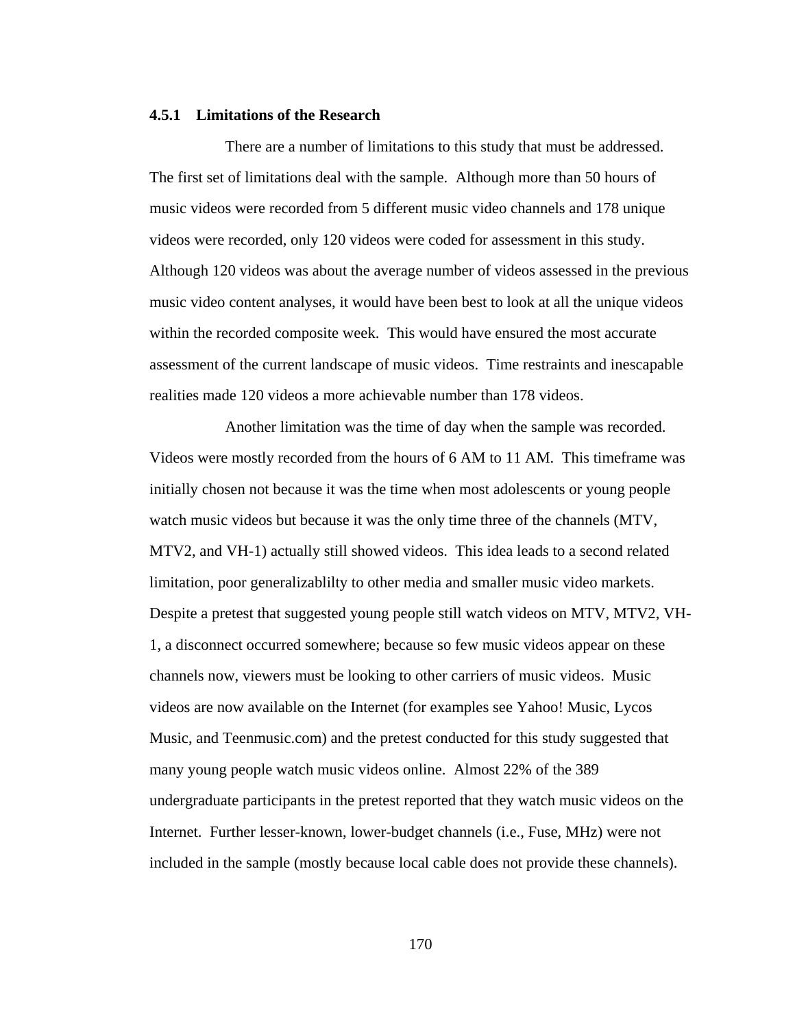### 4.5.1 Limitations of the Research

There are a number of limitations to this study that must be addressed. The first set of limitations deal with the sample. Although more than 50 hours of music videos were recorded from 5 different music video channels and 178 unique videos were recorded, only 120 videos were coded for assessment in this study. Although 120 videos was about the average number of videos assessed in the previous music video content analyses, it would have been best to look at all the unique videos within the recorded composite week. This would have ensured the most accurate assessment of the current landscape of music videos. Time restraints and inescapable realities made 120 videos a more achievable number than 178 videos.

Another limitation was the time of day when the sample was recorded. Videos were mostly recorded from the hours of 6 AM to 11 AM. This timeframe was initially chosen not because it was the time when most adolescents or young people watch music videos but because it was the only time three of the channels (MTV, MTV2, and VH-1) actually still showed videos. This idea leads to a second related limitation, poor generalizablilty to other media and smaller music video markets. Despite a pretest that suggested young people still watch videos on MTV, MTV2, VH-1, a disconnect occurred somewhere; because so few music videos appear on these channels now, viewers must be looking to other carriers of music videos. Music videos are now available on the Internet (for examples see Yahoo! Music, Lycos Music, and Teenmusic.com) and the pretest conducted for this study suggested that many young people watch music videos online. Almost 22% of the 389 undergraduate participants in the pretest reported that they watch music videos on the Internet. Further lesser-known, lower-budget channels (i.e., Fuse, MHz) were not included in the sample (mostly because local cable does not provide these channels).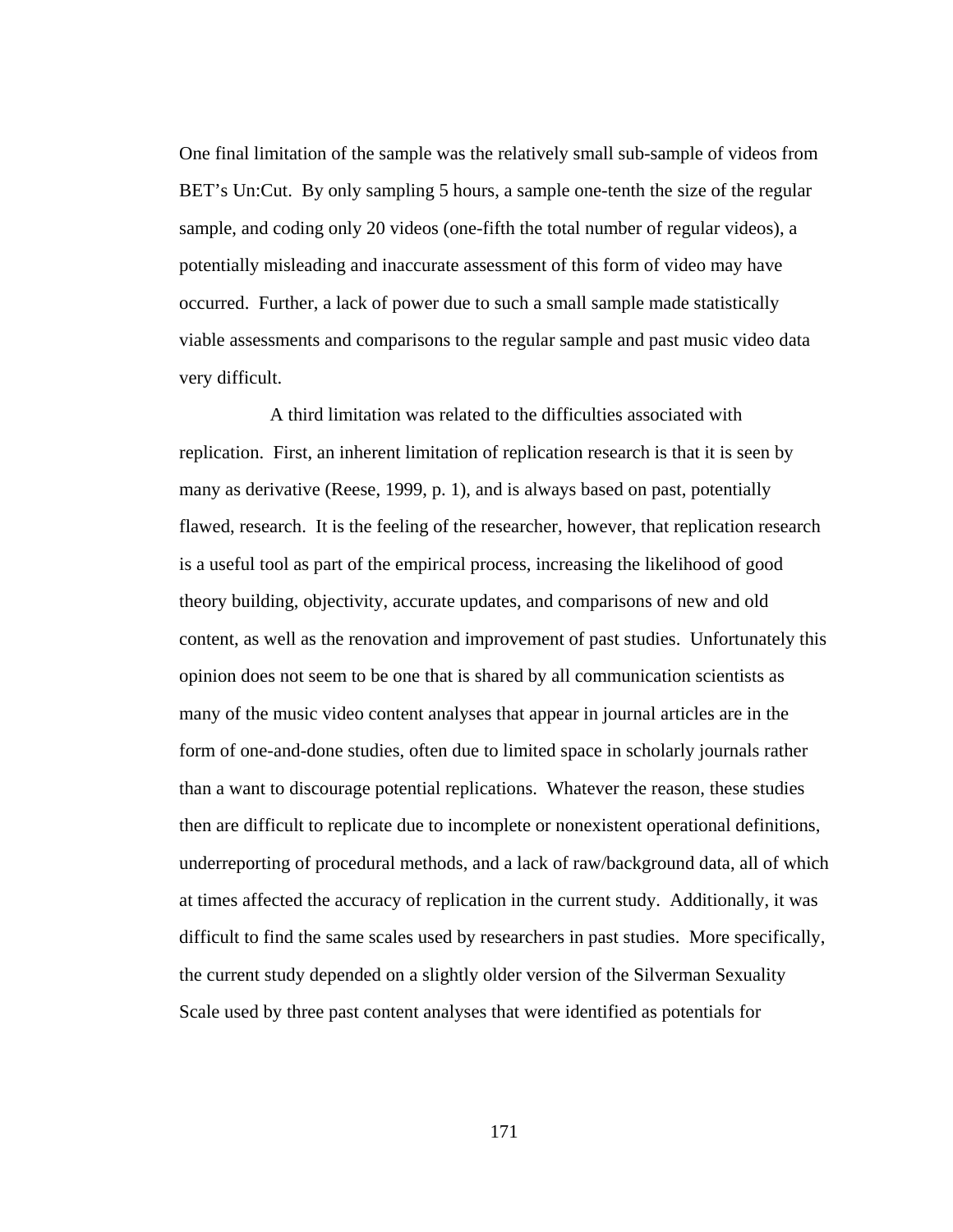One final limitation of the sample was the relatively small sub-sample of videos from BET's Un:Cut. By only sampling 5 hours, a sample one-tenth the size of the regular sample, and coding only 20 videos (one-fifth the total number of regular videos), a potentially misleading and inaccurate assessment of this form of video may have occurred. Further, a lack of power due to such a small sample made statistically viable assessments and comparisons to the regular sample and past music video data very difficult.

A third limitation was related to the difficulties associated with replication. First, an inherent limitation of replication research is that it is seen by many as derivative (Reese, 1999, p. 1), and is always based on past, potentially flawed, research. It is the feeling of the researcher, however, that replication research is a useful tool as part of the empirical process, increasing the likelihood of good theory building, objectivity, accurate updates, and comparisons of new and old content, as well as the renovation and improvement of past studies. Unfortunately this opinion does not seem to be one that is shared by all communication scientists as many of the music video content analyses that appear in journal articles are in the form of one-and-done studies, often due to limited space in scholarly journals rather than a want to discourage potential replications. Whatever the reason, these studies then are difficult to replicate due to incomplete or nonexistent operational definitions, underreporting of procedural methods, and a lack of raw/background data, all of which at times affected the accuracy of replication in the current study. Additionally, it was difficult to find the same scales used by researchers in past studies. More specifically, the current study depended on a slightly older version of the Silverman Sexuality Scale used by three past content analyses that were identified as potentials for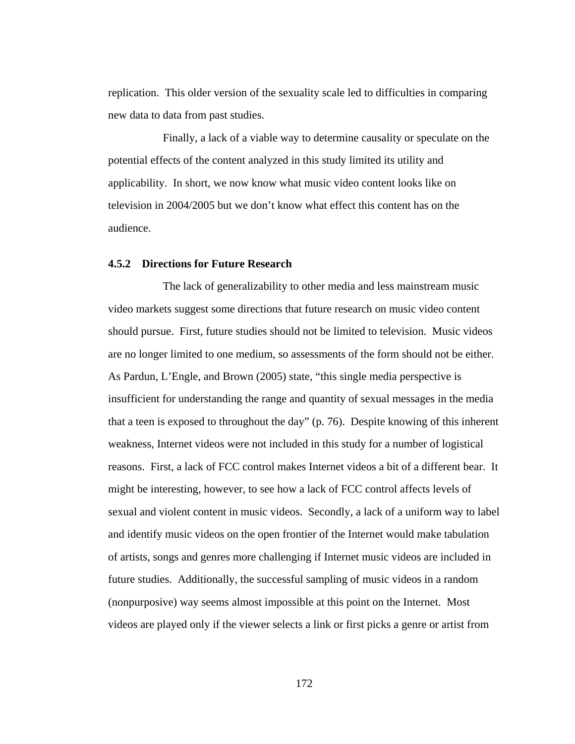replication. This older version of the sexuality scale led to difficulties in comparing new data to data from past studies.

Finally, a lack of a viable way to determine causality or speculate on the potential effects of the content analyzed in this study limited its utility and applicability. In short, we now know what music video content looks like on television in 2004/2005 but we don't know what effect this content has on the audience.

### 4.5.2 Directions for Future Research

The lack of generalizability to other media and less mainstream music video markets suggest some directions that future research on music video content should pursue. First, future studies should not be limited to television. Music videos are no longer limited to one medium, so assessments of the form should not be either. As Pardun, L'Engle, and Brown (2005) state, "this single media perspective is insufficient for understanding the range and quantity of sexual messages in the media that a teen is exposed to throughout the day" (p. 76). Despite knowing of this inherent weakness, Internet videos were not included in this study for a number of logistical reasons. First, a lack of FCC control makes Internet videos a bit of a different bear. It might be interesting, however, to see how a lack of FCC control affects levels of sexual and violent content in music videos. Secondly, a lack of a uniform way to label and identify music videos on the open frontier of the Internet would make tabulation of artists, songs and genres more challenging if Internet music videos are included in future studies. Additionally, the successful sampling of music videos in a random (nonpurposive) way seems almost impossible at this point on the Internet. Most videos are played only if the viewer selects a link or first picks a genre or artist from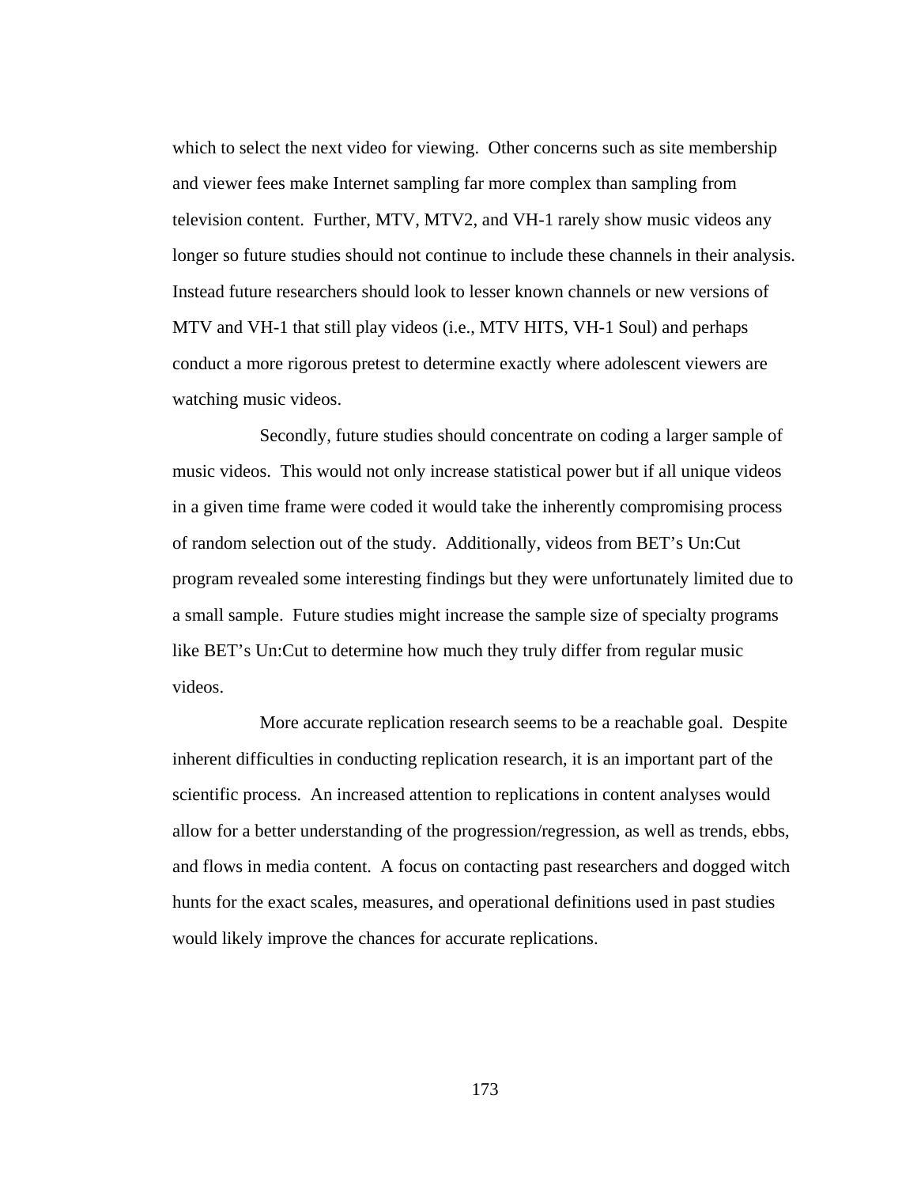which to select the next video for viewing. Other concerns such as site membership and viewer fees make Internet sampling far more complex than sampling from television content. Further, MTV, MTV2, and VH-1 rarely show music videos any longer so future studies should not continue to include these channels in their analysis. Instead future researchers should look to lesser known channels or new versions of MTV and VH-1 that still play videos (i.e., MTV HITS, VH-1 Soul) and perhaps conduct a more rigorous pretest to determine exactly where adolescent viewers are watching music videos.

Secondly, future studies should concentrate on coding a larger sample of music videos. This would not only increase statistical power but if all unique videos in a given time frame were coded it would take the inherently compromising process of random selection out of the study. Additionally, videos from BET's Un:Cut program revealed some interesting findings but they were unfortunately limited due to a small sample. Future studies might increase the sample size of specialty programs like BET's Un:Cut to determine how much they truly differ from regular music videos.

More accurate replication research seems to be a reachable goal. Despite inherent difficulties in conducting replication research, it is an important part of the scientific process. An increased attention to replications in content analyses would allow for a better understanding of the progression/regression, as well as trends, ebbs, and flows in media content. A focus on contacting past researchers and dogged witch hunts for the exact scales, measures, and operational definitions used in past studies would likely improve the chances for accurate replications.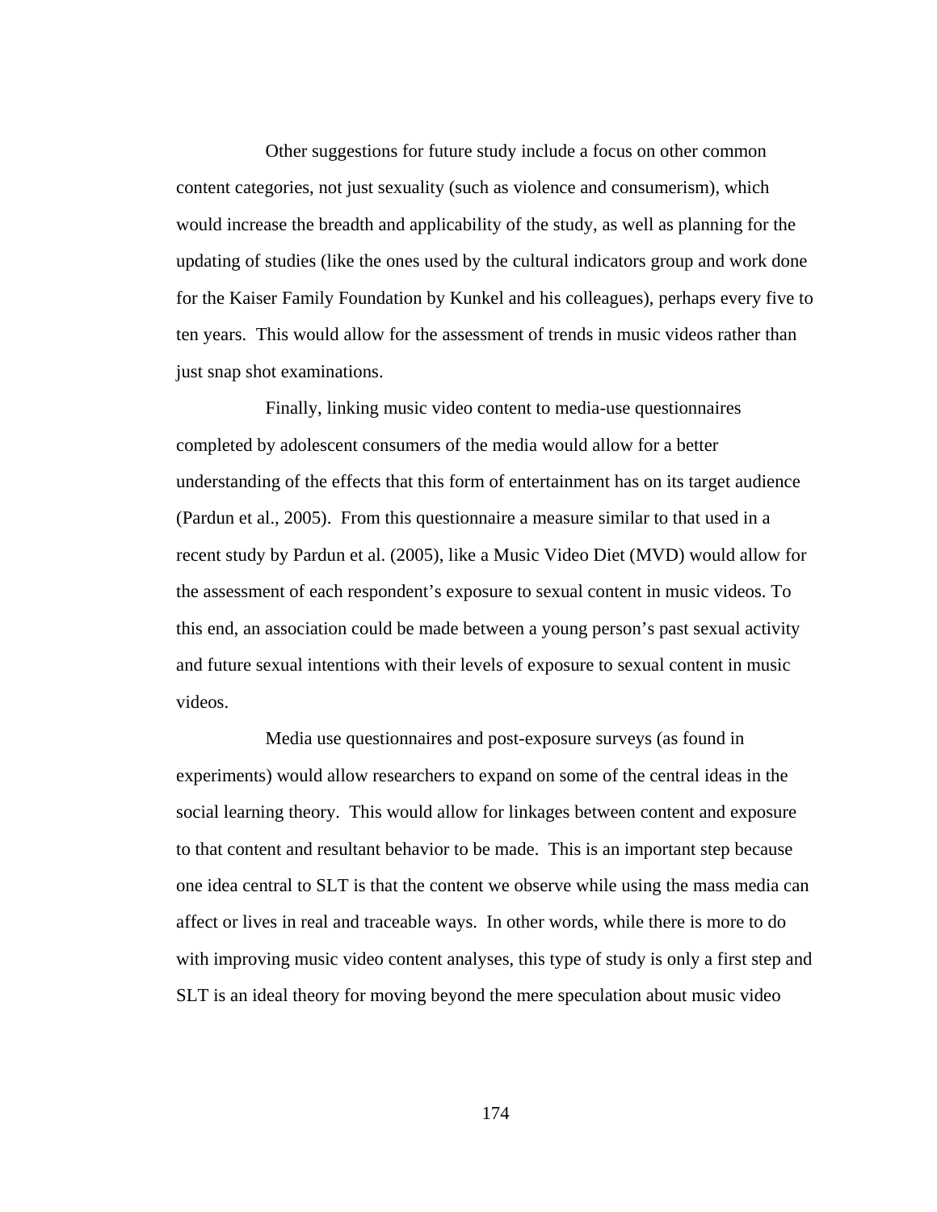Other suggestions for future study include a focus on other common content categories, not just sexuality (such as violence and consumerism), which would increase the breadth and applicability of the study, as well as planning for the updating of studies (like the ones used by the cultural indicators group and work done for the Kaiser Family Foundation by Kunkel and his colleagues), perhaps every five to ten years. This would allow for the assessment of trends in music videos rather than just snap shot examinations.

Finally, linking music video content to media-use questionnaires completed by adolescent consumers of the media would allow for a better understanding of the effects that this form of entertainment has on its target audience (Pardun et al., 2005). From this questionnaire a measure similar to that used in a recent study by Pardun et al. (2005), like a Music Video Diet (MVD) would allow for the assessment of each respondent's exposure to sexual content in music videos. To this end, an association could be made between a young person's past sexual activity and future sexual intentions with their levels of exposure to sexual content in music videos.

Media use questionnaires and post-exposure surveys (as found in experiments) would allow researchers to expand on some of the central ideas in the social learning theory. This would allow for linkages between content and exposure to that content and resultant behavior to be made. This is an important step because one idea central to SLT is that the content we observe while using the mass media can affect or lives in real and traceable ways. In other words, while there is more to do with improving music video content analyses, this type of study is only a first step and SLT is an ideal theory for moving beyond the mere speculation about music video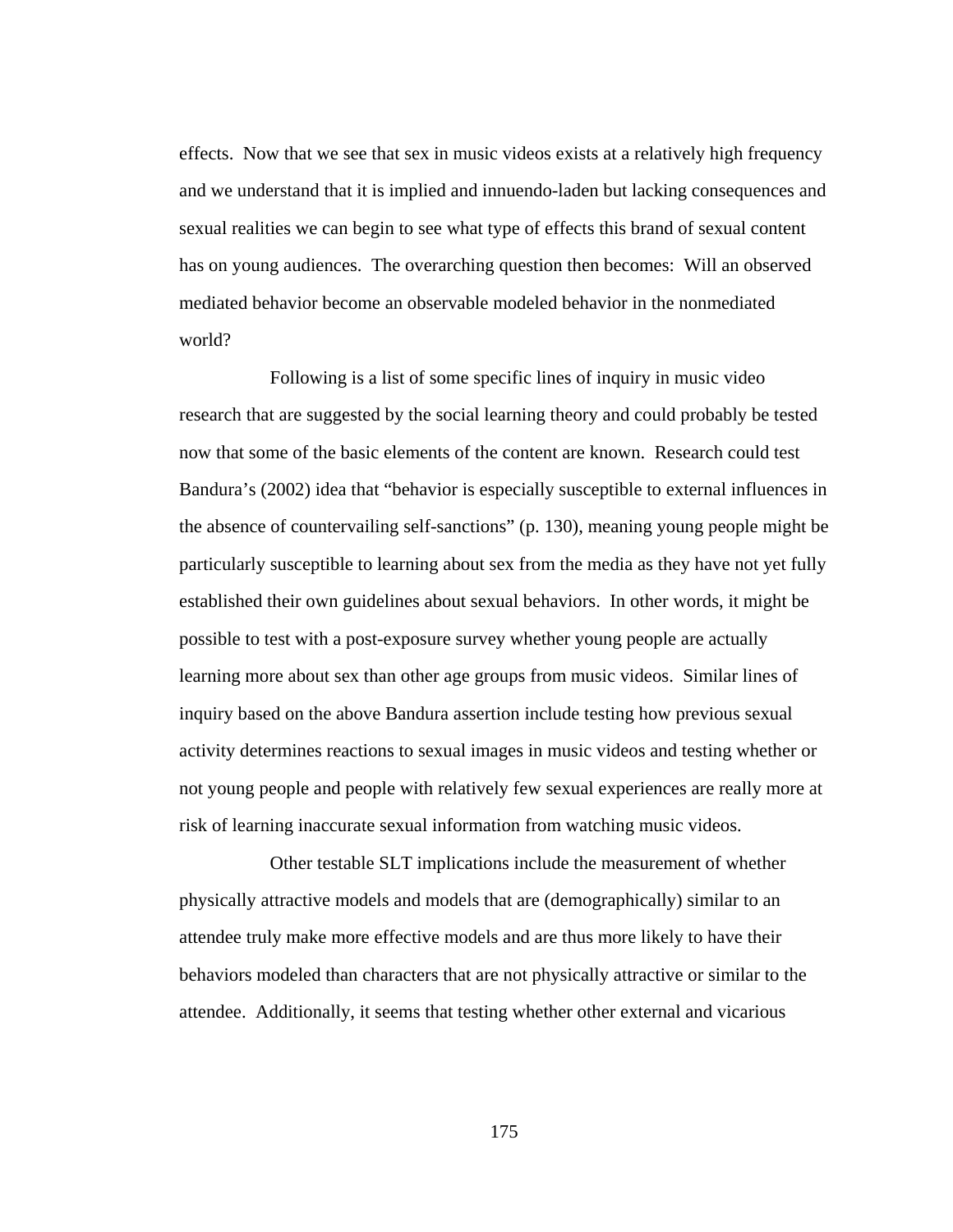effects. Now that we see that sex in music videos exists at a relatively high frequency and we understand that it is implied and innuendo-laden but lacking consequences and sexual realities we can begin to see what type of effects this brand of sexual content has on young audiences. The overarching question then becomes: Will an observed mediated behavior become an observable modeled behavior in the nonmediated world?

Following is a list of some specific lines of inquiry in music video research that are suggested by the social learning theory and could probably be tested now that some of the basic elements of the content are known. Research could test Bandura's (2002) idea that "behavior is especially susceptible to external influences in the absence of countervailing self-sanctions" (p. 130), meaning young people might be particularly susceptible to learning about sex from the media as they have not yet fully established their own guidelines about sexual behaviors. In other words, it might be possible to test with a post-exposure survey whether young people are actually learning more about sex than other age groups from music videos. Similar lines of inquiry based on the above Bandura assertion include testing how previous sexual activity determines reactions to sexual images in music videos and testing whether or not young people and people with relatively few sexual experiences are really more at risk of learning inaccurate sexual information from watching music videos.

Other testable SLT implications include the measurement of whether physically attractive models and models that are (demographically) similar to an attendee truly make more effective models and are thus more likely to have their behaviors modeled than characters that are not physically attractive or similar to the attendee. Additionally, it seems that testing whether other external and vicarious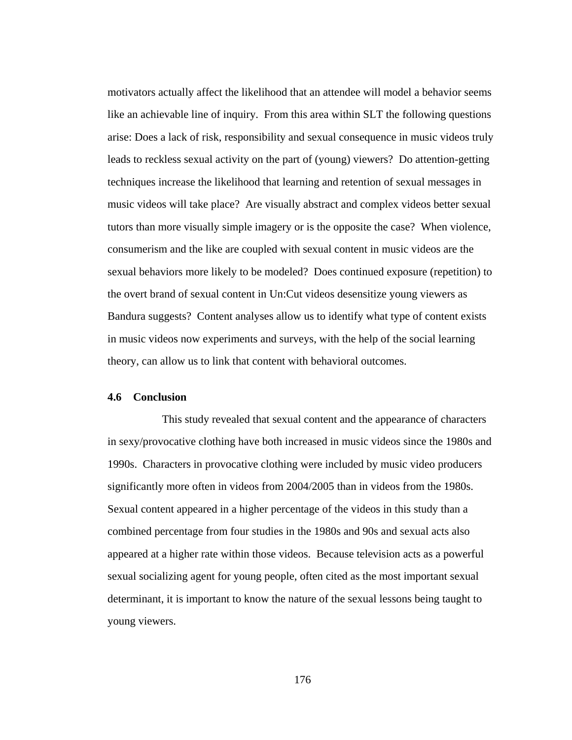motivators actually affect the likelihood that an attendee will model a behavior seems like an achievable line of inquiry. From this area within SLT the following questions arise: Does a lack of risk, responsibility and sexual consequence in music videos truly leads to reckless sexual activity on the part of (young) viewers? Do attention-getting techniques increase the likelihood that learning and retention of sexual messages in music videos will take place? Are visually abstract and complex videos better sexual tutors than more visually simple imagery or is the opposite the case? When violence, consumerism and the like are coupled with sexual content in music videos are the sexual behaviors more likely to be modeled? Does continued exposure (repetition) to the overt brand of sexual content in Un:Cut videos desensitize young viewers as Bandura suggests? Content analyses allow us to identify what type of content exists in music videos now experiments and surveys, with the help of the social learning theory, can allow us to link that content with behavioral outcomes.

### 4.6 Conclusion

This study revealed that sexual content and the appearance of characters in sexy/provocative clothing have both increased in music videos since the 1980s and 1990s. Characters in provocative clothing were included by music video producers significantly more often in videos from 2004/2005 than in videos from the 1980s. Sexual content appeared in a higher percentage of the videos in this study than a combined percentage from four studies in the 1980s and 90s and sexual acts also appeared at a higher rate within those videos. Because television acts as a powerful sexual socializing agent for young people, often cited as the most important sexual determinant, it is important to know the nature of the sexual lessons being taught to young viewers.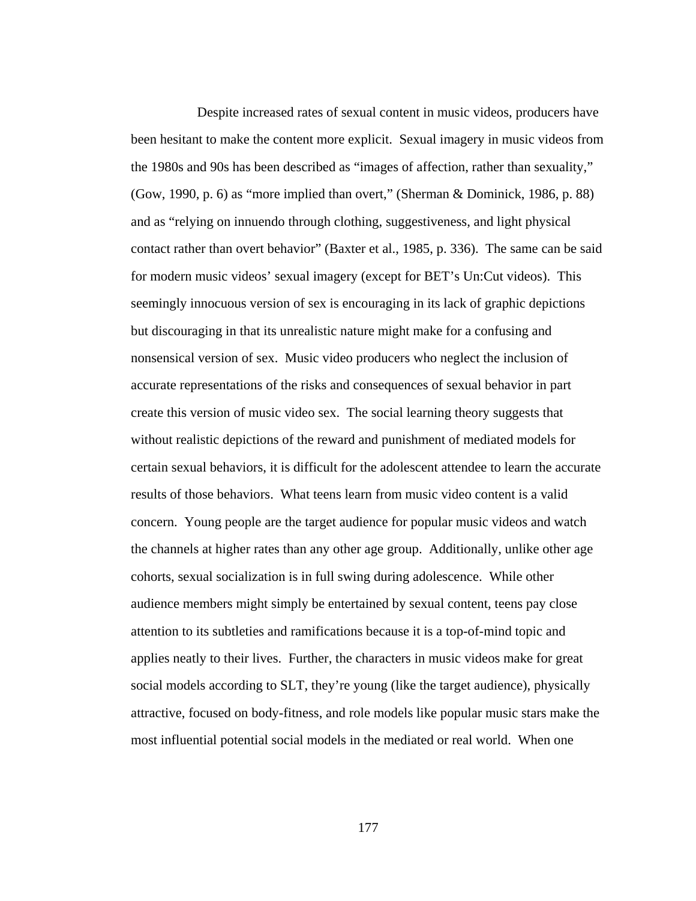Despite increased rates of sexual content in music videos, producers have been hesitant to make the content more explicit. Sexual imagery in music videos from the 1980s and 90s has been described as "images of affection, rather than sexuality," (Gow, 1990, p. 6) as "more implied than overt," (Sherman & Dominick, 1986, p. 88) and as "relying on innuendo through clothing, suggestiveness, and light physical contact rather than overt behavior" (Baxter et al., 1985, p. 336). The same can be said for modern music videos' sexual imagery (except for BET's Un:Cut videos). This seemingly innocuous version of sex is encouraging in its lack of graphic depictions but discouraging in that its unrealistic nature might make for a confusing and nonsensical version of sex. Music video producers who neglect the inclusion of accurate representations of the risks and consequences of sexual behavior in part create this version of music video sex. The social learning theory suggests that without realistic depictions of the reward and punishment of mediated models for certain sexual behaviors, it is difficult for the adolescent attendee to learn the accurate results of those behaviors. What teens learn from music video content is a valid concern. Young people are the target audience for popular music videos and watch the channels at higher rates than any other age group. Additionally, unlike other age cohorts, sexual socialization is in full swing during adolescence. While other audience members might simply be entertained by sexual content, teens pay close attention to its subtleties and ramifications because it is a top-of-mind topic and applies neatly to their lives. Further, the characters in music videos make for great social models according to SLT, they're young (like the target audience), physically attractive, focused on body-fitness, and role models like popular music stars make the most influential potential social models in the mediated or real world. When one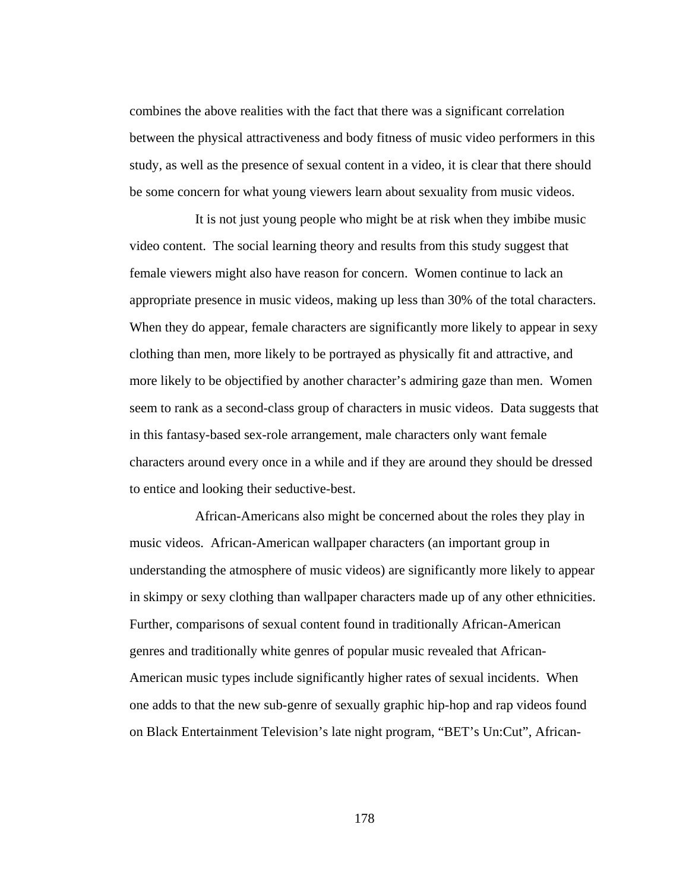combines the above realities with the fact that there was a significant correlation between the physical attractiveness and body fitness of music video performers in this study, as well as the presence of sexual content in a video, it is clear that there should be some concern for what young viewers learn about sexuality from music videos.

It is not just young people who might be at risk when they imbibe music video content. The social learning theory and results from this study suggest that female viewers might also have reason for concern. Women continue to lack an appropriate presence in music videos, making up less than 30% of the total characters. When they do appear, female characters are significantly more likely to appear in sexy clothing than men, more likely to be portrayed as physically fit and attractive, and more likely to be objectified by another character's admiring gaze than men. Women seem to rank as a second-class group of characters in music videos. Data suggests that in this fantasy-based sex-role arrangement, male characters only want female characters around every once in a while and if they are around they should be dressed to entice and looking their seductive-best.

African-Americans also might be concerned about the roles they play in music videos. African-American wallpaper characters (an important group in understanding the atmosphere of music videos) are significantly more likely to appear in skimpy or sexy clothing than wallpaper characters made up of any other ethnicities. Further, comparisons of sexual content found in traditionally African-American genres and traditionally white genres of popular music revealed that African-American music types include significantly higher rates of sexual incidents. When one adds to that the new sub-genre of sexually graphic hip-hop and rap videos found on Black Entertainment Television's late night program, "BET's Un:Cut", African-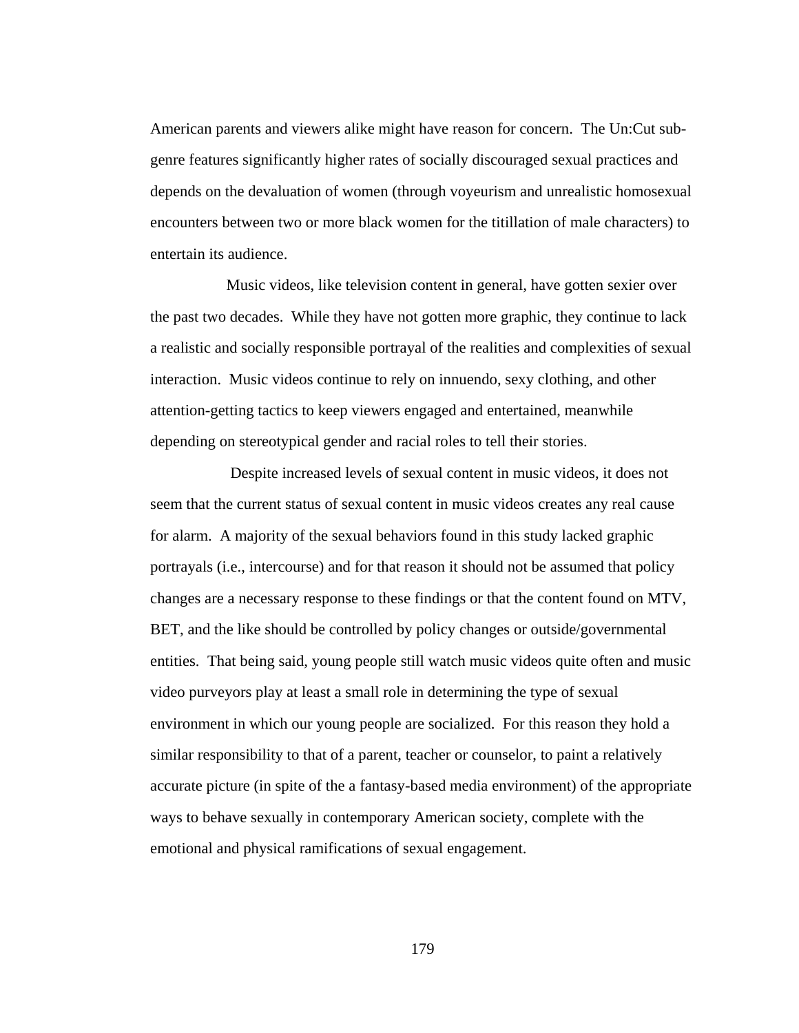American parents and viewers alike might have reason for concern. The Un:Cut sub-genre features significantly higher rates of socially discouraged sexual practices and depends on the devaluation of women (through voyeurism and unrealistic homosexual encounters between two or more black women for the titillation of male characters) to entertain its audience.

Music videos, like television content in general, have gotten sexier over the past two decades. While they have not gotten more graphic, they continue to lack a realistic and socially responsible portrayal of the realities and complexities of sexual interaction. Music videos continue to rely on innuendo, sexy clothing, and other attention-getting tactics to keep viewers engaged and entertained, meanwhile depending on stereotypical gender and racial roles to tell their stories.

Despite increased levels of sexual content in music videos, it does not seem that the current status of sexual content in music videos creates any real cause for alarm. A majority of the sexual behaviors found in this study lacked graphic portrayals (i.e., intercourse) and for that reason it should not be assumed that policy changes are a necessary response to these findings or that the content found on MTV, BET, and the like should be controlled by policy changes or outside/governmental entities. That being said, young people still watch music videos quite often and music video purveyors play at least a small role in determining the type of sexual environment in which our young people are socialized. For this reason they hold a similar responsibility to that of a parent, teacher or counselor, to paint a relatively accurate picture (in spite of the a fantasy-based media environment) of the appropriate ways to behave sexually in contemporary American society, complete with the emotional and physical ramifications of sexual engagement.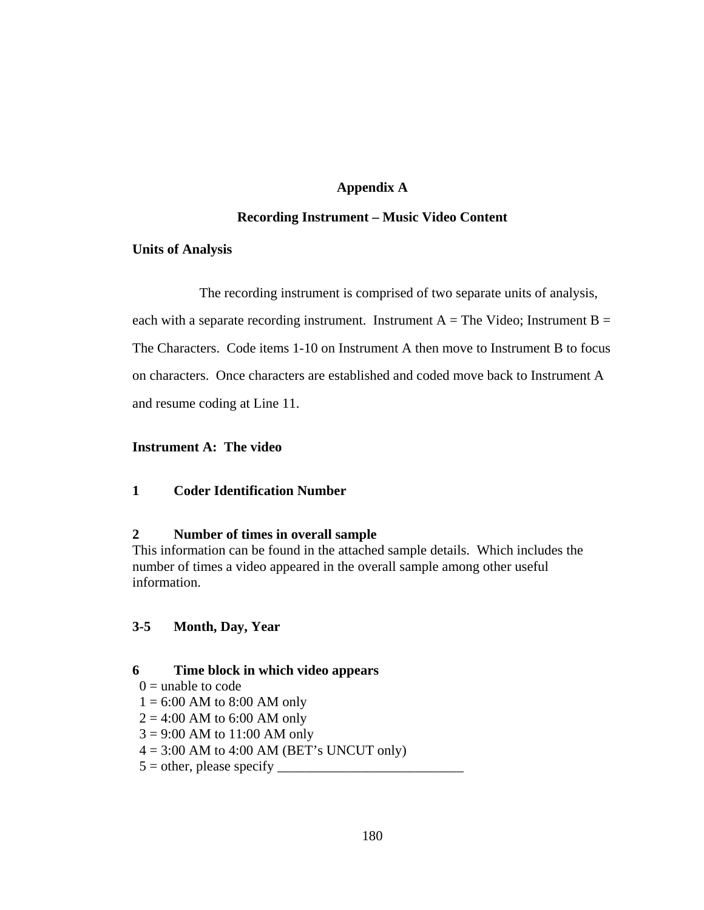## Appendix A

## Recording Instrument – Music Video Content

**Units of Analysis**

The recording instrument is comprised of two separate units of analysis, each with a separate recording instrument. Instrument A = The Video; Instrument B = The Characters. Code items 1-10 on Instrument A then move to Instrument B to focus on characters. Once characters are established and coded move back to Instrument A and resume coding at Line 11.

**Instrument A: The video**

**1 Coder Identification Number**

**2 Number of times in overall sample**

This information can be found in the attached sample details. Which includes the number of times a video appeared in the overall sample among other useful information.

**3-5 Month, Day, Year**

**6 Time block in which video appears**

0 = unable to code
1 = 6:00 AM to 8:00 AM only
2 = 4:00 AM to 6:00 AM only
3 = 9:00 AM to 11:00 AM only
4 = 3:00 AM to 4:00 AM (BET's UNCUT only)
5 = other, please specify ___________________________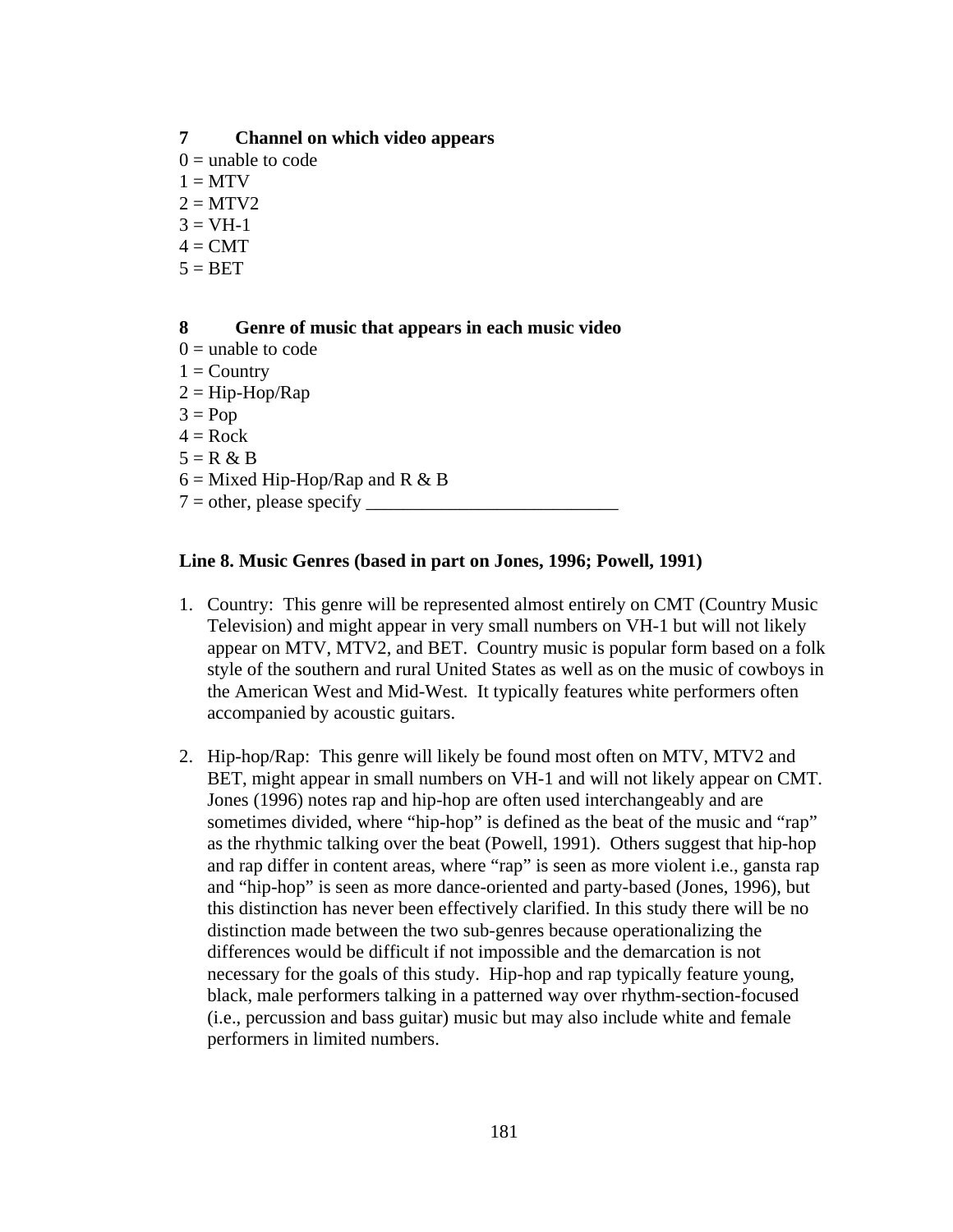**7 Channel on which video appears**

0 = unable to code
1 = MTV
2 = MTV2
3 = VH-1
4 = CMT
5 = BET

**8 Genre of music that appears in each music video**

0 = unable to code
1 = Country
2 = Hip-Hop/Rap
3 = Pop
4 = Rock
5 = R & B
6 = Mixed Hip-Hop/Rap and R & B
7 = other, please specify ___________________________

**Line 8. Music Genres (based in part on Jones, 1996; Powell, 1991)**

1. Country: This genre will be represented almost entirely on CMT (Country Music Television) and might appear in very small numbers on VH-1 but will not likely appear on MTV, MTV2, and BET. Country music is popular form based on a folk style of the southern and rural United States as well as on the music of cowboys in the American West and Mid-West. It typically features white performers often accompanied by acoustic guitars.

2. Hip-hop/Rap: This genre will likely be found most often on MTV, MTV2 and BET, might appear in small numbers on VH-1 and will not likely appear on CMT. Jones (1996) notes rap and hip-hop are often used interchangeably and are sometimes divided, where "hip-hop" is defined as the beat of the music and "rap" as the rhythmic talking over the beat (Powell, 1991). Others suggest that hip-hop and rap differ in content areas, where "rap" is seen as more violent i.e., gansta rap and "hip-hop" is seen as more dance-oriented and party-based (Jones, 1996), but this distinction has never been effectively clarified. In this study there will be no distinction made between the two sub-genres because operationalizing the differences would be difficult if not impossible and the demarcation is not necessary for the goals of this study. Hip-hop and rap typically feature young, black, male performers talking in a patterned way over rhythm-section-focused (i.e., percussion and bass guitar) music but may also include white and female performers in limited numbers.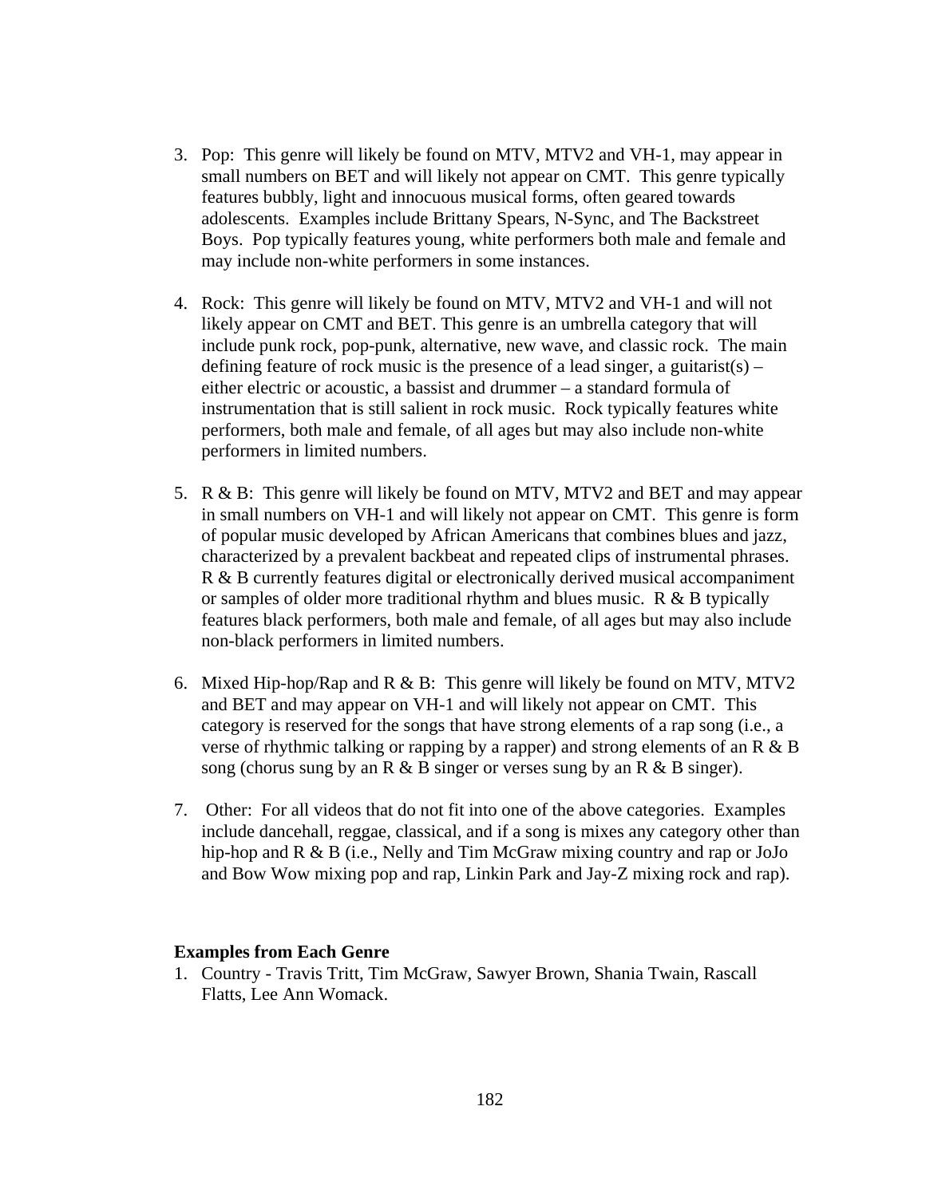3. Pop: This genre will likely be found on MTV, MTV2 and VH-1, may appear in small numbers on BET and will likely not appear on CMT. This genre typically features bubbly, light and innocuous musical forms, often geared towards adolescents. Examples include Brittany Spears, N-Sync, and The Backstreet Boys. Pop typically features young, white performers both male and female and may include non-white performers in some instances.

4. Rock: This genre will likely be found on MTV, MTV2 and VH-1 and will not likely appear on CMT and BET. This genre is an umbrella category that will include punk rock, pop-punk, alternative, new wave, and classic rock. The main defining feature of rock music is the presence of a lead singer, a guitarist(s) – either electric or acoustic, a bassist and drummer – a standard formula of instrumentation that is still salient in rock music. Rock typically features white performers, both male and female, of all ages but may also include non-white performers in limited numbers.

5. R & B: This genre will likely be found on MTV, MTV2 and BET and may appear in small numbers on VH-1 and will likely not appear on CMT. This genre is form of popular music developed by African Americans that combines blues and jazz, characterized by a prevalent backbeat and repeated clips of instrumental phrases. R & B currently features digital or electronically derived musical accompaniment or samples of older more traditional rhythm and blues music. R & B typically features black performers, both male and female, of all ages but may also include non-black performers in limited numbers.

6. Mixed Hip-hop/Rap and R & B: This genre will likely be found on MTV, MTV2 and BET and may appear on VH-1 and will likely not appear on CMT. This category is reserved for the songs that have strong elements of a rap song (i.e., a verse of rhythmic talking or rapping by a rapper) and strong elements of an R & B song (chorus sung by an R & B singer or verses sung by an R & B singer).

7. Other: For all videos that do not fit into one of the above categories. Examples include dancehall, reggae, classical, and if a song is mixes any category other than hip-hop and R & B (i.e., Nelly and Tim McGraw mixing country and rap or JoJo and Bow Wow mixing pop and rap, Linkin Park and Jay-Z mixing rock and rap).

**Examples from Each Genre**

1. Country - Travis Tritt, Tim McGraw, Sawyer Brown, Shania Twain, Rascall Flatts, Lee Ann Womack.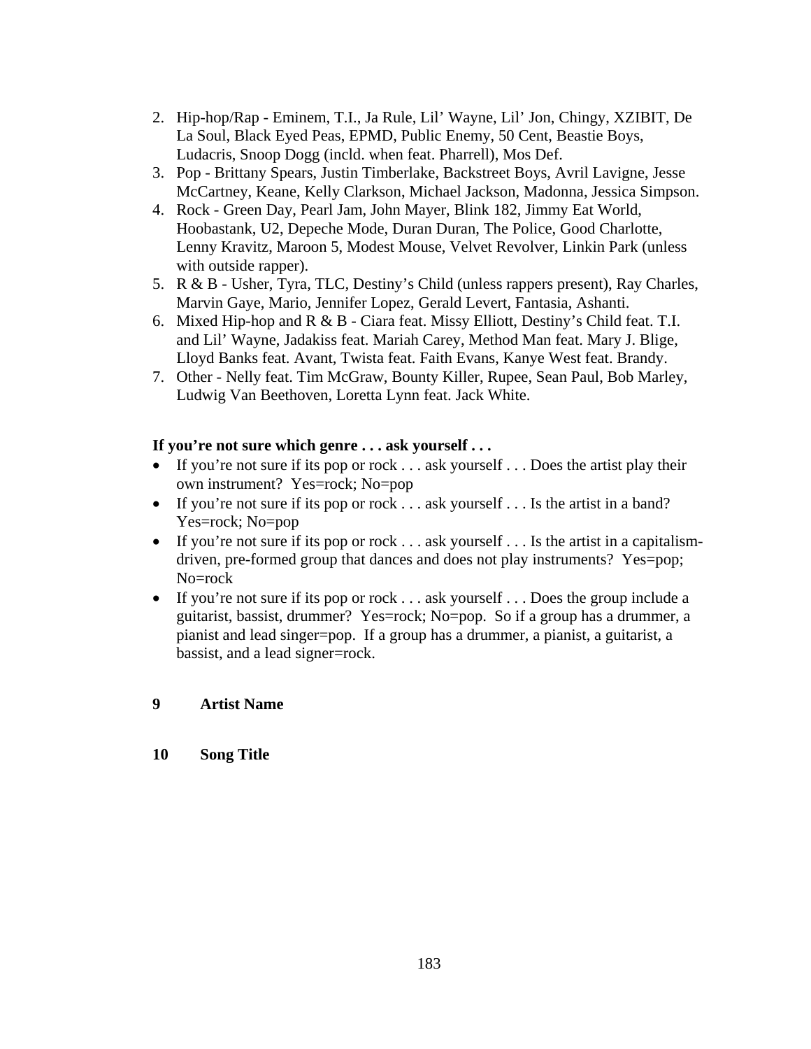2. Hip-hop/Rap - Eminem, T.I., Ja Rule, Lil' Wayne, Lil' Jon, Chingy, XZIBIT, De La Soul, Black Eyed Peas, EPMD, Public Enemy, 50 Cent, Beastie Boys, Ludacris, Snoop Dogg (incld. when feat. Pharrell), Mos Def.
3. Pop - Brittany Spears, Justin Timberlake, Backstreet Boys, Avril Lavigne, Jesse McCartney, Keane, Kelly Clarkson, Michael Jackson, Madonna, Jessica Simpson.
4. Rock - Green Day, Pearl Jam, John Mayer, Blink 182, Jimmy Eat World, Hoobastank, U2, Depeche Mode, Duran Duran, The Police, Good Charlotte, Lenny Kravitz, Maroon 5, Modest Mouse, Velvet Revolver, Linkin Park (unless with outside rapper).
5. R & B - Usher, Tyra, TLC, Destiny's Child (unless rappers present), Ray Charles, Marvin Gaye, Mario, Jennifer Lopez, Gerald Levert, Fantasia, Ashanti.
6. Mixed Hip-hop and R & B - Ciara feat. Missy Elliott, Destiny's Child feat. T.I. and Lil' Wayne, Jadakiss feat. Mariah Carey, Method Man feat. Mary J. Blige, Lloyd Banks feat. Avant, Twista feat. Faith Evans, Kanye West feat. Brandy.
7. Other - Nelly feat. Tim McGraw, Bounty Killer, Rupee, Sean Paul, Bob Marley, Ludwig Van Beethoven, Loretta Lynn feat. Jack White.

**If you're not sure which genre . . . ask yourself . . .**

- If you're not sure if its pop or rock . . . ask yourself . . . Does the artist play their own instrument? Yes=rock; No=pop
- If you're not sure if its pop or rock . . . ask yourself . . . Is the artist in a band? Yes=rock; No=pop
- If you're not sure if its pop or rock . . . ask yourself . . . Is the artist in a capitalism-driven, pre-formed group that dances and does not play instruments? Yes=pop; No=rock
- If you're not sure if its pop or rock . . . ask yourself . . . Does the group include a guitarist, bassist, drummer? Yes=rock; No=pop. So if a group has a drummer, a pianist and lead singer=pop. If a group has a drummer, a pianist, a guitarist, a bassist, and a lead signer=rock.

**9 Artist Name**

**10 Song Title**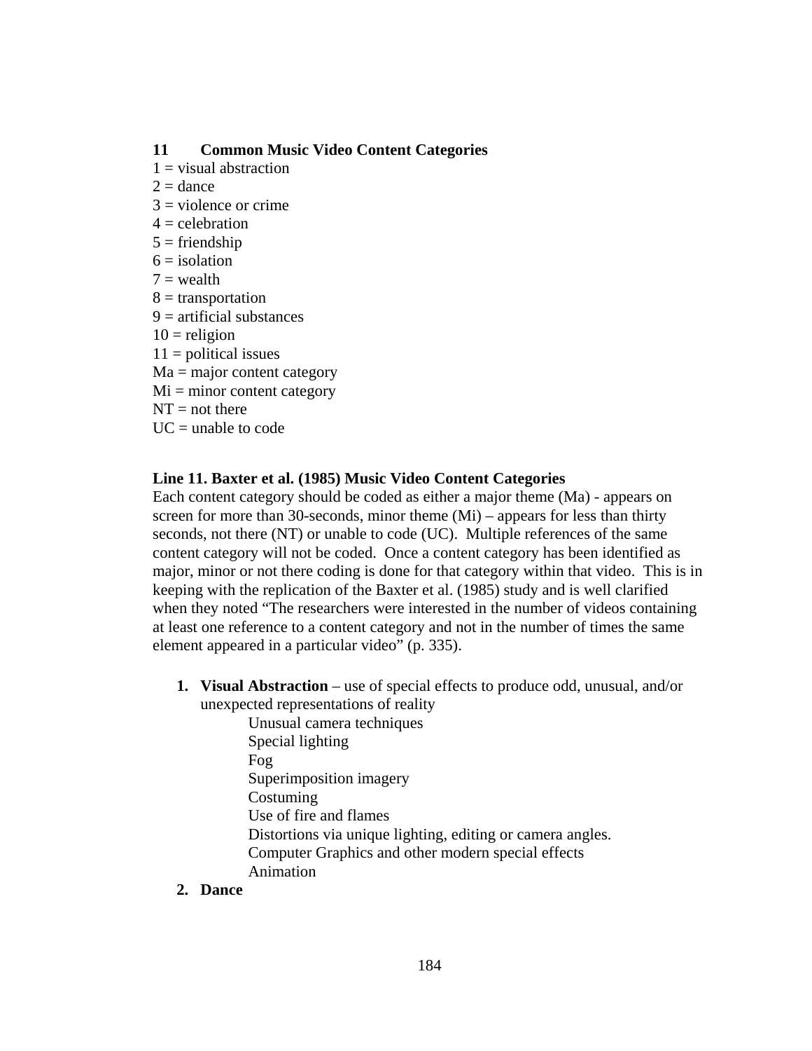**11 Common Music Video Content Categories**

1 = visual abstraction
2 = dance
3 = violence or crime
4 = celebration
5 = friendship
6 = isolation
7 = wealth
8 = transportation
9 = artificial substances
10 = religion
11 = political issues
Ma = major content category
Mi = minor content category
NT = not there
UC = unable to code

**Line 11. Baxter et al. (1985) Music Video Content Categories**

Each content category should be coded as either a major theme (Ma) - appears on screen for more than 30-seconds, minor theme (Mi) – appears for less than thirty seconds, not there (NT) or unable to code (UC). Multiple references of the same content category will not be coded. Once a content category has been identified as major, minor or not there coding is done for that category within that video. This is in keeping with the replication of the Baxter et al. (1985) study and is well clarified when they noted "The researchers were interested in the number of videos containing at least one reference to a content category and not in the number of times the same element appeared in a particular video" (p. 335).

1. **Visual Abstraction** – use of special effects to produce odd, unusual, and/or unexpected representations of reality
   - Unusual camera techniques
   - Special lighting
   - Fog
   - Superimposition imagery
   - Costuming
   - Use of fire and flames
   - Distortions via unique lighting, editing or camera angles.
   - Computer Graphics and other modern special effects
   - Animation
2. **Dance**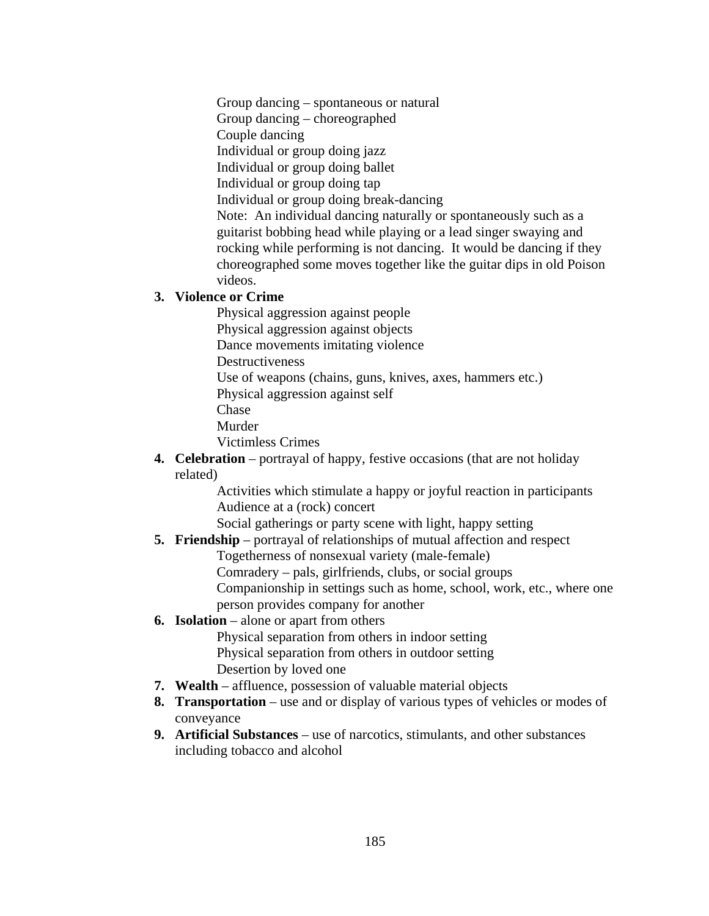Group dancing – spontaneous or natural
Group dancing – choreographed
Couple dancing
Individual or group doing jazz
Individual or group doing ballet
Individual or group doing tap
Individual or group doing break-dancing
Note: An individual dancing naturally or spontaneously such as a guitarist bobbing head while playing or a lead singer swaying and rocking while performing is not dancing. It would be dancing if they choreographed some moves together like the guitar dips in old Poison videos.

3. **Violence or Crime**
   - Physical aggression against people
   - Physical aggression against objects
   - Dance movements imitating violence
   - Destructiveness
   - Use of weapons (chains, guns, knives, axes, hammers etc.)
   - Physical aggression against self
   - Chase
   - Murder
   - Victimless Crimes
4. **Celebration** – portrayal of happy, festive occasions (that are not holiday related)
   - Activities which stimulate a happy or joyful reaction in participants
   - Audience at a (rock) concert
   - Social gatherings or party scene with light, happy setting
5. **Friendship** – portrayal of relationships of mutual affection and respect
   - Togetherness of nonsexual variety (male-female)
   - Comradery – pals, girlfriends, clubs, or social groups
   - Companionship in settings such as home, school, work, etc., where one person provides company for another
6. **Isolation** – alone or apart from others
   - Physical separation from others in indoor setting
   - Physical separation from others in outdoor setting
   - Desertion by loved one
7. **Wealth** – affluence, possession of valuable material objects
8. **Transportation** – use and or display of various types of vehicles or modes of conveyance
9. **Artificial Substances** – use of narcotics, stimulants, and other substances including tobacco and alcohol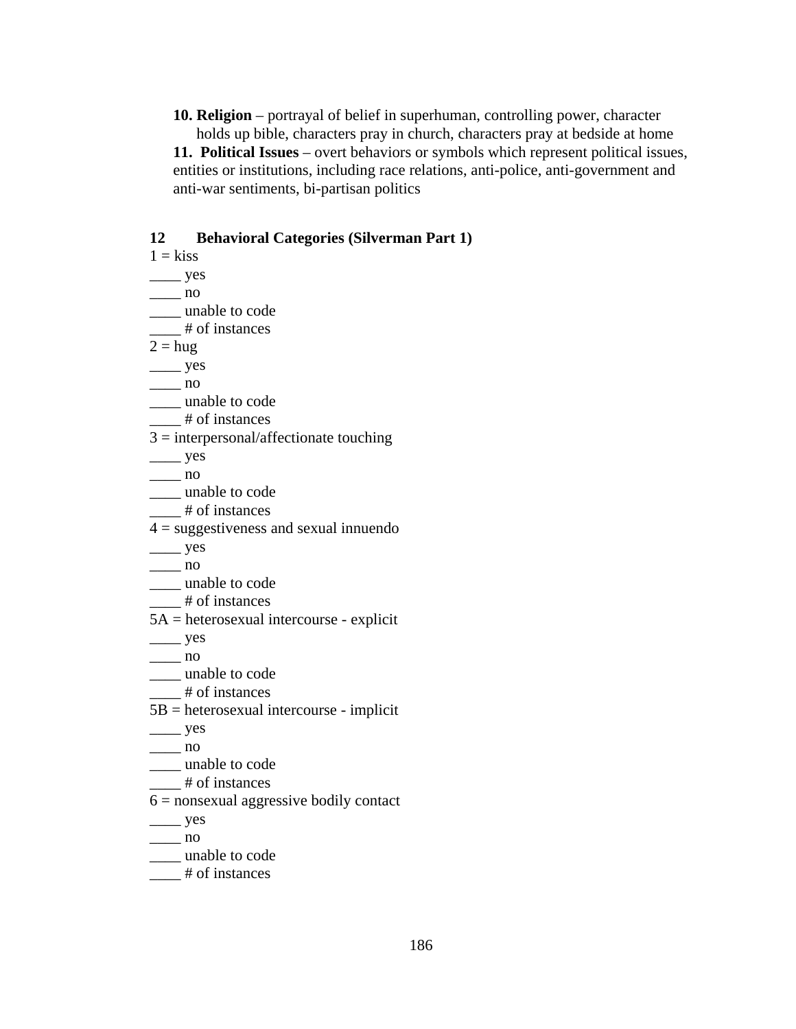**10. Religion** – portrayal of belief in superhuman, controlling power, character holds up bible, characters pray in church, characters pray at bedside at home

**11. Political Issues** – overt behaviors or symbols which represent political issues, entities or institutions, including race relations, anti-police, anti-government and anti-war sentiments, bi-partisan politics

**12 Behavioral Categories (Silverman Part 1)**

1 = kiss
____ yes
____ no
____ unable to code
____ # of instances

2 = hug
____ yes
____ no
____ unable to code
____ # of instances

3 = interpersonal/affectionate touching
____ yes
____ no
____ unable to code
____ # of instances

4 = suggestiveness and sexual innuendo
____ yes
____ no
____ unable to code
____ # of instances

5A = heterosexual intercourse - explicit
____ yes
____ no
____ unable to code
____ # of instances

5B = heterosexual intercourse - implicit
____ yes
____ no
____ unable to code
____ # of instances

6 = nonsexual aggressive bodily contact
____ yes
____ no
____ unable to code
____ # of instances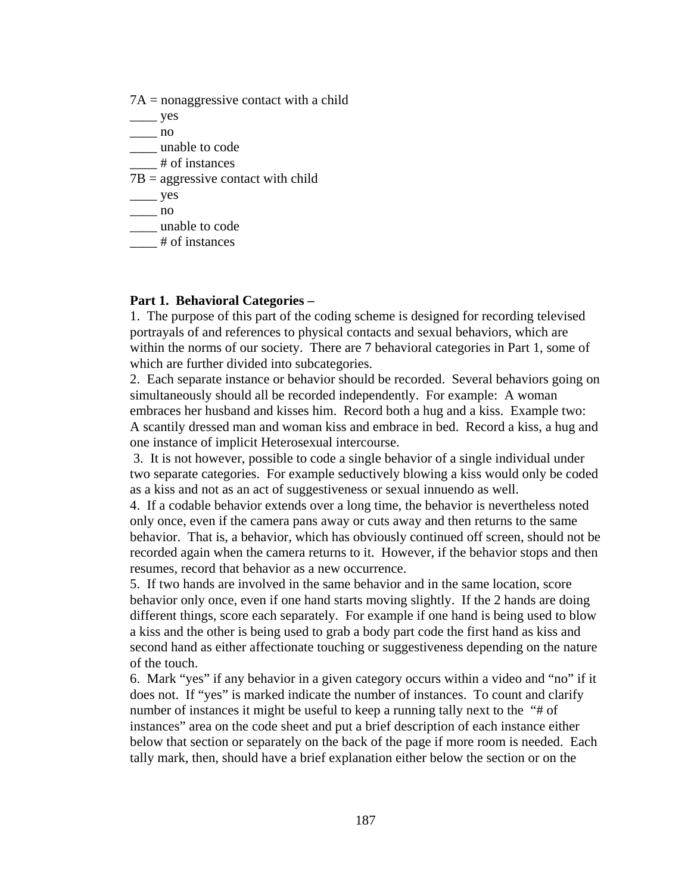7A = nonaggressive contact with a child
____ yes
____ no
____ unable to code
____ # of instances
7B = aggressive contact with child
____ yes
____ no
____ unable to code
____ # of instances

**Part 1. Behavioral Categories –**

1. The purpose of this part of the coding scheme is designed for recording televised portrayals of and references to physical contacts and sexual behaviors, which are within the norms of our society. There are 7 behavioral categories in Part 1, some of which are further divided into subcategories.
2. Each separate instance or behavior should be recorded. Several behaviors going on simultaneously should all be recorded independently. For example: A woman embraces her husband and kisses him. Record both a hug and a kiss. Example two: A scantily dressed man and woman kiss and embrace in bed. Record a kiss, a hug and one instance of implicit Heterosexual intercourse.
3. It is not however, possible to code a single behavior of a single individual under two separate categories. For example seductively blowing a kiss would only be coded as a kiss and not as an act of suggestiveness or sexual innuendo as well.
4. If a codable behavior extends over a long time, the behavior is nevertheless noted only once, even if the camera pans away or cuts away and then returns to the same behavior. That is, a behavior, which has obviously continued off screen, should not be recorded again when the camera returns to it. However, if the behavior stops and then resumes, record that behavior as a new occurrence.
5. If two hands are involved in the same behavior and in the same location, score behavior only once, even if one hand starts moving slightly. If the 2 hands are doing different things, score each separately. For example if one hand is being used to blow a kiss and the other is being used to grab a body part code the first hand as kiss and second hand as either affectionate touching or suggestiveness depending on the nature of the touch.
6. Mark "yes" if any behavior in a given category occurs within a video and "no" if it does not. If "yes" is marked indicate the number of instances. To count and clarify number of instances it might be useful to keep a running tally next to the "# of instances" area on the code sheet and put a brief description of each instance either below that section or separately on the back of the page if more room is needed. Each tally mark, then, should have a brief explanation either below the section or on the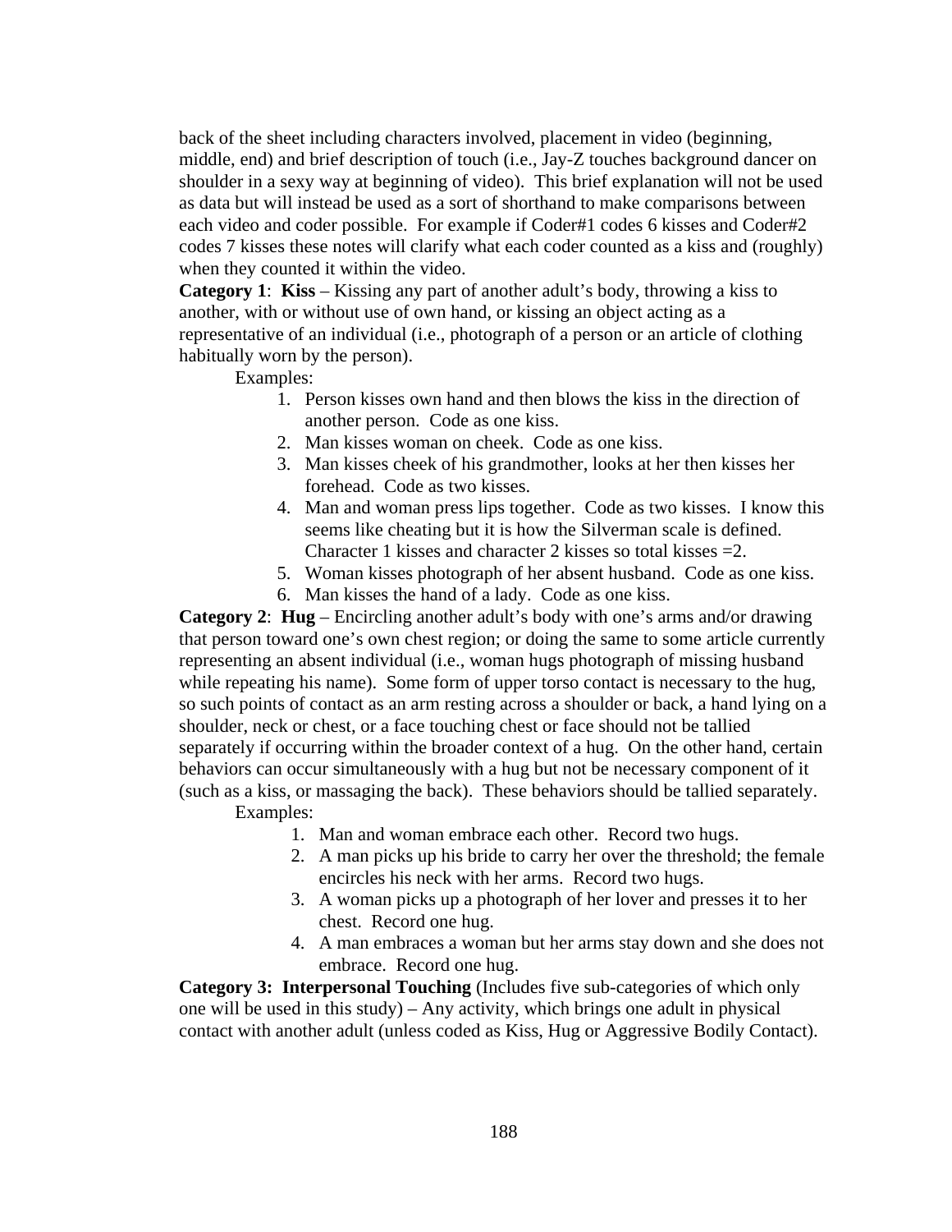back of the sheet including characters involved, placement in video (beginning, middle, end) and brief description of touch (i.e., Jay-Z touches background dancer on shoulder in a sexy way at beginning of video). This brief explanation will not be used as data but will instead be used as a sort of shorthand to make comparisons between each video and coder possible. For example if Coder#1 codes 6 kisses and Coder#2 codes 7 kisses these notes will clarify what each coder counted as a kiss and (roughly) when they counted it within the video.

**Category 1**: **Kiss** – Kissing any part of another adult's body, throwing a kiss to another, with or without use of own hand, or kissing an object acting as a representative of an individual (i.e., photograph of a person or an article of clothing habitually worn by the person).

Examples:

1. Person kisses own hand and then blows the kiss in the direction of another person. Code as one kiss.
2. Man kisses woman on cheek. Code as one kiss.
3. Man kisses cheek of his grandmother, looks at her then kisses her forehead. Code as two kisses.
4. Man and woman press lips together. Code as two kisses. I know this seems like cheating but it is how the Silverman scale is defined. Character 1 kisses and character 2 kisses so total kisses =2.
5. Woman kisses photograph of her absent husband. Code as one kiss.
6. Man kisses the hand of a lady. Code as one kiss.

**Category 2**: **Hug** – Encircling another adult's body with one's arms and/or drawing that person toward one's own chest region; or doing the same to some article currently representing an absent individual (i.e., woman hugs photograph of missing husband while repeating his name). Some form of upper torso contact is necessary to the hug, so such points of contact as an arm resting across a shoulder or back, a hand lying on a shoulder, neck or chest, or a face touching chest or face should not be tallied separately if occurring within the broader context of a hug. On the other hand, certain behaviors can occur simultaneously with a hug but not be necessary component of it (such as a kiss, or massaging the back). These behaviors should be tallied separately.

Examples:

1. Man and woman embrace each other. Record two hugs.
2. A man picks up his bride to carry her over the threshold; the female encircles his neck with her arms. Record two hugs.
3. A woman picks up a photograph of her lover and presses it to her chest. Record one hug.
4. A man embraces a woman but her arms stay down and she does not embrace. Record one hug.

**Category 3: Interpersonal Touching** (Includes five sub-categories of which only one will be used in this study) – Any activity, which brings one adult in physical contact with another adult (unless coded as Kiss, Hug or Aggressive Bodily Contact).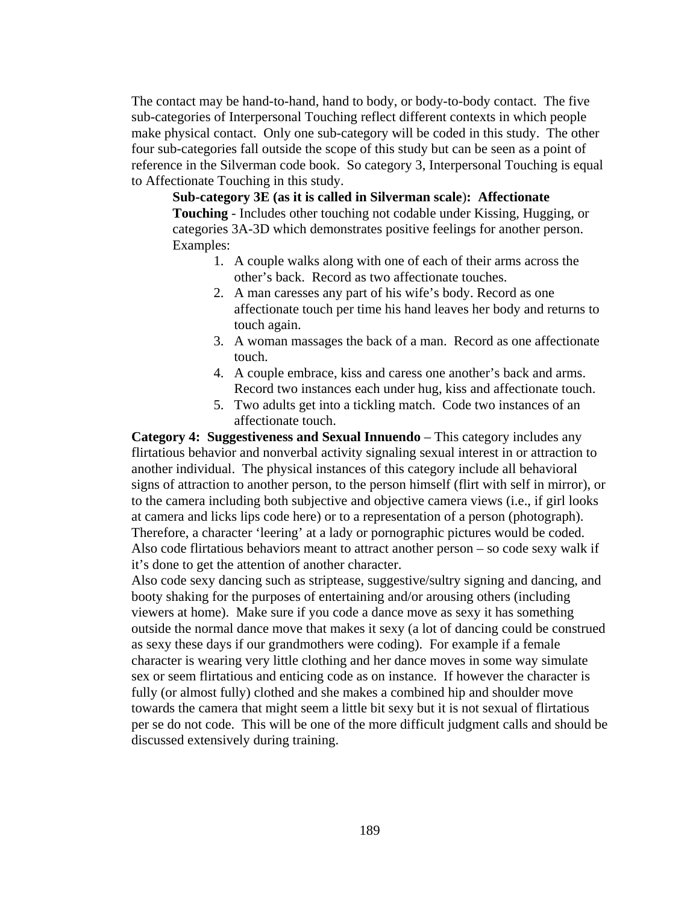The contact may be hand-to-hand, hand to body, or body-to-body contact. The five sub-categories of Interpersonal Touching reflect different contexts in which people make physical contact. Only one sub-category will be coded in this study. The other four sub-categories fall outside the scope of this study but can be seen as a point of reference in the Silverman code book. So category 3, Interpersonal Touching is equal to Affectionate Touching in this study.

**Sub-category 3E (as it is called in Silverman scale): Affectionate Touching** - Includes other touching not codable under Kissing, Hugging, or categories 3A-3D which demonstrates positive feelings for another person. Examples:

1. A couple walks along with one of each of their arms across the other's back. Record as two affectionate touches.
2. A man caresses any part of his wife's body. Record as one affectionate touch per time his hand leaves her body and returns to touch again.
3. A woman massages the back of a man. Record as one affectionate touch.
4. A couple embrace, kiss and caress one another's back and arms. Record two instances each under hug, kiss and affectionate touch.
5. Two adults get into a tickling match. Code two instances of an affectionate touch.

**Category 4: Suggestiveness and Sexual Innuendo** – This category includes any flirtatious behavior and nonverbal activity signaling sexual interest in or attraction to another individual. The physical instances of this category include all behavioral signs of attraction to another person, to the person himself (flirt with self in mirror), or to the camera including both subjective and objective camera views (i.e., if girl looks at camera and licks lips code here) or to a representation of a person (photograph). Therefore, a character 'leering' at a lady or pornographic pictures would be coded. Also code flirtatious behaviors meant to attract another person – so code sexy walk if it's done to get the attention of another character.

Also code sexy dancing such as striptease, suggestive/sultry signing and dancing, and booty shaking for the purposes of entertaining and/or arousing others (including viewers at home). Make sure if you code a dance move as sexy it has something outside the normal dance move that makes it sexy (a lot of dancing could be construed as sexy these days if our grandmothers were coding). For example if a female character is wearing very little clothing and her dance moves in some way simulate sex or seem flirtatious and enticing code as on instance. If however the character is fully (or almost fully) clothed and she makes a combined hip and shoulder move towards the camera that might seem a little bit sexy but it is not sexual of flirtatious per se do not code. This will be one of the more difficult judgment calls and should be discussed extensively during training.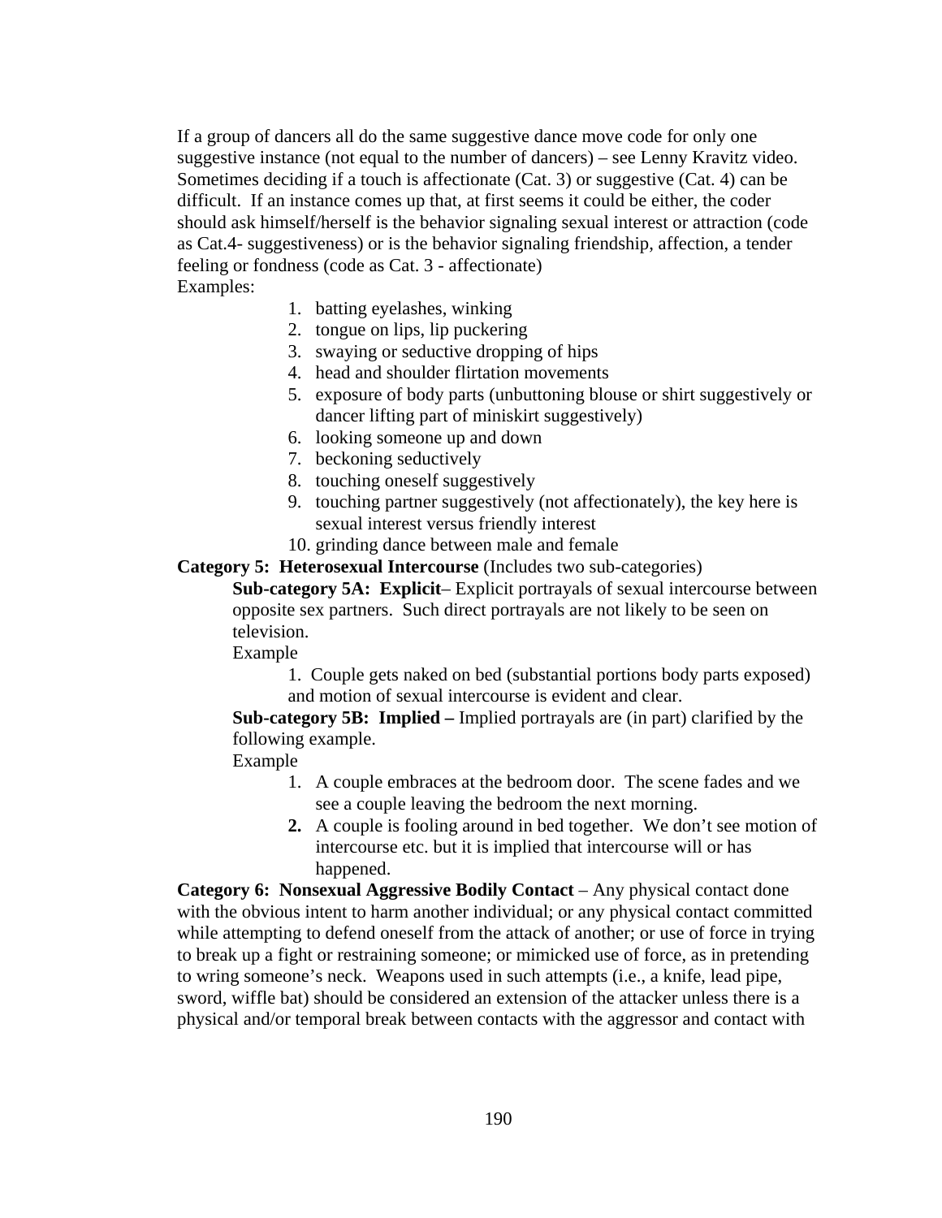If a group of dancers all do the same suggestive dance move code for only one suggestive instance (not equal to the number of dancers) – see Lenny Kravitz video. Sometimes deciding if a touch is affectionate (Cat. 3) or suggestive (Cat. 4) can be difficult. If an instance comes up that, at first seems it could be either, the coder should ask himself/herself is the behavior signaling sexual interest or attraction (code as Cat.4- suggestiveness) or is the behavior signaling friendship, affection, a tender feeling or fondness (code as Cat. 3 - affectionate)

Examples:

1. batting eyelashes, winking
2. tongue on lips, lip puckering
3. swaying or seductive dropping of hips
4. head and shoulder flirtation movements
5. exposure of body parts (unbuttoning blouse or shirt suggestively or dancer lifting part of miniskirt suggestively)
6. looking someone up and down
7. beckoning seductively
8. touching oneself suggestively
9. touching partner suggestively (not affectionately), the key here is sexual interest versus friendly interest
10. grinding dance between male and female

**Category 5: Heterosexual Intercourse** (Includes two sub-categories)

**Sub-category 5A: Explicit**– Explicit portrayals of sexual intercourse between opposite sex partners. Such direct portrayals are not likely to be seen on television.

Example

1. Couple gets naked on bed (substantial portions body parts exposed) and motion of sexual intercourse is evident and clear.

**Sub-category 5B: Implied –** Implied portrayals are (in part) clarified by the following example.

Example

1. A couple embraces at the bedroom door. The scene fades and we see a couple leaving the bedroom the next morning.
2. A couple is fooling around in bed together. We don't see motion of intercourse etc. but it is implied that intercourse will or has happened.

**Category 6: Nonsexual Aggressive Bodily Contact** – Any physical contact done with the obvious intent to harm another individual; or any physical contact committed while attempting to defend oneself from the attack of another; or use of force in trying to break up a fight or restraining someone; or mimicked use of force, as in pretending to wring someone's neck. Weapons used in such attempts (i.e., a knife, lead pipe, sword, wiffle bat) should be considered an extension of the attacker unless there is a physical and/or temporal break between contacts with the aggressor and contact with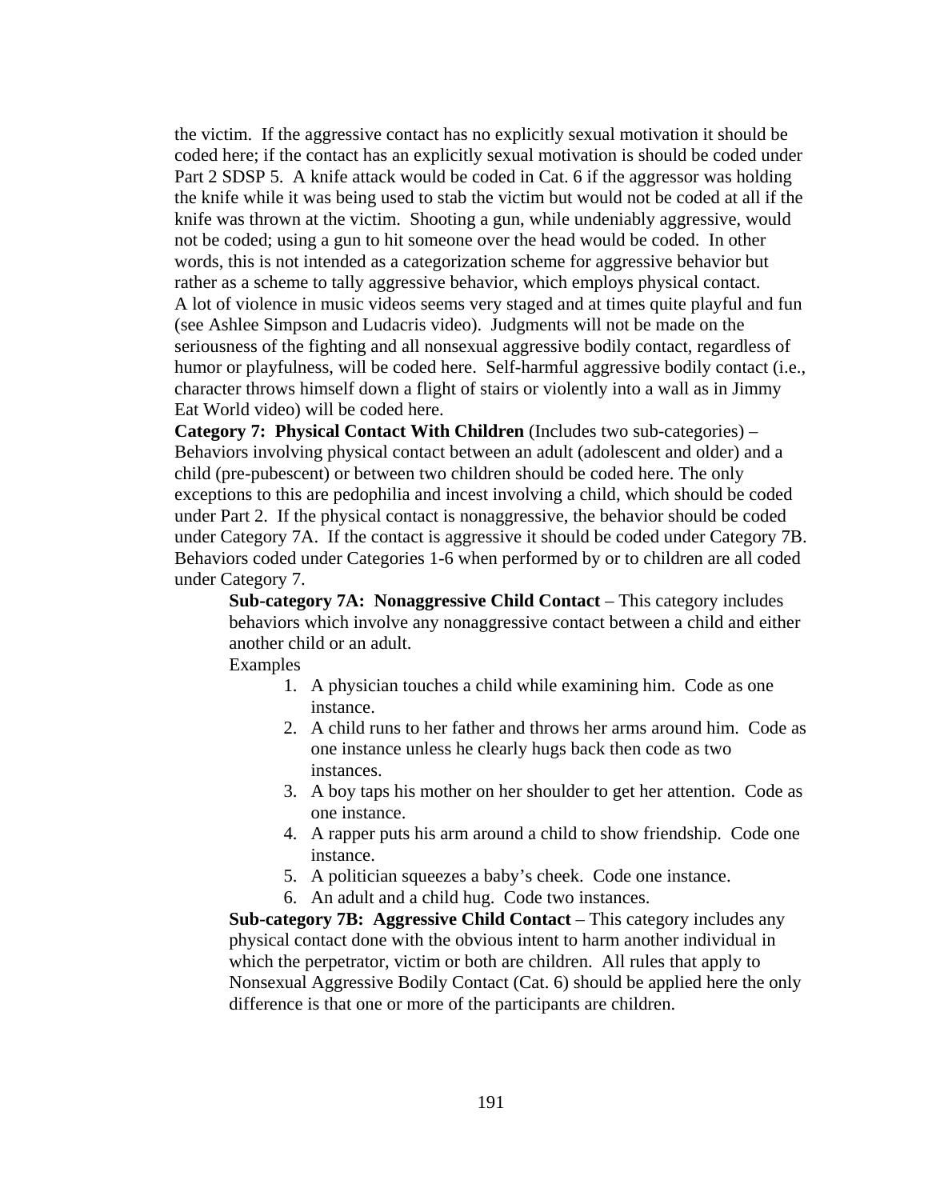the victim. If the aggressive contact has no explicitly sexual motivation it should be coded here; if the contact has an explicitly sexual motivation is should be coded under Part 2 SDSP 5. A knife attack would be coded in Cat. 6 if the aggressor was holding the knife while it was being used to stab the victim but would not be coded at all if the knife was thrown at the victim. Shooting a gun, while undeniably aggressive, would not be coded; using a gun to hit someone over the head would be coded. In other words, this is not intended as a categorization scheme for aggressive behavior but rather as a scheme to tally aggressive behavior, which employs physical contact. A lot of violence in music videos seems very staged and at times quite playful and fun (see Ashlee Simpson and Ludacris video). Judgments will not be made on the seriousness of the fighting and all nonsexual aggressive bodily contact, regardless of humor or playfulness, will be coded here. Self-harmful aggressive bodily contact (i.e., character throws himself down a flight of stairs or violently into a wall as in Jimmy Eat World video) will be coded here.

**Category 7: Physical Contact With Children** (Includes two sub-categories) – Behaviors involving physical contact between an adult (adolescent and older) and a child (pre-pubescent) or between two children should be coded here. The only exceptions to this are pedophilia and incest involving a child, which should be coded under Part 2. If the physical contact is nonaggressive, the behavior should be coded under Category 7A. If the contact is aggressive it should be coded under Category 7B. Behaviors coded under Categories 1-6 when performed by or to children are all coded under Category 7.

**Sub-category 7A: Nonaggressive Child Contact** – This category includes behaviors which involve any nonaggressive contact between a child and either another child or an adult.

Examples

1. A physician touches a child while examining him. Code as one instance.
2. A child runs to her father and throws her arms around him. Code as one instance unless he clearly hugs back then code as two instances.
3. A boy taps his mother on her shoulder to get her attention. Code as one instance.
4. A rapper puts his arm around a child to show friendship. Code one instance.
5. A politician squeezes a baby's cheek. Code one instance.
6. An adult and a child hug. Code two instances.

**Sub-category 7B: Aggressive Child Contact** – This category includes any physical contact done with the obvious intent to harm another individual in which the perpetrator, victim or both are children. All rules that apply to Nonsexual Aggressive Bodily Contact (Cat. 6) should be applied here the only difference is that one or more of the participants are children.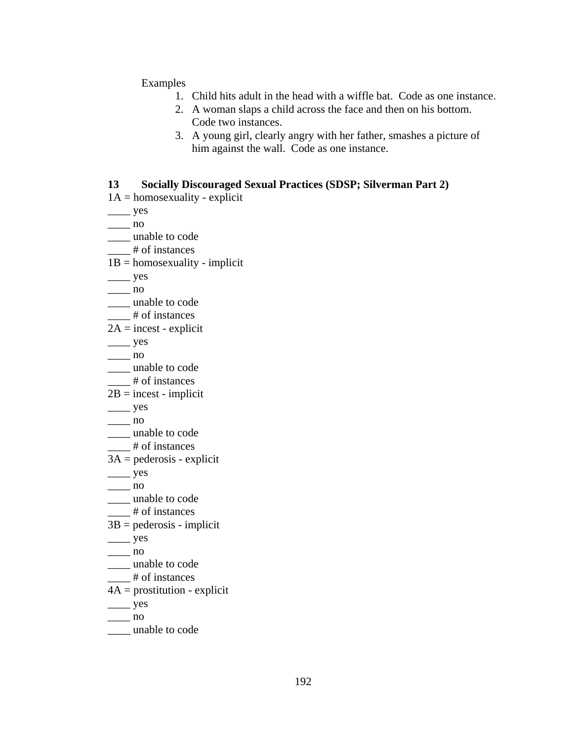Examples

1. Child hits adult in the head with a wiffle bat. Code as one instance.
2. A woman slaps a child across the face and then on his bottom. Code two instances.
3. A young girl, clearly angry with her father, smashes a picture of him against the wall. Code as one instance.

**13 Socially Discouraged Sexual Practices (SDSP; Silverman Part 2)**

1A = homosexuality - explicit
____ yes
____ no
____ unable to code
____ # of instances
1B = homosexuality - implicit
____ yes
____ no
____ unable to code
____ # of instances
2A = incest - explicit
____ yes
____ no
____ unable to code
____ # of instances
2B = incest - implicit
____ yes
____ no
____ unable to code
____ # of instances
3A = pederosis - explicit
____ yes
____ no
____ unable to code
____ # of instances
3B = pederosis - implicit
____ yes
____ no
____ unable to code
____ # of instances
4A = prostitution - explicit
____ yes
____ no
____ unable to code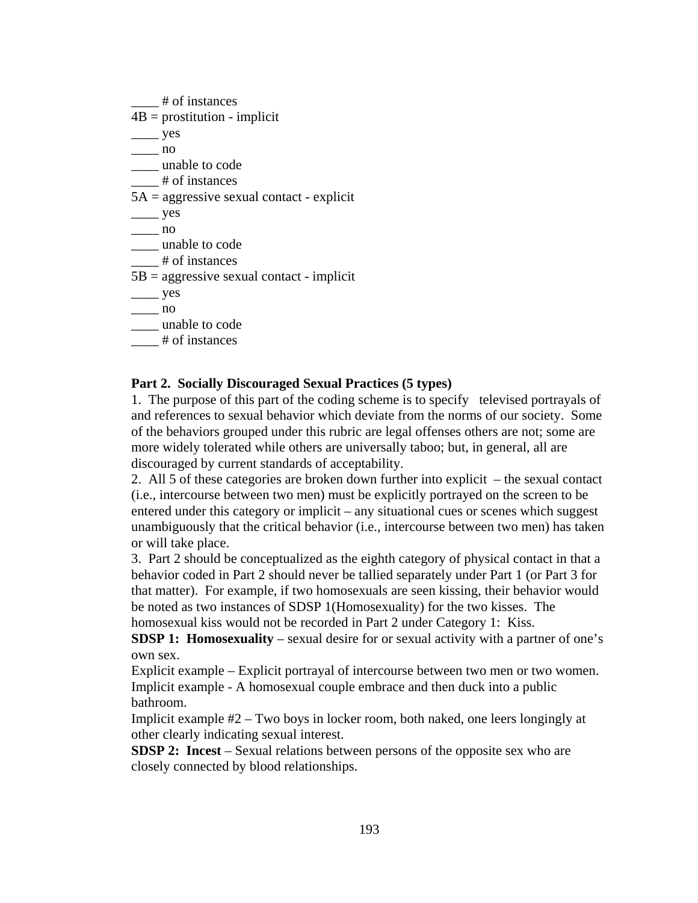____ # of instances
4B = prostitution - implicit
____ yes
____ no
____ unable to code
____ # of instances
5A = aggressive sexual contact - explicit
____ yes
____ no
____ unable to code
____ # of instances
5B = aggressive sexual contact - implicit
____ yes
____ no
____ unable to code
____ # of instances

**Part 2. Socially Discouraged Sexual Practices (5 types)**

1. The purpose of this part of the coding scheme is to specify televised portrayals of and references to sexual behavior which deviate from the norms of our society. Some of the behaviors grouped under this rubric are legal offenses others are not; some are more widely tolerated while others are universally taboo; but, in general, all are discouraged by current standards of acceptability.
2. All 5 of these categories are broken down further into explicit – the sexual contact (i.e., intercourse between two men) must be explicitly portrayed on the screen to be entered under this category or implicit – any situational cues or scenes which suggest unambiguously that the critical behavior (i.e., intercourse between two men) has taken or will take place.
3. Part 2 should be conceptualized as the eighth category of physical contact in that a behavior coded in Part 2 should never be tallied separately under Part 1 (or Part 3 for that matter). For example, if two homosexuals are seen kissing, their behavior would be noted as two instances of SDSP 1(Homosexuality) for the two kisses. The homosexual kiss would not be recorded in Part 2 under Category 1: Kiss.

**SDSP 1: Homosexuality** – sexual desire for or sexual activity with a partner of one's own sex.
Explicit example – Explicit portrayal of intercourse between two men or two women.
Implicit example - A homosexual couple embrace and then duck into a public bathroom.
Implicit example #2 – Two boys in locker room, both naked, one leers longingly at other clearly indicating sexual interest.

**SDSP 2: Incest** – Sexual relations between persons of the opposite sex who are closely connected by blood relationships.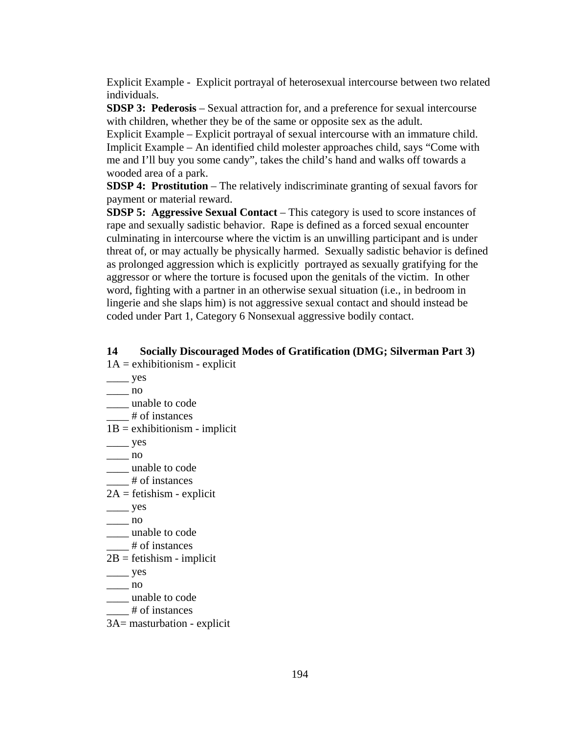Explicit Example - Explicit portrayal of heterosexual intercourse between two related individuals.

**SDSP 3: Pederosis** – Sexual attraction for, and a preference for sexual intercourse with children, whether they be of the same or opposite sex as the adult.
Explicit Example – Explicit portrayal of sexual intercourse with an immature child.
Implicit Example – An identified child molester approaches child, says "Come with me and I'll buy you some candy", takes the child's hand and walks off towards a wooded area of a park.

**SDSP 4: Prostitution** – The relatively indiscriminate granting of sexual favors for payment or material reward.

**SDSP 5: Aggressive Sexual Contact** – This category is used to score instances of rape and sexually sadistic behavior. Rape is defined as a forced sexual encounter culminating in intercourse where the victim is an unwilling participant and is under threat of, or may actually be physically harmed. Sexually sadistic behavior is defined as prolonged aggression which is explicitly portrayed as sexually gratifying for the aggressor or where the torture is focused upon the genitals of the victim. In other word, fighting with a partner in an otherwise sexual situation (i.e., in bedroom in lingerie and she slaps him) is not aggressive sexual contact and should instead be coded under Part 1, Category 6 Nonsexual aggressive bodily contact.

**14 Socially Discouraged Modes of Gratification (DMG; Silverman Part 3)**

1A = exhibitionism - explicit
____ yes
____ no
____ unable to code
____ # of instances

1B = exhibitionism - implicit
____ yes
____ no
____ unable to code
____ # of instances

2A = fetishism - explicit
____ yes
____ no
____ unable to code
____ # of instances

2B = fetishism - implicit
____ yes
____ no
____ unable to code
____ # of instances

3A= masturbation - explicit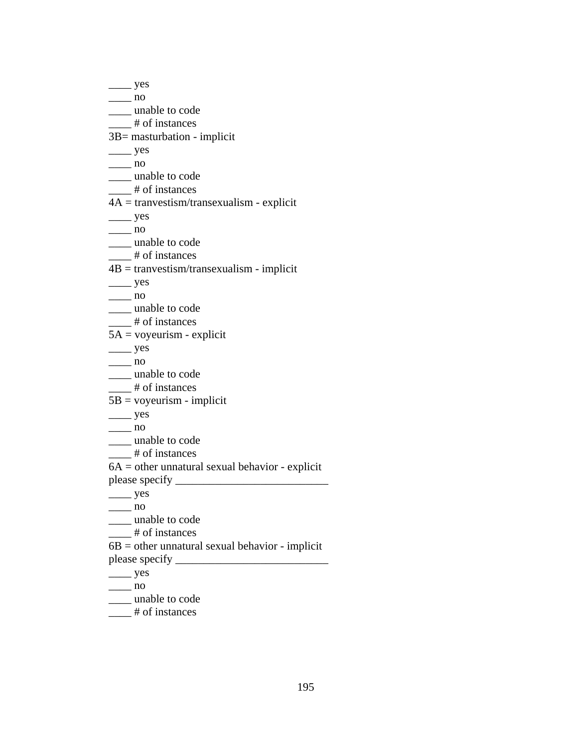____ yes
____ no
____ unable to code
____ # of instances
3B= masturbation - implicit
____ yes
____ no
____ unable to code
____ # of instances
4A = tranvestism/transexualism - explicit
____ yes
____ no
____ unable to code
____ # of instances
4B = tranvestism/transexualism - implicit
____ yes
____ no
____ unable to code
____ # of instances
5A = voyeurism - explicit
____ yes
____ no
____ unable to code
____ # of instances
5B = voyeurism - implicit
____ yes
____ no
____ unable to code
____ # of instances
6A = other unnatural sexual behavior - explicit
please specify ___________________________
____ yes
____ no
____ unable to code
____ # of instances
6B = other unnatural sexual behavior - implicit
please specify ___________________________
____ yes
____ no
____ unable to code
____ # of instances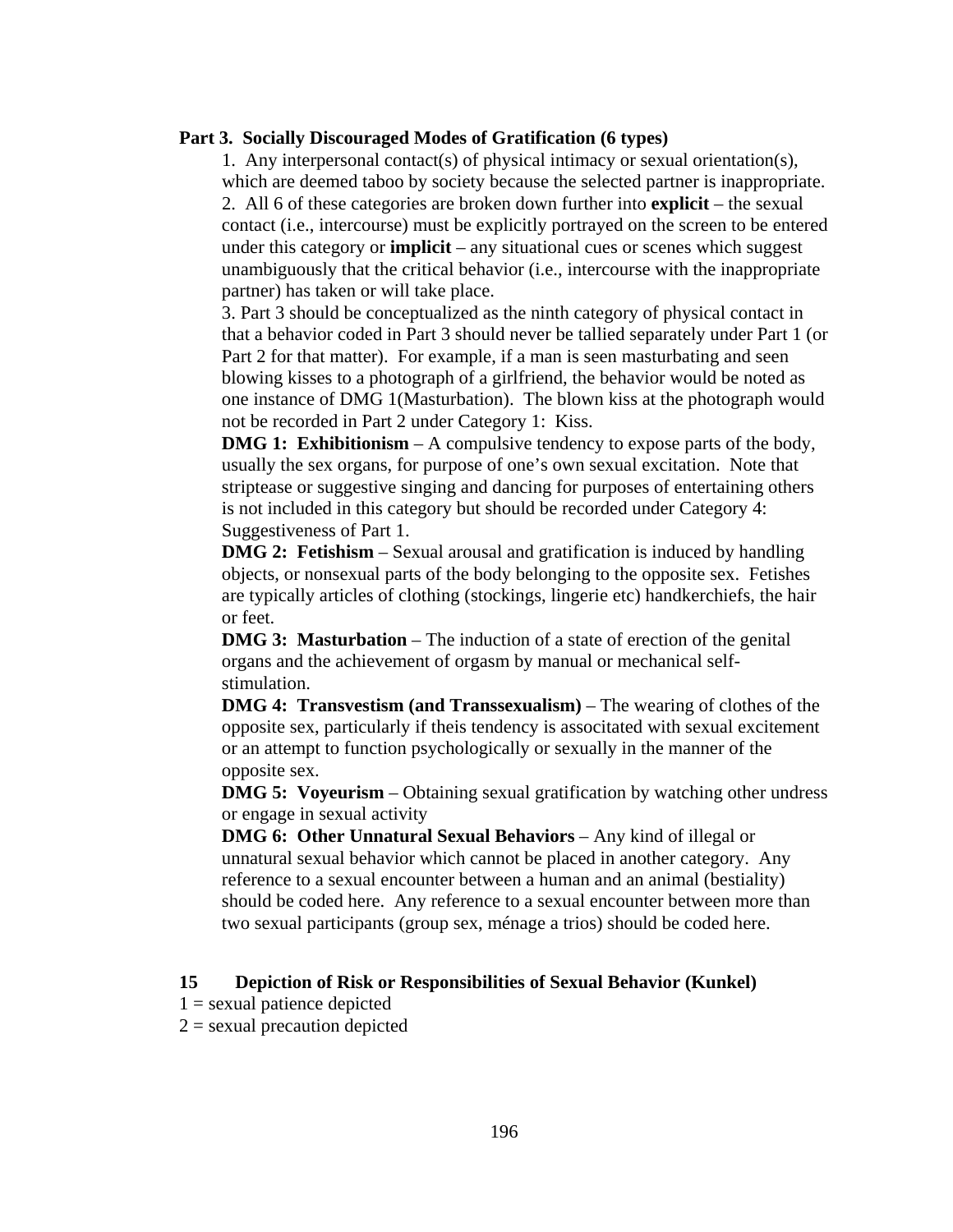**Part 3. Socially Discouraged Modes of Gratification (6 types)**

1. Any interpersonal contact(s) of physical intimacy or sexual orientation(s), which are deemed taboo by society because the selected partner is inappropriate.
2. All 6 of these categories are broken down further into **explicit** – the sexual contact (i.e., intercourse) must be explicitly portrayed on the screen to be entered under this category or **implicit** – any situational cues or scenes which suggest unambiguously that the critical behavior (i.e., intercourse with the inappropriate partner) has taken or will take place.
3. Part 3 should be conceptualized as the ninth category of physical contact in that a behavior coded in Part 3 should never be tallied separately under Part 1 (or Part 2 for that matter). For example, if a man is seen masturbating and seen blowing kisses to a photograph of a girlfriend, the behavior would be noted as one instance of DMG 1(Masturbation). The blown kiss at the photograph would not be recorded in Part 2 under Category 1: Kiss.

**DMG 1: Exhibitionism** – A compulsive tendency to expose parts of the body, usually the sex organs, for purpose of one's own sexual excitation. Note that striptease or suggestive singing and dancing for purposes of entertaining others is not included in this category but should be recorded under Category 4: Suggestiveness of Part 1.

**DMG 2: Fetishism** – Sexual arousal and gratification is induced by handling objects, or nonsexual parts of the body belonging to the opposite sex. Fetishes are typically articles of clothing (stockings, lingerie etc) handkerchiefs, the hair or feet.

**DMG 3: Masturbation** – The induction of a state of erection of the genital organs and the achievement of orgasm by manual or mechanical self-stimulation.

**DMG 4: Transvestism (and Transsexualism)** – The wearing of clothes of the opposite sex, particularly if theis tendency is associtated with sexual excitement or an attempt to function psychologically or sexually in the manner of the opposite sex.

**DMG 5: Voyeurism** – Obtaining sexual gratification by watching other undress or engage in sexual activity

**DMG 6: Other Unnatural Sexual Behaviors** – Any kind of illegal or unnatural sexual behavior which cannot be placed in another category. Any reference to a sexual encounter between a human and an animal (bestiality) should be coded here. Any reference to a sexual encounter between more than two sexual participants (group sex, ménage a trios) should be coded here.

**15 Depiction of Risk or Responsibilities of Sexual Behavior (Kunkel)**

1 = sexual patience depicted
2 = sexual precaution depicted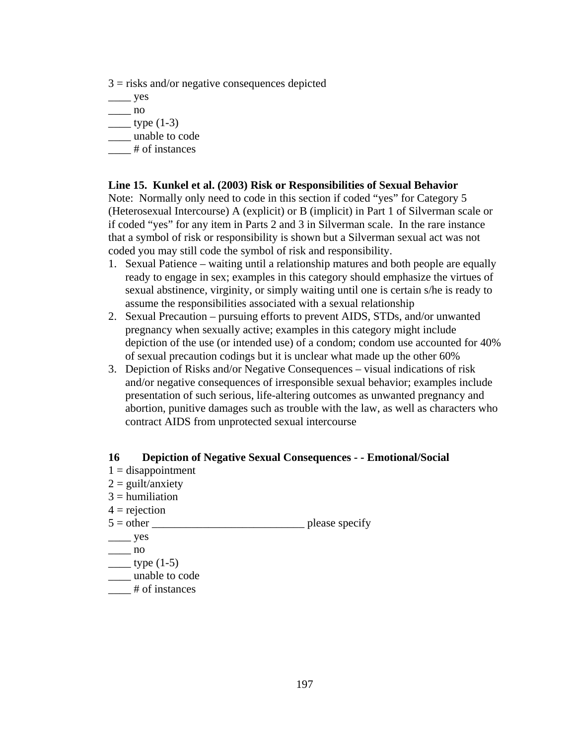3 = risks and/or negative consequences depicted
____ yes
____ no
____ type (1-3)
____ unable to code
____ # of instances

**Line 15. Kunkel et al. (2003) Risk or Responsibilities of Sexual Behavior**

Note: Normally only need to code in this section if coded "yes" for Category 5 (Heterosexual Intercourse) A (explicit) or B (implicit) in Part 1 of Silverman scale or if coded "yes" for any item in Parts 2 and 3 in Silverman scale. In the rare instance that a symbol of risk or responsibility is shown but a Silverman sexual act was not coded you may still code the symbol of risk and responsibility.

1. Sexual Patience – waiting until a relationship matures and both people are equally ready to engage in sex; examples in this category should emphasize the virtues of sexual abstinence, virginity, or simply waiting until one is certain s/he is ready to assume the responsibilities associated with a sexual relationship
2. Sexual Precaution – pursuing efforts to prevent AIDS, STDs, and/or unwanted pregnancy when sexually active; examples in this category might include depiction of the use (or intended use) of a condom; condom use accounted for 40% of sexual precaution codings but it is unclear what made up the other 60%
3. Depiction of Risks and/or Negative Consequences – visual indications of risk and/or negative consequences of irresponsible sexual behavior; examples include presentation of such serious, life-altering outcomes as unwanted pregnancy and abortion, punitive damages such as trouble with the law, as well as characters who contract AIDS from unprotected sexual intercourse

**16 Depiction of Negative Sexual Consequences - - Emotional/Social**

1 = disappointment
2 = guilt/anxiety
3 = humiliation
4 = rejection
5 = other ___________________________ please specify
____ yes
____ no
____ type (1-5)
____ unable to code
____ # of instances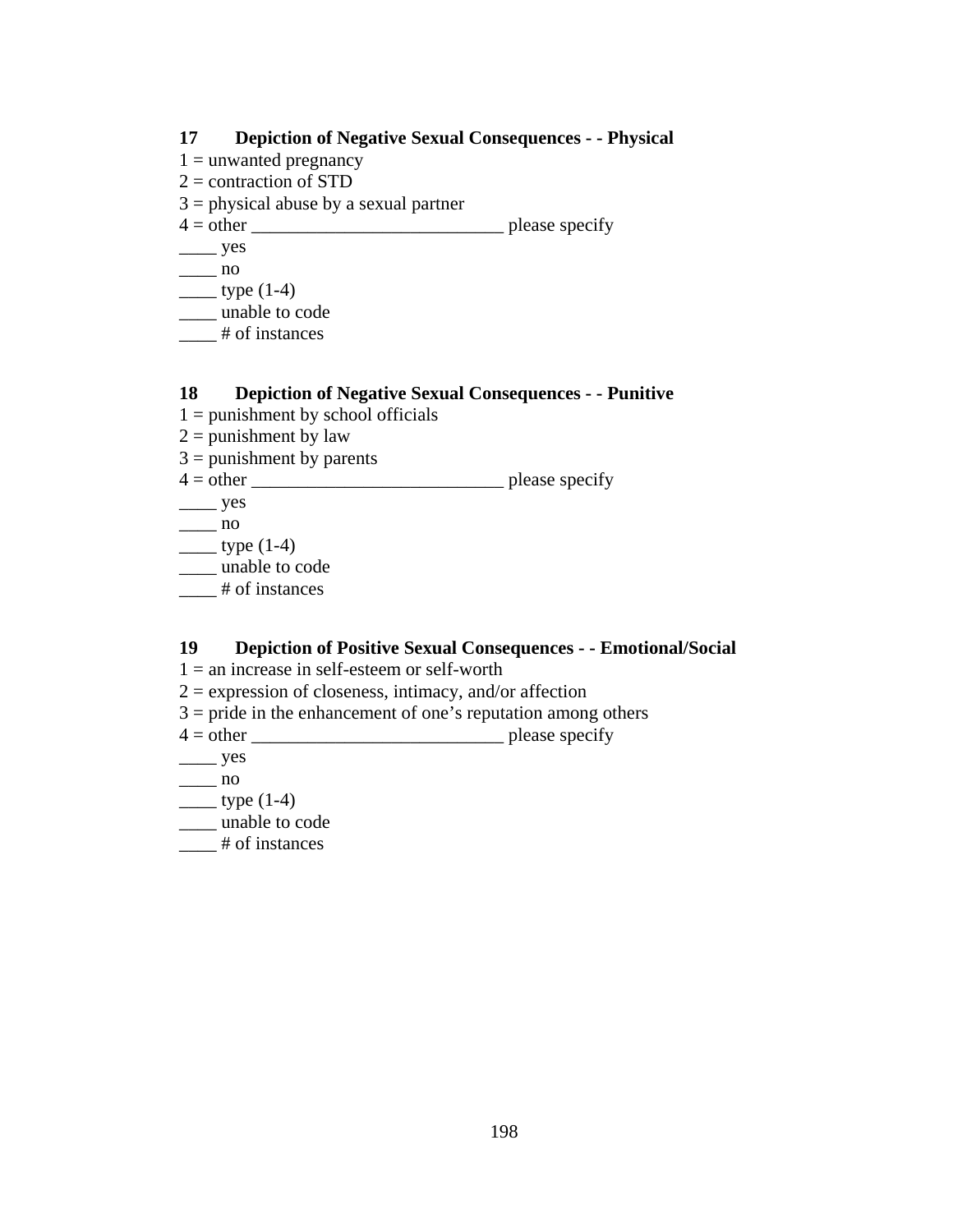**17 Depiction of Negative Sexual Consequences - - Physical**

1 = unwanted pregnancy
2 = contraction of STD
3 = physical abuse by a sexual partner
4 = other ___________________________ please specify
____ yes
____ no
____ type (1-4)
____ unable to code
____ # of instances

**18 Depiction of Negative Sexual Consequences - - Punitive**

1 = punishment by school officials
2 = punishment by law
3 = punishment by parents
4 = other ___________________________ please specify
____ yes
____ no
____ type (1-4)
____ unable to code
____ # of instances

**19 Depiction of Positive Sexual Consequences - - Emotional/Social**

1 = an increase in self-esteem or self-worth
2 = expression of closeness, intimacy, and/or affection
3 = pride in the enhancement of one's reputation among others
4 = other ___________________________ please specify
____ yes
____ no
____ type (1-4)
____ unable to code
____ # of instances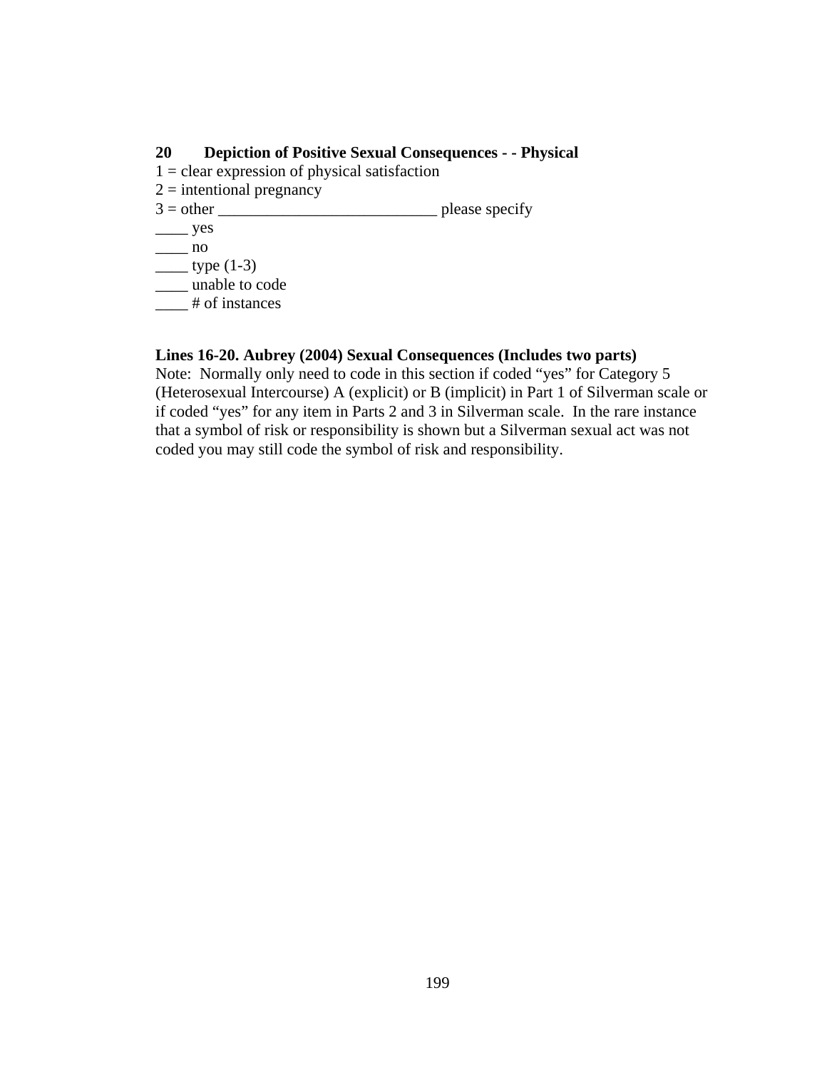**20 Depiction of Positive Sexual Consequences - - Physical**

1 = clear expression of physical satisfaction
2 = intentional pregnancy
3 = other ___________________________ please specify
____ yes
____ no
____ type (1-3)
____ unable to code
____ # of instances

**Lines 16-20. Aubrey (2004) Sexual Consequences (Includes two parts)**

Note: Normally only need to code in this section if coded “yes” for Category 5 (Heterosexual Intercourse) A (explicit) or B (implicit) in Part 1 of Silverman scale or if coded “yes” for any item in Parts 2 and 3 in Silverman scale. In the rare instance that a symbol of risk or responsibility is shown but a Silverman sexual act was not coded you may still code the symbol of risk and responsibility.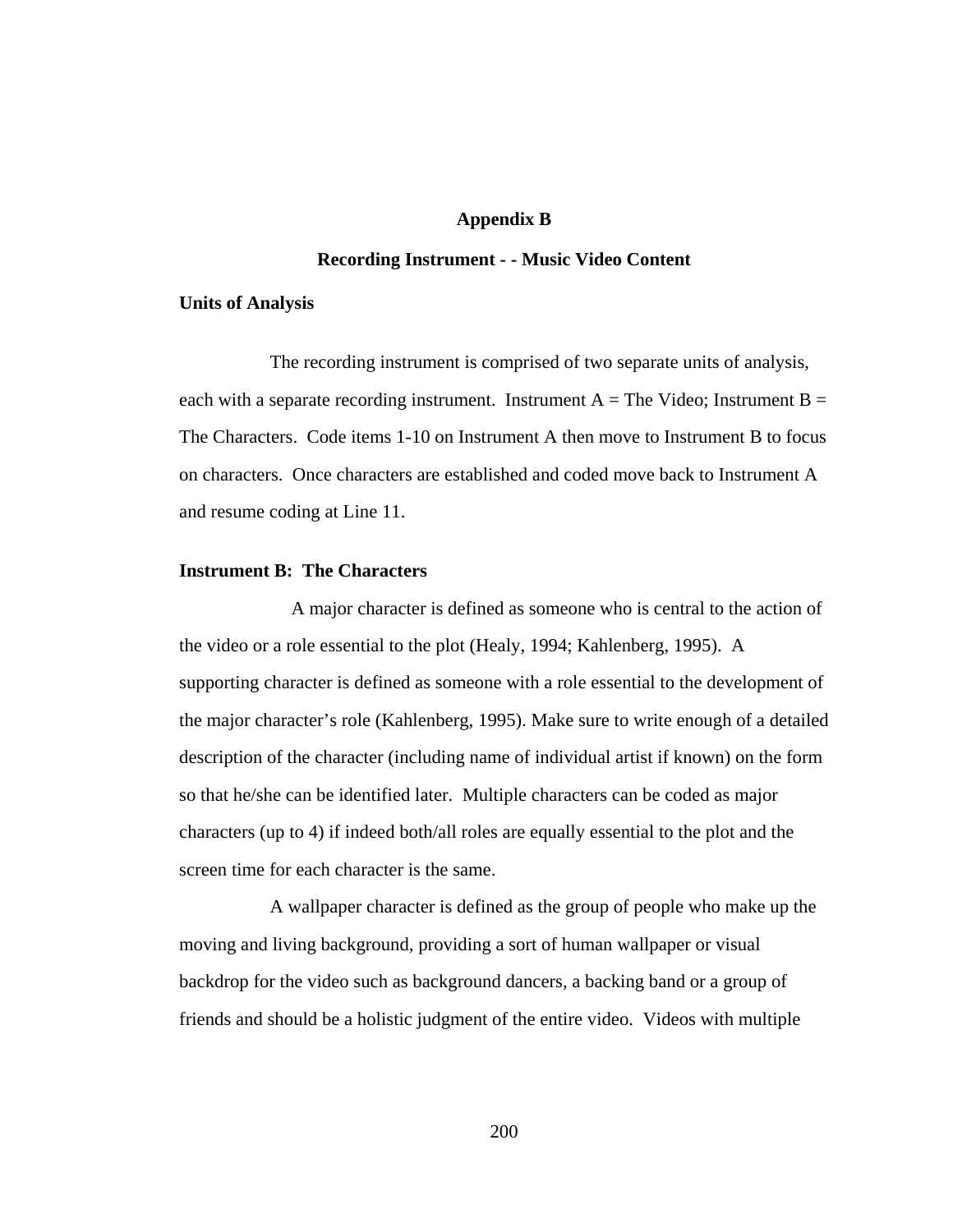# Appendix B

## Recording Instrument - - Music Video Content

### Units of Analysis

The recording instrument is comprised of two separate units of analysis, each with a separate recording instrument. Instrument A = The Video; Instrument B = The Characters. Code items 1-10 on Instrument A then move to Instrument B to focus on characters. Once characters are established and coded move back to Instrument A and resume coding at Line 11.

### Instrument B: The Characters

A major character is defined as someone who is central to the action of the video or a role essential to the plot (Healy, 1994; Kahlenberg, 1995). A supporting character is defined as someone with a role essential to the development of the major character's role (Kahlenberg, 1995). Make sure to write enough of a detailed description of the character (including name of individual artist if known) on the form so that he/she can be identified later. Multiple characters can be coded as major characters (up to 4) if indeed both/all roles are equally essential to the plot and the screen time for each character is the same.

A wallpaper character is defined as the group of people who make up the moving and living background, providing a sort of human wallpaper or visual backdrop for the video such as background dancers, a backing band or a group of friends and should be a holistic judgment of the entire video. Videos with multiple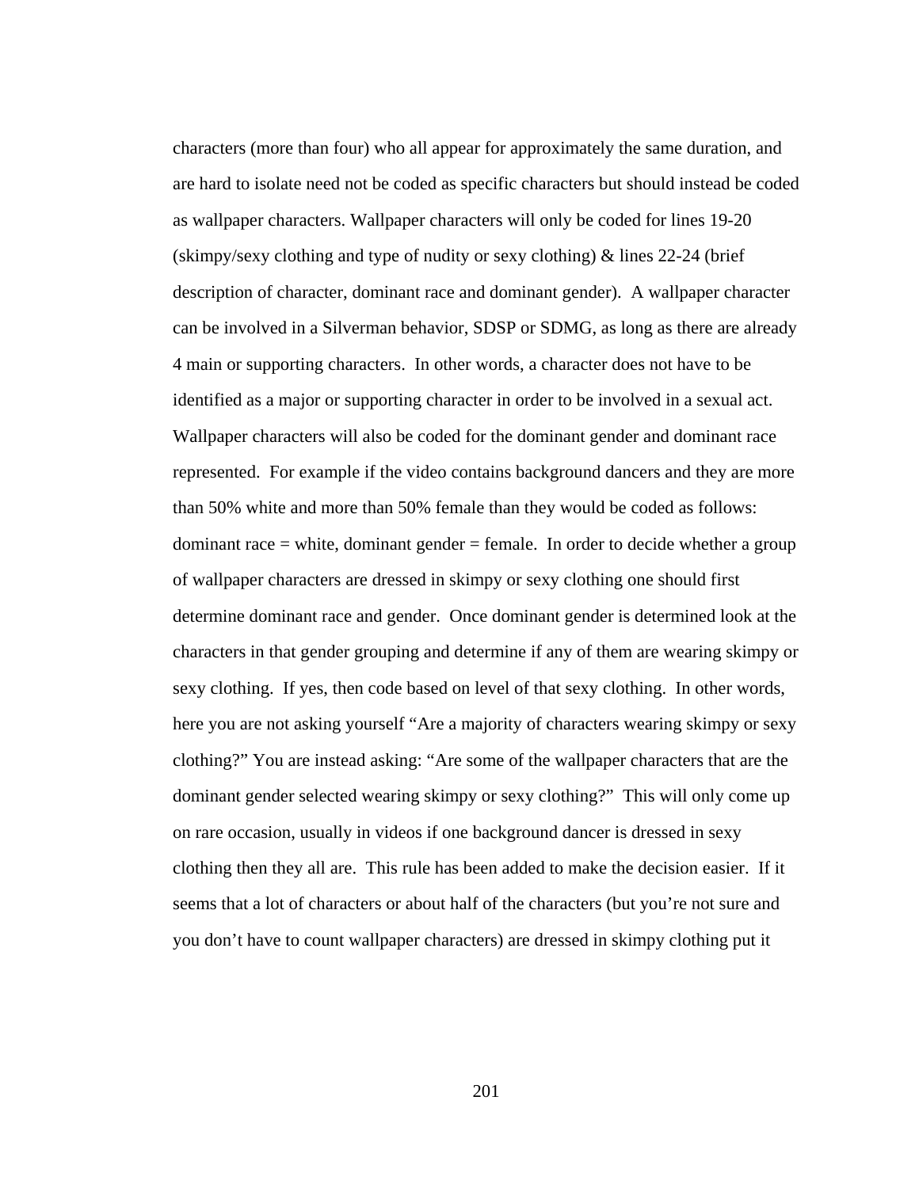characters (more than four) who all appear for approximately the same duration, and are hard to isolate need not be coded as specific characters but should instead be coded as wallpaper characters. Wallpaper characters will only be coded for lines 19-20 (skimpy/sexy clothing and type of nudity or sexy clothing) & lines 22-24 (brief description of character, dominant race and dominant gender). A wallpaper character can be involved in a Silverman behavior, SDSP or SDMG, as long as there are already 4 main or supporting characters. In other words, a character does not have to be identified as a major or supporting character in order to be involved in a sexual act. Wallpaper characters will also be coded for the dominant gender and dominant race represented. For example if the video contains background dancers and they are more than 50% white and more than 50% female than they would be coded as follows: dominant race = white, dominant gender = female. In order to decide whether a group of wallpaper characters are dressed in skimpy or sexy clothing one should first determine dominant race and gender. Once dominant gender is determined look at the characters in that gender grouping and determine if any of them are wearing skimpy or sexy clothing. If yes, then code based on level of that sexy clothing. In other words, here you are not asking yourself "Are a majority of characters wearing skimpy or sexy clothing?" You are instead asking: "Are some of the wallpaper characters that are the dominant gender selected wearing skimpy or sexy clothing?" This will only come up on rare occasion, usually in videos if one background dancer is dressed in sexy clothing then they all are. This rule has been added to make the decision easier. If it seems that a lot of characters or about half of the characters (but you're not sure and you don't have to count wallpaper characters) are dressed in skimpy clothing put it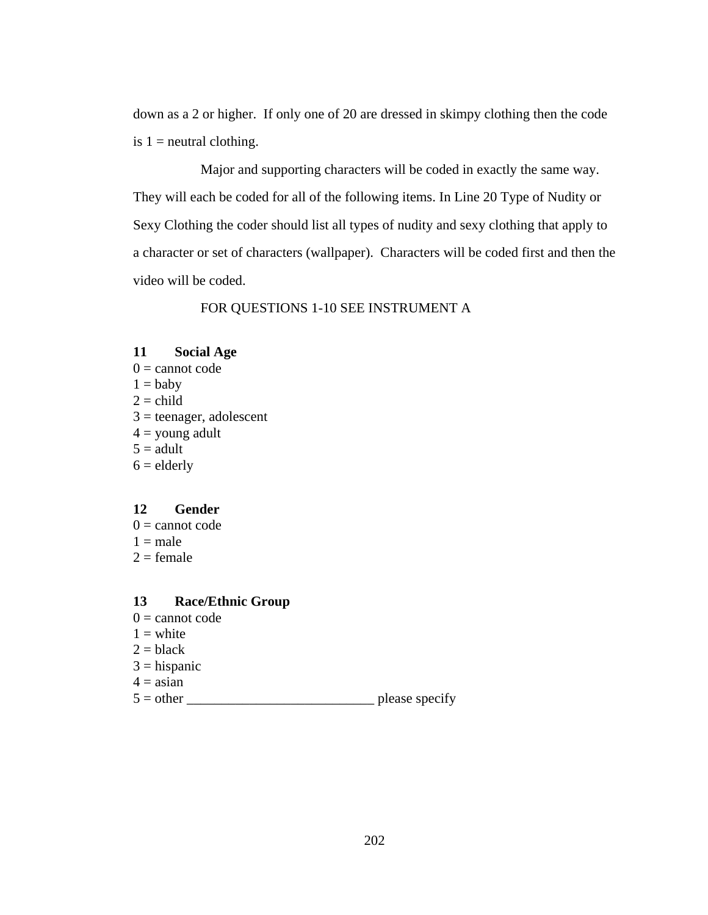down as a 2 or higher.  If only one of 20 are dressed in skimpy clothing then the code is 1 = neutral clothing.

Major and supporting characters will be coded in exactly the same way. They will each be coded for all of the following items. In Line 20 Type of Nudity or Sexy Clothing the coder should list all types of nudity and sexy clothing that apply to a character or set of characters (wallpaper).  Characters will be coded first and then the video will be coded.

FOR QUESTIONS 1-10 SEE INSTRUMENT A

**11 Social Age**

0 = cannot code
1 = baby
2 = child
3 = teenager, adolescent
4 = young adult
5 = adult
6 = elderly

**12 Gender**

0 = cannot code
1 = male
2 = female

**13 Race/Ethnic Group**

0 = cannot code
1 = white
2 = black
3 = hispanic
4 = asian
5 = other ___________________________ please specify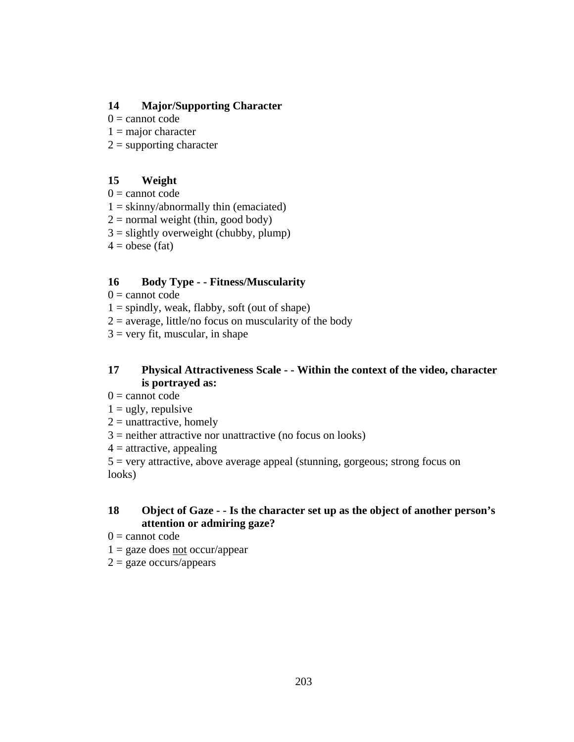**14 Major/Supporting Character**

0 = cannot code
1 = major character
2 = supporting character

**15 Weight**

0 = cannot code
1 = skinny/abnormally thin (emaciated)
2 = normal weight (thin, good body)
3 = slightly overweight (chubby, plump)
4 = obese (fat)

**16 Body Type - - Fitness/Muscularity**

0 = cannot code
1 = spindly, weak, flabby, soft (out of shape)
2 = average, little/no focus on muscularity of the body
3 = very fit, muscular, in shape

**17 Physical Attractiveness Scale - - Within the context of the video, character is portrayed as:**

0 = cannot code
1 = ugly, repulsive
2 = unattractive, homely
3 = neither attractive nor unattractive (no focus on looks)
4 = attractive, appealing
5 = very attractive, above average appeal (stunning, gorgeous; strong focus on looks)

**18 Object of Gaze - - Is the character set up as the object of another person's attention or admiring gaze?**

0 = cannot code
1 = gaze does not occur/appear
2 = gaze occurs/appears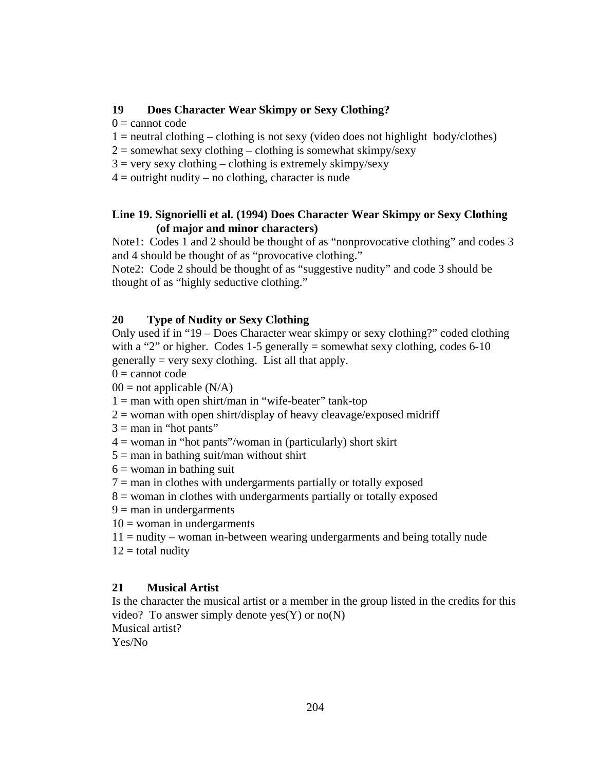**19 Does Character Wear Skimpy or Sexy Clothing?**

0 = cannot code
1 = neutral clothing – clothing is not sexy (video does not highlight body/clothes)
2 = somewhat sexy clothing – clothing is somewhat skimpy/sexy
3 = very sexy clothing – clothing is extremely skimpy/sexy
4 = outright nudity – no clothing, character is nude

**Line 19. Signorielli et al. (1994) Does Character Wear Skimpy or Sexy Clothing (of major and minor characters)**

Note1: Codes 1 and 2 should be thought of as "nonprovocative clothing" and codes 3 and 4 should be thought of as "provocative clothing."
Note2: Code 2 should be thought of as "suggestive nudity" and code 3 should be thought of as "highly seductive clothing."

**20 Type of Nudity or Sexy Clothing**

Only used if in "19 – Does Character wear skimpy or sexy clothing?" coded clothing with a "2" or higher. Codes 1-5 generally = somewhat sexy clothing, codes 6-10 generally = very sexy clothing. List all that apply.

0 = cannot code
00 = not applicable (N/A)
1 = man with open shirt/man in "wife-beater" tank-top
2 = woman with open shirt/display of heavy cleavage/exposed midriff
3 = man in "hot pants"
4 = woman in "hot pants"/woman in (particularly) short skirt
5 = man in bathing suit/man without shirt
6 = woman in bathing suit
7 = man in clothes with undergarments partially or totally exposed
8 = woman in clothes with undergarments partially or totally exposed
9 = man in undergarments
10 = woman in undergarments
11 = nudity – woman in-between wearing undergarments and being totally nude
12 = total nudity

**21 Musical Artist**

Is the character the musical artist or a member in the group listed in the credits for this video? To answer simply denote yes(Y) or no(N)
Musical artist?
Yes/No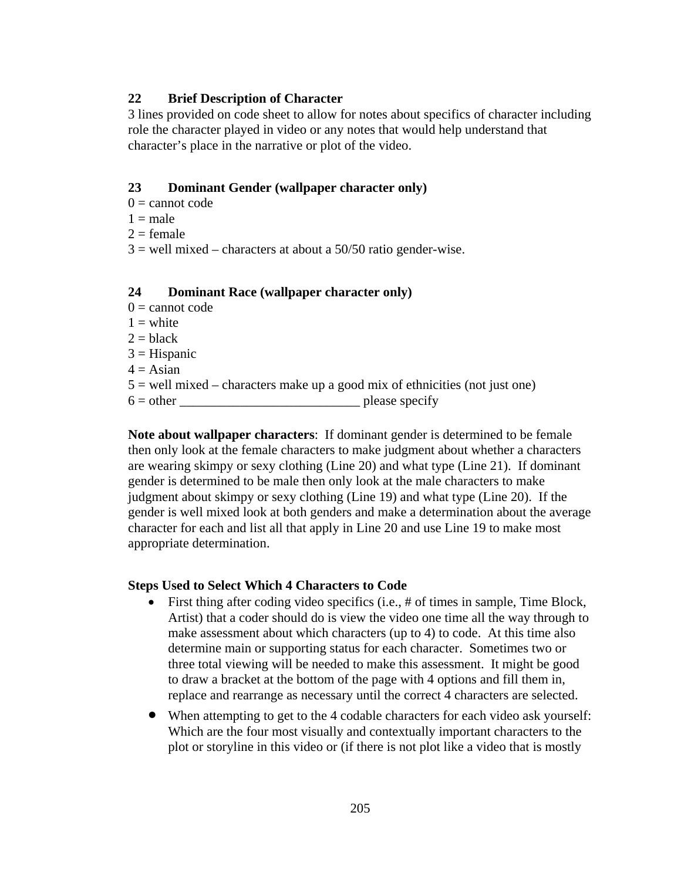**22 Brief Description of Character**

3 lines provided on code sheet to allow for notes about specifics of character including role the character played in video or any notes that would help understand that character's place in the narrative or plot of the video.

**23 Dominant Gender (wallpaper character only)**

0 = cannot code
1 = male
2 = female
3 = well mixed – characters at about a 50/50 ratio gender-wise.

**24 Dominant Race (wallpaper character only)**

0 = cannot code
1 = white
2 = black
3 = Hispanic
4 = Asian
5 = well mixed – characters make up a good mix of ethnicities (not just one)
6 = other ___________________________ please specify

**Note about wallpaper characters**: If dominant gender is determined to be female then only look at the female characters to make judgment about whether a characters are wearing skimpy or sexy clothing (Line 20) and what type (Line 21). If dominant gender is determined to be male then only look at the male characters to make judgment about skimpy or sexy clothing (Line 19) and what type (Line 20). If the gender is well mixed look at both genders and make a determination about the average character for each and list all that apply in Line 20 and use Line 19 to make most appropriate determination.

**Steps Used to Select Which 4 Characters to Code**

- First thing after coding video specifics (i.e., # of times in sample, Time Block, Artist) that a coder should do is view the video one time all the way through to make assessment about which characters (up to 4) to code. At this time also determine main or supporting status for each character. Sometimes two or three total viewing will be needed to make this assessment. It might be good to draw a bracket at the bottom of the page with 4 options and fill them in, replace and rearrange as necessary until the correct 4 characters are selected.
- When attempting to get to the 4 codable characters for each video ask yourself: Which are the four most visually and contextually important characters to the plot or storyline in this video or (if there is not plot like a video that is mostly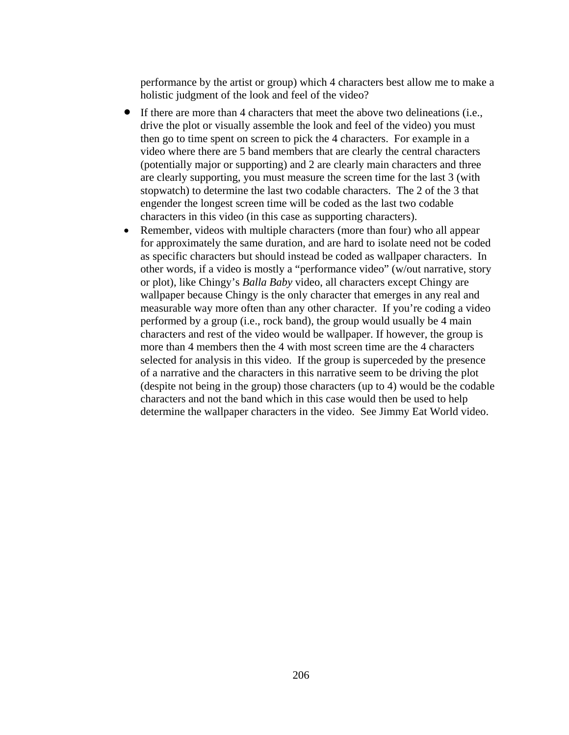performance by the artist or group) which 4 characters best allow me to make a holistic judgment of the look and feel of the video?

- If there are more than 4 characters that meet the above two delineations (i.e., drive the plot or visually assemble the look and feel of the video) you must then go to time spent on screen to pick the 4 characters. For example in a video where there are 5 band members that are clearly the central characters (potentially major or supporting) and 2 are clearly main characters and three are clearly supporting, you must measure the screen time for the last 3 (with stopwatch) to determine the last two codable characters. The 2 of the 3 that engender the longest screen time will be coded as the last two codable characters in this video (in this case as supporting characters).
- Remember, videos with multiple characters (more than four) who all appear for approximately the same duration, and are hard to isolate need not be coded as specific characters but should instead be coded as wallpaper characters. In other words, if a video is mostly a "performance video" (w/out narrative, story or plot), like Chingy's *Balla Baby* video, all characters except Chingy are wallpaper because Chingy is the only character that emerges in any real and measurable way more often than any other character. If you're coding a video performed by a group (i.e., rock band), the group would usually be 4 main characters and rest of the video would be wallpaper. If however, the group is more than 4 members then the 4 with most screen time are the 4 characters selected for analysis in this video. If the group is superceded by the presence of a narrative and the characters in this narrative seem to be driving the plot (despite not being in the group) those characters (up to 4) would be the codable characters and not the band which in this case would then be used to help determine the wallpaper characters in the video. See Jimmy Eat World video.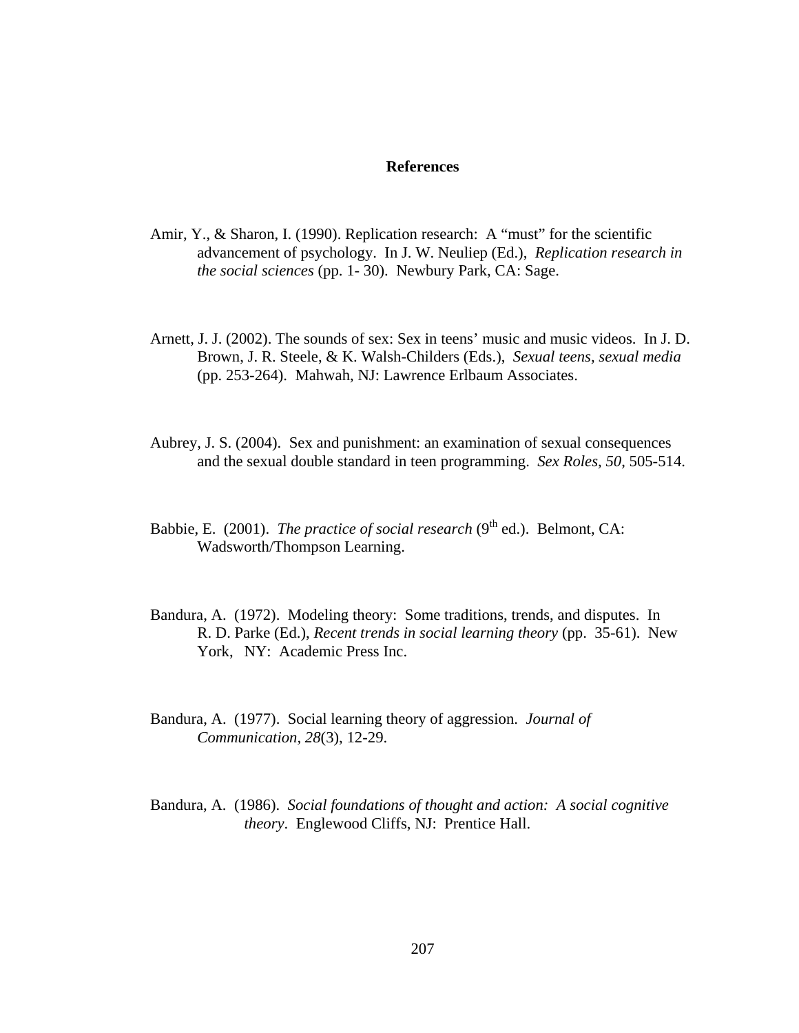# References

Amir, Y., & Sharon, I. (1990). Replication research: A "must" for the scientific advancement of psychology. In J. W. Neuliep (Ed.), *Replication research in the social sciences* (pp. 1- 30). Newbury Park, CA: Sage.

Arnett, J. J. (2002). The sounds of sex: Sex in teens' music and music videos. In J. D. Brown, J. R. Steele, & K. Walsh-Childers (Eds.), *Sexual teens, sexual media* (pp. 253-264). Mahwah, NJ: Lawrence Erlbaum Associates.

Aubrey, J. S. (2004). Sex and punishment: an examination of sexual consequences and the sexual double standard in teen programming. *Sex Roles, 50*, 505-514.

Babbie, E. (2001). *The practice of social research* (9th ed.). Belmont, CA: Wadsworth/Thompson Learning.

Bandura, A. (1972). Modeling theory: Some traditions, trends, and disputes. In R. D. Parke (Ed.), *Recent trends in social learning theory* (pp. 35-61). New York, NY: Academic Press Inc.

Bandura, A. (1977). Social learning theory of aggression. *Journal of Communication, 28*(3), 12-29.

Bandura, A. (1986). *Social foundations of thought and action: A social cognitive theory*. Englewood Cliffs, NJ: Prentice Hall.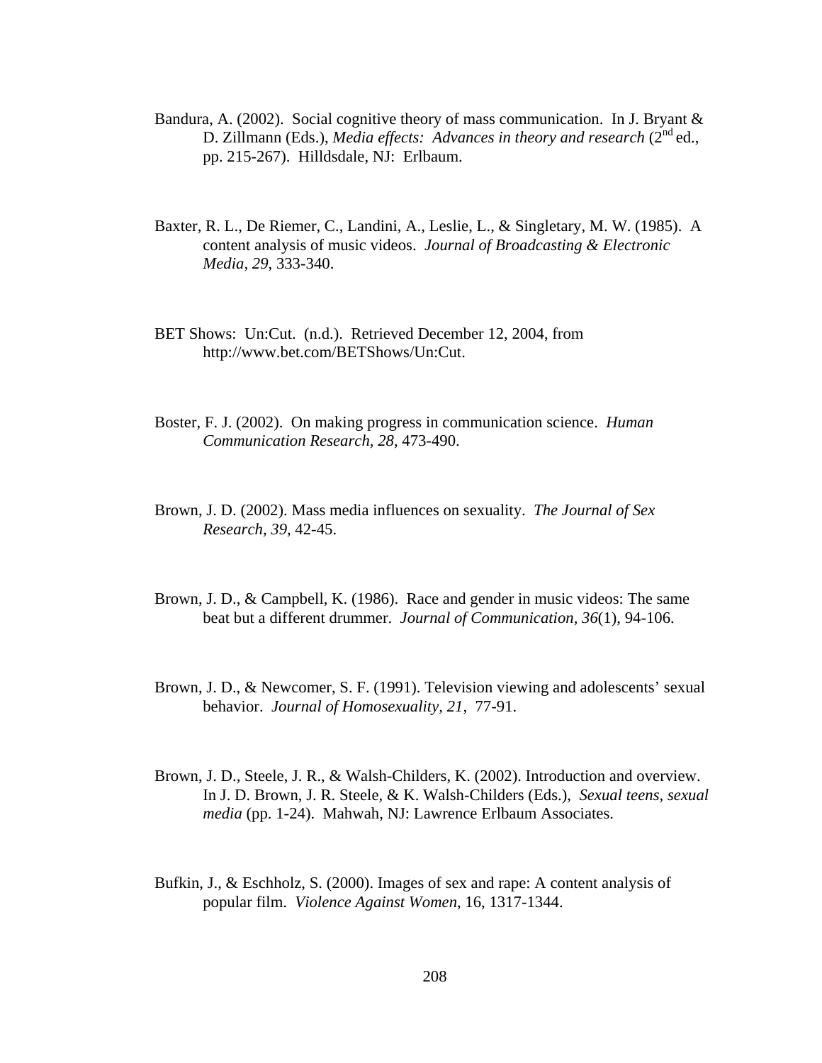Bandura, A. (2002). Social cognitive theory of mass communication. In J. Bryant & D. Zillmann (Eds.), *Media effects: Advances in theory and research* (2nd ed., pp. 215-267). Hilldsdale, NJ: Erlbaum.

Baxter, R. L., De Riemer, C., Landini, A., Leslie, L., & Singletary, M. W. (1985). A content analysis of music videos. *Journal of Broadcasting & Electronic Media, 29*, 333-340.

BET Shows: Un:Cut. (n.d.). Retrieved December 12, 2004, from http://www.bet.com/BETShows/Un:Cut.

Boster, F. J. (2002). On making progress in communication science. *Human Communication Research, 28*, 473-490.

Brown, J. D. (2002). Mass media influences on sexuality. *The Journal of Sex Research, 39*, 42-45.

Brown, J. D., & Campbell, K. (1986). Race and gender in music videos: The same beat but a different drummer. *Journal of Communication, 36*(1), 94-106.

Brown, J. D., & Newcomer, S. F. (1991). Television viewing and adolescents' sexual behavior. *Journal of Homosexuality, 21*, 77-91.

Brown, J. D., Steele, J. R., & Walsh-Childers, K. (2002). Introduction and overview. In J. D. Brown, J. R. Steele, & K. Walsh-Childers (Eds.), *Sexual teens, sexual media* (pp. 1-24). Mahwah, NJ: Lawrence Erlbaum Associates.

Bufkin, J., & Eschholz, S. (2000). Images of sex and rape: A content analysis of popular film. *Violence Against Women*, 16, 1317-1344.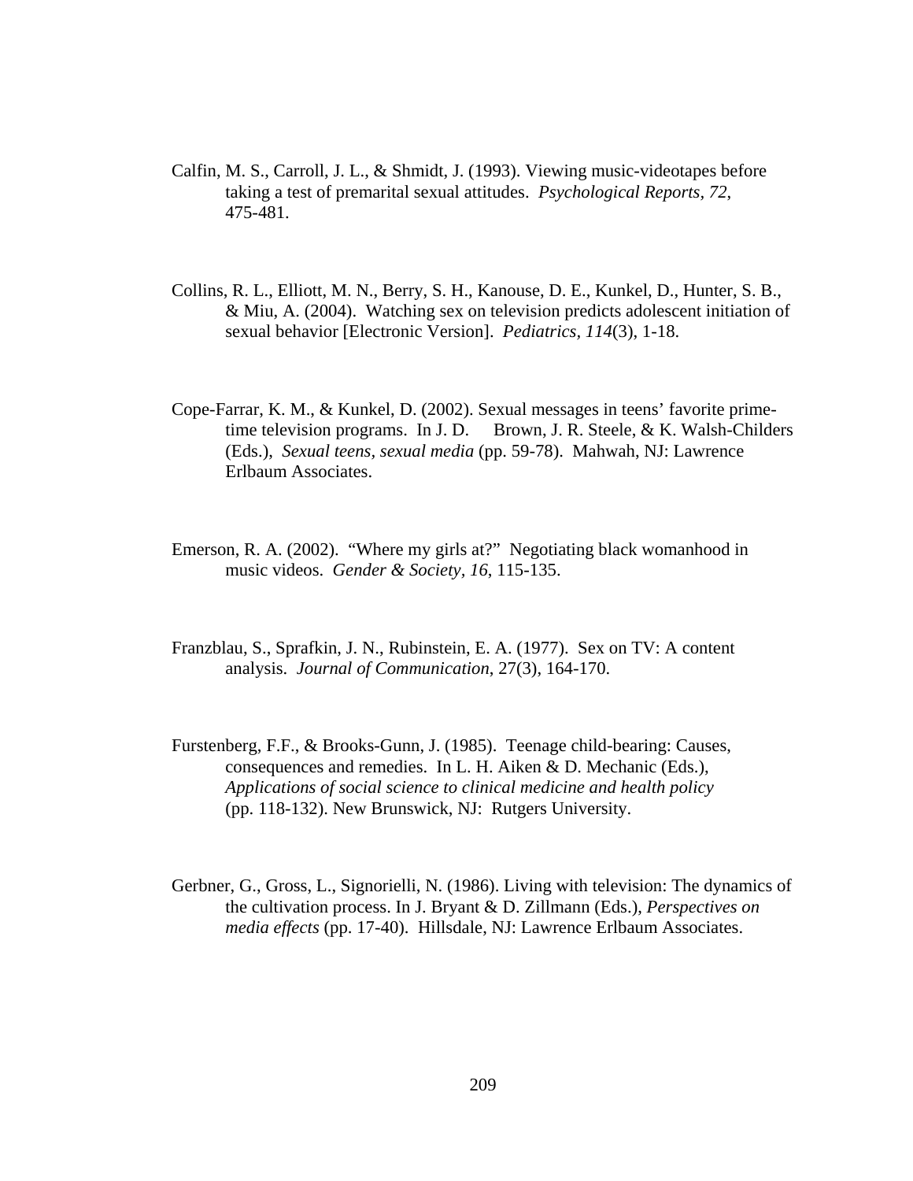Calfin, M. S., Carroll, J. L., & Shmidt, J. (1993). Viewing music-videotapes before taking a test of premarital sexual attitudes. *Psychological Reports, 72*, 475-481.

Collins, R. L., Elliott, M. N., Berry, S. H., Kanouse, D. E., Kunkel, D., Hunter, S. B., & Miu, A. (2004). Watching sex on television predicts adolescent initiation of sexual behavior [Electronic Version]. *Pediatrics, 114*(3), 1-18.

Cope-Farrar, K. M., & Kunkel, D. (2002). Sexual messages in teens' favorite prime-time television programs. In J. D. Brown, J. R. Steele, & K. Walsh-Childers (Eds.), *Sexual teens, sexual media* (pp. 59-78). Mahwah, NJ: Lawrence Erlbaum Associates.

Emerson, R. A. (2002). "Where my girls at?" Negotiating black womanhood in music videos. *Gender & Society, 16*, 115-135.

Franzblau, S., Sprafkin, J. N., Rubinstein, E. A. (1977). Sex on TV: A content analysis. *Journal of Communication*, 27(3), 164-170.

Furstenberg, F.F., & Brooks-Gunn, J. (1985). Teenage child-bearing: Causes, consequences and remedies. In L. H. Aiken & D. Mechanic (Eds.), *Applications of social science to clinical medicine and health policy* (pp. 118-132). New Brunswick, NJ: Rutgers University.

Gerbner, G., Gross, L., Signorielli, N. (1986). Living with television: The dynamics of the cultivation process. In J. Bryant & D. Zillmann (Eds.), *Perspectives on media effects* (pp. 17-40). Hillsdale, NJ: Lawrence Erlbaum Associates.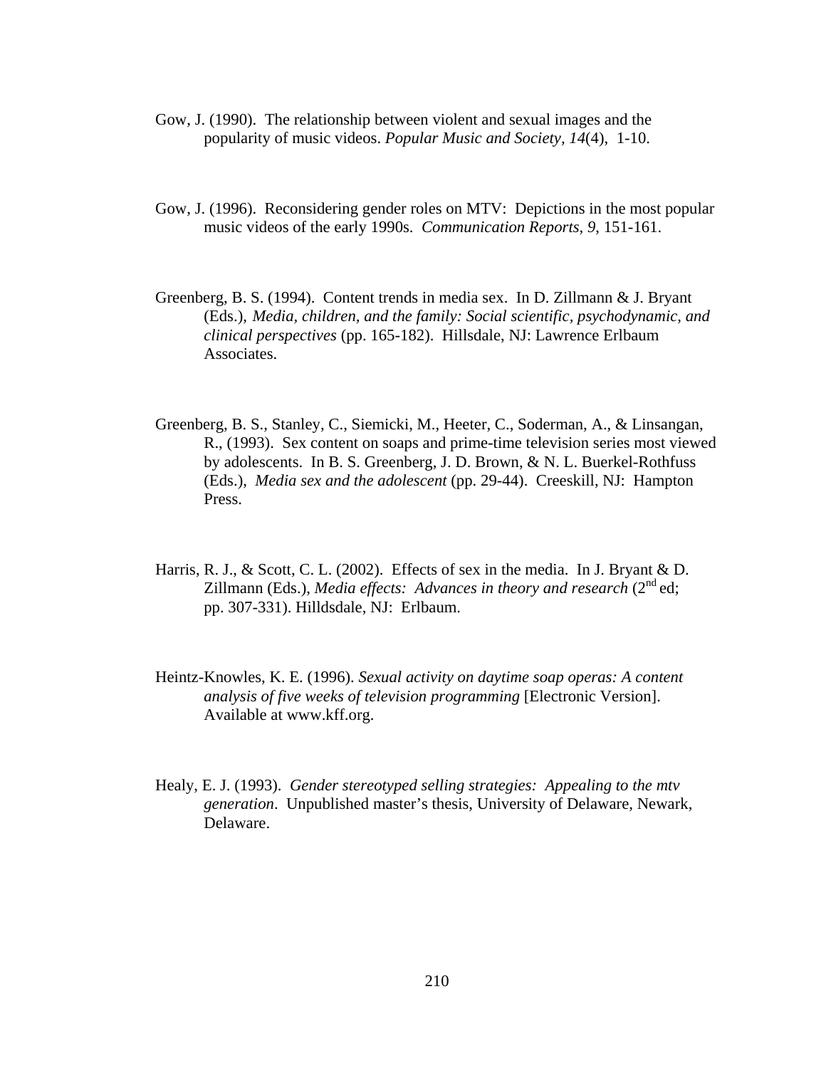Gow, J. (1990). The relationship between violent and sexual images and the popularity of music videos. *Popular Music and Society, 14*(4), 1-10.

Gow, J. (1996). Reconsidering gender roles on MTV: Depictions in the most popular music videos of the early 1990s. *Communication Reports, 9*, 151-161.

Greenberg, B. S. (1994). Content trends in media sex. In D. Zillmann & J. Bryant (Eds.), *Media, children, and the family: Social scientific, psychodynamic, and clinical perspectives* (pp. 165-182). Hillsdale, NJ: Lawrence Erlbaum Associates.

Greenberg, B. S., Stanley, C., Siemicki, M., Heeter, C., Soderman, A., & Linsangan, R., (1993). Sex content on soaps and prime-time television series most viewed by adolescents. In B. S. Greenberg, J. D. Brown, & N. L. Buerkel-Rothfuss (Eds.), *Media sex and the adolescent* (pp. 29-44). Creeskill, NJ: Hampton Press.

Harris, R. J., & Scott, C. L. (2002). Effects of sex in the media. In J. Bryant & D. Zillmann (Eds.), *Media effects: Advances in theory and research* (2nd ed; pp. 307-331). Hilldsdale, NJ: Erlbaum.

Heintz-Knowles, K. E. (1996). *Sexual activity on daytime soap operas: A content analysis of five weeks of television programming* [Electronic Version]. Available at www.kff.org.

Healy, E. J. (1993). *Gender stereotyped selling strategies: Appealing to the mtv generation*. Unpublished master's thesis, University of Delaware, Newark, Delaware.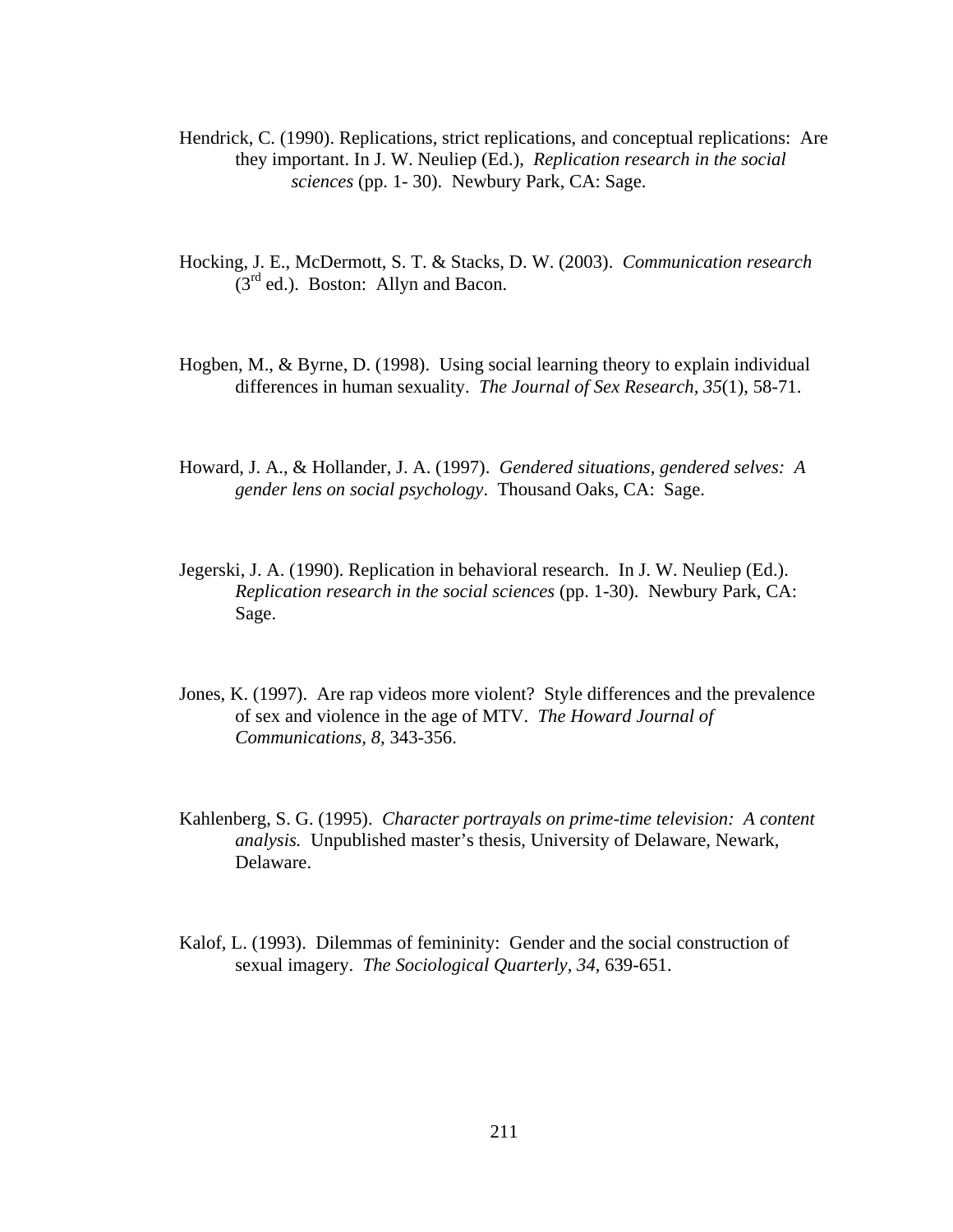Hendrick, C. (1990). Replications, strict replications, and conceptual replications: Are they important. In J. W. Neuliep (Ed.), *Replication research in the social sciences* (pp. 1- 30). Newbury Park, CA: Sage.

Hocking, J. E., McDermott, S. T. & Stacks, D. W. (2003). *Communication research* (3rd ed.). Boston: Allyn and Bacon.

Hogben, M., & Byrne, D. (1998). Using social learning theory to explain individual differences in human sexuality. *The Journal of Sex Research, 35*(1), 58-71.

Howard, J. A., & Hollander, J. A. (1997). *Gendered situations, gendered selves: A gender lens on social psychology*. Thousand Oaks, CA: Sage.

Jegerski, J. A. (1990). Replication in behavioral research. In J. W. Neuliep (Ed.). *Replication research in the social sciences* (pp. 1-30). Newbury Park, CA: Sage.

Jones, K. (1997). Are rap videos more violent? Style differences and the prevalence of sex and violence in the age of MTV. *The Howard Journal of Communications, 8*, 343-356.

Kahlenberg, S. G. (1995). *Character portrayals on prime-time television: A content analysis.* Unpublished master's thesis, University of Delaware, Newark, Delaware.

Kalof, L. (1993). Dilemmas of femininity: Gender and the social construction of sexual imagery. *The Sociological Quarterly, 34*, 639-651.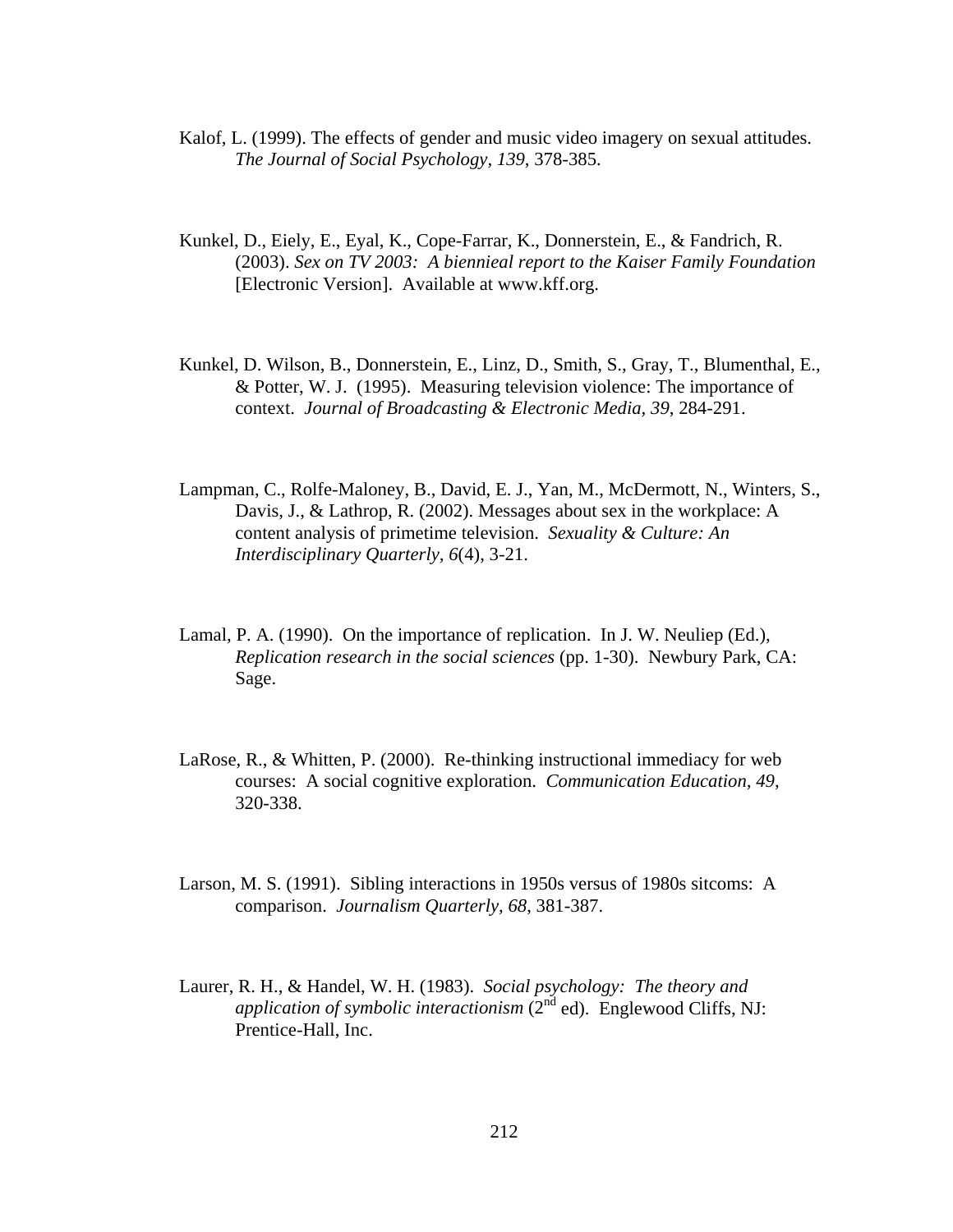Kalof, L. (1999). The effects of gender and music video imagery on sexual attitudes. *The Journal of Social Psychology, 139*, 378-385.

Kunkel, D., Eiely, E., Eyal, K., Cope-Farrar, K., Donnerstein, E., & Fandrich, R. (2003). *Sex on TV 2003: A biennieal report to the Kaiser Family Foundation* [Electronic Version]. Available at www.kff.org.

Kunkel, D. Wilson, B., Donnerstein, E., Linz, D., Smith, S., Gray, T., Blumenthal, E., & Potter, W. J. (1995). Measuring television violence: The importance of context. *Journal of Broadcasting & Electronic Media, 39*, 284-291.

Lampman, C., Rolfe-Maloney, B., David, E. J., Yan, M., McDermott, N., Winters, S., Davis, J., & Lathrop, R. (2002). Messages about sex in the workplace: A content analysis of primetime television. *Sexuality & Culture: An Interdisciplinary Quarterly, 6*(4), 3-21.

Lamal, P. A. (1990). On the importance of replication. In J. W. Neuliep (Ed.), *Replication research in the social sciences* (pp. 1-30). Newbury Park, CA: Sage.

LaRose, R., & Whitten, P. (2000). Re-thinking instructional immediacy for web courses: A social cognitive exploration. *Communication Education, 49*, 320-338.

Larson, M. S. (1991). Sibling interactions in 1950s versus of 1980s sitcoms: A comparison. *Journalism Quarterly, 68*, 381-387.

Laurer, R. H., & Handel, W. H. (1983). *Social psychology: The theory and application of symbolic interactionism* (2nd ed). Englewood Cliffs, NJ: Prentice-Hall, Inc.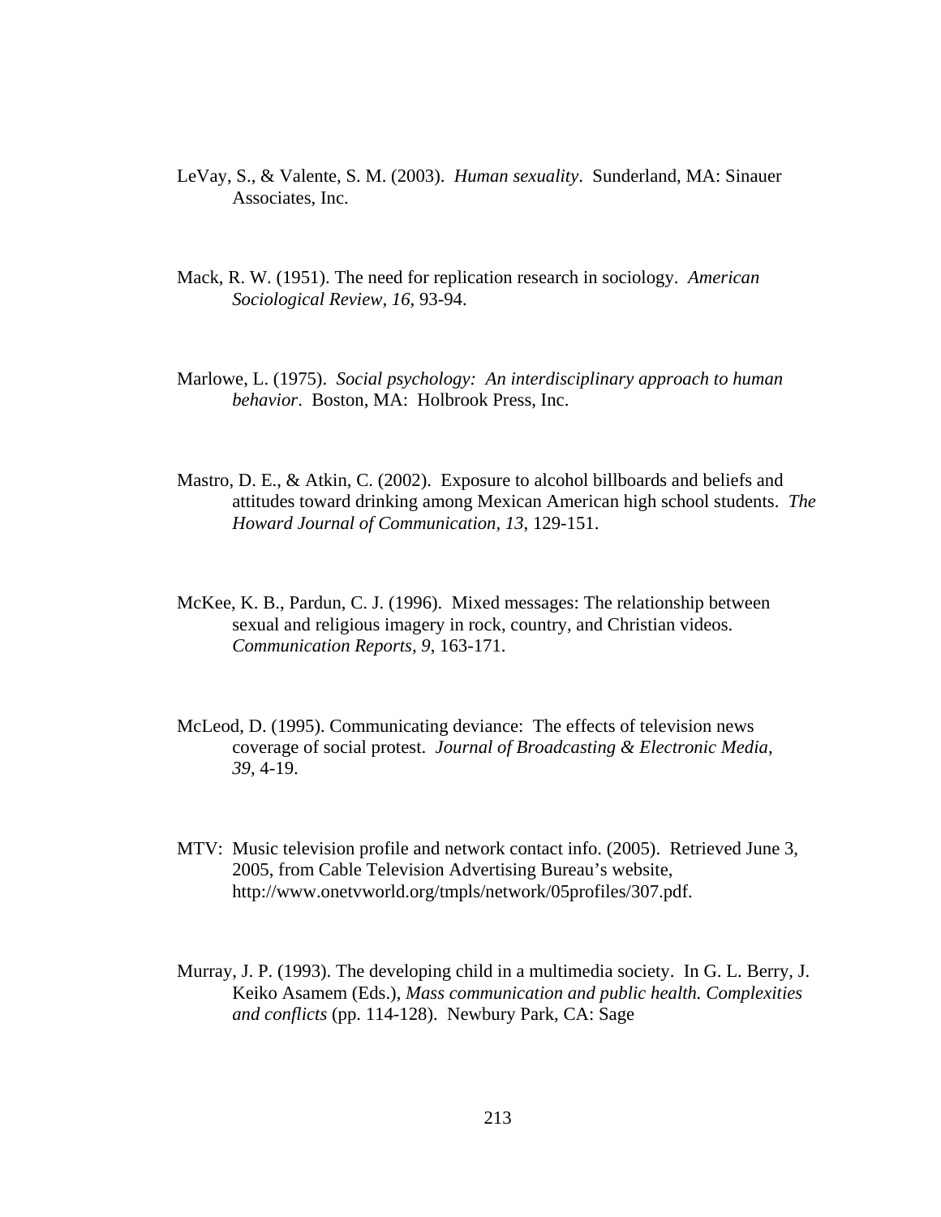LeVay, S., & Valente, S. M. (2003). *Human sexuality*. Sunderland, MA: Sinauer Associates, Inc.

Mack, R. W. (1951). The need for replication research in sociology. *American Sociological Review, 16*, 93-94.

Marlowe, L. (1975). *Social psychology: An interdisciplinary approach to human behavior*. Boston, MA: Holbrook Press, Inc.

Mastro, D. E., & Atkin, C. (2002). Exposure to alcohol billboards and beliefs and attitudes toward drinking among Mexican American high school students. *The Howard Journal of Communication, 13*, 129-151.

McKee, K. B., Pardun, C. J. (1996). Mixed messages: The relationship between sexual and religious imagery in rock, country, and Christian videos. *Communication Reports, 9*, 163-171.

McLeod, D. (1995). Communicating deviance: The effects of television news coverage of social protest. *Journal of Broadcasting & Electronic Media, 39*, 4-19.

MTV: Music television profile and network contact info. (2005). Retrieved June 3, 2005, from Cable Television Advertising Bureau's website, http://www.onetvworld.org/tmpls/network/05profiles/307.pdf.

Murray, J. P. (1993). The developing child in a multimedia society. In G. L. Berry, J. Keiko Asamem (Eds.), *Mass communication and public health. Complexities and conflicts* (pp. 114-128). Newbury Park, CA: Sage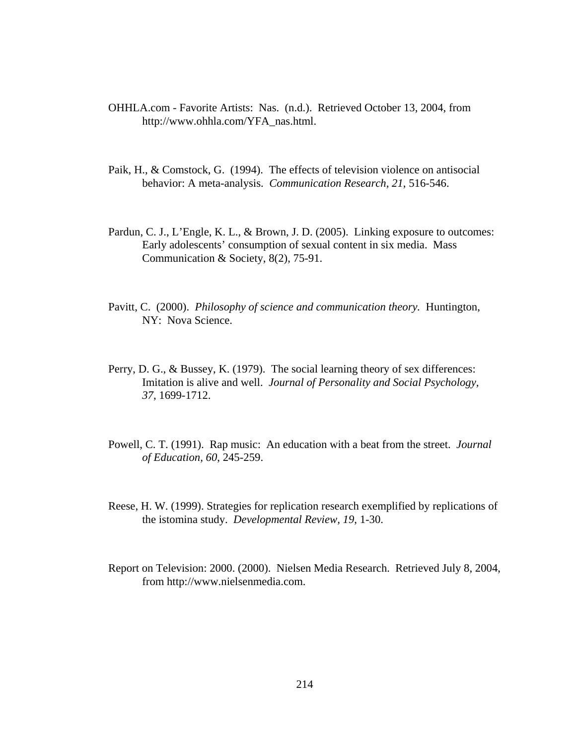OHHLA.com - Favorite Artists: Nas. (n.d.). Retrieved October 13, 2004, from http://www.ohhla.com/YFA_nas.html.

Paik, H., & Comstock, G. (1994). The effects of television violence on antisocial behavior: A meta-analysis. *Communication Research, 21*, 516-546.

Pardun, C. J., L'Engle, K. L., & Brown, J. D. (2005). Linking exposure to outcomes: Early adolescents' consumption of sexual content in six media. Mass Communication & Society, 8(2), 75-91.

Pavitt, C. (2000). *Philosophy of science and communication theory.* Huntington, NY: Nova Science.

Perry, D. G., & Bussey, K. (1979). The social learning theory of sex differences: Imitation is alive and well. *Journal of Personality and Social Psychology, 37*, 1699-1712.

Powell, C. T. (1991). Rap music: An education with a beat from the street. *Journal of Education, 60*, 245-259.

Reese, H. W. (1999). Strategies for replication research exemplified by replications of the istomina study. *Developmental Review, 19*, 1-30.

Report on Television: 2000. (2000). Nielsen Media Research. Retrieved July 8, 2004, from http://www.nielsenmedia.com.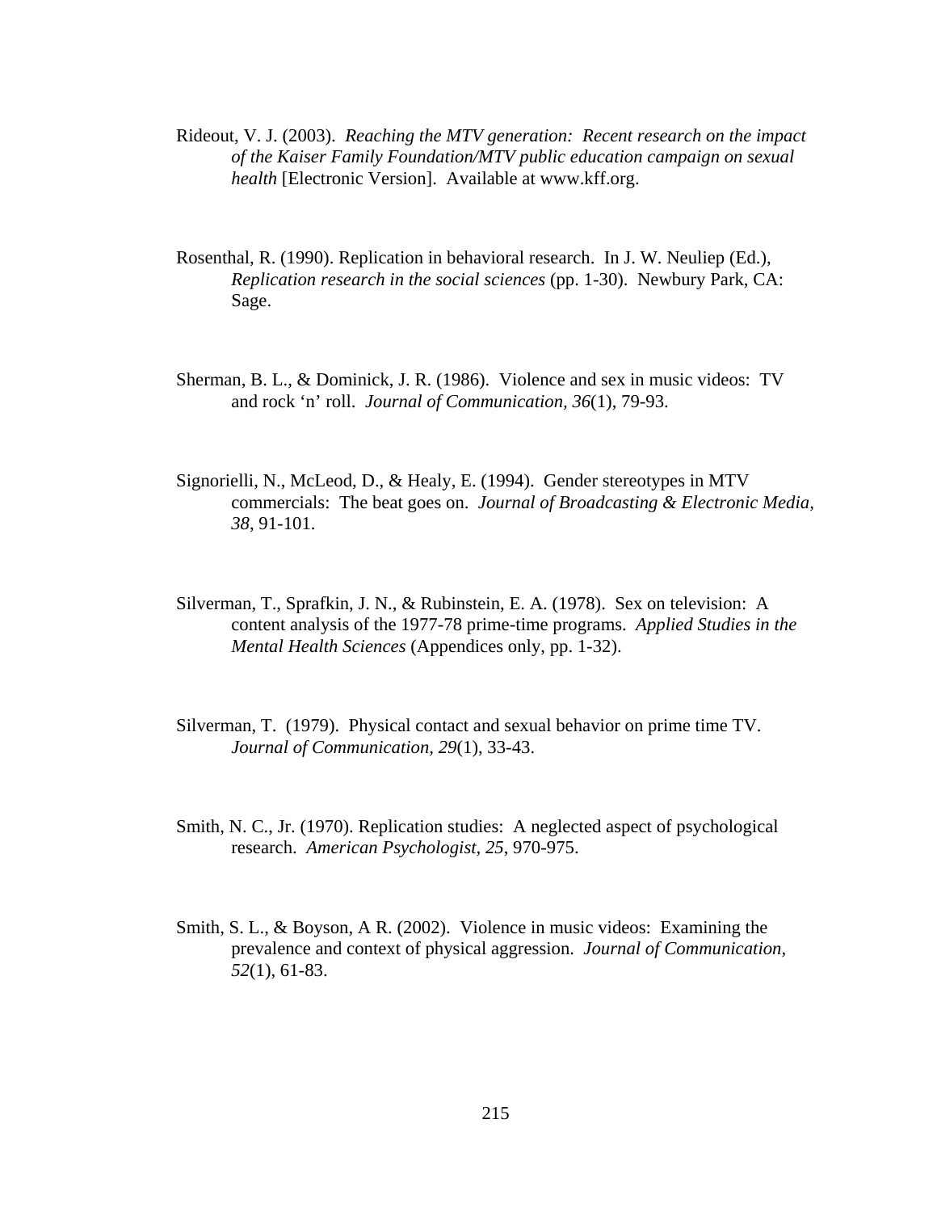Rideout, V. J. (2003). *Reaching the MTV generation: Recent research on the impact of the Kaiser Family Foundation/MTV public education campaign on sexual health* [Electronic Version]. Available at www.kff.org.

Rosenthal, R. (1990). Replication in behavioral research. In J. W. Neuliep (Ed.), *Replication research in the social sciences* (pp. 1-30). Newbury Park, CA: Sage.

Sherman, B. L., & Dominick, J. R. (1986). Violence and sex in music videos: TV and rock 'n' roll. *Journal of Communication, 36*(1), 79-93.

Signorielli, N., McLeod, D., & Healy, E. (1994). Gender stereotypes in MTV commercials: The beat goes on. *Journal of Broadcasting & Electronic Media, 38*, 91-101.

Silverman, T., Sprafkin, J. N., & Rubinstein, E. A. (1978). Sex on television: A content analysis of the 1977-78 prime-time programs. *Applied Studies in the Mental Health Sciences* (Appendices only, pp. 1-32).

Silverman, T. (1979). Physical contact and sexual behavior on prime time TV. *Journal of Communication, 29*(1), 33-43.

Smith, N. C., Jr. (1970). Replication studies: A neglected aspect of psychological research. *American Psychologist, 25*, 970-975.

Smith, S. L., & Boyson, A R. (2002). Violence in music videos: Examining the prevalence and context of physical aggression. *Journal of Communication, 52*(1), 61-83.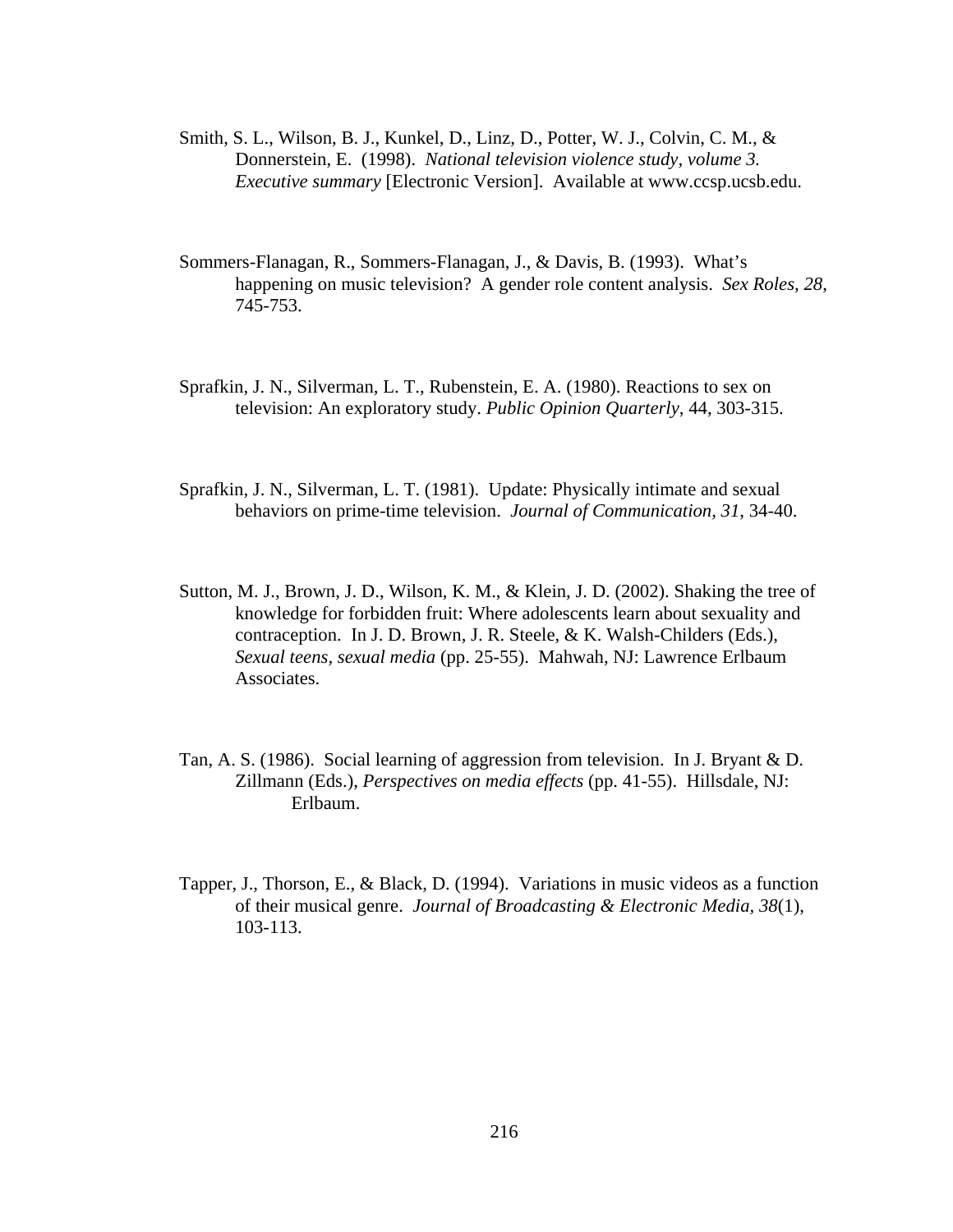Smith, S. L., Wilson, B. J., Kunkel, D., Linz, D., Potter, W. J., Colvin, C. M., & Donnerstein, E. (1998). *National television violence study, volume 3. Executive summary* [Electronic Version]. Available at www.ccsp.ucsb.edu.

Sommers-Flanagan, R., Sommers-Flanagan, J., & Davis, B. (1993). What's happening on music television? A gender role content analysis. *Sex Roles, 28*, 745-753.

Sprafkin, J. N., Silverman, L. T., Rubenstein, E. A. (1980). Reactions to sex on television: An exploratory study. *Public Opinion Quarterly*, 44, 303-315.

Sprafkin, J. N., Silverman, L. T. (1981). Update: Physically intimate and sexual behaviors on prime-time television. *Journal of Communication, 31*, 34-40.

Sutton, M. J., Brown, J. D., Wilson, K. M., & Klein, J. D. (2002). Shaking the tree of knowledge for forbidden fruit: Where adolescents learn about sexuality and contraception. In J. D. Brown, J. R. Steele, & K. Walsh-Childers (Eds.), *Sexual teens, sexual media* (pp. 25-55). Mahwah, NJ: Lawrence Erlbaum Associates.

Tan, A. S. (1986). Social learning of aggression from television. In J. Bryant & D. Zillmann (Eds.), *Perspectives on media effects* (pp. 41-55). Hillsdale, NJ: Erlbaum.

Tapper, J., Thorson, E., & Black, D. (1994). Variations in music videos as a function of their musical genre. *Journal of Broadcasting & Electronic Media, 38*(1), 103-113.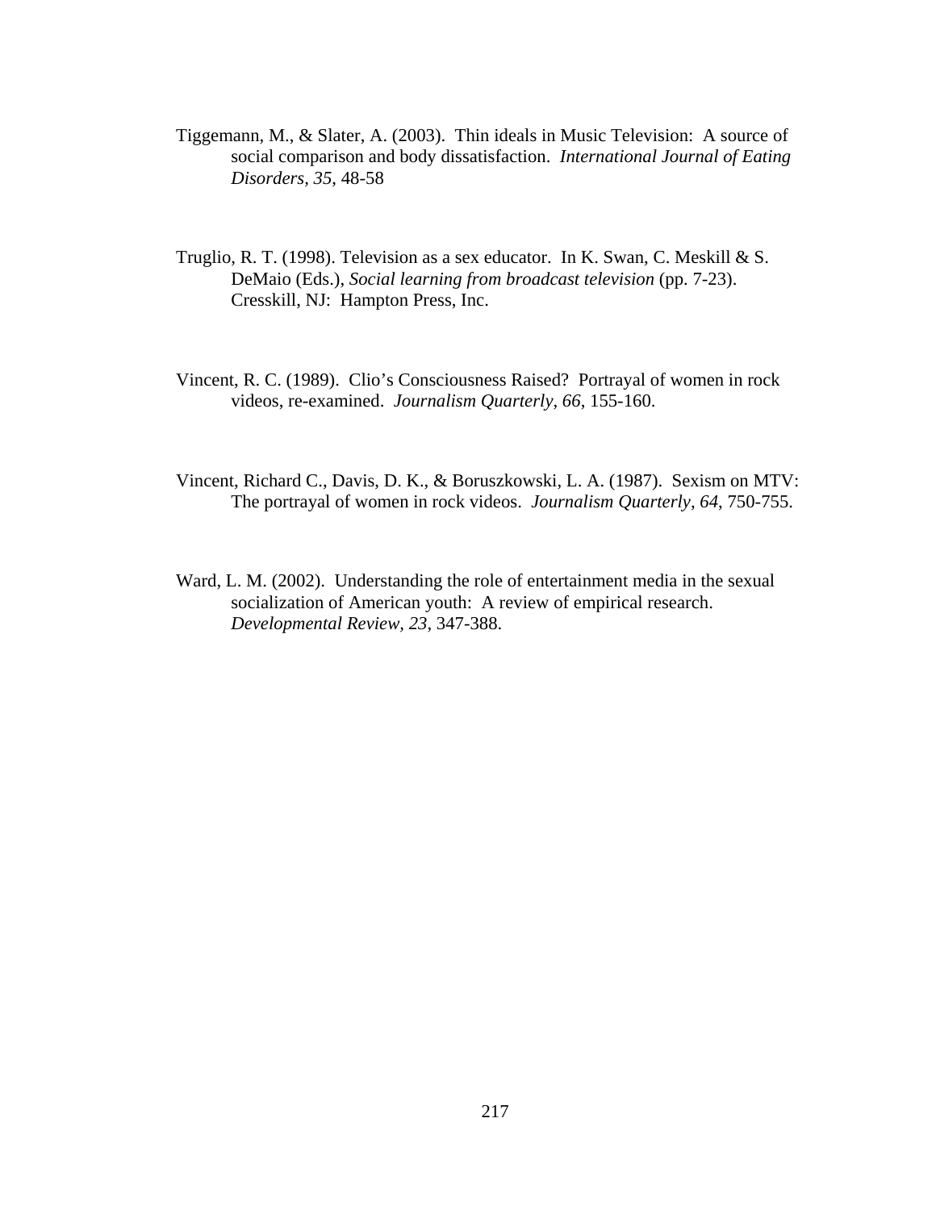Tiggemann, M., & Slater, A. (2003). Thin ideals in Music Television: A source of social comparison and body dissatisfaction. *International Journal of Eating Disorders, 35*, 48-58

Truglio, R. T. (1998). Television as a sex educator. In K. Swan, C. Meskill & S. DeMaio (Eds.), *Social learning from broadcast television* (pp. 7-23). Cresskill, NJ: Hampton Press, Inc.

Vincent, R. C. (1989). Clio's Consciousness Raised? Portrayal of women in rock videos, re-examined. *Journalism Quarterly, 66*, 155-160.

Vincent, Richard C., Davis, D. K., & Boruszkowski, L. A. (1987). Sexism on MTV: The portrayal of women in rock videos. *Journalism Quarterly, 64*, 750-755.

Ward, L. M. (2002). Understanding the role of entertainment media in the sexual socialization of American youth: A review of empirical research. *Developmental Review, 23*, 347-388.